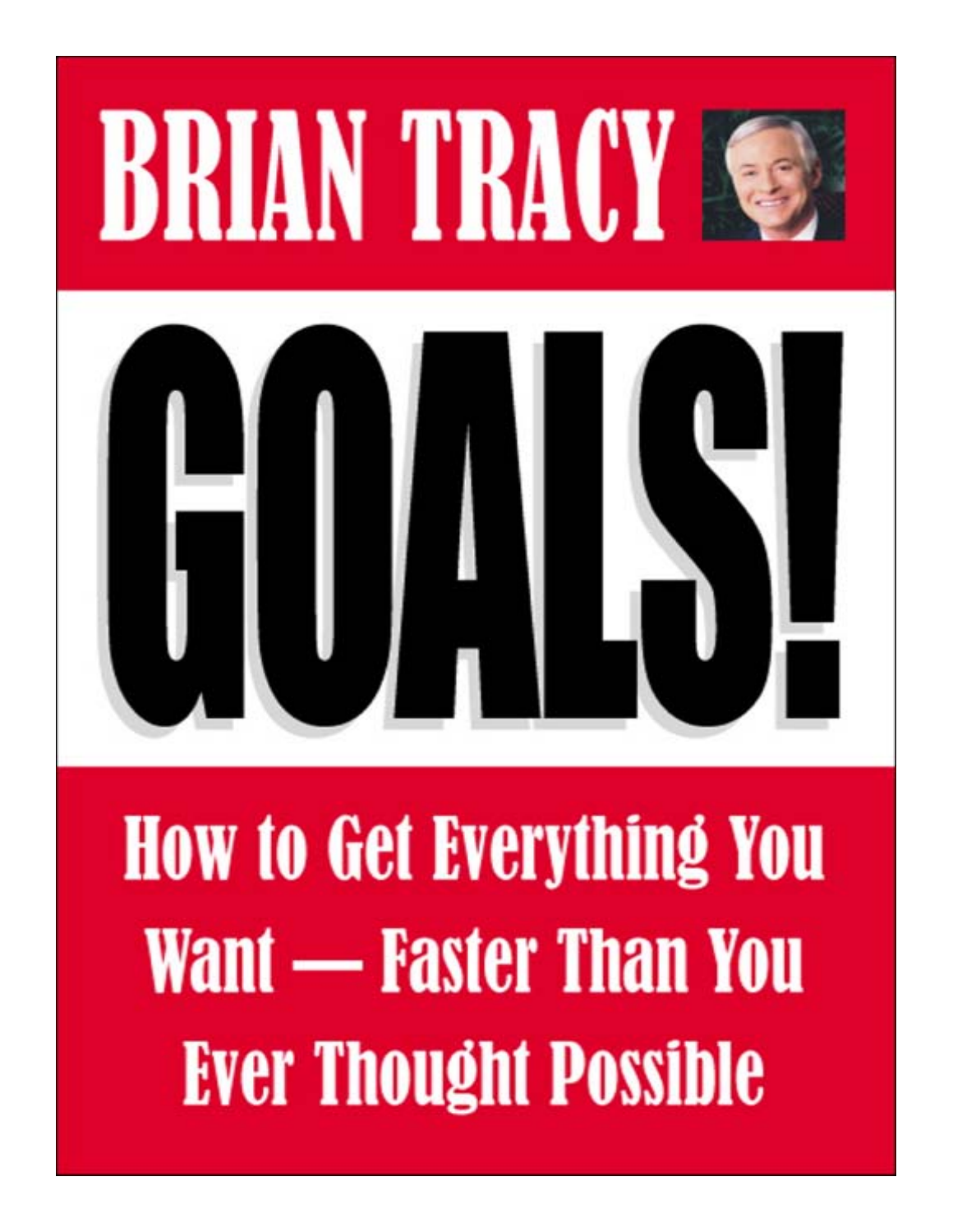# BRIAN TRACY

# GOALS!

## How to Get Everything You Want — Faster Than You Ever Thought Possible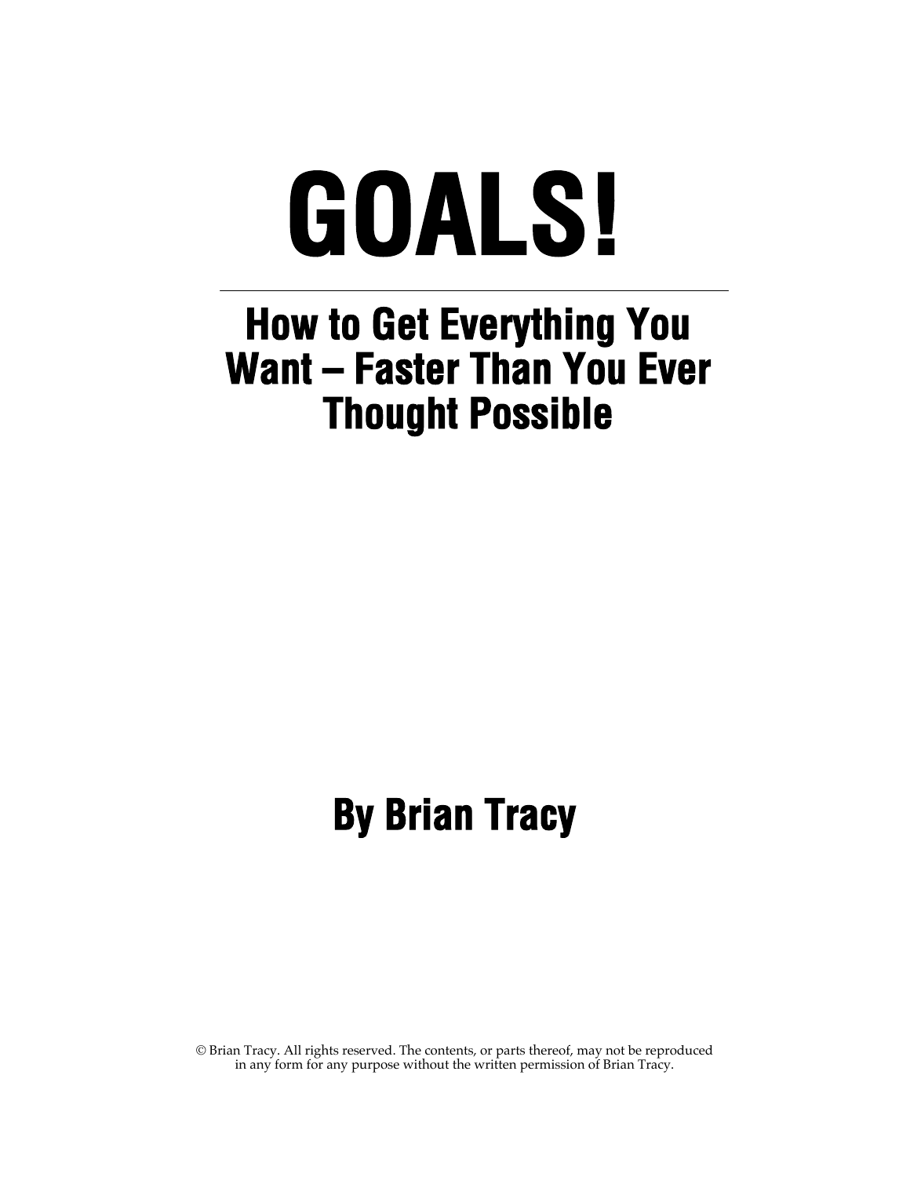# GOALS!

---

## How to Get Everything You Want – Faster Than You Ever Thought Possible

## By Brian Tracy

© Brian Tracy. All rights reserved. The contents, or parts thereof, may not be reproduced in any form for any purpose without the written permission of Brian Tracy.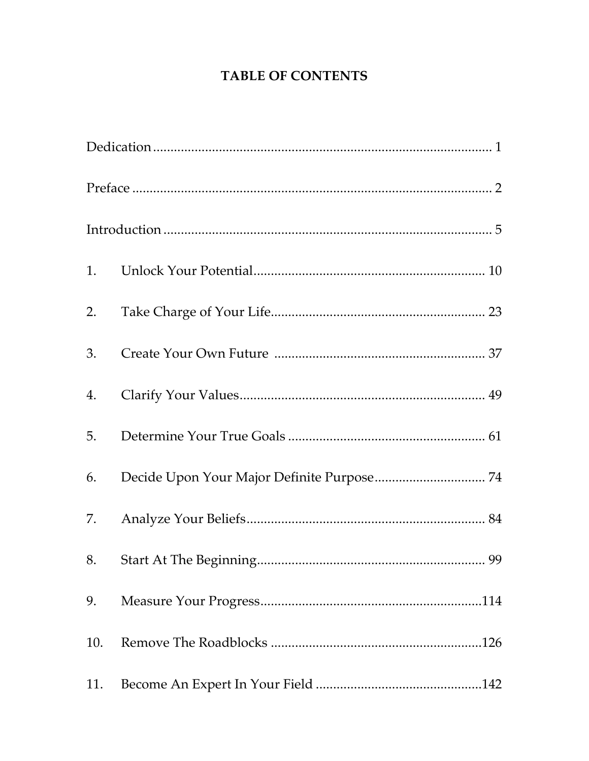# TABLE OF CONTENTS

Dedication .................................................................................................. 1

Preface ...................................................................................................... 2

Introduction .............................................................................................. 5

1. Unlock Your Potential .................................................................... 10
2. Take Charge of Your Life ................................................................ 23
3. Create Your Own Future ................................................................ 37
4. Clarify Your Values ......................................................................... 49
5. Determine Your True Goals ........................................................... 61
6. Decide Upon Your Major Definite Purpose ................................. 74
7. Analyze Your Beliefs ....................................................................... 84
8. Start At The Beginning ................................................................... 99
9. Measure Your Progress .................................................................. 114
10. Remove The Roadblocks .............................................................. 126
11. Become An Expert In Your Field ................................................ 142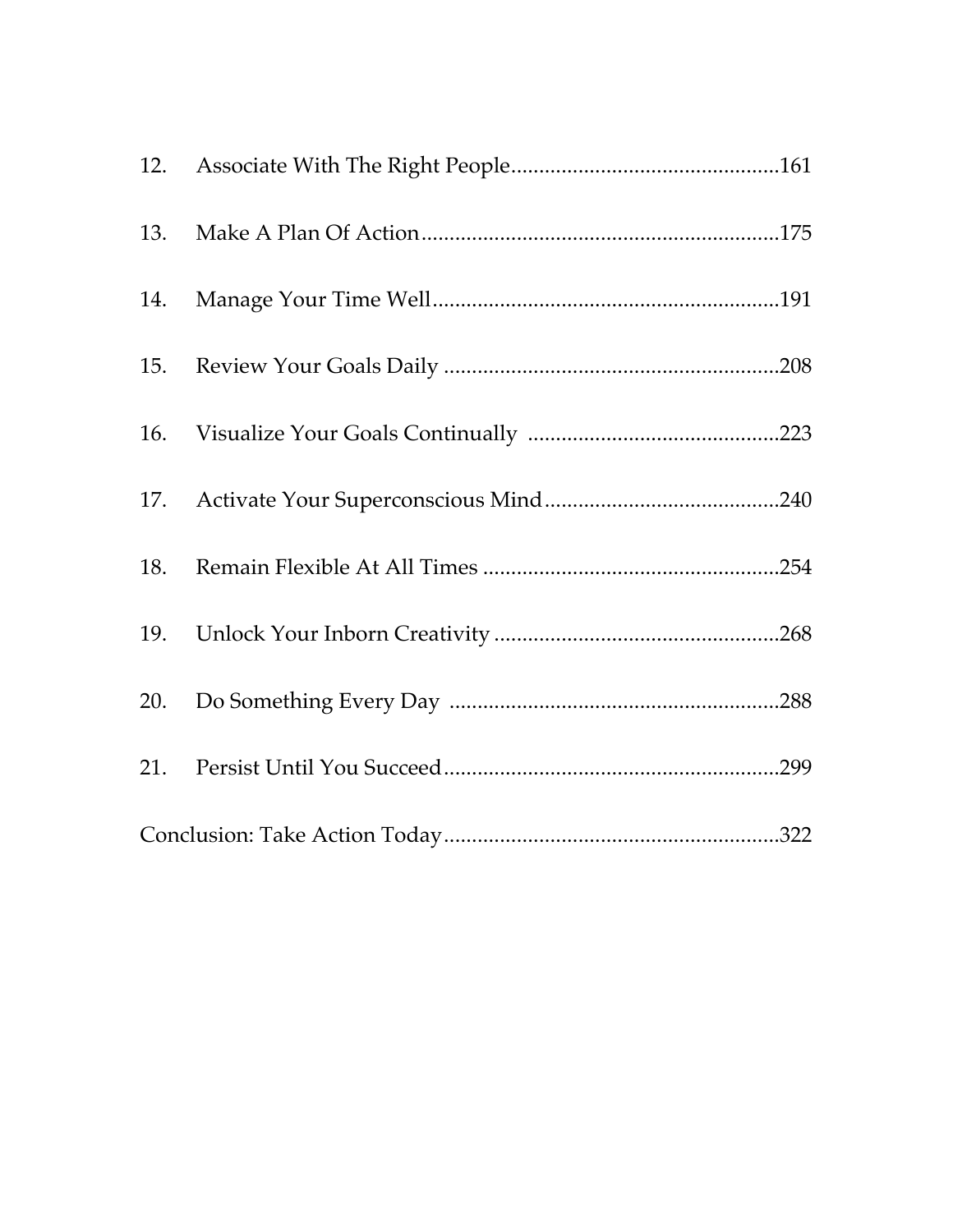12. Associate With The Right People................................................161

13. Make A Plan Of Action................................................................175

14. Manage Your Time Well..............................................................191

15. Review Your Goals Daily ............................................................208

16. Visualize Your Goals Continually ............................................223

17. Activate Your Superconscious Mind..........................................240

18. Remain Flexible At All Times .....................................................254

19. Unlock Your Inborn Creativity ..................................................268

20. Do Something Every Day ..........................................................288

21. Persist Until You Succeed...........................................................299

Conclusion: Take Action Today...........................................................322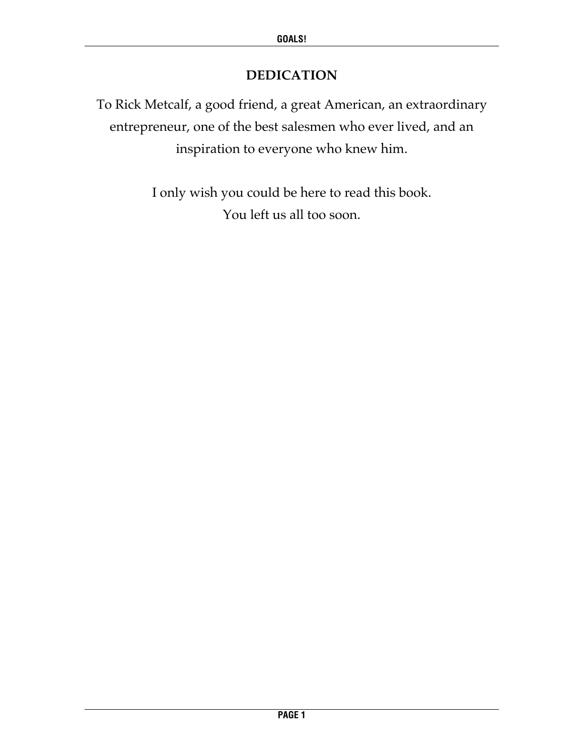# DEDICATION

To Rick Metcalf, a good friend, a great American, an extraordinary entrepreneur, one of the best salesmen who ever lived, and an inspiration to everyone who knew him.

I only wish you could be here to read this book.
You left us all too soon.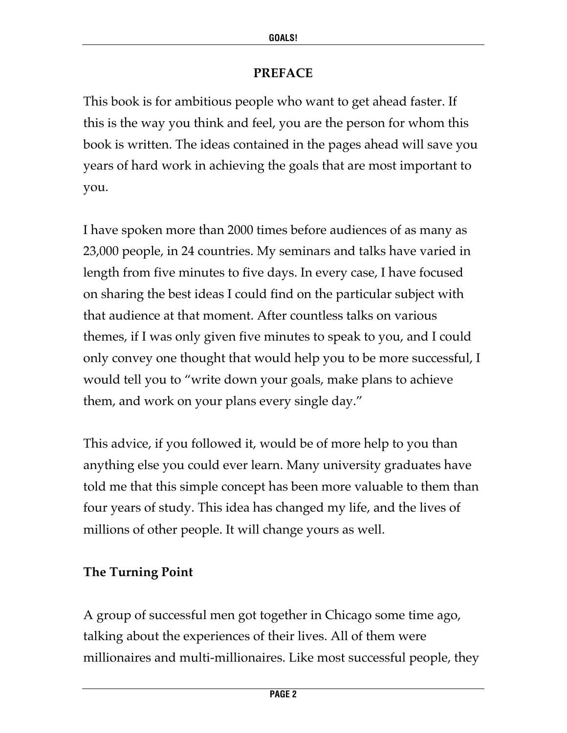## PREFACE

This book is for ambitious people who want to get ahead faster. If this is the way you think and feel, you are the person for whom this book is written. The ideas contained in the pages ahead will save you years of hard work in achieving the goals that are most important to you.

I have spoken more than 2000 times before audiences of as many as 23,000 people, in 24 countries. My seminars and talks have varied in length from five minutes to five days. In every case, I have focused on sharing the best ideas I could find on the particular subject with that audience at that moment. After countless talks on various themes, if I was only given five minutes to speak to you, and I could only convey one thought that would help you to be more successful, I would tell you to "write down your goals, make plans to achieve them, and work on your plans every single day."

This advice, if you followed it, would be of more help to you than anything else you could ever learn. Many university graduates have told me that this simple concept has been more valuable to them than four years of study. This idea has changed my life, and the lives of millions of other people. It will change yours as well.

### The Turning Point

A group of successful men got together in Chicago some time ago, talking about the experiences of their lives. All of them were millionaires and multi-millionaires. Like most successful people, they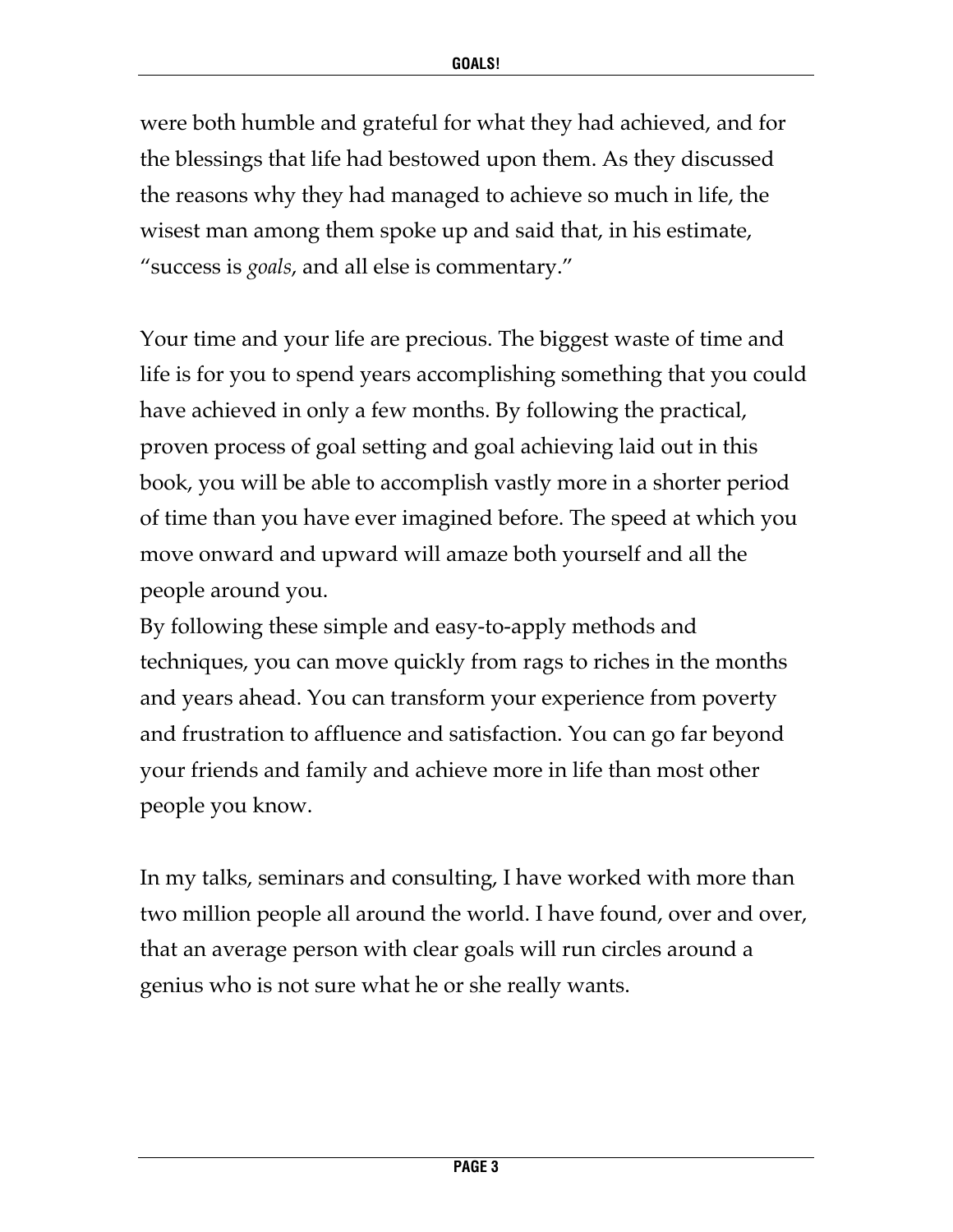were both humble and grateful for what they had achieved, and for the blessings that life had bestowed upon them. As they discussed the reasons why they had managed to achieve so much in life, the wisest man among them spoke up and said that, in his estimate, "success is *goals*, and all else is commentary."

Your time and your life are precious. The biggest waste of time and life is for you to spend years accomplishing something that you could have achieved in only a few months. By following the practical, proven process of goal setting and goal achieving laid out in this book, you will be able to accomplish vastly more in a shorter period of time than you have ever imagined before. The speed at which you move onward and upward will amaze both yourself and all the people around you.

By following these simple and easy-to-apply methods and techniques, you can move quickly from rags to riches in the months and years ahead. You can transform your experience from poverty and frustration to affluence and satisfaction. You can go far beyond your friends and family and achieve more in life than most other people you know.

In my talks, seminars and consulting, I have worked with more than two million people all around the world. I have found, over and over, that an average person with clear goals will run circles around a genius who is not sure what he or she really wants.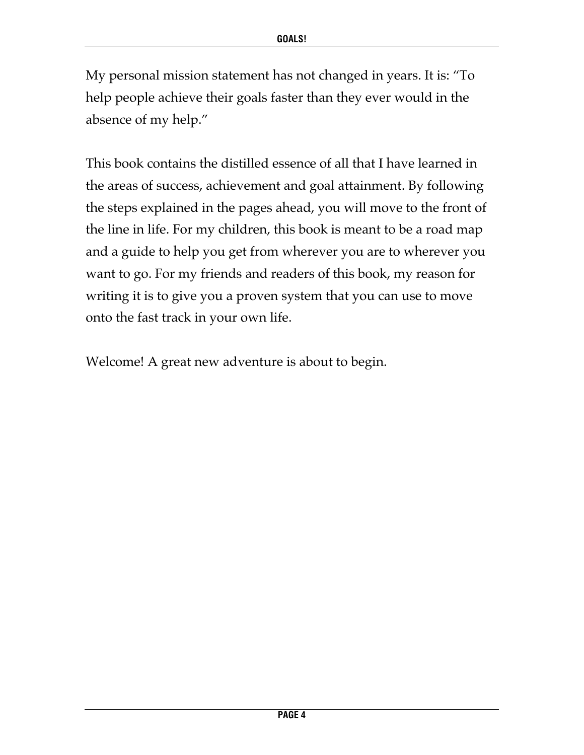My personal mission statement has not changed in years. It is: "To help people achieve their goals faster than they ever would in the absence of my help."

This book contains the distilled essence of all that I have learned in the areas of success, achievement and goal attainment. By following the steps explained in the pages ahead, you will move to the front of the line in life. For my children, this book is meant to be a road map and a guide to help you get from wherever you are to wherever you want to go. For my friends and readers of this book, my reason for writing it is to give you a proven system that you can use to move onto the fast track in your own life.

Welcome! A great new adventure is about to begin.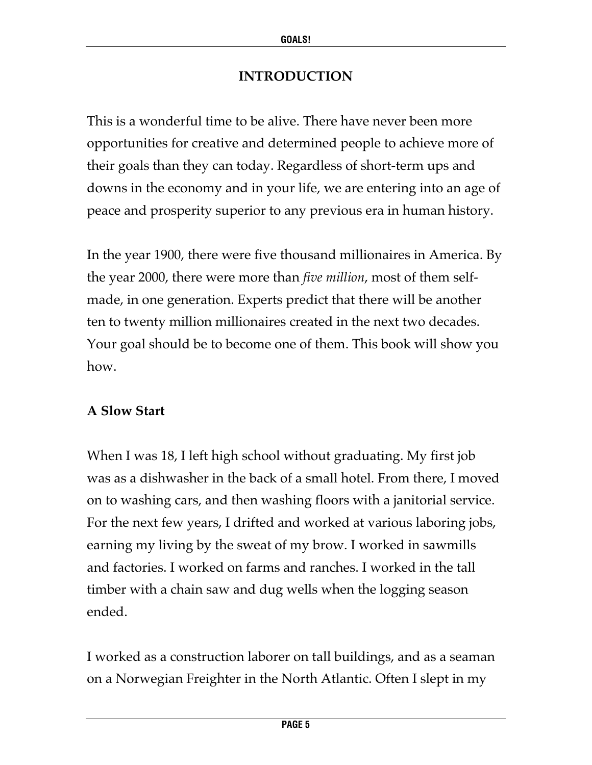# INTRODUCTION

This is a wonderful time to be alive. There have never been more opportunities for creative and determined people to achieve more of their goals than they can today. Regardless of short-term ups and downs in the economy and in your life, we are entering into an age of peace and prosperity superior to any previous era in human history.

In the year 1900, there were five thousand millionaires in America. By the year 2000, there were more than *five million*, most of them self-made, in one generation. Experts predict that there will be another ten to twenty million millionaires created in the next two decades. Your goal should be to become one of them. This book will show you how.

## A Slow Start

When I was 18, I left high school without graduating. My first job was as a dishwasher in the back of a small hotel. From there, I moved on to washing cars, and then washing floors with a janitorial service. For the next few years, I drifted and worked at various laboring jobs, earning my living by the sweat of my brow. I worked in sawmills and factories. I worked on farms and ranches. I worked in the tall timber with a chain saw and dug wells when the logging season ended.

I worked as a construction laborer on tall buildings, and as a seaman on a Norwegian Freighter in the North Atlantic. Often I slept in my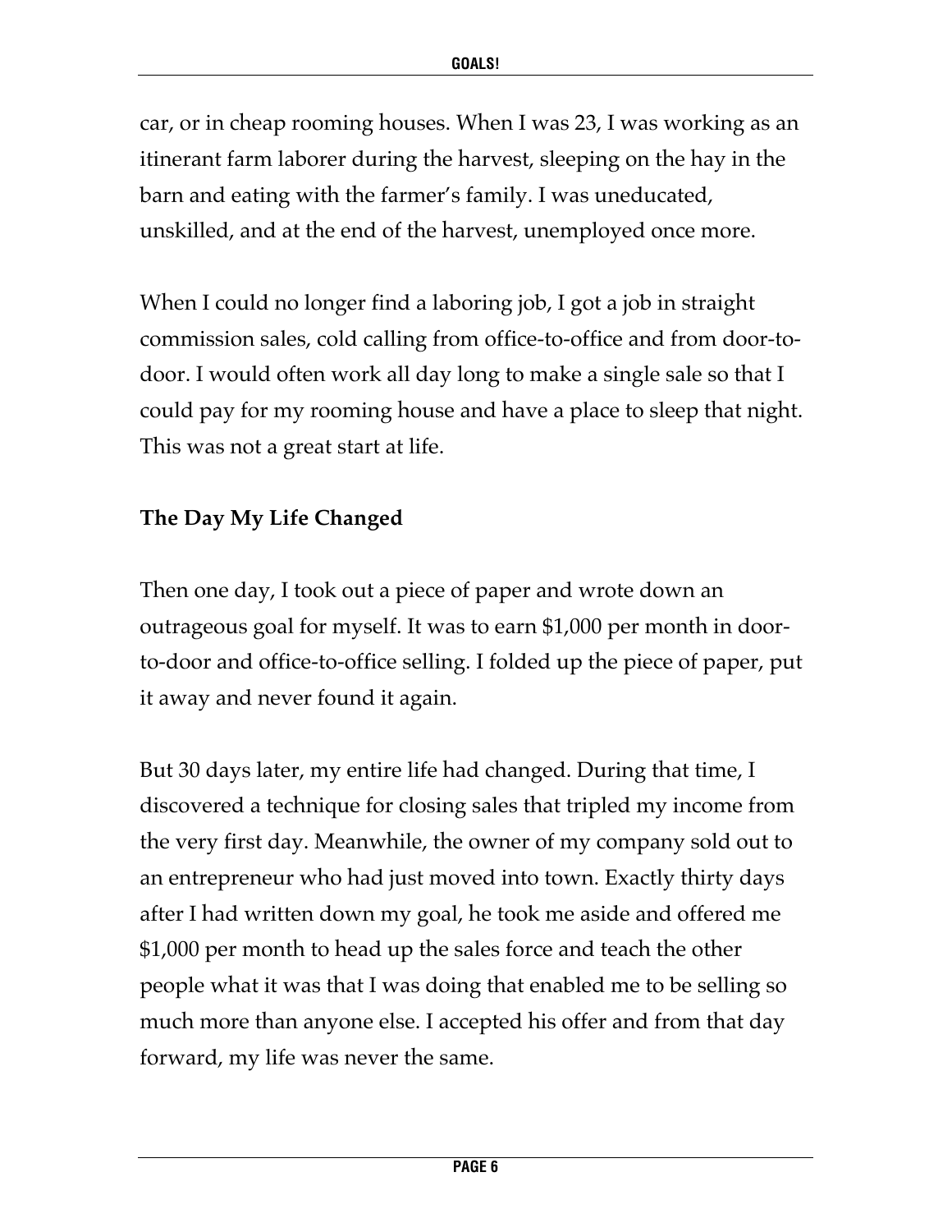car, or in cheap rooming houses. When I was 23, I was working as an itinerant farm laborer during the harvest, sleeping on the hay in the barn and eating with the farmer's family. I was uneducated, unskilled, and at the end of the harvest, unemployed once more.

When I could no longer find a laboring job, I got a job in straight commission sales, cold calling from office-to-office and from door-to-door. I would often work all day long to make a single sale so that I could pay for my rooming house and have a place to sleep that night. This was not a great start at life.

### The Day My Life Changed

Then one day, I took out a piece of paper and wrote down an outrageous goal for myself. It was to earn $1,000 per month in door-to-door and office-to-office selling. I folded up the piece of paper, put it away and never found it again.

But 30 days later, my entire life had changed. During that time, I discovered a technique for closing sales that tripled my income from the very first day. Meanwhile, the owner of my company sold out to an entrepreneur who had just moved into town. Exactly thirty days after I had written down my goal, he took me aside and offered me $1,000 per month to head up the sales force and teach the other people what it was that I was doing that enabled me to be selling so much more than anyone else. I accepted his offer and from that day forward, my life was never the same.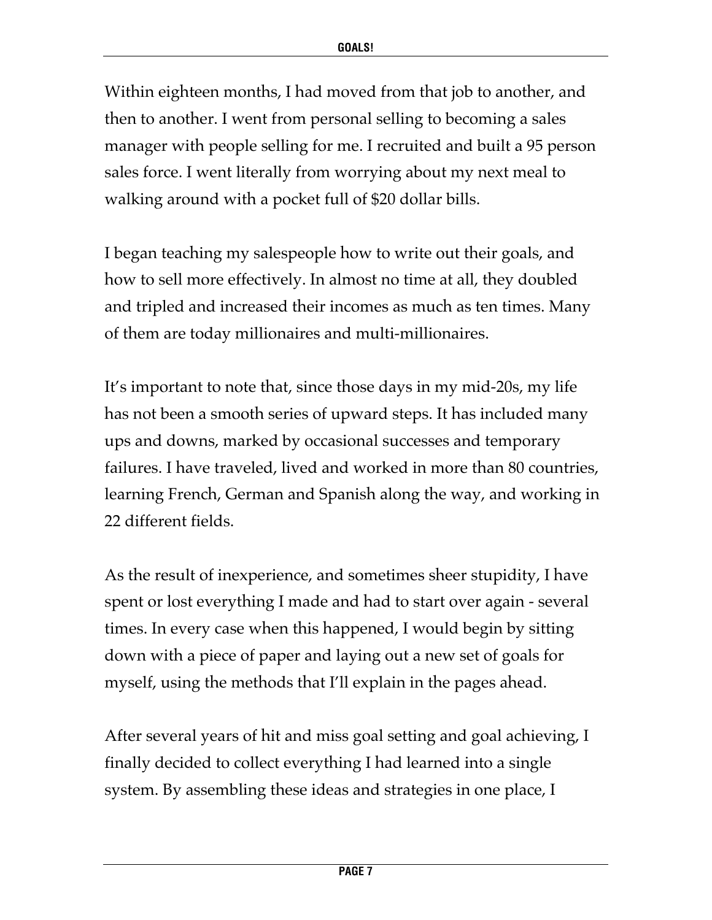Within eighteen months, I had moved from that job to another, and then to another. I went from personal selling to becoming a sales manager with people selling for me. I recruited and built a 95 person sales force. I went literally from worrying about my next meal to walking around with a pocket full of $20 dollar bills.

I began teaching my salespeople how to write out their goals, and how to sell more effectively. In almost no time at all, they doubled and tripled and increased their incomes as much as ten times. Many of them are today millionaires and multi-millionaires.

It's important to note that, since those days in my mid-20s, my life has not been a smooth series of upward steps. It has included many ups and downs, marked by occasional successes and temporary failures. I have traveled, lived and worked in more than 80 countries, learning French, German and Spanish along the way, and working in 22 different fields.

As the result of inexperience, and sometimes sheer stupidity, I have spent or lost everything I made and had to start over again - several times. In every case when this happened, I would begin by sitting down with a piece of paper and laying out a new set of goals for myself, using the methods that I'll explain in the pages ahead.

After several years of hit and miss goal setting and goal achieving, I finally decided to collect everything I had learned into a single system. By assembling these ideas and strategies in one place, I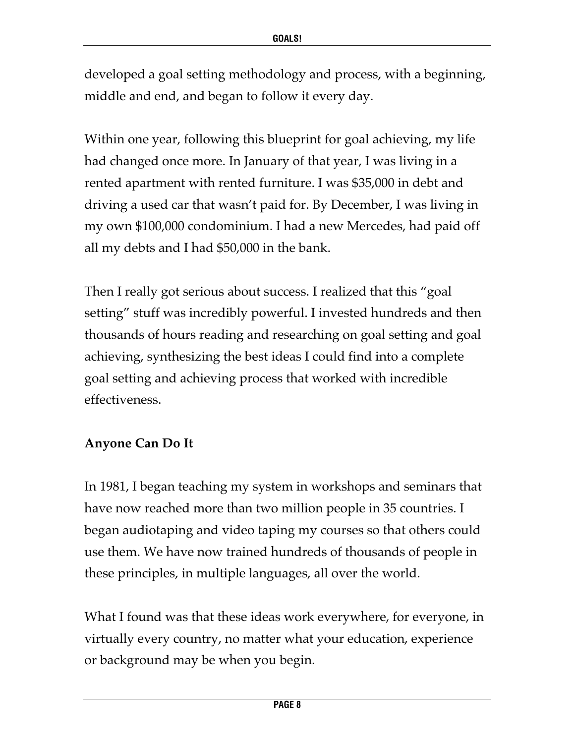developed a goal setting methodology and process, with a beginning, middle and end, and began to follow it every day.

Within one year, following this blueprint for goal achieving, my life had changed once more. In January of that year, I was living in a rented apartment with rented furniture. I was $35,000 in debt and driving a used car that wasn't paid for. By December, I was living in my own $100,000 condominium. I had a new Mercedes, had paid off all my debts and I had $50,000 in the bank.

Then I really got serious about success. I realized that this "goal setting" stuff was incredibly powerful. I invested hundreds and then thousands of hours reading and researching on goal setting and goal achieving, synthesizing the best ideas I could find into a complete goal setting and achieving process that worked with incredible effectiveness.

**Anyone Can Do It**

In 1981, I began teaching my system in workshops and seminars that have now reached more than two million people in 35 countries. I began audiotaping and video taping my courses so that others could use them. We have now trained hundreds of thousands of people in these principles, in multiple languages, all over the world.

What I found was that these ideas work everywhere, for everyone, in virtually every country, no matter what your education, experience or background may be when you begin.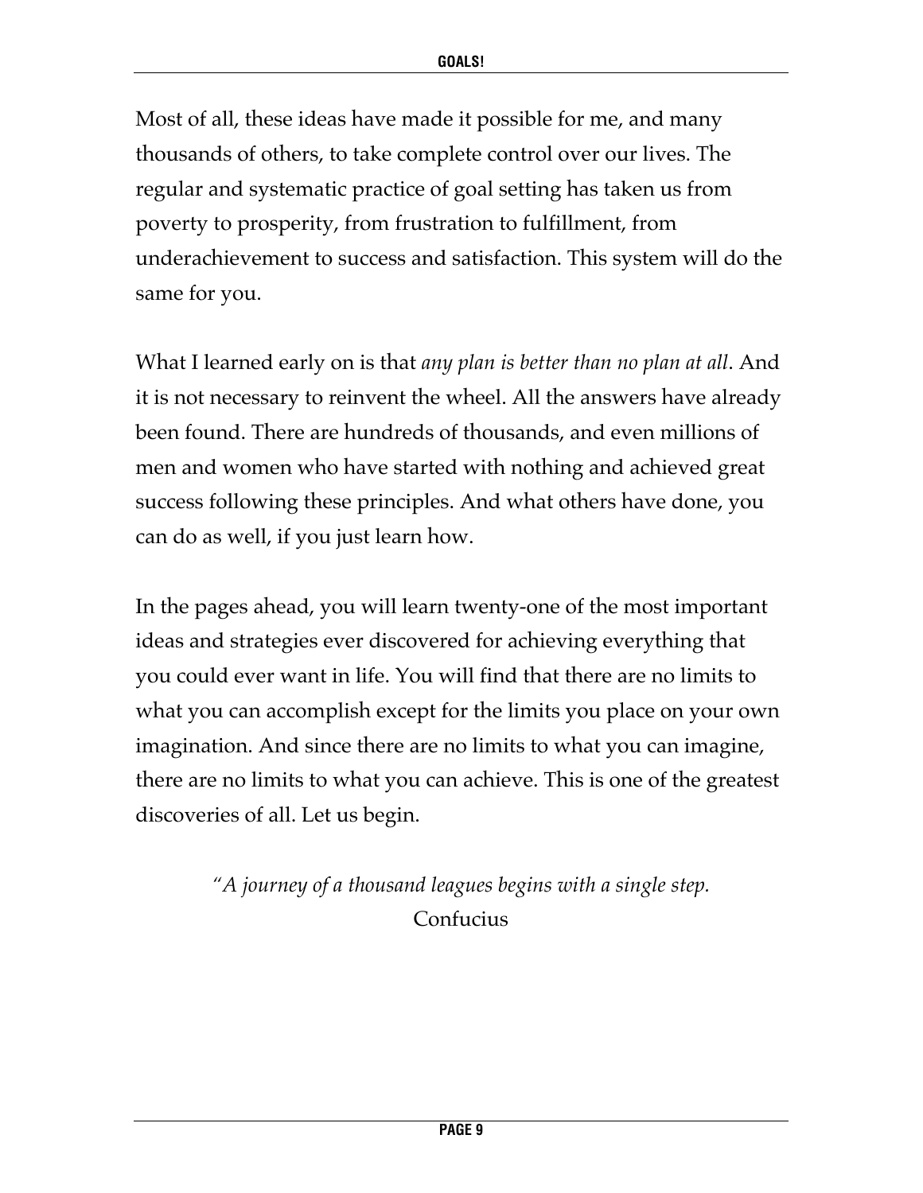Most of all, these ideas have made it possible for me, and many thousands of others, to take complete control over our lives. The regular and systematic practice of goal setting has taken us from poverty to prosperity, from frustration to fulfillment, from underachievement to success and satisfaction. This system will do the same for you.

What I learned early on is that *any plan is better than no plan at all*. And it is not necessary to reinvent the wheel. All the answers have already been found. There are hundreds of thousands, and even millions of men and women who have started with nothing and achieved great success following these principles. And what others have done, you can do as well, if you just learn how.

In the pages ahead, you will learn twenty-one of the most important ideas and strategies ever discovered for achieving everything that you could ever want in life. You will find that there are no limits to what you can accomplish except for the limits you place on your own imagination. And since there are no limits to what you can imagine, there are no limits to what you can achieve. This is one of the greatest discoveries of all. Let us begin.

*"A journey of a thousand leagues begins with a single step.*
Confucius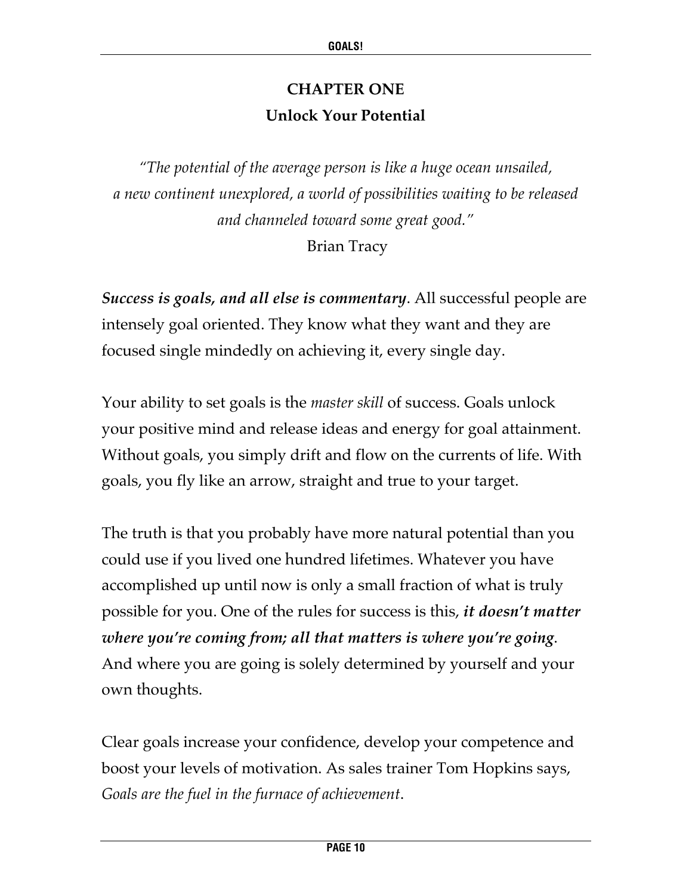# CHAPTER ONE
## Unlock Your Potential

*"The potential of the average person is like a huge ocean unsailed, a new continent unexplored, a world of possibilities waiting to be released and channeled toward some great good."*
Brian Tracy

***Success is goals, and all else is commentary***. All successful people are intensely goal oriented. They know what they want and they are focused single mindedly on achieving it, every single day.

Your ability to set goals is the *master skill* of success. Goals unlock your positive mind and release ideas and energy for goal attainment. Without goals, you simply drift and flow on the currents of life. With goals, you fly like an arrow, straight and true to your target.

The truth is that you probably have more natural potential than you could use if you lived one hundred lifetimes. Whatever you have accomplished up until now is only a small fraction of what is truly possible for you. One of the rules for success is this, ***it doesn't matter where you're coming from; all that matters is where you're going***. And where you are going is solely determined by yourself and your own thoughts.

Clear goals increase your confidence, develop your competence and boost your levels of motivation. As sales trainer Tom Hopkins says, *Goals are the fuel in the furnace of achievement*.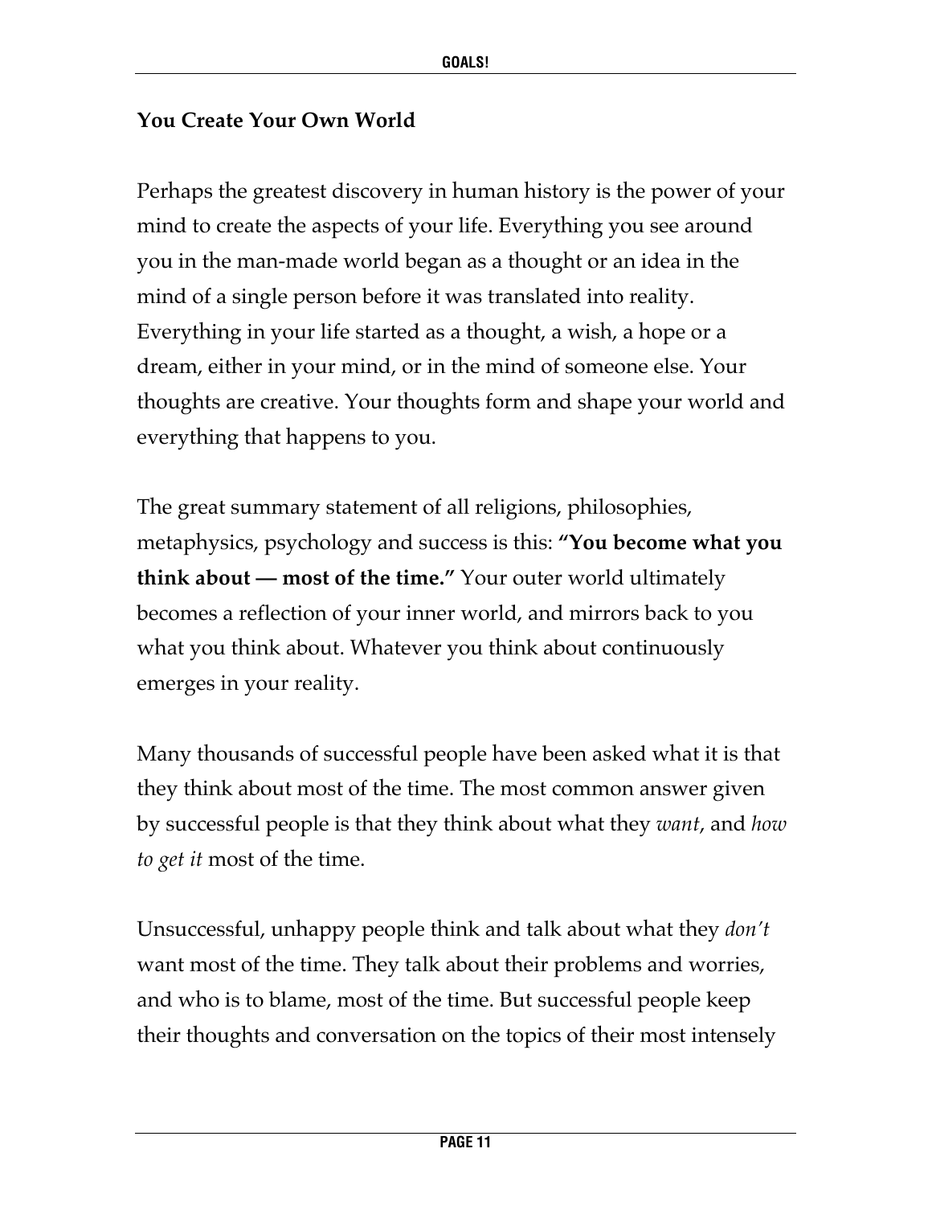## You Create Your Own World

Perhaps the greatest discovery in human history is the power of your mind to create the aspects of your life. Everything you see around you in the man-made world began as a thought or an idea in the mind of a single person before it was translated into reality. Everything in your life started as a thought, a wish, a hope or a dream, either in your mind, or in the mind of someone else. Your thoughts are creative. Your thoughts form and shape your world and everything that happens to you.

The great summary statement of all religions, philosophies, metaphysics, psychology and success is this: **"You become what you think about — most of the time."** Your outer world ultimately becomes a reflection of your inner world, and mirrors back to you what you think about. Whatever you think about continuously emerges in your reality.

Many thousands of successful people have been asked what it is that they think about most of the time. The most common answer given by successful people is that they think about what they *want*, and *how to get it* most of the time.

Unsuccessful, unhappy people think and talk about what they *don't* want most of the time. They talk about their problems and worries, and who is to blame, most of the time. But successful people keep their thoughts and conversation on the topics of their most intensely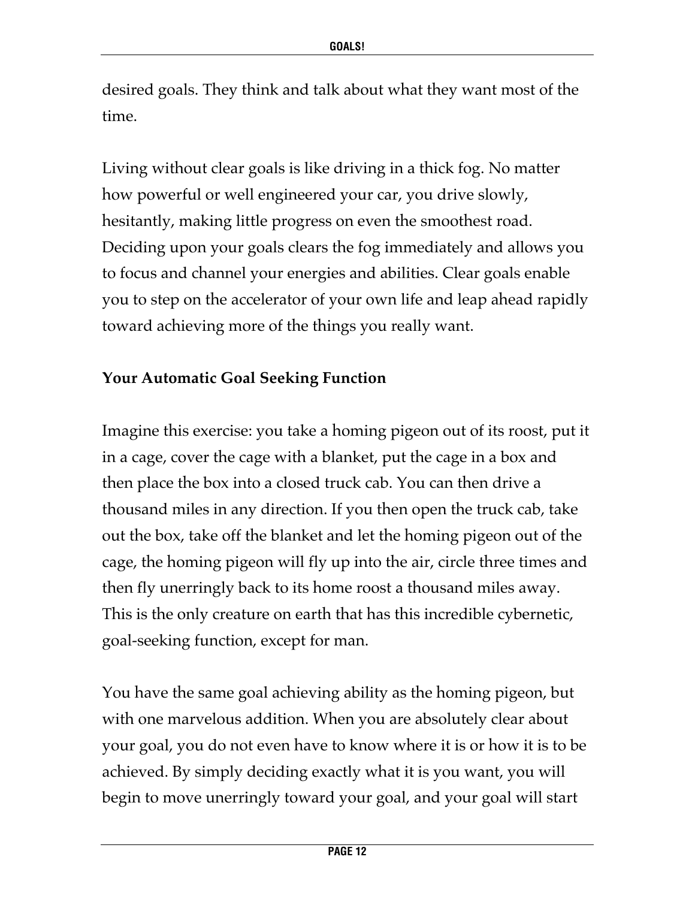desired goals. They think and talk about what they want most of the time.

Living without clear goals is like driving in a thick fog. No matter how powerful or well engineered your car, you drive slowly, hesitantly, making little progress on even the smoothest road. Deciding upon your goals clears the fog immediately and allows you to focus and channel your energies and abilities. Clear goals enable you to step on the accelerator of your own life and leap ahead rapidly toward achieving more of the things you really want.

**Your Automatic Goal Seeking Function**

Imagine this exercise: you take a homing pigeon out of its roost, put it in a cage, cover the cage with a blanket, put the cage in a box and then place the box into a closed truck cab. You can then drive a thousand miles in any direction. If you then open the truck cab, take out the box, take off the blanket and let the homing pigeon out of the cage, the homing pigeon will fly up into the air, circle three times and then fly unerringly back to its home roost a thousand miles away. This is the only creature on earth that has this incredible cybernetic, goal-seeking function, except for man.

You have the same goal achieving ability as the homing pigeon, but with one marvelous addition. When you are absolutely clear about your goal, you do not even have to know where it is or how it is to be achieved. By simply deciding exactly what it is you want, you will begin to move unerringly toward your goal, and your goal will start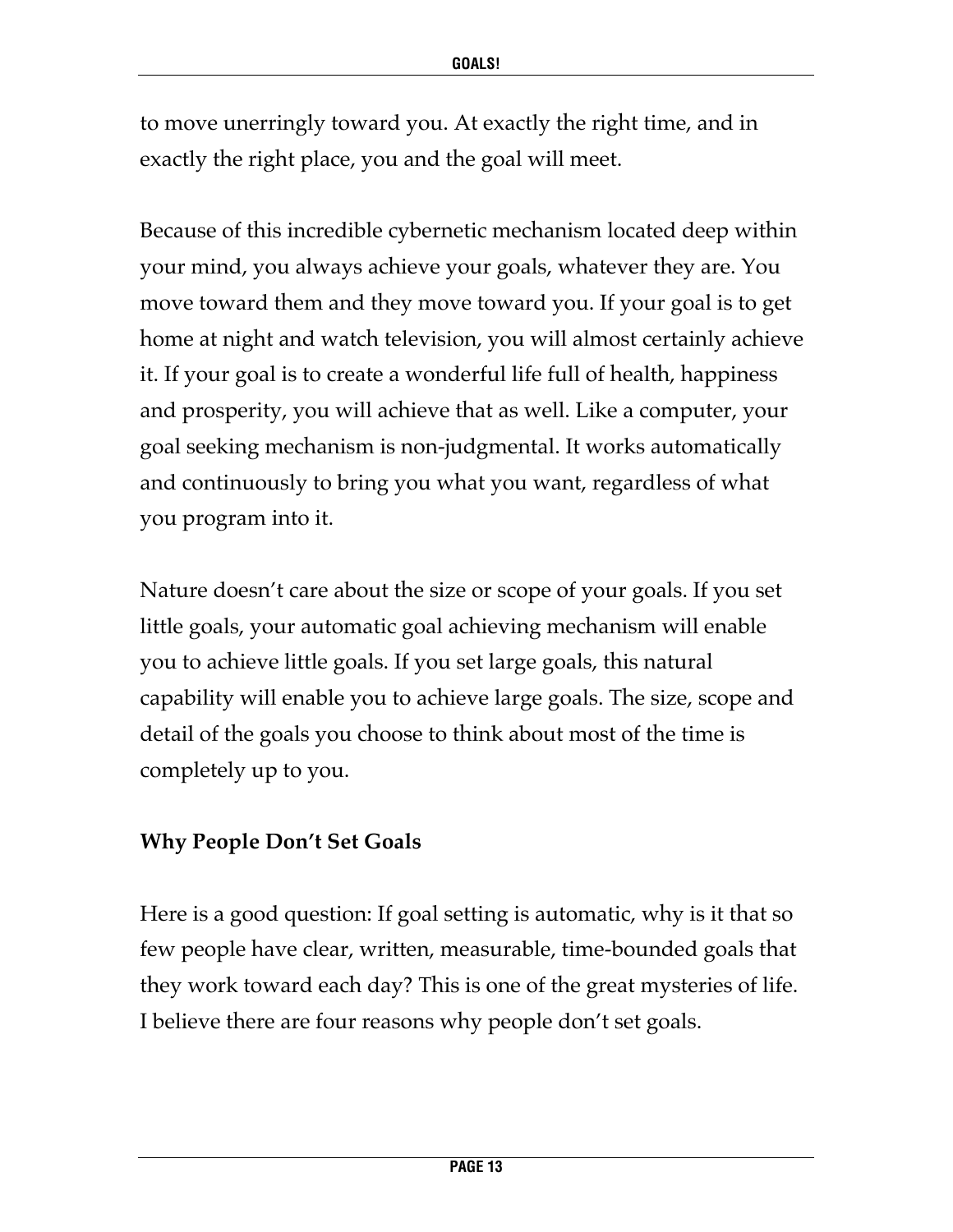to move unerringly toward you. At exactly the right time, and in exactly the right place, you and the goal will meet.

Because of this incredible cybernetic mechanism located deep within your mind, you always achieve your goals, whatever they are. You move toward them and they move toward you. If your goal is to get home at night and watch television, you will almost certainly achieve it. If your goal is to create a wonderful life full of health, happiness and prosperity, you will achieve that as well. Like a computer, your goal seeking mechanism is non-judgmental. It works automatically and continuously to bring you what you want, regardless of what you program into it.

Nature doesn't care about the size or scope of your goals. If you set little goals, your automatic goal achieving mechanism will enable you to achieve little goals. If you set large goals, this natural capability will enable you to achieve large goals. The size, scope and detail of the goals you choose to think about most of the time is completely up to you.

### Why People Don't Set Goals

Here is a good question: If goal setting is automatic, why is it that so few people have clear, written, measurable, time-bounded goals that they work toward each day? This is one of the great mysteries of life. I believe there are four reasons why people don't set goals.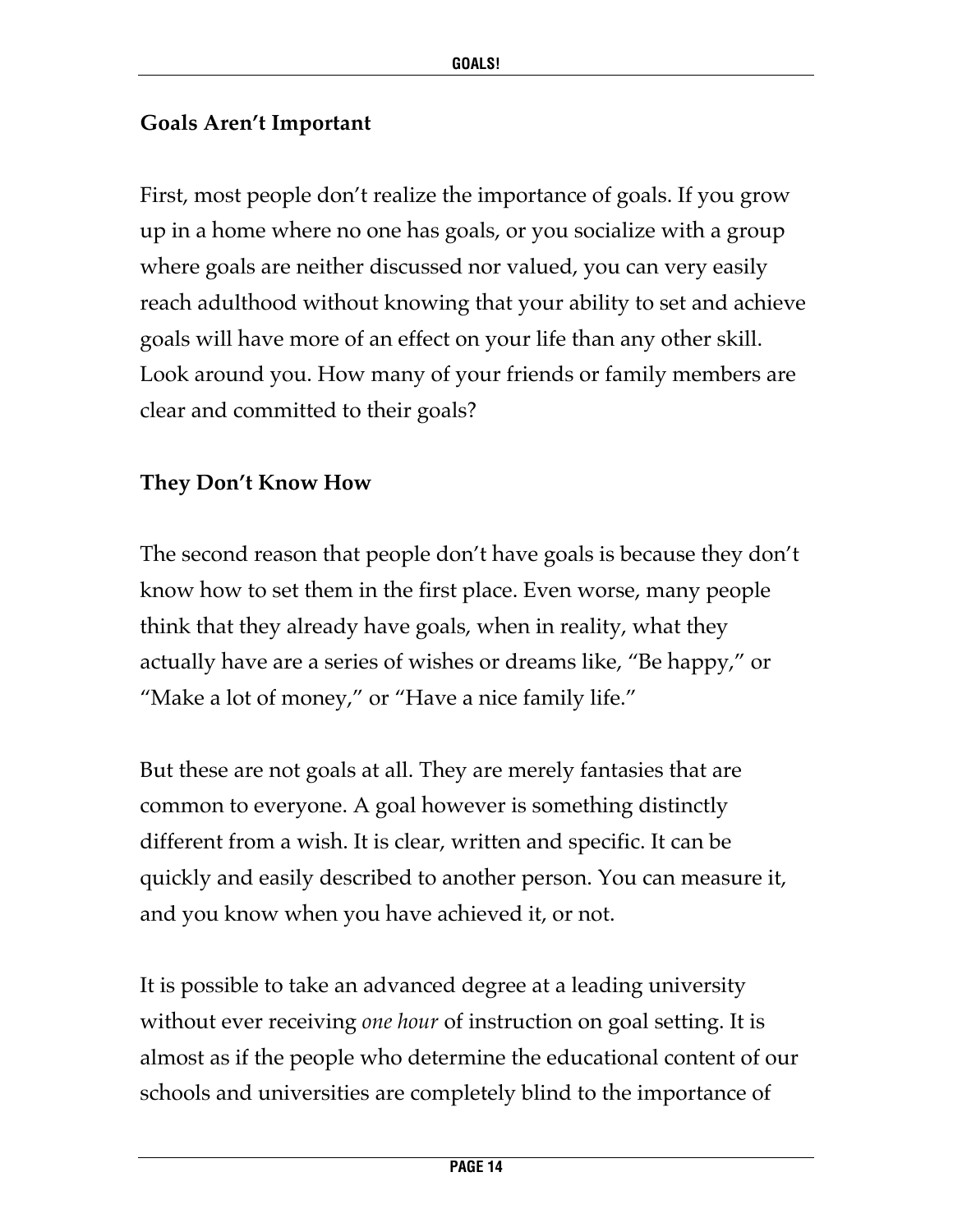### Goals Aren't Important

First, most people don't realize the importance of goals. If you grow up in a home where no one has goals, or you socialize with a group where goals are neither discussed nor valued, you can very easily reach adulthood without knowing that your ability to set and achieve goals will have more of an effect on your life than any other skill. Look around you. How many of your friends or family members are clear and committed to their goals?

### They Don't Know How

The second reason that people don't have goals is because they don't know how to set them in the first place. Even worse, many people think that they already have goals, when in reality, what they actually have are a series of wishes or dreams like, "Be happy," or "Make a lot of money," or "Have a nice family life."

But these are not goals at all. They are merely fantasies that are common to everyone. A goal however is something distinctly different from a wish. It is clear, written and specific. It can be quickly and easily described to another person. You can measure it, and you know when you have achieved it, or not.

It is possible to take an advanced degree at a leading university without ever receiving *one hour* of instruction on goal setting. It is almost as if the people who determine the educational content of our schools and universities are completely blind to the importance of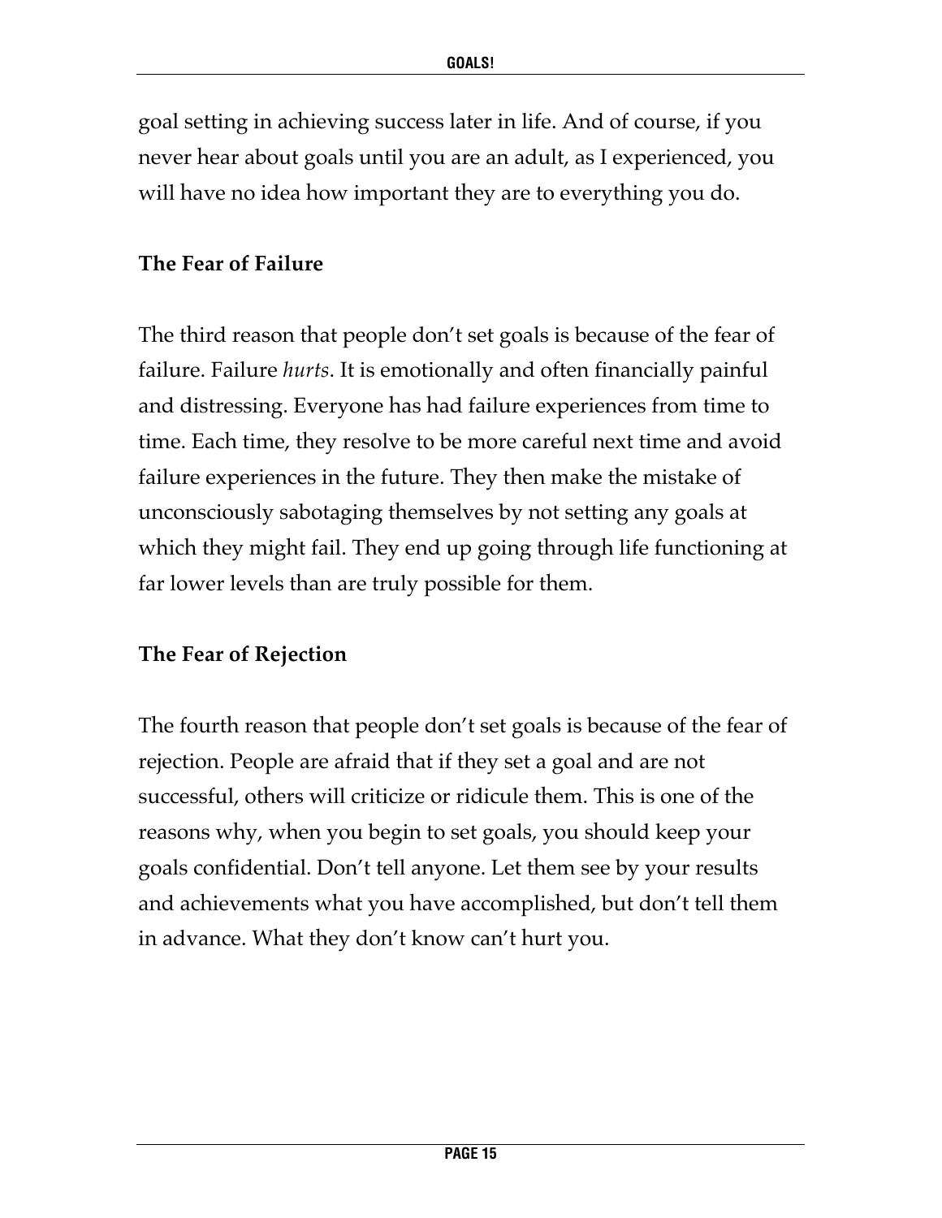goal setting in achieving success later in life. And of course, if you never hear about goals until you are an adult, as I experienced, you will have no idea how important they are to everything you do.

### The Fear of Failure

The third reason that people don't set goals is because of the fear of failure. Failure *hurts*. It is emotionally and often financially painful and distressing. Everyone has had failure experiences from time to time. Each time, they resolve to be more careful next time and avoid failure experiences in the future. They then make the mistake of unconsciously sabotaging themselves by not setting any goals at which they might fail. They end up going through life functioning at far lower levels than are truly possible for them.

### The Fear of Rejection

The fourth reason that people don't set goals is because of the fear of rejection. People are afraid that if they set a goal and are not successful, others will criticize or ridicule them. This is one of the reasons why, when you begin to set goals, you should keep your goals confidential. Don't tell anyone. Let them see by your results and achievements what you have accomplished, but don't tell them in advance. What they don't know can't hurt you.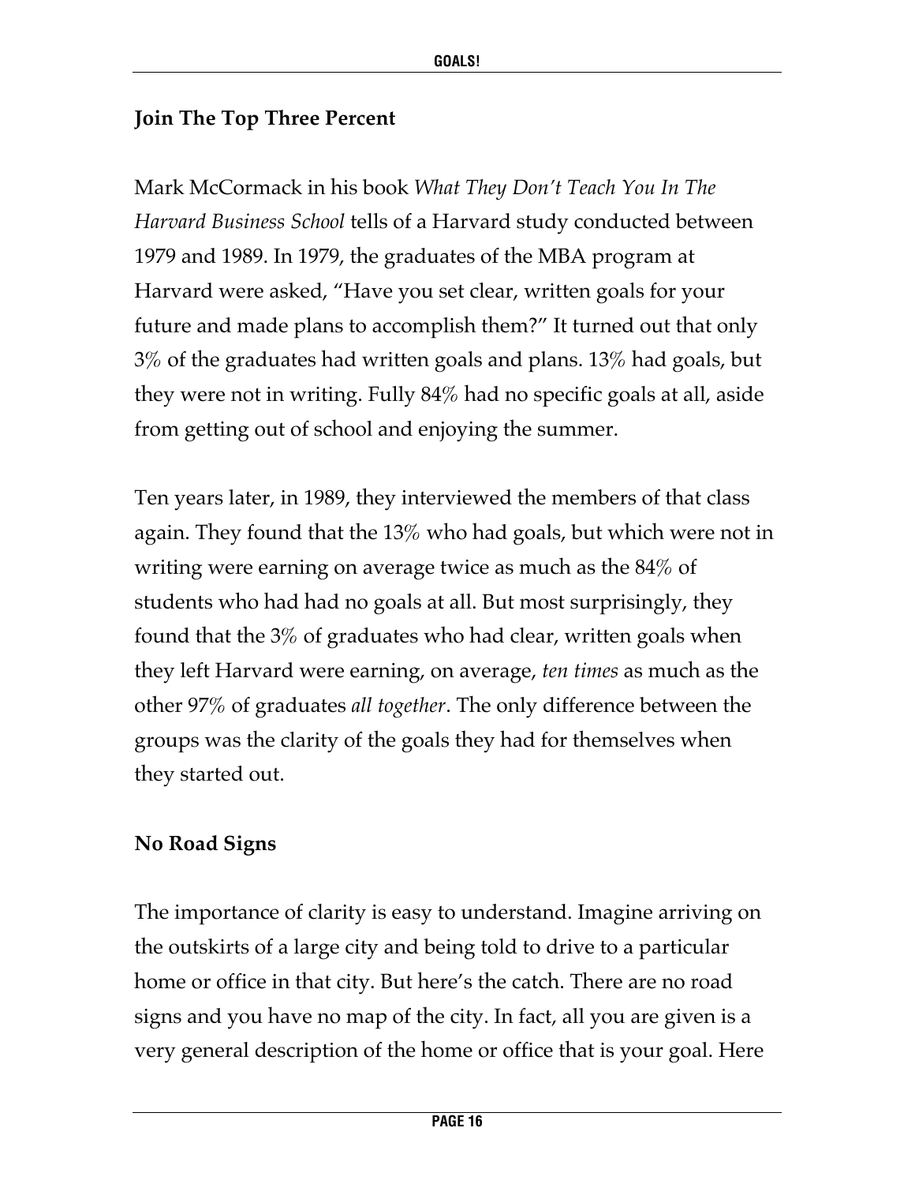## Join The Top Three Percent

Mark McCormack in his book *What They Don't Teach You In The Harvard Business School* tells of a Harvard study conducted between 1979 and 1989. In 1979, the graduates of the MBA program at Harvard were asked, "Have you set clear, written goals for your future and made plans to accomplish them?" It turned out that only 3% of the graduates had written goals and plans. 13% had goals, but they were not in writing. Fully 84% had no specific goals at all, aside from getting out of school and enjoying the summer.

Ten years later, in 1989, they interviewed the members of that class again. They found that the 13% who had goals, but which were not in writing were earning on average twice as much as the 84% of students who had had no goals at all. But most surprisingly, they found that the 3% of graduates who had clear, written goals when they left Harvard were earning, on average, *ten times* as much as the other 97% of graduates *all together*. The only difference between the groups was the clarity of the goals they had for themselves when they started out.

## No Road Signs

The importance of clarity is easy to understand. Imagine arriving on the outskirts of a large city and being told to drive to a particular home or office in that city. But here's the catch. There are no road signs and you have no map of the city. In fact, all you are given is a very general description of the home or office that is your goal. Here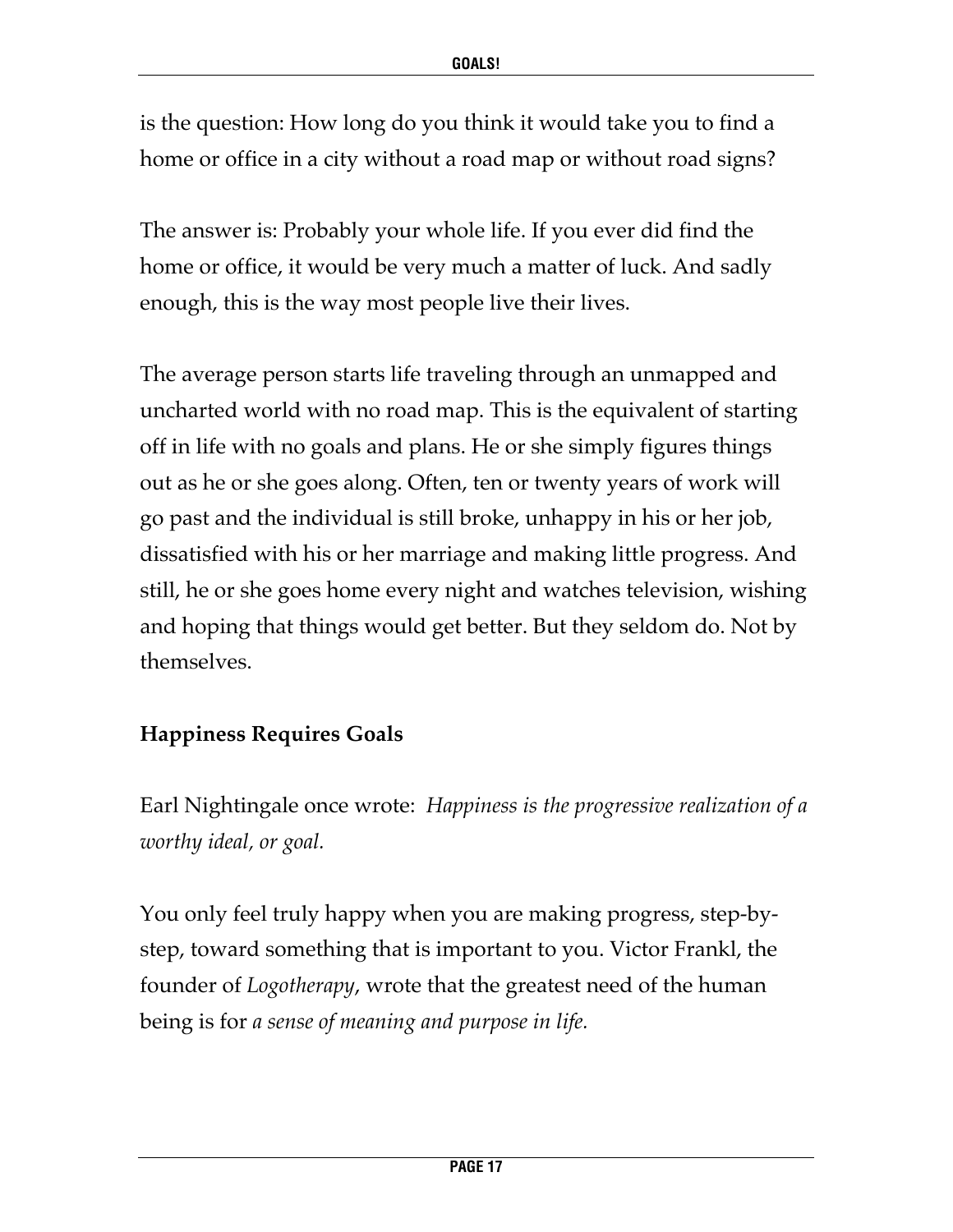is the question: How long do you think it would take you to find a home or office in a city without a road map or without road signs?

The answer is: Probably your whole life. If you ever did find the home or office, it would be very much a matter of luck. And sadly enough, this is the way most people live their lives.

The average person starts life traveling through an unmapped and uncharted world with no road map. This is the equivalent of starting off in life with no goals and plans. He or she simply figures things out as he or she goes along. Often, ten or twenty years of work will go past and the individual is still broke, unhappy in his or her job, dissatisfied with his or her marriage and making little progress. And still, he or she goes home every night and watches television, wishing and hoping that things would get better. But they seldom do. Not by themselves.

**Happiness Requires Goals**

Earl Nightingale once wrote: *Happiness is the progressive realization of a worthy ideal, or goal.*

You only feel truly happy when you are making progress, step-by-step, toward something that is important to you. Victor Frankl, the founder of *Logotherapy*, wrote that the greatest need of the human being is for *a sense of meaning and purpose in life.*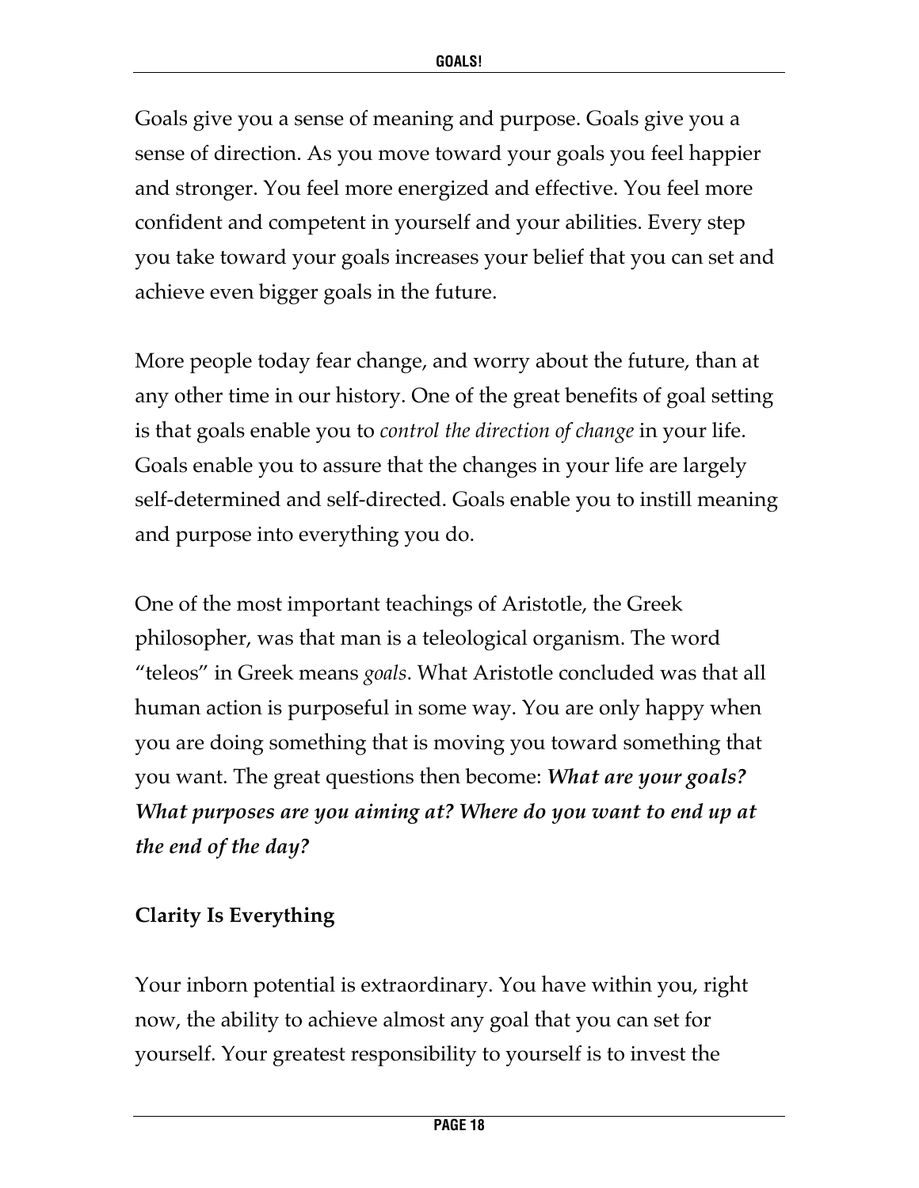Goals give you a sense of meaning and purpose. Goals give you a sense of direction. As you move toward your goals you feel happier and stronger. You feel more energized and effective. You feel more confident and competent in yourself and your abilities. Every step you take toward your goals increases your belief that you can set and achieve even bigger goals in the future.

More people today fear change, and worry about the future, than at any other time in our history. One of the great benefits of goal setting is that goals enable you to *control the direction of change* in your life. Goals enable you to assure that the changes in your life are largely self-determined and self-directed. Goals enable you to instill meaning and purpose into everything you do.

One of the most important teachings of Aristotle, the Greek philosopher, was that man is a teleological organism. The word "teleos" in Greek means *goals*. What Aristotle concluded was that all human action is purposeful in some way. You are only happy when you are doing something that is moving you toward something that you want. The great questions then become: ***What are your goals? What purposes are you aiming at? Where do you want to end up at the end of the day?***

## Clarity Is Everything

Your inborn potential is extraordinary. You have within you, right now, the ability to achieve almost any goal that you can set for yourself. Your greatest responsibility to yourself is to invest the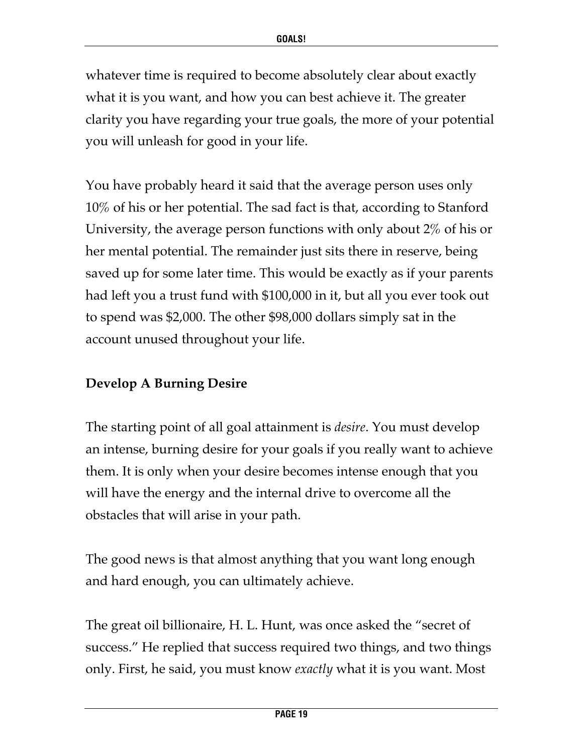whatever time is required to become absolutely clear about exactly what it is you want, and how you can best achieve it. The greater clarity you have regarding your true goals, the more of your potential you will unleash for good in your life.

You have probably heard it said that the average person uses only 10% of his or her potential. The sad fact is that, according to Stanford University, the average person functions with only about 2% of his or her mental potential. The remainder just sits there in reserve, being saved up for some later time. This would be exactly as if your parents had left you a trust fund with $100,000 in it, but all you ever took out to spend was $2,000. The other $98,000 dollars simply sat in the account unused throughout your life.

**Develop A Burning Desire**

The starting point of all goal attainment is *desire*. You must develop an intense, burning desire for your goals if you really want to achieve them. It is only when your desire becomes intense enough that you will have the energy and the internal drive to overcome all the obstacles that will arise in your path.

The good news is that almost anything that you want long enough and hard enough, you can ultimately achieve.

The great oil billionaire, H. L. Hunt, was once asked the "secret of success." He replied that success required two things, and two things only. First, he said, you must know *exactly* what it is you want. Most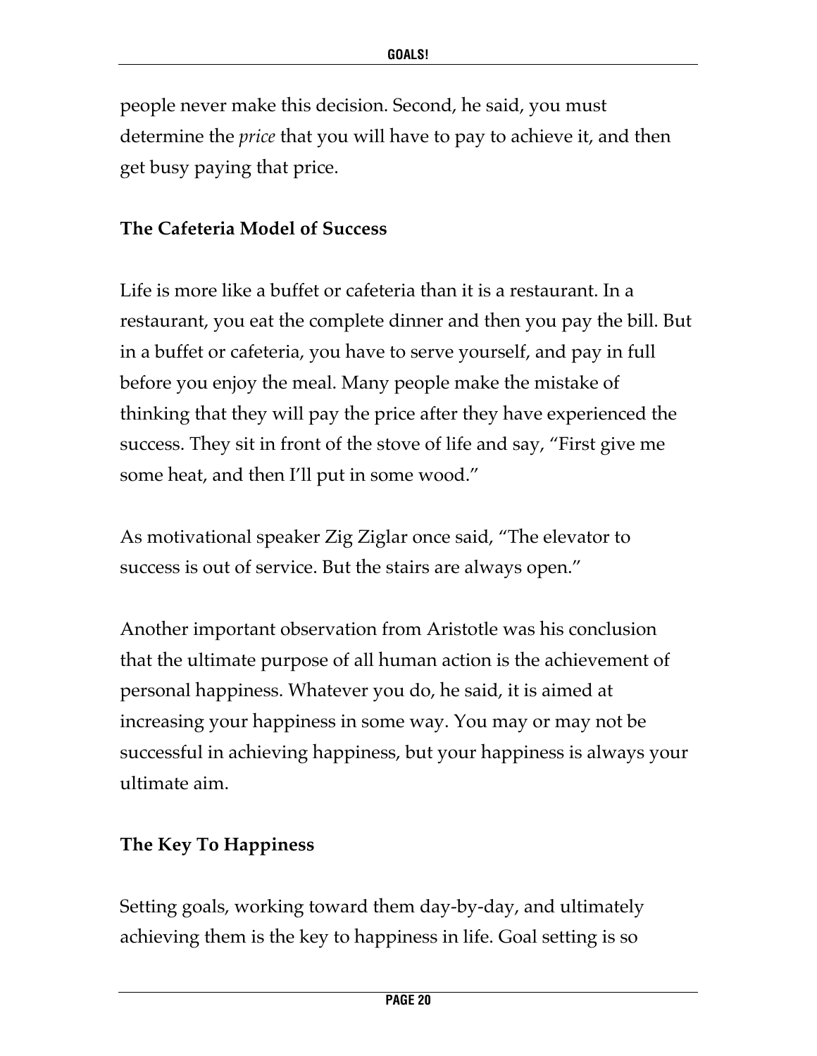people never make this decision. Second, he said, you must determine the *price* that you will have to pay to achieve it, and then get busy paying that price.

**The Cafeteria Model of Success**

Life is more like a buffet or cafeteria than it is a restaurant. In a restaurant, you eat the complete dinner and then you pay the bill. But in a buffet or cafeteria, you have to serve yourself, and pay in full before you enjoy the meal. Many people make the mistake of thinking that they will pay the price after they have experienced the success. They sit in front of the stove of life and say, "First give me some heat, and then I'll put in some wood."

As motivational speaker Zig Ziglar once said, "The elevator to success is out of service. But the stairs are always open."

Another important observation from Aristotle was his conclusion that the ultimate purpose of all human action is the achievement of personal happiness. Whatever you do, he said, it is aimed at increasing your happiness in some way. You may or may not be successful in achieving happiness, but your happiness is always your ultimate aim.

**The Key To Happiness**

Setting goals, working toward them day-by-day, and ultimately achieving them is the key to happiness in life. Goal setting is so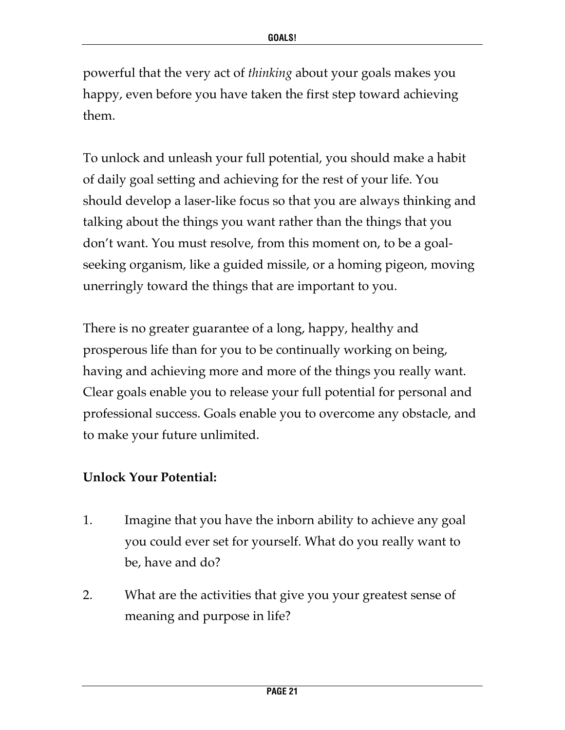powerful that the very act of *thinking* about your goals makes you happy, even before you have taken the first step toward achieving them.

To unlock and unleash your full potential, you should make a habit of daily goal setting and achieving for the rest of your life. You should develop a laser-like focus so that you are always thinking and talking about the things you want rather than the things that you don't want. You must resolve, from this moment on, to be a goal-seeking organism, like a guided missile, or a homing pigeon, moving unerringly toward the things that are important to you.

There is no greater guarantee of a long, happy, healthy and prosperous life than for you to be continually working on being, having and achieving more and more of the things you really want. Clear goals enable you to release your full potential for personal and professional success. Goals enable you to overcome any obstacle, and to make your future unlimited.

**Unlock Your Potential:**

1. Imagine that you have the inborn ability to achieve any goal you could ever set for yourself. What do you really want to be, have and do?
2. What are the activities that give you your greatest sense of meaning and purpose in life?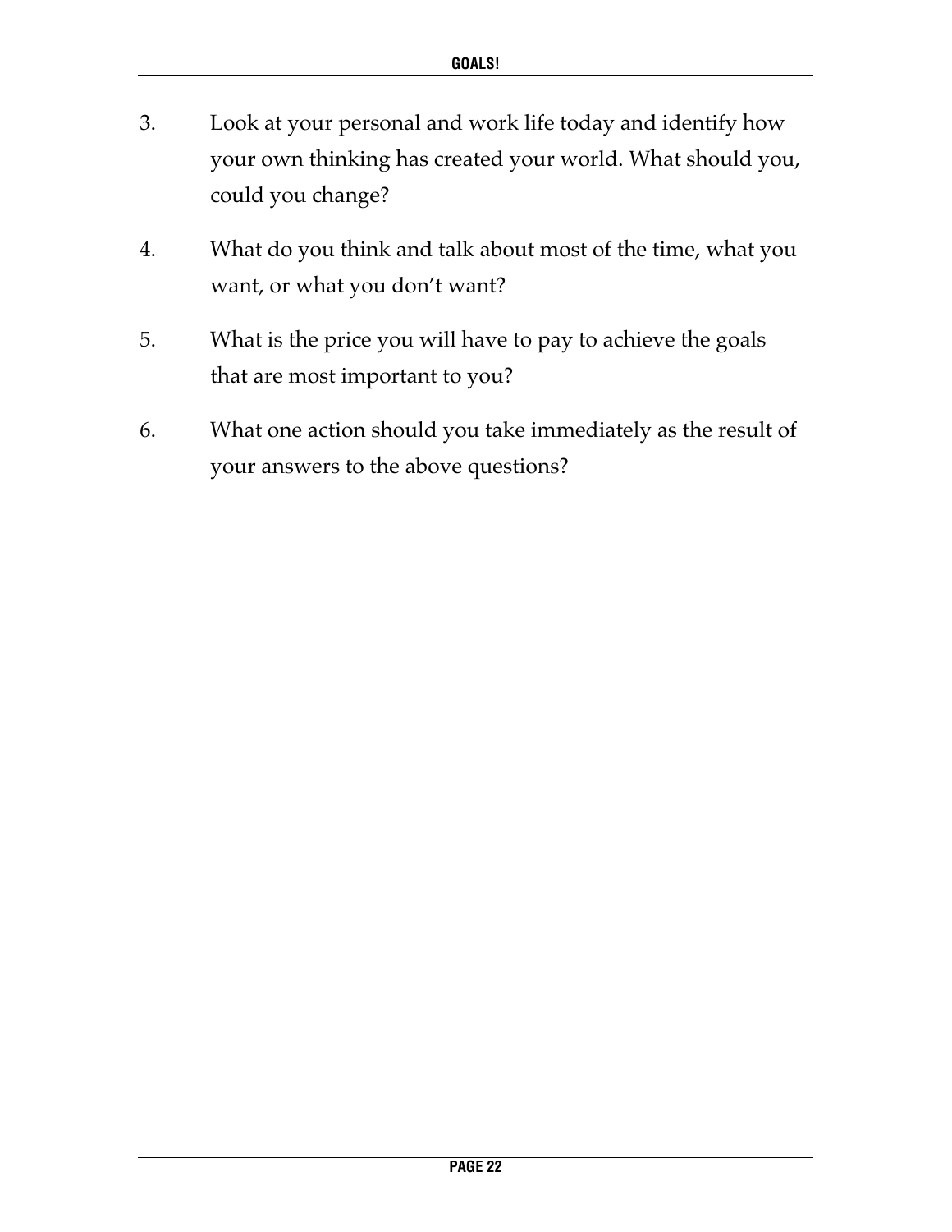3. Look at your personal and work life today and identify how your own thinking has created your world. What should you, could you change?

4. What do you think and talk about most of the time, what you want, or what you don't want?

5. What is the price you will have to pay to achieve the goals that are most important to you?

6. What one action should you take immediately as the result of your answers to the above questions?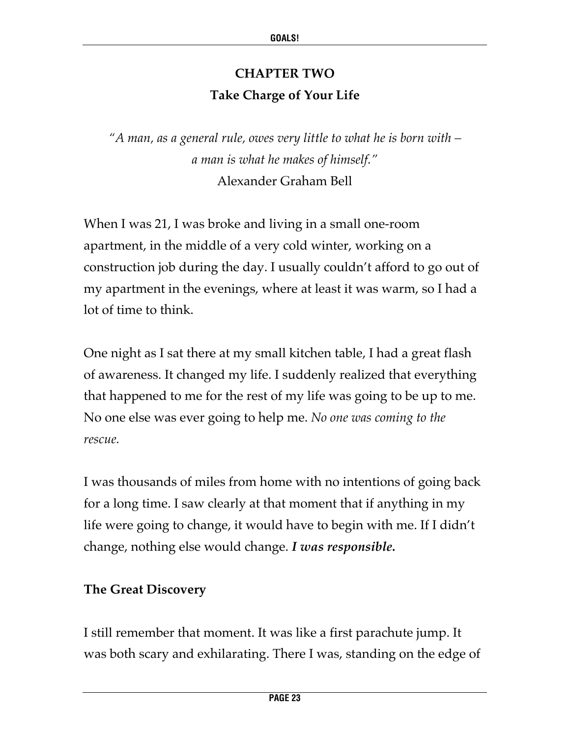# CHAPTER TWO
## Take Charge of Your Life

*"A man, as a general rule, owes very little to what he is born with – a man is what he makes of himself."*
Alexander Graham Bell

When I was 21, I was broke and living in a small one-room apartment, in the middle of a very cold winter, working on a construction job during the day. I usually couldn't afford to go out of my apartment in the evenings, where at least it was warm, so I had a lot of time to think.

One night as I sat there at my small kitchen table, I had a great flash of awareness. It changed my life. I suddenly realized that everything that happened to me for the rest of my life was going to be up to me. No one else was ever going to help me. *No one was coming to the rescue.*

I was thousands of miles from home with no intentions of going back for a long time. I saw clearly at that moment that if anything in my life were going to change, it would have to begin with me. If I didn't change, nothing else would change. ***I was responsible.***

### The Great Discovery

I still remember that moment. It was like a first parachute jump. It was both scary and exhilarating. There I was, standing on the edge of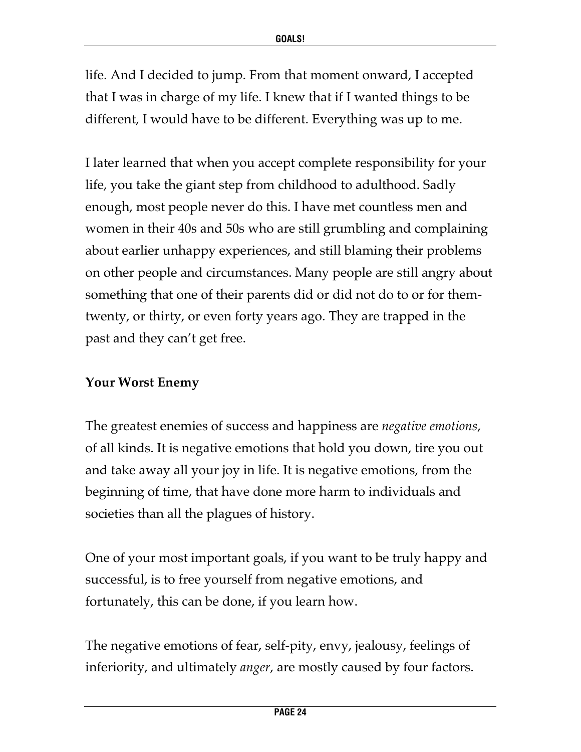life. And I decided to jump. From that moment onward, I accepted that I was in charge of my life. I knew that if I wanted things to be different, I would have to be different. Everything was up to me.

I later learned that when you accept complete responsibility for your life, you take the giant step from childhood to adulthood. Sadly enough, most people never do this. I have met countless men and women in their 40s and 50s who are still grumbling and complaining about earlier unhappy experiences, and still blaming their problems on other people and circumstances. Many people are still angry about something that one of their parents did or did not do to or for them-twenty, or thirty, or even forty years ago. They are trapped in the past and they can't get free.

**Your Worst Enemy**

The greatest enemies of success and happiness are *negative emotions*, of all kinds. It is negative emotions that hold you down, tire you out and take away all your joy in life. It is negative emotions, from the beginning of time, that have done more harm to individuals and societies than all the plagues of history.

One of your most important goals, if you want to be truly happy and successful, is to free yourself from negative emotions, and fortunately, this can be done, if you learn how.

The negative emotions of fear, self-pity, envy, jealousy, feelings of inferiority, and ultimately *anger*, are mostly caused by four factors.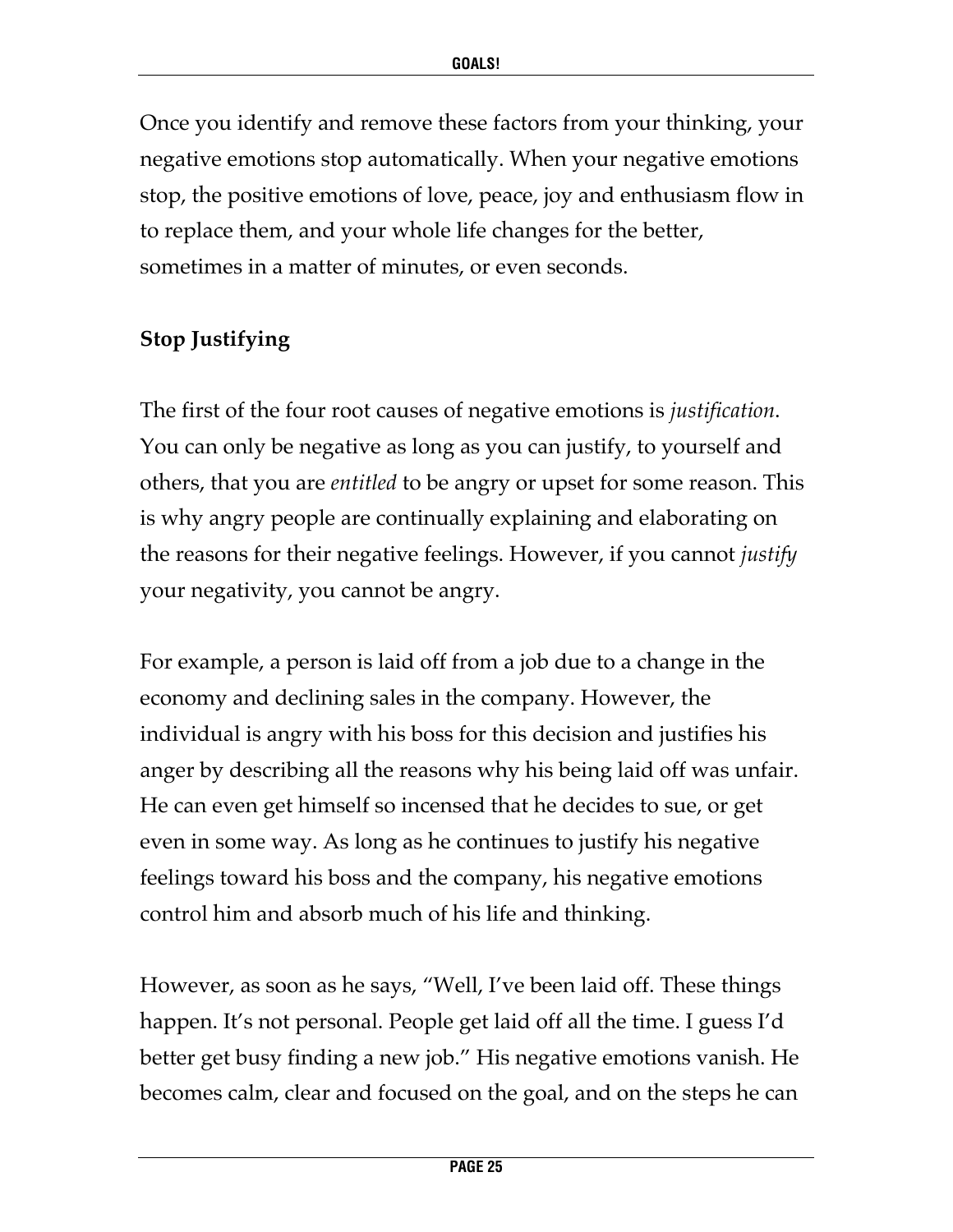Once you identify and remove these factors from your thinking, your negative emotions stop automatically. When your negative emotions stop, the positive emotions of love, peace, joy and enthusiasm flow in to replace them, and your whole life changes for the better, sometimes in a matter of minutes, or even seconds.

**Stop Justifying**

The first of the four root causes of negative emotions is *justification*. You can only be negative as long as you can justify, to yourself and others, that you are *entitled* to be angry or upset for some reason. This is why angry people are continually explaining and elaborating on the reasons for their negative feelings. However, if you cannot *justify* your negativity, you cannot be angry.

For example, a person is laid off from a job due to a change in the economy and declining sales in the company. However, the individual is angry with his boss for this decision and justifies his anger by describing all the reasons why his being laid off was unfair. He can even get himself so incensed that he decides to sue, or get even in some way. As long as he continues to justify his negative feelings toward his boss and the company, his negative emotions control him and absorb much of his life and thinking.

However, as soon as he says, "Well, I've been laid off. These things happen. It's not personal. People get laid off all the time. I guess I'd better get busy finding a new job." His negative emotions vanish. He becomes calm, clear and focused on the goal, and on the steps he can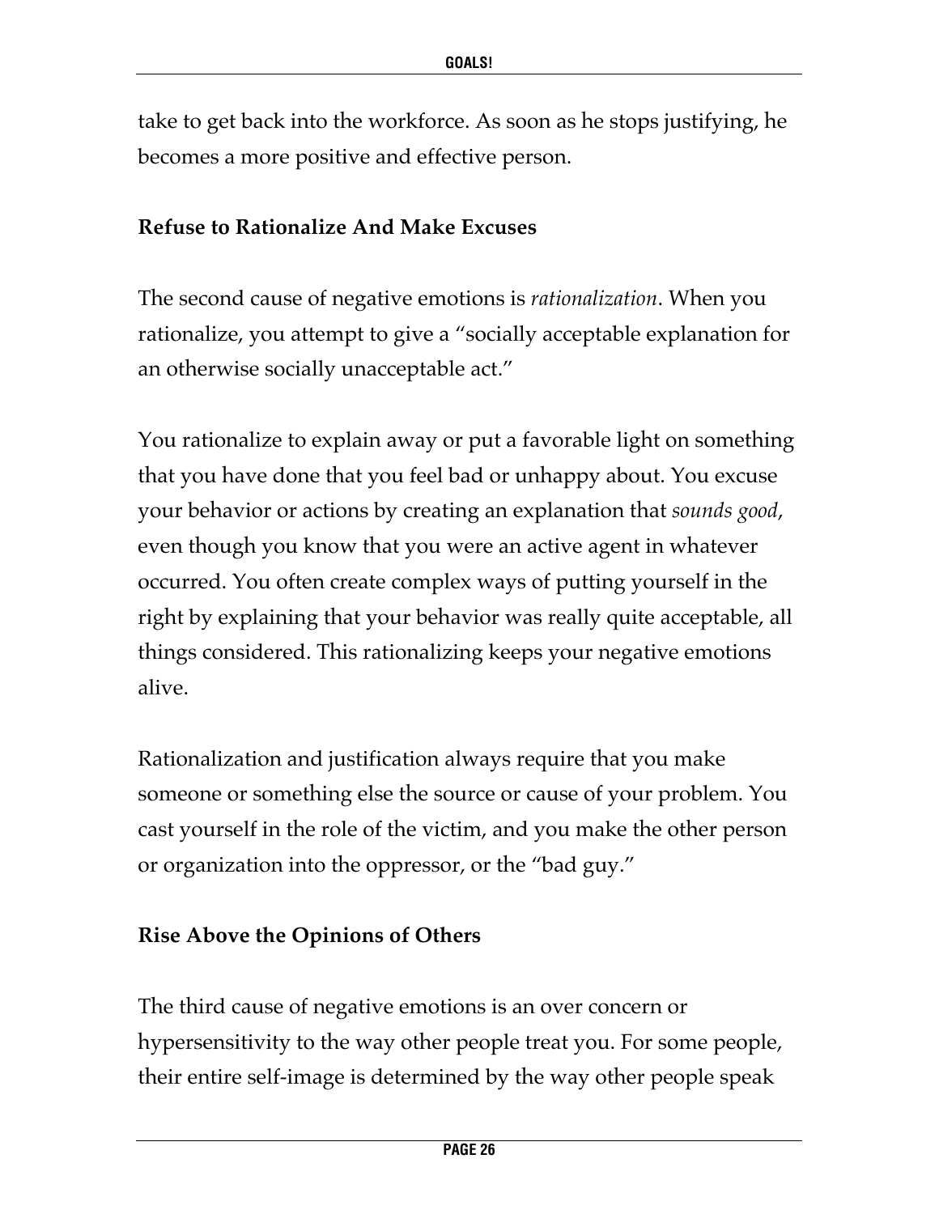take to get back into the workforce. As soon as he stops justifying, he becomes a more positive and effective person.

### Refuse to Rationalize And Make Excuses

The second cause of negative emotions is *rationalization*. When you rationalize, you attempt to give a "socially acceptable explanation for an otherwise socially unacceptable act."

You rationalize to explain away or put a favorable light on something that you have done that you feel bad or unhappy about. You excuse your behavior or actions by creating an explanation that *sounds good*, even though you know that you were an active agent in whatever occurred. You often create complex ways of putting yourself in the right by explaining that your behavior was really quite acceptable, all things considered. This rationalizing keeps your negative emotions alive.

Rationalization and justification always require that you make someone or something else the source or cause of your problem. You cast yourself in the role of the victim, and you make the other person or organization into the oppressor, or the "bad guy."

### Rise Above the Opinions of Others

The third cause of negative emotions is an over concern or hypersensitivity to the way other people treat you. For some people, their entire self-image is determined by the way other people speak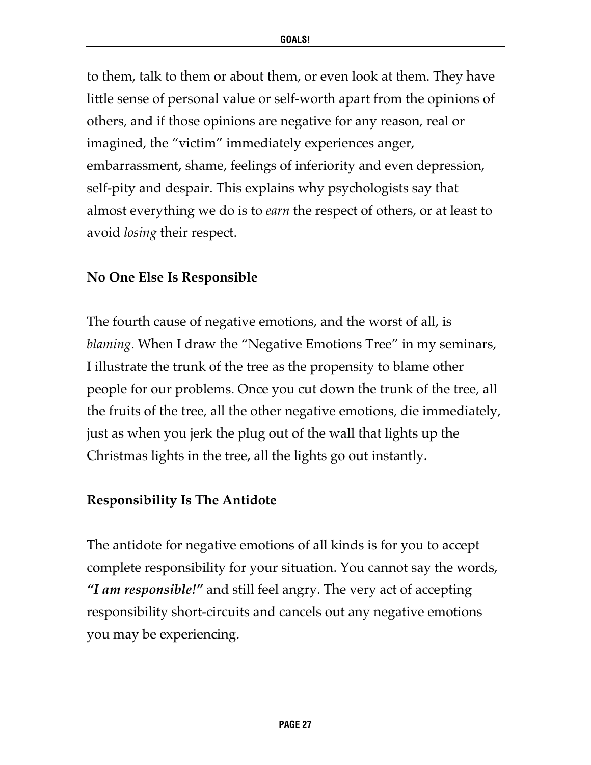to them, talk to them or about them, or even look at them. They have little sense of personal value or self-worth apart from the opinions of others, and if those opinions are negative for any reason, real or imagined, the "victim" immediately experiences anger, embarrassment, shame, feelings of inferiority and even depression, self-pity and despair. This explains why psychologists say that almost everything we do is to *earn* the respect of others, or at least to avoid *losing* their respect.

**No One Else Is Responsible**

The fourth cause of negative emotions, and the worst of all, is *blaming*. When I draw the "Negative Emotions Tree" in my seminars, I illustrate the trunk of the tree as the propensity to blame other people for our problems. Once you cut down the trunk of the tree, all the fruits of the tree, all the other negative emotions, die immediately, just as when you jerk the plug out of the wall that lights up the Christmas lights in the tree, all the lights go out instantly.

**Responsibility Is The Antidote**

The antidote for negative emotions of all kinds is for you to accept complete responsibility for your situation. You cannot say the words, ***"I am responsible!"*** and still feel angry. The very act of accepting responsibility short-circuits and cancels out any negative emotions you may be experiencing.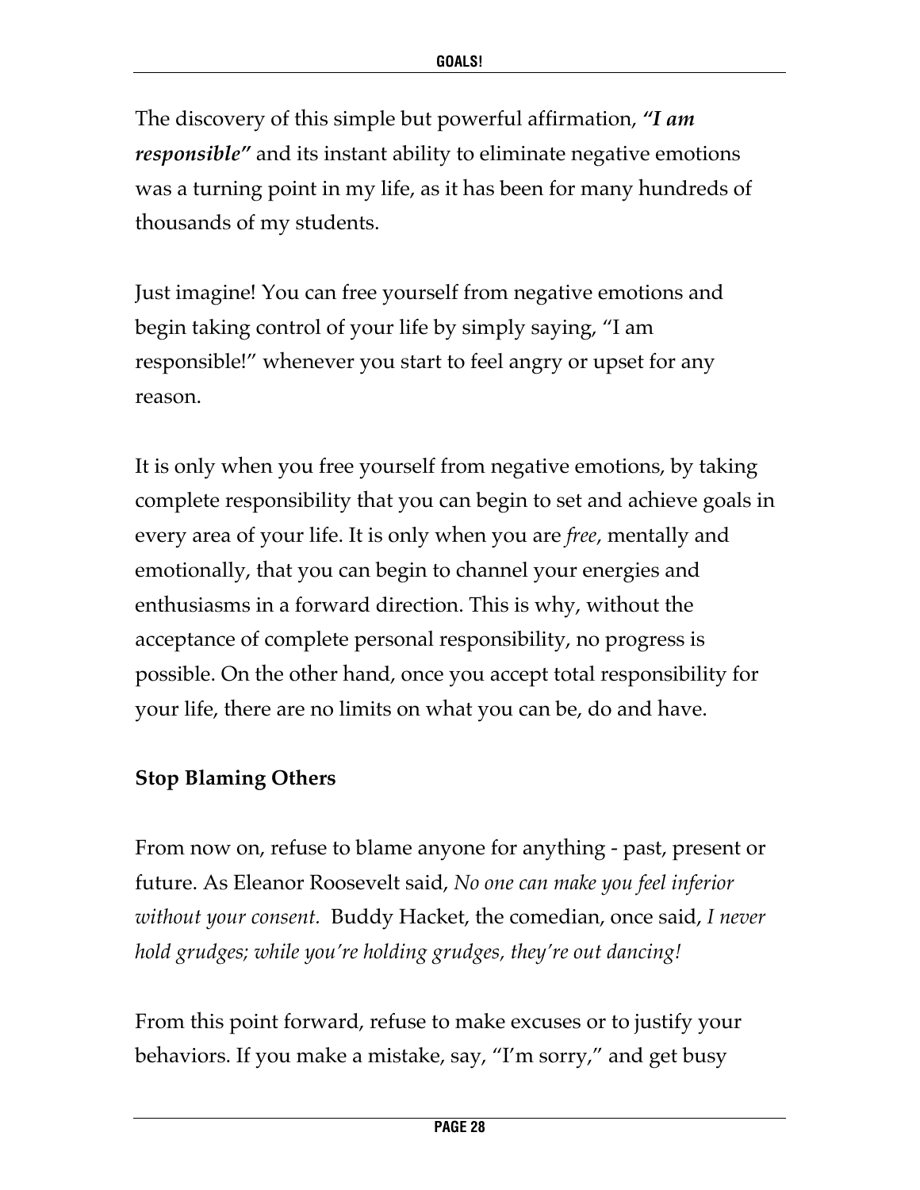The discovery of this simple but powerful affirmation, ***"I am responsible"*** and its instant ability to eliminate negative emotions was a turning point in my life, as it has been for many hundreds of thousands of my students.

Just imagine! You can free yourself from negative emotions and begin taking control of your life by simply saying, "I am responsible!" whenever you start to feel angry or upset for any reason.

It is only when you free yourself from negative emotions, by taking complete responsibility that you can begin to set and achieve goals in every area of your life. It is only when you are *free*, mentally and emotionally, that you can begin to channel your energies and enthusiasms in a forward direction. This is why, without the acceptance of complete personal responsibility, no progress is possible. On the other hand, once you accept total responsibility for your life, there are no limits on what you can be, do and have.

**Stop Blaming Others**

From now on, refuse to blame anyone for anything - past, present or future. As Eleanor Roosevelt said, *No one can make you feel inferior without your consent.* Buddy Hacket, the comedian, once said, *I never hold grudges; while you're holding grudges, they're out dancing!*

From this point forward, refuse to make excuses or to justify your behaviors. If you make a mistake, say, "I'm sorry," and get busy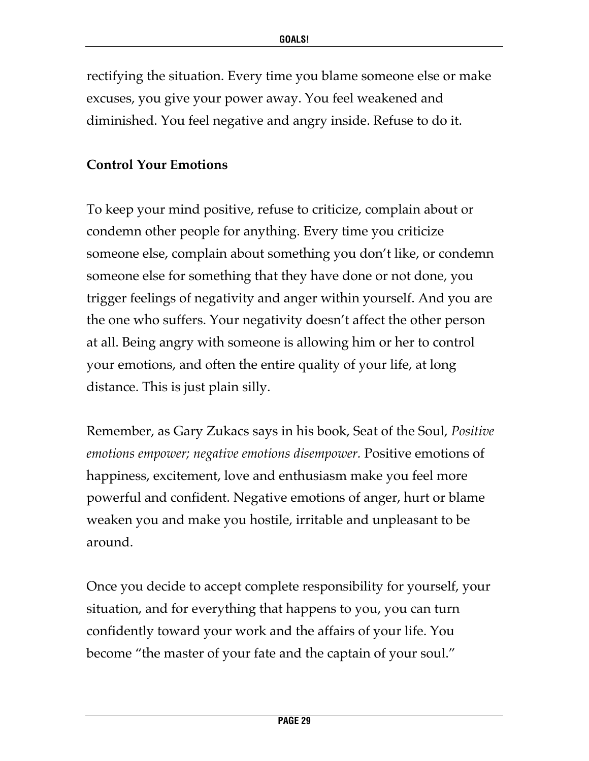rectifying the situation. Every time you blame someone else or make excuses, you give your power away. You feel weakened and diminished. You feel negative and angry inside. Refuse to do it.

**Control Your Emotions**

To keep your mind positive, refuse to criticize, complain about or condemn other people for anything. Every time you criticize someone else, complain about something you don't like, or condemn someone else for something that they have done or not done, you trigger feelings of negativity and anger within yourself. And you are the one who suffers. Your negativity doesn't affect the other person at all. Being angry with someone is allowing him or her to control your emotions, and often the entire quality of your life, at long distance. This is just plain silly.

Remember, as Gary Zukacs says in his book, Seat of the Soul, *Positive emotions empower; negative emotions disempower.* Positive emotions of happiness, excitement, love and enthusiasm make you feel more powerful and confident. Negative emotions of anger, hurt or blame weaken you and make you hostile, irritable and unpleasant to be around.

Once you decide to accept complete responsibility for yourself, your situation, and for everything that happens to you, you can turn confidently toward your work and the affairs of your life. You become "the master of your fate and the captain of your soul."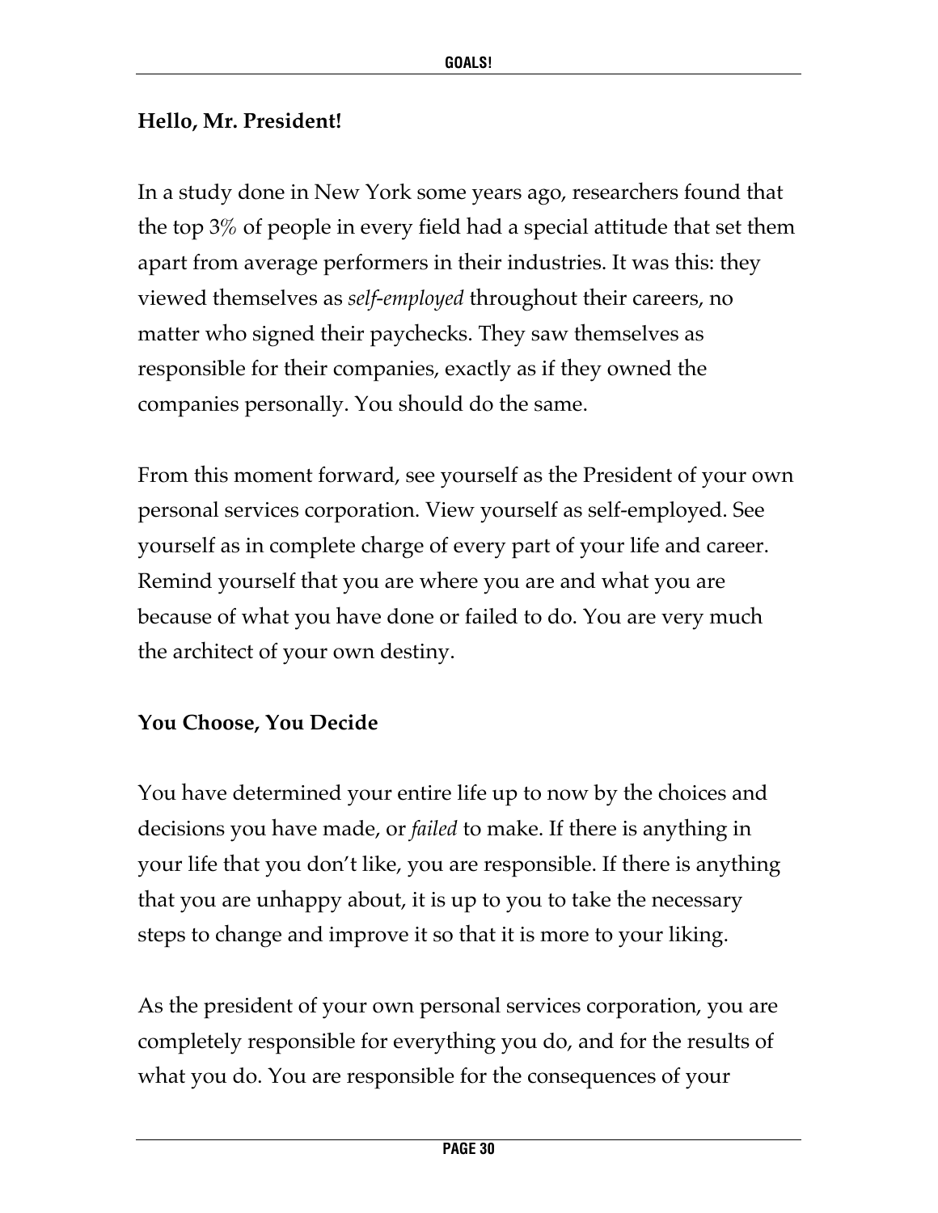## Hello, Mr. President!

In a study done in New York some years ago, researchers found that the top 3% of people in every field had a special attitude that set them apart from average performers in their industries. It was this: they viewed themselves as *self-employed* throughout their careers, no matter who signed their paychecks. They saw themselves as responsible for their companies, exactly as if they owned the companies personally. You should do the same.

From this moment forward, see yourself as the President of your own personal services corporation. View yourself as self-employed. See yourself as in complete charge of every part of your life and career. Remind yourself that you are where you are and what you are because of what you have done or failed to do. You are very much the architect of your own destiny.

## You Choose, You Decide

You have determined your entire life up to now by the choices and decisions you have made, or *failed* to make. If there is anything in your life that you don't like, you are responsible. If there is anything that you are unhappy about, it is up to you to take the necessary steps to change and improve it so that it is more to your liking.

As the president of your own personal services corporation, you are completely responsible for everything you do, and for the results of what you do. You are responsible for the consequences of your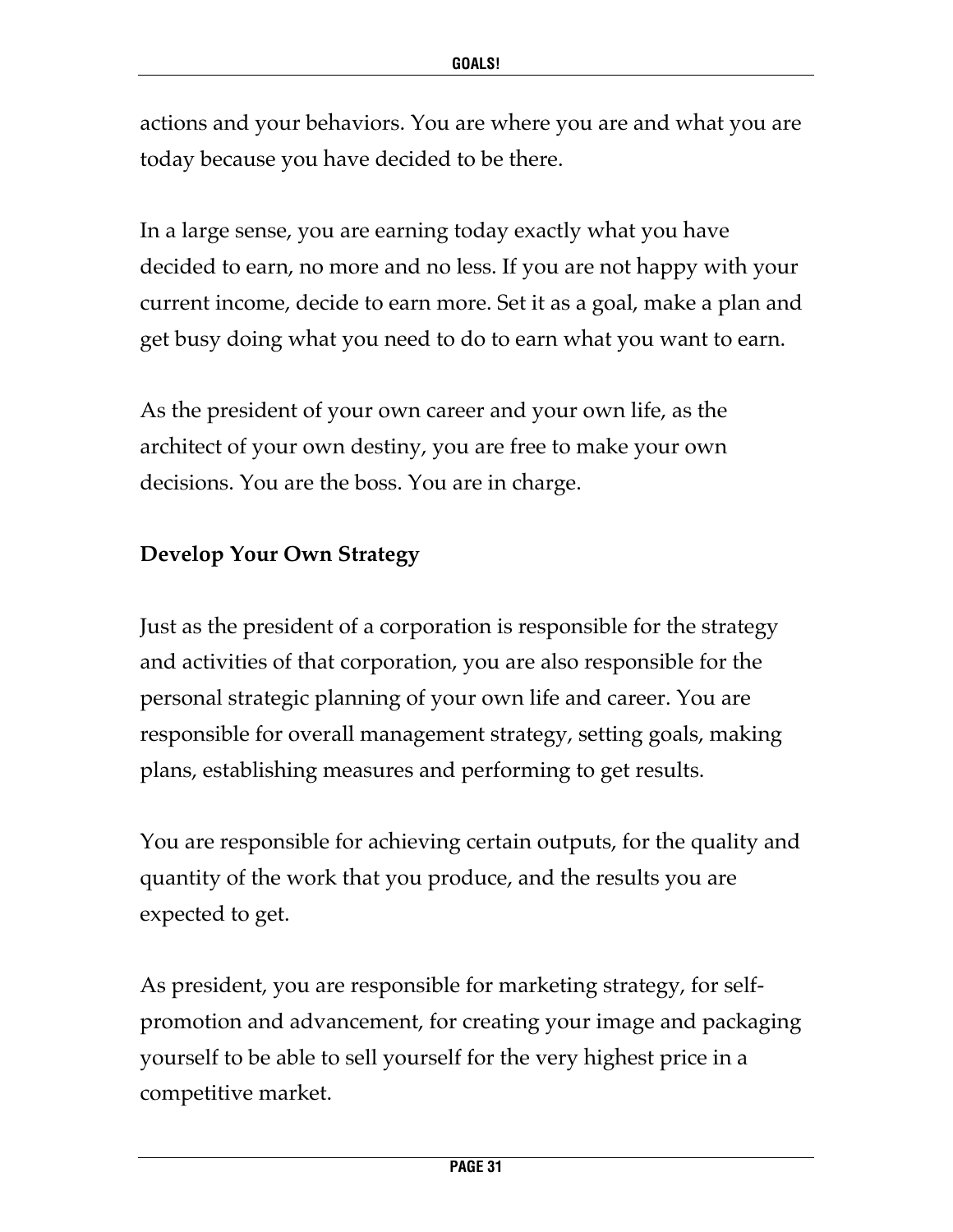actions and your behaviors. You are where you are and what you are today because you have decided to be there.

In a large sense, you are earning today exactly what you have decided to earn, no more and no less. If you are not happy with your current income, decide to earn more. Set it as a goal, make a plan and get busy doing what you need to do to earn what you want to earn.

As the president of your own career and your own life, as the architect of your own destiny, you are free to make your own decisions. You are the boss. You are in charge.

## Develop Your Own Strategy

Just as the president of a corporation is responsible for the strategy and activities of that corporation, you are also responsible for the personal strategic planning of your own life and career. You are responsible for overall management strategy, setting goals, making plans, establishing measures and performing to get results.

You are responsible for achieving certain outputs, for the quality and quantity of the work that you produce, and the results you are expected to get.

As president, you are responsible for marketing strategy, for self-promotion and advancement, for creating your image and packaging yourself to be able to sell yourself for the very highest price in a competitive market.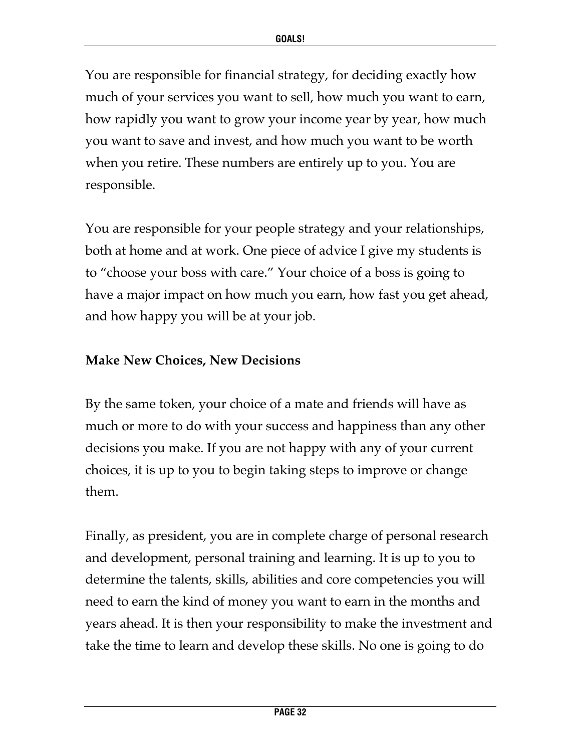You are responsible for financial strategy, for deciding exactly how much of your services you want to sell, how much you want to earn, how rapidly you want to grow your income year by year, how much you want to save and invest, and how much you want to be worth when you retire. These numbers are entirely up to you. You are responsible.

You are responsible for your people strategy and your relationships, both at home and at work. One piece of advice I give my students is to "choose your boss with care." Your choice of a boss is going to have a major impact on how much you earn, how fast you get ahead, and how happy you will be at your job.

**Make New Choices, New Decisions**

By the same token, your choice of a mate and friends will have as much or more to do with your success and happiness than any other decisions you make. If you are not happy with any of your current choices, it is up to you to begin taking steps to improve or change them.

Finally, as president, you are in complete charge of personal research and development, personal training and learning. It is up to you to determine the talents, skills, abilities and core competencies you will need to earn the kind of money you want to earn in the months and years ahead. It is then your responsibility to make the investment and take the time to learn and develop these skills. No one is going to do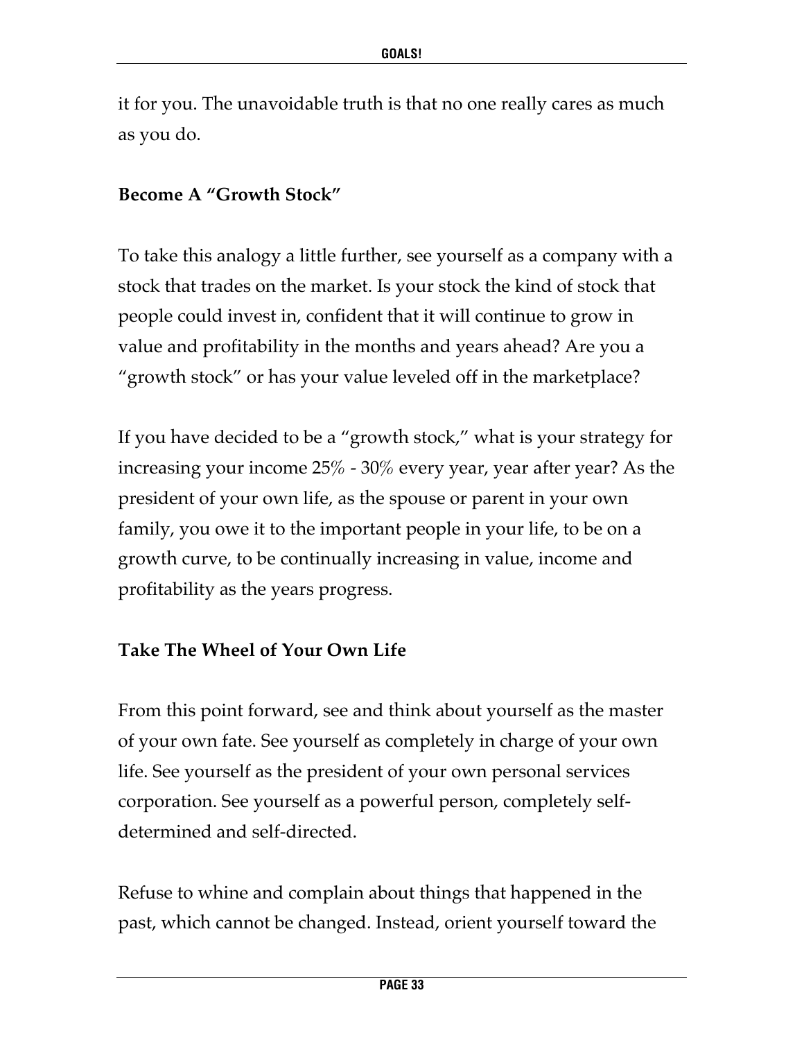it for you. The unavoidable truth is that no one really cares as much as you do.

### Become A "Growth Stock"

To take this analogy a little further, see yourself as a company with a stock that trades on the market. Is your stock the kind of stock that people could invest in, confident that it will continue to grow in value and profitability in the months and years ahead? Are you a "growth stock" or has your value leveled off in the marketplace?

If you have decided to be a "growth stock," what is your strategy for increasing your income 25% - 30% every year, year after year? As the president of your own life, as the spouse or parent in your own family, you owe it to the important people in your life, to be on a growth curve, to be continually increasing in value, income and profitability as the years progress.

### Take The Wheel of Your Own Life

From this point forward, see and think about yourself as the master of your own fate. See yourself as completely in charge of your own life. See yourself as the president of your own personal services corporation. See yourself as a powerful person, completely self-determined and self-directed.

Refuse to whine and complain about things that happened in the past, which cannot be changed. Instead, orient yourself toward the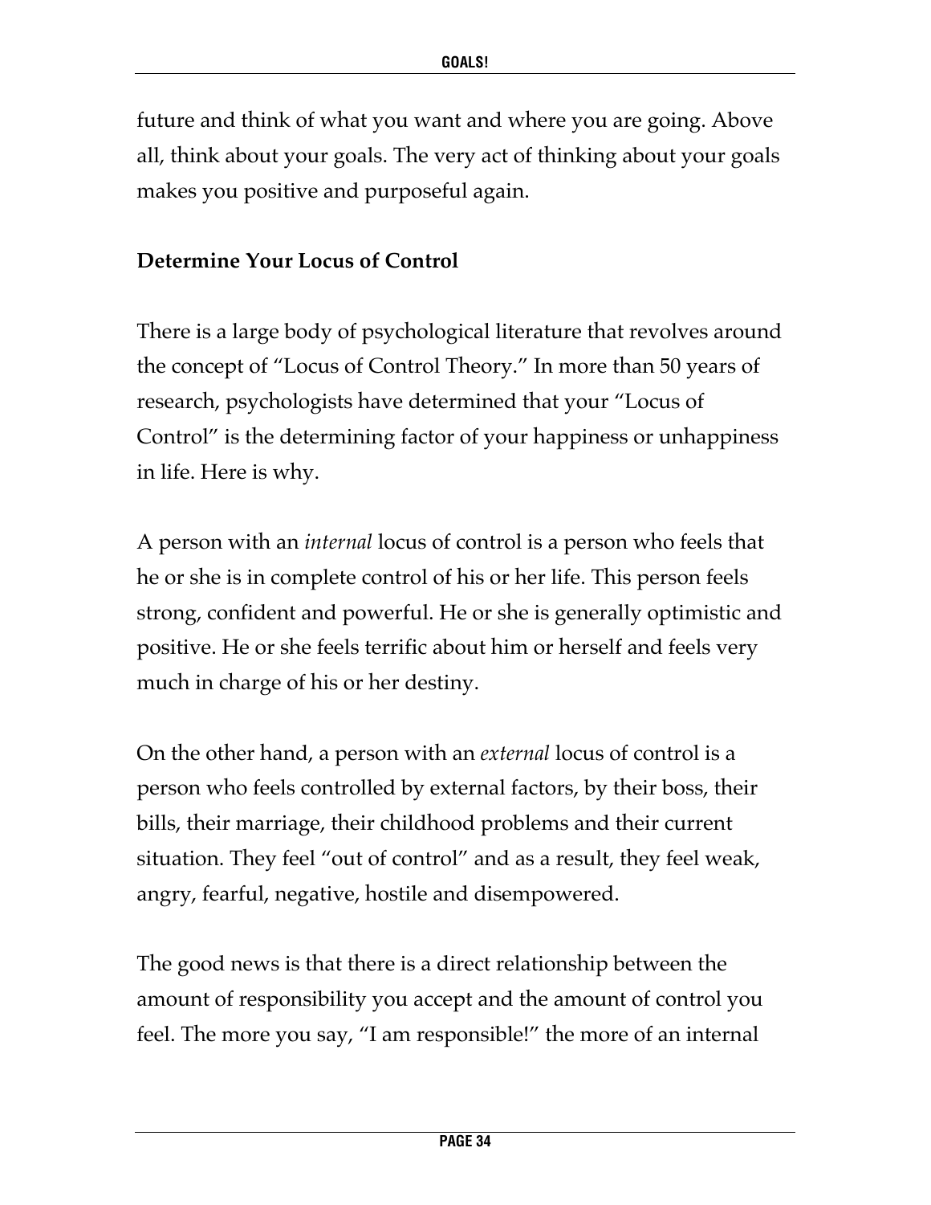future and think of what you want and where you are going. Above all, think about your goals. The very act of thinking about your goals makes you positive and purposeful again.

**Determine Your Locus of Control**

There is a large body of psychological literature that revolves around the concept of "Locus of Control Theory." In more than 50 years of research, psychologists have determined that your "Locus of Control" is the determining factor of your happiness or unhappiness in life. Here is why.

A person with an *internal* locus of control is a person who feels that he or she is in complete control of his or her life. This person feels strong, confident and powerful. He or she is generally optimistic and positive. He or she feels terrific about him or herself and feels very much in charge of his or her destiny.

On the other hand, a person with an *external* locus of control is a person who feels controlled by external factors, by their boss, their bills, their marriage, their childhood problems and their current situation. They feel "out of control" and as a result, they feel weak, angry, fearful, negative, hostile and disempowered.

The good news is that there is a direct relationship between the amount of responsibility you accept and the amount of control you feel. The more you say, "I am responsible!" the more of an internal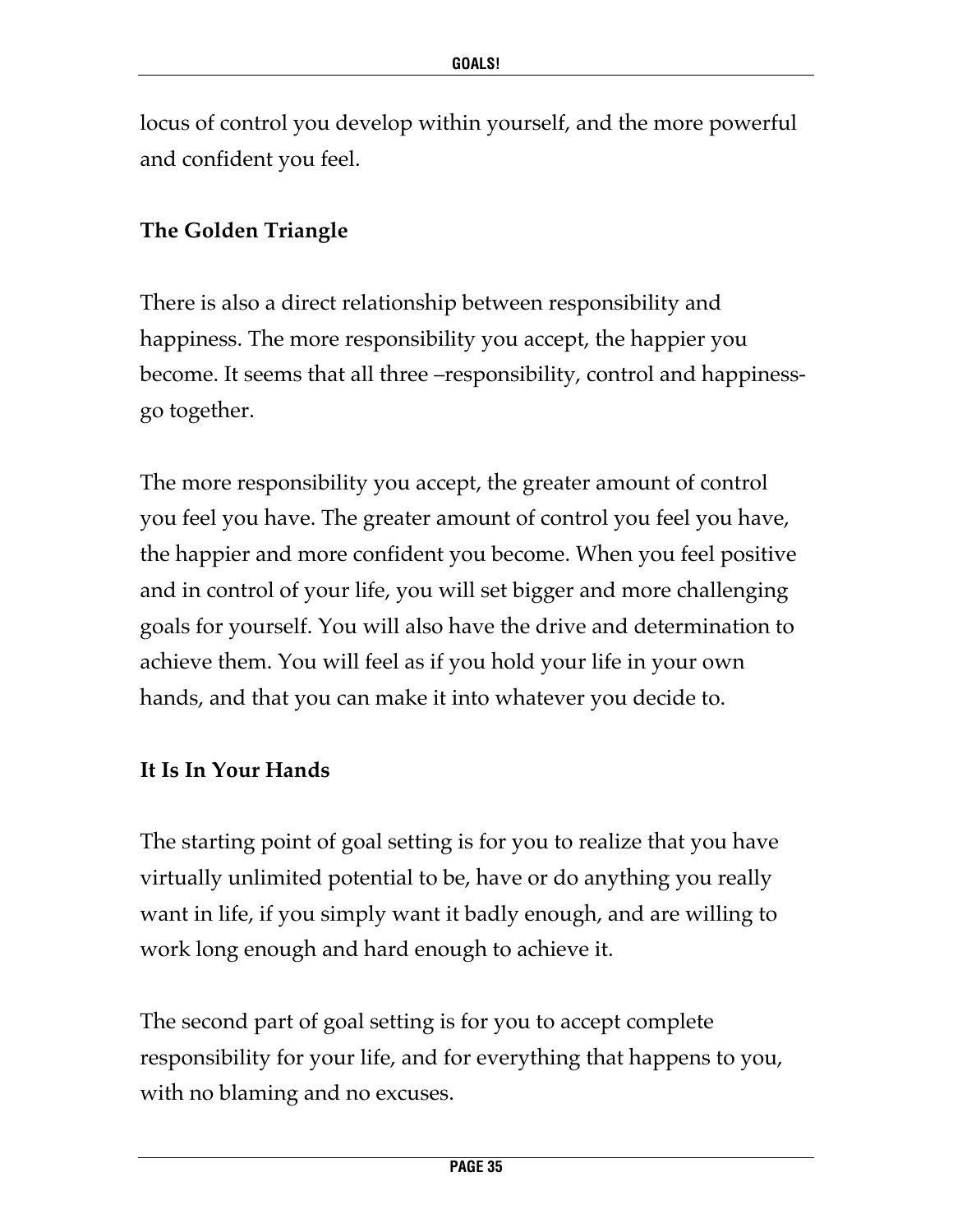locus of control you develop within yourself, and the more powerful and confident you feel.

### The Golden Triangle

There is also a direct relationship between responsibility and happiness. The more responsibility you accept, the happier you become. It seems that all three –responsibility, control and happiness-go together.

The more responsibility you accept, the greater amount of control you feel you have. The greater amount of control you feel you have, the happier and more confident you become. When you feel positive and in control of your life, you will set bigger and more challenging goals for yourself. You will also have the drive and determination to achieve them. You will feel as if you hold your life in your own hands, and that you can make it into whatever you decide to.

### It Is In Your Hands

The starting point of goal setting is for you to realize that you have virtually unlimited potential to be, have or do anything you really want in life, if you simply want it badly enough, and are willing to work long enough and hard enough to achieve it.

The second part of goal setting is for you to accept complete responsibility for your life, and for everything that happens to you, with no blaming and no excuses.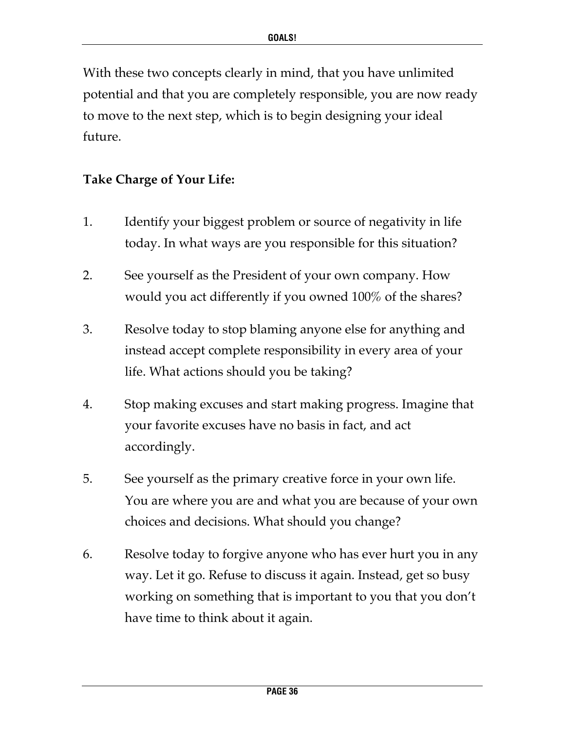With these two concepts clearly in mind, that you have unlimited potential and that you are completely responsible, you are now ready to move to the next step, which is to begin designing your ideal future.

**Take Charge of Your Life:**

1. Identify your biggest problem or source of negativity in life today. In what ways are you responsible for this situation?
2. See yourself as the President of your own company. How would you act differently if you owned 100% of the shares?
3. Resolve today to stop blaming anyone else for anything and instead accept complete responsibility in every area of your life. What actions should you be taking?
4. Stop making excuses and start making progress. Imagine that your favorite excuses have no basis in fact, and act accordingly.
5. See yourself as the primary creative force in your own life. You are where you are and what you are because of your own choices and decisions. What should you change?
6. Resolve today to forgive anyone who has ever hurt you in any way. Let it go. Refuse to discuss it again. Instead, get so busy working on something that is important to you that you don't have time to think about it again.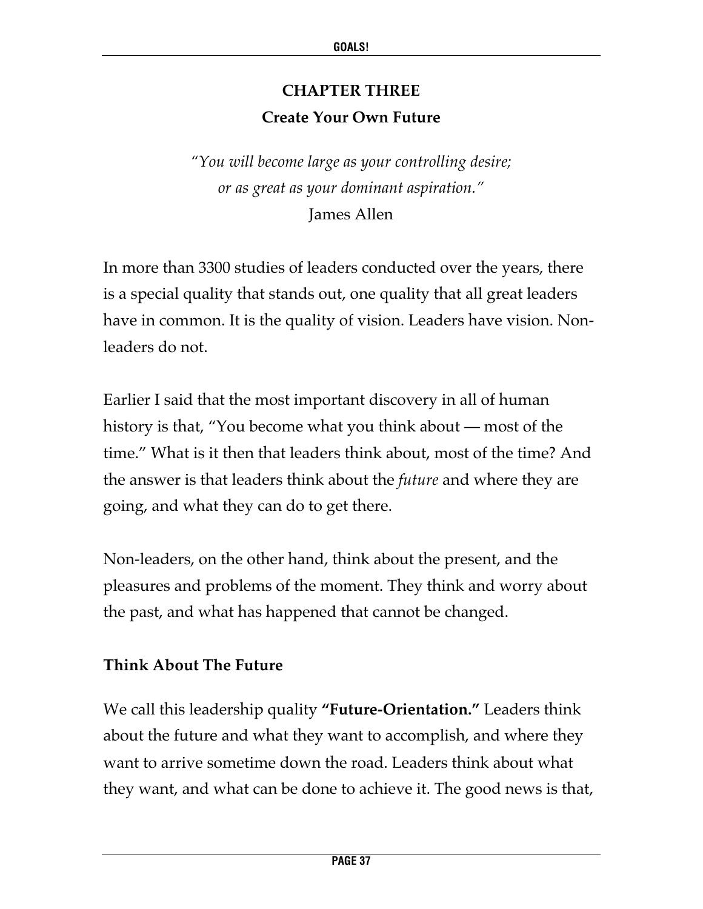# CHAPTER THREE
## Create Your Own Future

*"You will become large as your controlling desire; or as great as your dominant aspiration."*
James Allen

In more than 3300 studies of leaders conducted over the years, there is a special quality that stands out, one quality that all great leaders have in common. It is the quality of vision. Leaders have vision. Non-leaders do not.

Earlier I said that the most important discovery in all of human history is that, "You become what you think about — most of the time." What is it then that leaders think about, most of the time? And the answer is that leaders think about the *future* and where they are going, and what they can do to get there.

Non-leaders, on the other hand, think about the present, and the pleasures and problems of the moment. They think and worry about the past, and what has happened that cannot be changed.

### Think About The Future

We call this leadership quality **"Future-Orientation."** Leaders think about the future and what they want to accomplish, and where they want to arrive sometime down the road. Leaders think about what they want, and what can be done to achieve it. The good news is that,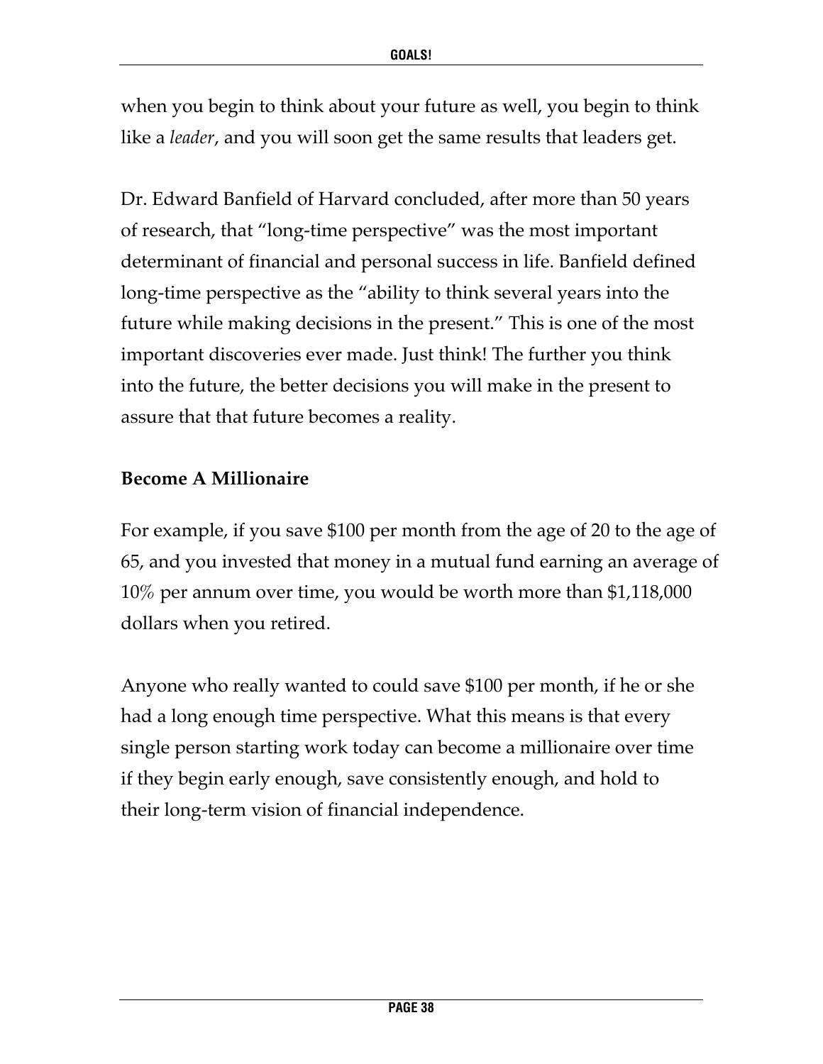when you begin to think about your future as well, you begin to think like a *leader*, and you will soon get the same results that leaders get.

Dr. Edward Banfield of Harvard concluded, after more than 50 years of research, that "long-time perspective" was the most important determinant of financial and personal success in life. Banfield defined long-time perspective as the "ability to think several years into the future while making decisions in the present." This is one of the most important discoveries ever made. Just think! The further you think into the future, the better decisions you will make in the present to assure that that future becomes a reality.

**Become A Millionaire**

For example, if you save $100 per month from the age of 20 to the age of 65, and you invested that money in a mutual fund earning an average of 10% per annum over time, you would be worth more than $1,118,000 dollars when you retired.

Anyone who really wanted to could save $100 per month, if he or she had a long enough time perspective. What this means is that every single person starting work today can become a millionaire over time if they begin early enough, save consistently enough, and hold to their long-term vision of financial independence.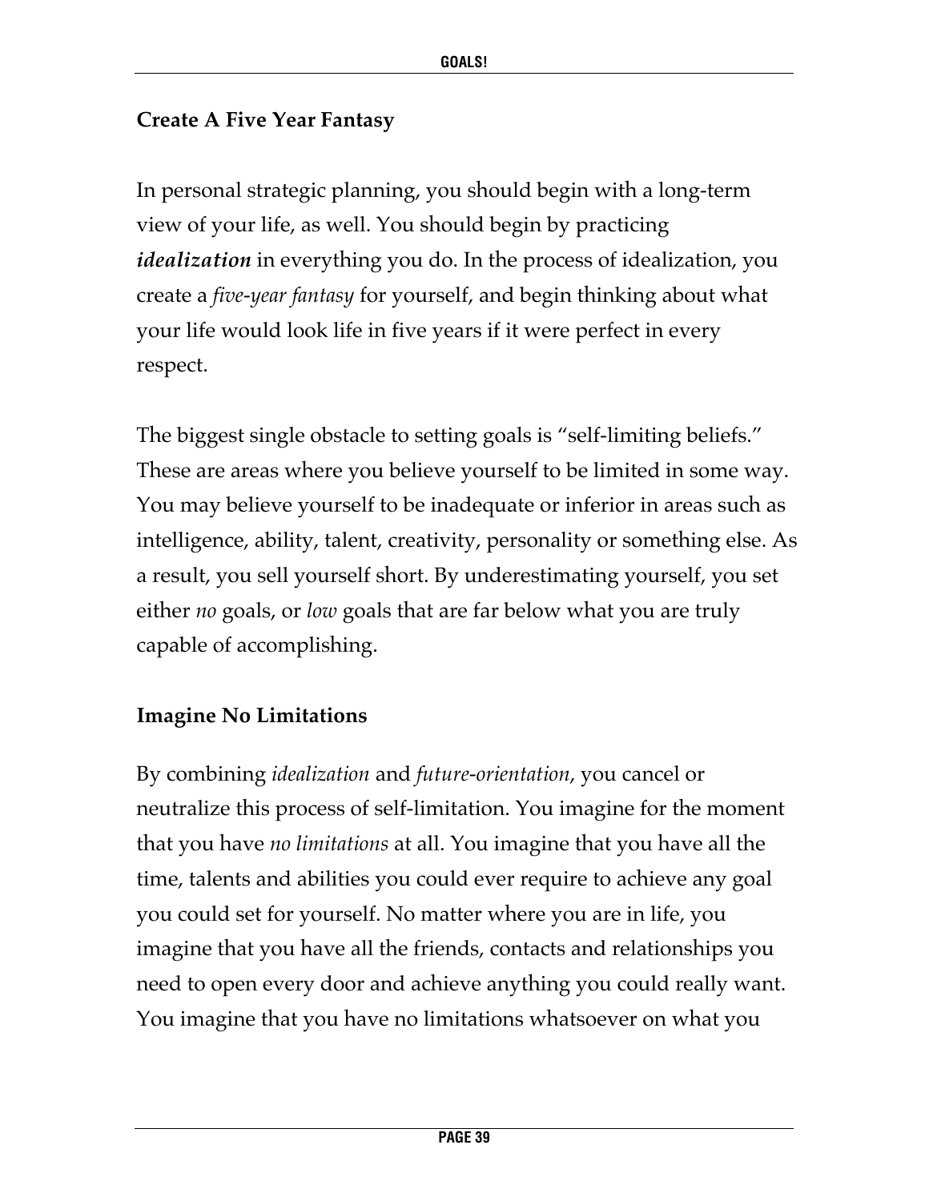### Create A Five Year Fantasy

In personal strategic planning, you should begin with a long-term view of your life, as well. You should begin by practicing ***idealization*** in everything you do. In the process of idealization, you create a *five-year fantasy* for yourself, and begin thinking about what your life would look life in five years if it were perfect in every respect.

The biggest single obstacle to setting goals is "self-limiting beliefs." These are areas where you believe yourself to be limited in some way. You may believe yourself to be inadequate or inferior in areas such as intelligence, ability, talent, creativity, personality or something else. As a result, you sell yourself short. By underestimating yourself, you set either *no* goals, or *low* goals that are far below what you are truly capable of accomplishing.

### Imagine No Limitations

By combining *idealization* and *future-orientation*, you cancel or neutralize this process of self-limitation. You imagine for the moment that you have *no limitations* at all. You imagine that you have all the time, talents and abilities you could ever require to achieve any goal you could set for yourself. No matter where you are in life, you imagine that you have all the friends, contacts and relationships you need to open every door and achieve anything you could really want. You imagine that you have no limitations whatsoever on what you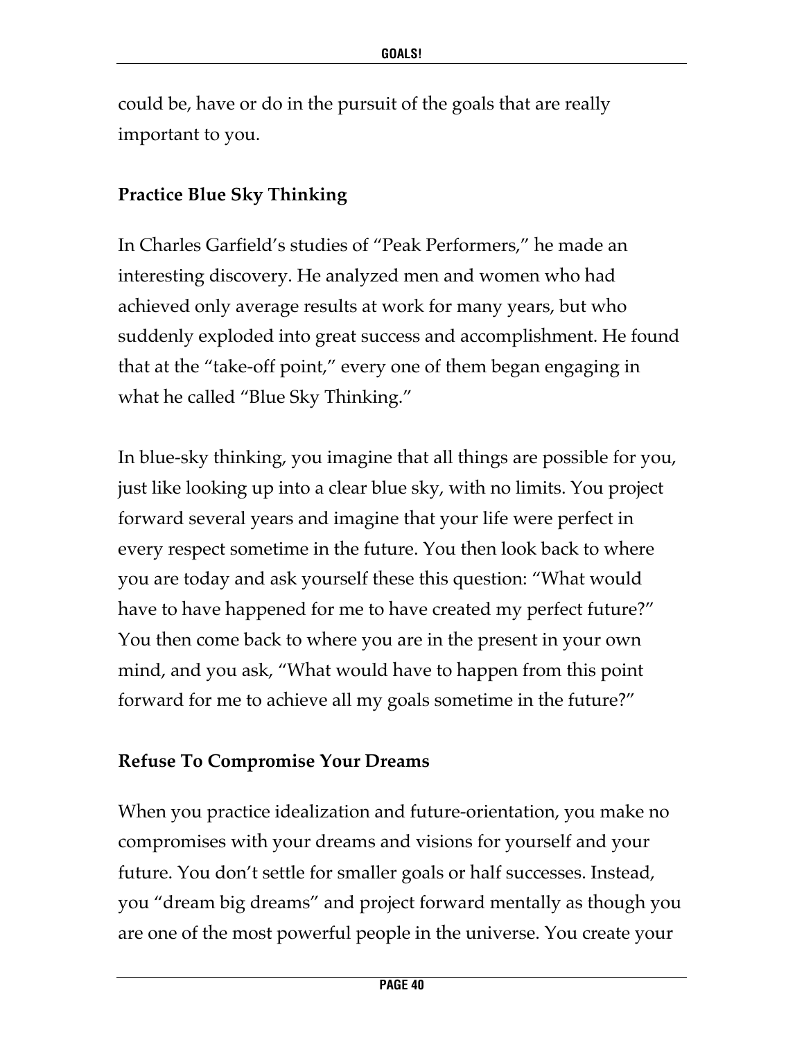could be, have or do in the pursuit of the goals that are really important to you.

## Practice Blue Sky Thinking

In Charles Garfield's studies of "Peak Performers," he made an interesting discovery. He analyzed men and women who had achieved only average results at work for many years, but who suddenly exploded into great success and accomplishment. He found that at the "take-off point," every one of them began engaging in what he called "Blue Sky Thinking."

In blue-sky thinking, you imagine that all things are possible for you, just like looking up into a clear blue sky, with no limits. You project forward several years and imagine that your life were perfect in every respect sometime in the future. You then look back to where you are today and ask yourself these this question: "What would have to have happened for me to have created my perfect future?" You then come back to where you are in the present in your own mind, and you ask, "What would have to happen from this point forward for me to achieve all my goals sometime in the future?"

## Refuse To Compromise Your Dreams

When you practice idealization and future-orientation, you make no compromises with your dreams and visions for yourself and your future. You don't settle for smaller goals or half successes. Instead, you "dream big dreams" and project forward mentally as though you are one of the most powerful people in the universe. You create your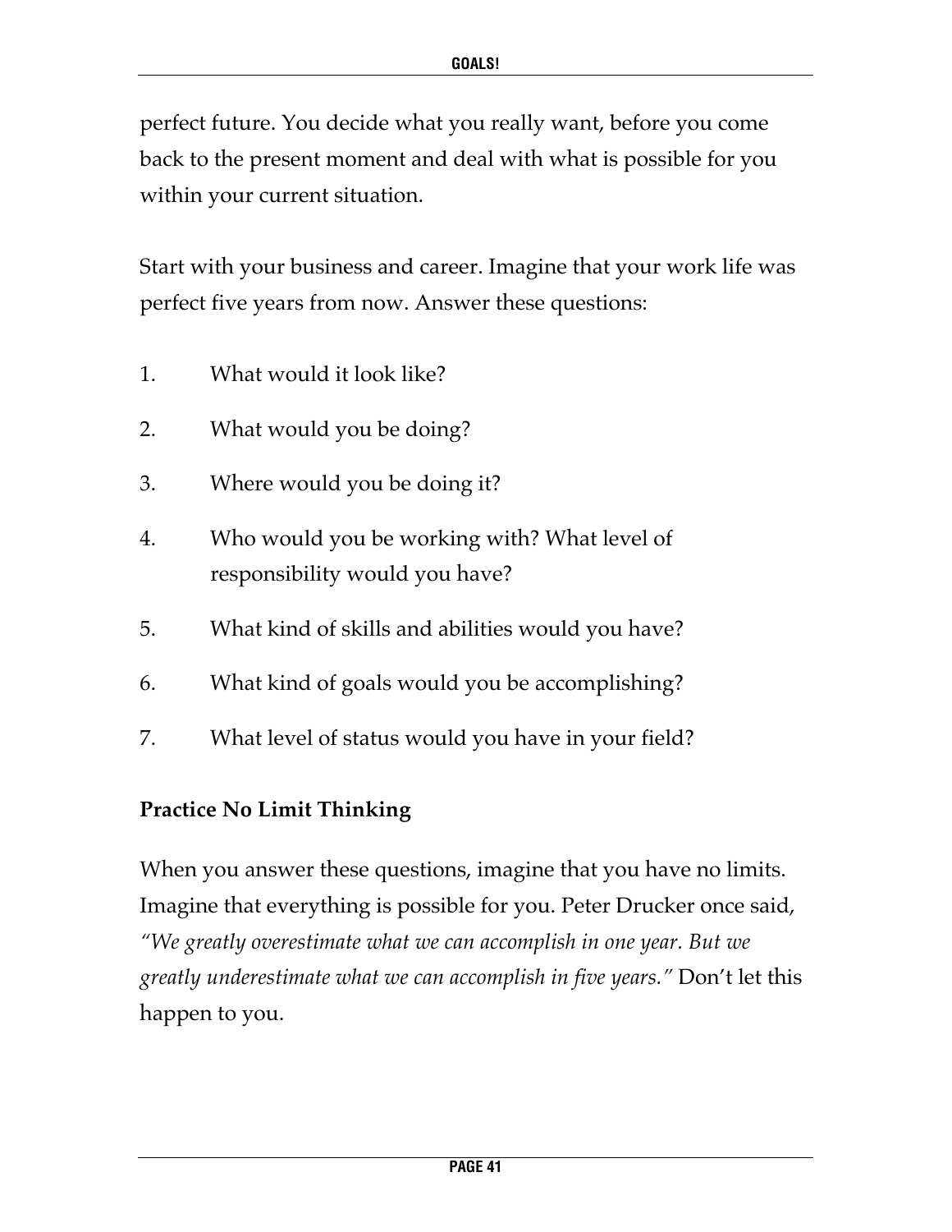perfect future. You decide what you really want, before you come back to the present moment and deal with what is possible for you within your current situation.

Start with your business and career. Imagine that your work life was perfect five years from now. Answer these questions:

1. What would it look like?
2. What would you be doing?
3. Where would you be doing it?
4. Who would you be working with? What level of responsibility would you have?
5. What kind of skills and abilities would you have?
6. What kind of goals would you be accomplishing?
7. What level of status would you have in your field?

**Practice No Limit Thinking**

When you answer these questions, imagine that you have no limits. Imagine that everything is possible for you. Peter Drucker once said, *"We greatly overestimate what we can accomplish in one year. But we greatly underestimate what we can accomplish in five years."* Don't let this happen to you.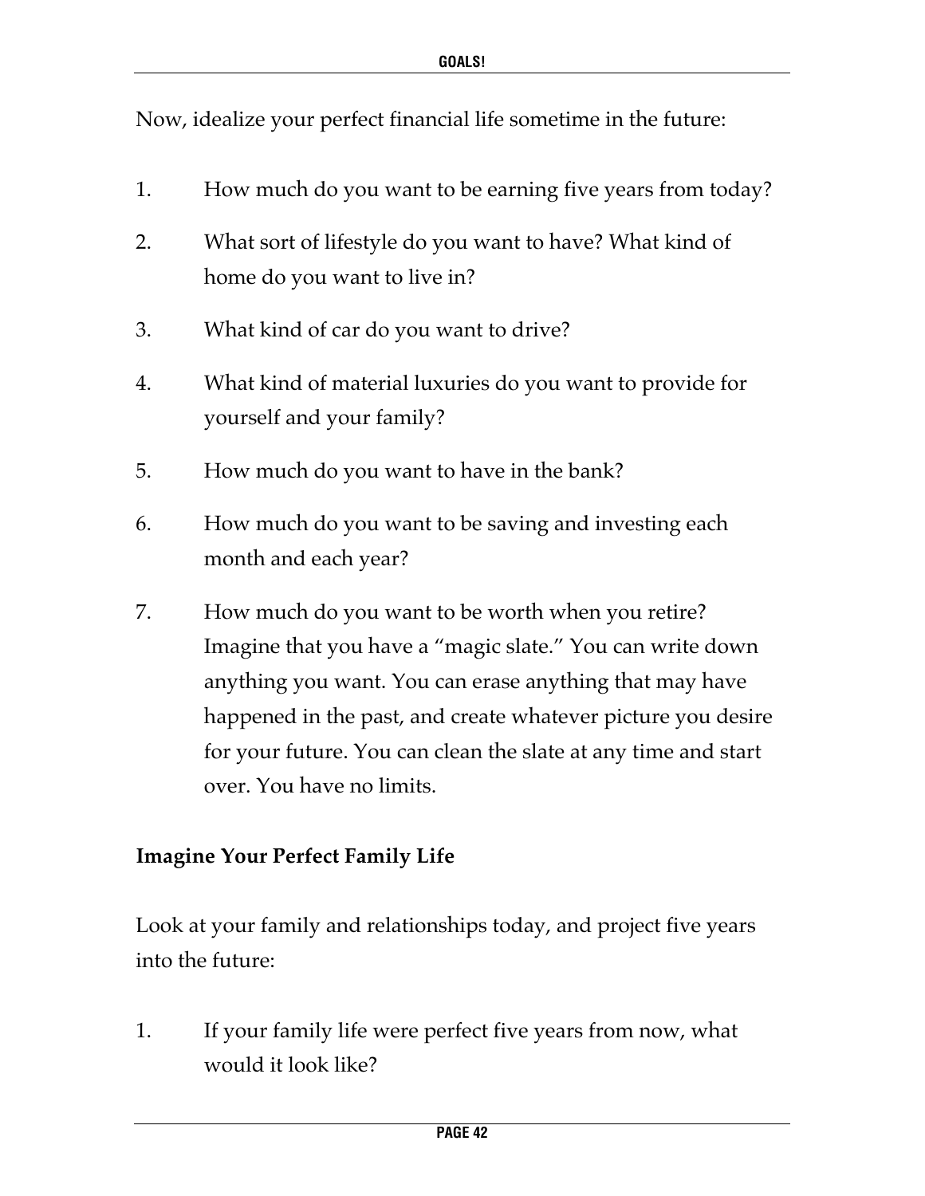Now, idealize your perfect financial life sometime in the future:

1. How much do you want to be earning five years from today?
2. What sort of lifestyle do you want to have? What kind of home do you want to live in?
3. What kind of car do you want to drive?
4. What kind of material luxuries do you want to provide for yourself and your family?
5. How much do you want to have in the bank?
6. How much do you want to be saving and investing each month and each year?
7. How much do you want to be worth when you retire? Imagine that you have a "magic slate." You can write down anything you want. You can erase anything that may have happened in the past, and create whatever picture you desire for your future. You can clean the slate at any time and start over. You have no limits.

**Imagine Your Perfect Family Life**

Look at your family and relationships today, and project five years into the future:

1. If your family life were perfect five years from now, what would it look like?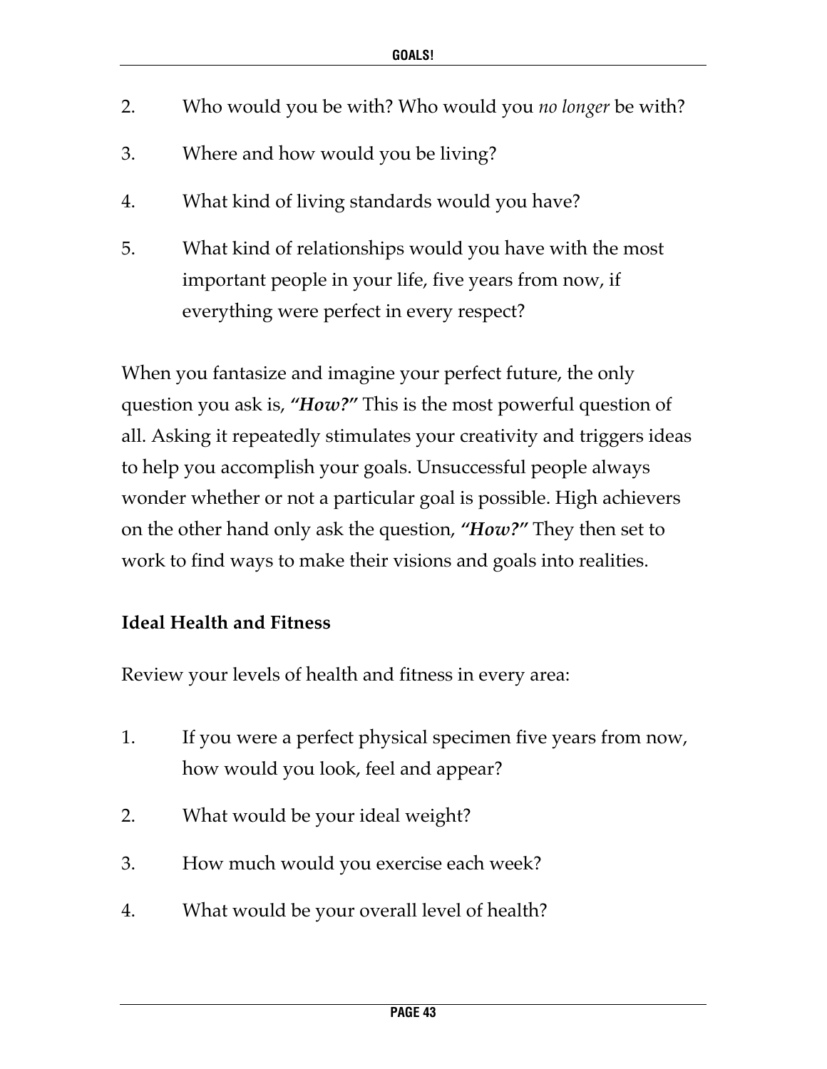2. Who would you be with? Who would you *no longer* be with?
3. Where and how would you be living?
4. What kind of living standards would you have?
5. What kind of relationships would you have with the most important people in your life, five years from now, if everything were perfect in every respect?

When you fantasize and imagine your perfect future, the only question you ask is, ***"How?"*** This is the most powerful question of all. Asking it repeatedly stimulates your creativity and triggers ideas to help you accomplish your goals. Unsuccessful people always wonder whether or not a particular goal is possible. High achievers on the other hand only ask the question, ***"How?"*** They then set to work to find ways to make their visions and goals into realities.

**Ideal Health and Fitness**

Review your levels of health and fitness in every area:

1. If you were a perfect physical specimen five years from now, how would you look, feel and appear?
2. What would be your ideal weight?
3. How much would you exercise each week?
4. What would be your overall level of health?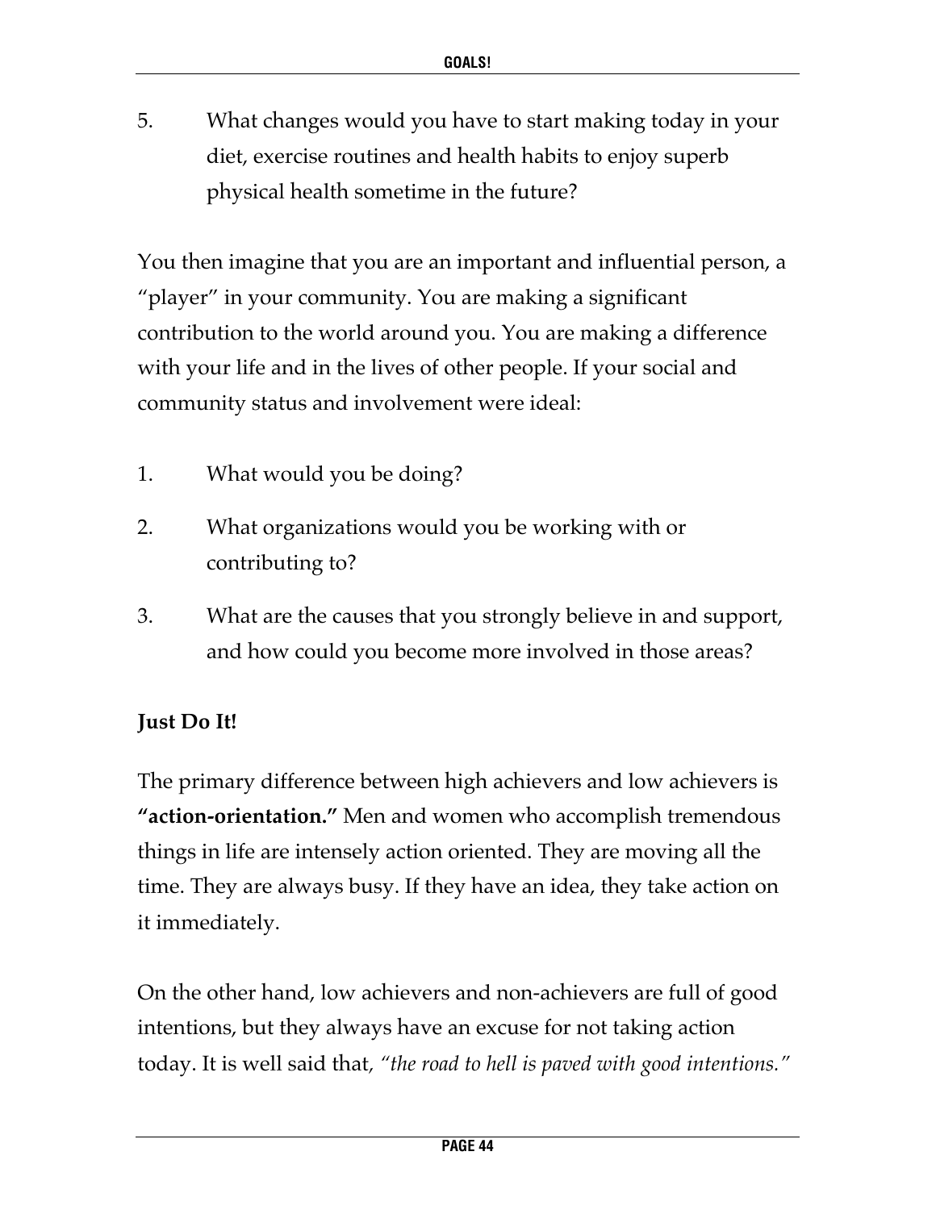5. What changes would you have to start making today in your diet, exercise routines and health habits to enjoy superb physical health sometime in the future?

You then imagine that you are an important and influential person, a "player" in your community. You are making a significant contribution to the world around you. You are making a difference with your life and in the lives of other people. If your social and community status and involvement were ideal:

1. What would you be doing?
2. What organizations would you be working with or contributing to?
3. What are the causes that you strongly believe in and support, and how could you become more involved in those areas?

**Just Do It!**

The primary difference between high achievers and low achievers is **"action-orientation."** Men and women who accomplish tremendous things in life are intensely action oriented. They are moving all the time. They are always busy. If they have an idea, they take action on it immediately.

On the other hand, low achievers and non-achievers are full of good intentions, but they always have an excuse for not taking action today. It is well said that, *"the road to hell is paved with good intentions."*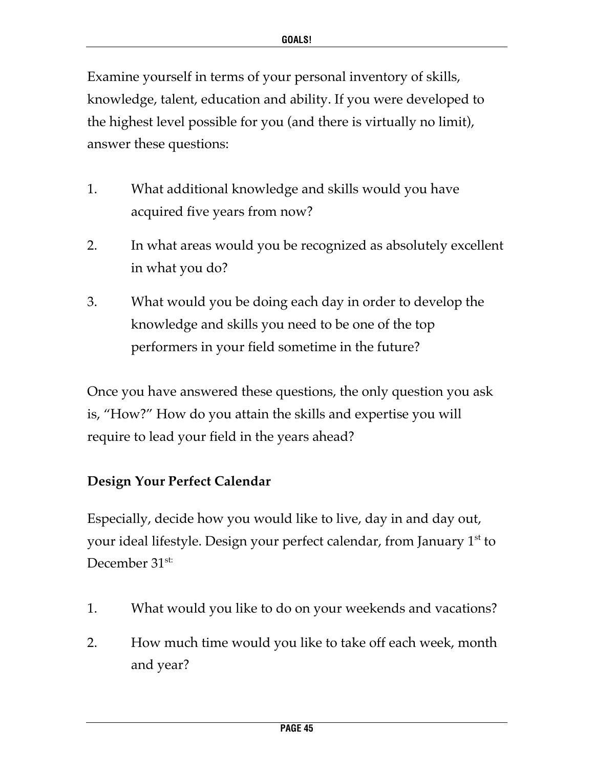Examine yourself in terms of your personal inventory of skills, knowledge, talent, education and ability. If you were developed to the highest level possible for you (and there is virtually no limit), answer these questions:

1. What additional knowledge and skills would you have acquired five years from now?
2. In what areas would you be recognized as absolutely excellent in what you do?
3. What would you be doing each day in order to develop the knowledge and skills you need to be one of the top performers in your field sometime in the future?

Once you have answered these questions, the only question you ask is, "How?" How do you attain the skills and expertise you will require to lead your field in the years ahead?

**Design Your Perfect Calendar**

Especially, decide how you would like to live, day in and day out, your ideal lifestyle. Design your perfect calendar, from January 1st to December 31st:

1. What would you like to do on your weekends and vacations?
2. How much time would you like to take off each week, month and year?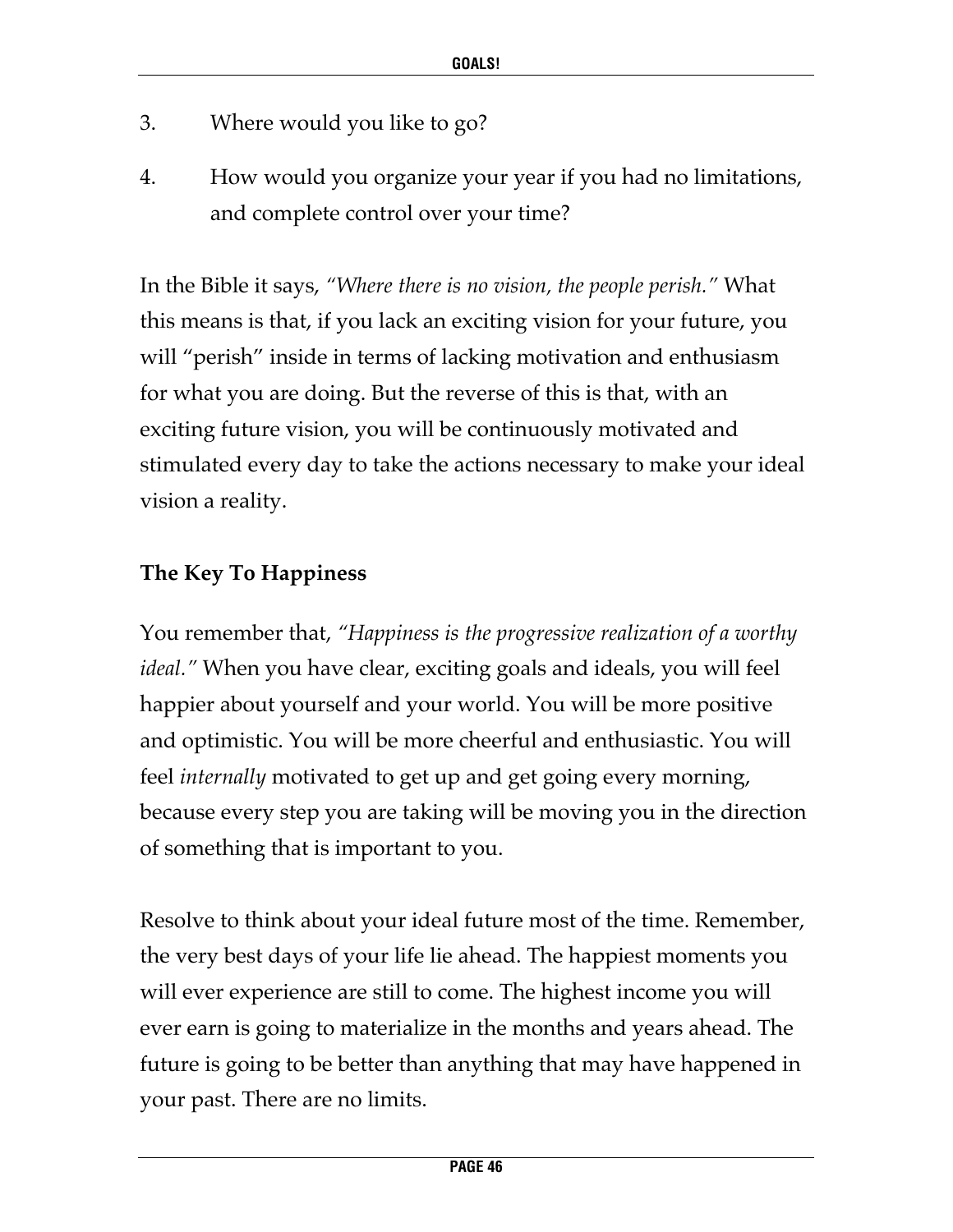3. Where would you like to go?
4. How would you organize your year if you had no limitations, and complete control over your time?

In the Bible it says, *"Where there is no vision, the people perish."* What this means is that, if you lack an exciting vision for your future, you will "perish" inside in terms of lacking motivation and enthusiasm for what you are doing. But the reverse of this is that, with an exciting future vision, you will be continuously motivated and stimulated every day to take the actions necessary to make your ideal vision a reality.

### The Key To Happiness

You remember that, *"Happiness is the progressive realization of a worthy ideal."* When you have clear, exciting goals and ideals, you will feel happier about yourself and your world. You will be more positive and optimistic. You will be more cheerful and enthusiastic. You will feel *internally* motivated to get up and get going every morning, because every step you are taking will be moving you in the direction of something that is important to you.

Resolve to think about your ideal future most of the time. Remember, the very best days of your life lie ahead. The happiest moments you will ever experience are still to come. The highest income you will ever earn is going to materialize in the months and years ahead. The future is going to be better than anything that may have happened in your past. There are no limits.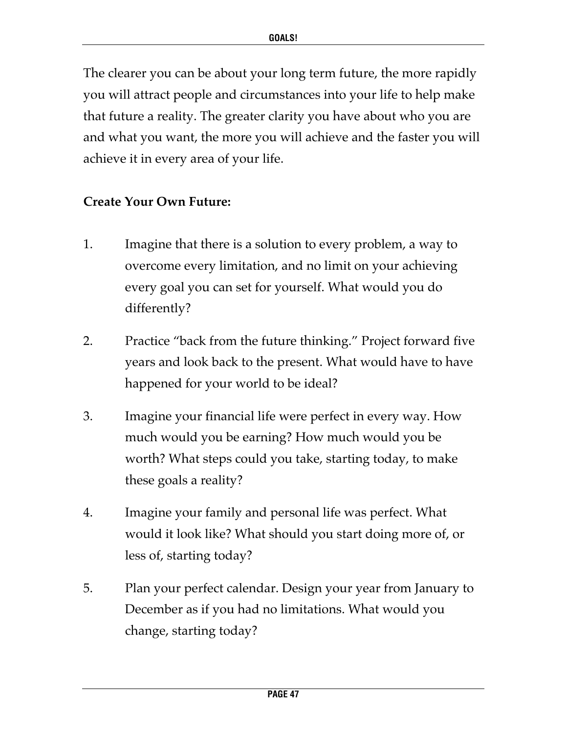The clearer you can be about your long term future, the more rapidly you will attract people and circumstances into your life to help make that future a reality. The greater clarity you have about who you are and what you want, the more you will achieve and the faster you will achieve it in every area of your life.

**Create Your Own Future:**

1. Imagine that there is a solution to every problem, a way to overcome every limitation, and no limit on your achieving every goal you can set for yourself. What would you do differently?

2. Practice "back from the future thinking." Project forward five years and look back to the present. What would have to have happened for your world to be ideal?

3. Imagine your financial life were perfect in every way. How much would you be earning? How much would you be worth? What steps could you take, starting today, to make these goals a reality?

4. Imagine your family and personal life was perfect. What would it look like? What should you start doing more of, or less of, starting today?

5. Plan your perfect calendar. Design your year from January to December as if you had no limitations. What would you change, starting today?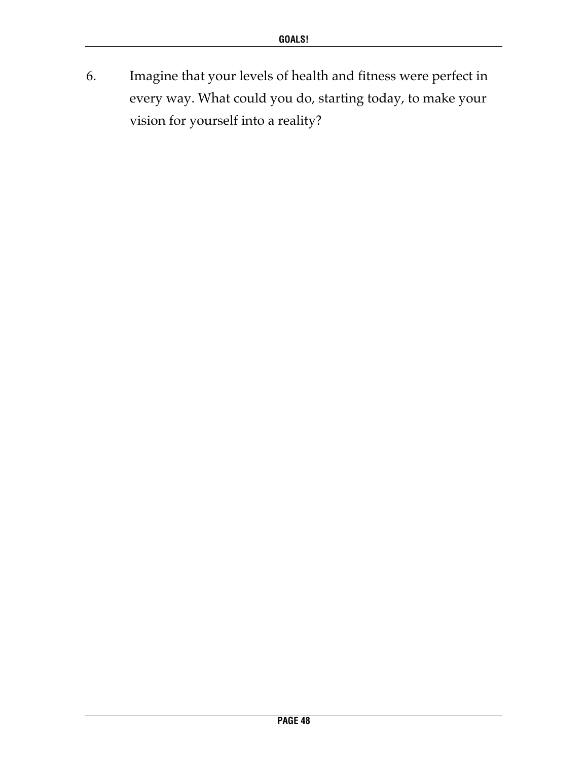6. Imagine that your levels of health and fitness were perfect in every way. What could you do, starting today, to make your vision for yourself into a reality?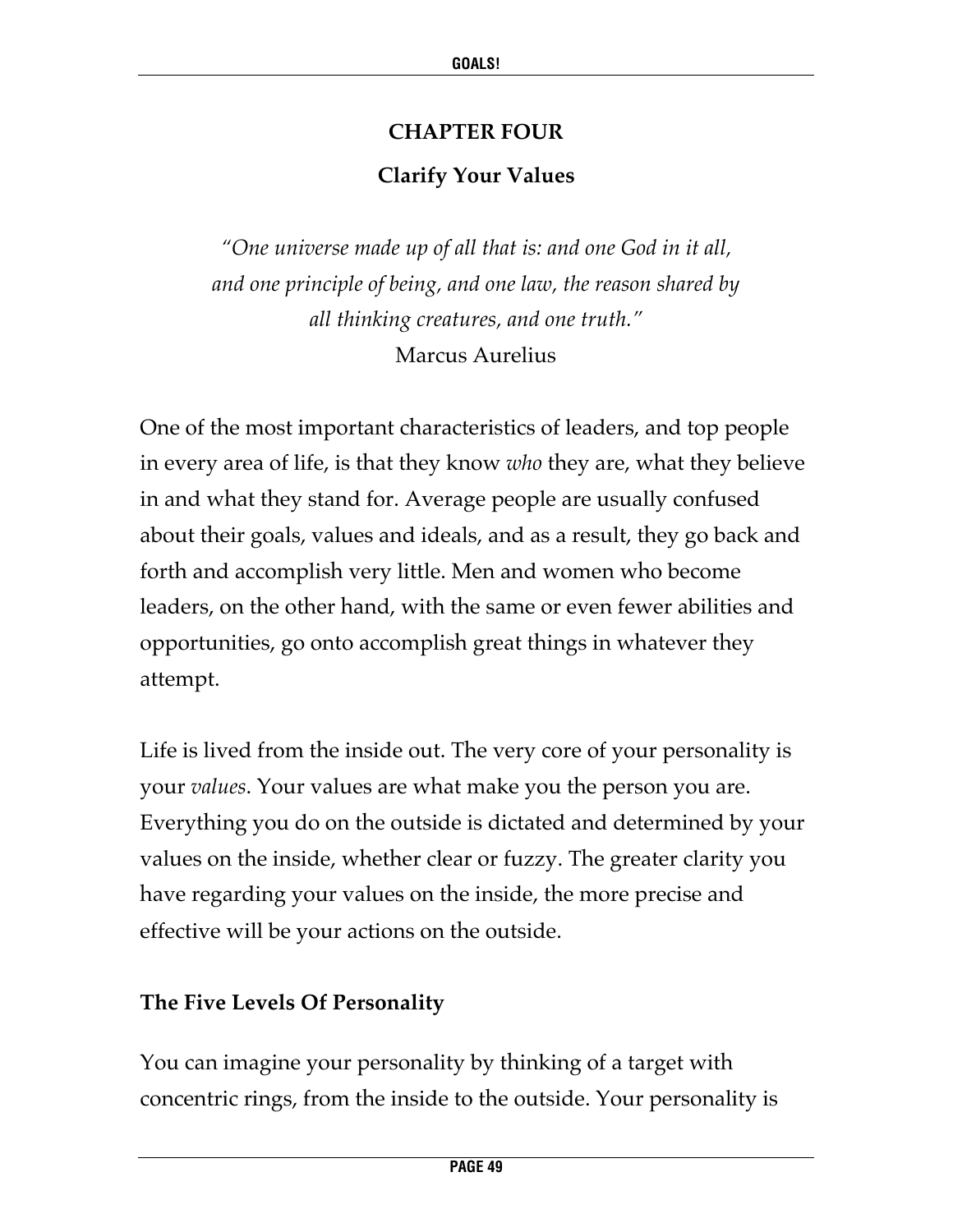## CHAPTER FOUR

## Clarify Your Values

*"One universe made up of all that is: and one God in it all, and one principle of being, and one law, the reason shared by all thinking creatures, and one truth."*
Marcus Aurelius

One of the most important characteristics of leaders, and top people in every area of life, is that they know *who* they are, what they believe in and what they stand for. Average people are usually confused about their goals, values and ideals, and as a result, they go back and forth and accomplish very little. Men and women who become leaders, on the other hand, with the same or even fewer abilities and opportunities, go onto accomplish great things in whatever they attempt.

Life is lived from the inside out. The very core of your personality is your *values*. Your values are what make you the person you are. Everything you do on the outside is dictated and determined by your values on the inside, whether clear or fuzzy. The greater clarity you have regarding your values on the inside, the more precise and effective will be your actions on the outside.

### The Five Levels Of Personality

You can imagine your personality by thinking of a target with concentric rings, from the inside to the outside. Your personality is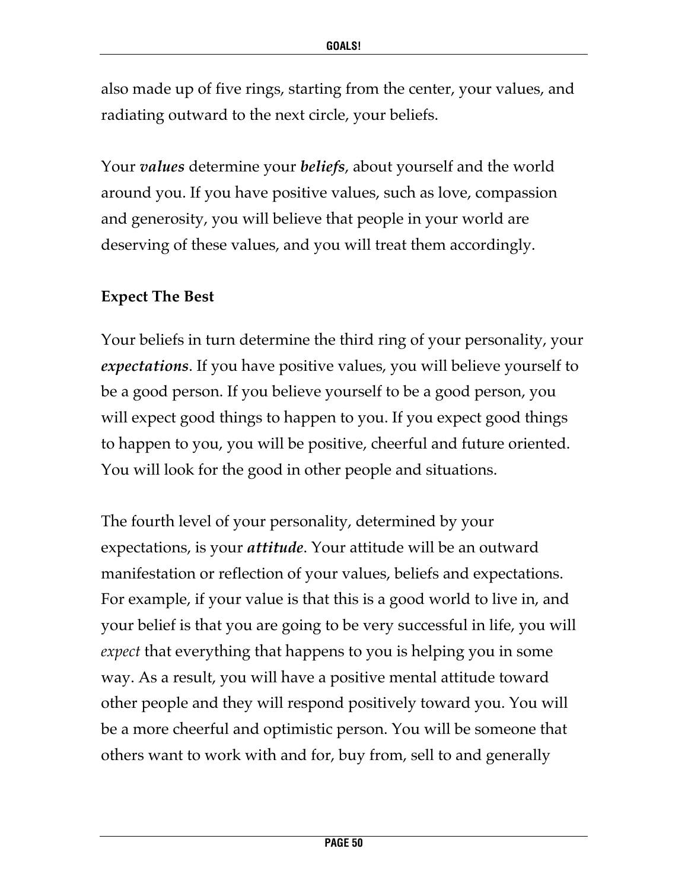also made up of five rings, starting from the center, your values, and radiating outward to the next circle, your beliefs.

Your ***values*** determine your ***beliefs***, about yourself and the world around you. If you have positive values, such as love, compassion and generosity, you will believe that people in your world are deserving of these values, and you will treat them accordingly.

**Expect The Best**

Your beliefs in turn determine the third ring of your personality, your ***expectations***. If you have positive values, you will believe yourself to be a good person. If you believe yourself to be a good person, you will expect good things to happen to you. If you expect good things to happen to you, you will be positive, cheerful and future oriented. You will look for the good in other people and situations.

The fourth level of your personality, determined by your expectations, is your ***attitude***. Your attitude will be an outward manifestation or reflection of your values, beliefs and expectations. For example, if your value is that this is a good world to live in, and your belief is that you are going to be very successful in life, you will *expect* that everything that happens to you is helping you in some way. As a result, you will have a positive mental attitude toward other people and they will respond positively toward you. You will be a more cheerful and optimistic person. You will be someone that others want to work with and for, buy from, sell to and generally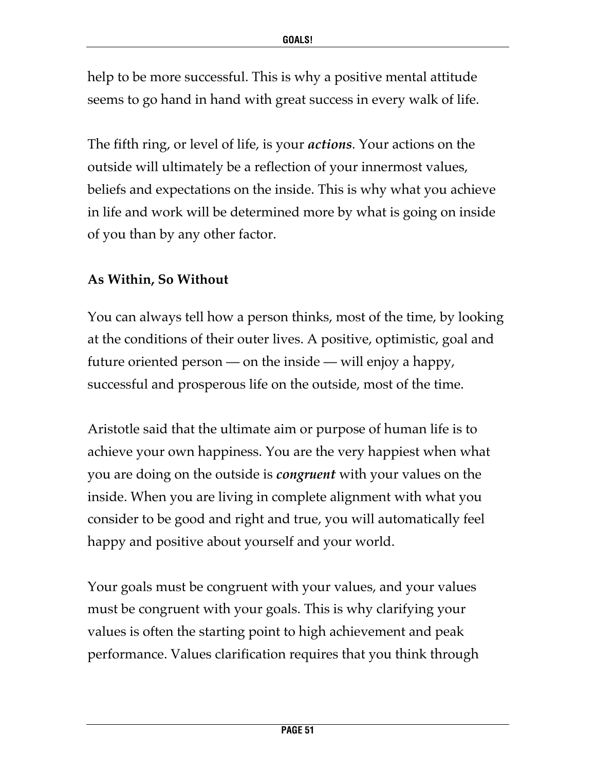help to be more successful. This is why a positive mental attitude seems to go hand in hand with great success in every walk of life.

The fifth ring, or level of life, is your ***actions***. Your actions on the outside will ultimately be a reflection of your innermost values, beliefs and expectations on the inside. This is why what you achieve in life and work will be determined more by what is going on inside of you than by any other factor.

**As Within, So Without**

You can always tell how a person thinks, most of the time, by looking at the conditions of their outer lives. A positive, optimistic, goal and future oriented person — on the inside — will enjoy a happy, successful and prosperous life on the outside, most of the time.

Aristotle said that the ultimate aim or purpose of human life is to achieve your own happiness. You are the very happiest when what you are doing on the outside is ***congruent*** with your values on the inside. When you are living in complete alignment with what you consider to be good and right and true, you will automatically feel happy and positive about yourself and your world.

Your goals must be congruent with your values, and your values must be congruent with your goals. This is why clarifying your values is often the starting point to high achievement and peak performance. Values clarification requires that you think through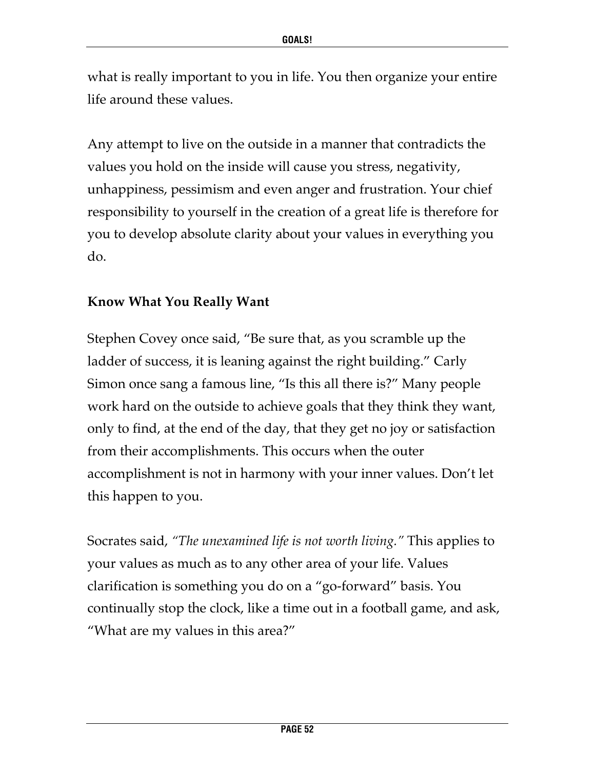what is really important to you in life. You then organize your entire life around these values.

Any attempt to live on the outside in a manner that contradicts the values you hold on the inside will cause you stress, negativity, unhappiness, pessimism and even anger and frustration. Your chief responsibility to yourself in the creation of a great life is therefore for you to develop absolute clarity about your values in everything you do.

**Know What You Really Want**

Stephen Covey once said, "Be sure that, as you scramble up the ladder of success, it is leaning against the right building." Carly Simon once sang a famous line, "Is this all there is?" Many people work hard on the outside to achieve goals that they think they want, only to find, at the end of the day, that they get no joy or satisfaction from their accomplishments. This occurs when the outer accomplishment is not in harmony with your inner values. Don't let this happen to you.

Socrates said, *"The unexamined life is not worth living."* This applies to your values as much as to any other area of your life. Values clarification is something you do on a "go-forward" basis. You continually stop the clock, like a time out in a football game, and ask, "What are my values in this area?"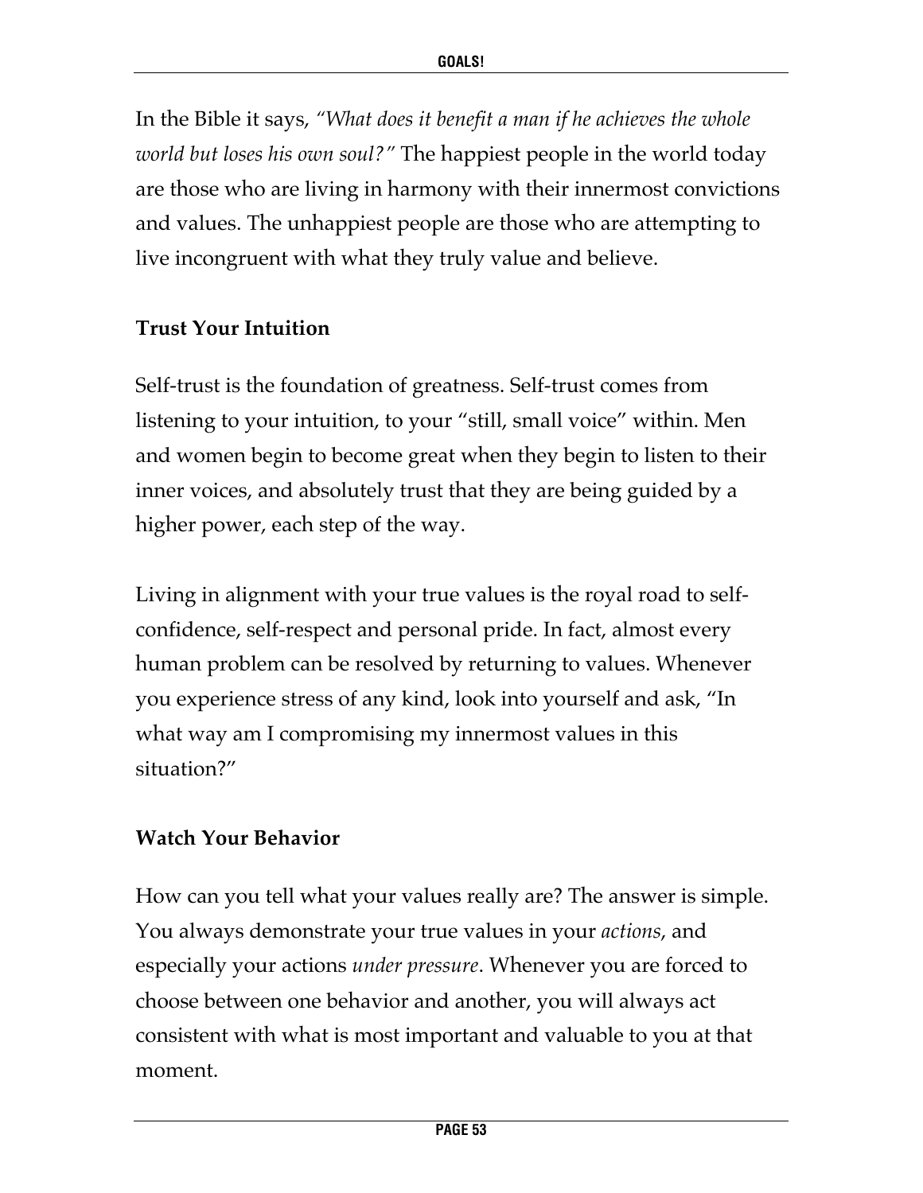In the Bible it says, *"What does it benefit a man if he achieves the whole world but loses his own soul?"* The happiest people in the world today are those who are living in harmony with their innermost convictions and values. The unhappiest people are those who are attempting to live incongruent with what they truly value and believe.

### Trust Your Intuition

Self-trust is the foundation of greatness. Self-trust comes from listening to your intuition, to your "still, small voice" within. Men and women begin to become great when they begin to listen to their inner voices, and absolutely trust that they are being guided by a higher power, each step of the way.

Living in alignment with your true values is the royal road to self-confidence, self-respect and personal pride. In fact, almost every human problem can be resolved by returning to values. Whenever you experience stress of any kind, look into yourself and ask, "In what way am I compromising my innermost values in this situation?"

### Watch Your Behavior

How can you tell what your values really are? The answer is simple. You always demonstrate your true values in your *actions*, and especially your actions *under pressure*. Whenever you are forced to choose between one behavior and another, you will always act consistent with what is most important and valuable to you at that moment.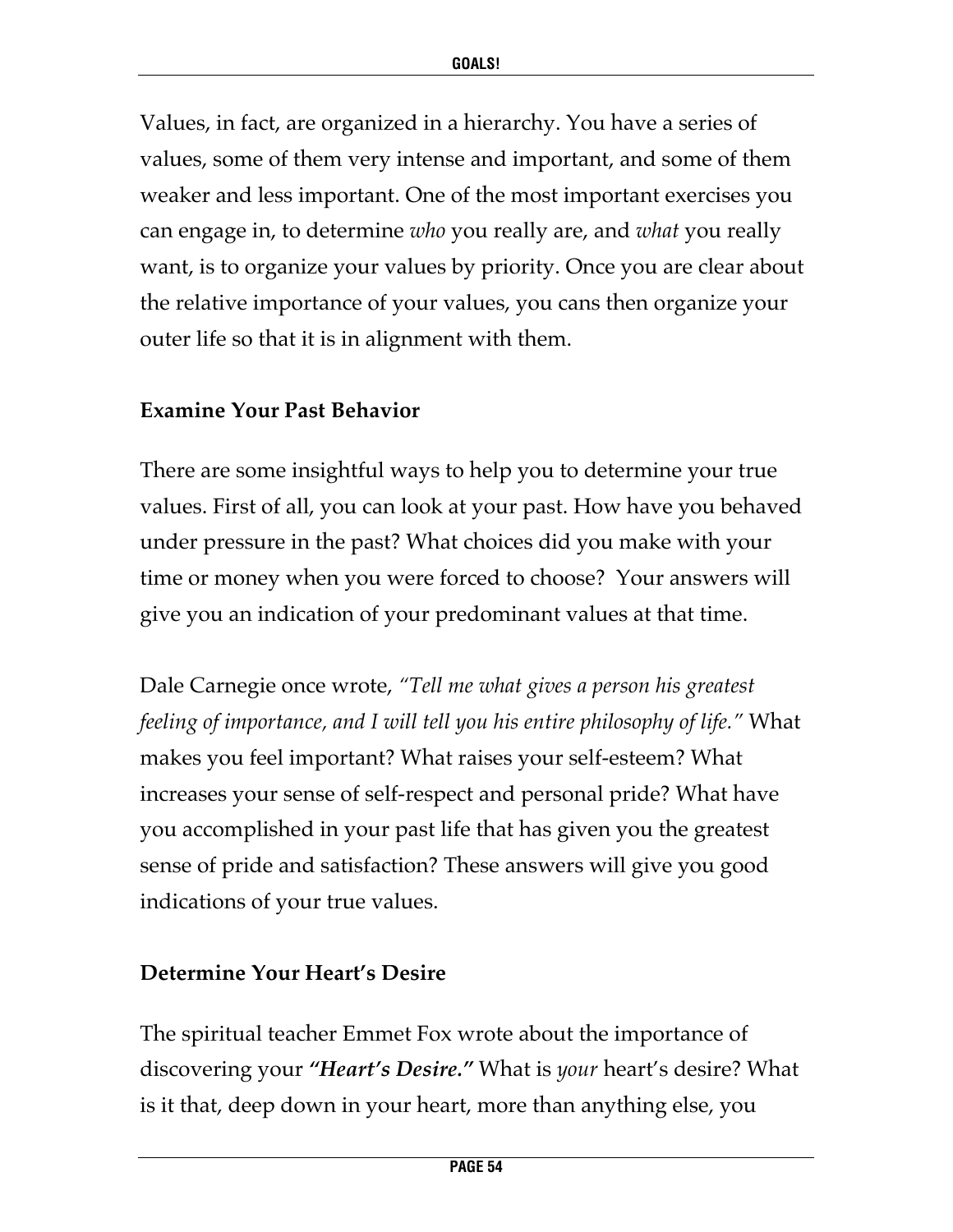Values, in fact, are organized in a hierarchy. You have a series of values, some of them very intense and important, and some of them weaker and less important. One of the most important exercises you can engage in, to determine *who* you really are, and *what* you really want, is to organize your values by priority. Once you are clear about the relative importance of your values, you cans then organize your outer life so that it is in alignment with them.

**Examine Your Past Behavior**

There are some insightful ways to help you to determine your true values. First of all, you can look at your past. How have you behaved under pressure in the past? What choices did you make with your time or money when you were forced to choose? Your answers will give you an indication of your predominant values at that time.

Dale Carnegie once wrote, *"Tell me what gives a person his greatest feeling of importance, and I will tell you his entire philosophy of life."* What makes you feel important? What raises your self-esteem? What increases your sense of self-respect and personal pride? What have you accomplished in your past life that has given you the greatest sense of pride and satisfaction? These answers will give you good indications of your true values.

**Determine Your Heart's Desire**

The spiritual teacher Emmet Fox wrote about the importance of discovering your ***"Heart's Desire."*** What is *your* heart's desire? What is it that, deep down in your heart, more than anything else, you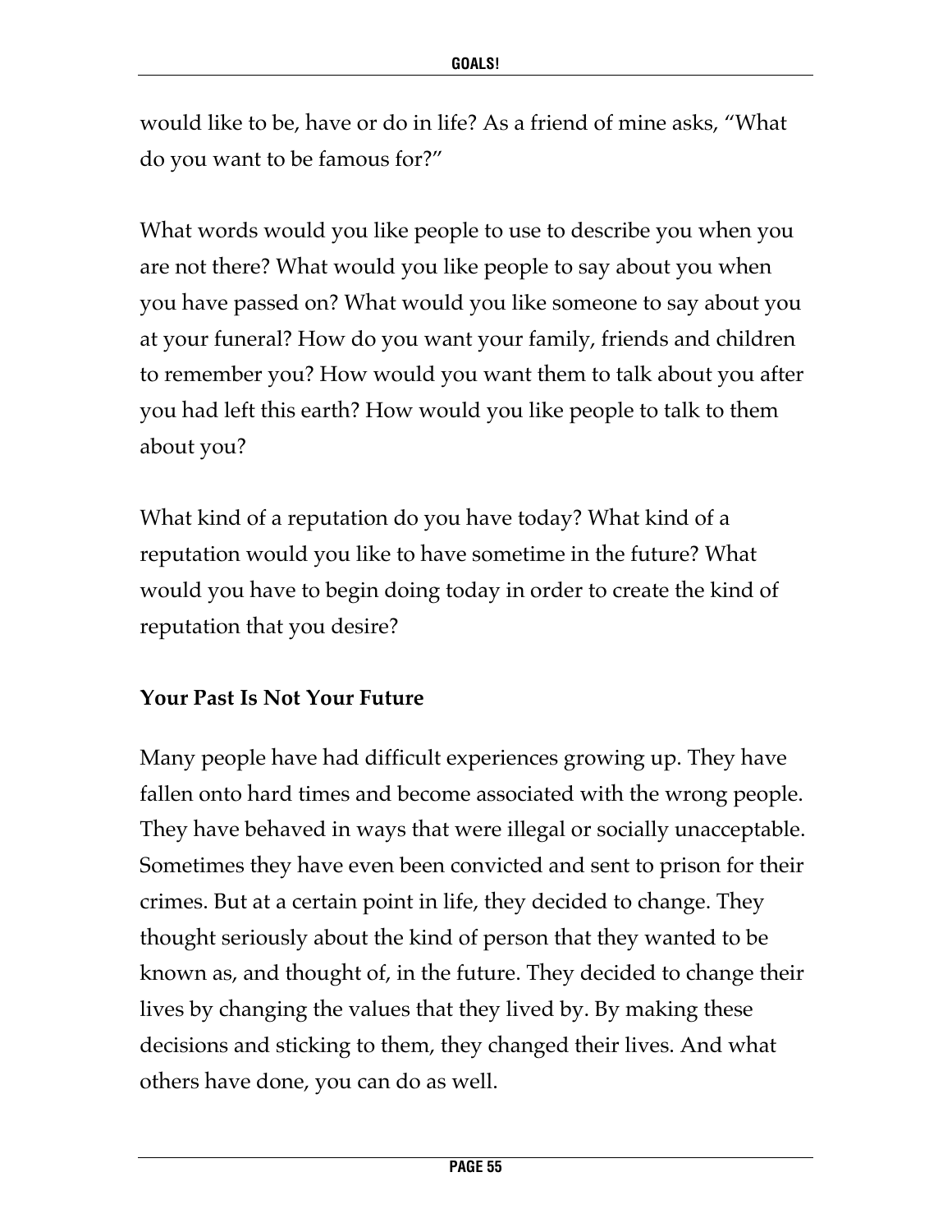would like to be, have or do in life? As a friend of mine asks, "What do you want to be famous for?"

What words would you like people to use to describe you when you are not there? What would you like people to say about you when you have passed on? What would you like someone to say about you at your funeral? How do you want your family, friends and children to remember you? How would you want them to talk about you after you had left this earth? How would you like people to talk to them about you?

What kind of a reputation do you have today? What kind of a reputation would you like to have sometime in the future? What would you have to begin doing today in order to create the kind of reputation that you desire?

**Your Past Is Not Your Future**

Many people have had difficult experiences growing up. They have fallen onto hard times and become associated with the wrong people. They have behaved in ways that were illegal or socially unacceptable. Sometimes they have even been convicted and sent to prison for their crimes. But at a certain point in life, they decided to change. They thought seriously about the kind of person that they wanted to be known as, and thought of, in the future. They decided to change their lives by changing the values that they lived by. By making these decisions and sticking to them, they changed their lives. And what others have done, you can do as well.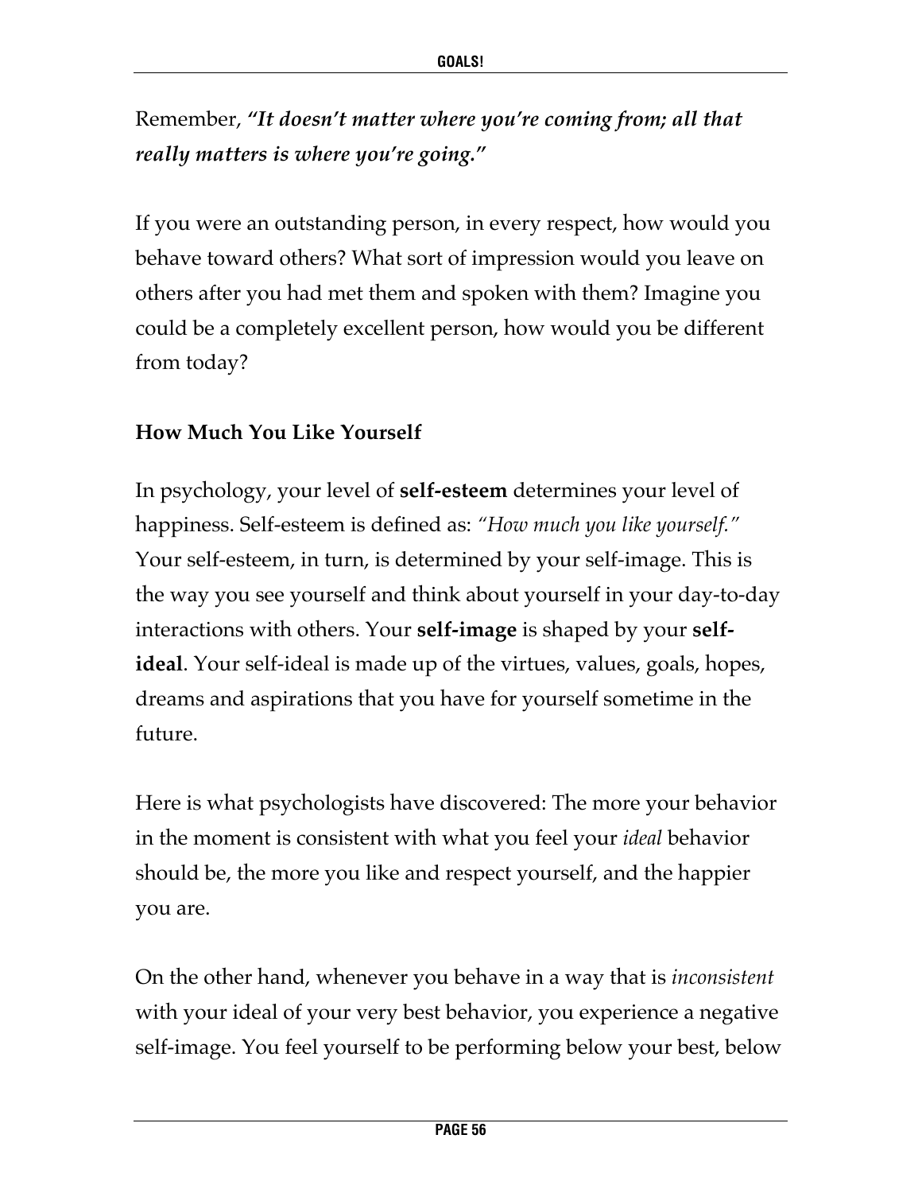Remember, ***"It doesn't matter where you're coming from; all that really matters is where you're going."***

If you were an outstanding person, in every respect, how would you behave toward others? What sort of impression would you leave on others after you had met them and spoken with them? Imagine you could be a completely excellent person, how would you be different from today?

### How Much You Like Yourself

In psychology, your level of **self-esteem** determines your level of happiness. Self-esteem is defined as: *"How much you like yourself."* Your self-esteem, in turn, is determined by your self-image. This is the way you see yourself and think about yourself in your day-to-day interactions with others. Your **self-image** is shaped by your **self-ideal**. Your self-ideal is made up of the virtues, values, goals, hopes, dreams and aspirations that you have for yourself sometime in the future.

Here is what psychologists have discovered: The more your behavior in the moment is consistent with what you feel your *ideal* behavior should be, the more you like and respect yourself, and the happier you are.

On the other hand, whenever you behave in a way that is *inconsistent* with your ideal of your very best behavior, you experience a negative self-image. You feel yourself to be performing below your best, below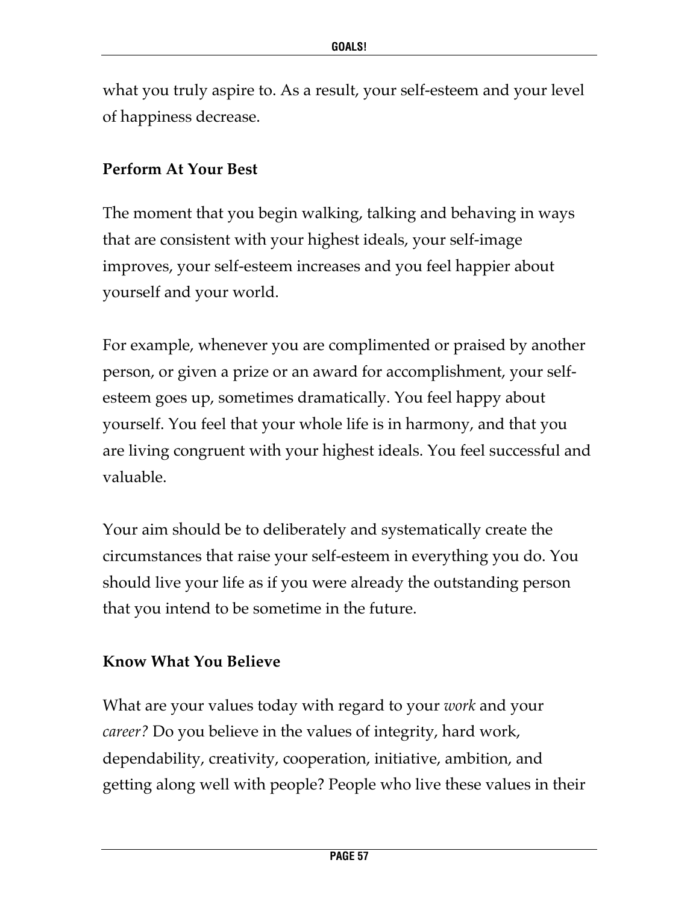what you truly aspire to. As a result, your self-esteem and your level of happiness decrease.

### Perform At Your Best

The moment that you begin walking, talking and behaving in ways that are consistent with your highest ideals, your self-image improves, your self-esteem increases and you feel happier about yourself and your world.

For example, whenever you are complimented or praised by another person, or given a prize or an award for accomplishment, your self-esteem goes up, sometimes dramatically. You feel happy about yourself. You feel that your whole life is in harmony, and that you are living congruent with your highest ideals. You feel successful and valuable.

Your aim should be to deliberately and systematically create the circumstances that raise your self-esteem in everything you do. You should live your life as if you were already the outstanding person that you intend to be sometime in the future.

### Know What You Believe

What are your values today with regard to your *work* and your *career?* Do you believe in the values of integrity, hard work, dependability, creativity, cooperation, initiative, ambition, and getting along well with people? People who live these values in their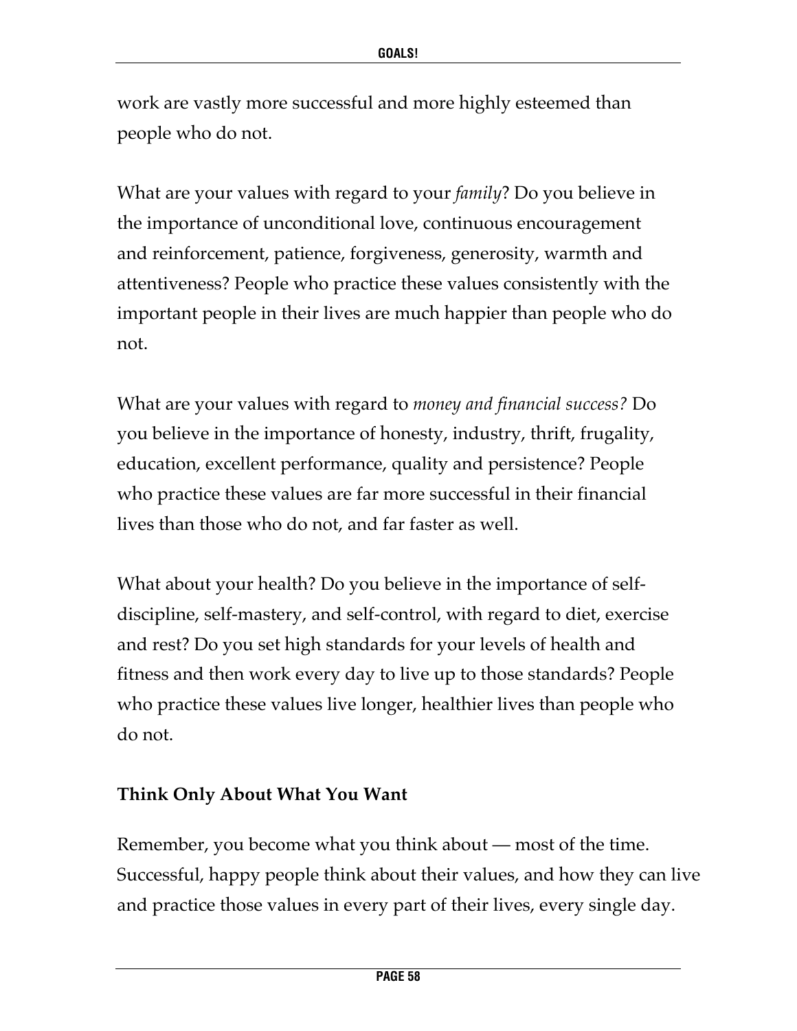work are vastly more successful and more highly esteemed than people who do not.

What are your values with regard to your *family*? Do you believe in the importance of unconditional love, continuous encouragement and reinforcement, patience, forgiveness, generosity, warmth and attentiveness? People who practice these values consistently with the important people in their lives are much happier than people who do not.

What are your values with regard to *money and financial success?* Do you believe in the importance of honesty, industry, thrift, frugality, education, excellent performance, quality and persistence? People who practice these values are far more successful in their financial lives than those who do not, and far faster as well.

What about your health? Do you believe in the importance of self-discipline, self-mastery, and self-control, with regard to diet, exercise and rest? Do you set high standards for your levels of health and fitness and then work every day to live up to those standards? People who practice these values live longer, healthier lives than people who do not.

**Think Only About What You Want**

Remember, you become what you think about — most of the time. Successful, happy people think about their values, and how they can live and practice those values in every part of their lives, every single day.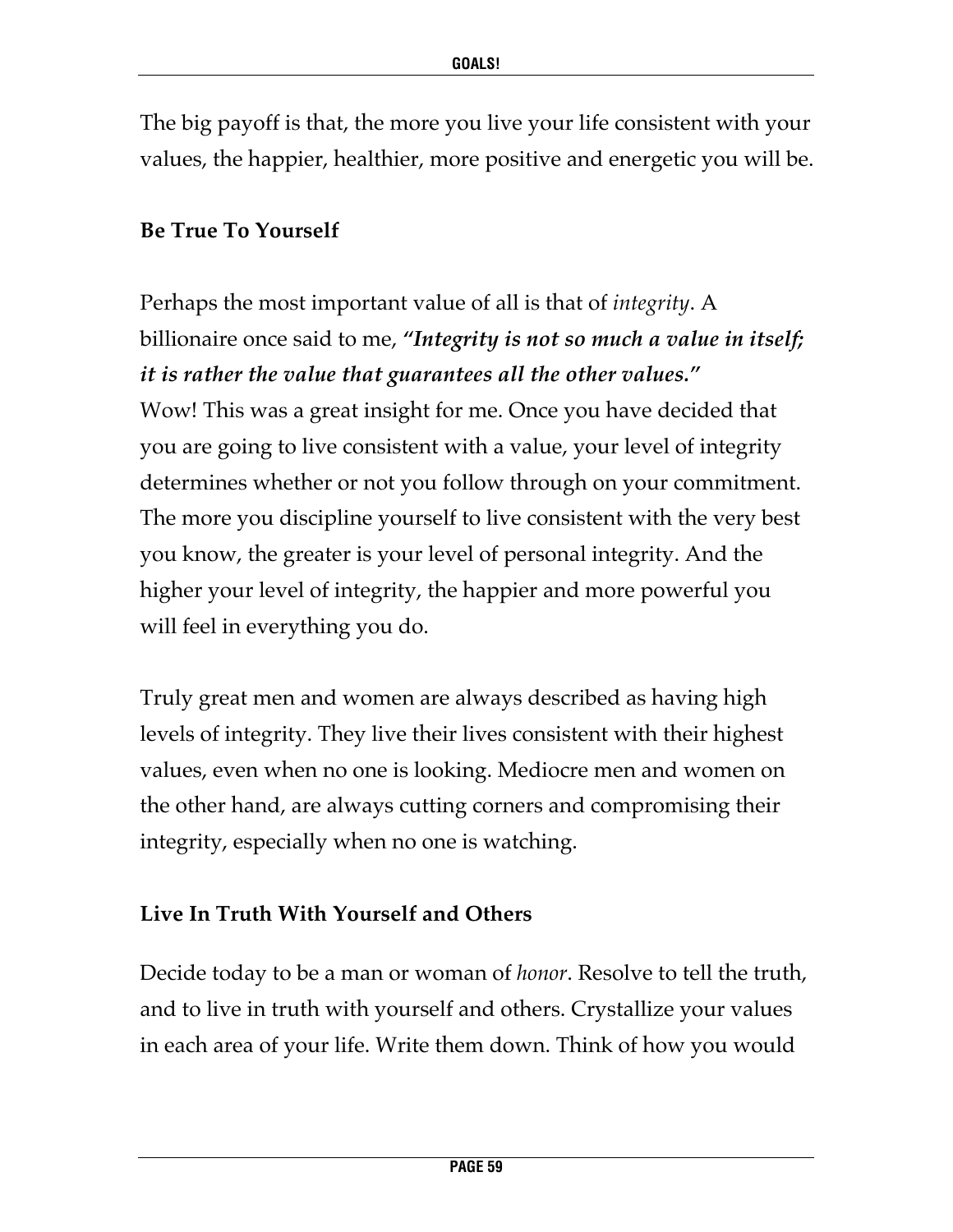The big payoff is that, the more you live your life consistent with your values, the happier, healthier, more positive and energetic you will be.

**Be True To Yourself**

Perhaps the most important value of all is that of *integrity*. A billionaire once said to me, ***"Integrity is not so much a value in itself; it is rather the value that guarantees all the other values."***
Wow! This was a great insight for me. Once you have decided that you are going to live consistent with a value, your level of integrity determines whether or not you follow through on your commitment. The more you discipline yourself to live consistent with the very best you know, the greater is your level of personal integrity. And the higher your level of integrity, the happier and more powerful you will feel in everything you do.

Truly great men and women are always described as having high levels of integrity. They live their lives consistent with their highest values, even when no one is looking. Mediocre men and women on the other hand, are always cutting corners and compromising their integrity, especially when no one is watching.

**Live In Truth With Yourself and Others**

Decide today to be a man or woman of *honor*. Resolve to tell the truth, and to live in truth with yourself and others. Crystallize your values in each area of your life. Write them down. Think of how you would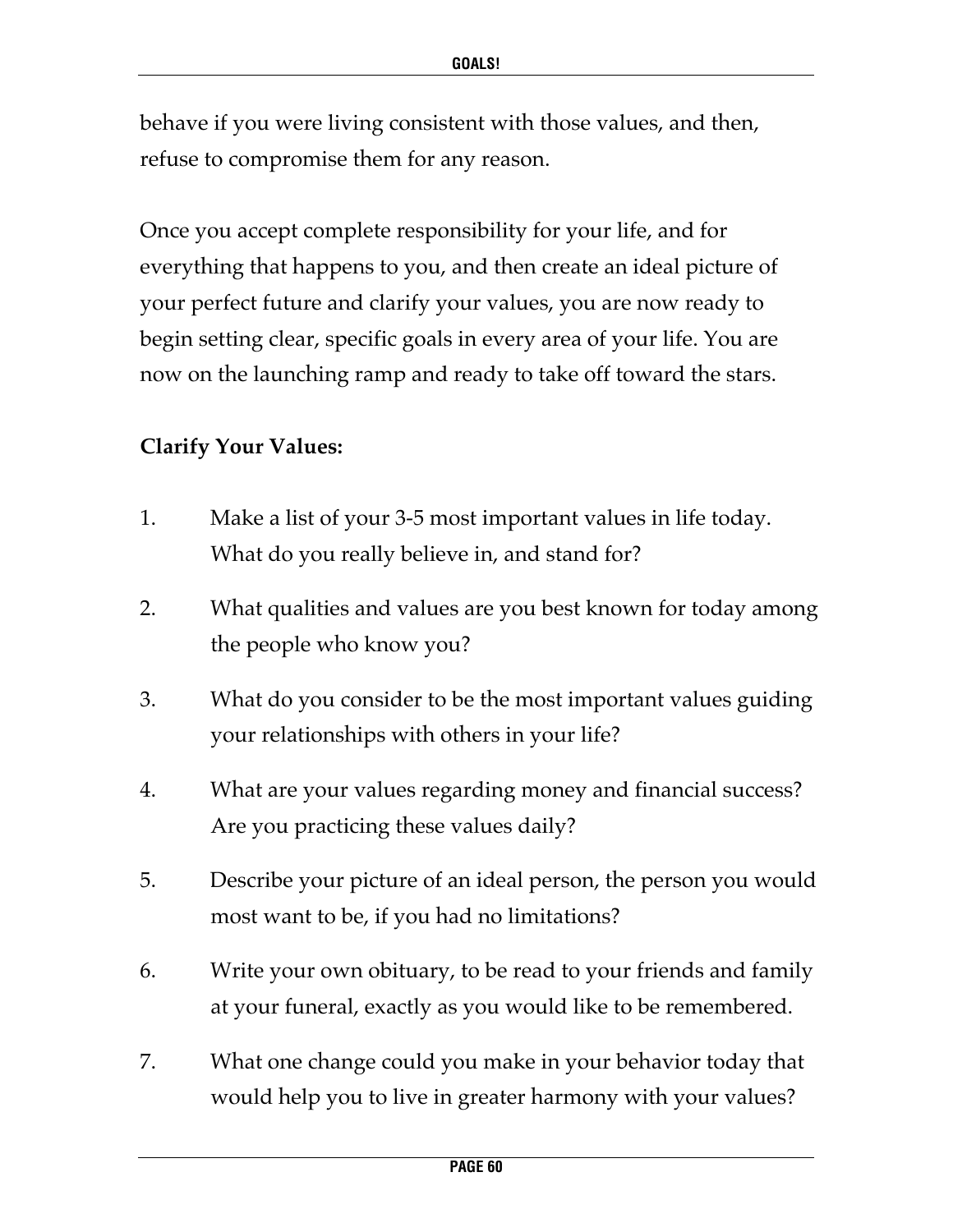behave if you were living consistent with those values, and then, refuse to compromise them for any reason.

Once you accept complete responsibility for your life, and for everything that happens to you, and then create an ideal picture of your perfect future and clarify your values, you are now ready to begin setting clear, specific goals in every area of your life. You are now on the launching ramp and ready to take off toward the stars.

**Clarify Your Values:**

1. Make a list of your 3-5 most important values in life today. What do you really believe in, and stand for?
2. What qualities and values are you best known for today among the people who know you?
3. What do you consider to be the most important values guiding your relationships with others in your life?
4. What are your values regarding money and financial success? Are you practicing these values daily?
5. Describe your picture of an ideal person, the person you would most want to be, if you had no limitations?
6. Write your own obituary, to be read to your friends and family at your funeral, exactly as you would like to be remembered.
7. What one change could you make in your behavior today that would help you to live in greater harmony with your values?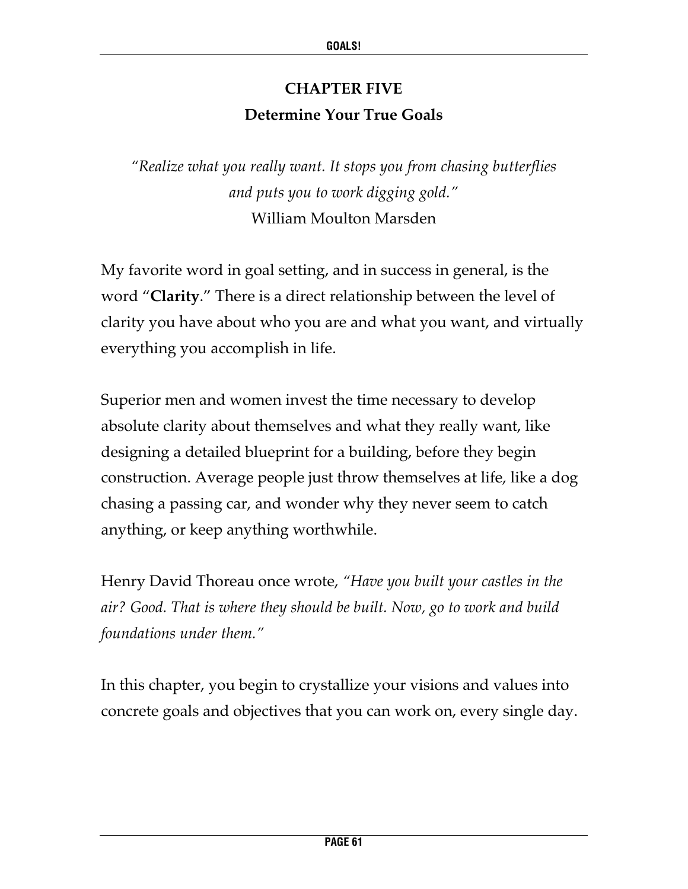# CHAPTER FIVE

## Determine Your True Goals

*"Realize what you really want. It stops you from chasing butterflies and puts you to work digging gold."*
William Moulton Marsden

My favorite word in goal setting, and in success in general, is the word "**Clarity**." There is a direct relationship between the level of clarity you have about who you are and what you want, and virtually everything you accomplish in life.

Superior men and women invest the time necessary to develop absolute clarity about themselves and what they really want, like designing a detailed blueprint for a building, before they begin construction. Average people just throw themselves at life, like a dog chasing a passing car, and wonder why they never seem to catch anything, or keep anything worthwhile.

Henry David Thoreau once wrote, *"Have you built your castles in the air? Good. That is where they should be built. Now, go to work and build foundations under them."*

In this chapter, you begin to crystallize your visions and values into concrete goals and objectives that you can work on, every single day.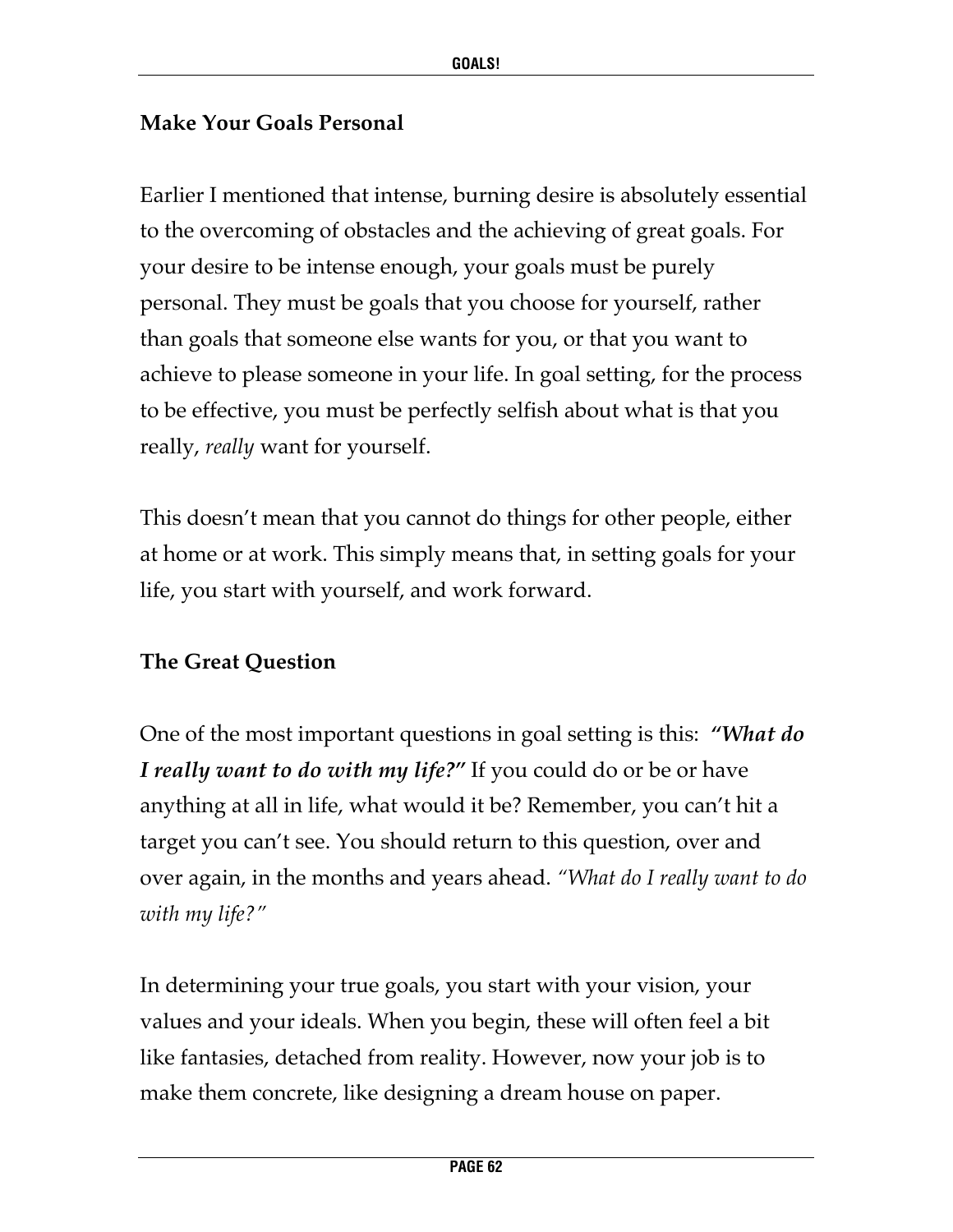## Make Your Goals Personal

Earlier I mentioned that intense, burning desire is absolutely essential to the overcoming of obstacles and the achieving of great goals. For your desire to be intense enough, your goals must be purely personal. They must be goals that you choose for yourself, rather than goals that someone else wants for you, or that you want to achieve to please someone in your life. In goal setting, for the process to be effective, you must be perfectly selfish about what is that you really, *really* want for yourself.

This doesn't mean that you cannot do things for other people, either at home or at work. This simply means that, in setting goals for your life, you start with yourself, and work forward.

## The Great Question

One of the most important questions in goal setting is this: ***"What do I really want to do with my life?"*** If you could do or be or have anything at all in life, what would it be? Remember, you can't hit a target you can't see. You should return to this question, over and over again, in the months and years ahead. *"What do I really want to do with my life?"*

In determining your true goals, you start with your vision, your values and your ideals. When you begin, these will often feel a bit like fantasies, detached from reality. However, now your job is to make them concrete, like designing a dream house on paper.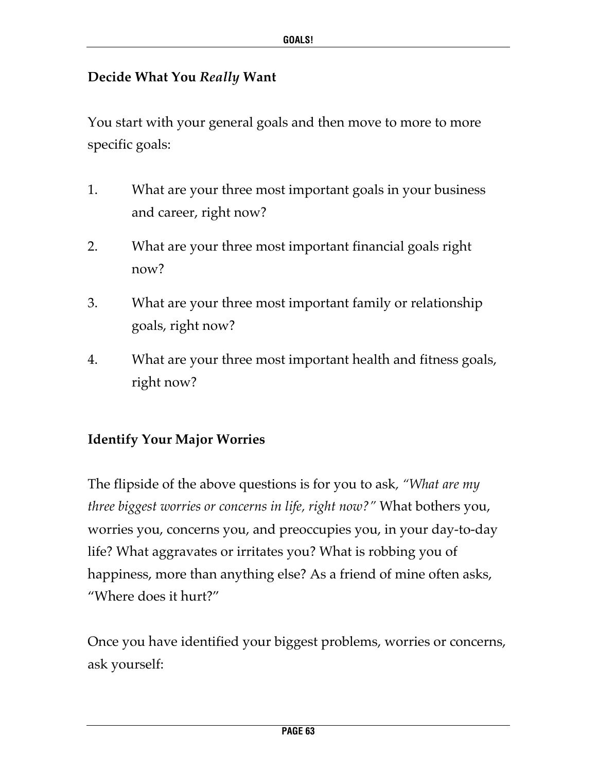## Decide What You *Really* Want

You start with your general goals and then move to more to more specific goals:

1. What are your three most important goals in your business and career, right now?
2. What are your three most important financial goals right now?
3. What are your three most important family or relationship goals, right now?
4. What are your three most important health and fitness goals, right now?

## Identify Your Major Worries

The flipside of the above questions is for you to ask, *"What are my three biggest worries or concerns in life, right now?"* What bothers you, worries you, concerns you, and preoccupies you, in your day-to-day life? What aggravates or irritates you? What is robbing you of happiness, more than anything else? As a friend of mine often asks, "Where does it hurt?"

Once you have identified your biggest problems, worries or concerns, ask yourself: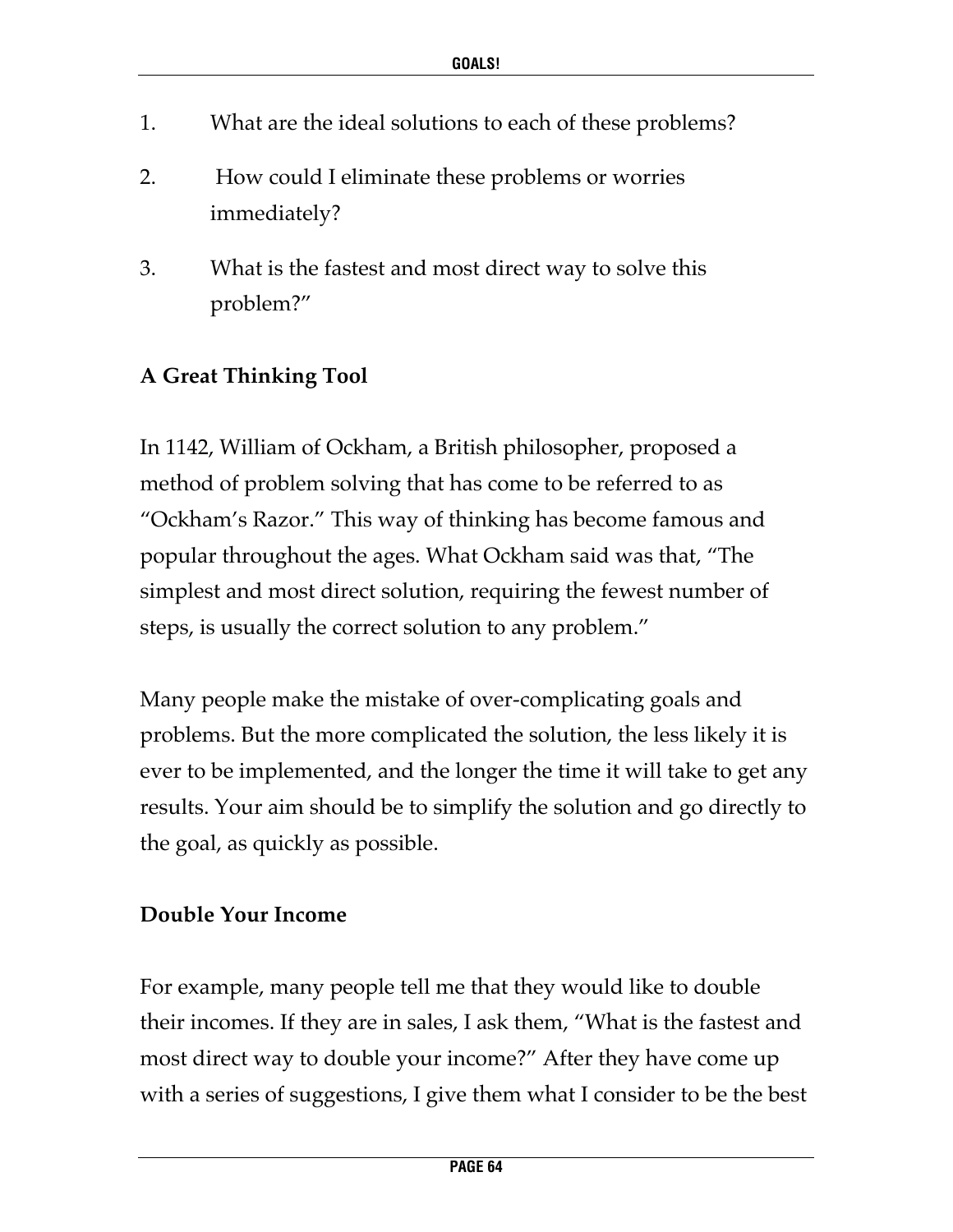1. What are the ideal solutions to each of these problems?
2. How could I eliminate these problems or worries immediately?
3. What is the fastest and most direct way to solve this problem?"

**A Great Thinking Tool**

In 1142, William of Ockham, a British philosopher, proposed a method of problem solving that has come to be referred to as "Ockham's Razor." This way of thinking has become famous and popular throughout the ages. What Ockham said was that, "The simplest and most direct solution, requiring the fewest number of steps, is usually the correct solution to any problem."

Many people make the mistake of over-complicating goals and problems. But the more complicated the solution, the less likely it is ever to be implemented, and the longer the time it will take to get any results. Your aim should be to simplify the solution and go directly to the goal, as quickly as possible.

**Double Your Income**

For example, many people tell me that they would like to double their incomes. If they are in sales, I ask them, "What is the fastest and most direct way to double your income?" After they have come up with a series of suggestions, I give them what I consider to be the best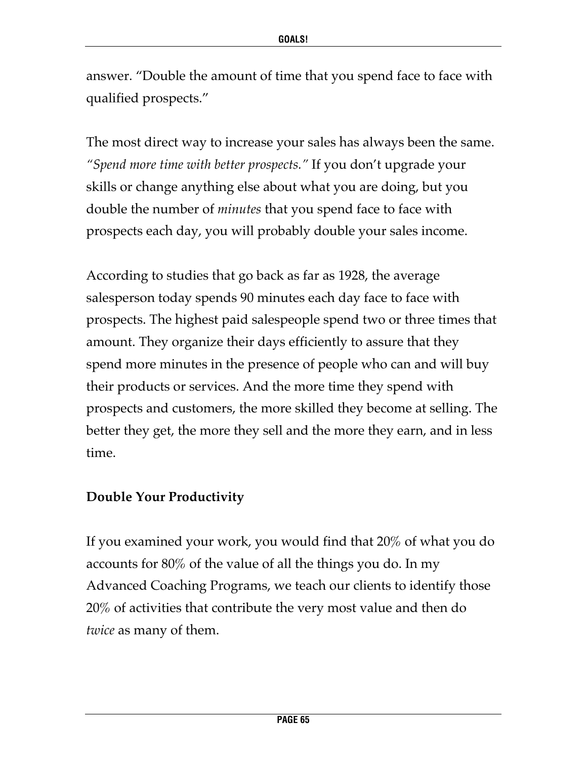answer. "Double the amount of time that you spend face to face with qualified prospects."

The most direct way to increase your sales has always been the same. *"Spend more time with better prospects."* If you don't upgrade your skills or change anything else about what you are doing, but you double the number of *minutes* that you spend face to face with prospects each day, you will probably double your sales income.

According to studies that go back as far as 1928, the average salesperson today spends 90 minutes each day face to face with prospects. The highest paid salespeople spend two or three times that amount. They organize their days efficiently to assure that they spend more minutes in the presence of people who can and will buy their products or services. And the more time they spend with prospects and customers, the more skilled they become at selling. The better they get, the more they sell and the more they earn, and in less time.

**Double Your Productivity**

If you examined your work, you would find that 20% of what you do accounts for 80% of the value of all the things you do. In my Advanced Coaching Programs, we teach our clients to identify those 20% of activities that contribute the very most value and then do *twice* as many of them.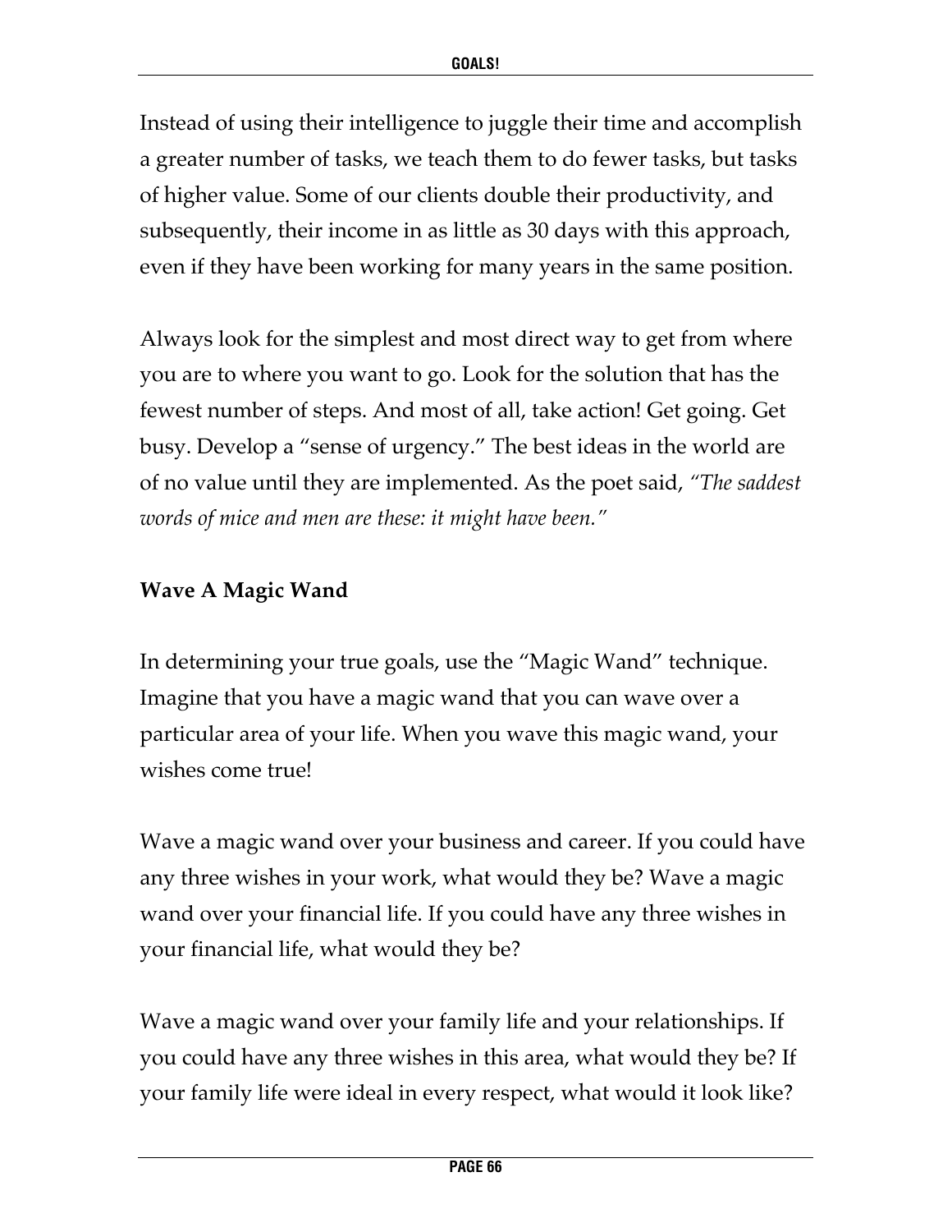Instead of using their intelligence to juggle their time and accomplish a greater number of tasks, we teach them to do fewer tasks, but tasks of higher value. Some of our clients double their productivity, and subsequently, their income in as little as 30 days with this approach, even if they have been working for many years in the same position.

Always look for the simplest and most direct way to get from where you are to where you want to go. Look for the solution that has the fewest number of steps. And most of all, take action! Get going. Get busy. Develop a "sense of urgency." The best ideas in the world are of no value until they are implemented. As the poet said, *"The saddest words of mice and men are these: it might have been."*

**Wave A Magic Wand**

In determining your true goals, use the "Magic Wand" technique. Imagine that you have a magic wand that you can wave over a particular area of your life. When you wave this magic wand, your wishes come true!

Wave a magic wand over your business and career. If you could have any three wishes in your work, what would they be? Wave a magic wand over your financial life. If you could have any three wishes in your financial life, what would they be?

Wave a magic wand over your family life and your relationships. If you could have any three wishes in this area, what would they be? If your family life were ideal in every respect, what would it look like?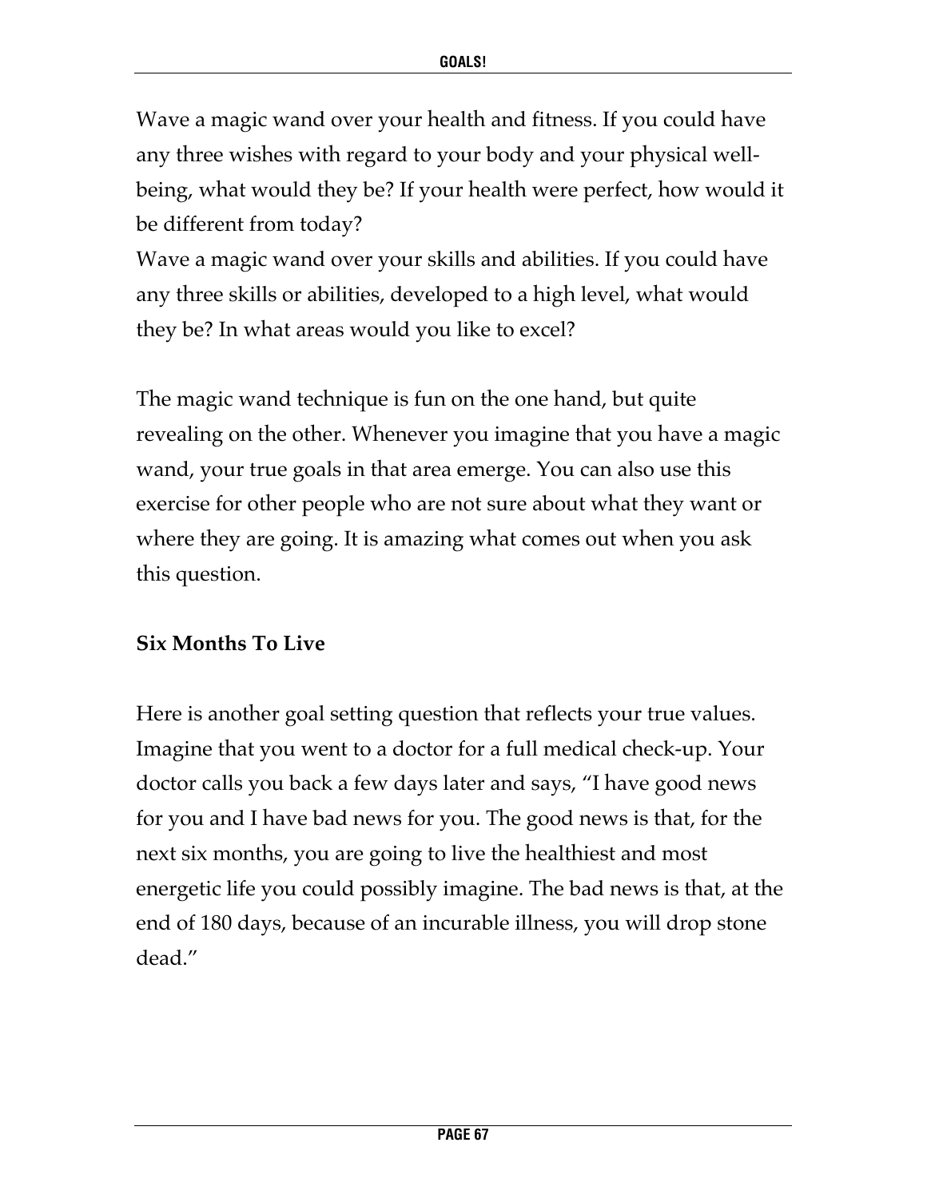Wave a magic wand over your health and fitness. If you could have any three wishes with regard to your body and your physical well-being, what would they be? If your health were perfect, how would it be different from today?

Wave a magic wand over your skills and abilities. If you could have any three skills or abilities, developed to a high level, what would they be? In what areas would you like to excel?

The magic wand technique is fun on the one hand, but quite revealing on the other. Whenever you imagine that you have a magic wand, your true goals in that area emerge. You can also use this exercise for other people who are not sure about what they want or where they are going. It is amazing what comes out when you ask this question.

**Six Months To Live**

Here is another goal setting question that reflects your true values. Imagine that you went to a doctor for a full medical check-up. Your doctor calls you back a few days later and says, "I have good news for you and I have bad news for you. The good news is that, for the next six months, you are going to live the healthiest and most energetic life you could possibly imagine. The bad news is that, at the end of 180 days, because of an incurable illness, you will drop stone dead."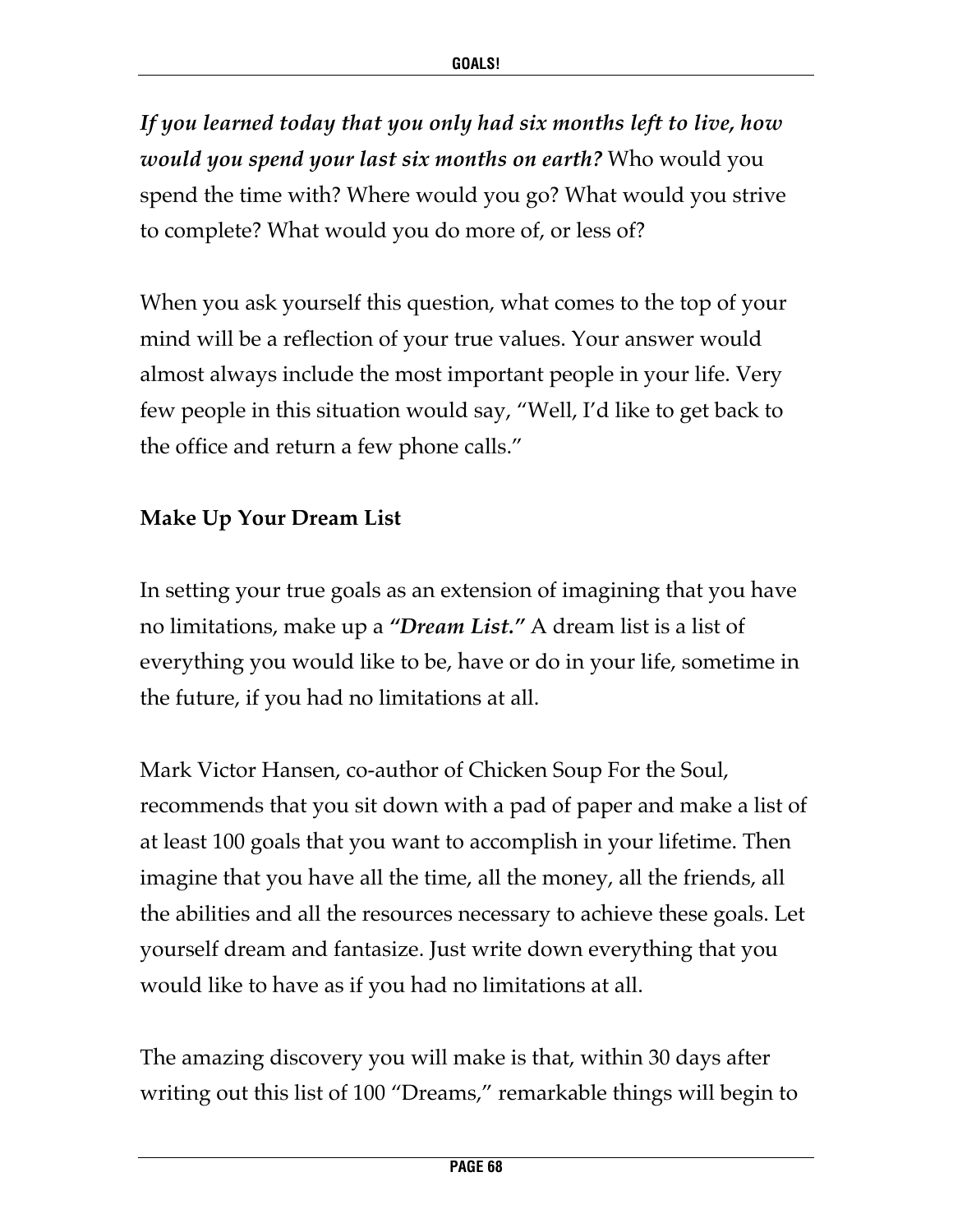***If you learned today that you only had six months left to live, how would you spend your last six months on earth?*** Who would you spend the time with? Where would you go? What would you strive to complete? What would you do more of, or less of?

When you ask yourself this question, what comes to the top of your mind will be a reflection of your true values. Your answer would almost always include the most important people in your life. Very few people in this situation would say, "Well, I'd like to get back to the office and return a few phone calls."

**Make Up Your Dream List**

In setting your true goals as an extension of imagining that you have no limitations, make up a ***"Dream List."*** A dream list is a list of everything you would like to be, have or do in your life, sometime in the future, if you had no limitations at all.

Mark Victor Hansen, co-author of Chicken Soup For the Soul, recommends that you sit down with a pad of paper and make a list of at least 100 goals that you want to accomplish in your lifetime. Then imagine that you have all the time, all the money, all the friends, all the abilities and all the resources necessary to achieve these goals. Let yourself dream and fantasize. Just write down everything that you would like to have as if you had no limitations at all.

The amazing discovery you will make is that, within 30 days after writing out this list of 100 "Dreams," remarkable things will begin to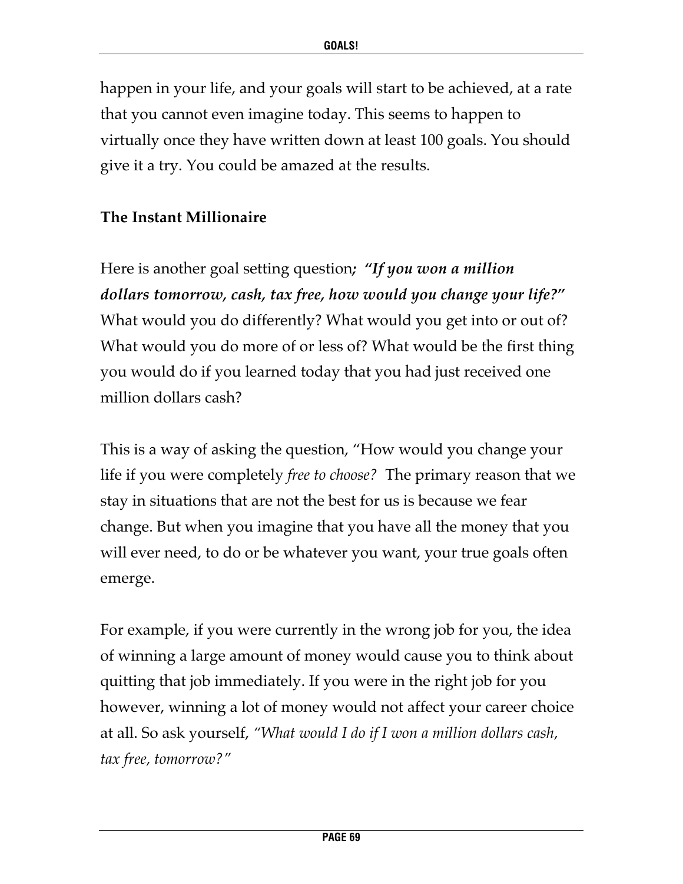happen in your life, and your goals will start to be achieved, at a rate that you cannot even imagine today. This seems to happen to virtually once they have written down at least 100 goals. You should give it a try. You could be amazed at the results.

**The Instant Millionaire**

Here is another goal setting question***; "If you won a million dollars tomorrow, cash, tax free, how would you change your life?"*** What would you do differently? What would you get into or out of? What would you do more of or less of? What would be the first thing you would do if you learned today that you had just received one million dollars cash?

This is a way of asking the question, "How would you change your life if you were completely *free to choose?* The primary reason that we stay in situations that are not the best for us is because we fear change. But when you imagine that you have all the money that you will ever need, to do or be whatever you want, your true goals often emerge.

For example, if you were currently in the wrong job for you, the idea of winning a large amount of money would cause you to think about quitting that job immediately. If you were in the right job for you however, winning a lot of money would not affect your career choice at all. So ask yourself, *"What would I do if I won a million dollars cash, tax free, tomorrow?"*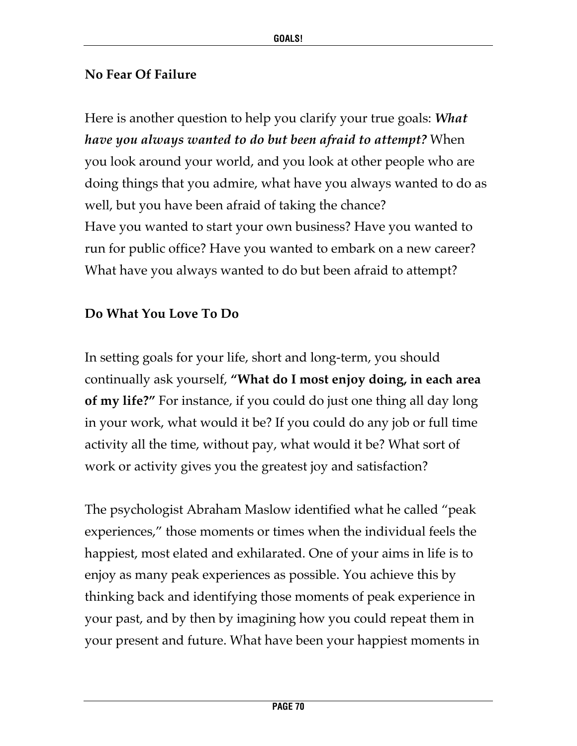**No Fear Of Failure**

Here is another question to help you clarify your true goals: ***What have you always wanted to do but been afraid to attempt?*** When you look around your world, and you look at other people who are doing things that you admire, what have you always wanted to do as well, but you have been afraid of taking the chance?
Have you wanted to start your own business? Have you wanted to run for public office? Have you wanted to embark on a new career? What have you always wanted to do but been afraid to attempt?

**Do What You Love To Do**

In setting goals for your life, short and long-term, you should continually ask yourself, **"What do I most enjoy doing, in each area of my life?"** For instance, if you could do just one thing all day long in your work, what would it be? If you could do any job or full time activity all the time, without pay, what would it be? What sort of work or activity gives you the greatest joy and satisfaction?

The psychologist Abraham Maslow identified what he called "peak experiences," those moments or times when the individual feels the happiest, most elated and exhilarated. One of your aims in life is to enjoy as many peak experiences as possible. You achieve this by thinking back and identifying those moments of peak experience in your past, and by then by imagining how you could repeat them in your present and future. What have been your happiest moments in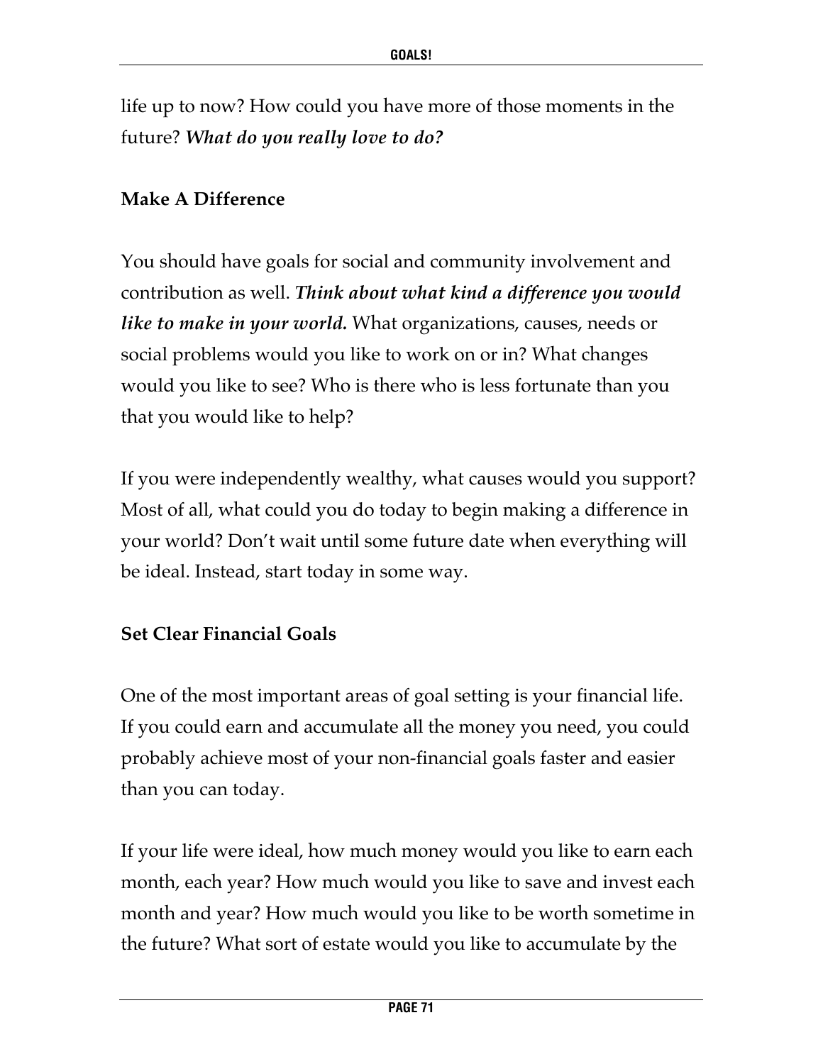life up to now? How could you have more of those moments in the future? ***What do you really love to do?***

**Make A Difference**

You should have goals for social and community involvement and contribution as well. ***Think about what kind a difference you would like to make in your world.*** What organizations, causes, needs or social problems would you like to work on or in? What changes would you like to see? Who is there who is less fortunate than you that you would like to help?

If you were independently wealthy, what causes would you support? Most of all, what could you do today to begin making a difference in your world? Don't wait until some future date when everything will be ideal. Instead, start today in some way.

**Set Clear Financial Goals**

One of the most important areas of goal setting is your financial life. If you could earn and accumulate all the money you need, you could probably achieve most of your non-financial goals faster and easier than you can today.

If your life were ideal, how much money would you like to earn each month, each year? How much would you like to save and invest each month and year? How much would you like to be worth sometime in the future? What sort of estate would you like to accumulate by the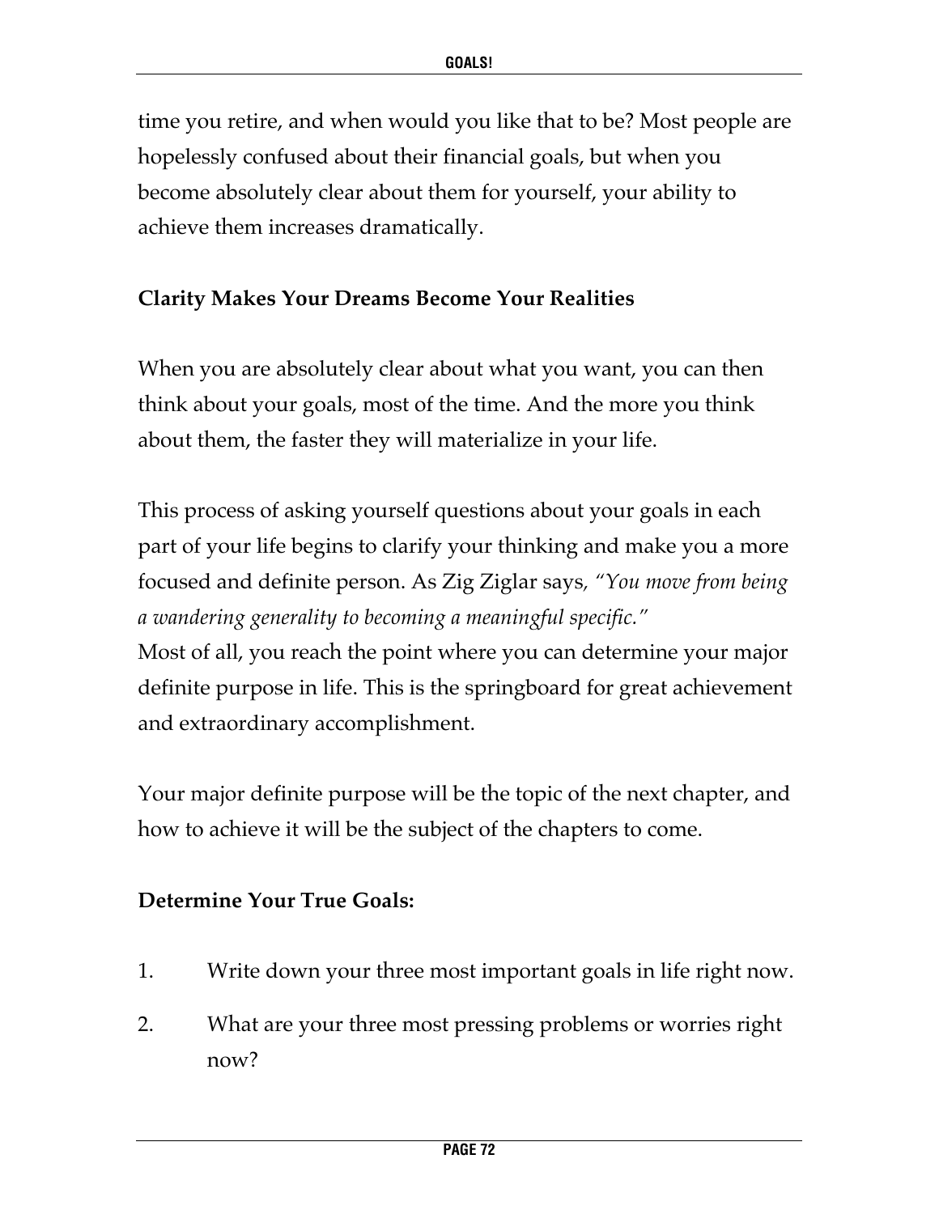time you retire, and when would you like that to be? Most people are hopelessly confused about their financial goals, but when you become absolutely clear about them for yourself, your ability to achieve them increases dramatically.

**Clarity Makes Your Dreams Become Your Realities**

When you are absolutely clear about what you want, you can then think about your goals, most of the time. And the more you think about them, the faster they will materialize in your life.

This process of asking yourself questions about your goals in each part of your life begins to clarify your thinking and make you a more focused and definite person. As Zig Ziglar says, *"You move from being a wandering generality to becoming a meaningful specific."*
Most of all, you reach the point where you can determine your major definite purpose in life. This is the springboard for great achievement and extraordinary accomplishment.

Your major definite purpose will be the topic of the next chapter, and how to achieve it will be the subject of the chapters to come.

**Determine Your True Goals:**

1. Write down your three most important goals in life right now.
2. What are your three most pressing problems or worries right now?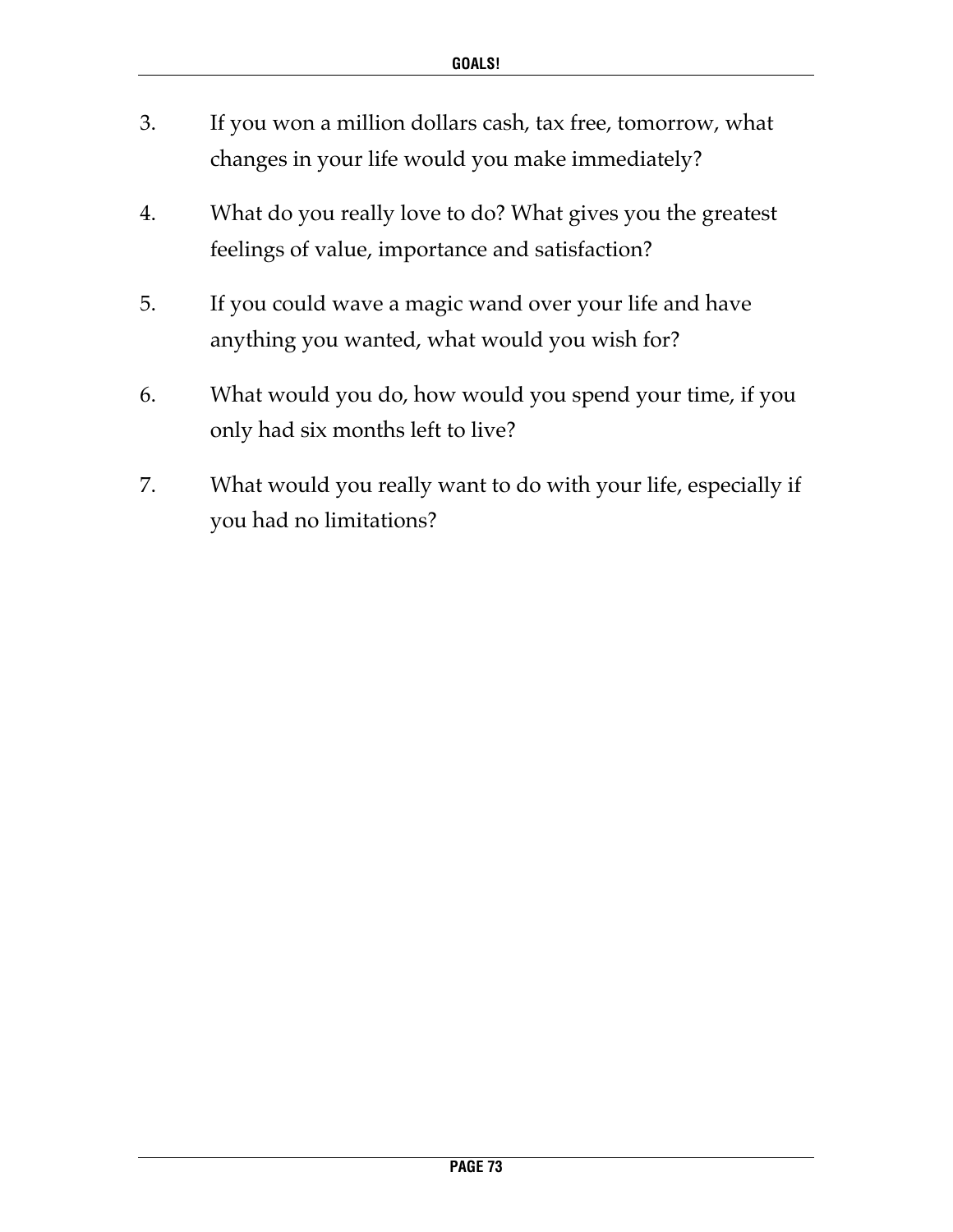3. If you won a million dollars cash, tax free, tomorrow, what changes in your life would you make immediately?

4. What do you really love to do? What gives you the greatest feelings of value, importance and satisfaction?

5. If you could wave a magic wand over your life and have anything you wanted, what would you wish for?

6. What would you do, how would you spend your time, if you only had six months left to live?

7. What would you really want to do with your life, especially if you had no limitations?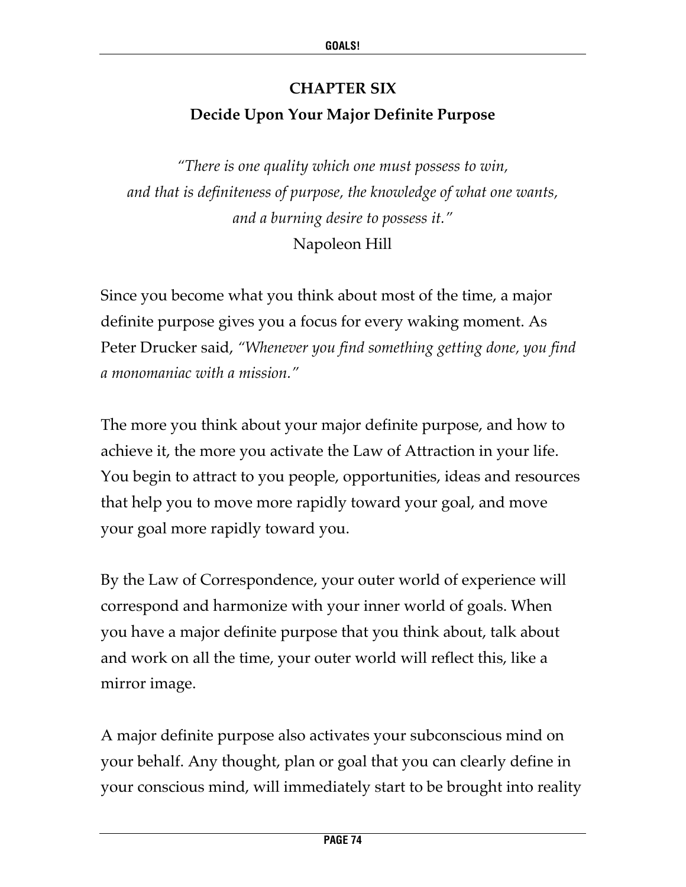## CHAPTER SIX
## Decide Upon Your Major Definite Purpose

*"There is one quality which one must possess to win, and that is definiteness of purpose, the knowledge of what one wants, and a burning desire to possess it."*
Napoleon Hill

Since you become what you think about most of the time, a major definite purpose gives you a focus for every waking moment. As Peter Drucker said, *"Whenever you find something getting done, you find a monomaniac with a mission."*

The more you think about your major definite purpose, and how to achieve it, the more you activate the Law of Attraction in your life. You begin to attract to you people, opportunities, ideas and resources that help you to move more rapidly toward your goal, and move your goal more rapidly toward you.

By the Law of Correspondence, your outer world of experience will correspond and harmonize with your inner world of goals. When you have a major definite purpose that you think about, talk about and work on all the time, your outer world will reflect this, like a mirror image.

A major definite purpose also activates your subconscious mind on your behalf. Any thought, plan or goal that you can clearly define in your conscious mind, will immediately start to be brought into reality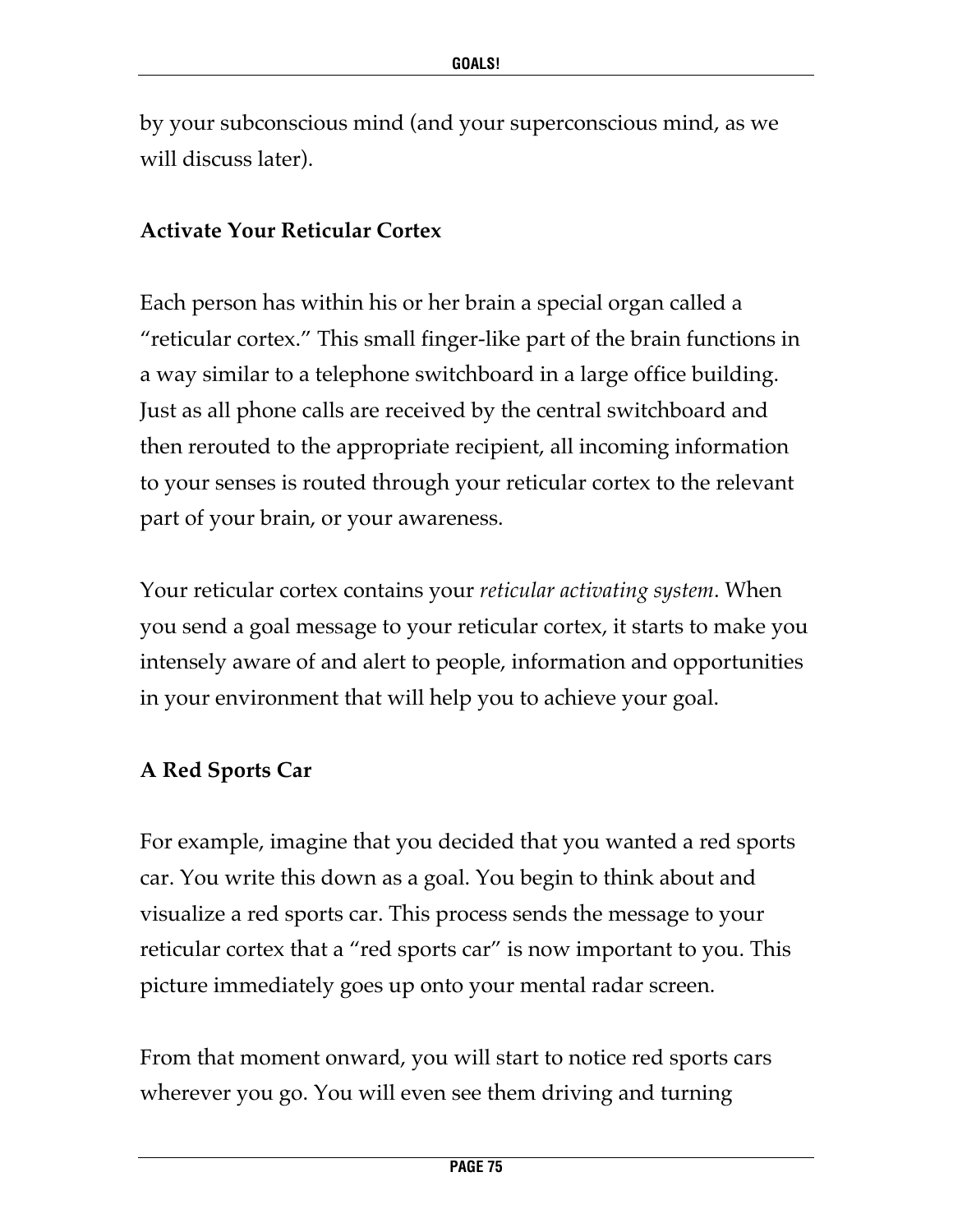by your subconscious mind (and your superconscious mind, as we will discuss later).

### Activate Your Reticular Cortex

Each person has within his or her brain a special organ called a “reticular cortex.” This small finger-like part of the brain functions in a way similar to a telephone switchboard in a large office building. Just as all phone calls are received by the central switchboard and then rerouted to the appropriate recipient, all incoming information to your senses is routed through your reticular cortex to the relevant part of your brain, or your awareness.

Your reticular cortex contains your *reticular activating system*. When you send a goal message to your reticular cortex, it starts to make you intensely aware of and alert to people, information and opportunities in your environment that will help you to achieve your goal.

### A Red Sports Car

For example, imagine that you decided that you wanted a red sports car. You write this down as a goal. You begin to think about and visualize a red sports car. This process sends the message to your reticular cortex that a “red sports car” is now important to you. This picture immediately goes up onto your mental radar screen.

From that moment onward, you will start to notice red sports cars wherever you go. You will even see them driving and turning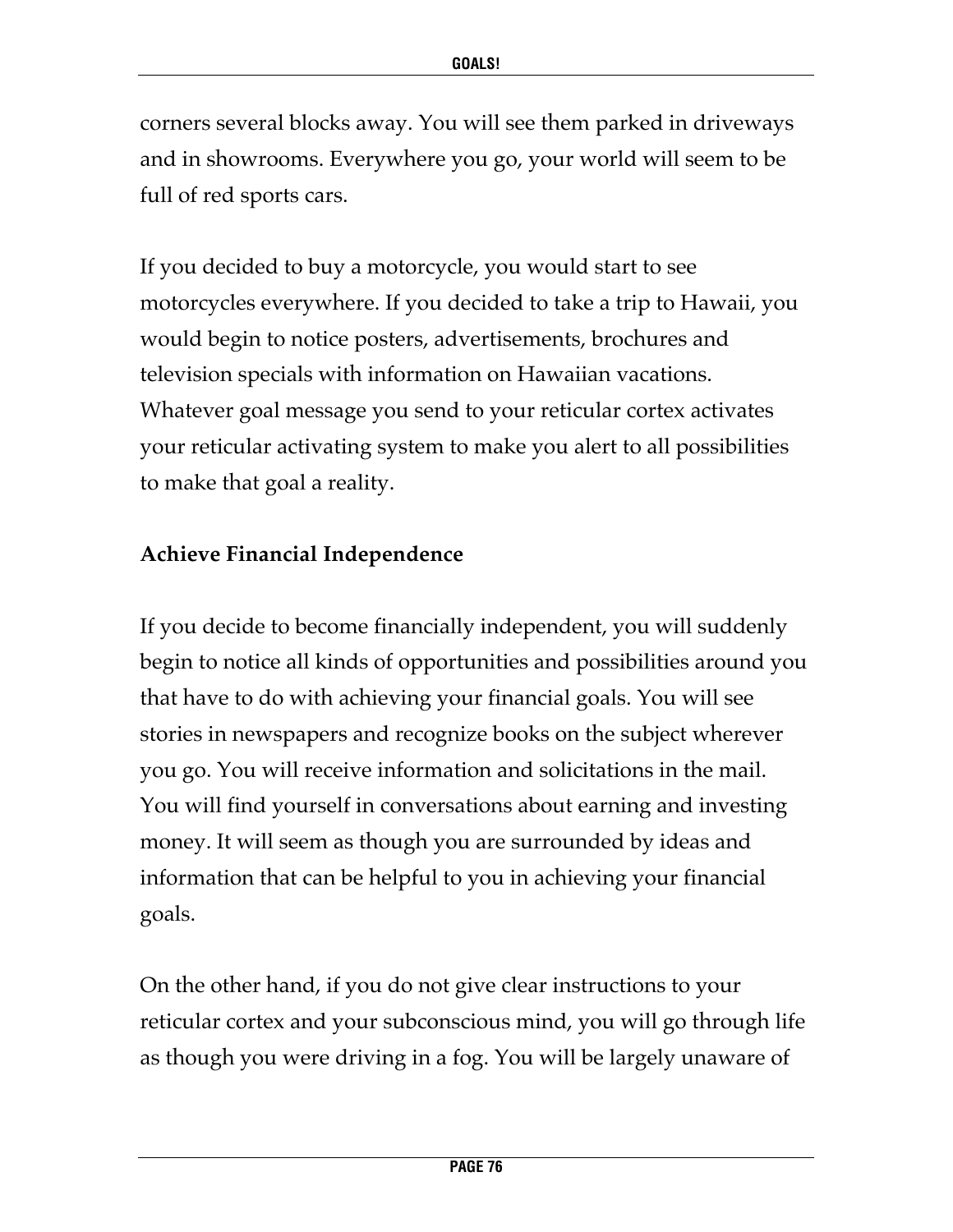corners several blocks away. You will see them parked in driveways and in showrooms. Everywhere you go, your world will seem to be full of red sports cars.

If you decided to buy a motorcycle, you would start to see motorcycles everywhere. If you decided to take a trip to Hawaii, you would begin to notice posters, advertisements, brochures and television specials with information on Hawaiian vacations. Whatever goal message you send to your reticular cortex activates your reticular activating system to make you alert to all possibilities to make that goal a reality.

**Achieve Financial Independence**

If you decide to become financially independent, you will suddenly begin to notice all kinds of opportunities and possibilities around you that have to do with achieving your financial goals. You will see stories in newspapers and recognize books on the subject wherever you go. You will receive information and solicitations in the mail. You will find yourself in conversations about earning and investing money. It will seem as though you are surrounded by ideas and information that can be helpful to you in achieving your financial goals.

On the other hand, if you do not give clear instructions to your reticular cortex and your subconscious mind, you will go through life as though you were driving in a fog. You will be largely unaware of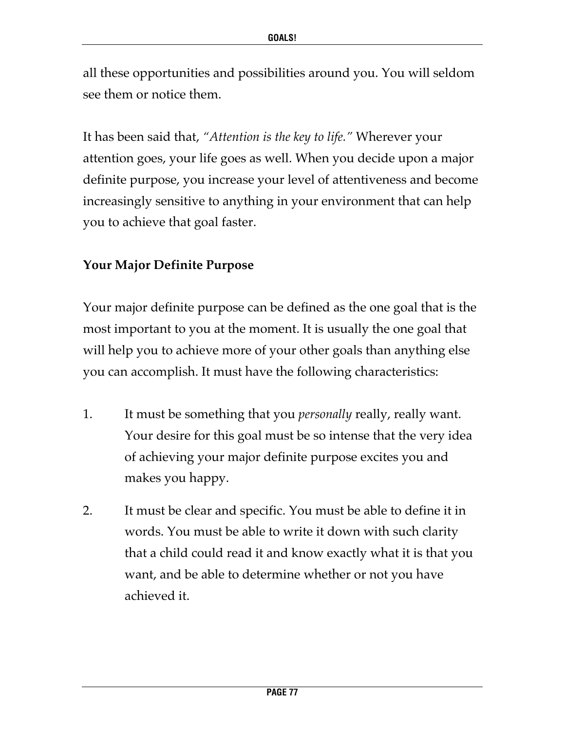all these opportunities and possibilities around you. You will seldom see them or notice them.

It has been said that, *"Attention is the key to life."* Wherever your attention goes, your life goes as well. When you decide upon a major definite purpose, you increase your level of attentiveness and become increasingly sensitive to anything in your environment that can help you to achieve that goal faster.

**Your Major Definite Purpose**

Your major definite purpose can be defined as the one goal that is the most important to you at the moment. It is usually the one goal that will help you to achieve more of your other goals than anything else you can accomplish. It must have the following characteristics:

1. It must be something that you *personally* really, really want. Your desire for this goal must be so intense that the very idea of achieving your major definite purpose excites you and makes you happy.

2. It must be clear and specific. You must be able to define it in words. You must be able to write it down with such clarity that a child could read it and know exactly what it is that you want, and be able to determine whether or not you have achieved it.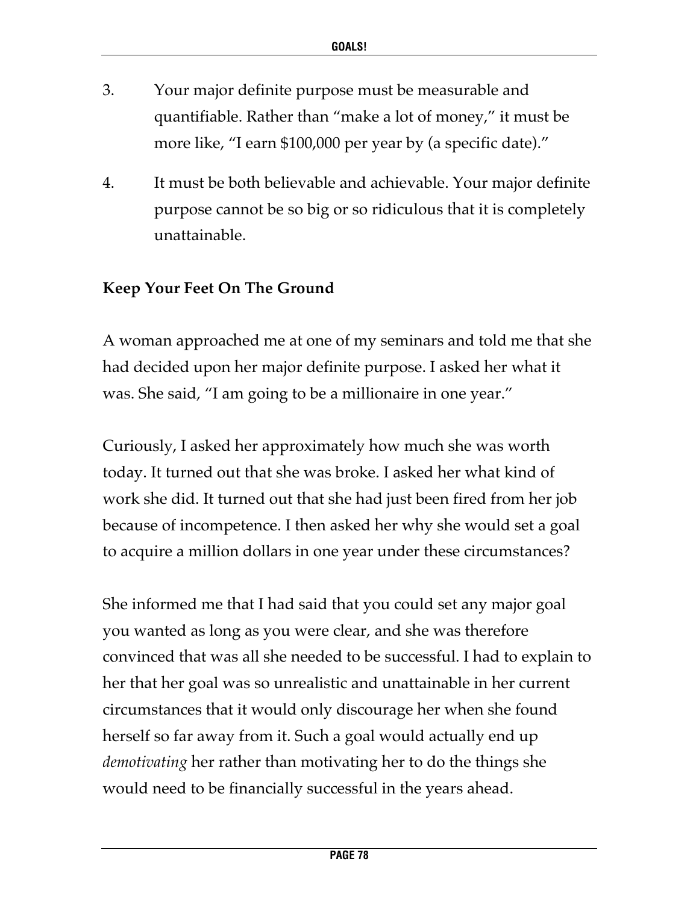3. Your major definite purpose must be measurable and quantifiable. Rather than "make a lot of money," it must be more like, "I earn $100,000 per year by (a specific date)."

4. It must be both believable and achievable. Your major definite purpose cannot be so big or so ridiculous that it is completely unattainable.

### Keep Your Feet On The Ground

A woman approached me at one of my seminars and told me that she had decided upon her major definite purpose. I asked her what it was. She said, "I am going to be a millionaire in one year."

Curiously, I asked her approximately how much she was worth today. It turned out that she was broke. I asked her what kind of work she did. It turned out that she had just been fired from her job because of incompetence. I then asked her why she would set a goal to acquire a million dollars in one year under these circumstances?

She informed me that I had said that you could set any major goal you wanted as long as you were clear, and she was therefore convinced that was all she needed to be successful. I had to explain to her that her goal was so unrealistic and unattainable in her current circumstances that it would only discourage her when she found herself so far away from it. Such a goal would actually end up *demotivating* her rather than motivating her to do the things she would need to be financially successful in the years ahead.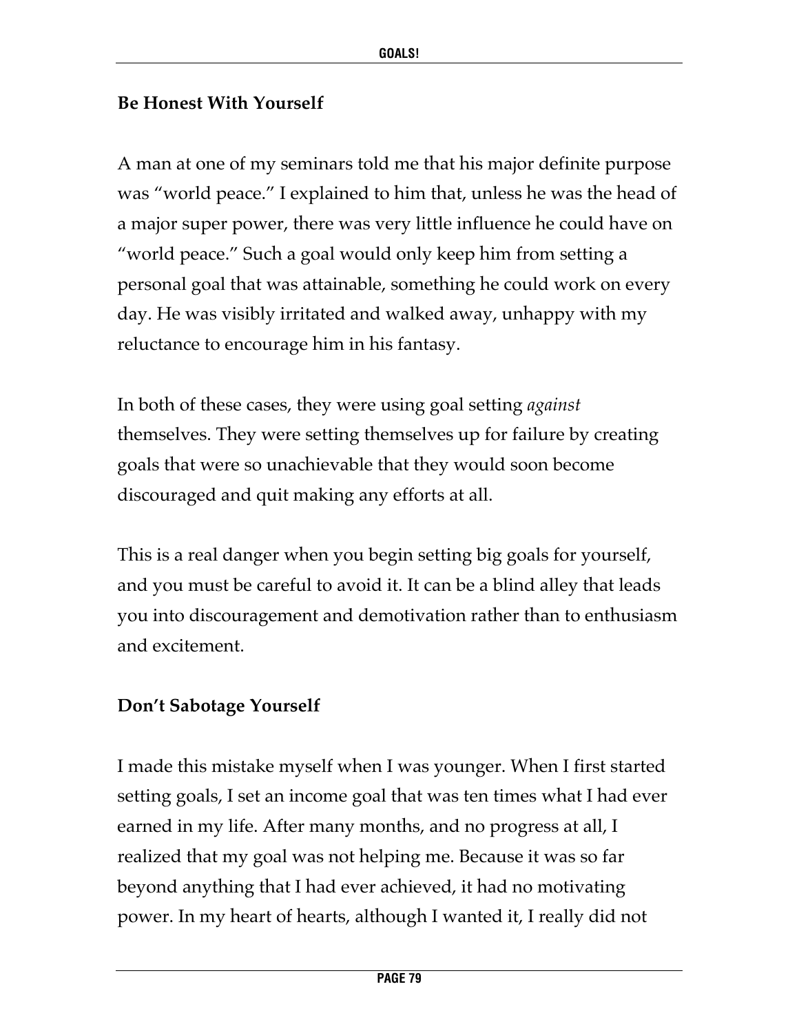## Be Honest With Yourself

A man at one of my seminars told me that his major definite purpose was "world peace." I explained to him that, unless he was the head of a major super power, there was very little influence he could have on "world peace." Such a goal would only keep him from setting a personal goal that was attainable, something he could work on every day. He was visibly irritated and walked away, unhappy with my reluctance to encourage him in his fantasy.

In both of these cases, they were using goal setting *against* themselves. They were setting themselves up for failure by creating goals that were so unachievable that they would soon become discouraged and quit making any efforts at all.

This is a real danger when you begin setting big goals for yourself, and you must be careful to avoid it. It can be a blind alley that leads you into discouragement and demotivation rather than to enthusiasm and excitement.

## Don't Sabotage Yourself

I made this mistake myself when I was younger. When I first started setting goals, I set an income goal that was ten times what I had ever earned in my life. After many months, and no progress at all, I realized that my goal was not helping me. Because it was so far beyond anything that I had ever achieved, it had no motivating power. In my heart of hearts, although I wanted it, I really did not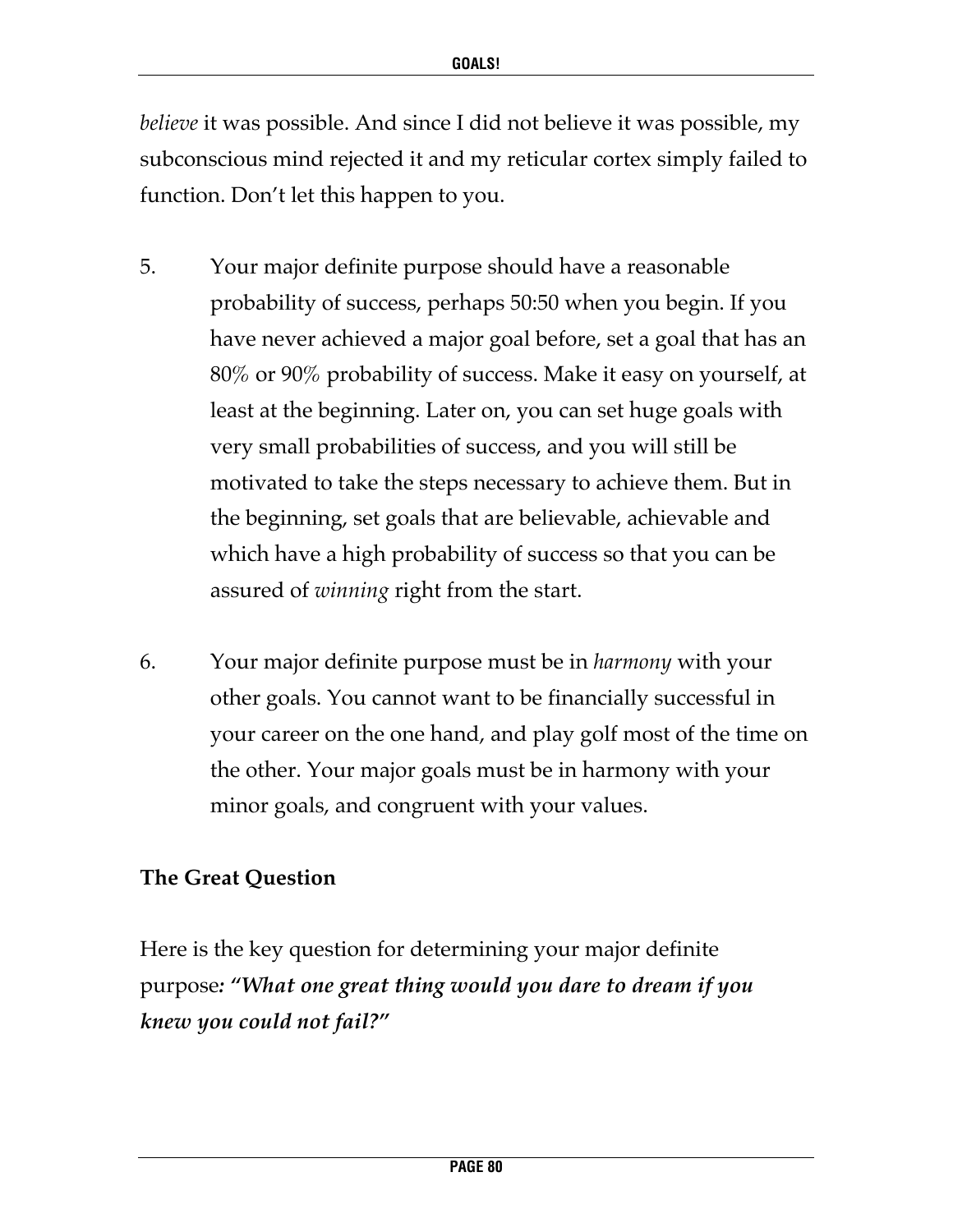*believe* it was possible. And since I did not believe it was possible, my subconscious mind rejected it and my reticular cortex simply failed to function. Don't let this happen to you.

5. Your major definite purpose should have a reasonable probability of success, perhaps 50:50 when you begin. If you have never achieved a major goal before, set a goal that has an 80% or 90% probability of success. Make it easy on yourself, at least at the beginning. Later on, you can set huge goals with very small probabilities of success, and you will still be motivated to take the steps necessary to achieve them. But in the beginning, set goals that are believable, achievable and which have a high probability of success so that you can be assured of *winning* right from the start.

6. Your major definite purpose must be in *harmony* with your other goals. You cannot want to be financially successful in your career on the one hand, and play golf most of the time on the other. Your major goals must be in harmony with your minor goals, and congruent with your values.

**The Great Question**

Here is the key question for determining your major definite purpose***: "What one great thing would you dare to dream if you knew you could not fail?"***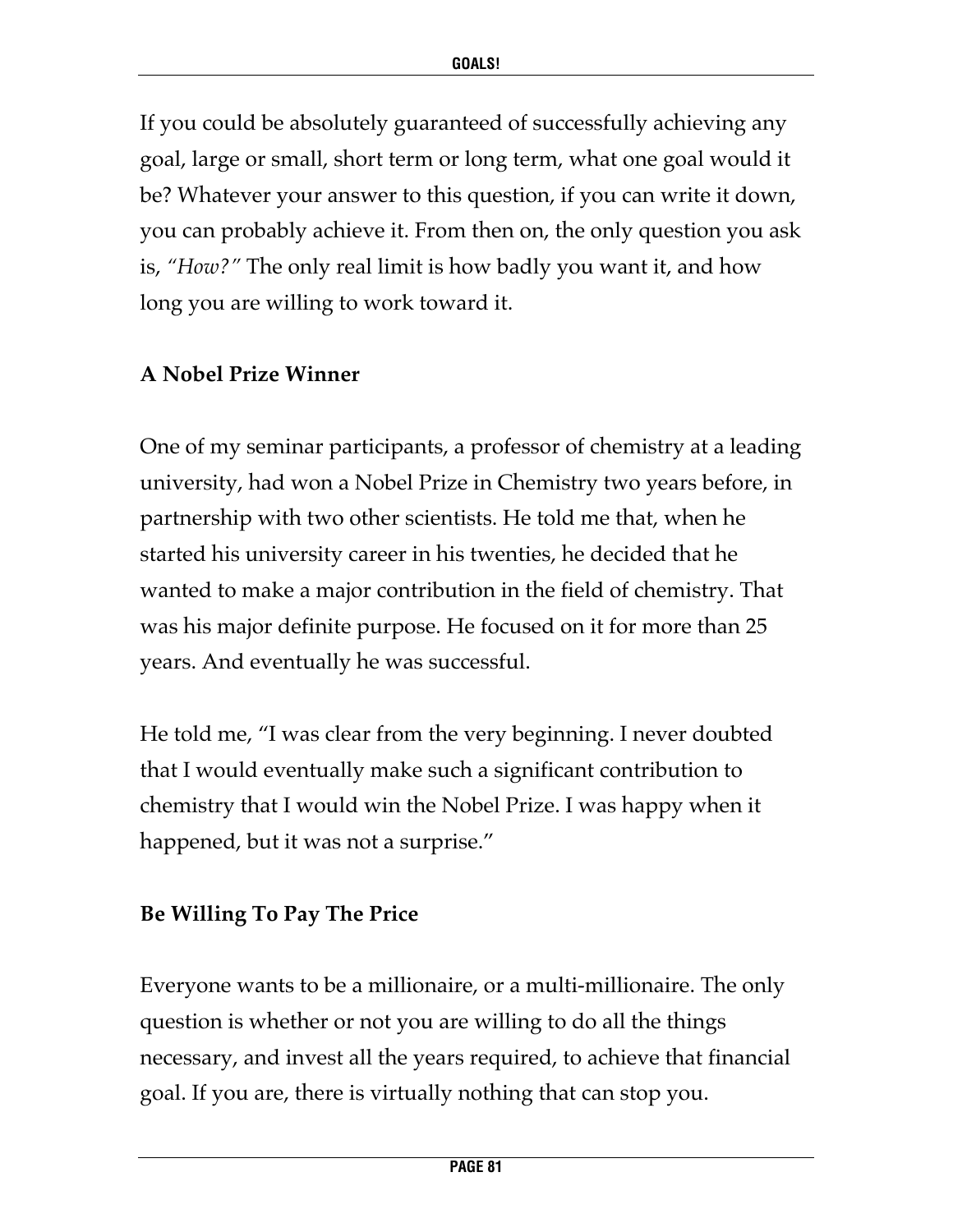If you could be absolutely guaranteed of successfully achieving any goal, large or small, short term or long term, what one goal would it be? Whatever your answer to this question, if you can write it down, you can probably achieve it. From then on, the only question you ask is, *"How?"* The only real limit is how badly you want it, and how long you are willing to work toward it.

### A Nobel Prize Winner

One of my seminar participants, a professor of chemistry at a leading university, had won a Nobel Prize in Chemistry two years before, in partnership with two other scientists. He told me that, when he started his university career in his twenties, he decided that he wanted to make a major contribution in the field of chemistry. That was his major definite purpose. He focused on it for more than 25 years. And eventually he was successful.

He told me, "I was clear from the very beginning. I never doubted that I would eventually make such a significant contribution to chemistry that I would win the Nobel Prize. I was happy when it happened, but it was not a surprise."

### Be Willing To Pay The Price

Everyone wants to be a millionaire, or a multi-millionaire. The only question is whether or not you are willing to do all the things necessary, and invest all the years required, to achieve that financial goal. If you are, there is virtually nothing that can stop you.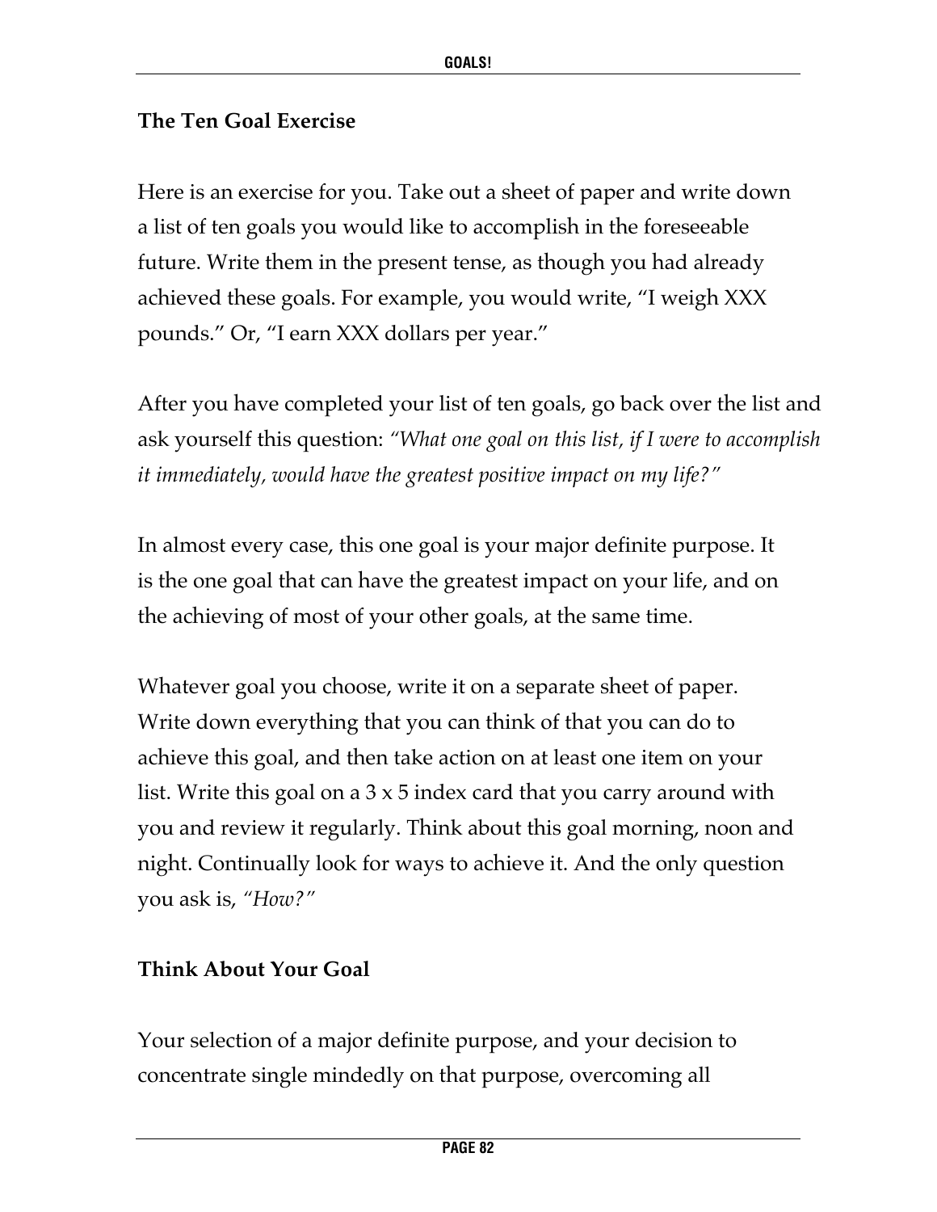### The Ten Goal Exercise

Here is an exercise for you. Take out a sheet of paper and write down a list of ten goals you would like to accomplish in the foreseeable future. Write them in the present tense, as though you had already achieved these goals. For example, you would write, "I weigh XXX pounds." Or, "I earn XXX dollars per year."

After you have completed your list of ten goals, go back over the list and ask yourself this question: *"What one goal on this list, if I were to accomplish it immediately, would have the greatest positive impact on my life?"*

In almost every case, this one goal is your major definite purpose. It is the one goal that can have the greatest impact on your life, and on the achieving of most of your other goals, at the same time.

Whatever goal you choose, write it on a separate sheet of paper. Write down everything that you can think of that you can do to achieve this goal, and then take action on at least one item on your list. Write this goal on a 3 x 5 index card that you carry around with you and review it regularly. Think about this goal morning, noon and night. Continually look for ways to achieve it. And the only question you ask is, *"How?"*

### Think About Your Goal

Your selection of a major definite purpose, and your decision to concentrate single mindedly on that purpose, overcoming all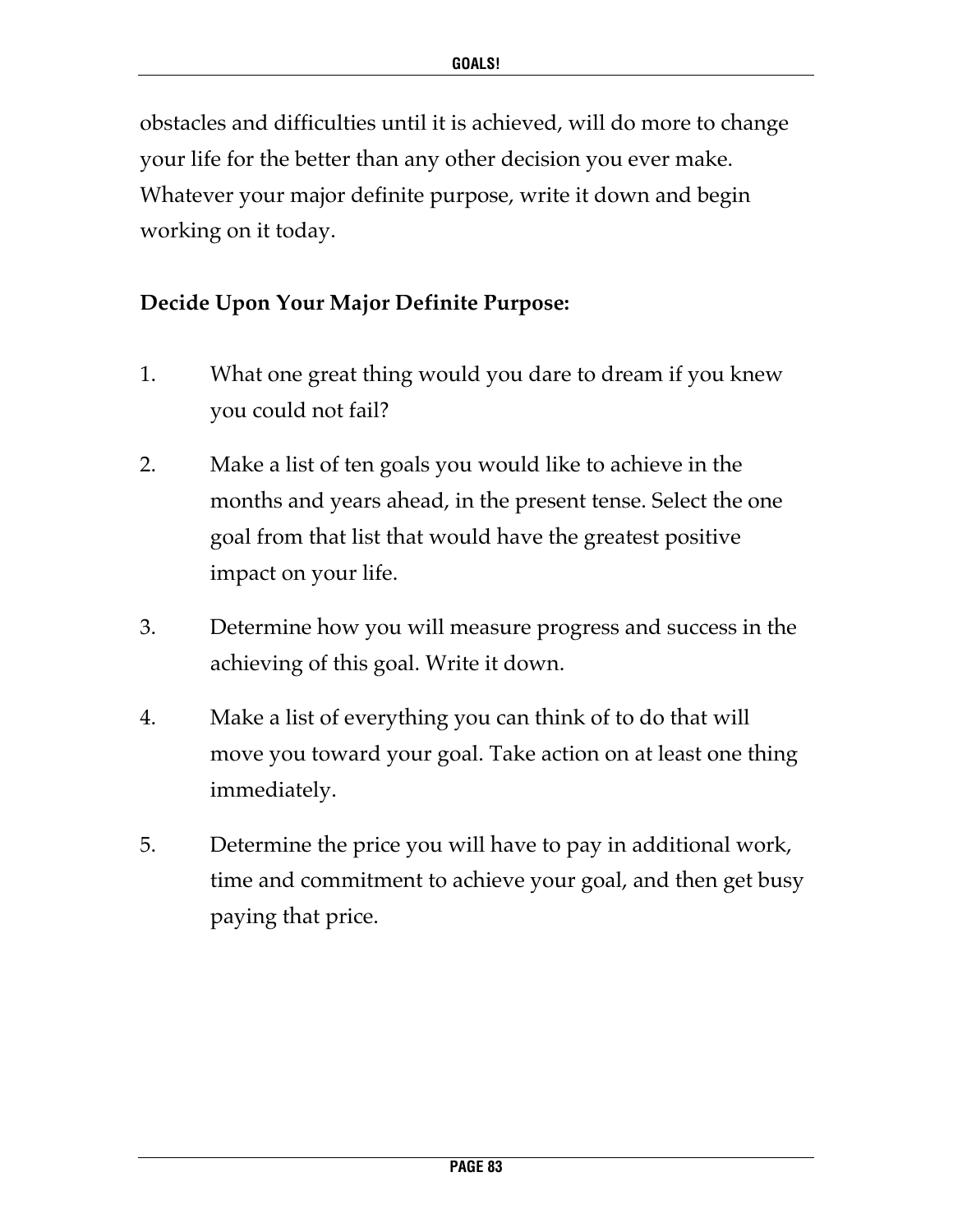obstacles and difficulties until it is achieved, will do more to change your life for the better than any other decision you ever make. Whatever your major definite purpose, write it down and begin working on it today.

**Decide Upon Your Major Definite Purpose:**

1. What one great thing would you dare to dream if you knew you could not fail?

2. Make a list of ten goals you would like to achieve in the months and years ahead, in the present tense. Select the one goal from that list that would have the greatest positive impact on your life.

3. Determine how you will measure progress and success in the achieving of this goal. Write it down.

4. Make a list of everything you can think of to do that will move you toward your goal. Take action on at least one thing immediately.

5. Determine the price you will have to pay in additional work, time and commitment to achieve your goal, and then get busy paying that price.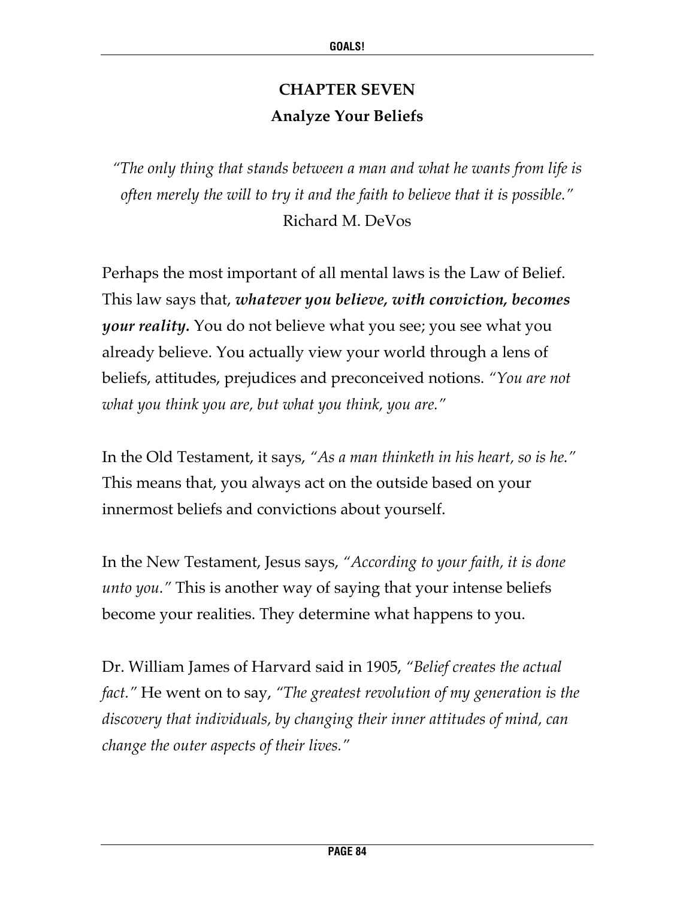# CHAPTER SEVEN

## Analyze Your Beliefs

*"The only thing that stands between a man and what he wants from life is often merely the will to try it and the faith to believe that it is possible."*
Richard M. DeVos

Perhaps the most important of all mental laws is the Law of Belief. This law says that, ***whatever you believe, with conviction, becomes your reality.*** You do not believe what you see; you see what you already believe. You actually view your world through a lens of beliefs, attitudes, prejudices and preconceived notions. *"You are not what you think you are, but what you think, you are."*

In the Old Testament, it says, *"As a man thinketh in his heart, so is he."* This means that, you always act on the outside based on your innermost beliefs and convictions about yourself.

In the New Testament, Jesus says, *"According to your faith, it is done unto you."* This is another way of saying that your intense beliefs become your realities. They determine what happens to you.

Dr. William James of Harvard said in 1905, *"Belief creates the actual fact."* He went on to say, *"The greatest revolution of my generation is the discovery that individuals, by changing their inner attitudes of mind, can change the outer aspects of their lives."*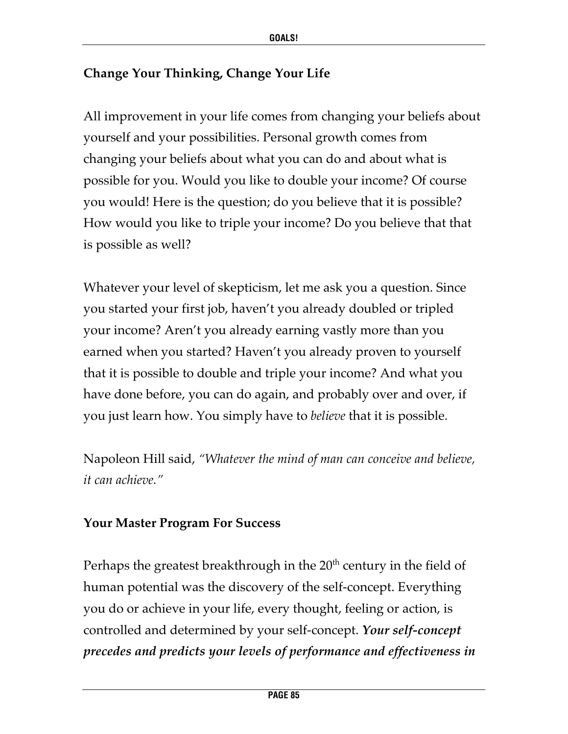## Change Your Thinking, Change Your Life

All improvement in your life comes from changing your beliefs about yourself and your possibilities. Personal growth comes from changing your beliefs about what you can do and about what is possible for you. Would you like to double your income? Of course you would! Here is the question; do you believe that it is possible? How would you like to triple your income? Do you believe that that is possible as well?

Whatever your level of skepticism, let me ask you a question. Since you started your first job, haven't you already doubled or tripled your income? Aren't you already earning vastly more than you earned when you started? Haven't you already proven to yourself that it is possible to double and triple your income? And what you have done before, you can do again, and probably over and over, if you just learn how. You simply have to *believe* that it is possible.

Napoleon Hill said, *"Whatever the mind of man can conceive and believe, it can achieve."*

## Your Master Program For Success

Perhaps the greatest breakthrough in the 20th century in the field of human potential was the discovery of the self-concept. Everything you do or achieve in your life, every thought, feeling or action, is controlled and determined by your self-concept. ***Your self-concept precedes and predicts your levels of performance and effectiveness in***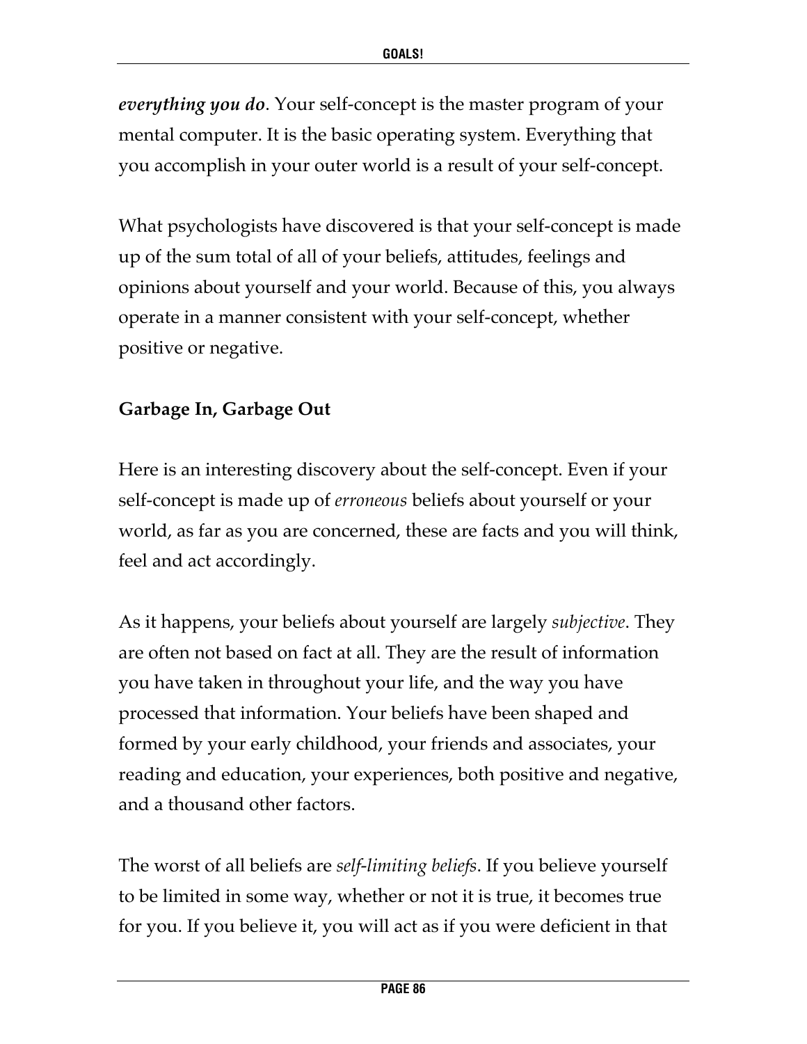***everything you do***. Your self-concept is the master program of your mental computer. It is the basic operating system. Everything that you accomplish in your outer world is a result of your self-concept.

What psychologists have discovered is that your self-concept is made up of the sum total of all of your beliefs, attitudes, feelings and opinions about yourself and your world. Because of this, you always operate in a manner consistent with your self-concept, whether positive or negative.

**Garbage In, Garbage Out**

Here is an interesting discovery about the self-concept. Even if your self-concept is made up of *erroneous* beliefs about yourself or your world, as far as you are concerned, these are facts and you will think, feel and act accordingly.

As it happens, your beliefs about yourself are largely *subjective*. They are often not based on fact at all. They are the result of information you have taken in throughout your life, and the way you have processed that information. Your beliefs have been shaped and formed by your early childhood, your friends and associates, your reading and education, your experiences, both positive and negative, and a thousand other factors.

The worst of all beliefs are *self-limiting beliefs*. If you believe yourself to be limited in some way, whether or not it is true, it becomes true for you. If you believe it, you will act as if you were deficient in that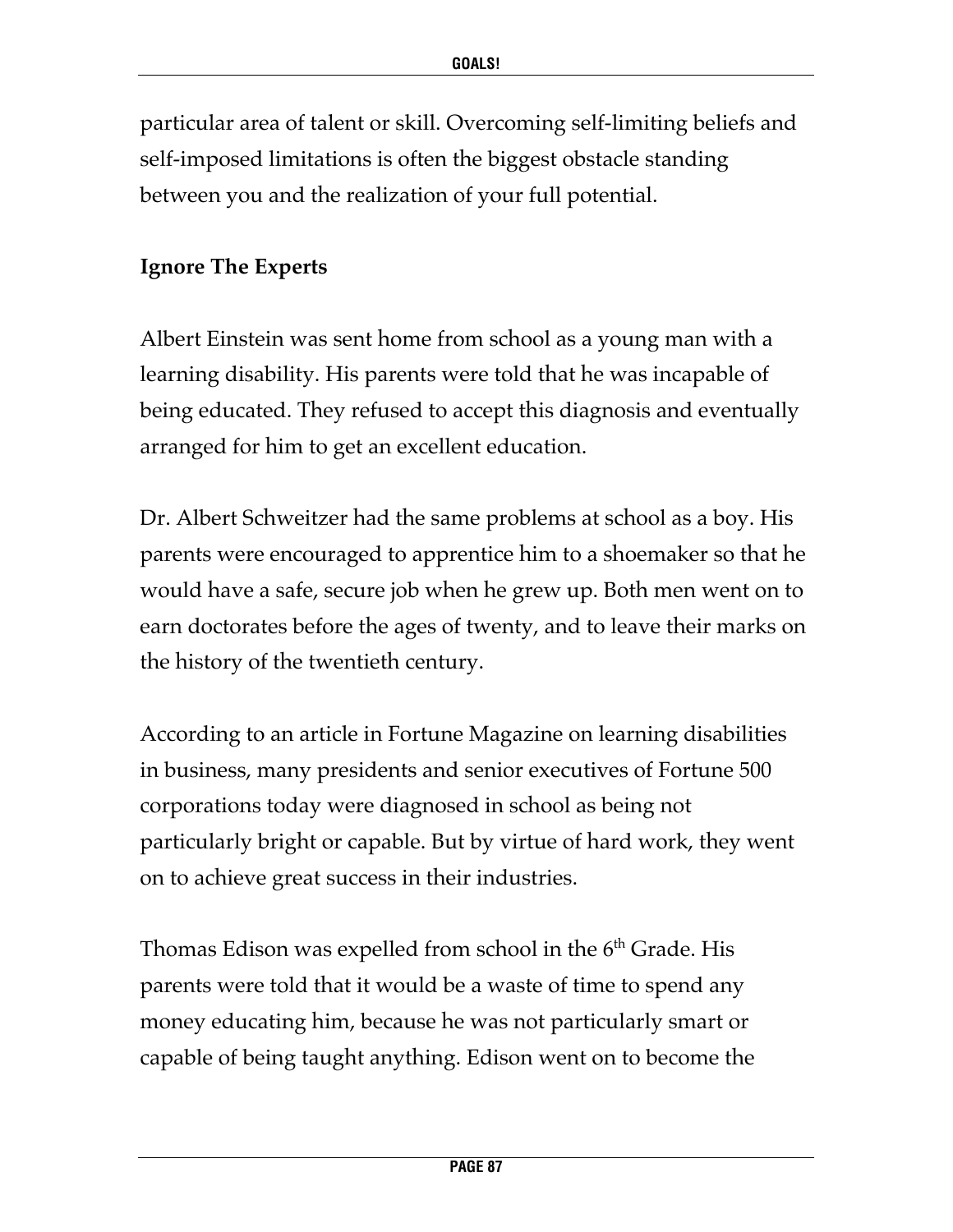particular area of talent or skill. Overcoming self-limiting beliefs and self-imposed limitations is often the biggest obstacle standing between you and the realization of your full potential.

**Ignore The Experts**

Albert Einstein was sent home from school as a young man with a learning disability. His parents were told that he was incapable of being educated. They refused to accept this diagnosis and eventually arranged for him to get an excellent education.

Dr. Albert Schweitzer had the same problems at school as a boy. His parents were encouraged to apprentice him to a shoemaker so that he would have a safe, secure job when he grew up. Both men went on to earn doctorates before the ages of twenty, and to leave their marks on the history of the twentieth century.

According to an article in Fortune Magazine on learning disabilities in business, many presidents and senior executives of Fortune 500 corporations today were diagnosed in school as being not particularly bright or capable. But by virtue of hard work, they went on to achieve great success in their industries.

Thomas Edison was expelled from school in the 6th Grade. His parents were told that it would be a waste of time to spend any money educating him, because he was not particularly smart or capable of being taught anything. Edison went on to become the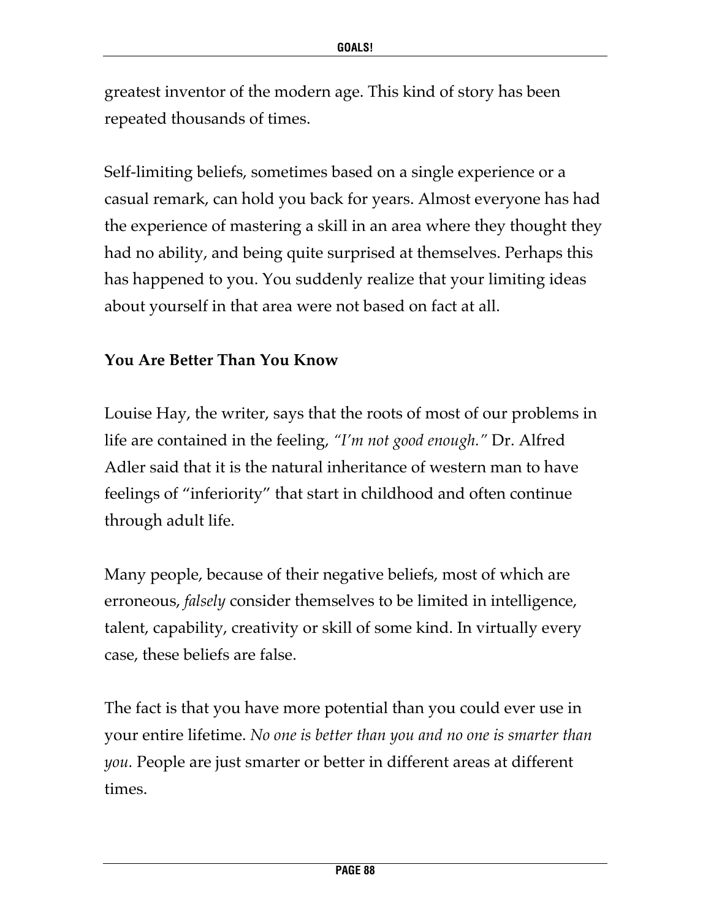greatest inventor of the modern age. This kind of story has been repeated thousands of times.

Self-limiting beliefs, sometimes based on a single experience or a casual remark, can hold you back for years. Almost everyone has had the experience of mastering a skill in an area where they thought they had no ability, and being quite surprised at themselves. Perhaps this has happened to you. You suddenly realize that your limiting ideas about yourself in that area were not based on fact at all.

**You Are Better Than You Know**

Louise Hay, the writer, says that the roots of most of our problems in life are contained in the feeling, *"I'm not good enough."* Dr. Alfred Adler said that it is the natural inheritance of western man to have feelings of "inferiority" that start in childhood and often continue through adult life.

Many people, because of their negative beliefs, most of which are erroneous, *falsely* consider themselves to be limited in intelligence, talent, capability, creativity or skill of some kind. In virtually every case, these beliefs are false.

The fact is that you have more potential than you could ever use in your entire lifetime. *No one is better than you and no one is smarter than you.* People are just smarter or better in different areas at different times.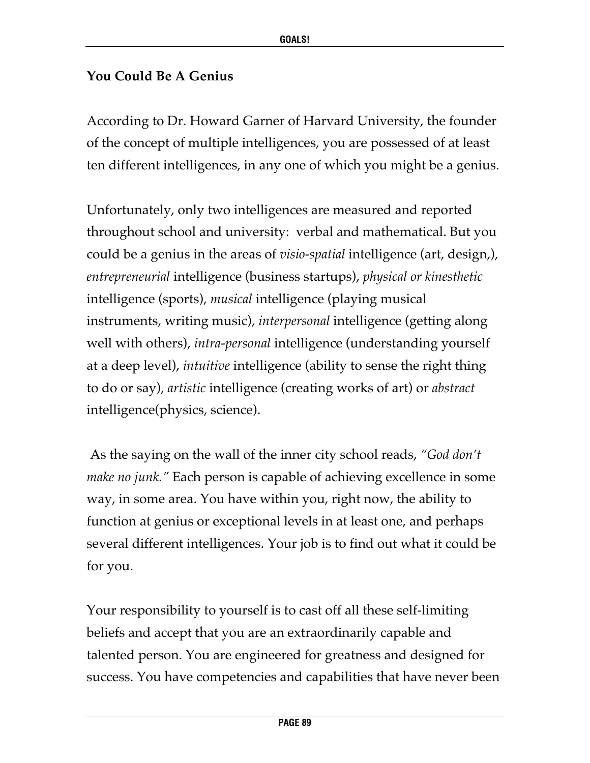**You Could Be A Genius**

According to Dr. Howard Garner of Harvard University, the founder of the concept of multiple intelligences, you are possessed of at least ten different intelligences, in any one of which you might be a genius.

Unfortunately, only two intelligences are measured and reported throughout school and university: verbal and mathematical. But you could be a genius in the areas of *visio-spatial* intelligence (art, design,), *entrepreneurial* intelligence (business startups), *physical or kinesthetic* intelligence (sports), *musical* intelligence (playing musical instruments, writing music), *interpersonal* intelligence (getting along well with others), *intra-personal* intelligence (understanding yourself at a deep level), *intuitive* intelligence (ability to sense the right thing to do or say), *artistic* intelligence (creating works of art) or *abstract* intelligence(physics, science).

As the saying on the wall of the inner city school reads, *"God don't make no junk."* Each person is capable of achieving excellence in some way, in some area. You have within you, right now, the ability to function at genius or exceptional levels in at least one, and perhaps several different intelligences. Your job is to find out what it could be for you.

Your responsibility to yourself is to cast off all these self-limiting beliefs and accept that you are an extraordinarily capable and talented person. You are engineered for greatness and designed for success. You have competencies and capabilities that have never been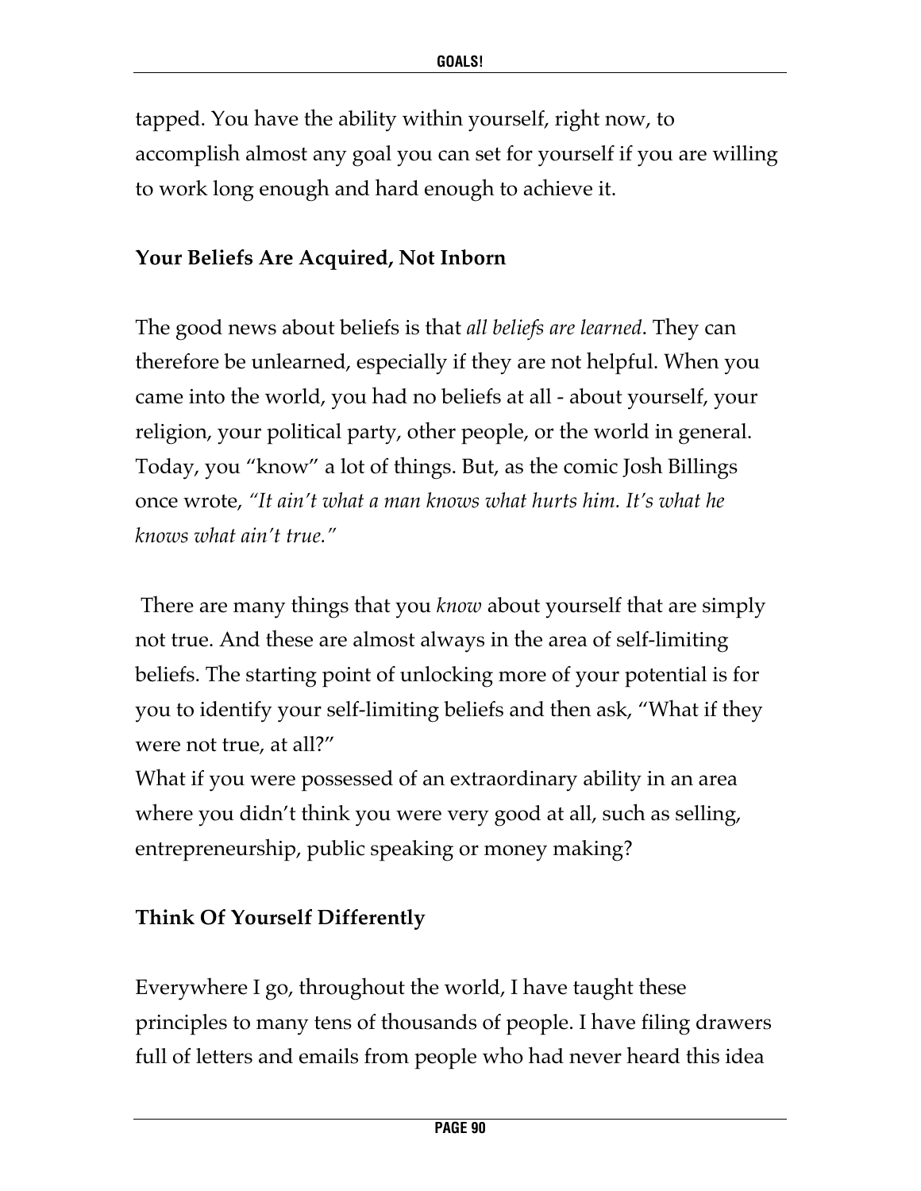tapped. You have the ability within yourself, right now, to accomplish almost any goal you can set for yourself if you are willing to work long enough and hard enough to achieve it.

### Your Beliefs Are Acquired, Not Inborn

The good news about beliefs is that *all beliefs are learned*. They can therefore be unlearned, especially if they are not helpful. When you came into the world, you had no beliefs at all - about yourself, your religion, your political party, other people, or the world in general. Today, you "know" a lot of things. But, as the comic Josh Billings once wrote, *"It ain't what a man knows what hurts him. It's what he knows what ain't true."*

There are many things that you *know* about yourself that are simply not true. And these are almost always in the area of self-limiting beliefs. The starting point of unlocking more of your potential is for you to identify your self-limiting beliefs and then ask, "What if they were not true, at all?"

What if you were possessed of an extraordinary ability in an area where you didn't think you were very good at all, such as selling, entrepreneurship, public speaking or money making?

### Think Of Yourself Differently

Everywhere I go, throughout the world, I have taught these principles to many tens of thousands of people. I have filing drawers full of letters and emails from people who had never heard this idea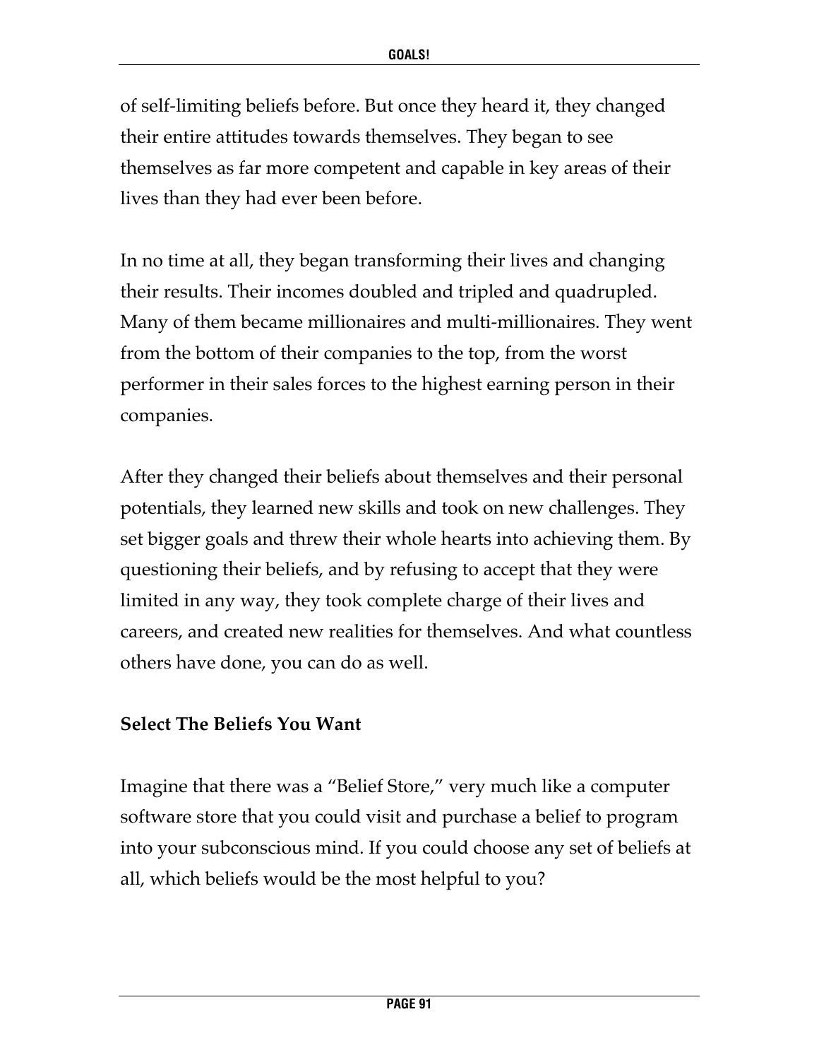of self-limiting beliefs before. But once they heard it, they changed their entire attitudes towards themselves. They began to see themselves as far more competent and capable in key areas of their lives than they had ever been before.

In no time at all, they began transforming their lives and changing their results. Their incomes doubled and tripled and quadrupled. Many of them became millionaires and multi-millionaires. They went from the bottom of their companies to the top, from the worst performer in their sales forces to the highest earning person in their companies.

After they changed their beliefs about themselves and their personal potentials, they learned new skills and took on new challenges. They set bigger goals and threw their whole hearts into achieving them. By questioning their beliefs, and by refusing to accept that they were limited in any way, they took complete charge of their lives and careers, and created new realities for themselves. And what countless others have done, you can do as well.

### Select The Beliefs You Want

Imagine that there was a "Belief Store," very much like a computer software store that you could visit and purchase a belief to program into your subconscious mind. If you could choose any set of beliefs at all, which beliefs would be the most helpful to you?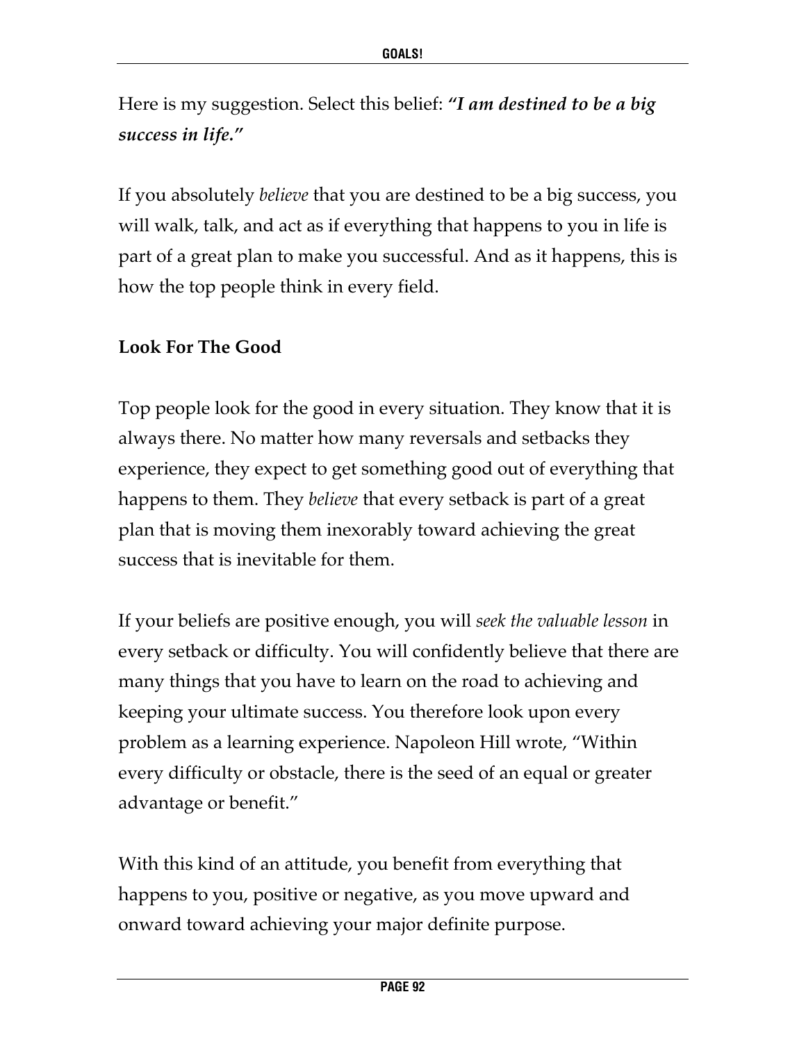Here is my suggestion. Select this belief: ***"I am destined to be a big success in life."***

If you absolutely *believe* that you are destined to be a big success, you will walk, talk, and act as if everything that happens to you in life is part of a great plan to make you successful. And as it happens, this is how the top people think in every field.

**Look For The Good**

Top people look for the good in every situation. They know that it is always there. No matter how many reversals and setbacks they experience, they expect to get something good out of everything that happens to them. They *believe* that every setback is part of a great plan that is moving them inexorably toward achieving the great success that is inevitable for them.

If your beliefs are positive enough, you will *seek the valuable lesson* in every setback or difficulty. You will confidently believe that there are many things that you have to learn on the road to achieving and keeping your ultimate success. You therefore look upon every problem as a learning experience. Napoleon Hill wrote, "Within every difficulty or obstacle, there is the seed of an equal or greater advantage or benefit."

With this kind of an attitude, you benefit from everything that happens to you, positive or negative, as you move upward and onward toward achieving your major definite purpose.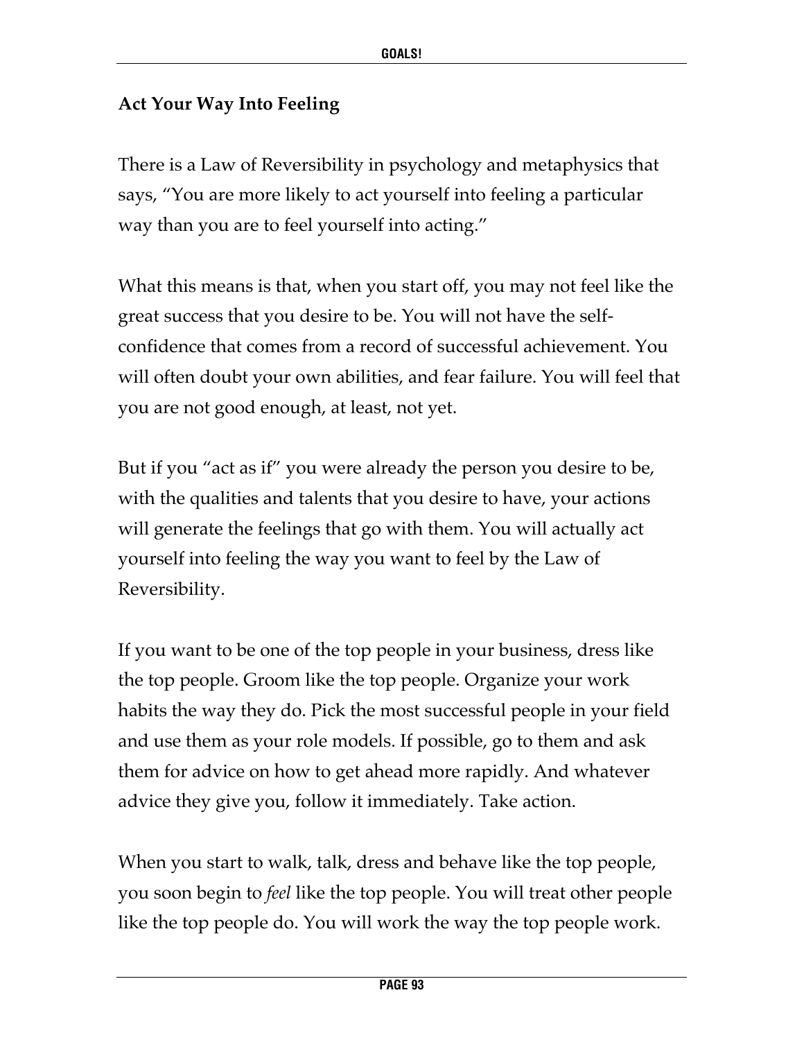## Act Your Way Into Feeling

There is a Law of Reversibility in psychology and metaphysics that says, "You are more likely to act yourself into feeling a particular way than you are to feel yourself into acting."

What this means is that, when you start off, you may not feel like the great success that you desire to be. You will not have the self-confidence that comes from a record of successful achievement. You will often doubt your own abilities, and fear failure. You will feel that you are not good enough, at least, not yet.

But if you "act as if" you were already the person you desire to be, with the qualities and talents that you desire to have, your actions will generate the feelings that go with them. You will actually act yourself into feeling the way you want to feel by the Law of Reversibility.

If you want to be one of the top people in your business, dress like the top people. Groom like the top people. Organize your work habits the way they do. Pick the most successful people in your field and use them as your role models. If possible, go to them and ask them for advice on how to get ahead more rapidly. And whatever advice they give you, follow it immediately. Take action.

When you start to walk, talk, dress and behave like the top people, you soon begin to *feel* like the top people. You will treat other people like the top people do. You will work the way the top people work.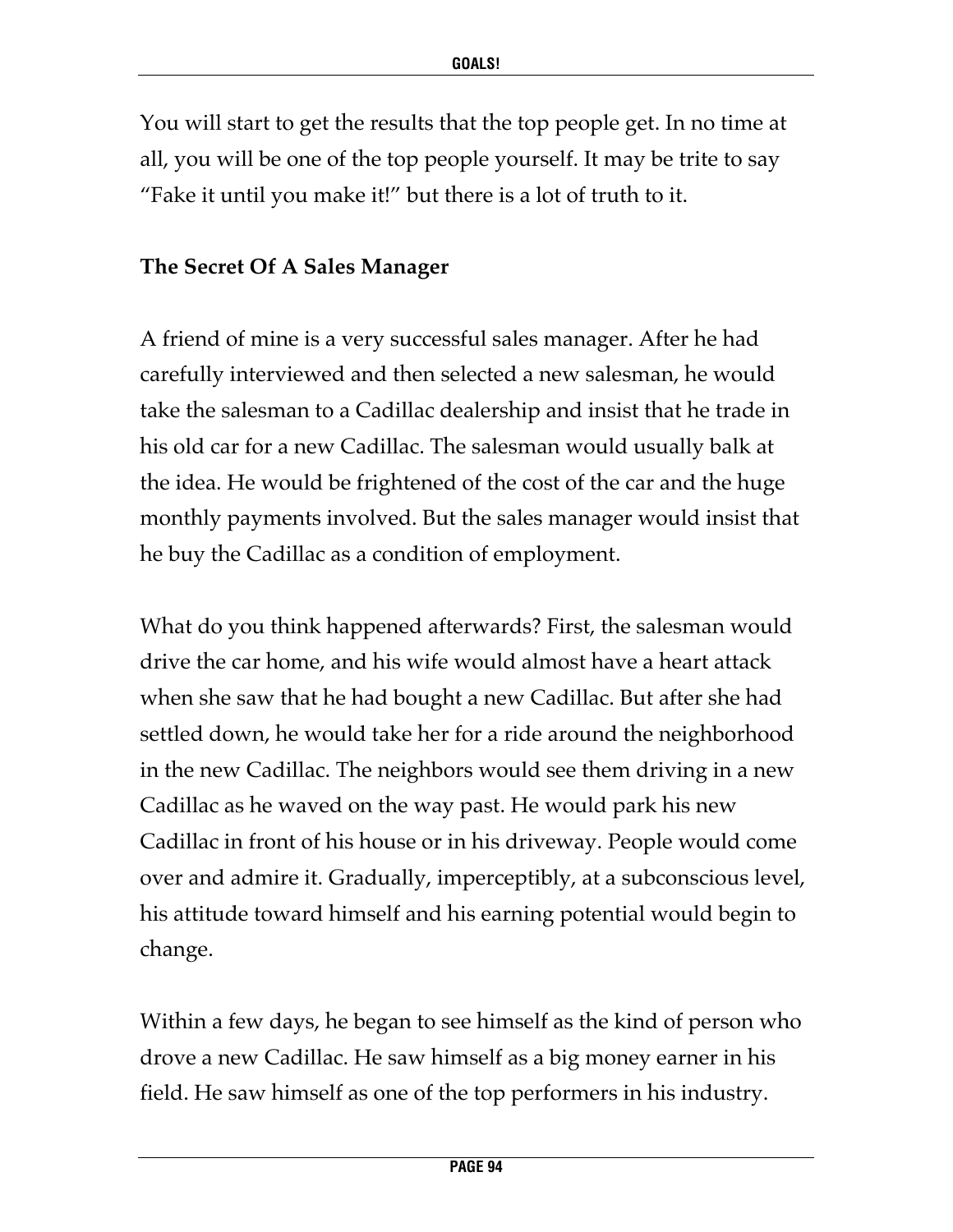You will start to get the results that the top people get. In no time at all, you will be one of the top people yourself. It may be trite to say "Fake it until you make it!" but there is a lot of truth to it.

**The Secret Of A Sales Manager**

A friend of mine is a very successful sales manager. After he had carefully interviewed and then selected a new salesman, he would take the salesman to a Cadillac dealership and insist that he trade in his old car for a new Cadillac. The salesman would usually balk at the idea. He would be frightened of the cost of the car and the huge monthly payments involved. But the sales manager would insist that he buy the Cadillac as a condition of employment.

What do you think happened afterwards? First, the salesman would drive the car home, and his wife would almost have a heart attack when she saw that he had bought a new Cadillac. But after she had settled down, he would take her for a ride around the neighborhood in the new Cadillac. The neighbors would see them driving in a new Cadillac as he waved on the way past. He would park his new Cadillac in front of his house or in his driveway. People would come over and admire it. Gradually, imperceptibly, at a subconscious level, his attitude toward himself and his earning potential would begin to change.

Within a few days, he began to see himself as the kind of person who drove a new Cadillac. He saw himself as a big money earner in his field. He saw himself as one of the top performers in his industry.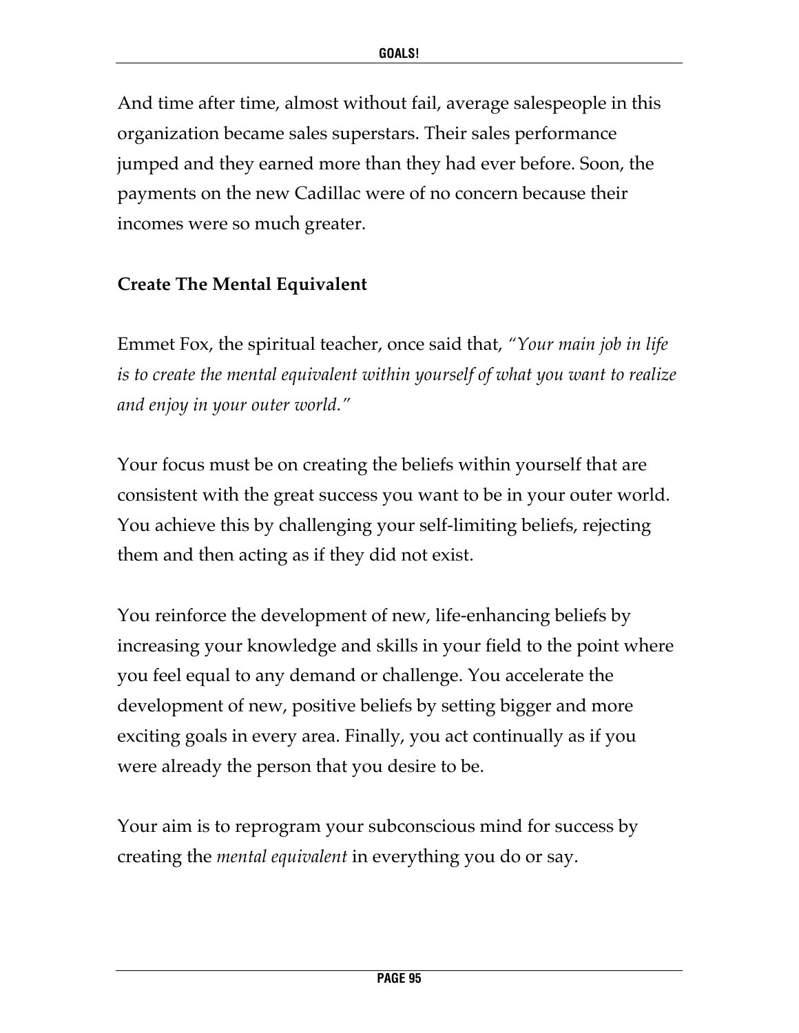And time after time, almost without fail, average salespeople in this organization became sales superstars. Their sales performance jumped and they earned more than they had ever before. Soon, the payments on the new Cadillac were of no concern because their incomes were so much greater.

**Create The Mental Equivalent**

Emmet Fox, the spiritual teacher, once said that, *"Your main job in life is to create the mental equivalent within yourself of what you want to realize and enjoy in your outer world."*

Your focus must be on creating the beliefs within yourself that are consistent with the great success you want to be in your outer world. You achieve this by challenging your self-limiting beliefs, rejecting them and then acting as if they did not exist.

You reinforce the development of new, life-enhancing beliefs by increasing your knowledge and skills in your field to the point where you feel equal to any demand or challenge. You accelerate the development of new, positive beliefs by setting bigger and more exciting goals in every area. Finally, you act continually as if you were already the person that you desire to be.

Your aim is to reprogram your subconscious mind for success by creating the *mental equivalent* in everything you do or say.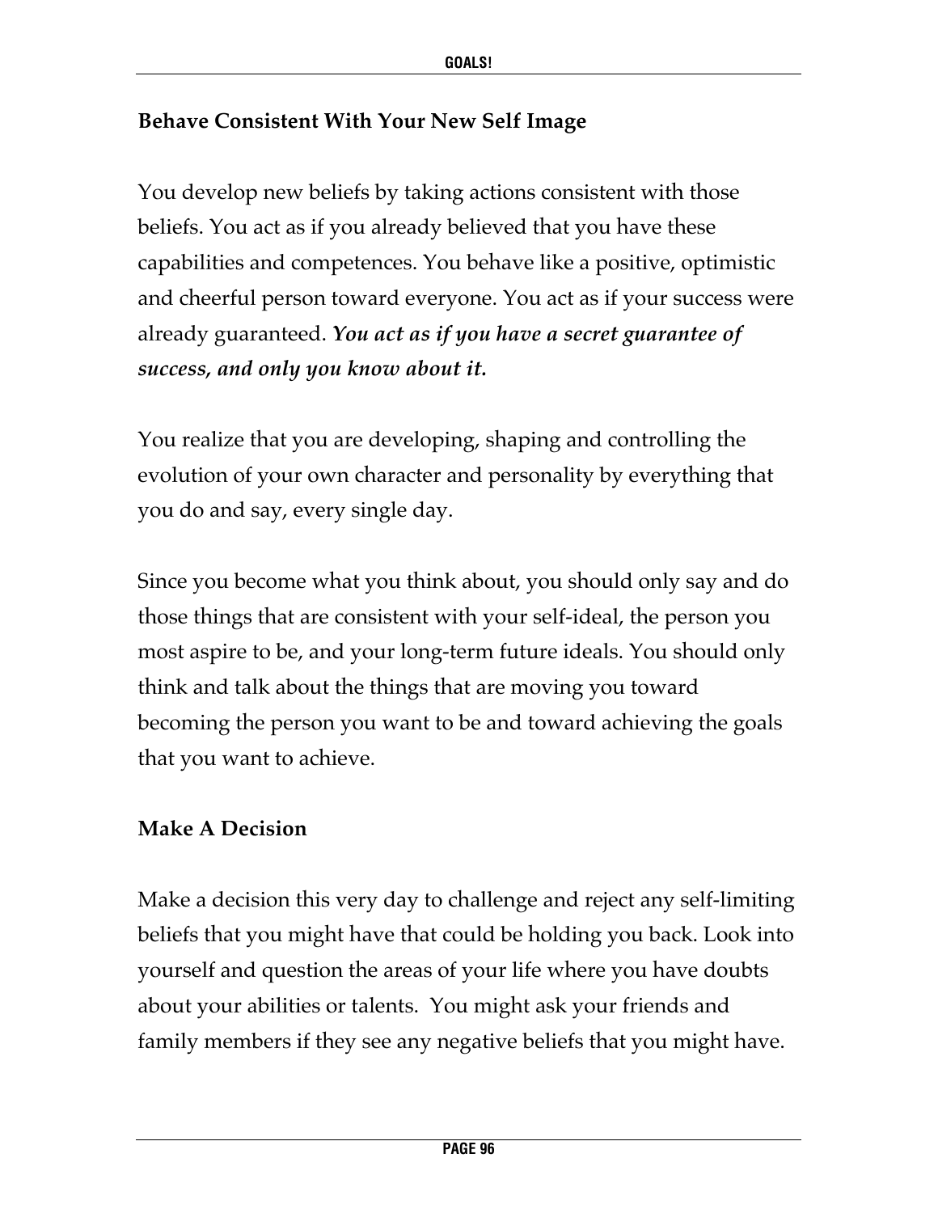## Behave Consistent With Your New Self Image

You develop new beliefs by taking actions consistent with those beliefs. You act as if you already believed that you have these capabilities and competences. You behave like a positive, optimistic and cheerful person toward everyone. You act as if your success were already guaranteed. ***You act as if you have a secret guarantee of success, and only you know about it.***

You realize that you are developing, shaping and controlling the evolution of your own character and personality by everything that you do and say, every single day.

Since you become what you think about, you should only say and do those things that are consistent with your self-ideal, the person you most aspire to be, and your long-term future ideals. You should only think and talk about the things that are moving you toward becoming the person you want to be and toward achieving the goals that you want to achieve.

## Make A Decision

Make a decision this very day to challenge and reject any self-limiting beliefs that you might have that could be holding you back. Look into yourself and question the areas of your life where you have doubts about your abilities or talents. You might ask your friends and family members if they see any negative beliefs that you might have.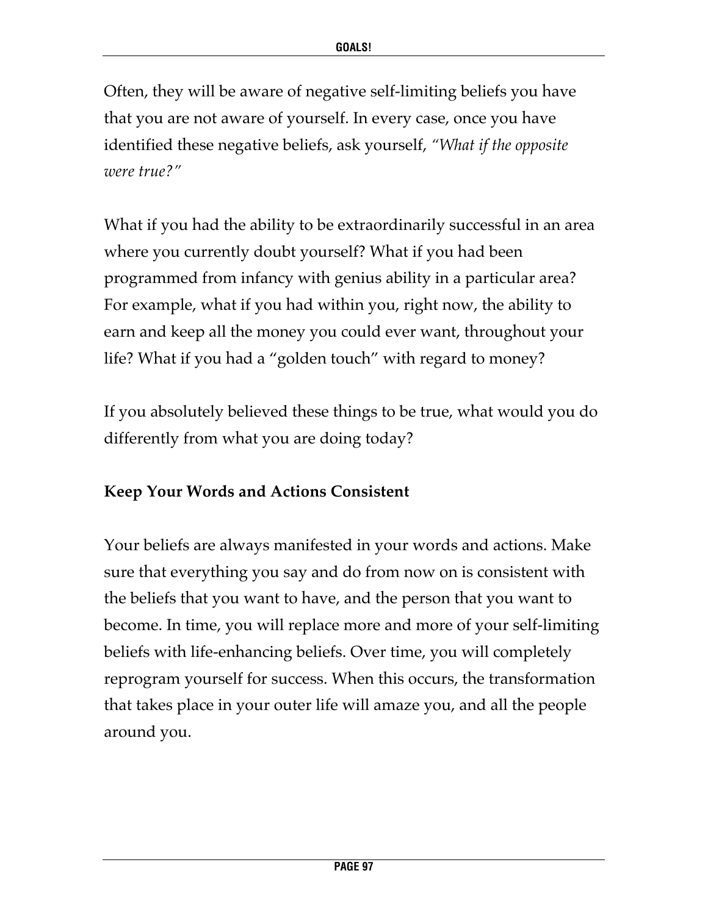Often, they will be aware of negative self-limiting beliefs you have that you are not aware of yourself. In every case, once you have identified these negative beliefs, ask yourself, *"What if the opposite were true?"*

What if you had the ability to be extraordinarily successful in an area where you currently doubt yourself? What if you had been programmed from infancy with genius ability in a particular area? For example, what if you had within you, right now, the ability to earn and keep all the money you could ever want, throughout your life? What if you had a "golden touch" with regard to money?

If you absolutely believed these things to be true, what would you do differently from what you are doing today?

**Keep Your Words and Actions Consistent**

Your beliefs are always manifested in your words and actions. Make sure that everything you say and do from now on is consistent with the beliefs that you want to have, and the person that you want to become. In time, you will replace more and more of your self-limiting beliefs with life-enhancing beliefs. Over time, you will completely reprogram yourself for success. When this occurs, the transformation that takes place in your outer life will amaze you, and all the people around you.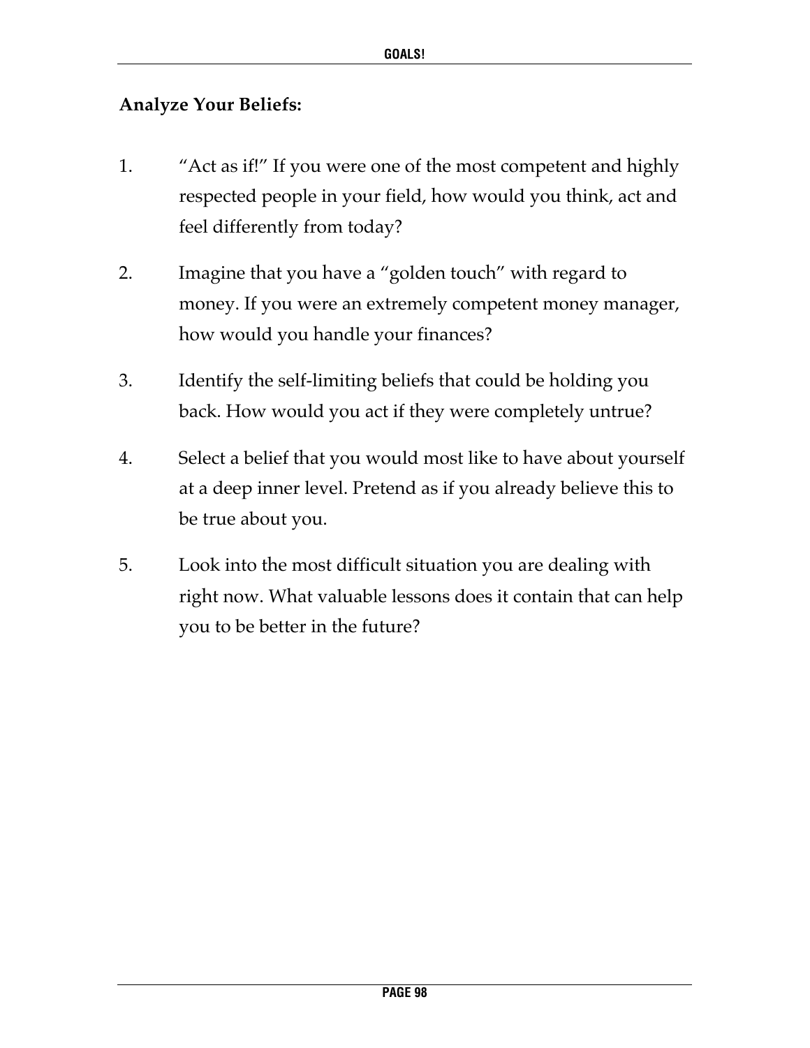**Analyze Your Beliefs:**

1. "Act as if!" If you were one of the most competent and highly respected people in your field, how would you think, act and feel differently from today?

2. Imagine that you have a "golden touch" with regard to money. If you were an extremely competent money manager, how would you handle your finances?

3. Identify the self-limiting beliefs that could be holding you back. How would you act if they were completely untrue?

4. Select a belief that you would most like to have about yourself at a deep inner level. Pretend as if you already believe this to be true about you.

5. Look into the most difficult situation you are dealing with right now. What valuable lessons does it contain that can help you to be better in the future?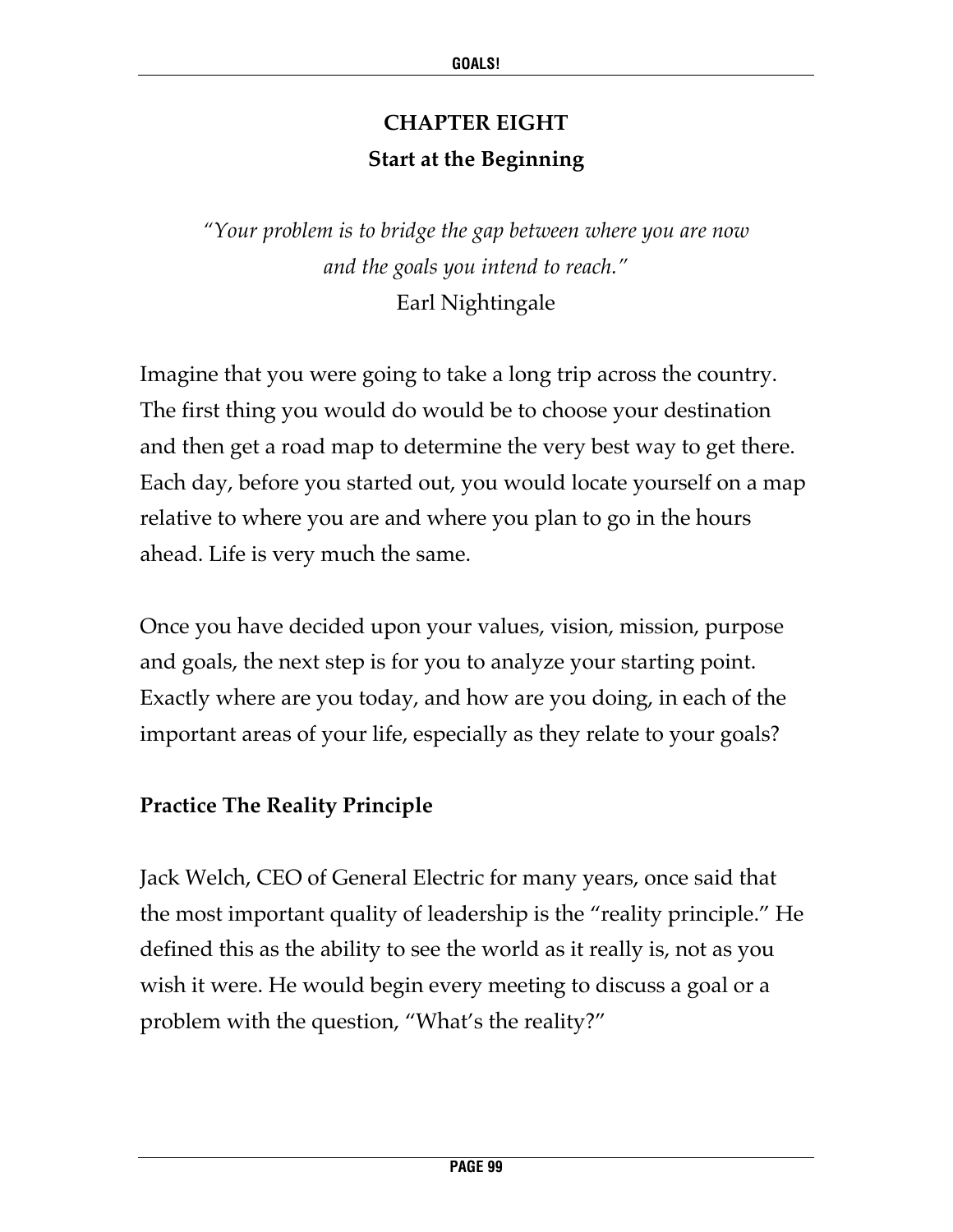# CHAPTER EIGHT
## Start at the Beginning

*"Your problem is to bridge the gap between where you are now and the goals you intend to reach."*
Earl Nightingale

Imagine that you were going to take a long trip across the country. The first thing you would do would be to choose your destination and then get a road map to determine the very best way to get there. Each day, before you started out, you would locate yourself on a map relative to where you are and where you plan to go in the hours ahead. Life is very much the same.

Once you have decided upon your values, vision, mission, purpose and goals, the next step is for you to analyze your starting point. Exactly where are you today, and how are you doing, in each of the important areas of your life, especially as they relate to your goals?

### Practice The Reality Principle

Jack Welch, CEO of General Electric for many years, once said that the most important quality of leadership is the "reality principle." He defined this as the ability to see the world as it really is, not as you wish it were. He would begin every meeting to discuss a goal or a problem with the question, "What's the reality?"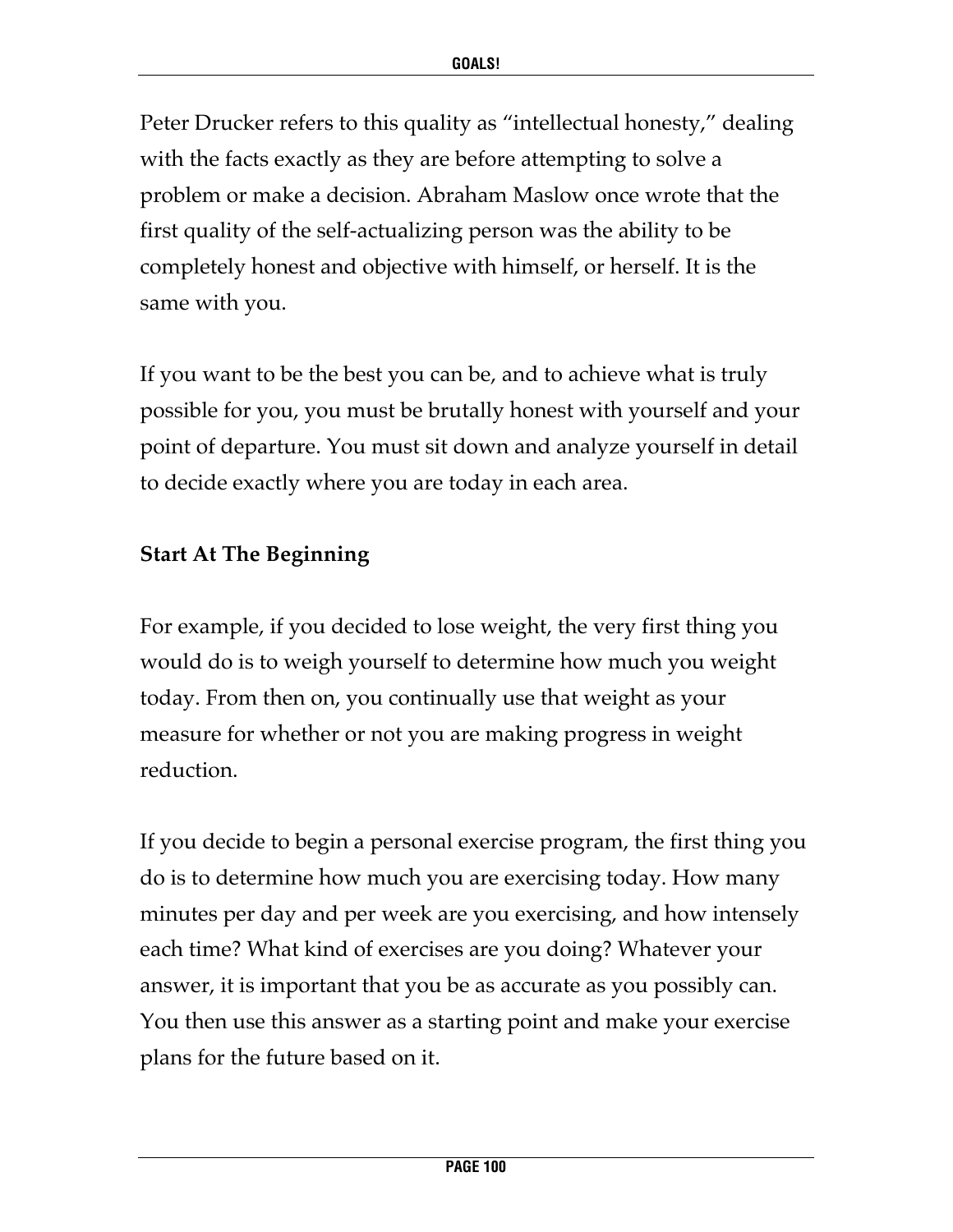Peter Drucker refers to this quality as "intellectual honesty," dealing with the facts exactly as they are before attempting to solve a problem or make a decision. Abraham Maslow once wrote that the first quality of the self-actualizing person was the ability to be completely honest and objective with himself, or herself. It is the same with you.

If you want to be the best you can be, and to achieve what is truly possible for you, you must be brutally honest with yourself and your point of departure. You must sit down and analyze yourself in detail to decide exactly where you are today in each area.

**Start At The Beginning**

For example, if you decided to lose weight, the very first thing you would do is to weigh yourself to determine how much you weight today. From then on, you continually use that weight as your measure for whether or not you are making progress in weight reduction.

If you decide to begin a personal exercise program, the first thing you do is to determine how much you are exercising today. How many minutes per day and per week are you exercising, and how intensely each time? What kind of exercises are you doing? Whatever your answer, it is important that you be as accurate as you possibly can. You then use this answer as a starting point and make your exercise plans for the future based on it.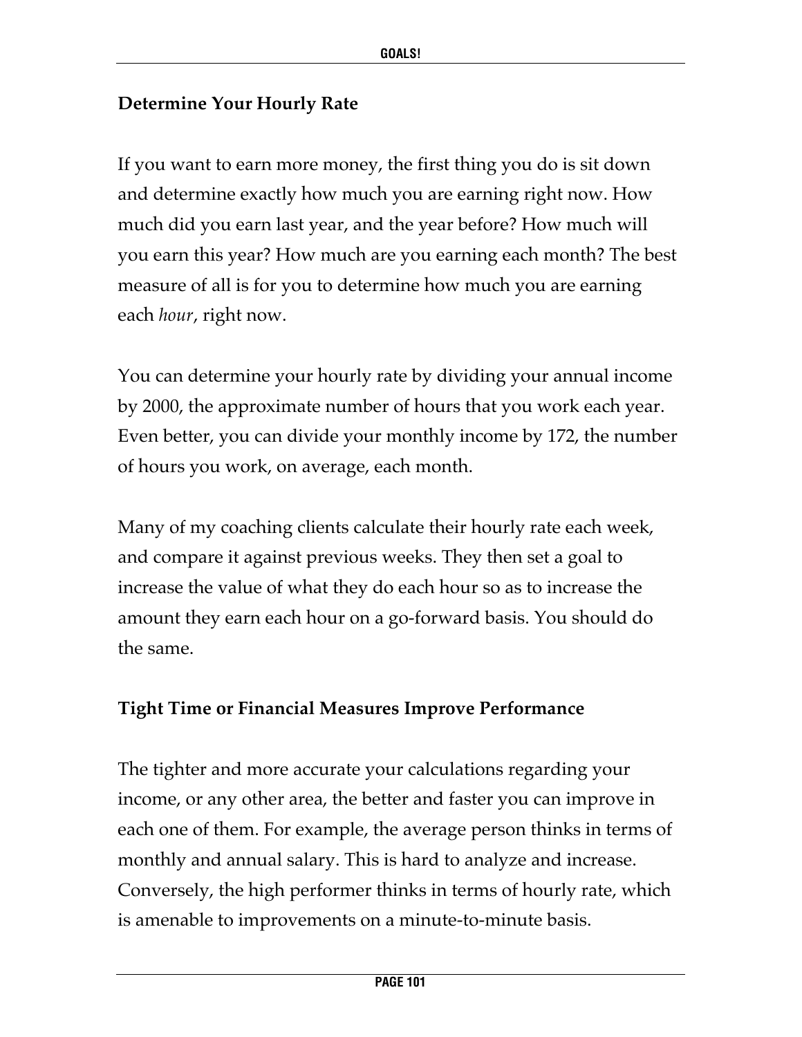### Determine Your Hourly Rate

If you want to earn more money, the first thing you do is sit down and determine exactly how much you are earning right now. How much did you earn last year, and the year before? How much will you earn this year? How much are you earning each month? The best measure of all is for you to determine how much you are earning each *hour*, right now.

You can determine your hourly rate by dividing your annual income by 2000, the approximate number of hours that you work each year. Even better, you can divide your monthly income by 172, the number of hours you work, on average, each month.

Many of my coaching clients calculate their hourly rate each week, and compare it against previous weeks. They then set a goal to increase the value of what they do each hour so as to increase the amount they earn each hour on a go-forward basis. You should do the same.

### Tight Time or Financial Measures Improve Performance

The tighter and more accurate your calculations regarding your income, or any other area, the better and faster you can improve in each one of them. For example, the average person thinks in terms of monthly and annual salary. This is hard to analyze and increase. Conversely, the high performer thinks in terms of hourly rate, which is amenable to improvements on a minute-to-minute basis.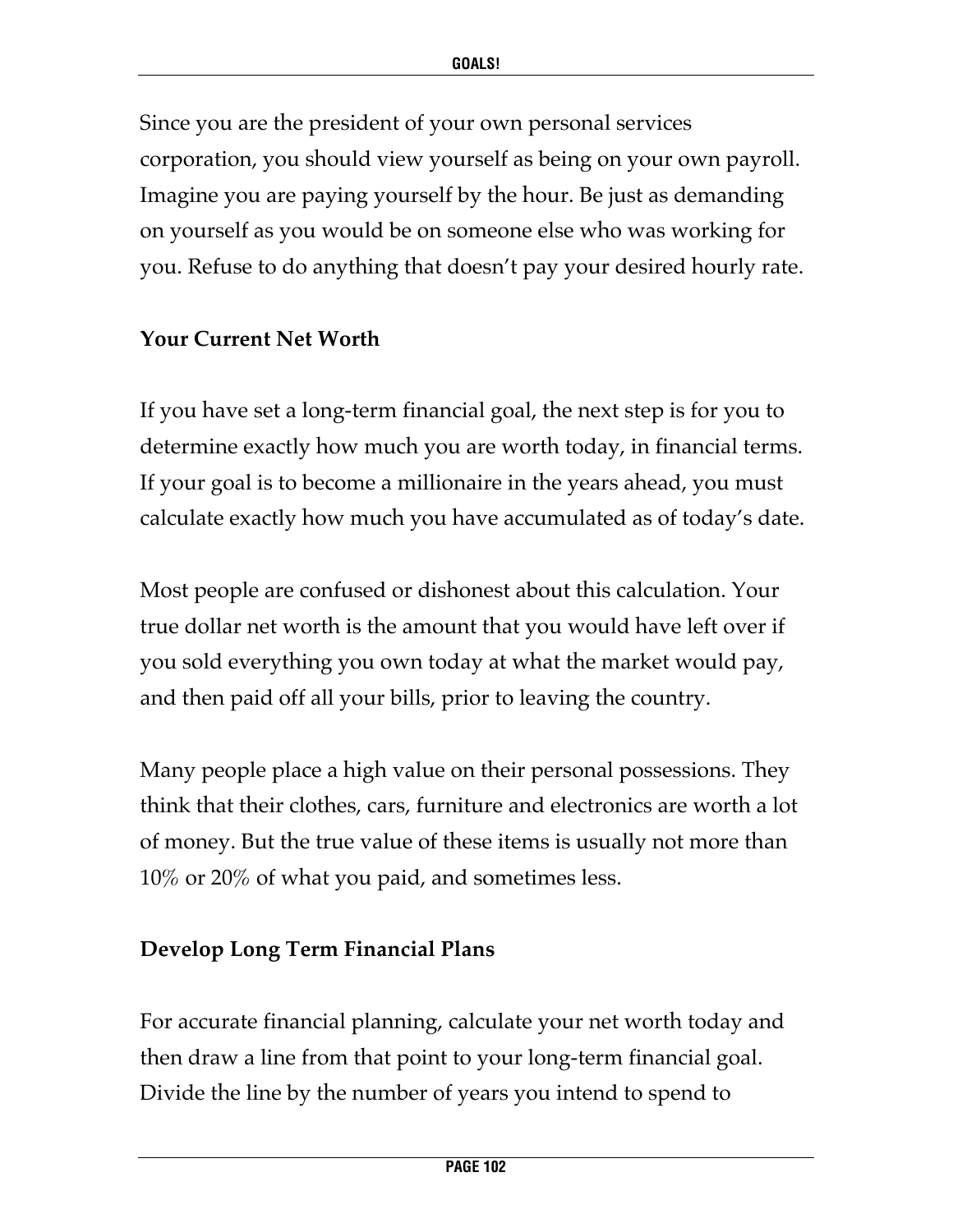Since you are the president of your own personal services corporation, you should view yourself as being on your own payroll. Imagine you are paying yourself by the hour. Be just as demanding on yourself as you would be on someone else who was working for you. Refuse to do anything that doesn't pay your desired hourly rate.

### Your Current Net Worth

If you have set a long-term financial goal, the next step is for you to determine exactly how much you are worth today, in financial terms. If your goal is to become a millionaire in the years ahead, you must calculate exactly how much you have accumulated as of today's date.

Most people are confused or dishonest about this calculation. Your true dollar net worth is the amount that you would have left over if you sold everything you own today at what the market would pay, and then paid off all your bills, prior to leaving the country.

Many people place a high value on their personal possessions. They think that their clothes, cars, furniture and electronics are worth a lot of money. But the true value of these items is usually not more than 10% or 20% of what you paid, and sometimes less.

### Develop Long Term Financial Plans

For accurate financial planning, calculate your net worth today and then draw a line from that point to your long-term financial goal. Divide the line by the number of years you intend to spend to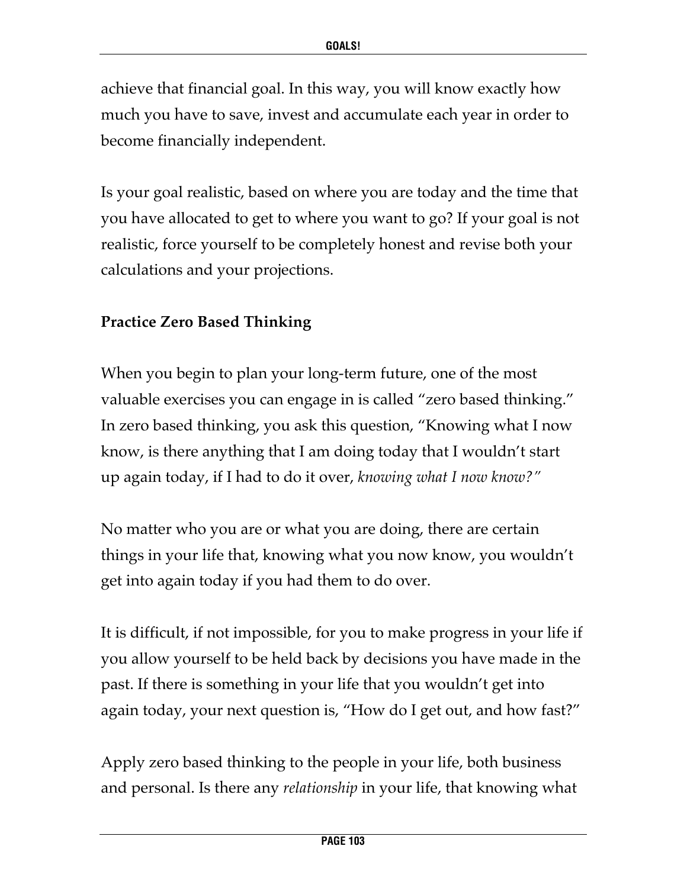achieve that financial goal. In this way, you will know exactly how much you have to save, invest and accumulate each year in order to become financially independent.

Is your goal realistic, based on where you are today and the time that you have allocated to get to where you want to go? If your goal is not realistic, force yourself to be completely honest and revise both your calculations and your projections.

**Practice Zero Based Thinking**

When you begin to plan your long-term future, one of the most valuable exercises you can engage in is called "zero based thinking." In zero based thinking, you ask this question, "Knowing what I now know, is there anything that I am doing today that I wouldn't start up again today, if I had to do it over, *knowing what I now know?"*

No matter who you are or what you are doing, there are certain things in your life that, knowing what you now know, you wouldn't get into again today if you had them to do over.

It is difficult, if not impossible, for you to make progress in your life if you allow yourself to be held back by decisions you have made in the past. If there is something in your life that you wouldn't get into again today, your next question is, "How do I get out, and how fast?"

Apply zero based thinking to the people in your life, both business and personal. Is there any *relationship* in your life, that knowing what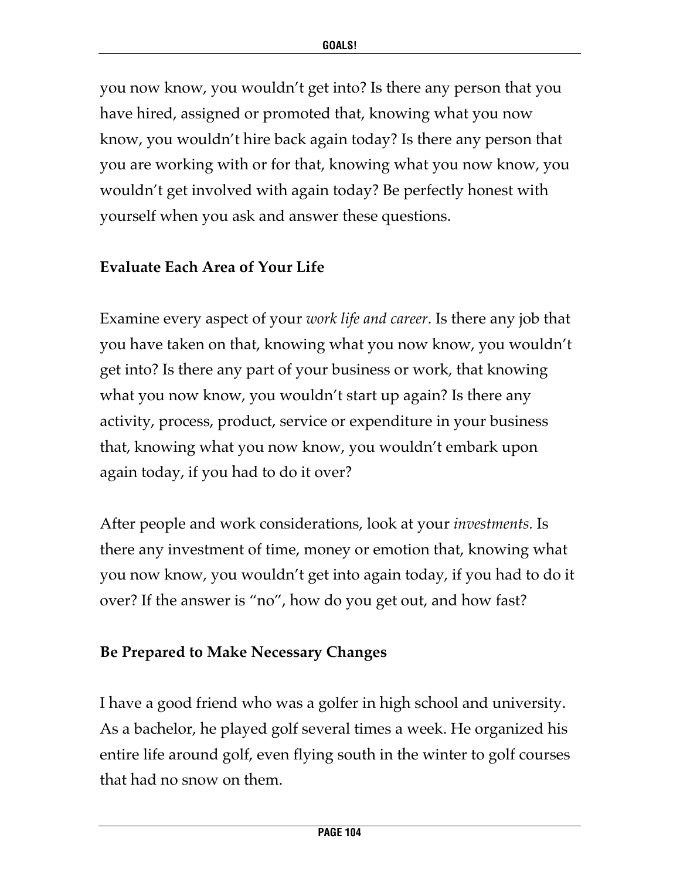you now know, you wouldn't get into? Is there any person that you have hired, assigned or promoted that, knowing what you now know, you wouldn't hire back again today? Is there any person that you are working with or for that, knowing what you now know, you wouldn't get involved with again today? Be perfectly honest with yourself when you ask and answer these questions.

**Evaluate Each Area of Your Life**

Examine every aspect of your *work life and career*. Is there any job that you have taken on that, knowing what you now know, you wouldn't get into? Is there any part of your business or work, that knowing what you now know, you wouldn't start up again? Is there any activity, process, product, service or expenditure in your business that, knowing what you now know, you wouldn't embark upon again today, if you had to do it over?

After people and work considerations, look at your *investments.* Is there any investment of time, money or emotion that, knowing what you now know, you wouldn't get into again today, if you had to do it over? If the answer is "no", how do you get out, and how fast?

**Be Prepared to Make Necessary Changes**

I have a good friend who was a golfer in high school and university. As a bachelor, he played golf several times a week. He organized his entire life around golf, even flying south in the winter to golf courses that had no snow on them.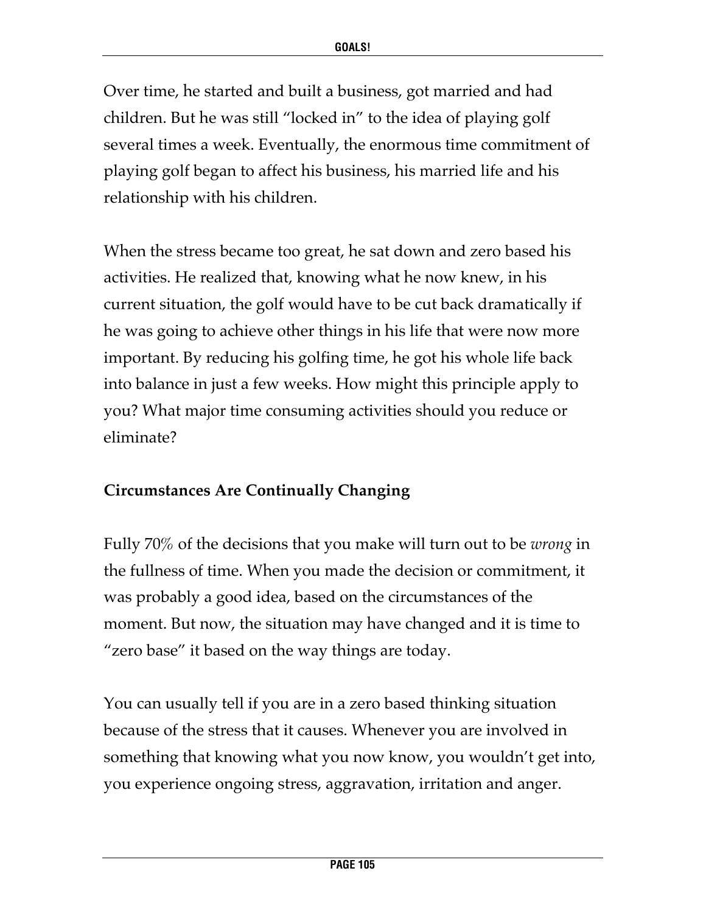Over time, he started and built a business, got married and had children. But he was still "locked in" to the idea of playing golf several times a week. Eventually, the enormous time commitment of playing golf began to affect his business, his married life and his relationship with his children.

When the stress became too great, he sat down and zero based his activities. He realized that, knowing what he now knew, in his current situation, the golf would have to be cut back dramatically if he was going to achieve other things in his life that were now more important. By reducing his golfing time, he got his whole life back into balance in just a few weeks. How might this principle apply to you? What major time consuming activities should you reduce or eliminate?

### Circumstances Are Continually Changing

Fully 70% of the decisions that you make will turn out to be *wrong* in the fullness of time. When you made the decision or commitment, it was probably a good idea, based on the circumstances of the moment. But now, the situation may have changed and it is time to "zero base" it based on the way things are today.

You can usually tell if you are in a zero based thinking situation because of the stress that it causes. Whenever you are involved in something that knowing what you now know, you wouldn't get into, you experience ongoing stress, aggravation, irritation and anger.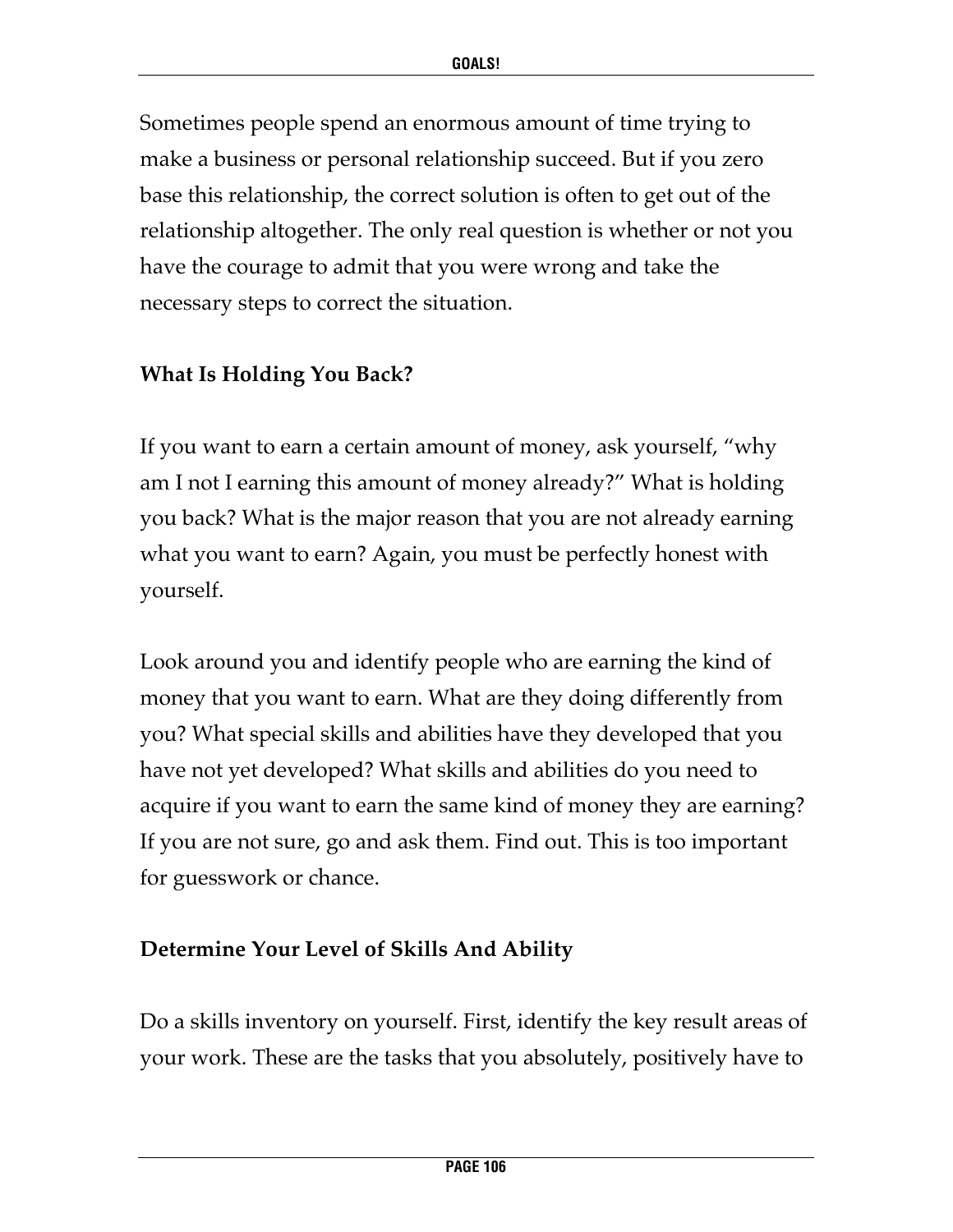Sometimes people spend an enormous amount of time trying to make a business or personal relationship succeed. But if you zero base this relationship, the correct solution is often to get out of the relationship altogether. The only real question is whether or not you have the courage to admit that you were wrong and take the necessary steps to correct the situation.

### What Is Holding You Back?

If you want to earn a certain amount of money, ask yourself, "why am I not I earning this amount of money already?" What is holding you back? What is the major reason that you are not already earning what you want to earn? Again, you must be perfectly honest with yourself.

Look around you and identify people who are earning the kind of money that you want to earn. What are they doing differently from you? What special skills and abilities have they developed that you have not yet developed? What skills and abilities do you need to acquire if you want to earn the same kind of money they are earning? If you are not sure, go and ask them. Find out. This is too important for guesswork or chance.

### Determine Your Level of Skills And Ability

Do a skills inventory on yourself. First, identify the key result areas of your work. These are the tasks that you absolutely, positively have to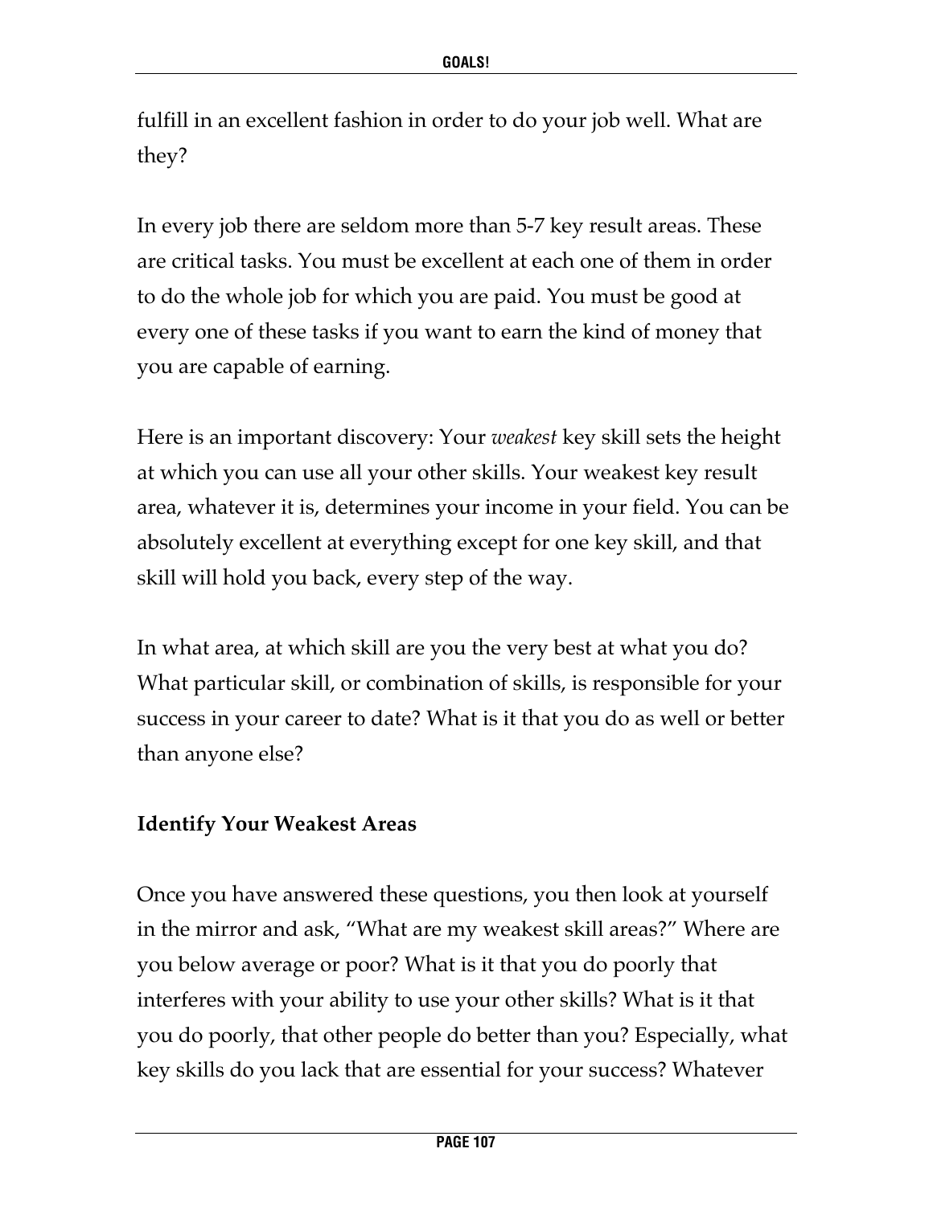fulfill in an excellent fashion in order to do your job well. What are they?

In every job there are seldom more than 5-7 key result areas. These are critical tasks. You must be excellent at each one of them in order to do the whole job for which you are paid. You must be good at every one of these tasks if you want to earn the kind of money that you are capable of earning.

Here is an important discovery: Your *weakest* key skill sets the height at which you can use all your other skills. Your weakest key result area, whatever it is, determines your income in your field. You can be absolutely excellent at everything except for one key skill, and that skill will hold you back, every step of the way.

In what area, at which skill are you the very best at what you do? What particular skill, or combination of skills, is responsible for your success in your career to date? What is it that you do as well or better than anyone else?

**Identify Your Weakest Areas**

Once you have answered these questions, you then look at yourself in the mirror and ask, "What are my weakest skill areas?" Where are you below average or poor? What is it that you do poorly that interferes with your ability to use your other skills? What is it that you do poorly, that other people do better than you? Especially, what key skills do you lack that are essential for your success? Whatever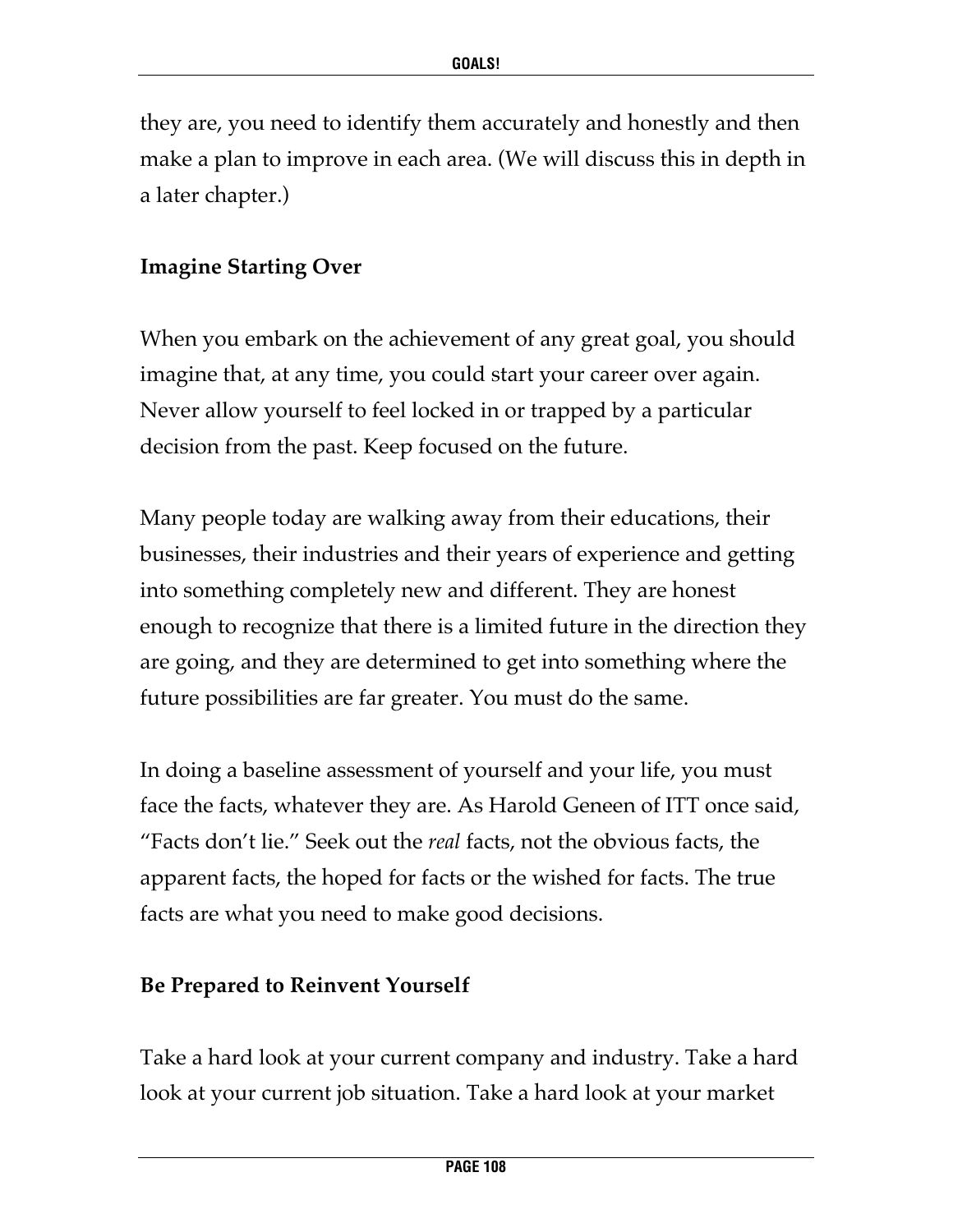they are, you need to identify them accurately and honestly and then make a plan to improve in each area. (We will discuss this in depth in a later chapter.)

### Imagine Starting Over

When you embark on the achievement of any great goal, you should imagine that, at any time, you could start your career over again. Never allow yourself to feel locked in or trapped by a particular decision from the past. Keep focused on the future.

Many people today are walking away from their educations, their businesses, their industries and their years of experience and getting into something completely new and different. They are honest enough to recognize that there is a limited future in the direction they are going, and they are determined to get into something where the future possibilities are far greater. You must do the same.

In doing a baseline assessment of yourself and your life, you must face the facts, whatever they are. As Harold Geneen of ITT once said, "Facts don't lie." Seek out the *real* facts, not the obvious facts, the apparent facts, the hoped for facts or the wished for facts. The true facts are what you need to make good decisions.

### Be Prepared to Reinvent Yourself

Take a hard look at your current company and industry. Take a hard look at your current job situation. Take a hard look at your market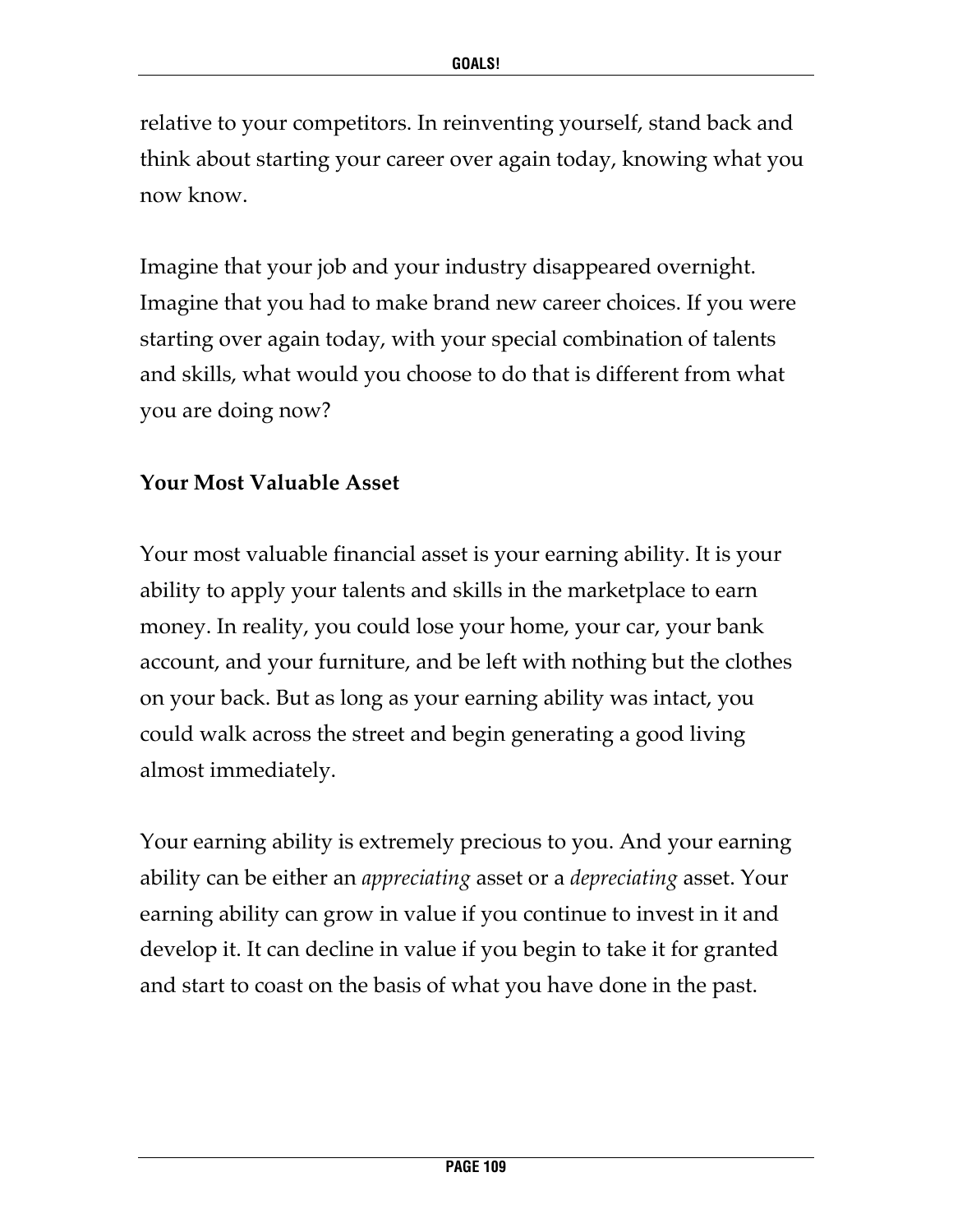relative to your competitors. In reinventing yourself, stand back and think about starting your career over again today, knowing what you now know.

Imagine that your job and your industry disappeared overnight. Imagine that you had to make brand new career choices. If you were starting over again today, with your special combination of talents and skills, what would you choose to do that is different from what you are doing now?

**Your Most Valuable Asset**

Your most valuable financial asset is your earning ability. It is your ability to apply your talents and skills in the marketplace to earn money. In reality, you could lose your home, your car, your bank account, and your furniture, and be left with nothing but the clothes on your back. But as long as your earning ability was intact, you could walk across the street and begin generating a good living almost immediately.

Your earning ability is extremely precious to you. And your earning ability can be either an *appreciating* asset or a *depreciating* asset. Your earning ability can grow in value if you continue to invest in it and develop it. It can decline in value if you begin to take it for granted and start to coast on the basis of what you have done in the past.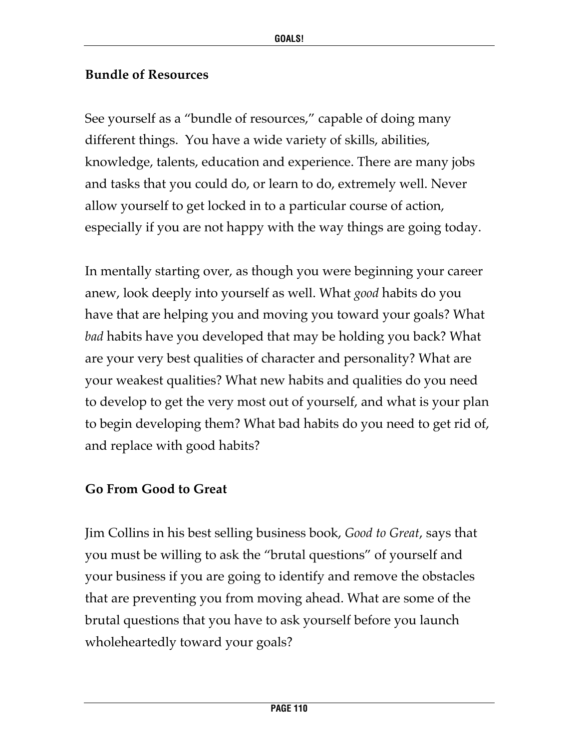**Bundle of Resources**

See yourself as a "bundle of resources," capable of doing many different things. You have a wide variety of skills, abilities, knowledge, talents, education and experience. There are many jobs and tasks that you could do, or learn to do, extremely well. Never allow yourself to get locked in to a particular course of action, especially if you are not happy with the way things are going today.

In mentally starting over, as though you were beginning your career anew, look deeply into yourself as well. What *good* habits do you have that are helping you and moving you toward your goals? What *bad* habits have you developed that may be holding you back? What are your very best qualities of character and personality? What are your weakest qualities? What new habits and qualities do you need to develop to get the very most out of yourself, and what is your plan to begin developing them? What bad habits do you need to get rid of, and replace with good habits?

**Go From Good to Great**

Jim Collins in his best selling business book, *Good to Great*, says that you must be willing to ask the "brutal questions" of yourself and your business if you are going to identify and remove the obstacles that are preventing you from moving ahead. What are some of the brutal questions that you have to ask yourself before you launch wholeheartedly toward your goals?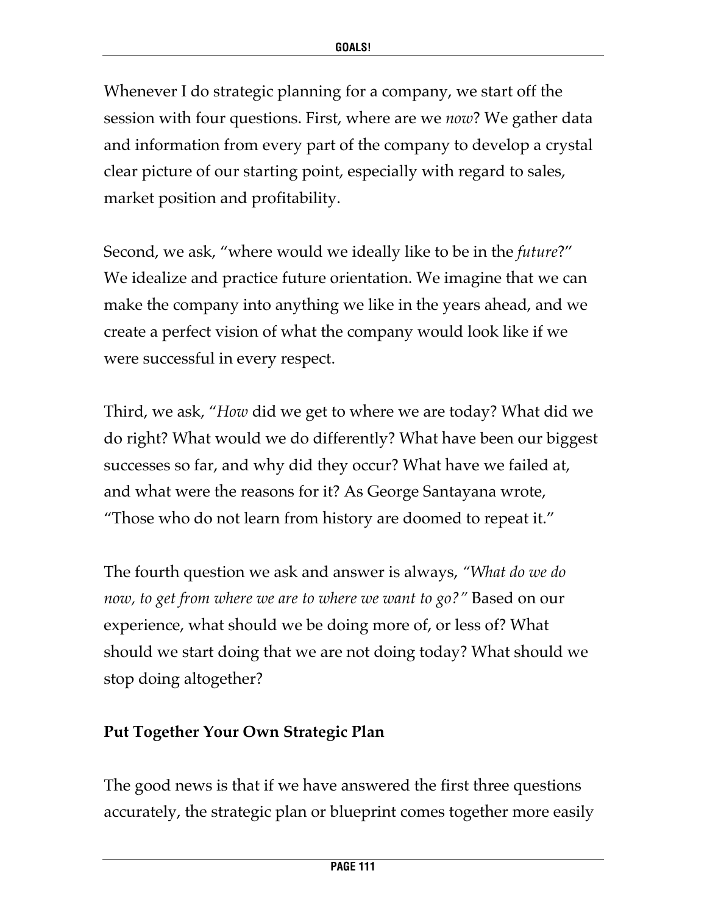Whenever I do strategic planning for a company, we start off the session with four questions. First, where are we *now*? We gather data and information from every part of the company to develop a crystal clear picture of our starting point, especially with regard to sales, market position and profitability.

Second, we ask, "where would we ideally like to be in the *future*?" We idealize and practice future orientation. We imagine that we can make the company into anything we like in the years ahead, and we create a perfect vision of what the company would look like if we were successful in every respect.

Third, we ask, "*How* did we get to where we are today? What did we do right? What would we do differently? What have been our biggest successes so far, and why did they occur? What have we failed at, and what were the reasons for it? As George Santayana wrote, "Those who do not learn from history are doomed to repeat it."

The fourth question we ask and answer is always, *"What do we do now, to get from where we are to where we want to go?"* Based on our experience, what should we be doing more of, or less of? What should we start doing that we are not doing today? What should we stop doing altogether?

**Put Together Your Own Strategic Plan**

The good news is that if we have answered the first three questions accurately, the strategic plan or blueprint comes together more easily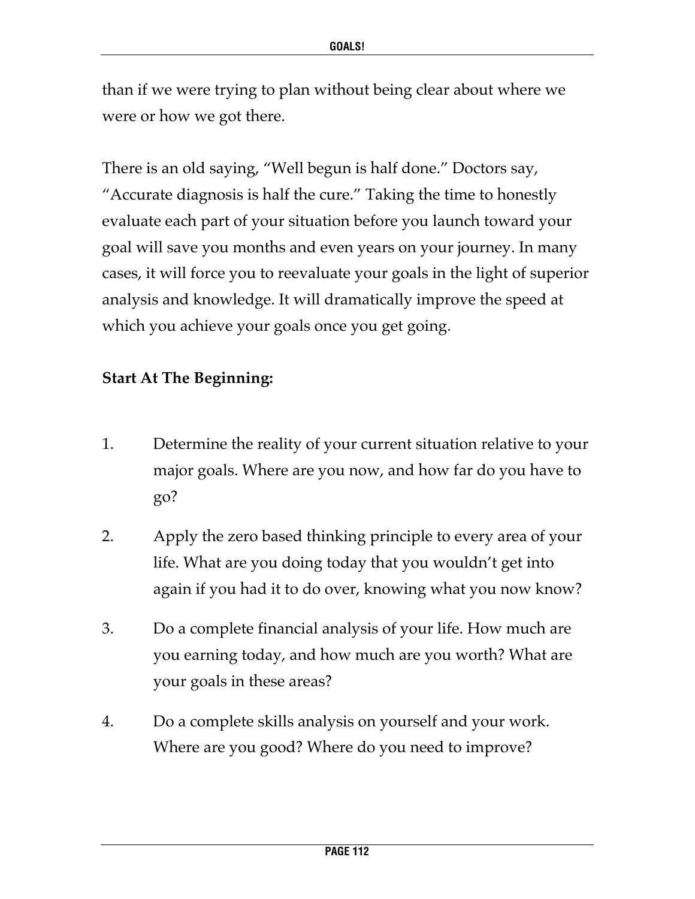than if we were trying to plan without being clear about where we were or how we got there.

There is an old saying, “Well begun is half done.” Doctors say, “Accurate diagnosis is half the cure.” Taking the time to honestly evaluate each part of your situation before you launch toward your goal will save you months and even years on your journey. In many cases, it will force you to reevaluate your goals in the light of superior analysis and knowledge. It will dramatically improve the speed at which you achieve your goals once you get going.

**Start At The Beginning:**

1. Determine the reality of your current situation relative to your major goals. Where are you now, and how far do you have to go?
2. Apply the zero based thinking principle to every area of your life. What are you doing today that you wouldn’t get into again if you had it to do over, knowing what you now know?
3. Do a complete financial analysis of your life. How much are you earning today, and how much are you worth? What are your goals in these areas?
4. Do a complete skills analysis on yourself and your work. Where are you good? Where do you need to improve?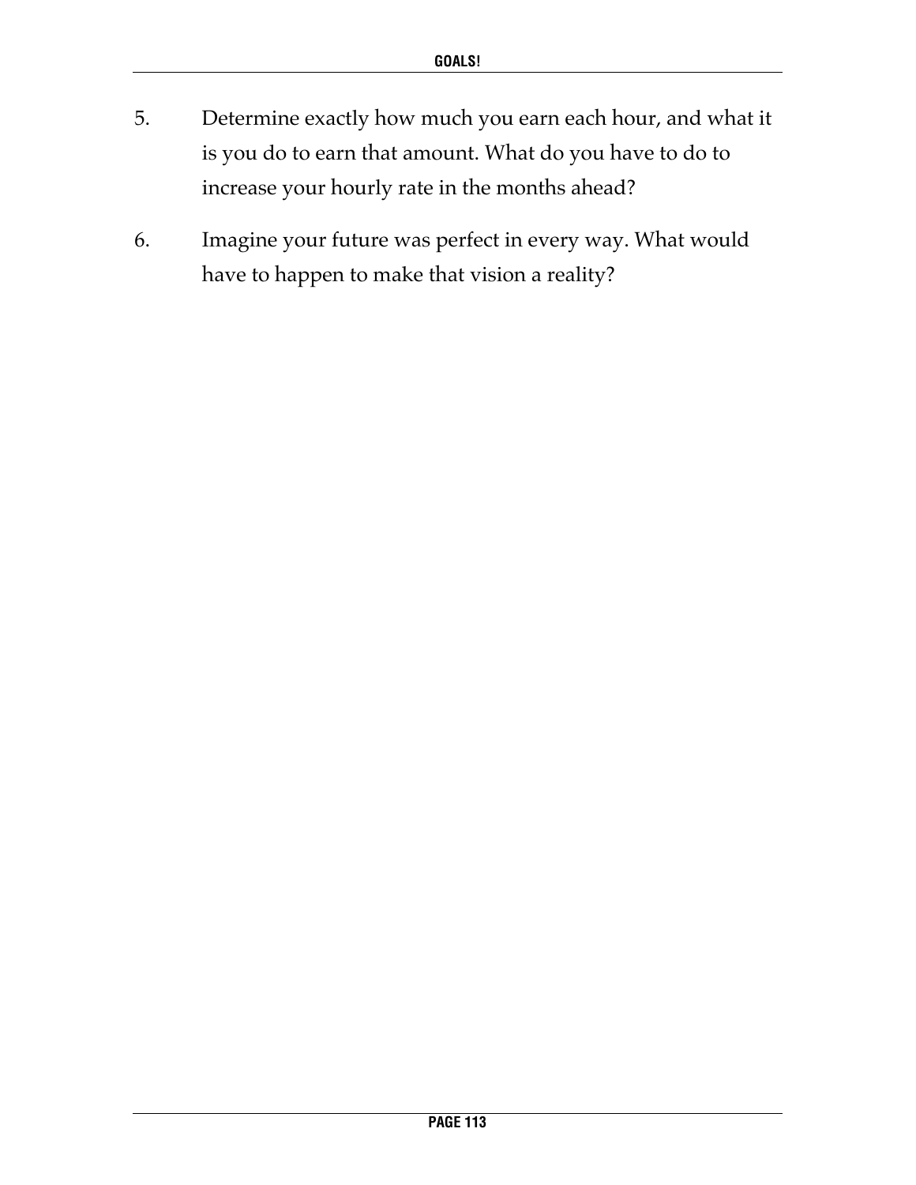5. Determine exactly how much you earn each hour, and what it is you do to earn that amount. What do you have to do to increase your hourly rate in the months ahead?

6. Imagine your future was perfect in every way. What would have to happen to make that vision a reality?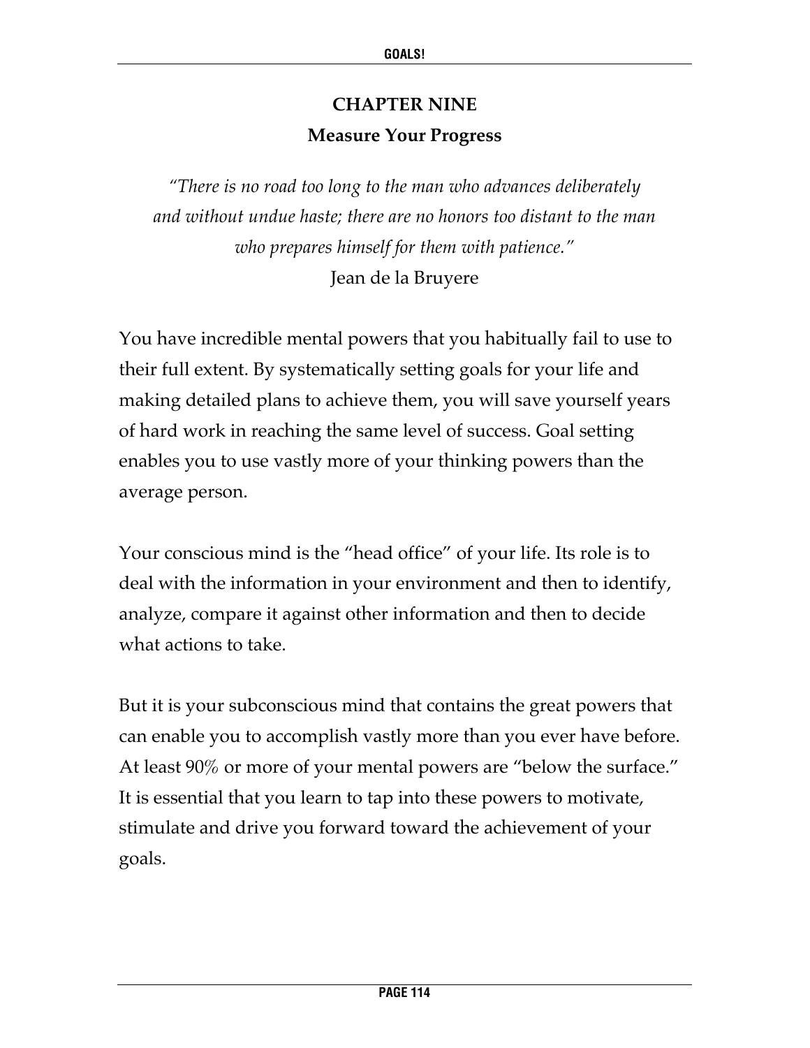# CHAPTER NINE

## Measure Your Progress

*"There is no road too long to the man who advances deliberately and without undue haste; there are no honors too distant to the man who prepares himself for them with patience."*
Jean de la Bruyere

You have incredible mental powers that you habitually fail to use to their full extent. By systematically setting goals for your life and making detailed plans to achieve them, you will save yourself years of hard work in reaching the same level of success. Goal setting enables you to use vastly more of your thinking powers than the average person.

Your conscious mind is the "head office" of your life. Its role is to deal with the information in your environment and then to identify, analyze, compare it against other information and then to decide what actions to take.

But it is your subconscious mind that contains the great powers that can enable you to accomplish vastly more than you ever have before. At least 90% or more of your mental powers are "below the surface." It is essential that you learn to tap into these powers to motivate, stimulate and drive you forward toward the achievement of your goals.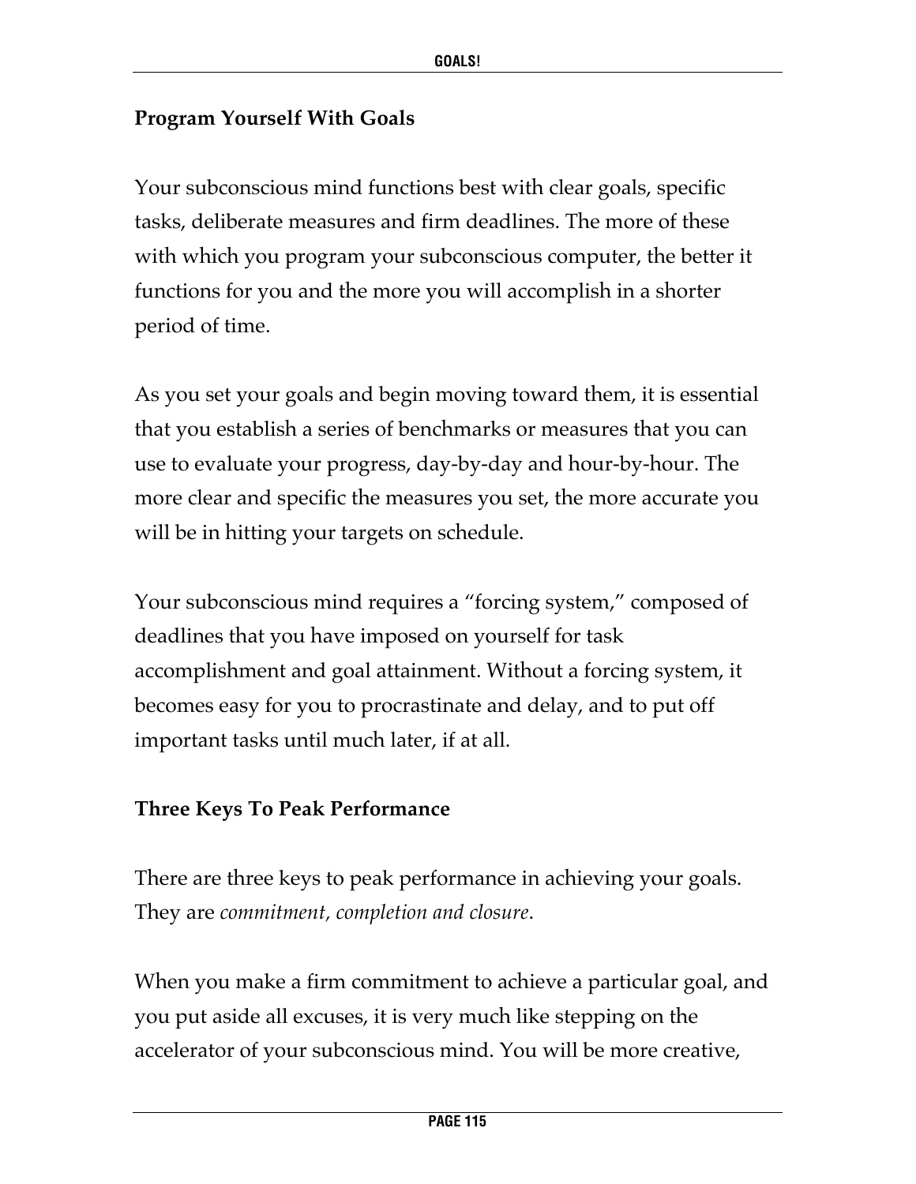**Program Yourself With Goals**

Your subconscious mind functions best with clear goals, specific tasks, deliberate measures and firm deadlines. The more of these with which you program your subconscious computer, the better it functions for you and the more you will accomplish in a shorter period of time.

As you set your goals and begin moving toward them, it is essential that you establish a series of benchmarks or measures that you can use to evaluate your progress, day-by-day and hour-by-hour. The more clear and specific the measures you set, the more accurate you will be in hitting your targets on schedule.

Your subconscious mind requires a "forcing system," composed of deadlines that you have imposed on yourself for task accomplishment and goal attainment. Without a forcing system, it becomes easy for you to procrastinate and delay, and to put off important tasks until much later, if at all.

**Three Keys To Peak Performance**

There are three keys to peak performance in achieving your goals. They are *commitment, completion and closure*.

When you make a firm commitment to achieve a particular goal, and you put aside all excuses, it is very much like stepping on the accelerator of your subconscious mind. You will be more creative,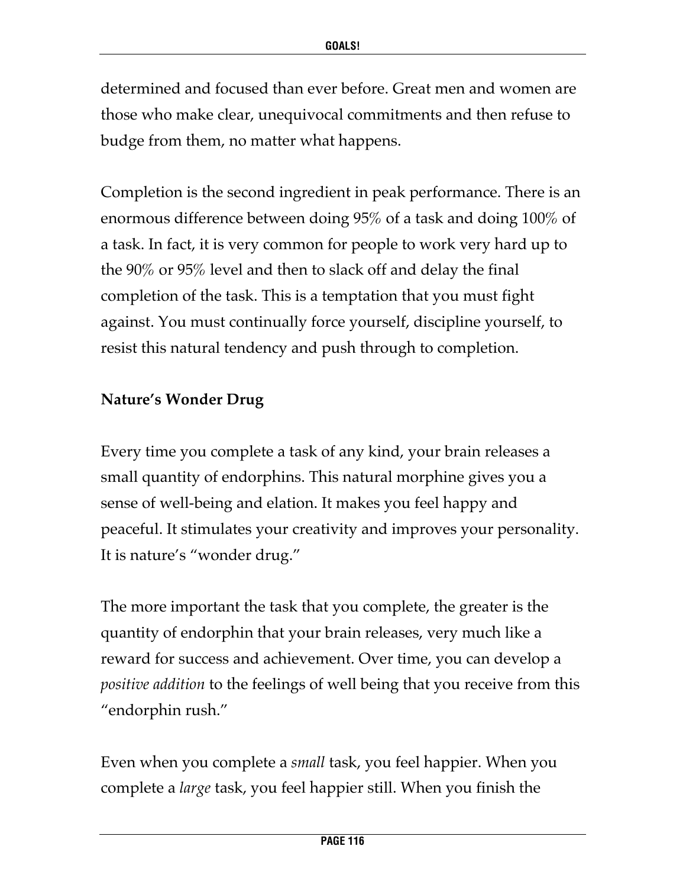determined and focused than ever before. Great men and women are those who make clear, unequivocal commitments and then refuse to budge from them, no matter what happens.

Completion is the second ingredient in peak performance. There is an enormous difference between doing 95% of a task and doing 100% of a task. In fact, it is very common for people to work very hard up to the 90% or 95% level and then to slack off and delay the final completion of the task. This is a temptation that you must fight against. You must continually force yourself, discipline yourself, to resist this natural tendency and push through to completion.

**Nature's Wonder Drug**

Every time you complete a task of any kind, your brain releases a small quantity of endorphins. This natural morphine gives you a sense of well-being and elation. It makes you feel happy and peaceful. It stimulates your creativity and improves your personality. It is nature's "wonder drug."

The more important the task that you complete, the greater is the quantity of endorphin that your brain releases, very much like a reward for success and achievement. Over time, you can develop a *positive addition* to the feelings of well being that you receive from this "endorphin rush."

Even when you complete a *small* task, you feel happier. When you complete a *large* task, you feel happier still. When you finish the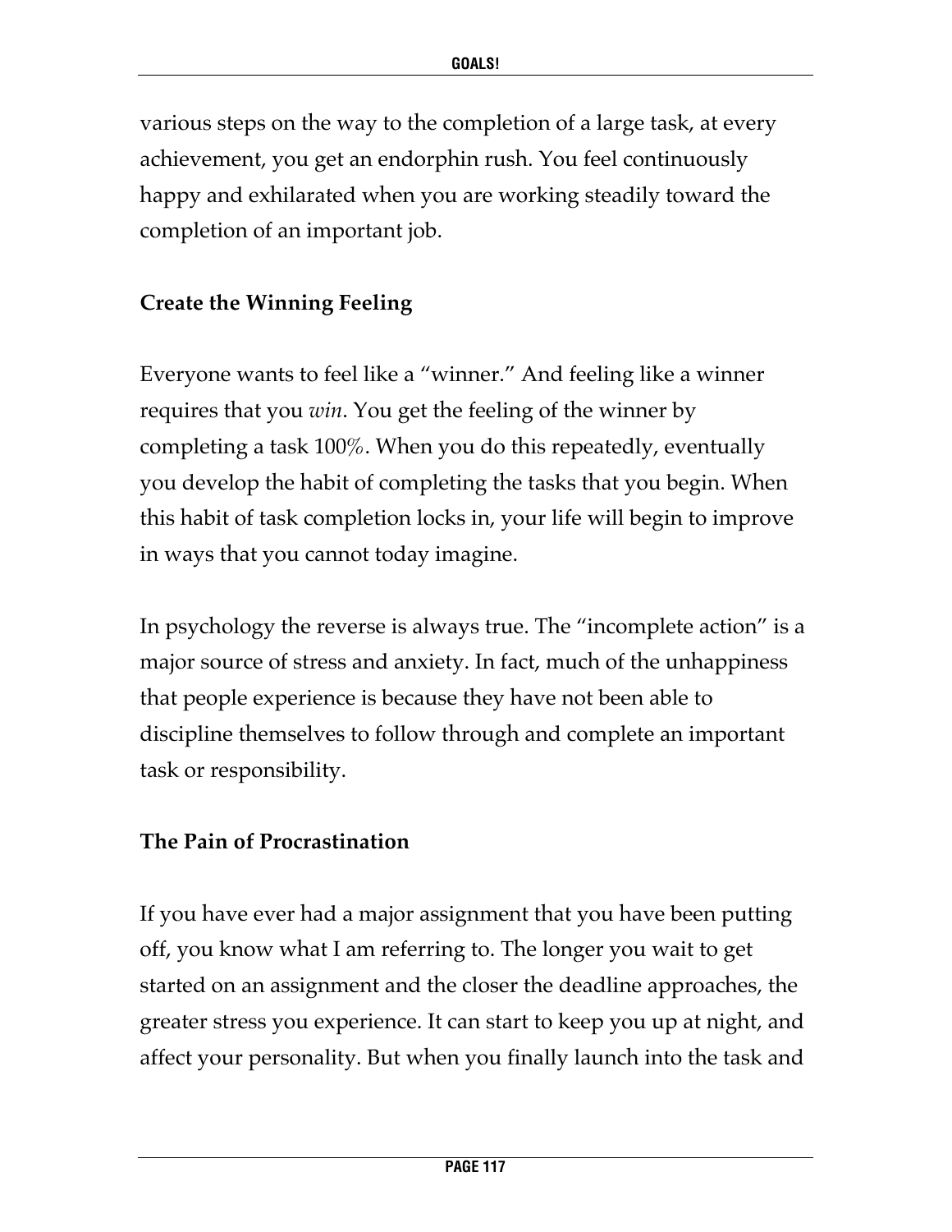various steps on the way to the completion of a large task, at every achievement, you get an endorphin rush. You feel continuously happy and exhilarated when you are working steadily toward the completion of an important job.

### Create the Winning Feeling

Everyone wants to feel like a "winner." And feeling like a winner requires that you *win*. You get the feeling of the winner by completing a task 100%. When you do this repeatedly, eventually you develop the habit of completing the tasks that you begin. When this habit of task completion locks in, your life will begin to improve in ways that you cannot today imagine.

In psychology the reverse is always true. The "incomplete action" is a major source of stress and anxiety. In fact, much of the unhappiness that people experience is because they have not been able to discipline themselves to follow through and complete an important task or responsibility.

### The Pain of Procrastination

If you have ever had a major assignment that you have been putting off, you know what I am referring to. The longer you wait to get started on an assignment and the closer the deadline approaches, the greater stress you experience. It can start to keep you up at night, and affect your personality. But when you finally launch into the task and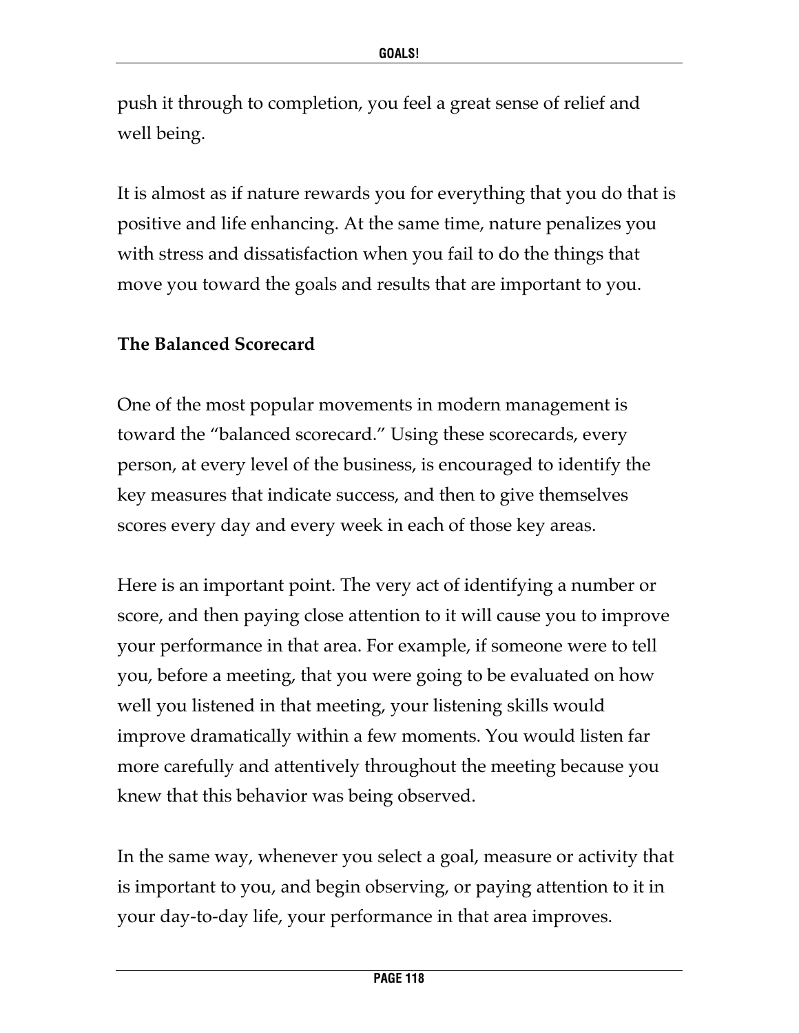push it through to completion, you feel a great sense of relief and well being.

It is almost as if nature rewards you for everything that you do that is positive and life enhancing. At the same time, nature penalizes you with stress and dissatisfaction when you fail to do the things that move you toward the goals and results that are important to you.

### The Balanced Scorecard

One of the most popular movements in modern management is toward the "balanced scorecard." Using these scorecards, every person, at every level of the business, is encouraged to identify the key measures that indicate success, and then to give themselves scores every day and every week in each of those key areas.

Here is an important point. The very act of identifying a number or score, and then paying close attention to it will cause you to improve your performance in that area. For example, if someone were to tell you, before a meeting, that you were going to be evaluated on how well you listened in that meeting, your listening skills would improve dramatically within a few moments. You would listen far more carefully and attentively throughout the meeting because you knew that this behavior was being observed.

In the same way, whenever you select a goal, measure or activity that is important to you, and begin observing, or paying attention to it in your day-to-day life, your performance in that area improves.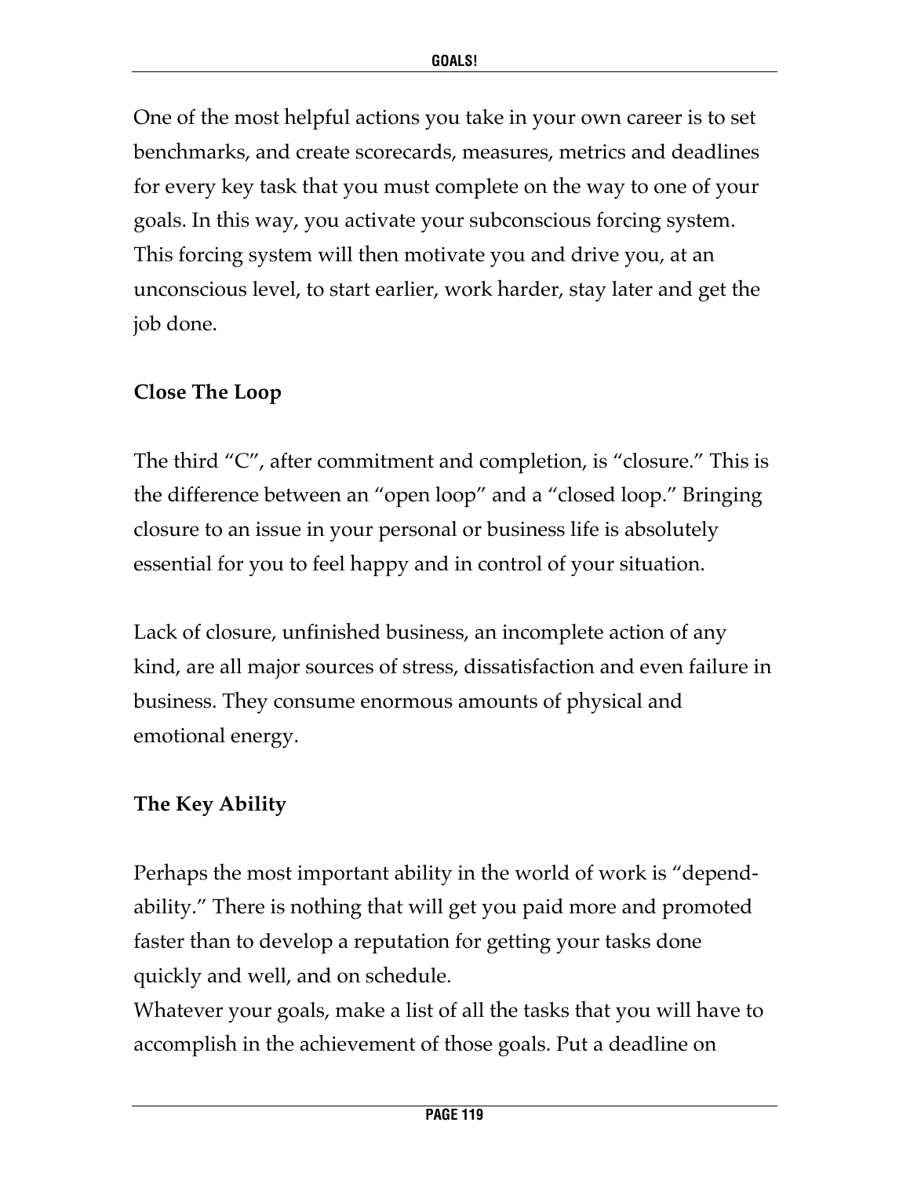One of the most helpful actions you take in your own career is to set benchmarks, and create scorecards, measures, metrics and deadlines for every key task that you must complete on the way to one of your goals. In this way, you activate your subconscious forcing system. This forcing system will then motivate you and drive you, at an unconscious level, to start earlier, work harder, stay later and get the job done.

**Close The Loop**

The third "C", after commitment and completion, is "closure." This is the difference between an "open loop" and a "closed loop." Bringing closure to an issue in your personal or business life is absolutely essential for you to feel happy and in control of your situation.

Lack of closure, unfinished business, an incomplete action of any kind, are all major sources of stress, dissatisfaction and even failure in business. They consume enormous amounts of physical and emotional energy.

**The Key Ability**

Perhaps the most important ability in the world of work is "dependability." There is nothing that will get you paid more and promoted faster than to develop a reputation for getting your tasks done quickly and well, and on schedule.

Whatever your goals, make a list of all the tasks that you will have to accomplish in the achievement of those goals. Put a deadline on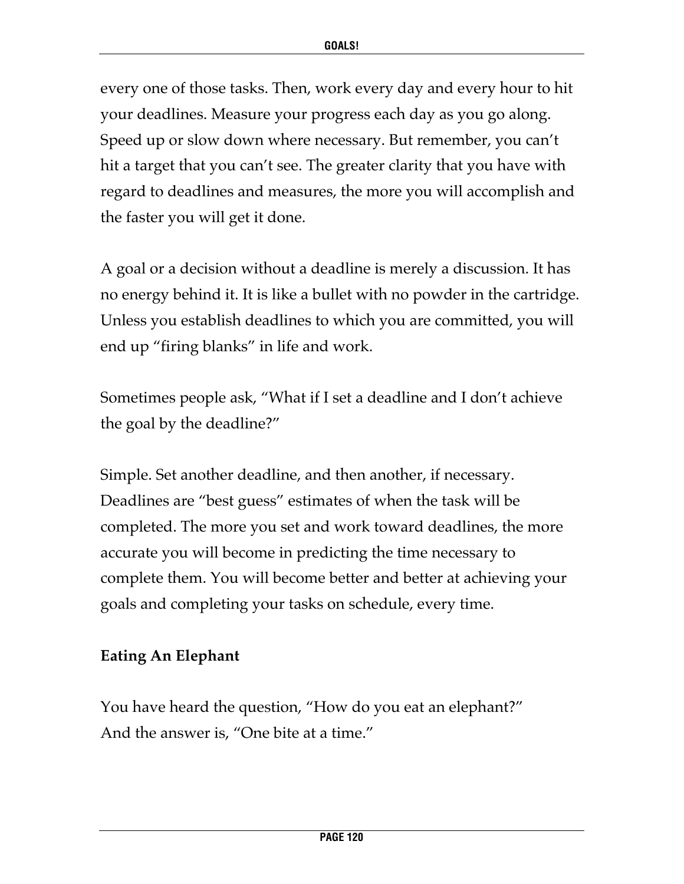every one of those tasks. Then, work every day and every hour to hit your deadlines. Measure your progress each day as you go along. Speed up or slow down where necessary. But remember, you can't hit a target that you can't see. The greater clarity that you have with regard to deadlines and measures, the more you will accomplish and the faster you will get it done.

A goal or a decision without a deadline is merely a discussion. It has no energy behind it. It is like a bullet with no powder in the cartridge. Unless you establish deadlines to which you are committed, you will end up "firing blanks" in life and work.

Sometimes people ask, "What if I set a deadline and I don't achieve the goal by the deadline?"

Simple. Set another deadline, and then another, if necessary. Deadlines are "best guess" estimates of when the task will be completed. The more you set and work toward deadlines, the more accurate you will become in predicting the time necessary to complete them. You will become better and better at achieving your goals and completing your tasks on schedule, every time.

### Eating An Elephant

You have heard the question, "How do you eat an elephant?" And the answer is, "One bite at a time."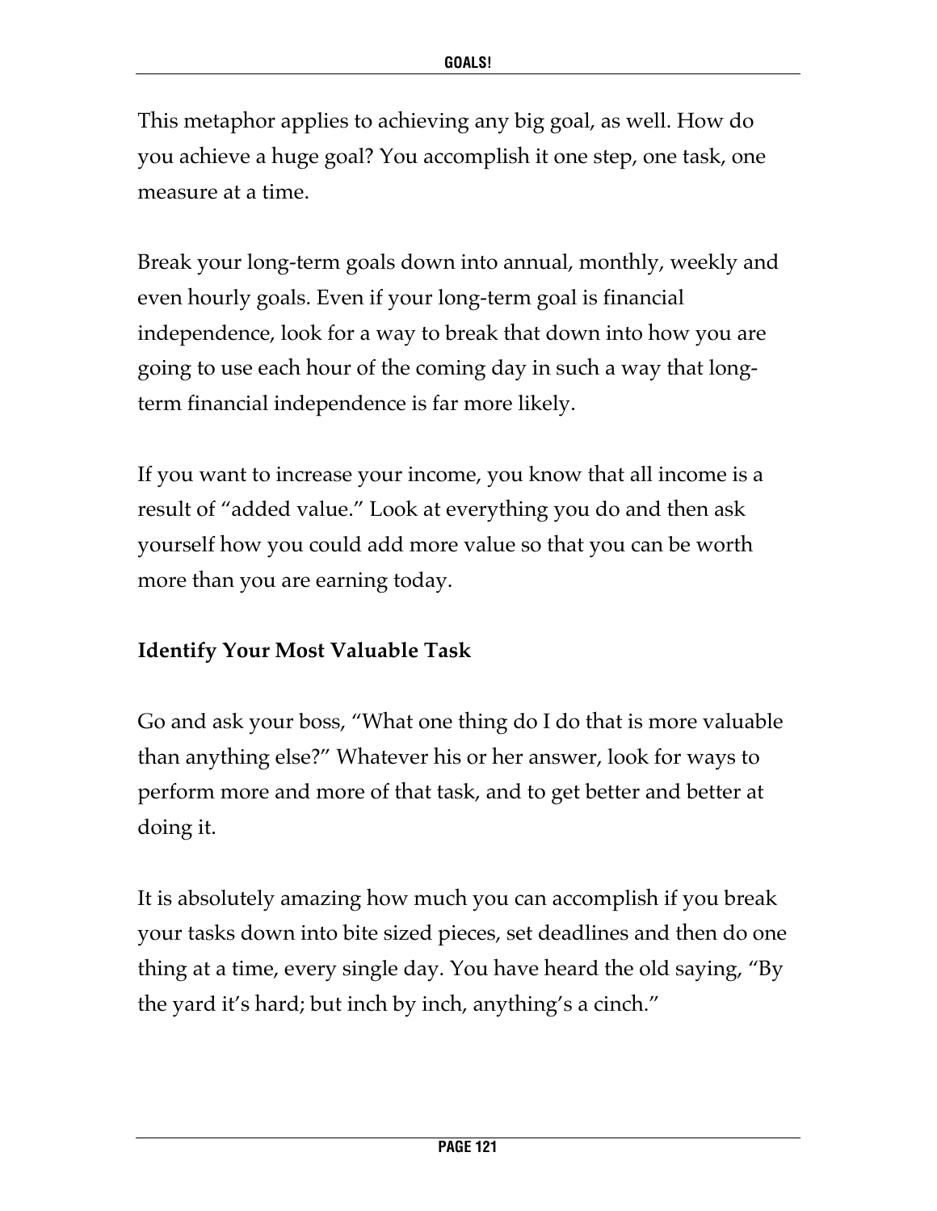This metaphor applies to achieving any big goal, as well. How do you achieve a huge goal? You accomplish it one step, one task, one measure at a time.

Break your long-term goals down into annual, monthly, weekly and even hourly goals. Even if your long-term goal is financial independence, look for a way to break that down into how you are going to use each hour of the coming day in such a way that long-term financial independence is far more likely.

If you want to increase your income, you know that all income is a result of "added value." Look at everything you do and then ask yourself how you could add more value so that you can be worth more than you are earning today.

**Identify Your Most Valuable Task**

Go and ask your boss, "What one thing do I do that is more valuable than anything else?" Whatever his or her answer, look for ways to perform more and more of that task, and to get better and better at doing it.

It is absolutely amazing how much you can accomplish if you break your tasks down into bite sized pieces, set deadlines and then do one thing at a time, every single day. You have heard the old saying, "By the yard it's hard; but inch by inch, anything's a cinch."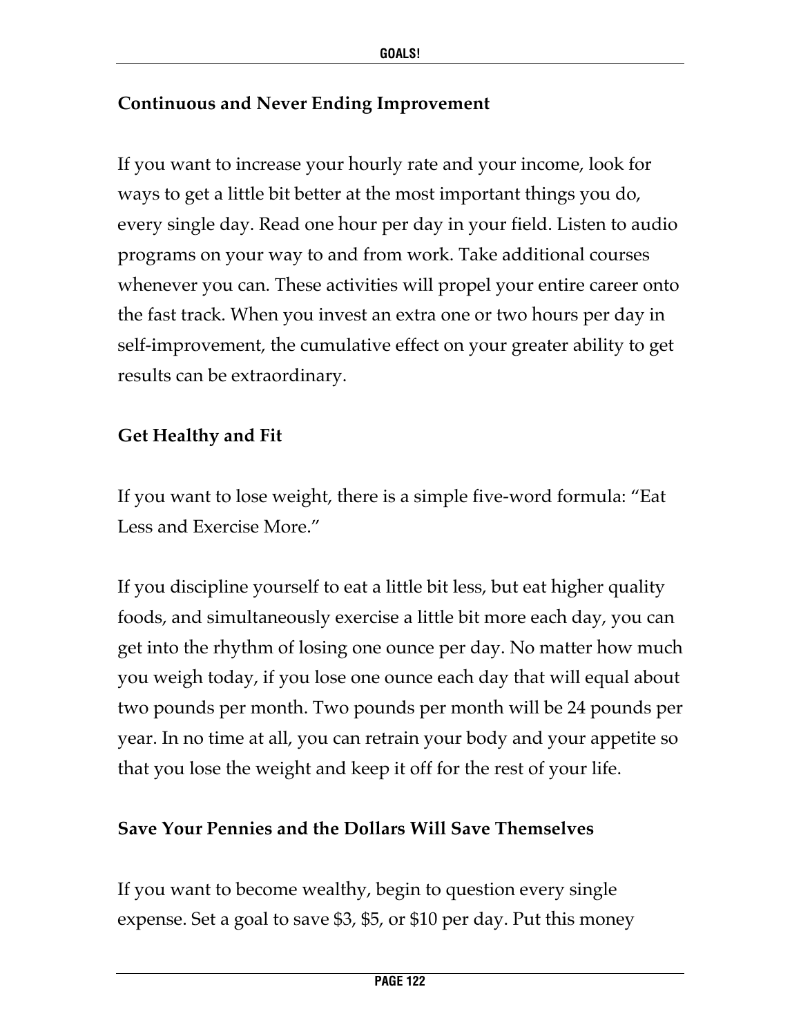### Continuous and Never Ending Improvement

If you want to increase your hourly rate and your income, look for ways to get a little bit better at the most important things you do, every single day. Read one hour per day in your field. Listen to audio programs on your way to and from work. Take additional courses whenever you can. These activities will propel your entire career onto the fast track. When you invest an extra one or two hours per day in self-improvement, the cumulative effect on your greater ability to get results can be extraordinary.

### Get Healthy and Fit

If you want to lose weight, there is a simple five-word formula: "Eat Less and Exercise More."

If you discipline yourself to eat a little bit less, but eat higher quality foods, and simultaneously exercise a little bit more each day, you can get into the rhythm of losing one ounce per day. No matter how much you weigh today, if you lose one ounce each day that will equal about two pounds per month. Two pounds per month will be 24 pounds per year. In no time at all, you can retrain your body and your appetite so that you lose the weight and keep it off for the rest of your life.

### Save Your Pennies and the Dollars Will Save Themselves

If you want to become wealthy, begin to question every single expense. Set a goal to save $3, $5, or $10 per day. Put this money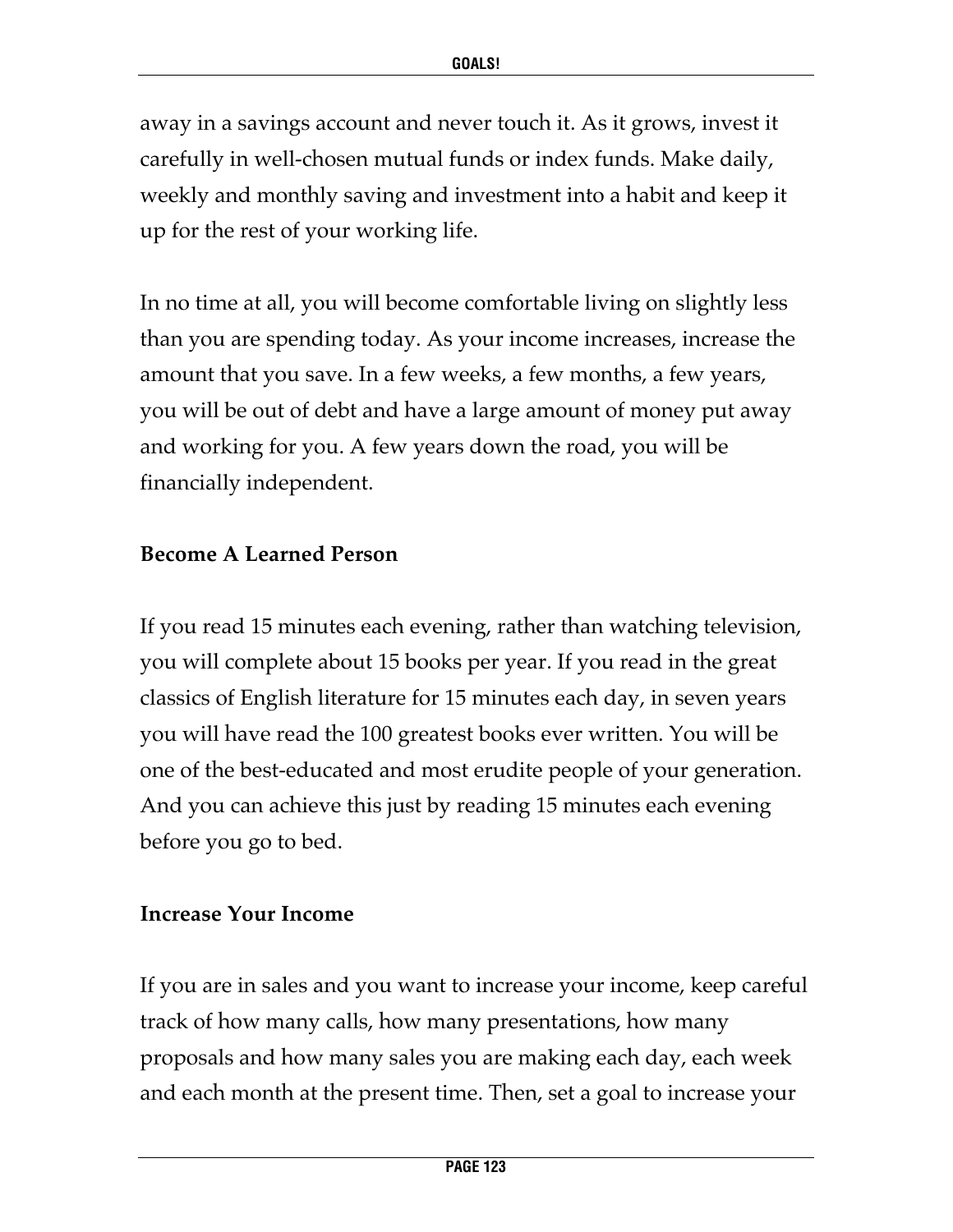away in a savings account and never touch it. As it grows, invest it carefully in well-chosen mutual funds or index funds. Make daily, weekly and monthly saving and investment into a habit and keep it up for the rest of your working life.

In no time at all, you will become comfortable living on slightly less than you are spending today. As your income increases, increase the amount that you save. In a few weeks, a few months, a few years, you will be out of debt and have a large amount of money put away and working for you. A few years down the road, you will be financially independent.

**Become A Learned Person**

If you read 15 minutes each evening, rather than watching television, you will complete about 15 books per year. If you read in the great classics of English literature for 15 minutes each day, in seven years you will have read the 100 greatest books ever written. You will be one of the best-educated and most erudite people of your generation. And you can achieve this just by reading 15 minutes each evening before you go to bed.

**Increase Your Income**

If you are in sales and you want to increase your income, keep careful track of how many calls, how many presentations, how many proposals and how many sales you are making each day, each week and each month at the present time. Then, set a goal to increase your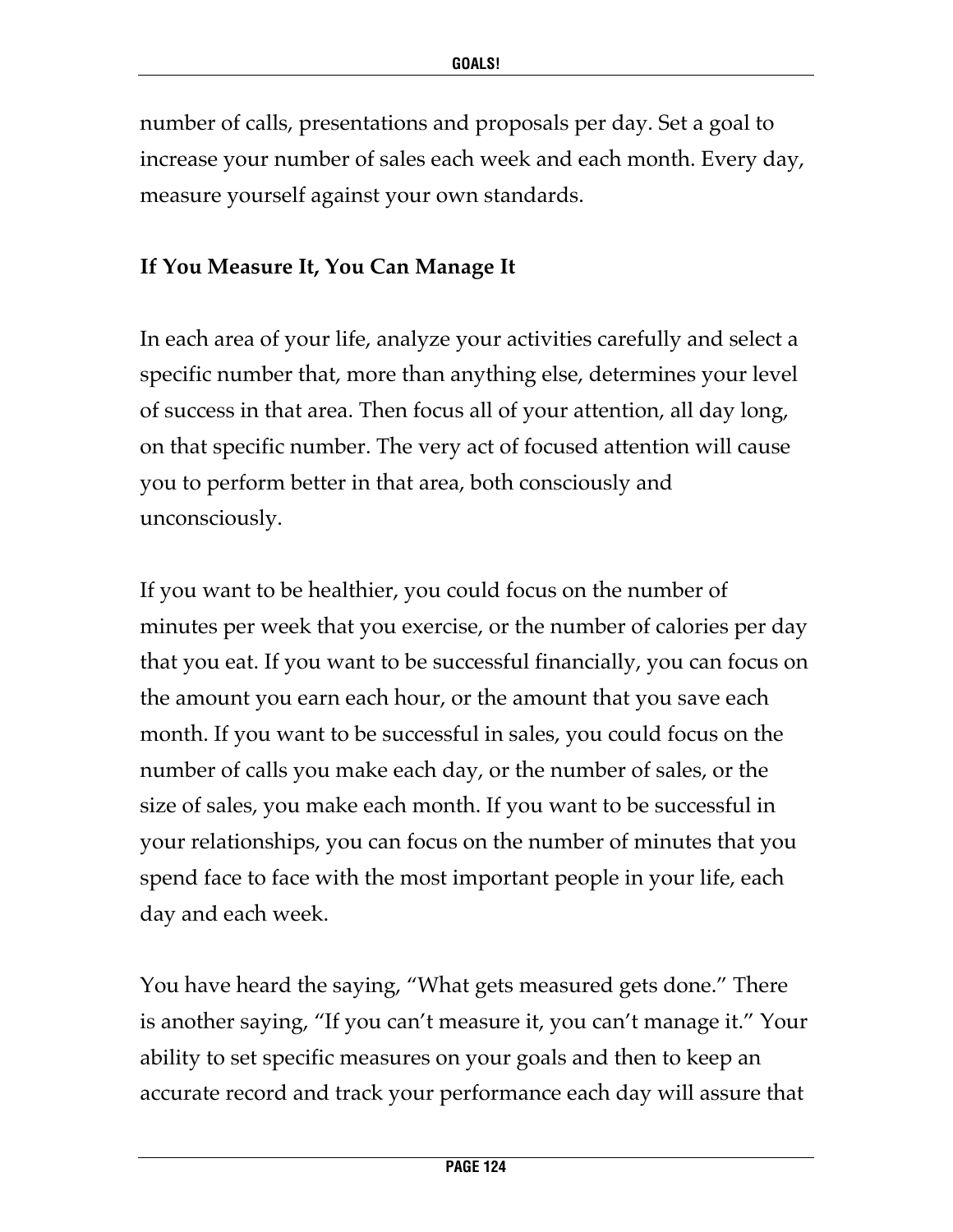number of calls, presentations and proposals per day. Set a goal to increase your number of sales each week and each month. Every day, measure yourself against your own standards.

**If You Measure It, You Can Manage It**

In each area of your life, analyze your activities carefully and select a specific number that, more than anything else, determines your level of success in that area. Then focus all of your attention, all day long, on that specific number. The very act of focused attention will cause you to perform better in that area, both consciously and unconsciously.

If you want to be healthier, you could focus on the number of minutes per week that you exercise, or the number of calories per day that you eat. If you want to be successful financially, you can focus on the amount you earn each hour, or the amount that you save each month. If you want to be successful in sales, you could focus on the number of calls you make each day, or the number of sales, or the size of sales, you make each month. If you want to be successful in your relationships, you can focus on the number of minutes that you spend face to face with the most important people in your life, each day and each week.

You have heard the saying, "What gets measured gets done." There is another saying, "If you can't measure it, you can't manage it." Your ability to set specific measures on your goals and then to keep an accurate record and track your performance each day will assure that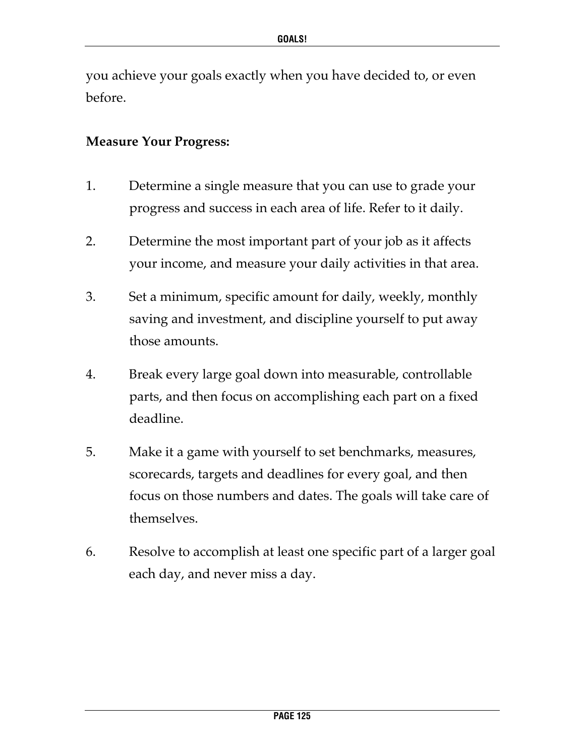you achieve your goals exactly when you have decided to, or even before.

**Measure Your Progress:**

1. Determine a single measure that you can use to grade your progress and success in each area of life. Refer to it daily.
2. Determine the most important part of your job as it affects your income, and measure your daily activities in that area.
3. Set a minimum, specific amount for daily, weekly, monthly saving and investment, and discipline yourself to put away those amounts.
4. Break every large goal down into measurable, controllable parts, and then focus on accomplishing each part on a fixed deadline.
5. Make it a game with yourself to set benchmarks, measures, scorecards, targets and deadlines for every goal, and then focus on those numbers and dates. The goals will take care of themselves.
6. Resolve to accomplish at least one specific part of a larger goal each day, and never miss a day.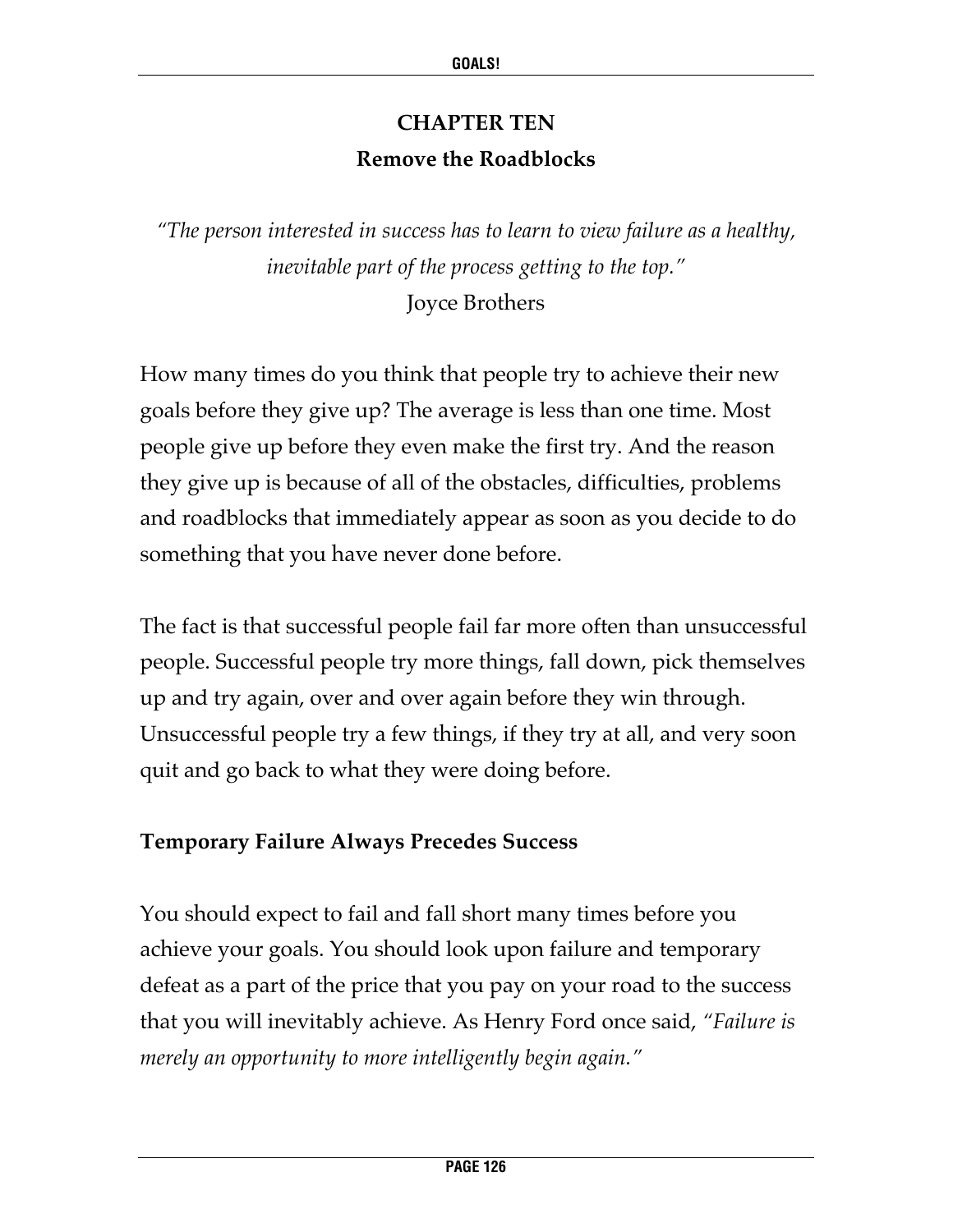# CHAPTER TEN

## Remove the Roadblocks

*"The person interested in success has to learn to view failure as a healthy, inevitable part of the process getting to the top."*
Joyce Brothers

How many times do you think that people try to achieve their new goals before they give up? The average is less than one time. Most people give up before they even make the first try. And the reason they give up is because of all of the obstacles, difficulties, problems and roadblocks that immediately appear as soon as you decide to do something that you have never done before.

The fact is that successful people fail far more often than unsuccessful people. Successful people try more things, fall down, pick themselves up and try again, over and over again before they win through. Unsuccessful people try a few things, if they try at all, and very soon quit and go back to what they were doing before.

### Temporary Failure Always Precedes Success

You should expect to fail and fall short many times before you achieve your goals. You should look upon failure and temporary defeat as a part of the price that you pay on your road to the success that you will inevitably achieve. As Henry Ford once said, *"Failure is merely an opportunity to more intelligently begin again."*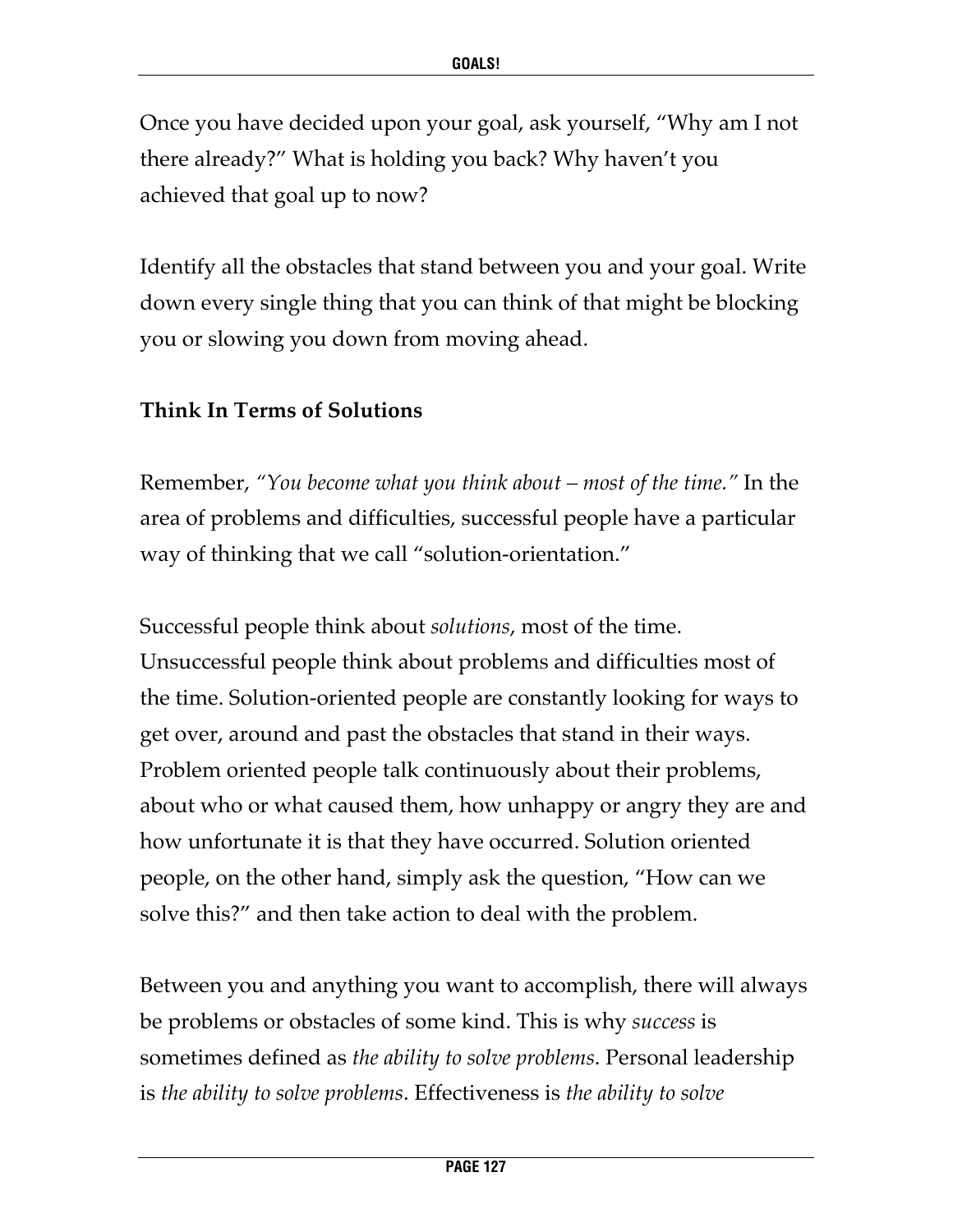Once you have decided upon your goal, ask yourself, "Why am I not there already?" What is holding you back? Why haven't you achieved that goal up to now?

Identify all the obstacles that stand between you and your goal. Write down every single thing that you can think of that might be blocking you or slowing you down from moving ahead.

**Think In Terms of Solutions**

Remember, *"You become what you think about – most of the time."* In the area of problems and difficulties, successful people have a particular way of thinking that we call "solution-orientation."

Successful people think about *solutions*, most of the time. Unsuccessful people think about problems and difficulties most of the time. Solution-oriented people are constantly looking for ways to get over, around and past the obstacles that stand in their ways. Problem oriented people talk continuously about their problems, about who or what caused them, how unhappy or angry they are and how unfortunate it is that they have occurred. Solution oriented people, on the other hand, simply ask the question, "How can we solve this?" and then take action to deal with the problem.

Between you and anything you want to accomplish, there will always be problems or obstacles of some kind. This is why *success* is sometimes defined as *the ability to solve problems*. Personal leadership is *the ability to solve problems*. Effectiveness is *the ability to solve*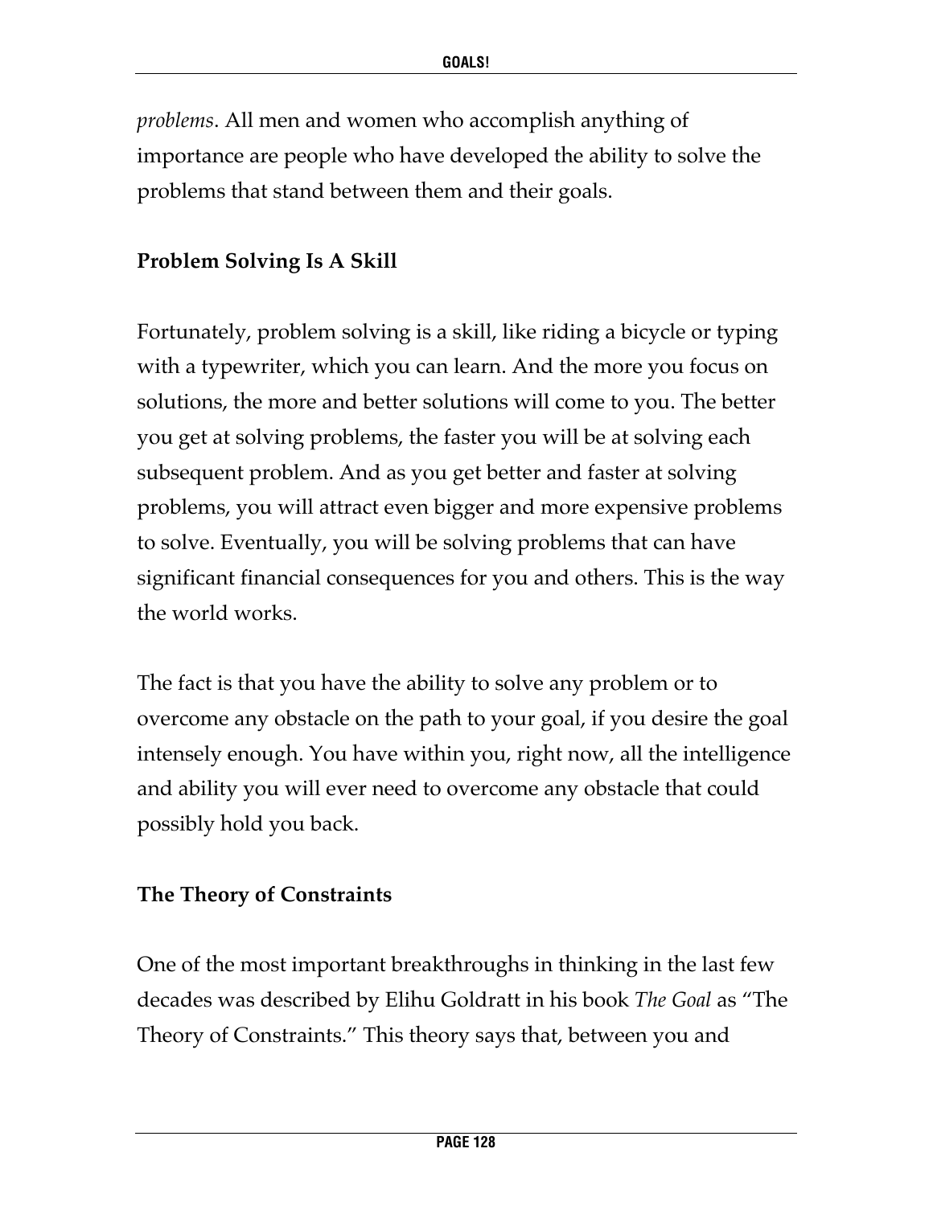*problems*. All men and women who accomplish anything of importance are people who have developed the ability to solve the problems that stand between them and their goals.

**Problem Solving Is A Skill**

Fortunately, problem solving is a skill, like riding a bicycle or typing with a typewriter, which you can learn. And the more you focus on solutions, the more and better solutions will come to you. The better you get at solving problems, the faster you will be at solving each subsequent problem. And as you get better and faster at solving problems, you will attract even bigger and more expensive problems to solve. Eventually, you will be solving problems that can have significant financial consequences for you and others. This is the way the world works.

The fact is that you have the ability to solve any problem or to overcome any obstacle on the path to your goal, if you desire the goal intensely enough. You have within you, right now, all the intelligence and ability you will ever need to overcome any obstacle that could possibly hold you back.

**The Theory of Constraints**

One of the most important breakthroughs in thinking in the last few decades was described by Elihu Goldratt in his book *The Goal* as "The Theory of Constraints." This theory says that, between you and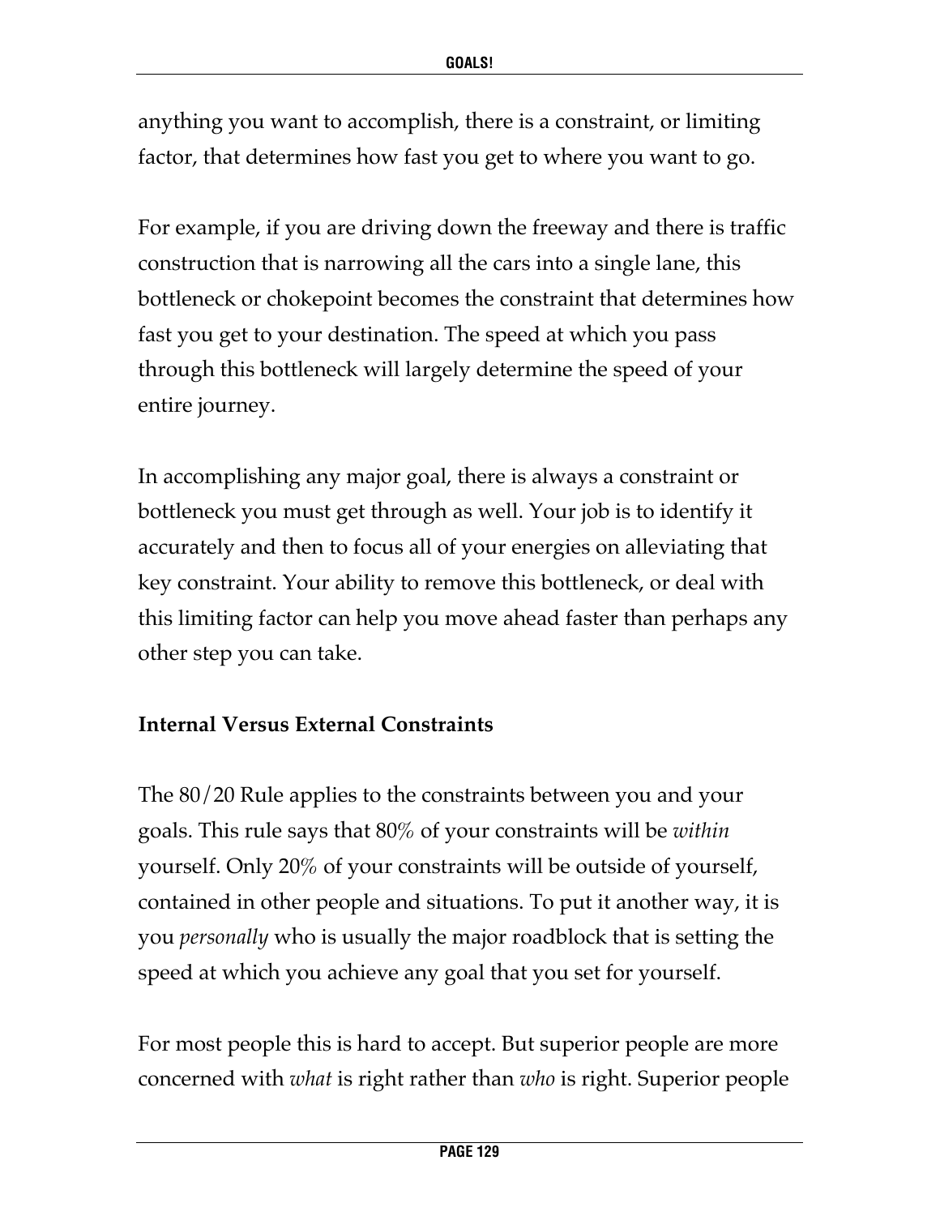anything you want to accomplish, there is a constraint, or limiting factor, that determines how fast you get to where you want to go.

For example, if you are driving down the freeway and there is traffic construction that is narrowing all the cars into a single lane, this bottleneck or chokepoint becomes the constraint that determines how fast you get to your destination. The speed at which you pass through this bottleneck will largely determine the speed of your entire journey.

In accomplishing any major goal, there is always a constraint or bottleneck you must get through as well. Your job is to identify it accurately and then to focus all of your energies on alleviating that key constraint. Your ability to remove this bottleneck, or deal with this limiting factor can help you move ahead faster than perhaps any other step you can take.

**Internal Versus External Constraints**

The 80/20 Rule applies to the constraints between you and your goals. This rule says that 80% of your constraints will be *within* yourself. Only 20% of your constraints will be outside of yourself, contained in other people and situations. To put it another way, it is you *personally* who is usually the major roadblock that is setting the speed at which you achieve any goal that you set for yourself.

For most people this is hard to accept. But superior people are more concerned with *what* is right rather than *who* is right. Superior people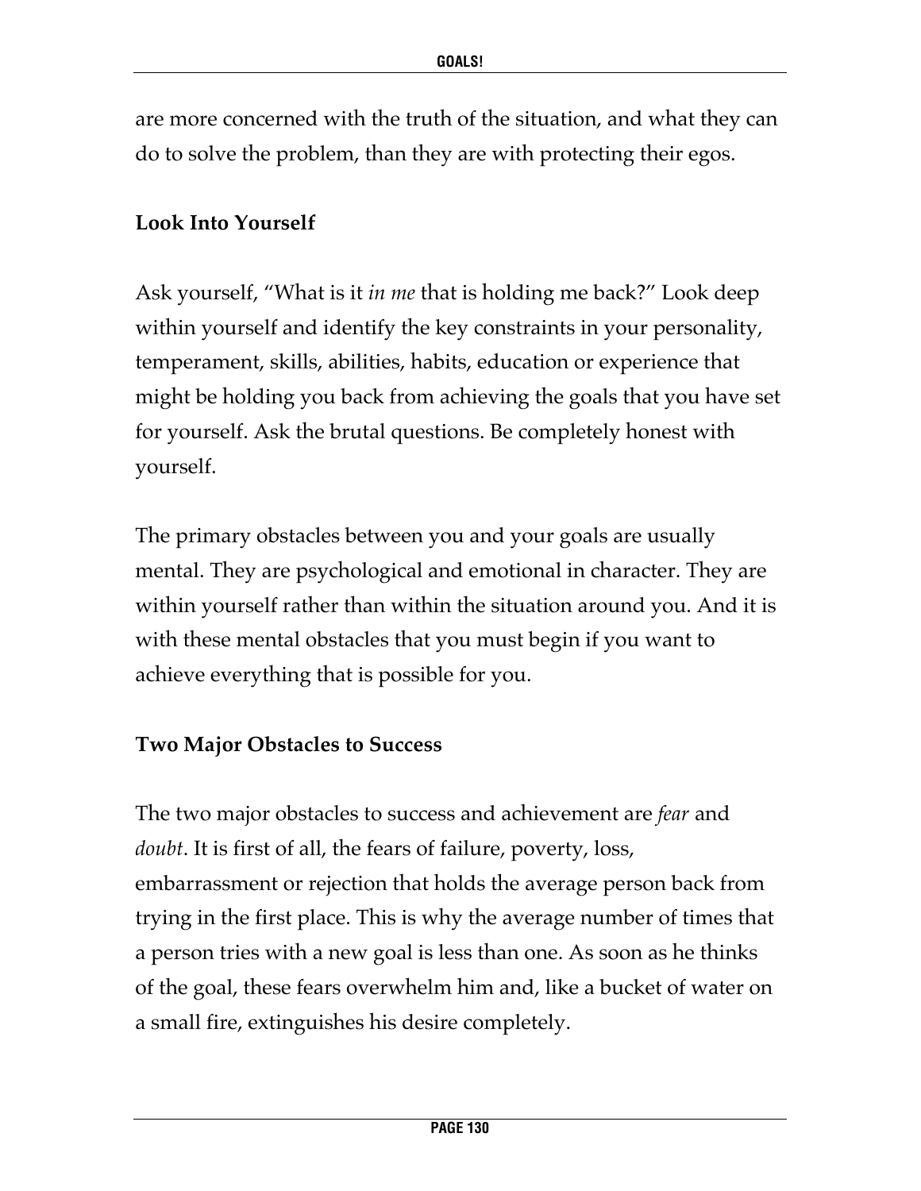are more concerned with the truth of the situation, and what they can do to solve the problem, than they are with protecting their egos.

### Look Into Yourself

Ask yourself, "What is it *in me* that is holding me back?" Look deep within yourself and identify the key constraints in your personality, temperament, skills, abilities, habits, education or experience that might be holding you back from achieving the goals that you have set for yourself. Ask the brutal questions. Be completely honest with yourself.

The primary obstacles between you and your goals are usually mental. They are psychological and emotional in character. They are within yourself rather than within the situation around you. And it is with these mental obstacles that you must begin if you want to achieve everything that is possible for you.

### Two Major Obstacles to Success

The two major obstacles to success and achievement are *fear* and *doubt*. It is first of all, the fears of failure, poverty, loss, embarrassment or rejection that holds the average person back from trying in the first place. This is why the average number of times that a person tries with a new goal is less than one. As soon as he thinks of the goal, these fears overwhelm him and, like a bucket of water on a small fire, extinguishes his desire completely.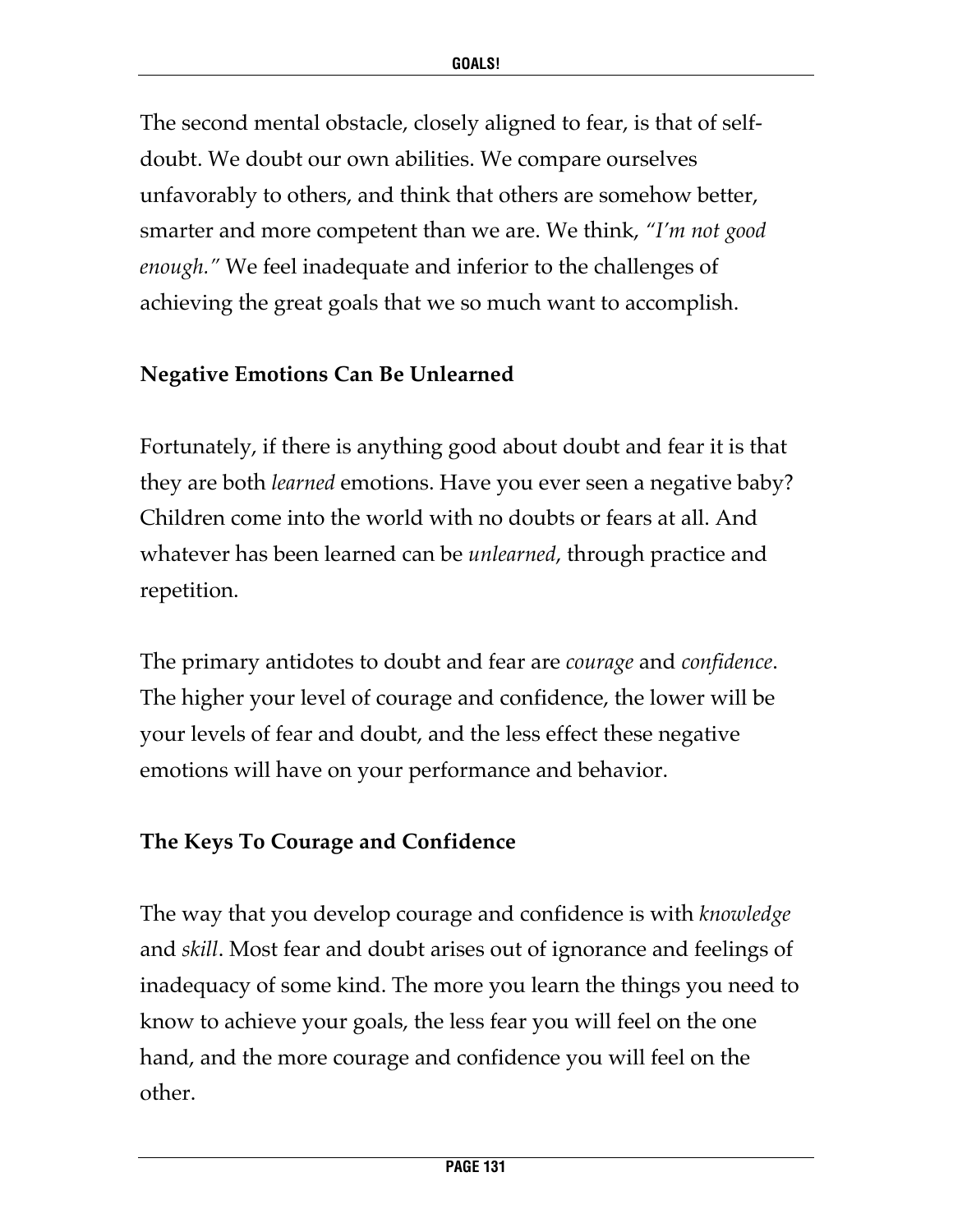The second mental obstacle, closely aligned to fear, is that of self-doubt. We doubt our own abilities. We compare ourselves unfavorably to others, and think that others are somehow better, smarter and more competent than we are. We think, *"I'm not good enough."* We feel inadequate and inferior to the challenges of achieving the great goals that we so much want to accomplish.

**Negative Emotions Can Be Unlearned**

Fortunately, if there is anything good about doubt and fear it is that they are both *learned* emotions. Have you ever seen a negative baby? Children come into the world with no doubts or fears at all. And whatever has been learned can be *unlearned*, through practice and repetition.

The primary antidotes to doubt and fear are *courage* and *confidence*. The higher your level of courage and confidence, the lower will be your levels of fear and doubt, and the less effect these negative emotions will have on your performance and behavior.

**The Keys To Courage and Confidence**

The way that you develop courage and confidence is with *knowledge* and *skill*. Most fear and doubt arises out of ignorance and feelings of inadequacy of some kind. The more you learn the things you need to know to achieve your goals, the less fear you will feel on the one hand, and the more courage and confidence you will feel on the other.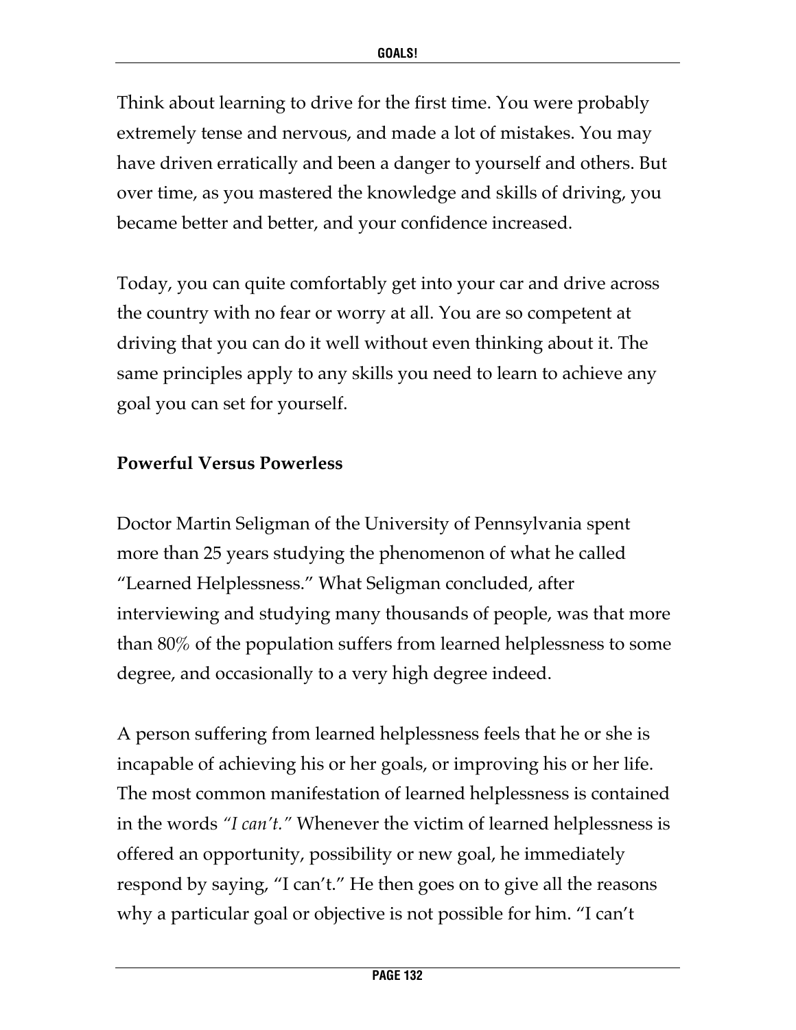Think about learning to drive for the first time. You were probably extremely tense and nervous, and made a lot of mistakes. You may have driven erratically and been a danger to yourself and others. But over time, as you mastered the knowledge and skills of driving, you became better and better, and your confidence increased.

Today, you can quite comfortably get into your car and drive across the country with no fear or worry at all. You are so competent at driving that you can do it well without even thinking about it. The same principles apply to any skills you need to learn to achieve any goal you can set for yourself.

**Powerful Versus Powerless**

Doctor Martin Seligman of the University of Pennsylvania spent more than 25 years studying the phenomenon of what he called "Learned Helplessness." What Seligman concluded, after interviewing and studying many thousands of people, was that more than 80% of the population suffers from learned helplessness to some degree, and occasionally to a very high degree indeed.

A person suffering from learned helplessness feels that he or she is incapable of achieving his or her goals, or improving his or her life. The most common manifestation of learned helplessness is contained in the words *"I can't."* Whenever the victim of learned helplessness is offered an opportunity, possibility or new goal, he immediately respond by saying, "I can't." He then goes on to give all the reasons why a particular goal or objective is not possible for him. "I can't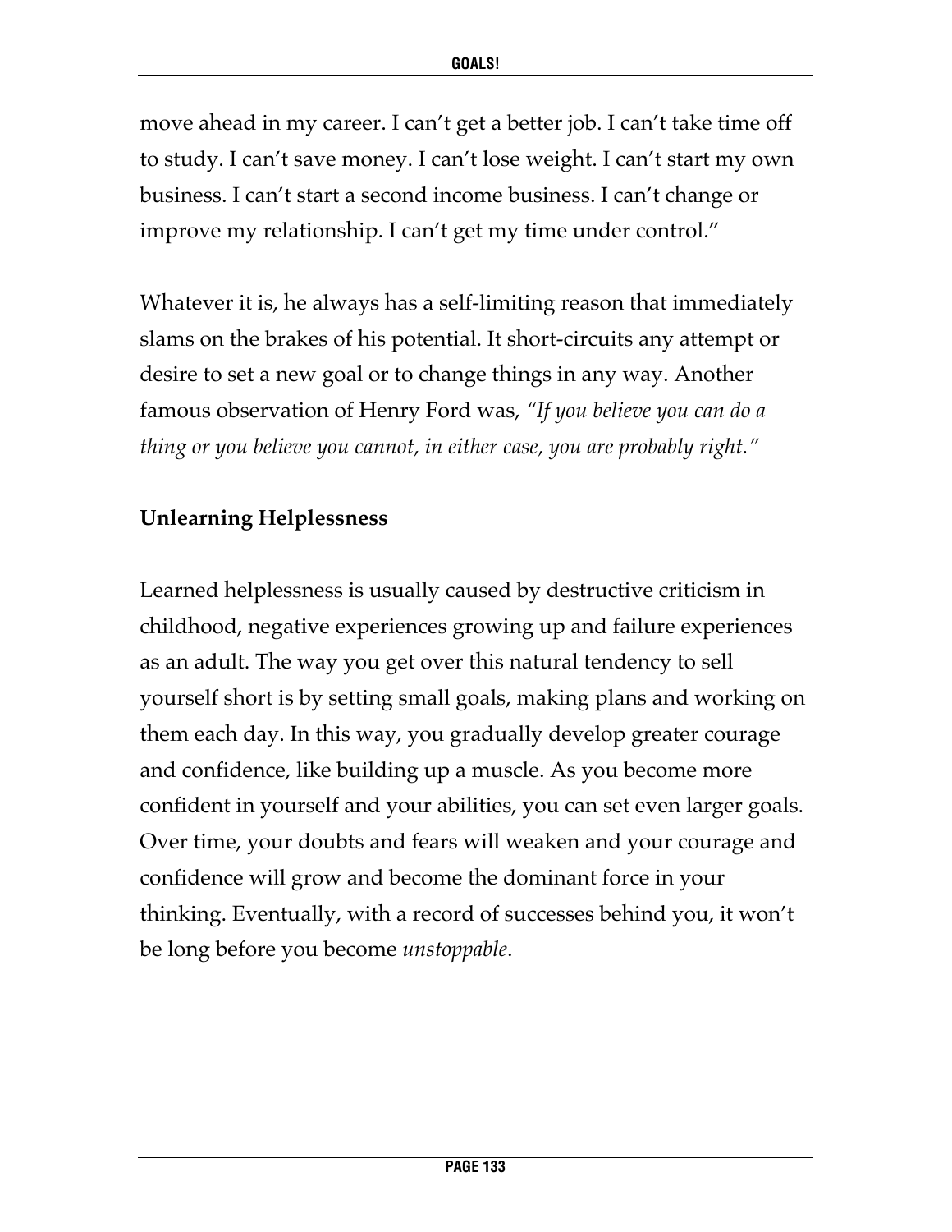move ahead in my career. I can't get a better job. I can't take time off to study. I can't save money. I can't lose weight. I can't start my own business. I can't start a second income business. I can't change or improve my relationship. I can't get my time under control."

Whatever it is, he always has a self-limiting reason that immediately slams on the brakes of his potential. It short-circuits any attempt or desire to set a new goal or to change things in any way. Another famous observation of Henry Ford was, *"If you believe you can do a thing or you believe you cannot, in either case, you are probably right."*

**Unlearning Helplessness**

Learned helplessness is usually caused by destructive criticism in childhood, negative experiences growing up and failure experiences as an adult. The way you get over this natural tendency to sell yourself short is by setting small goals, making plans and working on them each day. In this way, you gradually develop greater courage and confidence, like building up a muscle. As you become more confident in yourself and your abilities, you can set even larger goals. Over time, your doubts and fears will weaken and your courage and confidence will grow and become the dominant force in your thinking. Eventually, with a record of successes behind you, it won't be long before you become *unstoppable*.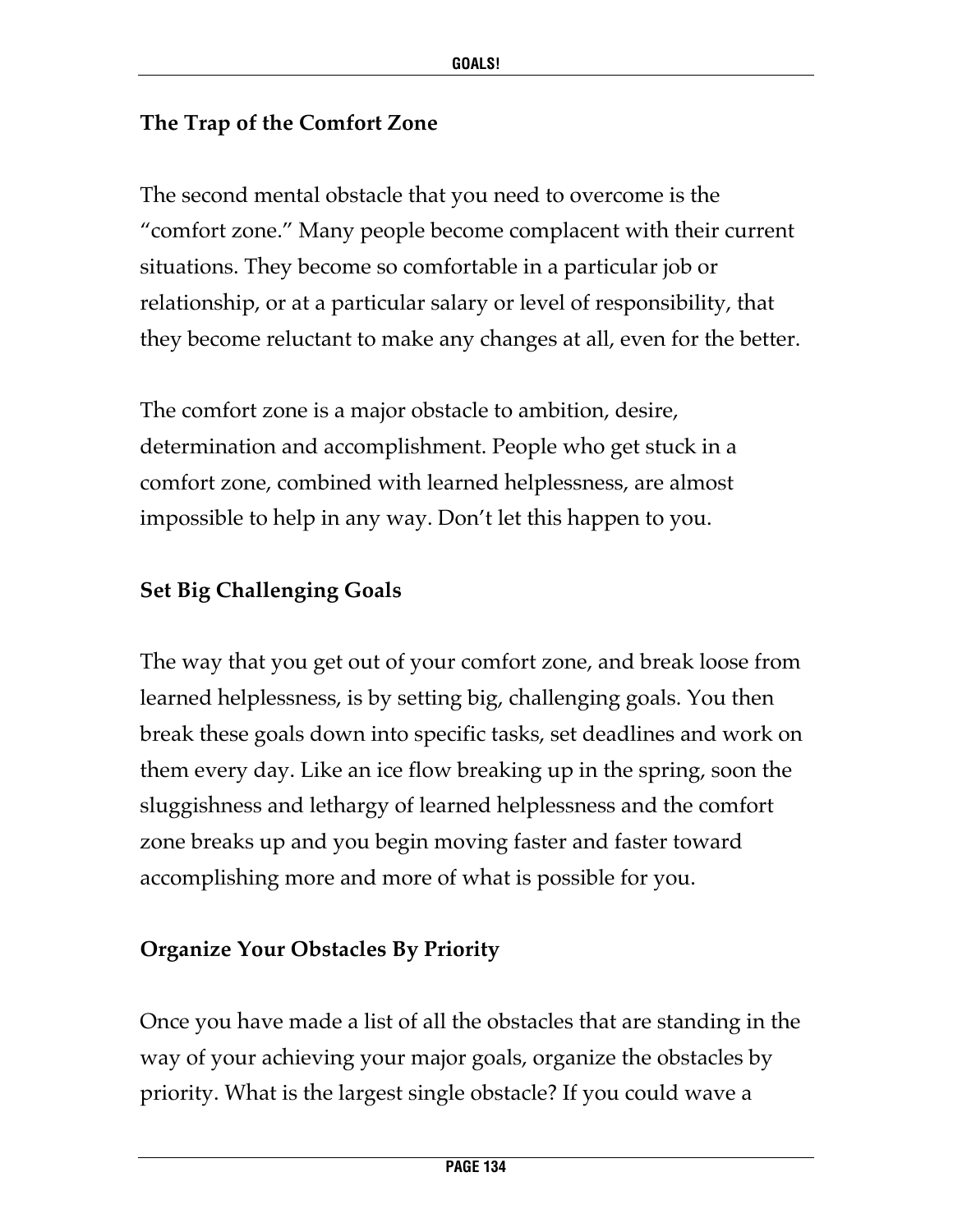### The Trap of the Comfort Zone

The second mental obstacle that you need to overcome is the "comfort zone." Many people become complacent with their current situations. They become so comfortable in a particular job or relationship, or at a particular salary or level of responsibility, that they become reluctant to make any changes at all, even for the better.

The comfort zone is a major obstacle to ambition, desire, determination and accomplishment. People who get stuck in a comfort zone, combined with learned helplessness, are almost impossible to help in any way. Don't let this happen to you.

### Set Big Challenging Goals

The way that you get out of your comfort zone, and break loose from learned helplessness, is by setting big, challenging goals. You then break these goals down into specific tasks, set deadlines and work on them every day. Like an ice flow breaking up in the spring, soon the sluggishness and lethargy of learned helplessness and the comfort zone breaks up and you begin moving faster and faster toward accomplishing more and more of what is possible for you.

### Organize Your Obstacles By Priority

Once you have made a list of all the obstacles that are standing in the way of your achieving your major goals, organize the obstacles by priority. What is the largest single obstacle? If you could wave a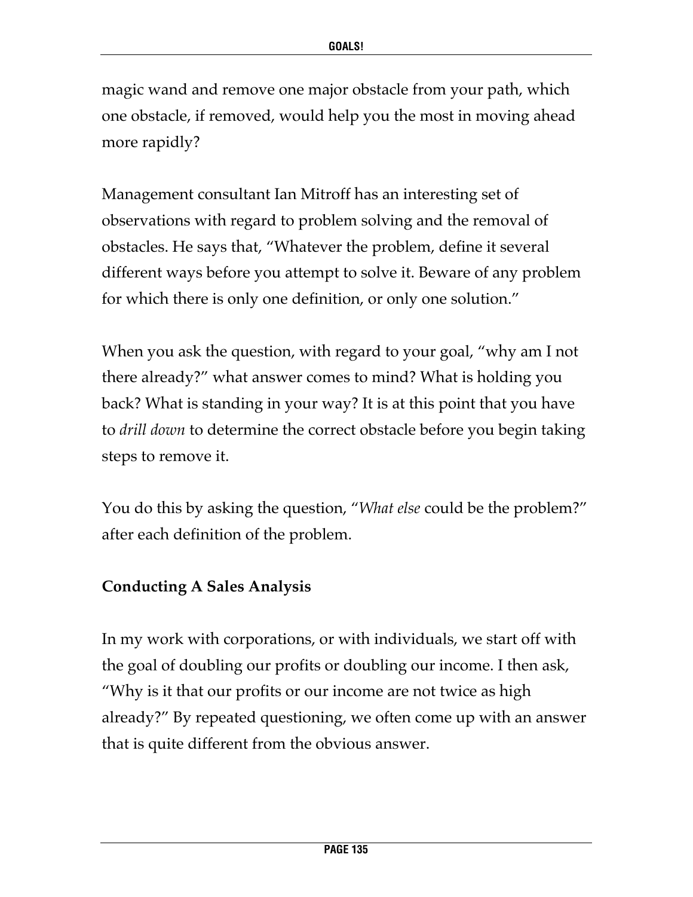magic wand and remove one major obstacle from your path, which one obstacle, if removed, would help you the most in moving ahead more rapidly?

Management consultant Ian Mitroff has an interesting set of observations with regard to problem solving and the removal of obstacles. He says that, "Whatever the problem, define it several different ways before you attempt to solve it. Beware of any problem for which there is only one definition, or only one solution."

When you ask the question, with regard to your goal, "why am I not there already?" what answer comes to mind? What is holding you back? What is standing in your way? It is at this point that you have to *drill down* to determine the correct obstacle before you begin taking steps to remove it.

You do this by asking the question, "*What else* could be the problem?" after each definition of the problem.

### Conducting A Sales Analysis

In my work with corporations, or with individuals, we start off with the goal of doubling our profits or doubling our income. I then ask, "Why is it that our profits or our income are not twice as high already?" By repeated questioning, we often come up with an answer that is quite different from the obvious answer.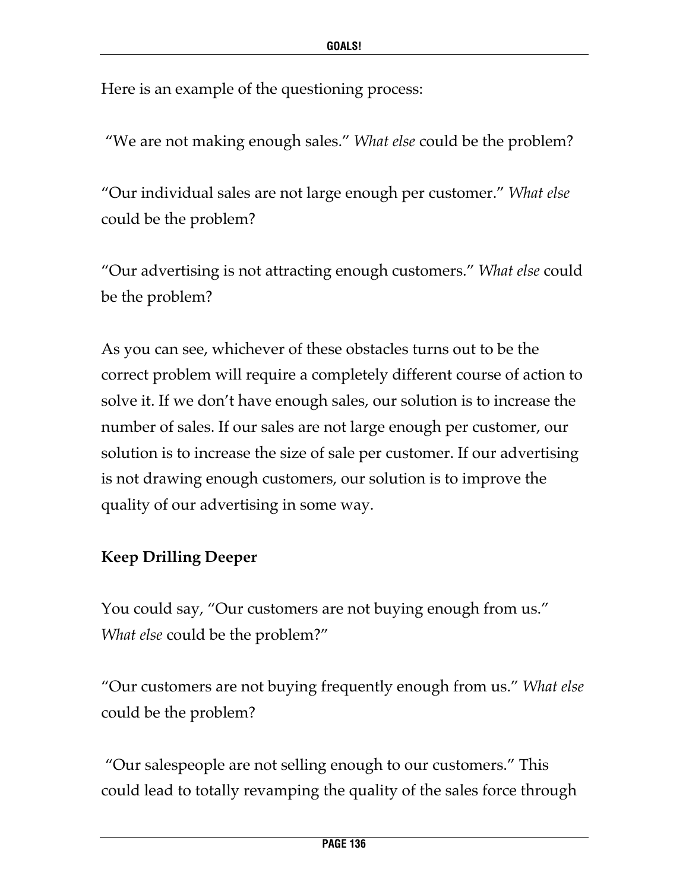Here is an example of the questioning process:

"We are not making enough sales." *What else* could be the problem?

"Our individual sales are not large enough per customer." *What else* could be the problem?

"Our advertising is not attracting enough customers." *What else* could be the problem?

As you can see, whichever of these obstacles turns out to be the correct problem will require a completely different course of action to solve it. If we don't have enough sales, our solution is to increase the number of sales. If our sales are not large enough per customer, our solution is to increase the size of sale per customer. If our advertising is not drawing enough customers, our solution is to improve the quality of our advertising in some way.

**Keep Drilling Deeper**

You could say, "Our customers are not buying enough from us." *What else* could be the problem?"

"Our customers are not buying frequently enough from us." *What else* could be the problem?

"Our salespeople are not selling enough to our customers." This could lead to totally revamping the quality of the sales force through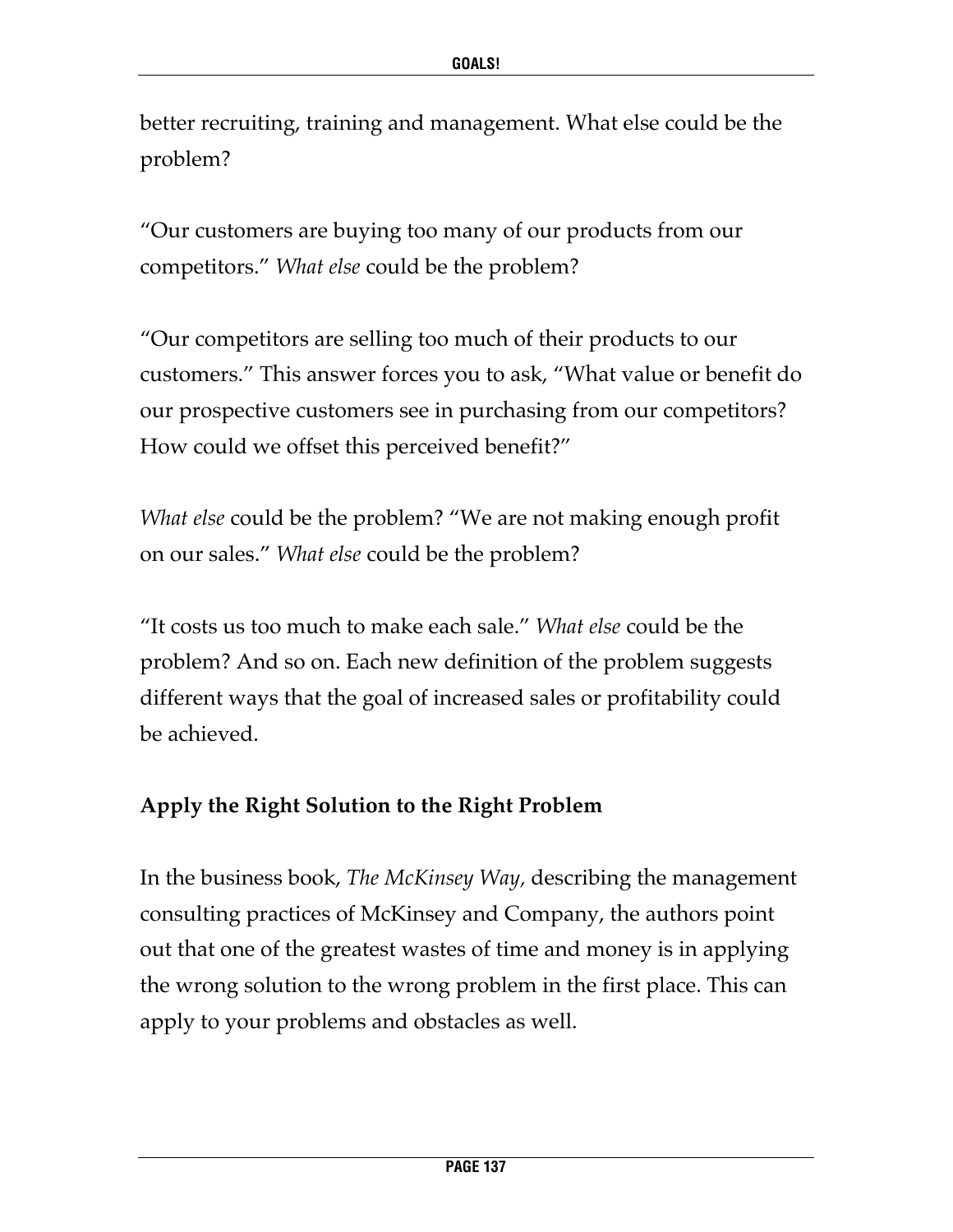better recruiting, training and management. What else could be the problem?

"Our customers are buying too many of our products from our competitors." *What else* could be the problem?

"Our competitors are selling too much of their products to our customers." This answer forces you to ask, "What value or benefit do our prospective customers see in purchasing from our competitors? How could we offset this perceived benefit?"

*What else* could be the problem? "We are not making enough profit on our sales." *What else* could be the problem?

"It costs us too much to make each sale." *What else* could be the problem? And so on. Each new definition of the problem suggests different ways that the goal of increased sales or profitability could be achieved.

**Apply the Right Solution to the Right Problem**

In the business book, *The McKinsey Way,* describing the management consulting practices of McKinsey and Company, the authors point out that one of the greatest wastes of time and money is in applying the wrong solution to the wrong problem in the first place. This can apply to your problems and obstacles as well.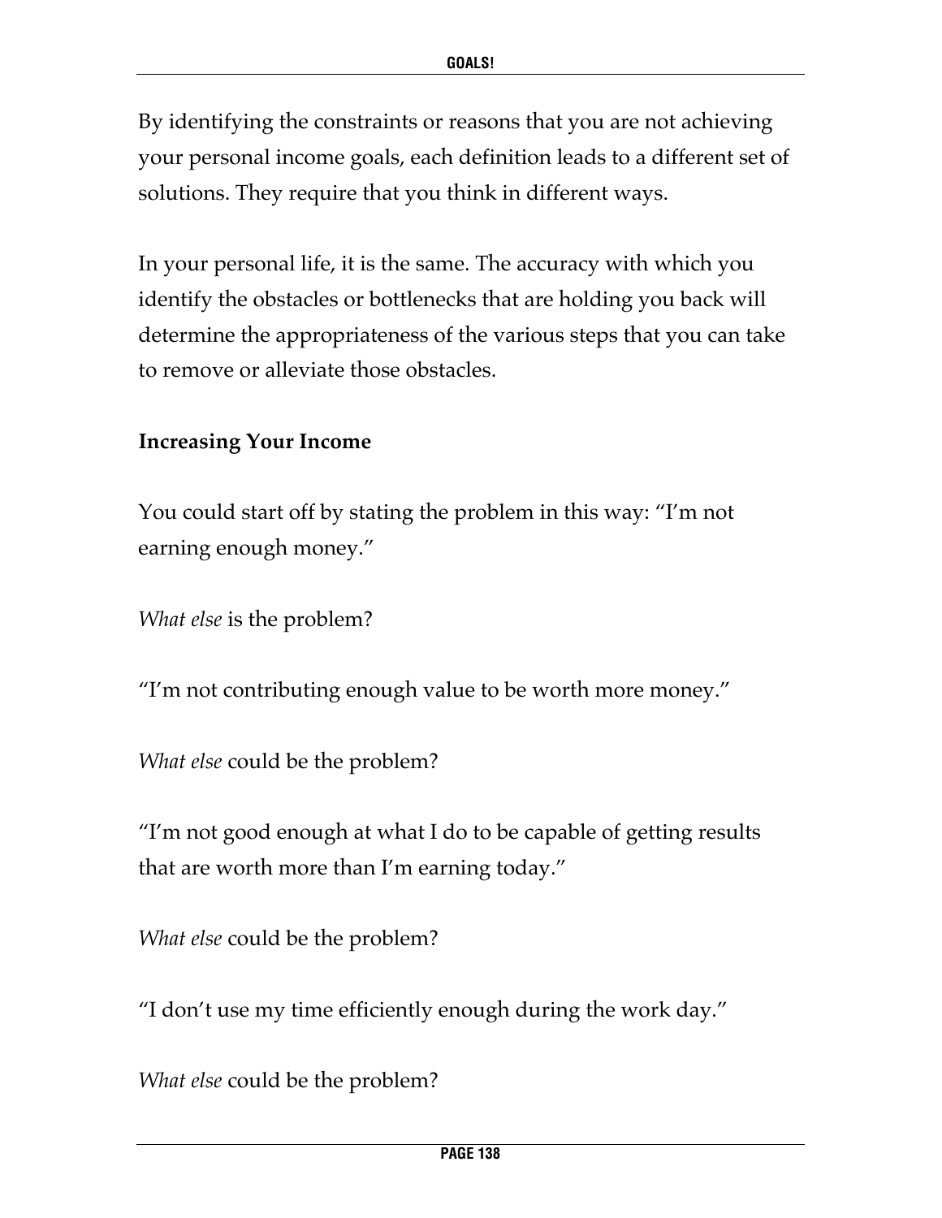By identifying the constraints or reasons that you are not achieving your personal income goals, each definition leads to a different set of solutions. They require that you think in different ways.

In your personal life, it is the same. The accuracy with which you identify the obstacles or bottlenecks that are holding you back will determine the appropriateness of the various steps that you can take to remove or alleviate those obstacles.

**Increasing Your Income**

You could start off by stating the problem in this way: "I'm not earning enough money."

*What else* is the problem?

"I'm not contributing enough value to be worth more money."

*What else* could be the problem?

"I'm not good enough at what I do to be capable of getting results that are worth more than I'm earning today."

*What else* could be the problem?

"I don't use my time efficiently enough during the work day."

*What else* could be the problem?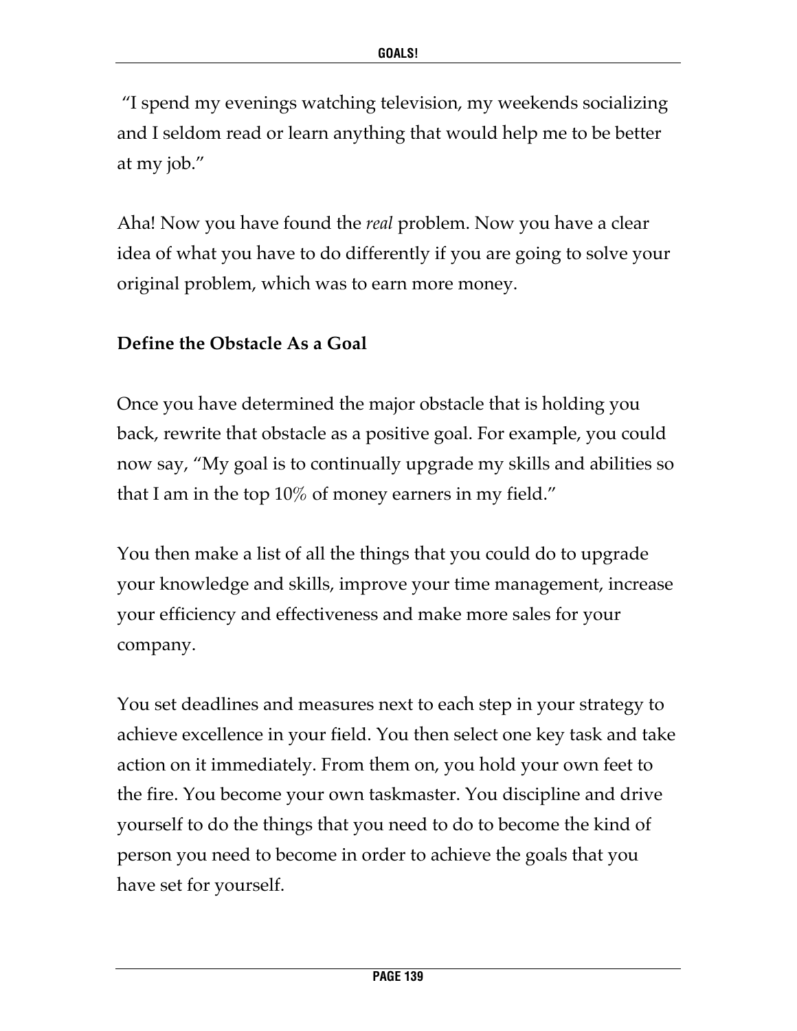"I spend my evenings watching television, my weekends socializing and I seldom read or learn anything that would help me to be better at my job."

Aha! Now you have found the *real* problem. Now you have a clear idea of what you have to do differently if you are going to solve your original problem, which was to earn more money.

**Define the Obstacle As a Goal**

Once you have determined the major obstacle that is holding you back, rewrite that obstacle as a positive goal. For example, you could now say, "My goal is to continually upgrade my skills and abilities so that I am in the top 10% of money earners in my field."

You then make a list of all the things that you could do to upgrade your knowledge and skills, improve your time management, increase your efficiency and effectiveness and make more sales for your company.

You set deadlines and measures next to each step in your strategy to achieve excellence in your field. You then select one key task and take action on it immediately. From them on, you hold your own feet to the fire. You become your own taskmaster. You discipline and drive yourself to do the things that you need to do to become the kind of person you need to become in order to achieve the goals that you have set for yourself.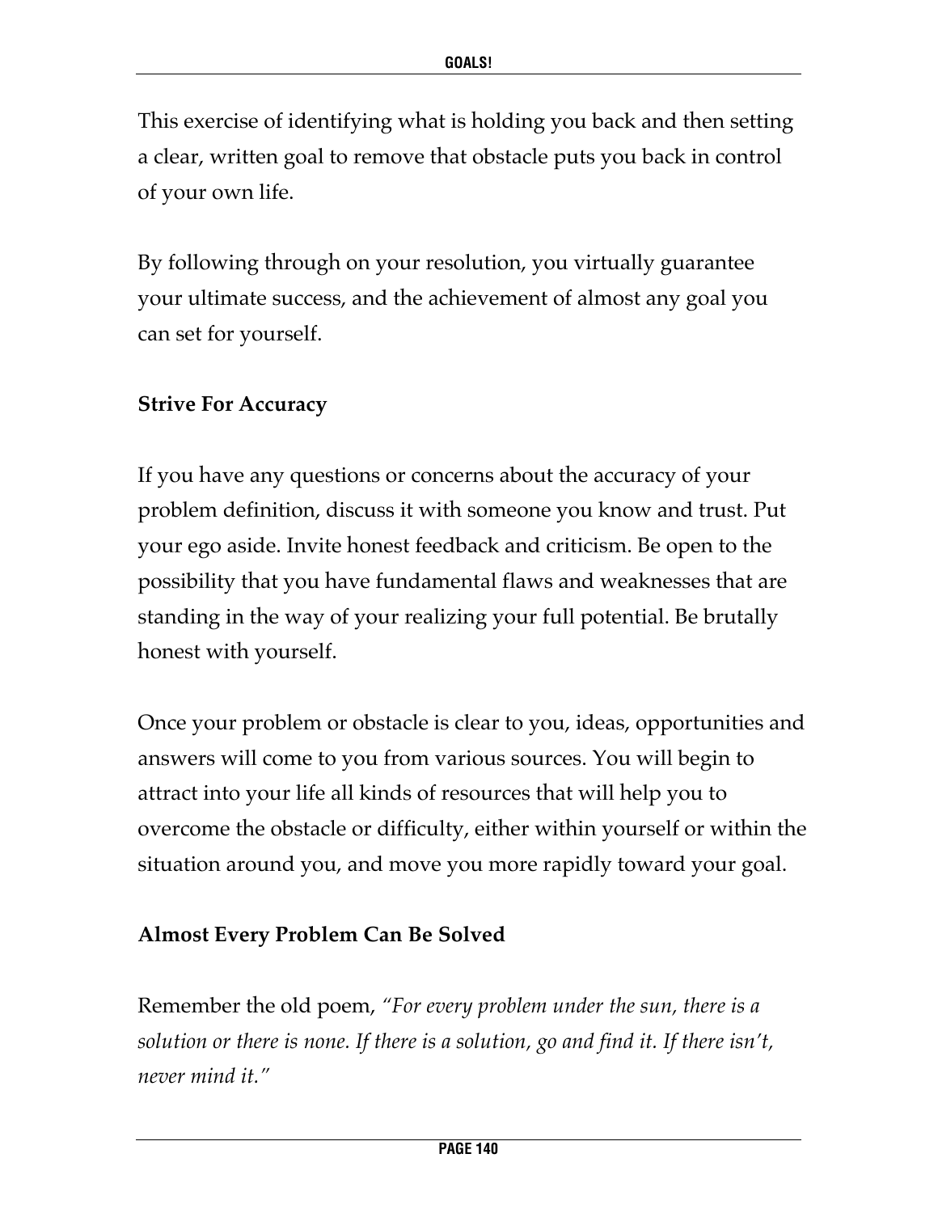This exercise of identifying what is holding you back and then setting a clear, written goal to remove that obstacle puts you back in control of your own life.

By following through on your resolution, you virtually guarantee your ultimate success, and the achievement of almost any goal you can set for yourself.

**Strive For Accuracy**

If you have any questions or concerns about the accuracy of your problem definition, discuss it with someone you know and trust. Put your ego aside. Invite honest feedback and criticism. Be open to the possibility that you have fundamental flaws and weaknesses that are standing in the way of your realizing your full potential. Be brutally honest with yourself.

Once your problem or obstacle is clear to you, ideas, opportunities and answers will come to you from various sources. You will begin to attract into your life all kinds of resources that will help you to overcome the obstacle or difficulty, either within yourself or within the situation around you, and move you more rapidly toward your goal.

**Almost Every Problem Can Be Solved**

Remember the old poem, *"For every problem under the sun, there is a solution or there is none. If there is a solution, go and find it. If there isn't, never mind it."*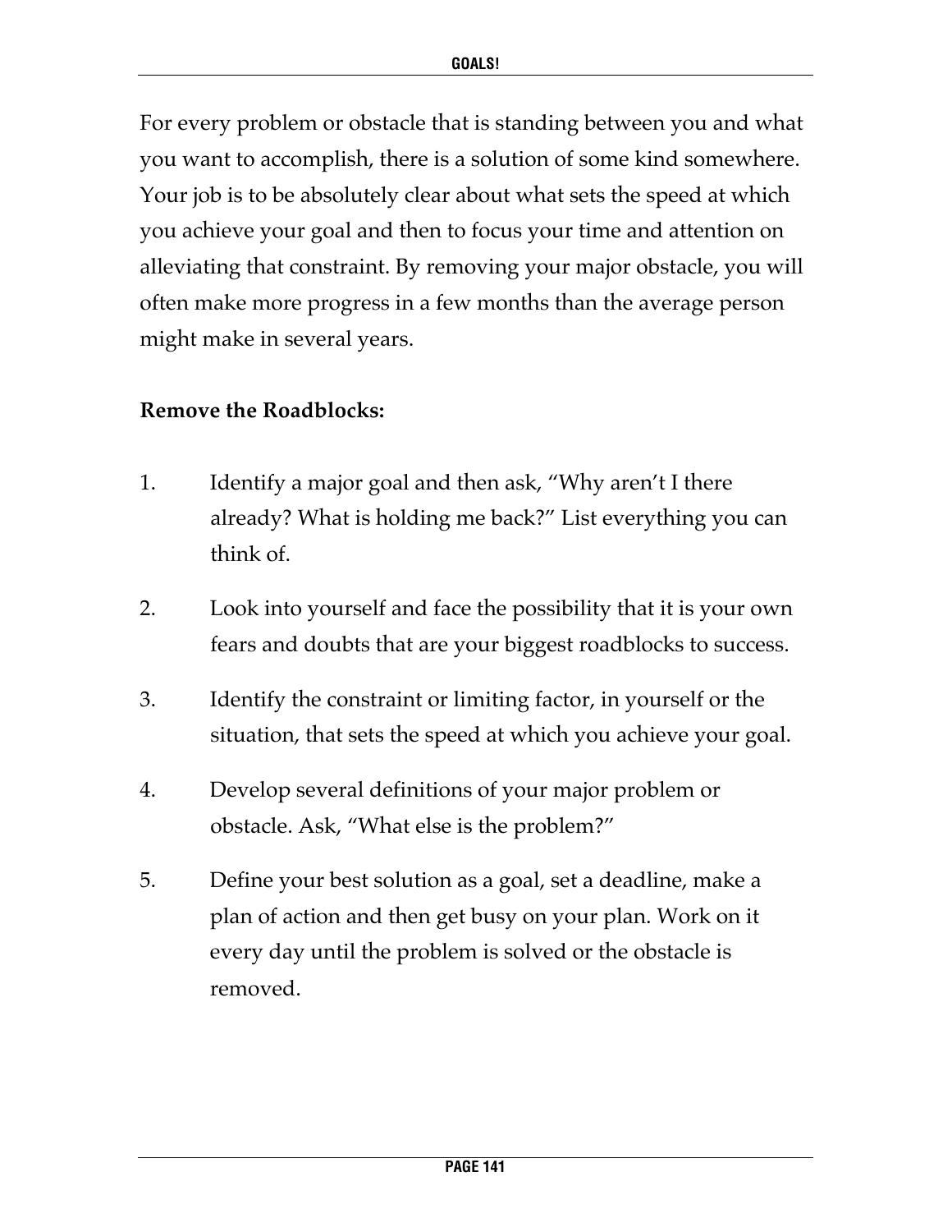For every problem or obstacle that is standing between you and what you want to accomplish, there is a solution of some kind somewhere. Your job is to be absolutely clear about what sets the speed at which you achieve your goal and then to focus your time and attention on alleviating that constraint. By removing your major obstacle, you will often make more progress in a few months than the average person might make in several years.

**Remove the Roadblocks:**

1. Identify a major goal and then ask, "Why aren't I there already? What is holding me back?" List everything you can think of.

2. Look into yourself and face the possibility that it is your own fears and doubts that are your biggest roadblocks to success.

3. Identify the constraint or limiting factor, in yourself or the situation, that sets the speed at which you achieve your goal.

4. Develop several definitions of your major problem or obstacle. Ask, "What else is the problem?"

5. Define your best solution as a goal, set a deadline, make a plan of action and then get busy on your plan. Work on it every day until the problem is solved or the obstacle is removed.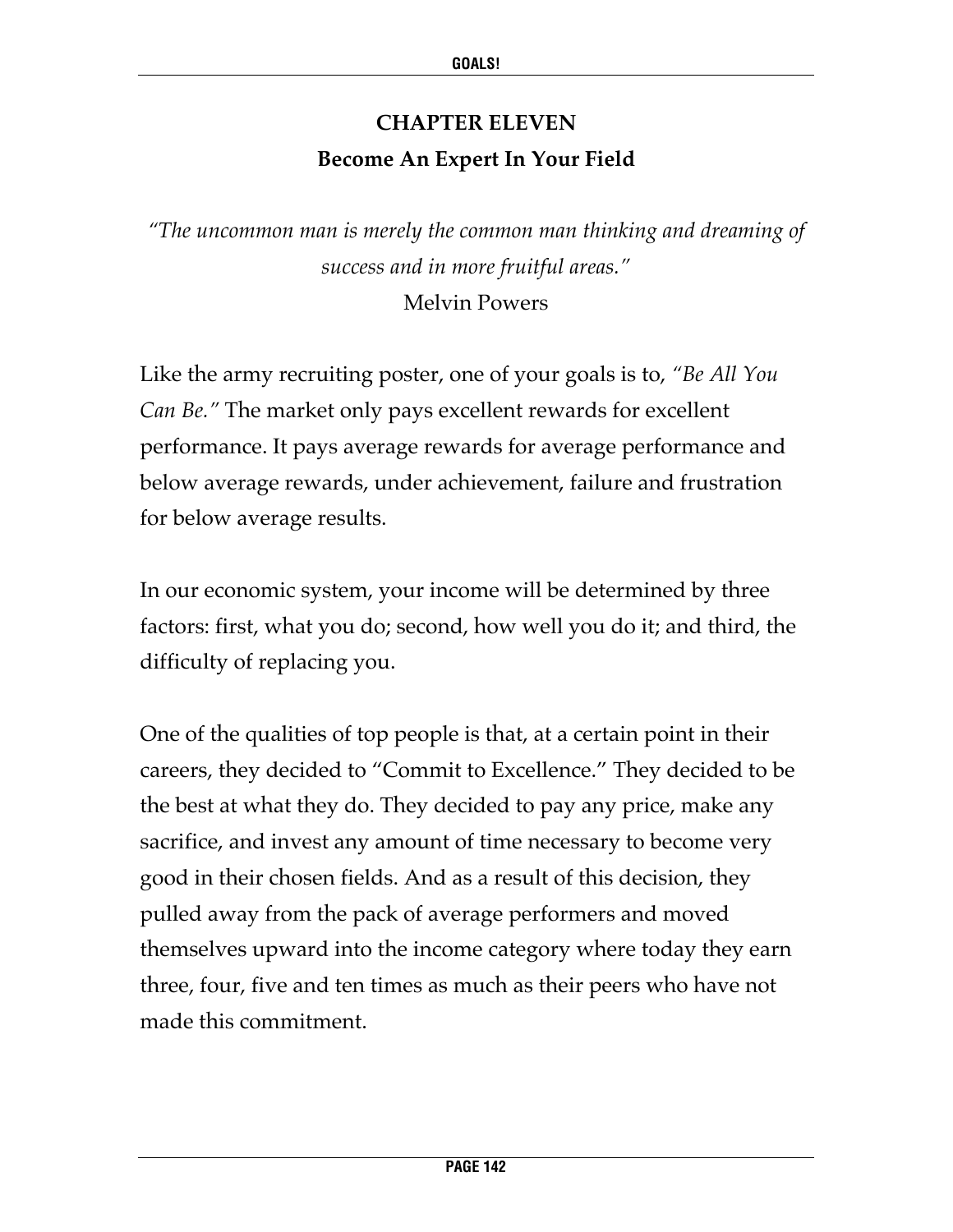# CHAPTER ELEVEN

## Become An Expert In Your Field

*"The uncommon man is merely the common man thinking and dreaming of success and in more fruitful areas."*
Melvin Powers

Like the army recruiting poster, one of your goals is to, *"Be All You Can Be."* The market only pays excellent rewards for excellent performance. It pays average rewards for average performance and below average rewards, under achievement, failure and frustration for below average results.

In our economic system, your income will be determined by three factors: first, what you do; second, how well you do it; and third, the difficulty of replacing you.

One of the qualities of top people is that, at a certain point in their careers, they decided to "Commit to Excellence." They decided to be the best at what they do. They decided to pay any price, make any sacrifice, and invest any amount of time necessary to become very good in their chosen fields. And as a result of this decision, they pulled away from the pack of average performers and moved themselves upward into the income category where today they earn three, four, five and ten times as much as their peers who have not made this commitment.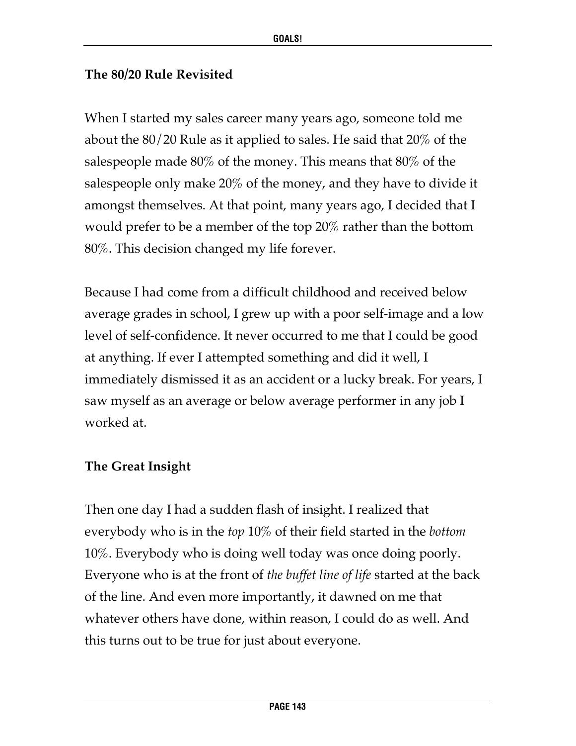### The 80/20 Rule Revisited

When I started my sales career many years ago, someone told me about the 80/20 Rule as it applied to sales. He said that 20% of the salespeople made 80% of the money. This means that 80% of the salespeople only make 20% of the money, and they have to divide it amongst themselves. At that point, many years ago, I decided that I would prefer to be a member of the top 20% rather than the bottom 80%. This decision changed my life forever.

Because I had come from a difficult childhood and received below average grades in school, I grew up with a poor self-image and a low level of self-confidence. It never occurred to me that I could be good at anything. If ever I attempted something and did it well, I immediately dismissed it as an accident or a lucky break. For years, I saw myself as an average or below average performer in any job I worked at.

### The Great Insight

Then one day I had a sudden flash of insight. I realized that everybody who is in the *top* 10% of their field started in the *bottom* 10%. Everybody who is doing well today was once doing poorly. Everyone who is at the front of *the buffet line of life* started at the back of the line. And even more importantly, it dawned on me that whatever others have done, within reason, I could do as well. And this turns out to be true for just about everyone.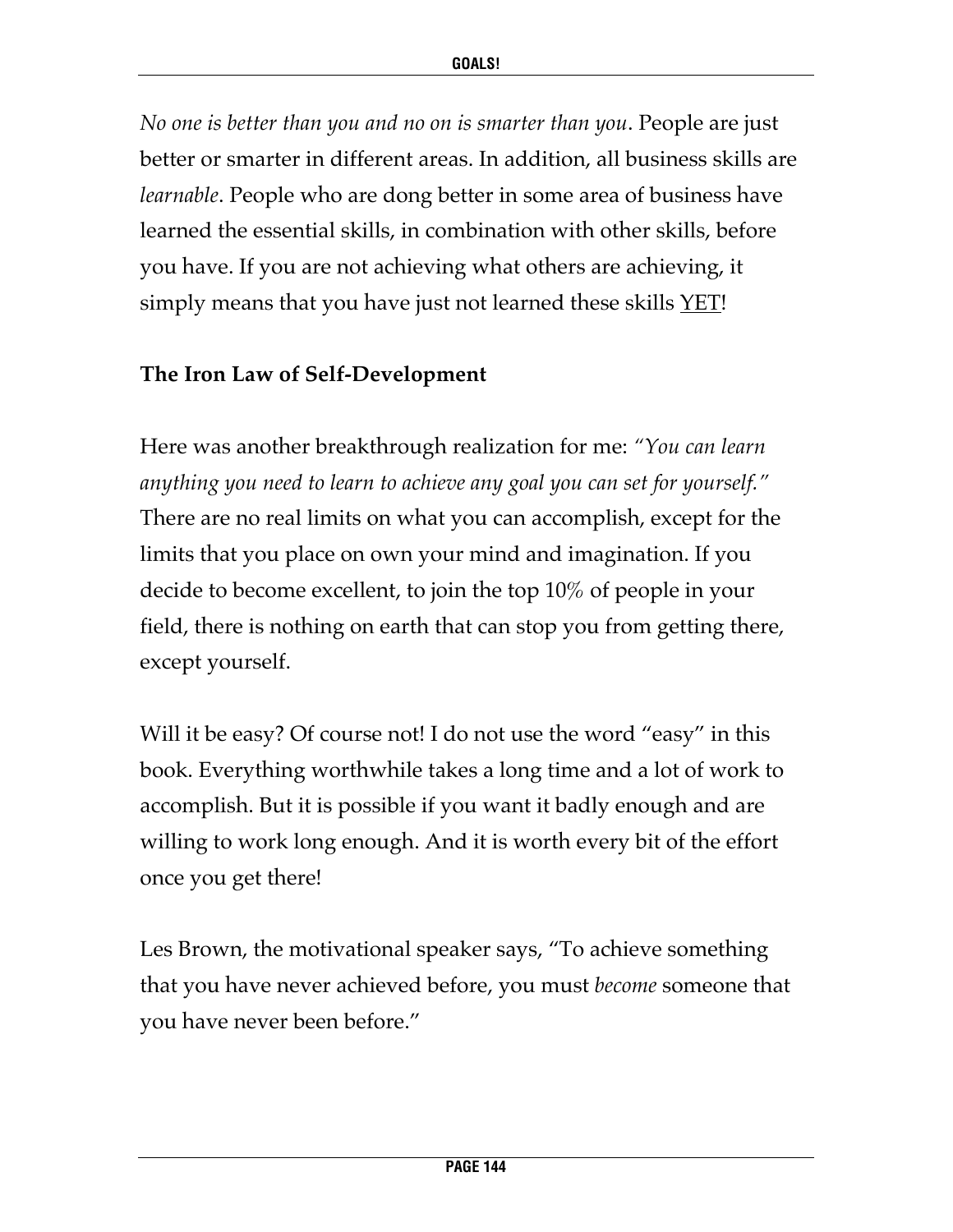*No one is better than you and no on is smarter than you*. People are just better or smarter in different areas. In addition, all business skills are *learnable*. People who are dong better in some area of business have learned the essential skills, in combination with other skills, before you have. If you are not achieving what others are achieving, it simply means that you have just not learned these skills YET!

**The Iron Law of Self-Development**

Here was another breakthrough realization for me: *"You can learn anything you need to learn to achieve any goal you can set for yourself."* There are no real limits on what you can accomplish, except for the limits that you place on own your mind and imagination. If you decide to become excellent, to join the top 10% of people in your field, there is nothing on earth that can stop you from getting there, except yourself.

Will it be easy? Of course not! I do not use the word "easy" in this book. Everything worthwhile takes a long time and a lot of work to accomplish. But it is possible if you want it badly enough and are willing to work long enough. And it is worth every bit of the effort once you get there!

Les Brown, the motivational speaker says, "To achieve something that you have never achieved before, you must *become* someone that you have never been before."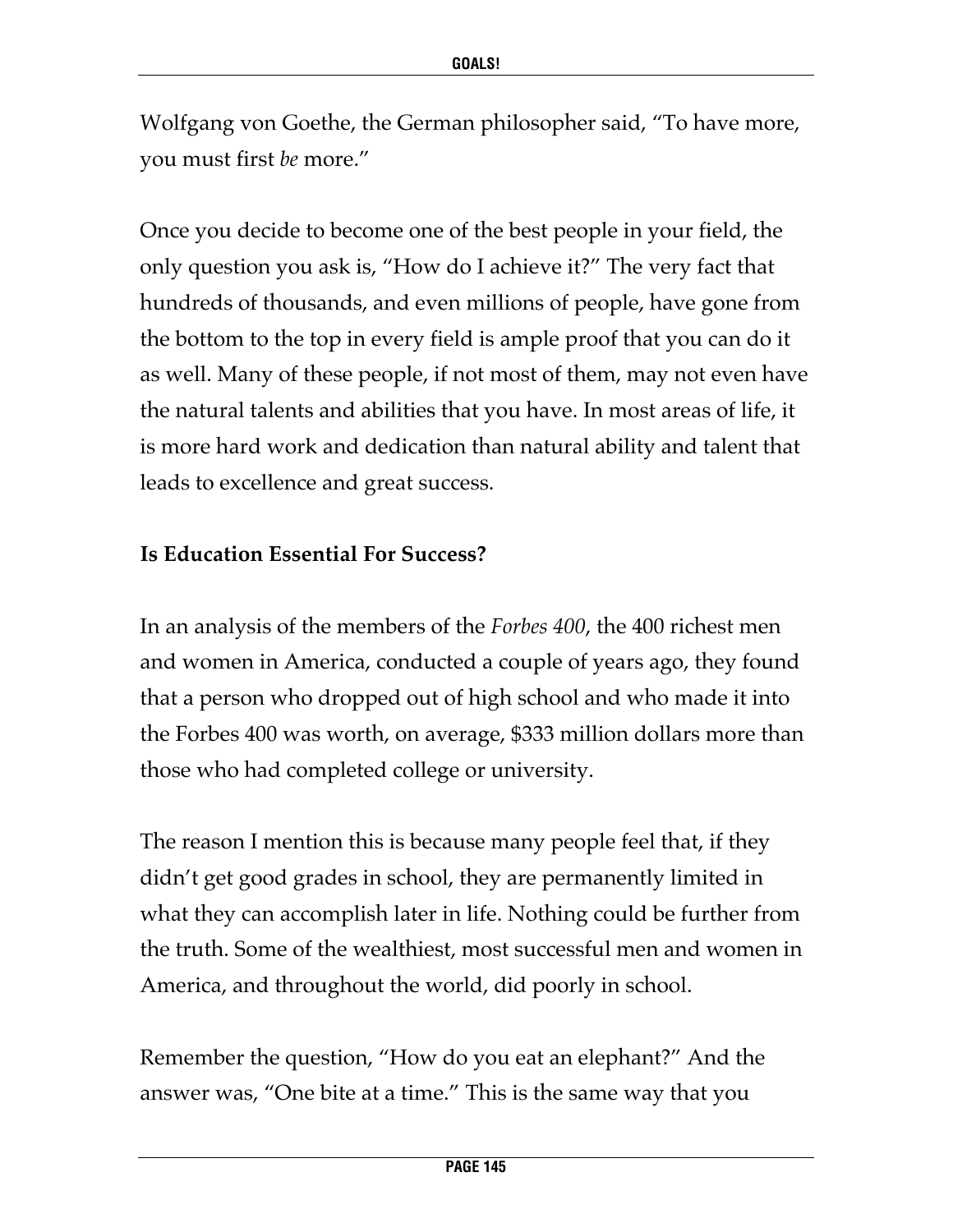Wolfgang von Goethe, the German philosopher said, "To have more, you must first *be* more."

Once you decide to become one of the best people in your field, the only question you ask is, "How do I achieve it?" The very fact that hundreds of thousands, and even millions of people, have gone from the bottom to the top in every field is ample proof that you can do it as well. Many of these people, if not most of them, may not even have the natural talents and abilities that you have. In most areas of life, it is more hard work and dedication than natural ability and talent that leads to excellence and great success.

**Is Education Essential For Success?**

In an analysis of the members of the *Forbes 400*, the 400 richest men and women in America, conducted a couple of years ago, they found that a person who dropped out of high school and who made it into the Forbes 400 was worth, on average, $333 million dollars more than those who had completed college or university.

The reason I mention this is because many people feel that, if they didn't get good grades in school, they are permanently limited in what they can accomplish later in life. Nothing could be further from the truth. Some of the wealthiest, most successful men and women in America, and throughout the world, did poorly in school.

Remember the question, "How do you eat an elephant?" And the answer was, "One bite at a time." This is the same way that you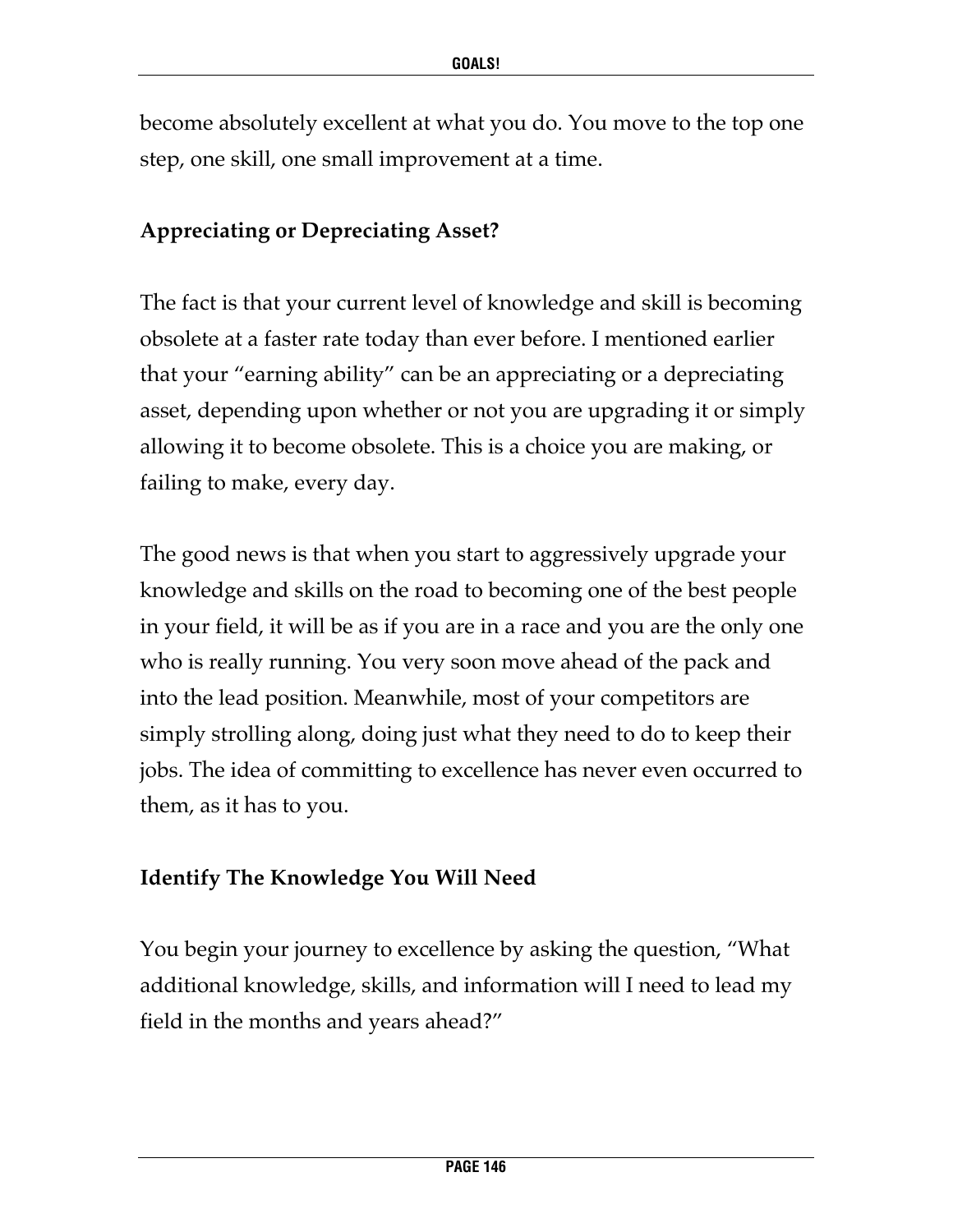become absolutely excellent at what you do. You move to the top one step, one skill, one small improvement at a time.

### Appreciating or Depreciating Asset?

The fact is that your current level of knowledge and skill is becoming obsolete at a faster rate today than ever before. I mentioned earlier that your "earning ability" can be an appreciating or a depreciating asset, depending upon whether or not you are upgrading it or simply allowing it to become obsolete. This is a choice you are making, or failing to make, every day.

The good news is that when you start to aggressively upgrade your knowledge and skills on the road to becoming one of the best people in your field, it will be as if you are in a race and you are the only one who is really running. You very soon move ahead of the pack and into the lead position. Meanwhile, most of your competitors are simply strolling along, doing just what they need to do to keep their jobs. The idea of committing to excellence has never even occurred to them, as it has to you.

### Identify The Knowledge You Will Need

You begin your journey to excellence by asking the question, "What additional knowledge, skills, and information will I need to lead my field in the months and years ahead?"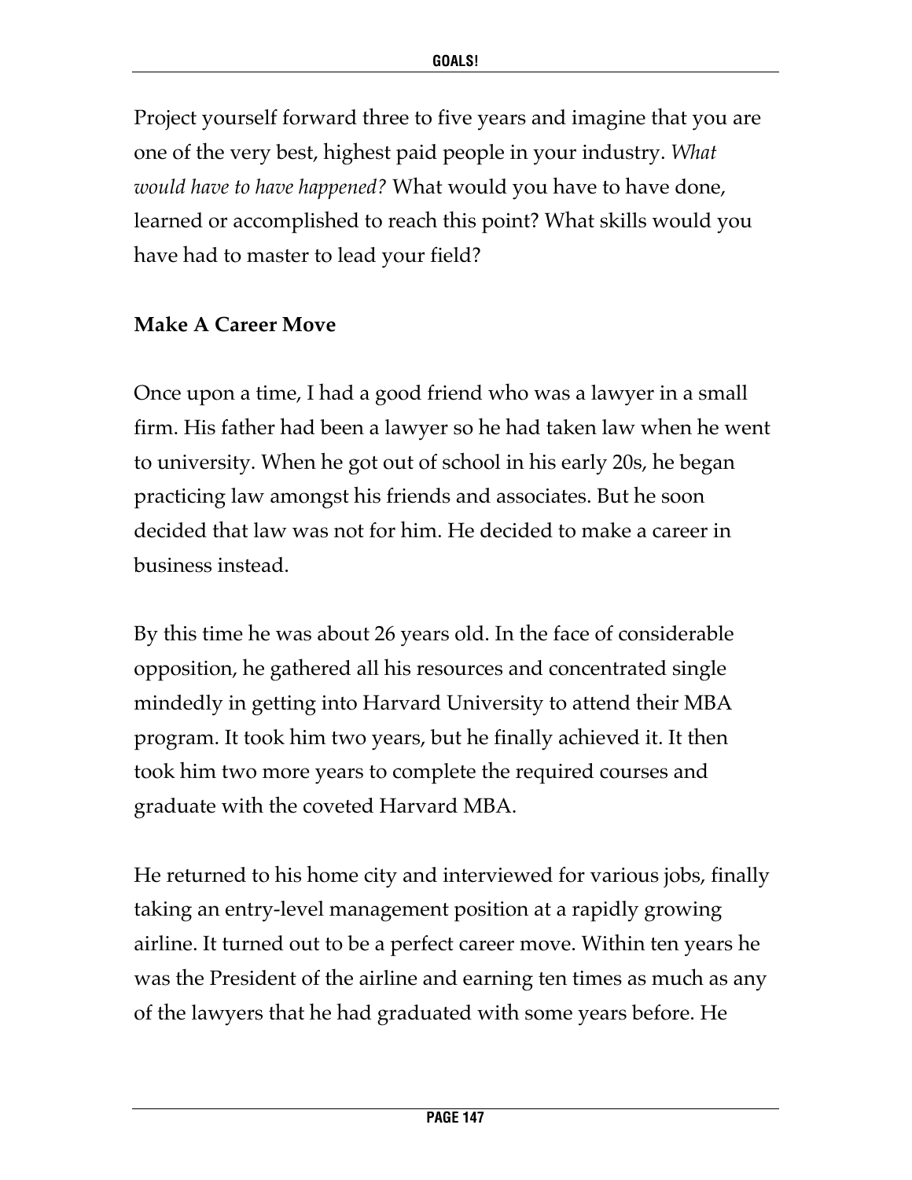Project yourself forward three to five years and imagine that you are one of the very best, highest paid people in your industry. *What would have to have happened?* What would you have to have done, learned or accomplished to reach this point? What skills would you have had to master to lead your field?

**Make A Career Move**

Once upon a time, I had a good friend who was a lawyer in a small firm. His father had been a lawyer so he had taken law when he went to university. When he got out of school in his early 20s, he began practicing law amongst his friends and associates. But he soon decided that law was not for him. He decided to make a career in business instead.

By this time he was about 26 years old. In the face of considerable opposition, he gathered all his resources and concentrated single mindedly in getting into Harvard University to attend their MBA program. It took him two years, but he finally achieved it. It then took him two more years to complete the required courses and graduate with the coveted Harvard MBA.

He returned to his home city and interviewed for various jobs, finally taking an entry-level management position at a rapidly growing airline. It turned out to be a perfect career move. Within ten years he was the President of the airline and earning ten times as much as any of the lawyers that he had graduated with some years before. He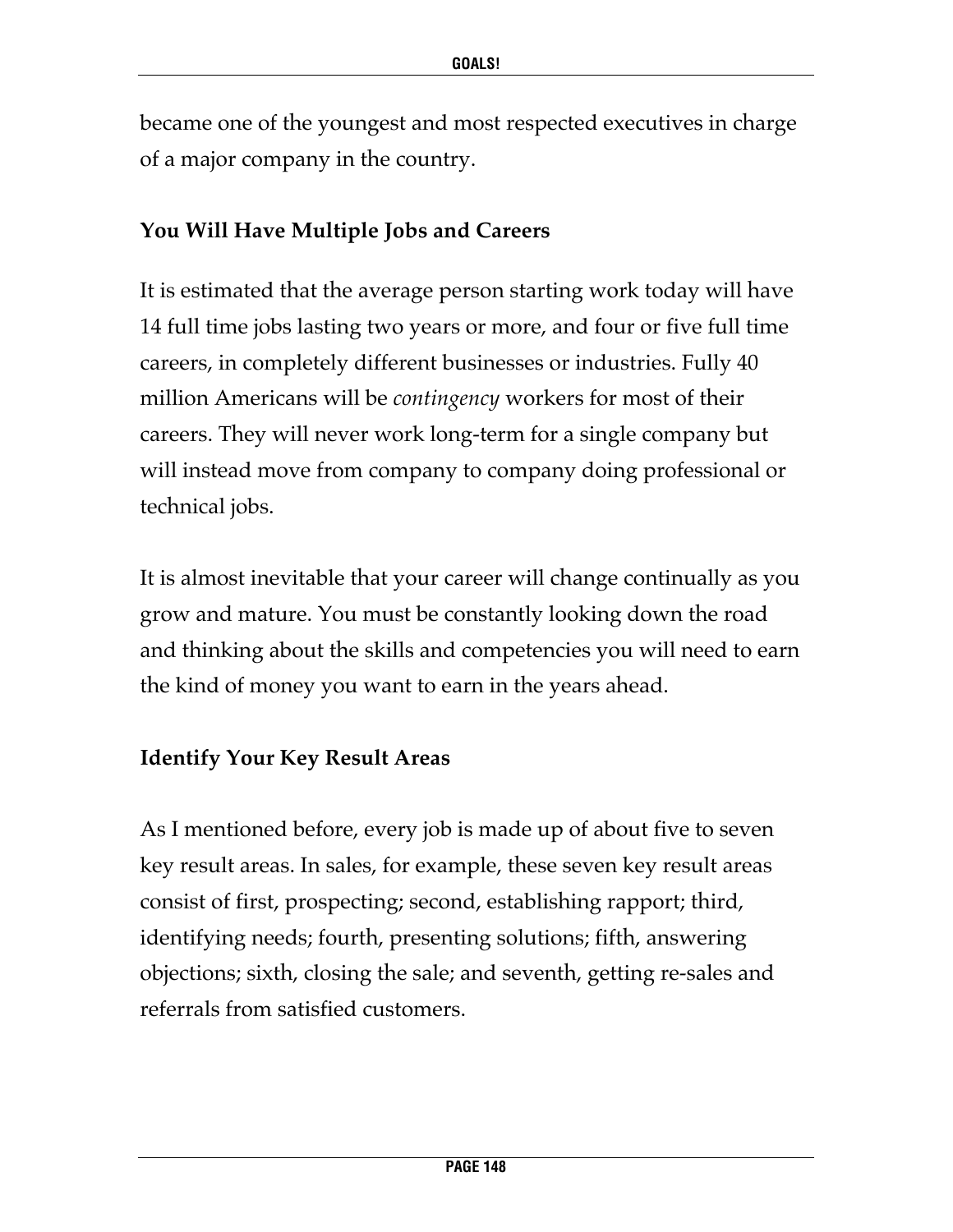became one of the youngest and most respected executives in charge of a major company in the country.

### You Will Have Multiple Jobs and Careers

It is estimated that the average person starting work today will have 14 full time jobs lasting two years or more, and four or five full time careers, in completely different businesses or industries. Fully 40 million Americans will be *contingency* workers for most of their careers. They will never work long-term for a single company but will instead move from company to company doing professional or technical jobs.

It is almost inevitable that your career will change continually as you grow and mature. You must be constantly looking down the road and thinking about the skills and competencies you will need to earn the kind of money you want to earn in the years ahead.

### Identify Your Key Result Areas

As I mentioned before, every job is made up of about five to seven key result areas. In sales, for example, these seven key result areas consist of first, prospecting; second, establishing rapport; third, identifying needs; fourth, presenting solutions; fifth, answering objections; sixth, closing the sale; and seventh, getting re-sales and referrals from satisfied customers.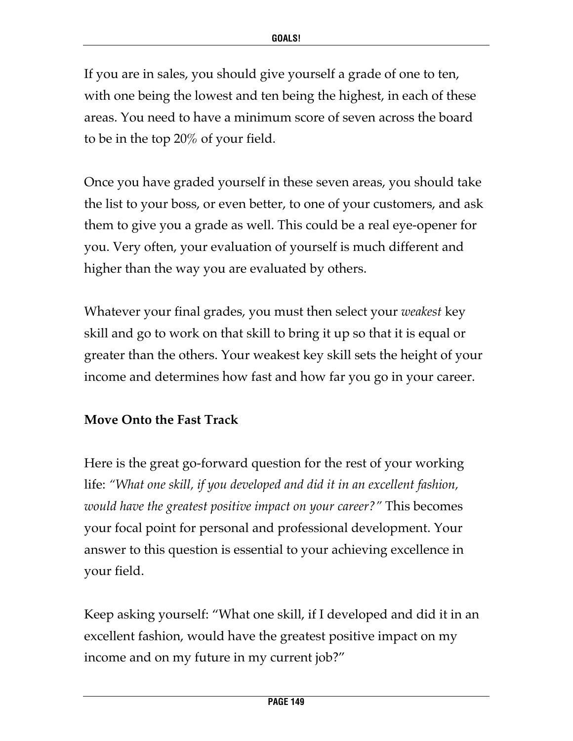If you are in sales, you should give yourself a grade of one to ten, with one being the lowest and ten being the highest, in each of these areas. You need to have a minimum score of seven across the board to be in the top 20% of your field.

Once you have graded yourself in these seven areas, you should take the list to your boss, or even better, to one of your customers, and ask them to give you a grade as well. This could be a real eye-opener for you. Very often, your evaluation of yourself is much different and higher than the way you are evaluated by others.

Whatever your final grades, you must then select your *weakest* key skill and go to work on that skill to bring it up so that it is equal or greater than the others. Your weakest key skill sets the height of your income and determines how fast and how far you go in your career.

**Move Onto the Fast Track**

Here is the great go-forward question for the rest of your working life: *"What one skill, if you developed and did it in an excellent fashion, would have the greatest positive impact on your career?"* This becomes your focal point for personal and professional development. Your answer to this question is essential to your achieving excellence in your field.

Keep asking yourself: "What one skill, if I developed and did it in an excellent fashion, would have the greatest positive impact on my income and on my future in my current job?"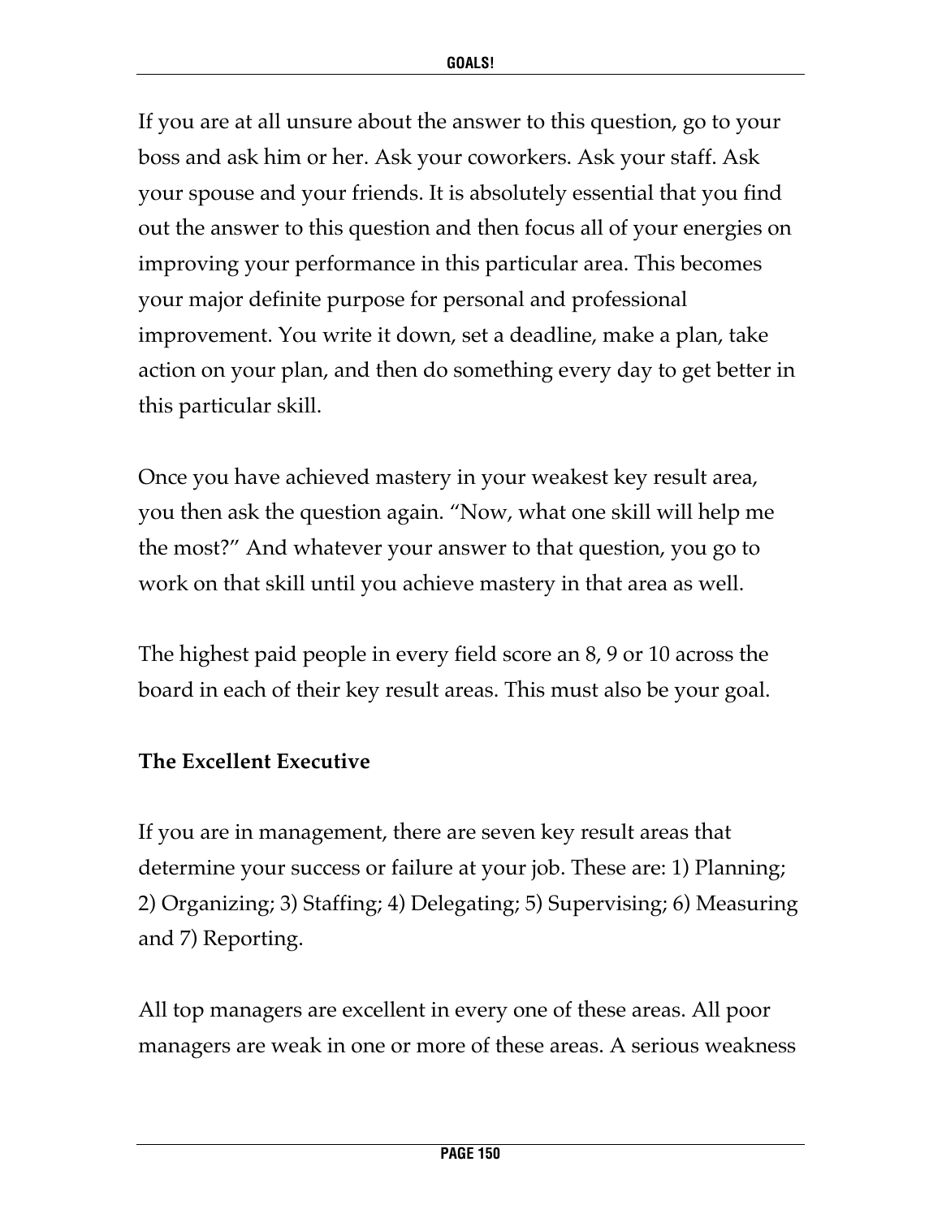If you are at all unsure about the answer to this question, go to your boss and ask him or her. Ask your coworkers. Ask your staff. Ask your spouse and your friends. It is absolutely essential that you find out the answer to this question and then focus all of your energies on improving your performance in this particular area. This becomes your major definite purpose for personal and professional improvement. You write it down, set a deadline, make a plan, take action on your plan, and then do something every day to get better in this particular skill.

Once you have achieved mastery in your weakest key result area, you then ask the question again. “Now, what one skill will help me the most?” And whatever your answer to that question, you go to work on that skill until you achieve mastery in that area as well.

The highest paid people in every field score an 8, 9 or 10 across the board in each of their key result areas. This must also be your goal.

**The Excellent Executive**

If you are in management, there are seven key result areas that determine your success or failure at your job. These are: 1) Planning; 2) Organizing; 3) Staffing; 4) Delegating; 5) Supervising; 6) Measuring and 7) Reporting.

All top managers are excellent in every one of these areas. All poor managers are weak in one or more of these areas. A serious weakness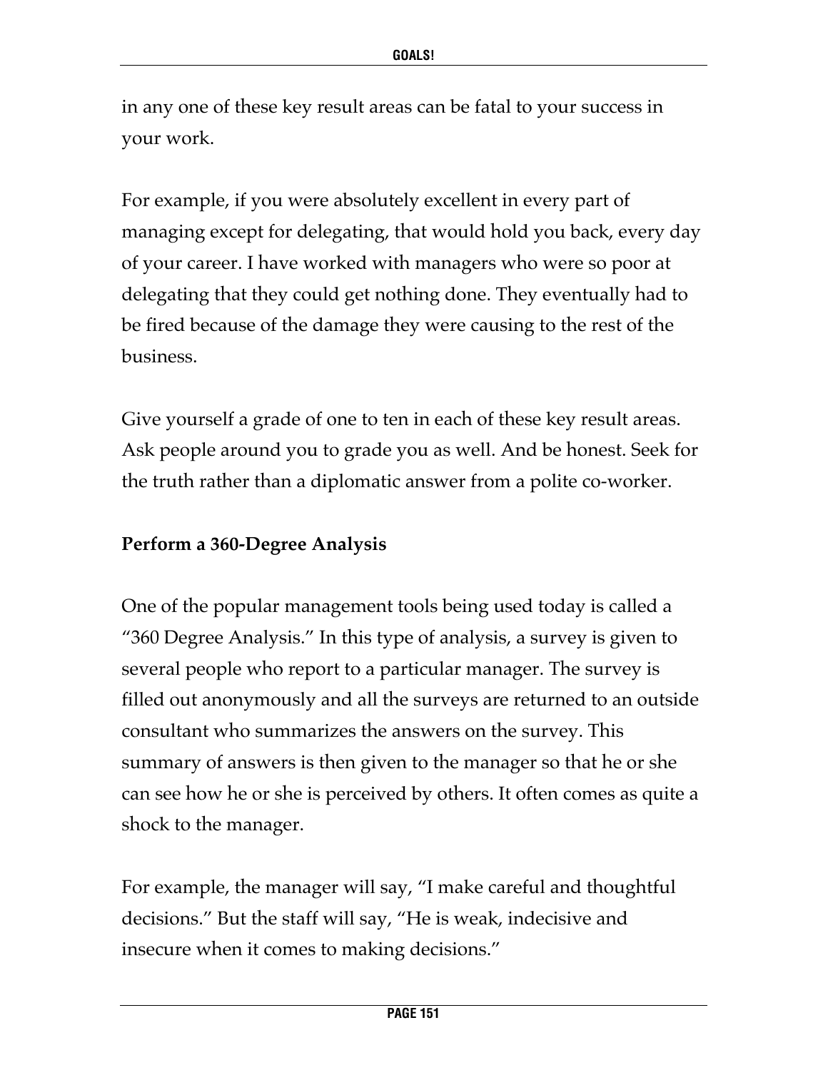in any one of these key result areas can be fatal to your success in your work.

For example, if you were absolutely excellent in every part of managing except for delegating, that would hold you back, every day of your career. I have worked with managers who were so poor at delegating that they could get nothing done. They eventually had to be fired because of the damage they were causing to the rest of the business.

Give yourself a grade of one to ten in each of these key result areas. Ask people around you to grade you as well. And be honest. Seek for the truth rather than a diplomatic answer from a polite co-worker.

**Perform a 360-Degree Analysis**

One of the popular management tools being used today is called a "360 Degree Analysis." In this type of analysis, a survey is given to several people who report to a particular manager. The survey is filled out anonymously and all the surveys are returned to an outside consultant who summarizes the answers on the survey. This summary of answers is then given to the manager so that he or she can see how he or she is perceived by others. It often comes as quite a shock to the manager.

For example, the manager will say, "I make careful and thoughtful decisions." But the staff will say, "He is weak, indecisive and insecure when it comes to making decisions."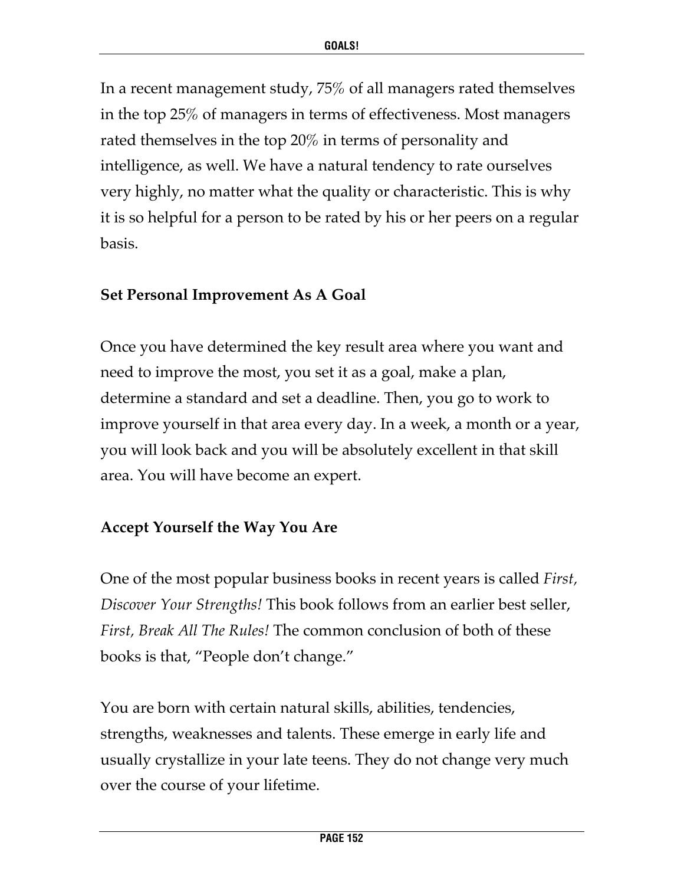In a recent management study, 75% of all managers rated themselves in the top 25% of managers in terms of effectiveness. Most managers rated themselves in the top 20% in terms of personality and intelligence, as well. We have a natural tendency to rate ourselves very highly, no matter what the quality or characteristic. This is why it is so helpful for a person to be rated by his or her peers on a regular basis.

**Set Personal Improvement As A Goal**

Once you have determined the key result area where you want and need to improve the most, you set it as a goal, make a plan, determine a standard and set a deadline. Then, you go to work to improve yourself in that area every day. In a week, a month or a year, you will look back and you will be absolutely excellent in that skill area. You will have become an expert.

**Accept Yourself the Way You Are**

One of the most popular business books in recent years is called *First, Discover Your Strengths!* This book follows from an earlier best seller, *First, Break All The Rules!* The common conclusion of both of these books is that, "People don't change."

You are born with certain natural skills, abilities, tendencies, strengths, weaknesses and talents. These emerge in early life and usually crystallize in your late teens. They do not change very much over the course of your lifetime.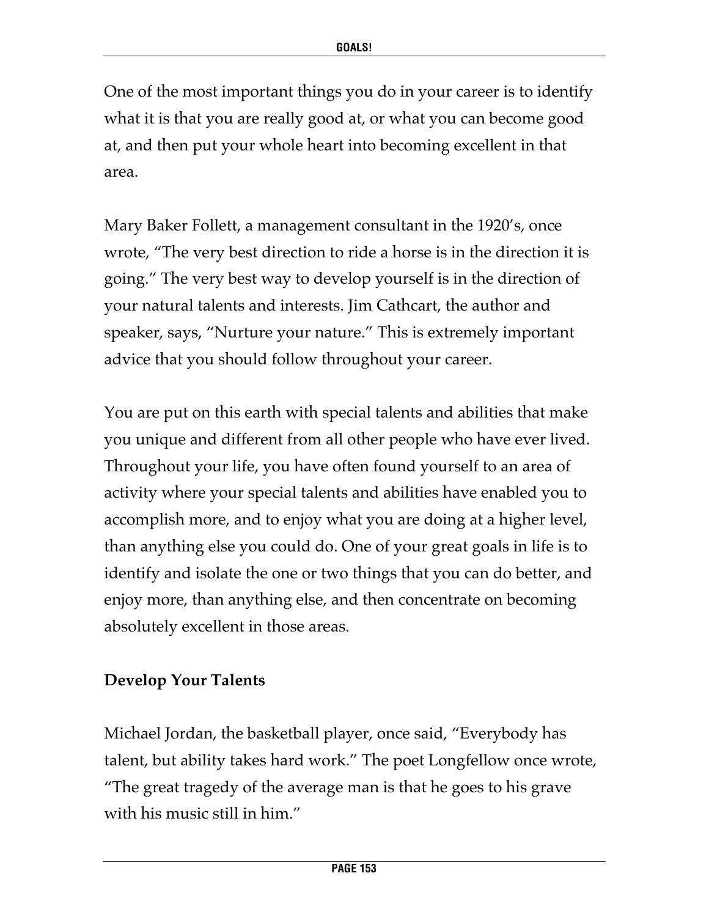One of the most important things you do in your career is to identify what it is that you are really good at, or what you can become good at, and then put your whole heart into becoming excellent in that area.

Mary Baker Follett, a management consultant in the 1920's, once wrote, "The very best direction to ride a horse is in the direction it is going." The very best way to develop yourself is in the direction of your natural talents and interests. Jim Cathcart, the author and speaker, says, "Nurture your nature." This is extremely important advice that you should follow throughout your career.

You are put on this earth with special talents and abilities that make you unique and different from all other people who have ever lived. Throughout your life, you have often found yourself to an area of activity where your special talents and abilities have enabled you to accomplish more, and to enjoy what you are doing at a higher level, than anything else you could do. One of your great goals in life is to identify and isolate the one or two things that you can do better, and enjoy more, than anything else, and then concentrate on becoming absolutely excellent in those areas.

**Develop Your Talents**

Michael Jordan, the basketball player, once said, "Everybody has talent, but ability takes hard work." The poet Longfellow once wrote, "The great tragedy of the average man is that he goes to his grave with his music still in him."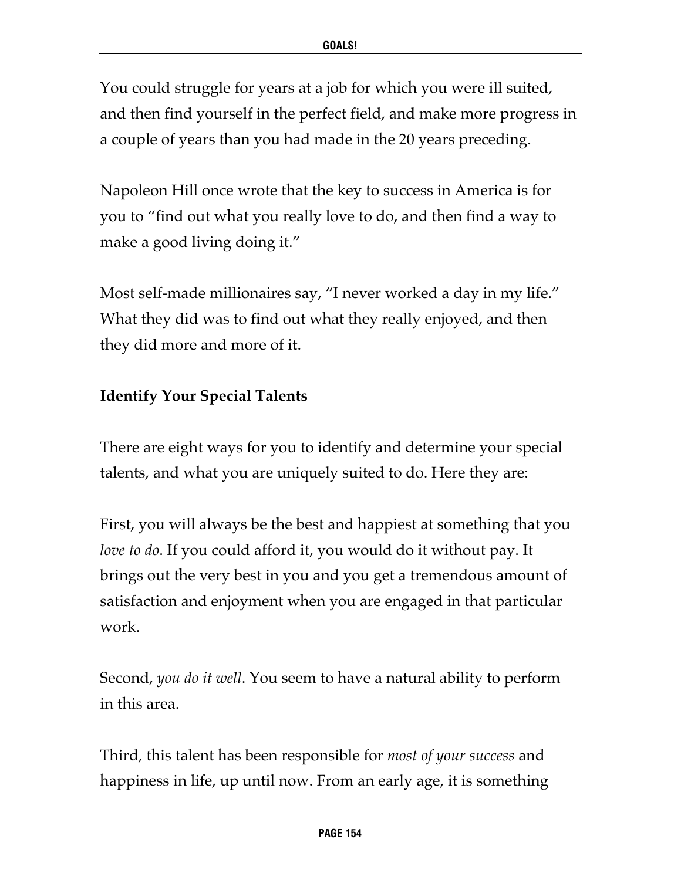You could struggle for years at a job for which you were ill suited, and then find yourself in the perfect field, and make more progress in a couple of years than you had made in the 20 years preceding.

Napoleon Hill once wrote that the key to success in America is for you to "find out what you really love to do, and then find a way to make a good living doing it."

Most self-made millionaires say, "I never worked a day in my life." What they did was to find out what they really enjoyed, and then they did more and more of it.

**Identify Your Special Talents**

There are eight ways for you to identify and determine your special talents, and what you are uniquely suited to do. Here they are:

First, you will always be the best and happiest at something that you *love to do*. If you could afford it, you would do it without pay. It brings out the very best in you and you get a tremendous amount of satisfaction and enjoyment when you are engaged in that particular work.

Second, *you do it well*. You seem to have a natural ability to perform in this area.

Third, this talent has been responsible for *most of your success* and happiness in life, up until now. From an early age, it is something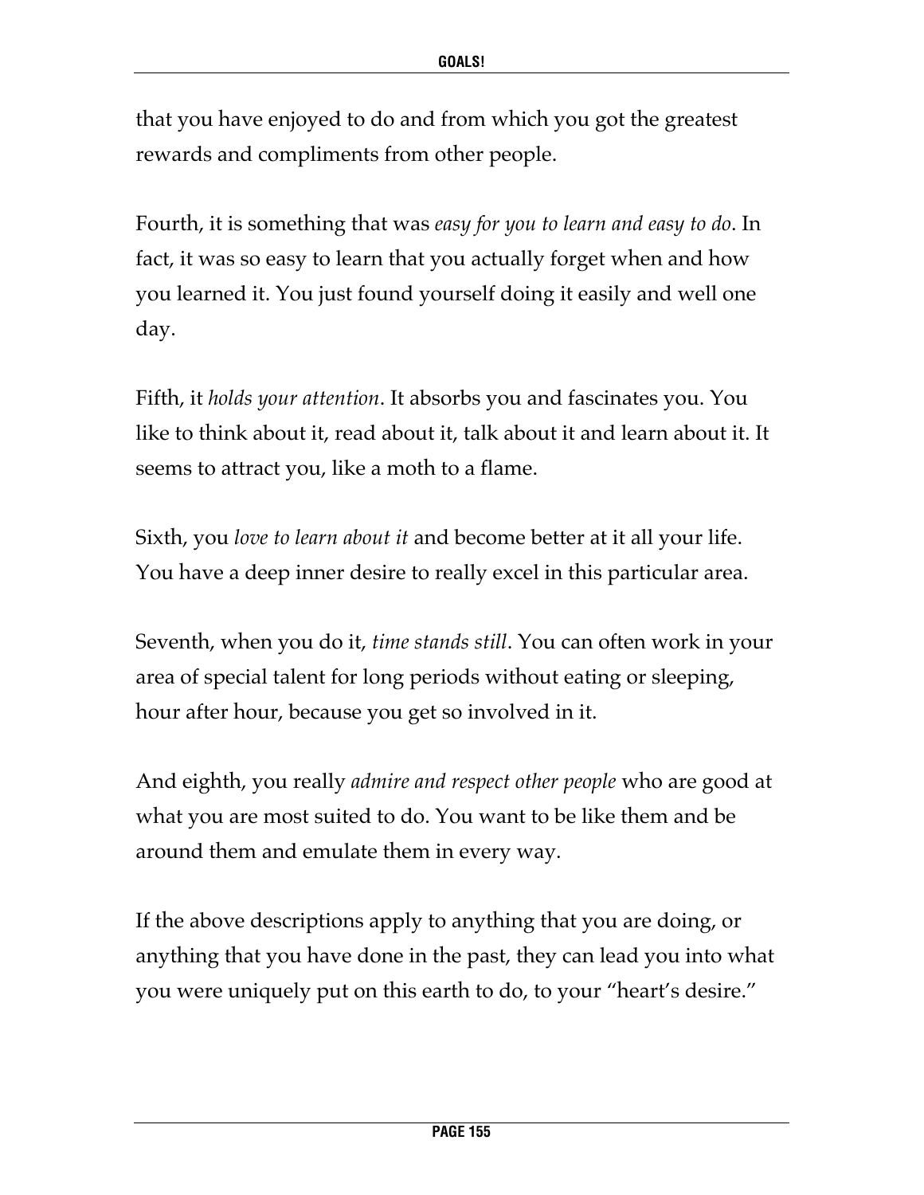that you have enjoyed to do and from which you got the greatest rewards and compliments from other people.

Fourth, it is something that was *easy for you to learn and easy to do*. In fact, it was so easy to learn that you actually forget when and how you learned it. You just found yourself doing it easily and well one day.

Fifth, it *holds your attention*. It absorbs you and fascinates you. You like to think about it, read about it, talk about it and learn about it. It seems to attract you, like a moth to a flame.

Sixth, you *love to learn about it* and become better at it all your life. You have a deep inner desire to really excel in this particular area.

Seventh, when you do it, *time stands still*. You can often work in your area of special talent for long periods without eating or sleeping, hour after hour, because you get so involved in it.

And eighth, you really *admire and respect other people* who are good at what you are most suited to do. You want to be like them and be around them and emulate them in every way.

If the above descriptions apply to anything that you are doing, or anything that you have done in the past, they can lead you into what you were uniquely put on this earth to do, to your "heart's desire."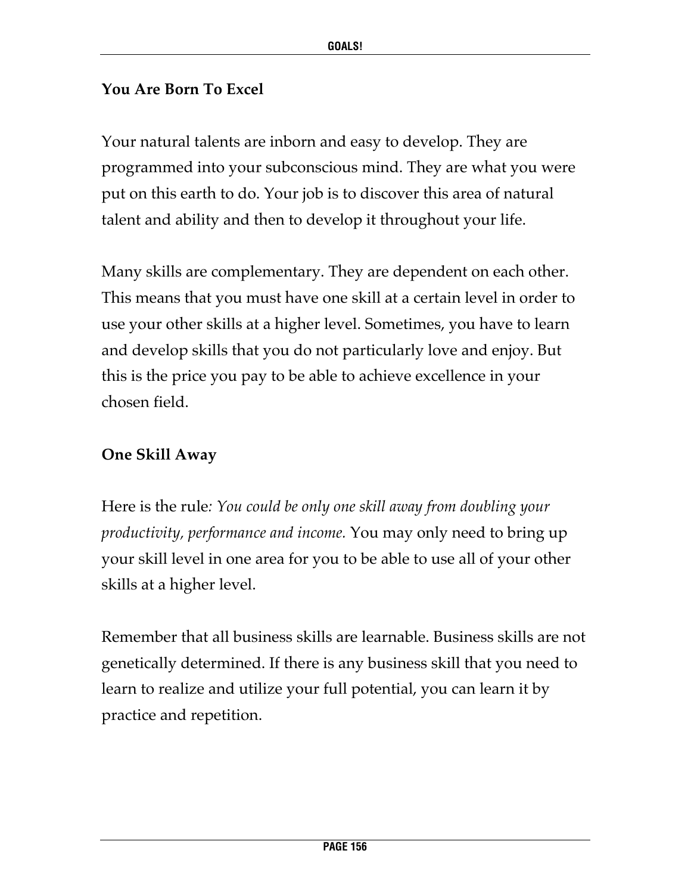### You Are Born To Excel

Your natural talents are inborn and easy to develop. They are programmed into your subconscious mind. They are what you were put on this earth to do. Your job is to discover this area of natural talent and ability and then to develop it throughout your life.

Many skills are complementary. They are dependent on each other. This means that you must have one skill at a certain level in order to use your other skills at a higher level. Sometimes, you have to learn and develop skills that you do not particularly love and enjoy. But this is the price you pay to be able to achieve excellence in your chosen field.

### One Skill Away

Here is the rule*: You could be only one skill away from doubling your productivity, performance and income.* You may only need to bring up your skill level in one area for you to be able to use all of your other skills at a higher level.

Remember that all business skills are learnable. Business skills are not genetically determined. If there is any business skill that you need to learn to realize and utilize your full potential, you can learn it by practice and repetition.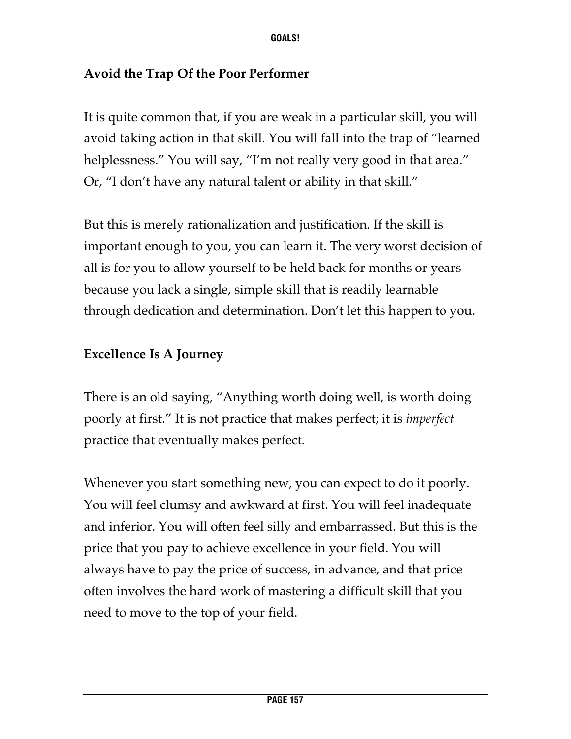## Avoid the Trap Of the Poor Performer

It is quite common that, if you are weak in a particular skill, you will avoid taking action in that skill. You will fall into the trap of "learned helplessness." You will say, "I'm not really very good in that area." Or, "I don't have any natural talent or ability in that skill."

But this is merely rationalization and justification. If the skill is important enough to you, you can learn it. The very worst decision of all is for you to allow yourself to be held back for months or years because you lack a single, simple skill that is readily learnable through dedication and determination. Don't let this happen to you.

## Excellence Is A Journey

There is an old saying, "Anything worth doing well, is worth doing poorly at first." It is not practice that makes perfect; it is *imperfect* practice that eventually makes perfect.

Whenever you start something new, you can expect to do it poorly. You will feel clumsy and awkward at first. You will feel inadequate and inferior. You will often feel silly and embarrassed. But this is the price that you pay to achieve excellence in your field. You will always have to pay the price of success, in advance, and that price often involves the hard work of mastering a difficult skill that you need to move to the top of your field.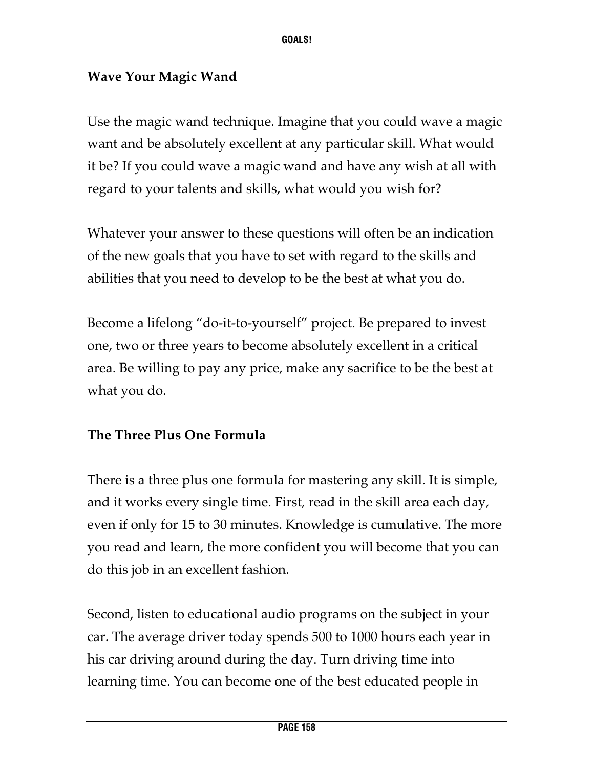### Wave Your Magic Wand

Use the magic wand technique. Imagine that you could wave a magic want and be absolutely excellent at any particular skill. What would it be? If you could wave a magic wand and have any wish at all with regard to your talents and skills, what would you wish for?

Whatever your answer to these questions will often be an indication of the new goals that you have to set with regard to the skills and abilities that you need to develop to be the best at what you do.

Become a lifelong "do-it-to-yourself" project. Be prepared to invest one, two or three years to become absolutely excellent in a critical area. Be willing to pay any price, make any sacrifice to be the best at what you do.

### The Three Plus One Formula

There is a three plus one formula for mastering any skill. It is simple, and it works every single time. First, read in the skill area each day, even if only for 15 to 30 minutes. Knowledge is cumulative. The more you read and learn, the more confident you will become that you can do this job in an excellent fashion.

Second, listen to educational audio programs on the subject in your car. The average driver today spends 500 to 1000 hours each year in his car driving around during the day. Turn driving time into learning time. You can become one of the best educated people in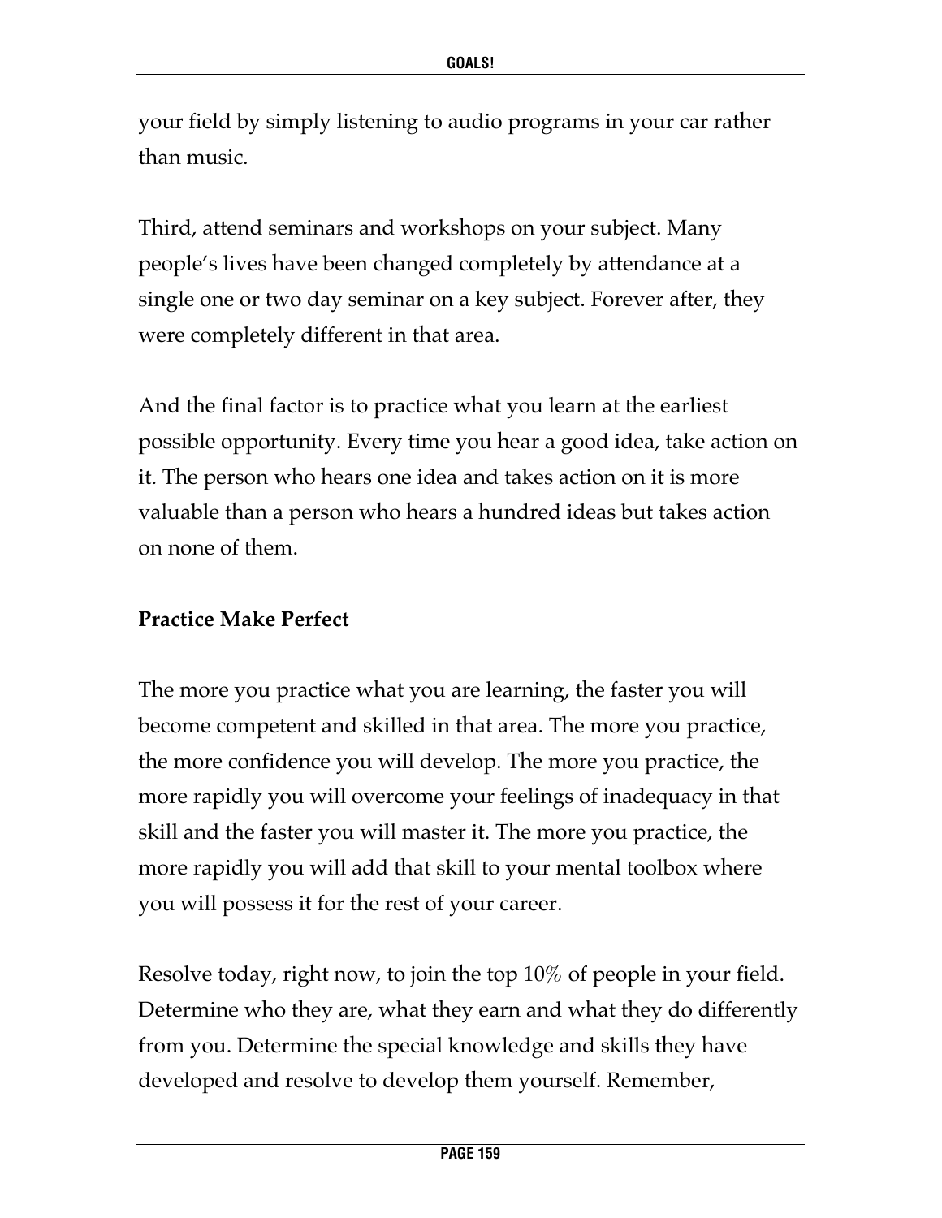your field by simply listening to audio programs in your car rather than music.

Third, attend seminars and workshops on your subject. Many people's lives have been changed completely by attendance at a single one or two day seminar on a key subject. Forever after, they were completely different in that area.

And the final factor is to practice what you learn at the earliest possible opportunity. Every time you hear a good idea, take action on it. The person who hears one idea and takes action on it is more valuable than a person who hears a hundred ideas but takes action on none of them.

**Practice Make Perfect**

The more you practice what you are learning, the faster you will become competent and skilled in that area. The more you practice, the more confidence you will develop. The more you practice, the more rapidly you will overcome your feelings of inadequacy in that skill and the faster you will master it. The more you practice, the more rapidly you will add that skill to your mental toolbox where you will possess it for the rest of your career.

Resolve today, right now, to join the top 10% of people in your field. Determine who they are, what they earn and what they do differently from you. Determine the special knowledge and skills they have developed and resolve to develop them yourself. Remember,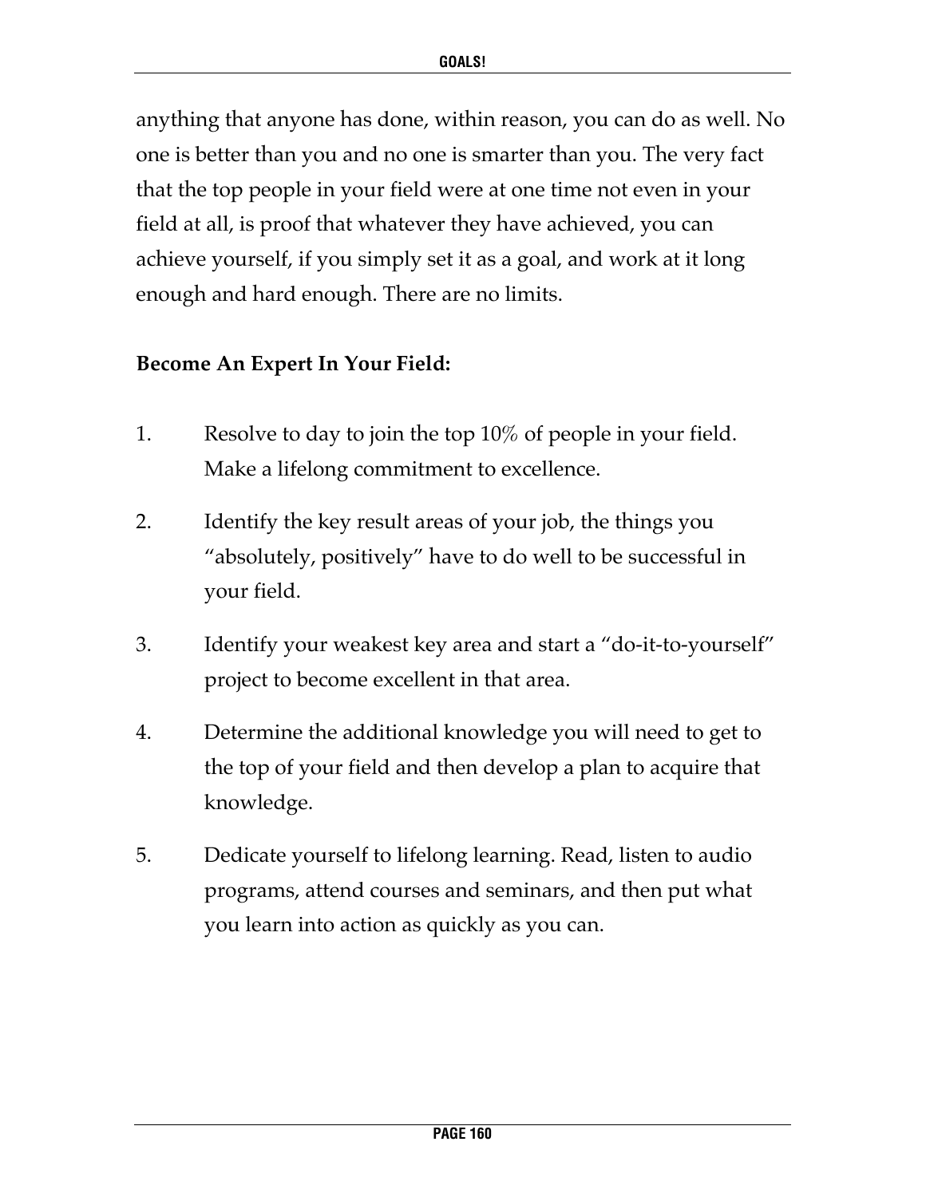anything that anyone has done, within reason, you can do as well. No one is better than you and no one is smarter than you. The very fact that the top people in your field were at one time not even in your field at all, is proof that whatever they have achieved, you can achieve yourself, if you simply set it as a goal, and work at it long enough and hard enough. There are no limits.

**Become An Expert In Your Field:**

1. Resolve to day to join the top 10% of people in your field. Make a lifelong commitment to excellence.
2. Identify the key result areas of your job, the things you “absolutely, positively” have to do well to be successful in your field.
3. Identify your weakest key area and start a “do-it-to-yourself” project to become excellent in that area.
4. Determine the additional knowledge you will need to get to the top of your field and then develop a plan to acquire that knowledge.
5. Dedicate yourself to lifelong learning. Read, listen to audio programs, attend courses and seminars, and then put what you learn into action as quickly as you can.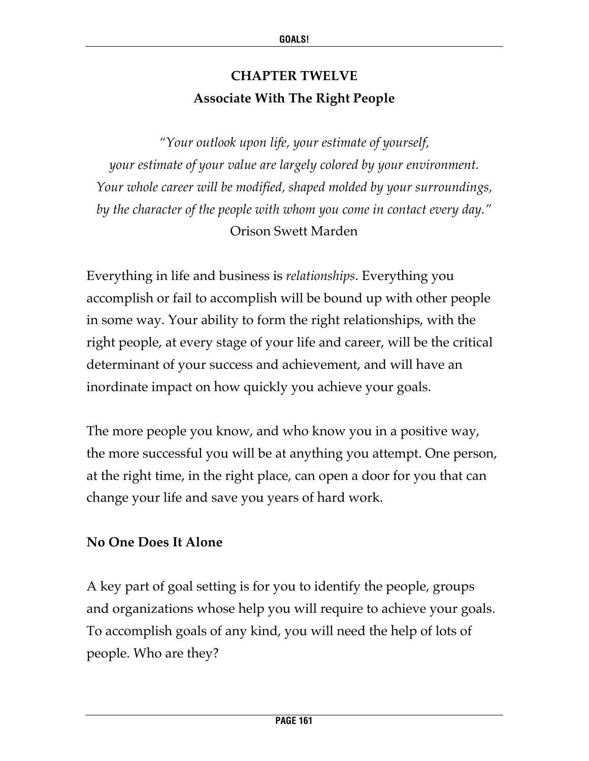# CHAPTER TWELVE
## Associate With The Right People

*"Your outlook upon life, your estimate of yourself,*
*your estimate of your value are largely colored by your environment.*
*Your whole career will be modified, shaped molded by your surroundings,*
*by the character of the people with whom you come in contact every day."*
Orison Swett Marden

Everything in life and business is *relationships*. Everything you accomplish or fail to accomplish will be bound up with other people in some way. Your ability to form the right relationships, with the right people, at every stage of your life and career, will be the critical determinant of your success and achievement, and will have an inordinate impact on how quickly you achieve your goals.

The more people you know, and who know you in a positive way, the more successful you will be at anything you attempt. One person, at the right time, in the right place, can open a door for you that can change your life and save you years of hard work.

### No One Does It Alone

A key part of goal setting is for you to identify the people, groups and organizations whose help you will require to achieve your goals. To accomplish goals of any kind, you will need the help of lots of people. Who are they?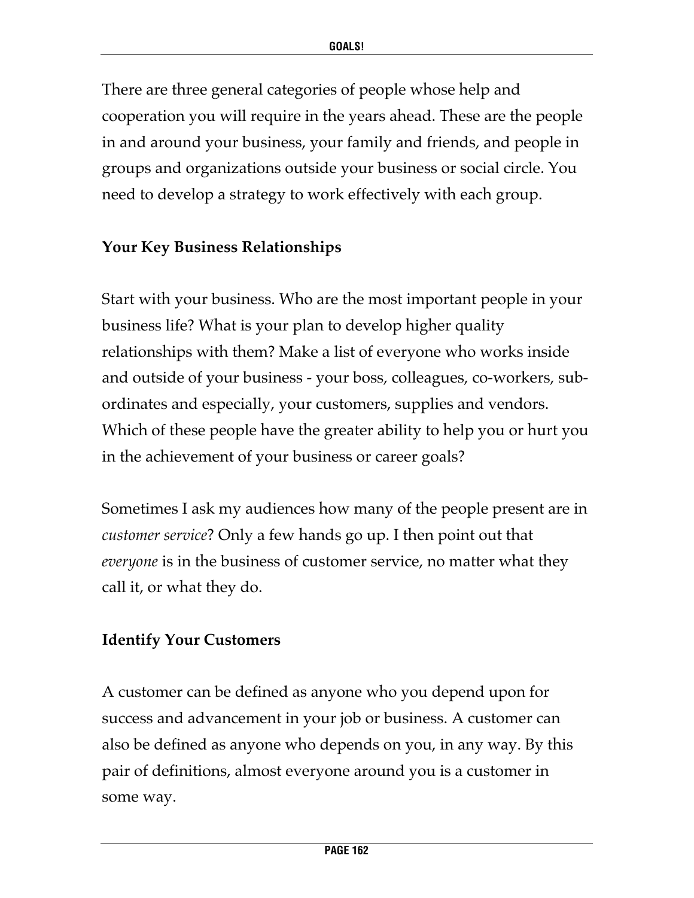There are three general categories of people whose help and cooperation you will require in the years ahead. These are the people in and around your business, your family and friends, and people in groups and organizations outside your business or social circle. You need to develop a strategy to work effectively with each group.

### Your Key Business Relationships

Start with your business. Who are the most important people in your business life? What is your plan to develop higher quality relationships with them? Make a list of everyone who works inside and outside of your business - your boss, colleagues, co-workers, sub-ordinates and especially, your customers, supplies and vendors. Which of these people have the greater ability to help you or hurt you in the achievement of your business or career goals?

Sometimes I ask my audiences how many of the people present are in *customer service*? Only a few hands go up. I then point out that *everyone* is in the business of customer service, no matter what they call it, or what they do.

### Identify Your Customers

A customer can be defined as anyone who you depend upon for success and advancement in your job or business. A customer can also be defined as anyone who depends on you, in any way. By this pair of definitions, almost everyone around you is a customer in some way.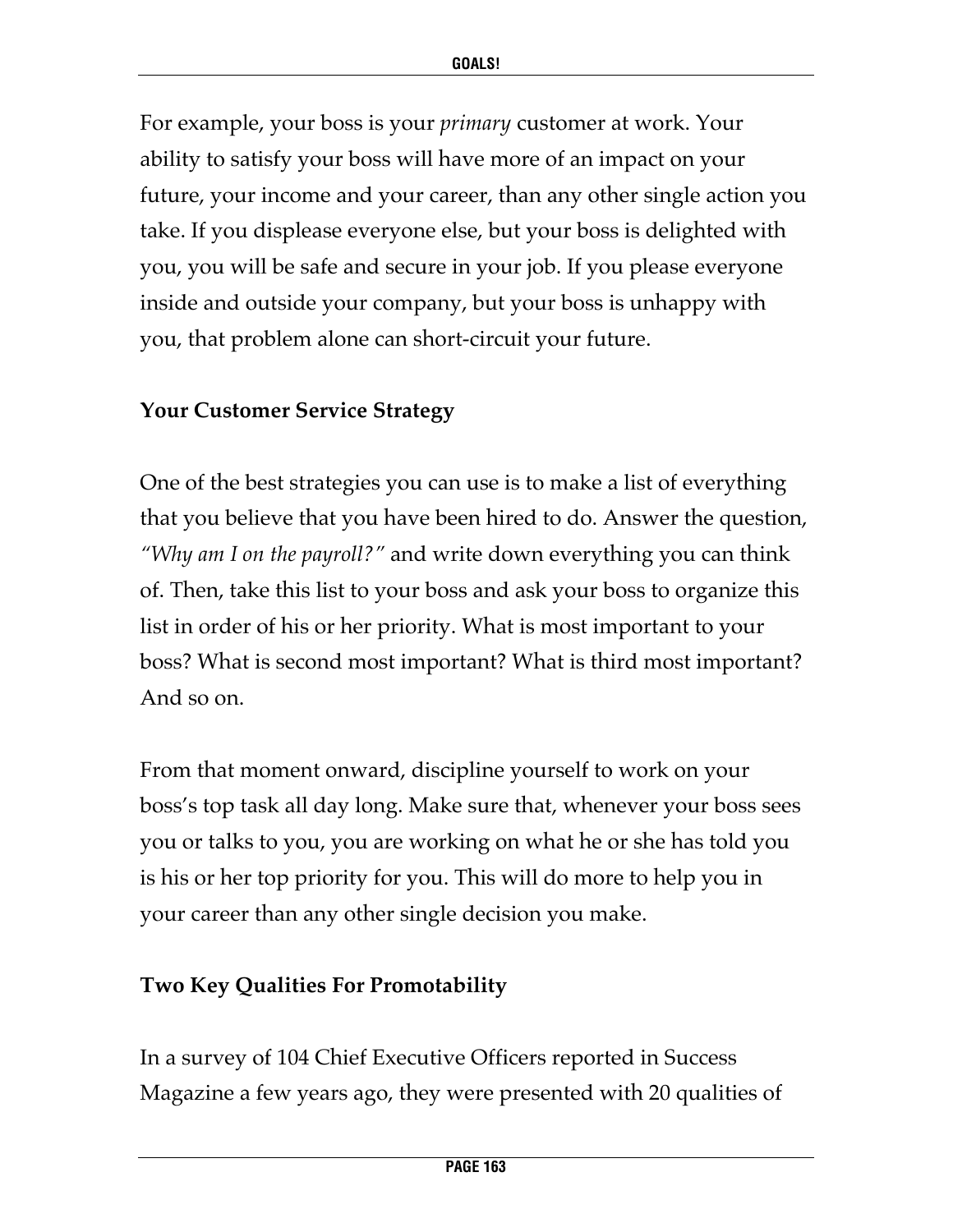For example, your boss is your *primary* customer at work. Your ability to satisfy your boss will have more of an impact on your future, your income and your career, than any other single action you take. If you displease everyone else, but your boss is delighted with you, you will be safe and secure in your job. If you please everyone inside and outside your company, but your boss is unhappy with you, that problem alone can short-circuit your future.

**Your Customer Service Strategy**

One of the best strategies you can use is to make a list of everything that you believe that you have been hired to do. Answer the question, *"Why am I on the payroll?"* and write down everything you can think of. Then, take this list to your boss and ask your boss to organize this list in order of his or her priority. What is most important to your boss? What is second most important? What is third most important? And so on.

From that moment onward, discipline yourself to work on your boss's top task all day long. Make sure that, whenever your boss sees you or talks to you, you are working on what he or she has told you is his or her top priority for you. This will do more to help you in your career than any other single decision you make.

**Two Key Qualities For Promotability**

In a survey of 104 Chief Executive Officers reported in Success Magazine a few years ago, they were presented with 20 qualities of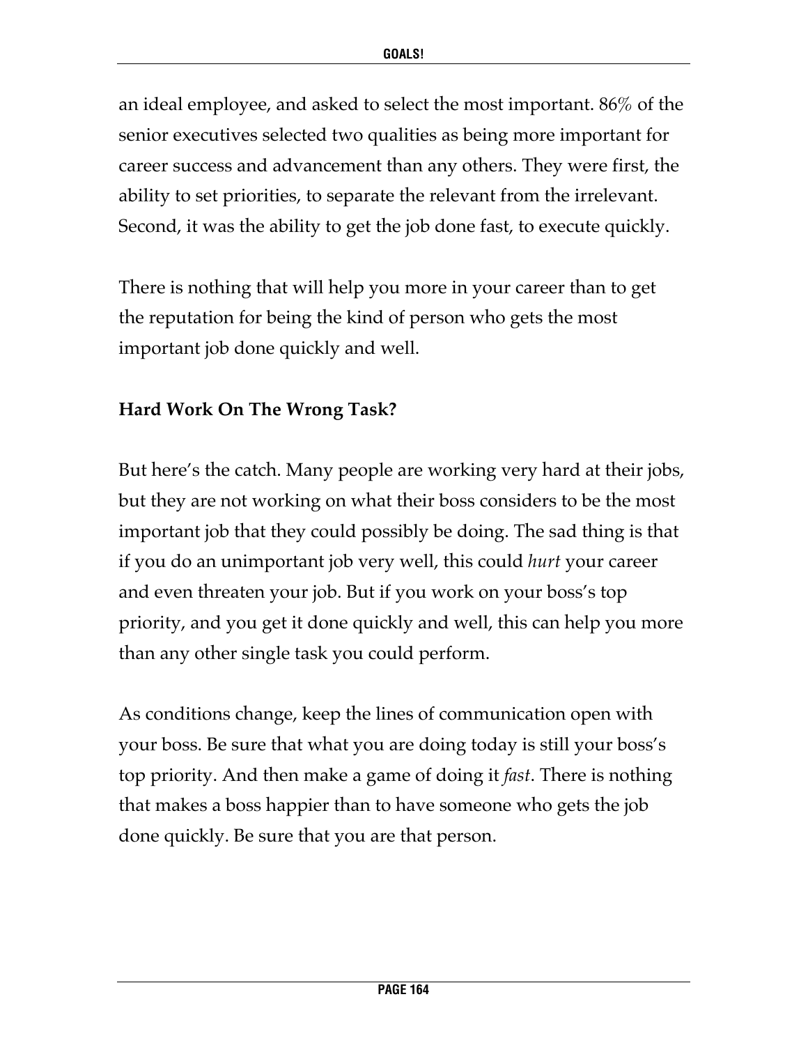an ideal employee, and asked to select the most important. 86% of the senior executives selected two qualities as being more important for career success and advancement than any others. They were first, the ability to set priorities, to separate the relevant from the irrelevant. Second, it was the ability to get the job done fast, to execute quickly.

There is nothing that will help you more in your career than to get the reputation for being the kind of person who gets the most important job done quickly and well.

**Hard Work On The Wrong Task?**

But here's the catch. Many people are working very hard at their jobs, but they are not working on what their boss considers to be the most important job that they could possibly be doing. The sad thing is that if you do an unimportant job very well, this could *hurt* your career and even threaten your job. But if you work on your boss's top priority, and you get it done quickly and well, this can help you more than any other single task you could perform.

As conditions change, keep the lines of communication open with your boss. Be sure that what you are doing today is still your boss's top priority. And then make a game of doing it *fast*. There is nothing that makes a boss happier than to have someone who gets the job done quickly. Be sure that you are that person.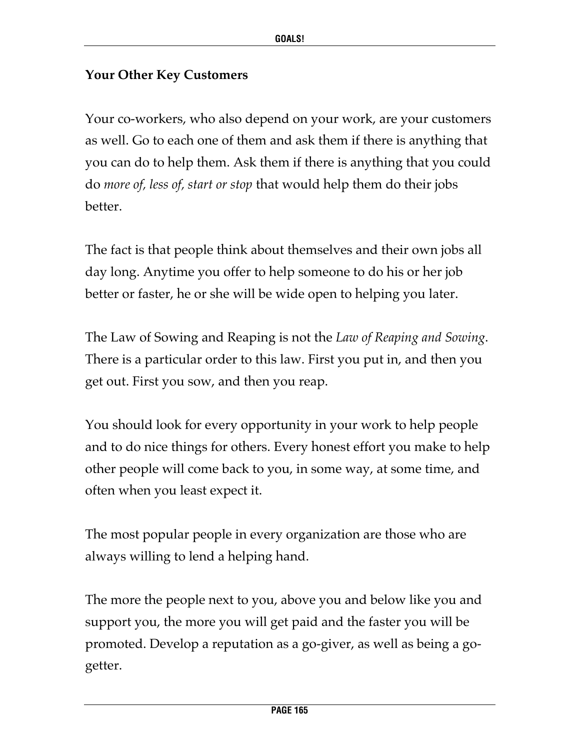**Your Other Key Customers**

Your co-workers, who also depend on your work, are your customers as well. Go to each one of them and ask them if there is anything that you can do to help them. Ask them if there is anything that you could do *more of, less of, start or stop* that would help them do their jobs better.

The fact is that people think about themselves and their own jobs all day long. Anytime you offer to help someone to do his or her job better or faster, he or she will be wide open to helping you later.

The Law of Sowing and Reaping is not the *Law of Reaping and Sowing*. There is a particular order to this law. First you put in, and then you get out. First you sow, and then you reap.

You should look for every opportunity in your work to help people and to do nice things for others. Every honest effort you make to help other people will come back to you, in some way, at some time, and often when you least expect it.

The most popular people in every organization are those who are always willing to lend a helping hand.

The more the people next to you, above you and below like you and support you, the more you will get paid and the faster you will be promoted. Develop a reputation as a go-giver, as well as being a go-getter.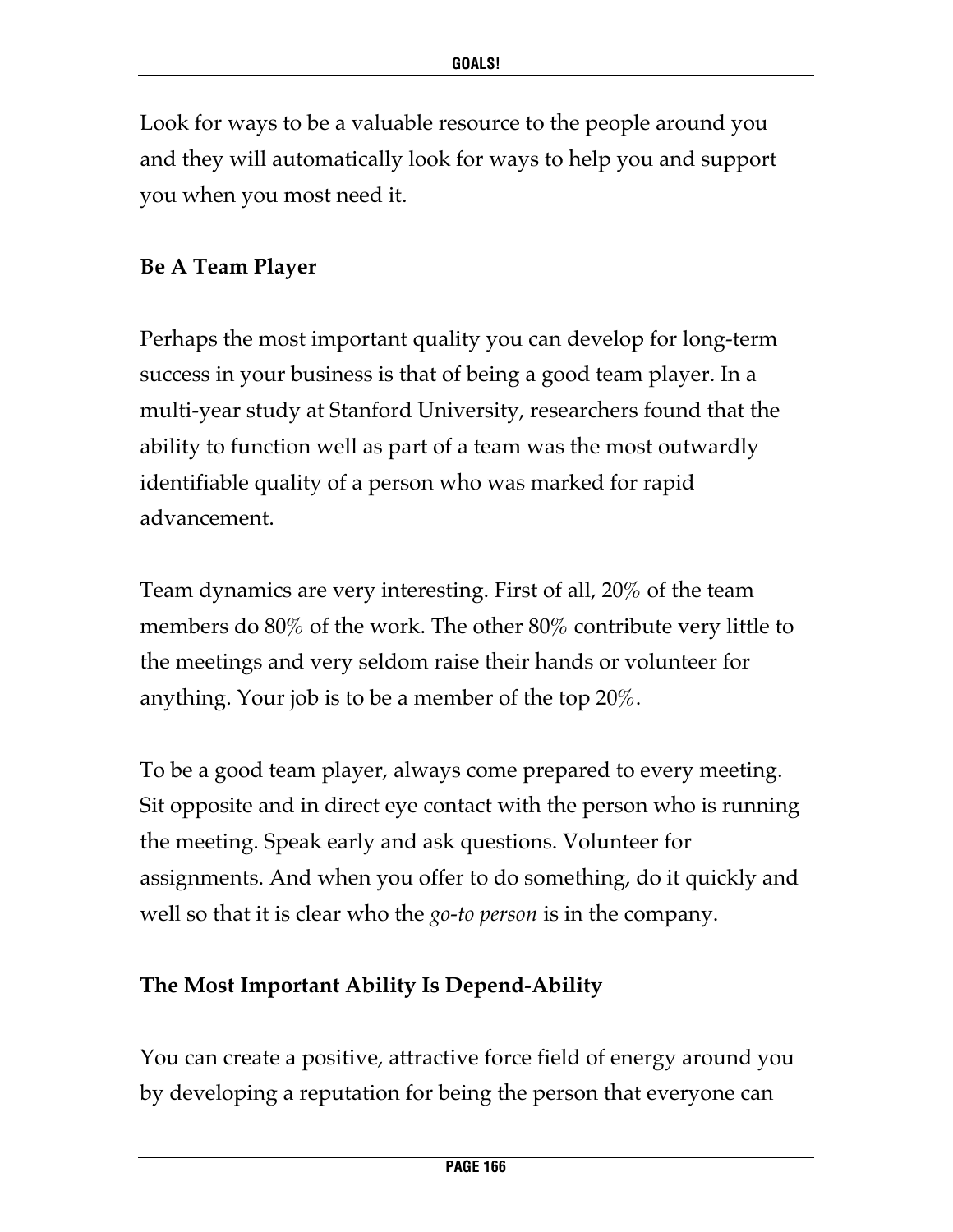Look for ways to be a valuable resource to the people around you and they will automatically look for ways to help you and support you when you most need it.

**Be A Team Player**

Perhaps the most important quality you can develop for long-term success in your business is that of being a good team player. In a multi-year study at Stanford University, researchers found that the ability to function well as part of a team was the most outwardly identifiable quality of a person who was marked for rapid advancement.

Team dynamics are very interesting. First of all, 20% of the team members do 80% of the work. The other 80% contribute very little to the meetings and very seldom raise their hands or volunteer for anything. Your job is to be a member of the top 20%.

To be a good team player, always come prepared to every meeting. Sit opposite and in direct eye contact with the person who is running the meeting. Speak early and ask questions. Volunteer for assignments. And when you offer to do something, do it quickly and well so that it is clear who the *go-to person* is in the company.

**The Most Important Ability Is Depend-Ability**

You can create a positive, attractive force field of energy around you by developing a reputation for being the person that everyone can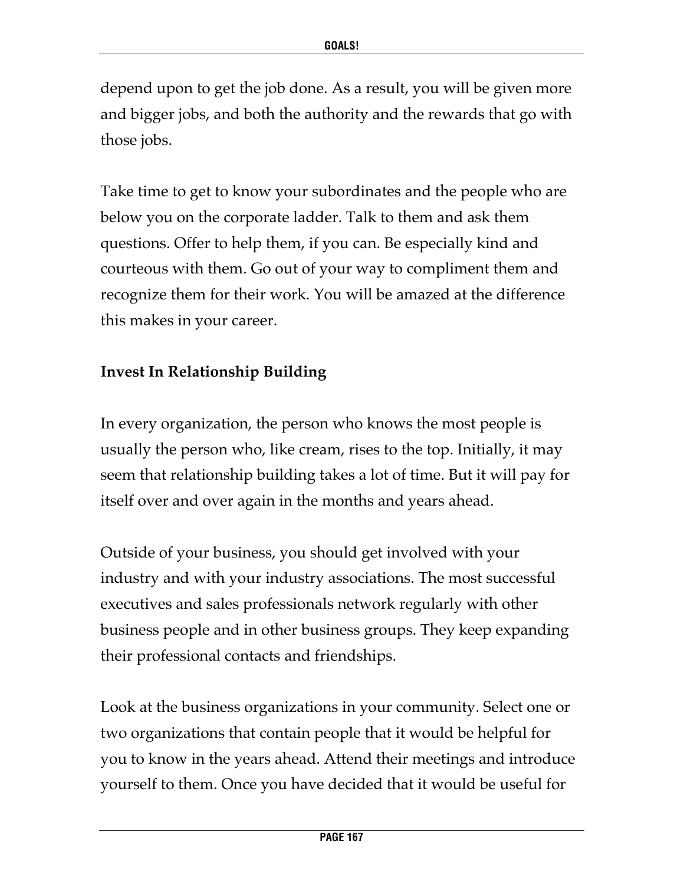depend upon to get the job done. As a result, you will be given more and bigger jobs, and both the authority and the rewards that go with those jobs.

Take time to get to know your subordinates and the people who are below you on the corporate ladder. Talk to them and ask them questions. Offer to help them, if you can. Be especially kind and courteous with them. Go out of your way to compliment them and recognize them for their work. You will be amazed at the difference this makes in your career.

**Invest In Relationship Building**

In every organization, the person who knows the most people is usually the person who, like cream, rises to the top. Initially, it may seem that relationship building takes a lot of time. But it will pay for itself over and over again in the months and years ahead.

Outside of your business, you should get involved with your industry and with your industry associations. The most successful executives and sales professionals network regularly with other business people and in other business groups. They keep expanding their professional contacts and friendships.

Look at the business organizations in your community. Select one or two organizations that contain people that it would be helpful for you to know in the years ahead. Attend their meetings and introduce yourself to them. Once you have decided that it would be useful for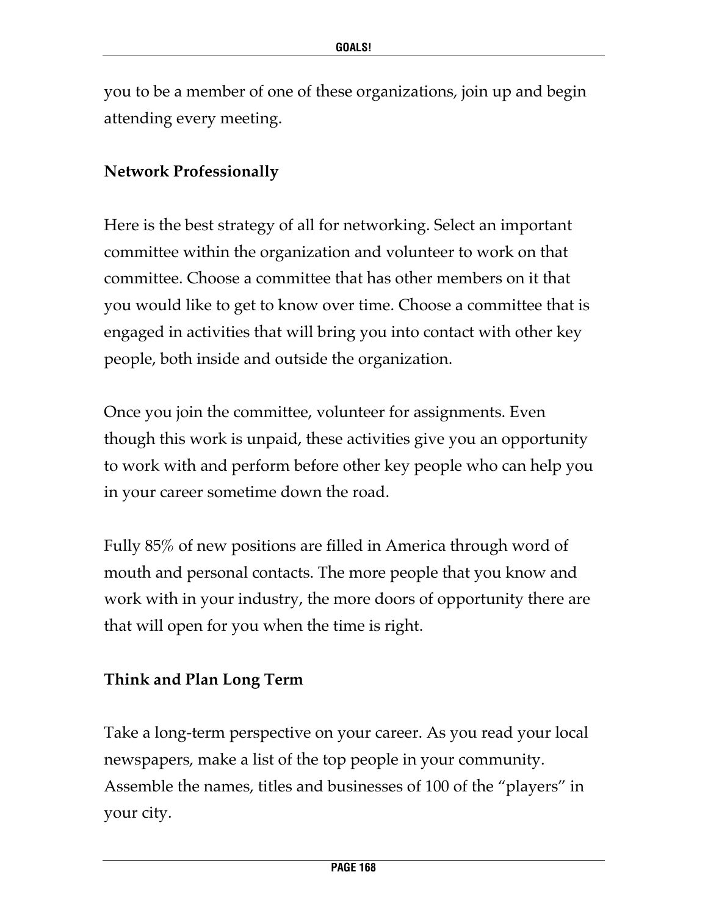you to be a member of one of these organizations, join up and begin attending every meeting.

### Network Professionally

Here is the best strategy of all for networking. Select an important committee within the organization and volunteer to work on that committee. Choose a committee that has other members on it that you would like to get to know over time. Choose a committee that is engaged in activities that will bring you into contact with other key people, both inside and outside the organization.

Once you join the committee, volunteer for assignments. Even though this work is unpaid, these activities give you an opportunity to work with and perform before other key people who can help you in your career sometime down the road.

Fully 85% of new positions are filled in America through word of mouth and personal contacts. The more people that you know and work with in your industry, the more doors of opportunity there are that will open for you when the time is right.

### Think and Plan Long Term

Take a long-term perspective on your career. As you read your local newspapers, make a list of the top people in your community. Assemble the names, titles and businesses of 100 of the "players" in your city.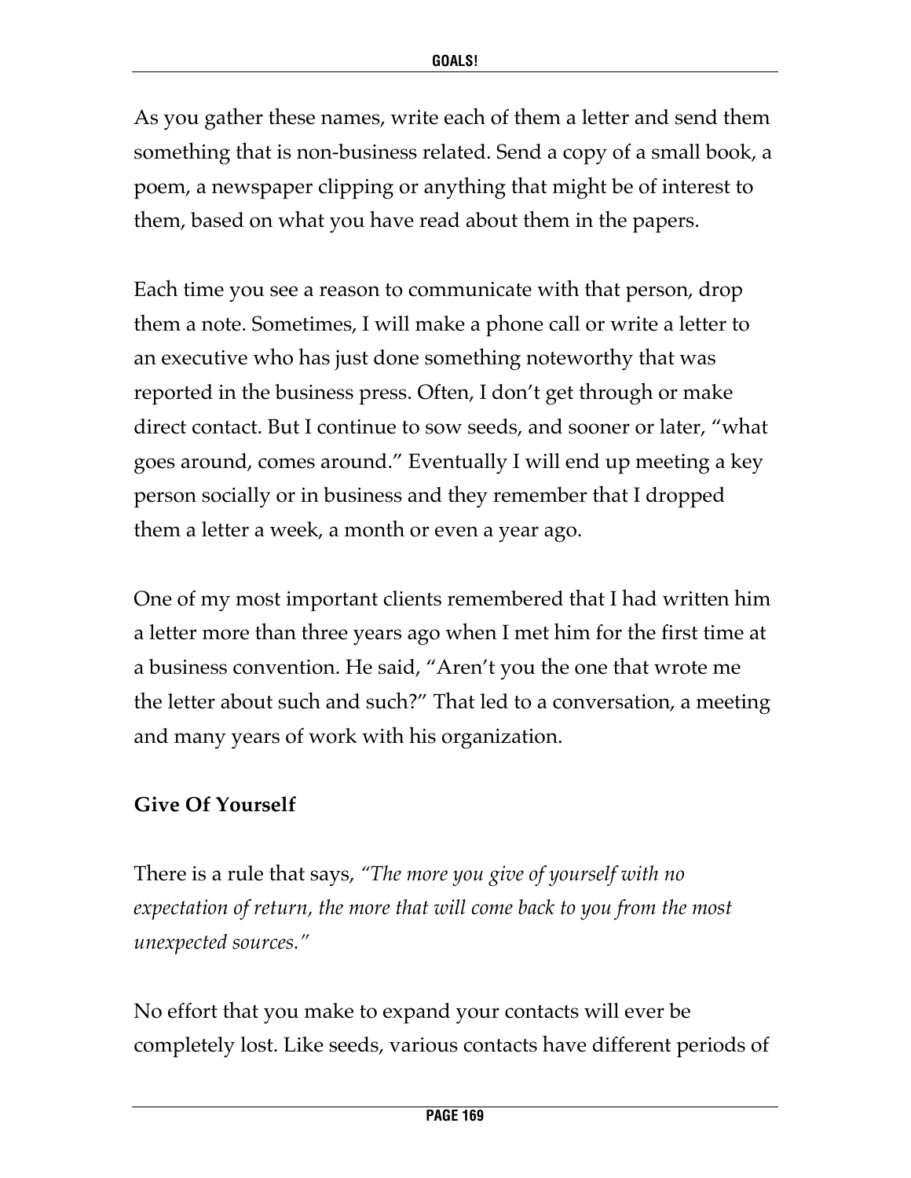As you gather these names, write each of them a letter and send them something that is non-business related. Send a copy of a small book, a poem, a newspaper clipping or anything that might be of interest to them, based on what you have read about them in the papers.

Each time you see a reason to communicate with that person, drop them a note. Sometimes, I will make a phone call or write a letter to an executive who has just done something noteworthy that was reported in the business press. Often, I don't get through or make direct contact. But I continue to sow seeds, and sooner or later, "what goes around, comes around." Eventually I will end up meeting a key person socially or in business and they remember that I dropped them a letter a week, a month or even a year ago.

One of my most important clients remembered that I had written him a letter more than three years ago when I met him for the first time at a business convention. He said, "Aren't you the one that wrote me the letter about such and such?" That led to a conversation, a meeting and many years of work with his organization.

### Give Of Yourself

There is a rule that says, *"The more you give of yourself with no expectation of return, the more that will come back to you from the most unexpected sources."*

No effort that you make to expand your contacts will ever be completely lost. Like seeds, various contacts have different periods of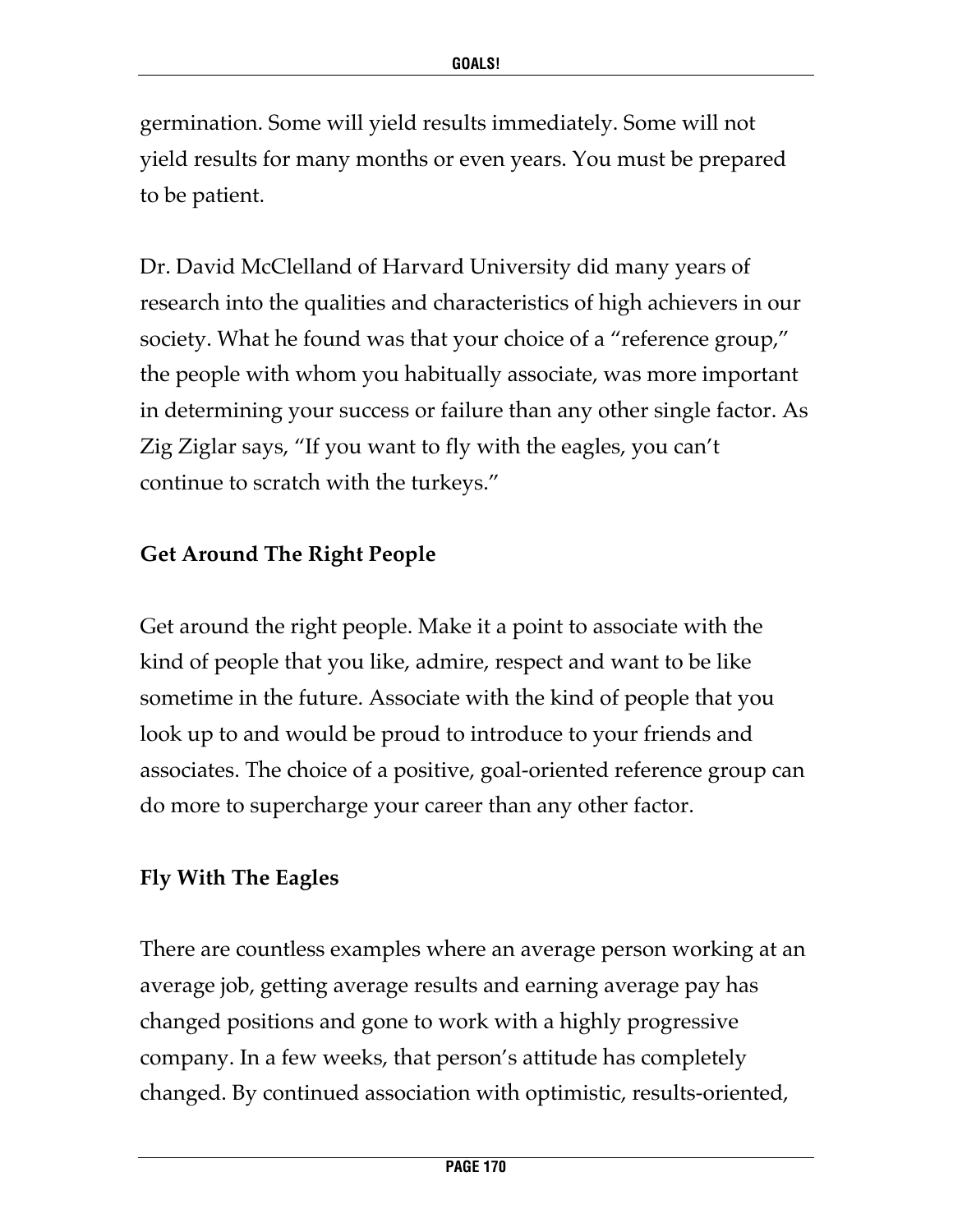germination. Some will yield results immediately. Some will not yield results for many months or even years. You must be prepared to be patient.

Dr. David McClelland of Harvard University did many years of research into the qualities and characteristics of high achievers in our society. What he found was that your choice of a "reference group," the people with whom you habitually associate, was more important in determining your success or failure than any other single factor. As Zig Ziglar says, "If you want to fly with the eagles, you can't continue to scratch with the turkeys."

### Get Around The Right People

Get around the right people. Make it a point to associate with the kind of people that you like, admire, respect and want to be like sometime in the future. Associate with the kind of people that you look up to and would be proud to introduce to your friends and associates. The choice of a positive, goal-oriented reference group can do more to supercharge your career than any other factor.

### Fly With The Eagles

There are countless examples where an average person working at an average job, getting average results and earning average pay has changed positions and gone to work with a highly progressive company. In a few weeks, that person's attitude has completely changed. By continued association with optimistic, results-oriented,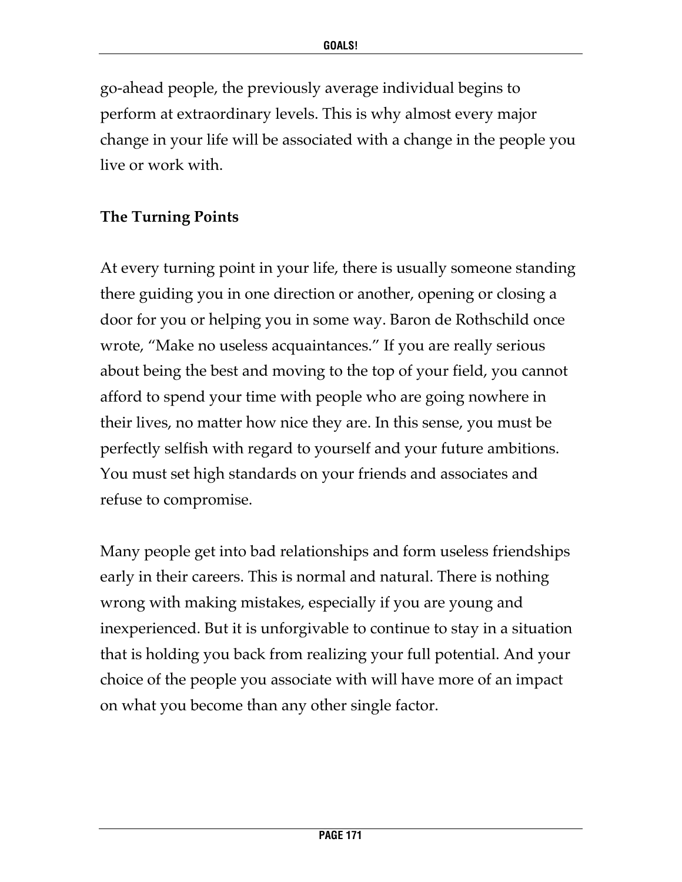go-ahead people, the previously average individual begins to perform at extraordinary levels. This is why almost every major change in your life will be associated with a change in the people you live or work with.

**The Turning Points**

At every turning point in your life, there is usually someone standing there guiding you in one direction or another, opening or closing a door for you or helping you in some way. Baron de Rothschild once wrote, "Make no useless acquaintances." If you are really serious about being the best and moving to the top of your field, you cannot afford to spend your time with people who are going nowhere in their lives, no matter how nice they are. In this sense, you must be perfectly selfish with regard to yourself and your future ambitions. You must set high standards on your friends and associates and refuse to compromise.

Many people get into bad relationships and form useless friendships early in their careers. This is normal and natural. There is nothing wrong with making mistakes, especially if you are young and inexperienced. But it is unforgivable to continue to stay in a situation that is holding you back from realizing your full potential. And your choice of the people you associate with will have more of an impact on what you become than any other single factor.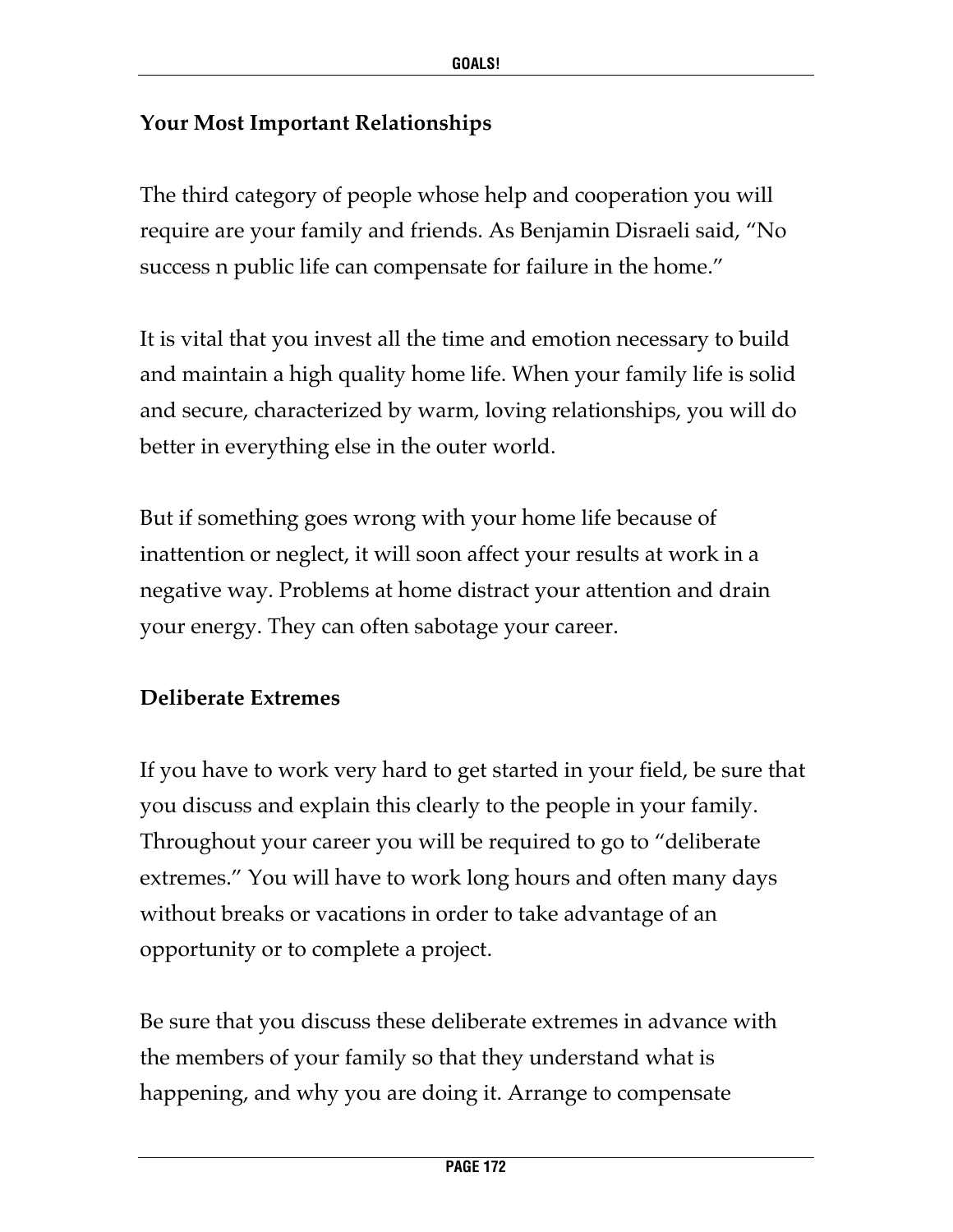## Your Most Important Relationships

The third category of people whose help and cooperation you will require are your family and friends. As Benjamin Disraeli said, "No success n public life can compensate for failure in the home."

It is vital that you invest all the time and emotion necessary to build and maintain a high quality home life. When your family life is solid and secure, characterized by warm, loving relationships, you will do better in everything else in the outer world.

But if something goes wrong with your home life because of inattention or neglect, it will soon affect your results at work in a negative way. Problems at home distract your attention and drain your energy. They can often sabotage your career.

## Deliberate Extremes

If you have to work very hard to get started in your field, be sure that you discuss and explain this clearly to the people in your family. Throughout your career you will be required to go to "deliberate extremes." You will have to work long hours and often many days without breaks or vacations in order to take advantage of an opportunity or to complete a project.

Be sure that you discuss these deliberate extremes in advance with the members of your family so that they understand what is happening, and why you are doing it. Arrange to compensate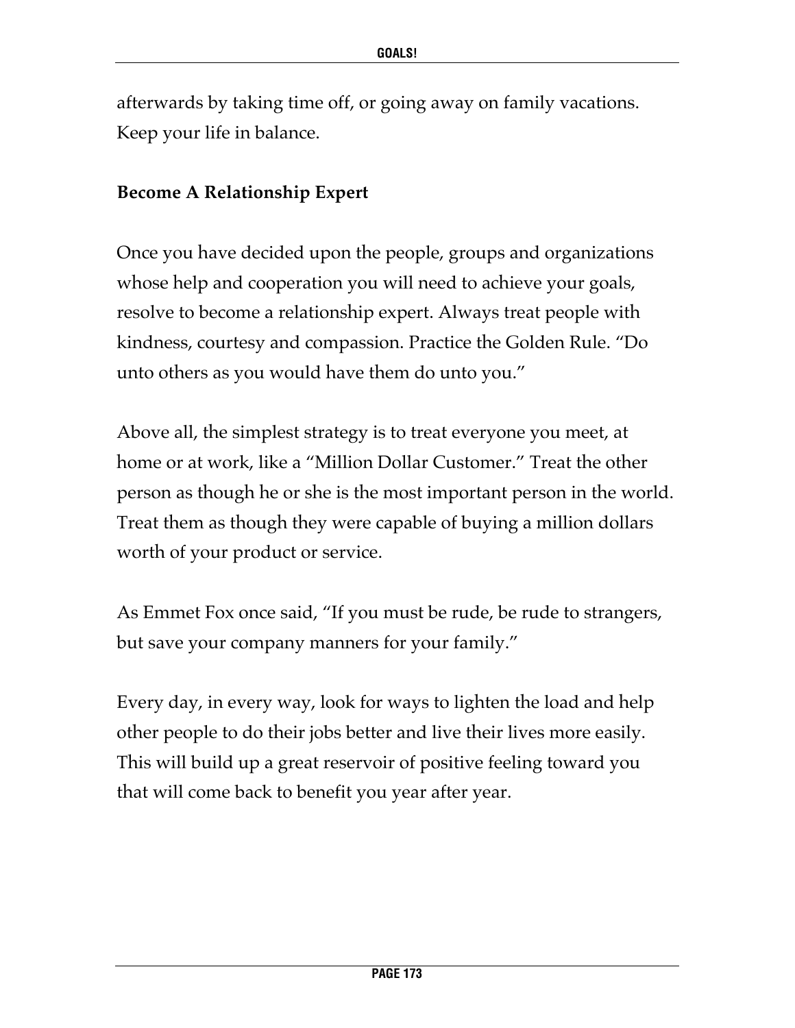afterwards by taking time off, or going away on family vacations. Keep your life in balance.

**Become A Relationship Expert**

Once you have decided upon the people, groups and organizations whose help and cooperation you will need to achieve your goals, resolve to become a relationship expert. Always treat people with kindness, courtesy and compassion. Practice the Golden Rule. "Do unto others as you would have them do unto you."

Above all, the simplest strategy is to treat everyone you meet, at home or at work, like a "Million Dollar Customer." Treat the other person as though he or she is the most important person in the world. Treat them as though they were capable of buying a million dollars worth of your product or service.

As Emmet Fox once said, "If you must be rude, be rude to strangers, but save your company manners for your family."

Every day, in every way, look for ways to lighten the load and help other people to do their jobs better and live their lives more easily. This will build up a great reservoir of positive feeling toward you that will come back to benefit you year after year.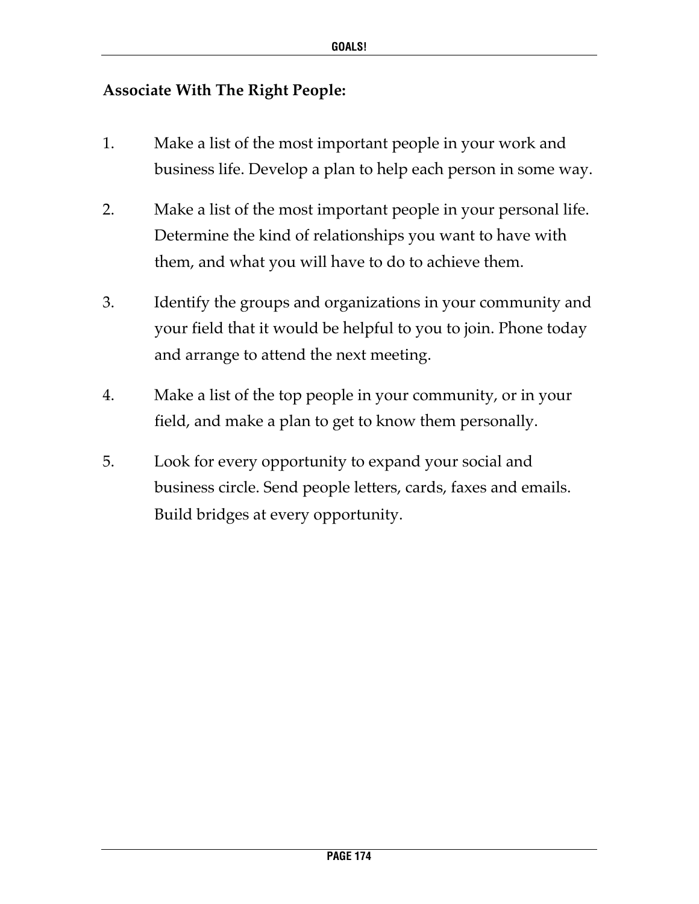**Associate With The Right People:**

1. Make a list of the most important people in your work and business life. Develop a plan to help each person in some way.
2. Make a list of the most important people in your personal life. Determine the kind of relationships you want to have with them, and what you will have to do to achieve them.
3. Identify the groups and organizations in your community and your field that it would be helpful to you to join. Phone today and arrange to attend the next meeting.
4. Make a list of the top people in your community, or in your field, and make a plan to get to know them personally.
5. Look for every opportunity to expand your social and business circle. Send people letters, cards, faxes and emails. Build bridges at every opportunity.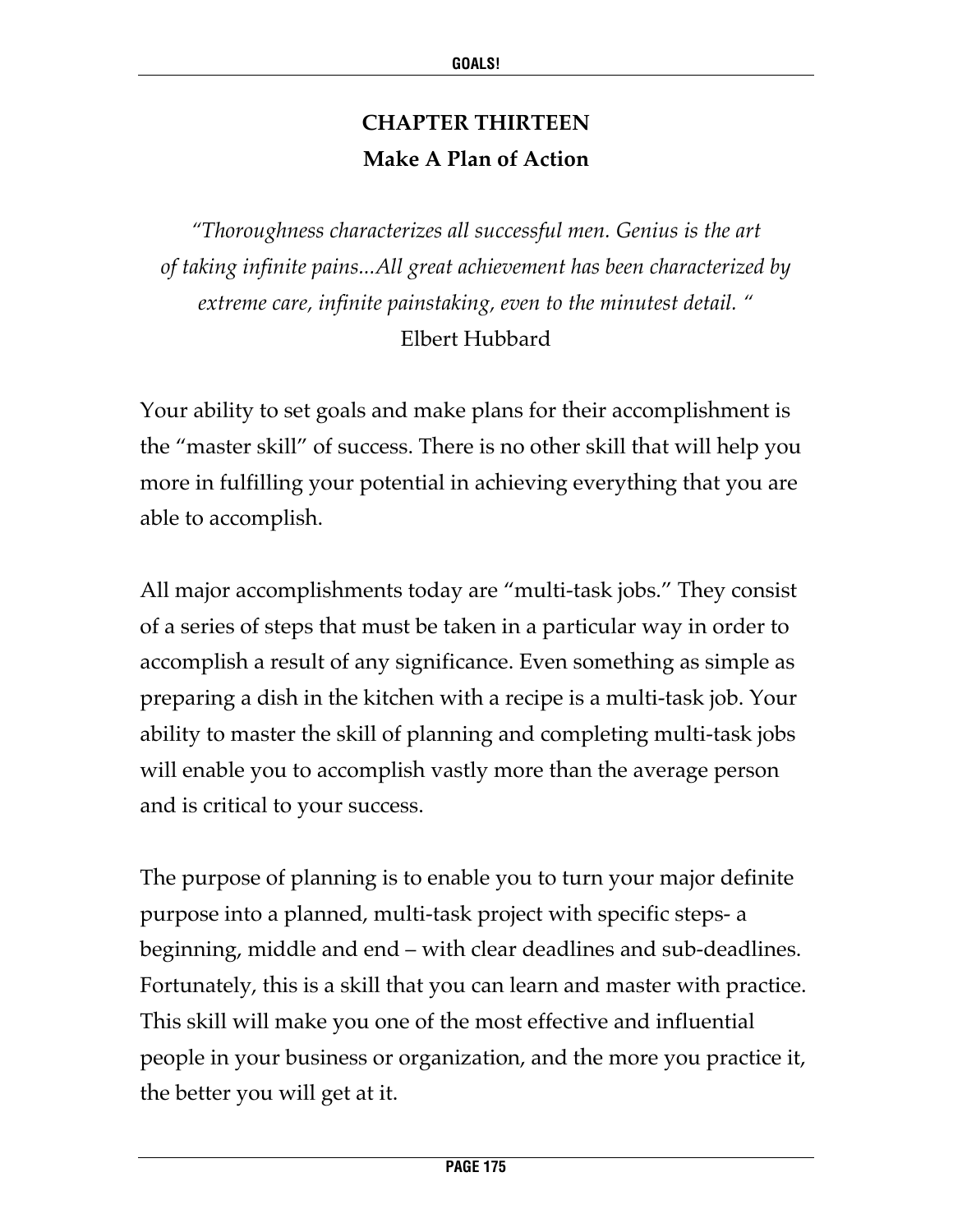# CHAPTER THIRTEEN

## Make A Plan of Action

*"Thoroughness characterizes all successful men. Genius is the art of taking infinite pains...All great achievement has been characterized by extreme care, infinite painstaking, even to the minutest detail. "*

Elbert Hubbard

Your ability to set goals and make plans for their accomplishment is the "master skill" of success. There is no other skill that will help you more in fulfilling your potential in achieving everything that you are able to accomplish.

All major accomplishments today are "multi-task jobs." They consist of a series of steps that must be taken in a particular way in order to accomplish a result of any significance. Even something as simple as preparing a dish in the kitchen with a recipe is a multi-task job. Your ability to master the skill of planning and completing multi-task jobs will enable you to accomplish vastly more than the average person and is critical to your success.

The purpose of planning is to enable you to turn your major definite purpose into a planned, multi-task project with specific steps- a beginning, middle and end – with clear deadlines and sub-deadlines. Fortunately, this is a skill that you can learn and master with practice. This skill will make you one of the most effective and influential people in your business or organization, and the more you practice it, the better you will get at it.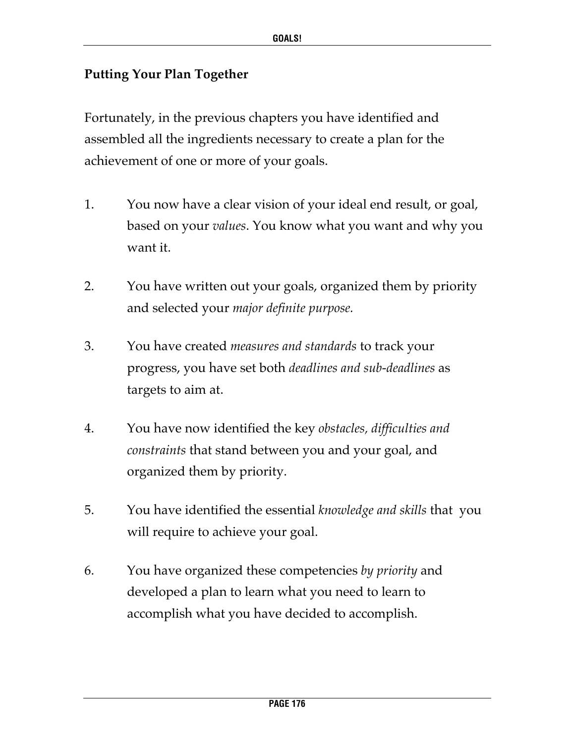## Putting Your Plan Together

Fortunately, in the previous chapters you have identified and assembled all the ingredients necessary to create a plan for the achievement of one or more of your goals.

1. You now have a clear vision of your ideal end result, or goal, based on your *values*. You know what you want and why you want it.

2. You have written out your goals, organized them by priority and selected your *major definite purpose.*

3. You have created *measures and standards* to track your progress, you have set both *deadlines and sub-deadlines* as targets to aim at.

4. You have now identified the key *obstacles, difficulties and constraints* that stand between you and your goal, and organized them by priority.

5. You have identified the essential *knowledge and skills* that you will require to achieve your goal.

6. You have organized these competencies *by priority* and developed a plan to learn what you need to learn to accomplish what you have decided to accomplish.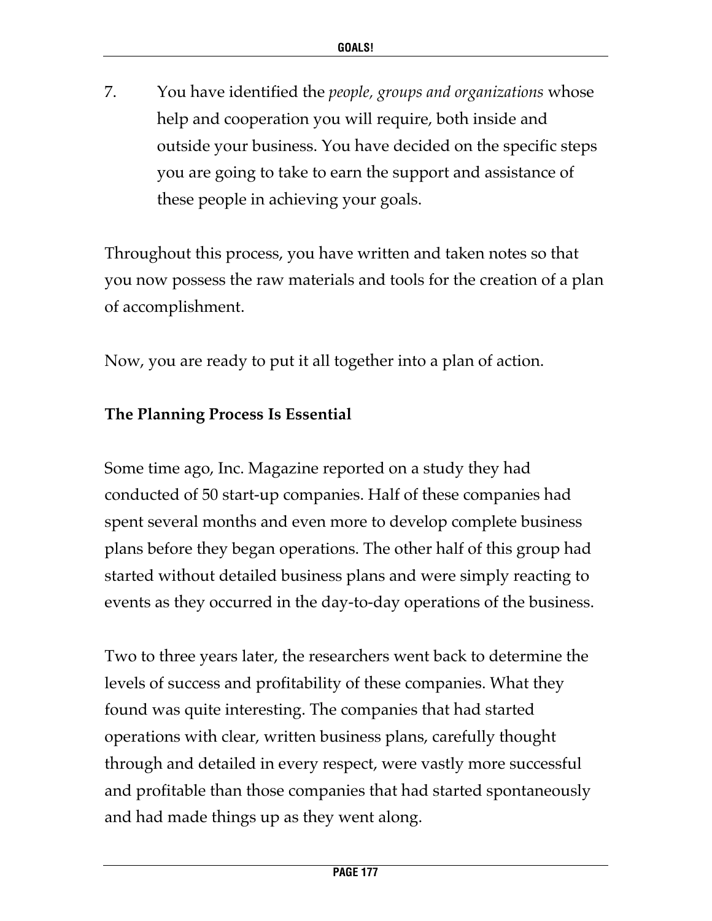7. You have identified the *people, groups and organizations* whose help and cooperation you will require, both inside and outside your business. You have decided on the specific steps you are going to take to earn the support and assistance of these people in achieving your goals.

Throughout this process, you have written and taken notes so that you now possess the raw materials and tools for the creation of a plan of accomplishment.

Now, you are ready to put it all together into a plan of action.

**The Planning Process Is Essential**

Some time ago, Inc. Magazine reported on a study they had conducted of 50 start-up companies. Half of these companies had spent several months and even more to develop complete business plans before they began operations. The other half of this group had started without detailed business plans and were simply reacting to events as they occurred in the day-to-day operations of the business.

Two to three years later, the researchers went back to determine the levels of success and profitability of these companies. What they found was quite interesting. The companies that had started operations with clear, written business plans, carefully thought through and detailed in every respect, were vastly more successful and profitable than those companies that had started spontaneously and had made things up as they went along.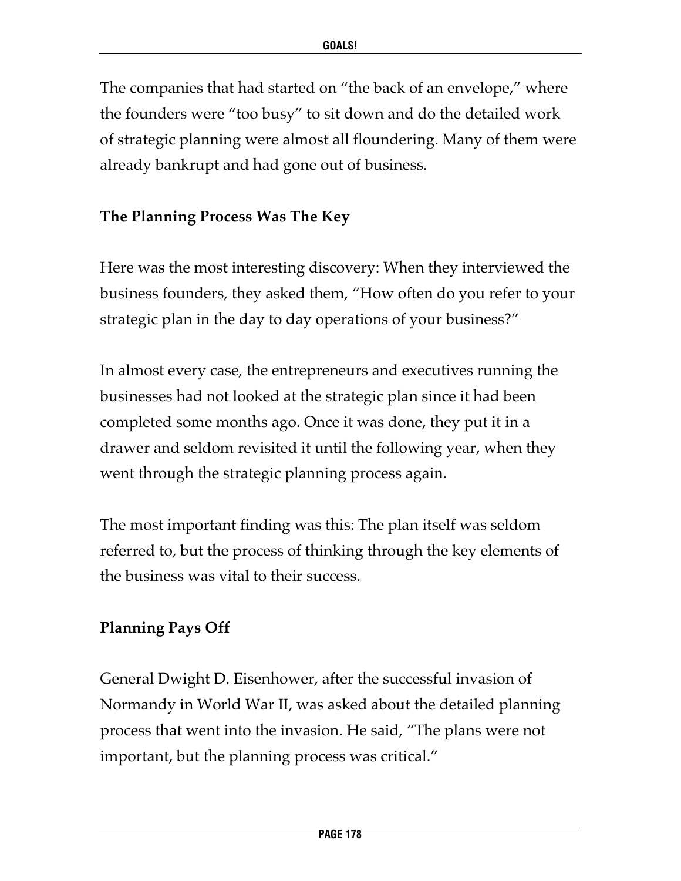The companies that had started on "the back of an envelope," where the founders were "too busy" to sit down and do the detailed work of strategic planning were almost all floundering. Many of them were already bankrupt and had gone out of business.

### The Planning Process Was The Key

Here was the most interesting discovery: When they interviewed the business founders, they asked them, "How often do you refer to your strategic plan in the day to day operations of your business?"

In almost every case, the entrepreneurs and executives running the businesses had not looked at the strategic plan since it had been completed some months ago. Once it was done, they put it in a drawer and seldom revisited it until the following year, when they went through the strategic planning process again.

The most important finding was this: The plan itself was seldom referred to, but the process of thinking through the key elements of the business was vital to their success.

### Planning Pays Off

General Dwight D. Eisenhower, after the successful invasion of Normandy in World War II, was asked about the detailed planning process that went into the invasion. He said, "The plans were not important, but the planning process was critical."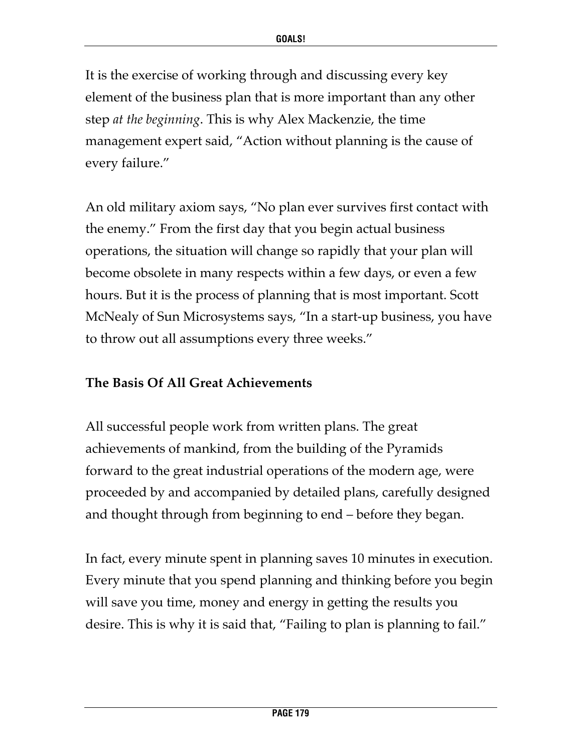It is the exercise of working through and discussing every key element of the business plan that is more important than any other step *at the beginning*. This is why Alex Mackenzie, the time management expert said, "Action without planning is the cause of every failure."

An old military axiom says, "No plan ever survives first contact with the enemy." From the first day that you begin actual business operations, the situation will change so rapidly that your plan will become obsolete in many respects within a few days, or even a few hours. But it is the process of planning that is most important. Scott McNealy of Sun Microsystems says, "In a start-up business, you have to throw out all assumptions every three weeks."

**The Basis Of All Great Achievements**

All successful people work from written plans. The great achievements of mankind, from the building of the Pyramids forward to the great industrial operations of the modern age, were proceeded by and accompanied by detailed plans, carefully designed and thought through from beginning to end – before they began.

In fact, every minute spent in planning saves 10 minutes in execution. Every minute that you spend planning and thinking before you begin will save you time, money and energy in getting the results you desire. This is why it is said that, "Failing to plan is planning to fail."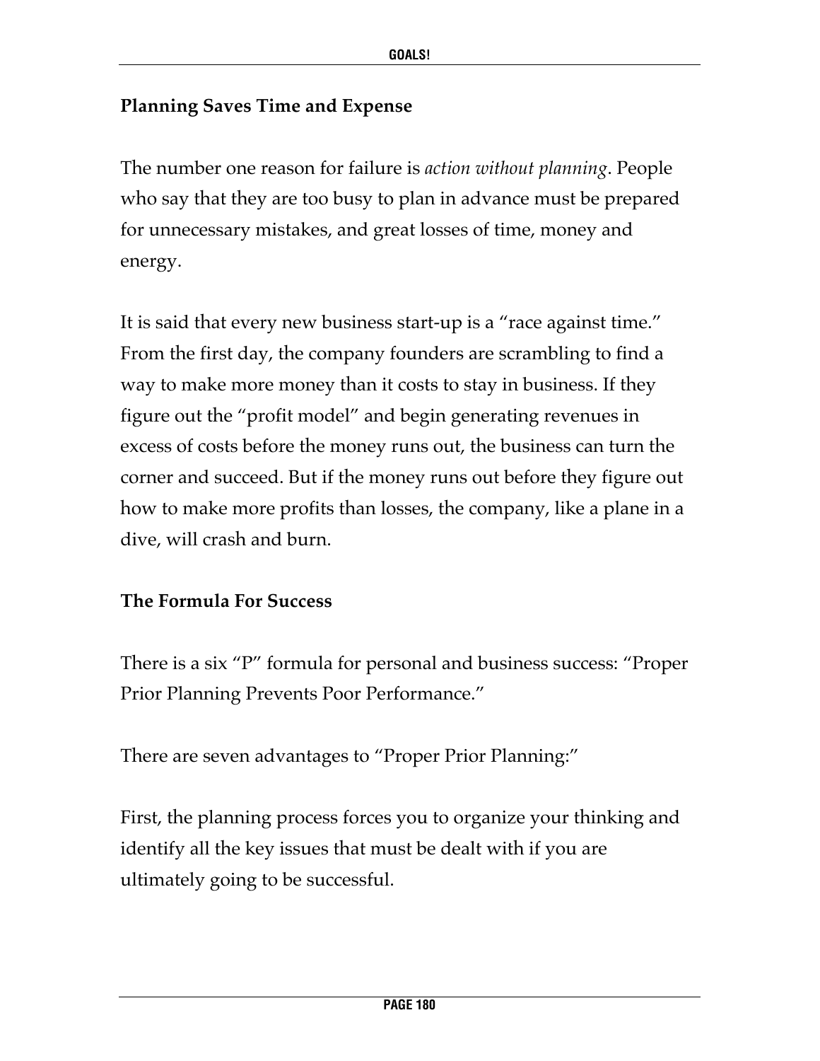### Planning Saves Time and Expense

The number one reason for failure is *action without planning*. People who say that they are too busy to plan in advance must be prepared for unnecessary mistakes, and great losses of time, money and energy.

It is said that every new business start-up is a "race against time." From the first day, the company founders are scrambling to find a way to make more money than it costs to stay in business. If they figure out the "profit model" and begin generating revenues in excess of costs before the money runs out, the business can turn the corner and succeed. But if the money runs out before they figure out how to make more profits than losses, the company, like a plane in a dive, will crash and burn.

### The Formula For Success

There is a six "P" formula for personal and business success: "Proper Prior Planning Prevents Poor Performance."

There are seven advantages to "Proper Prior Planning:"

First, the planning process forces you to organize your thinking and identify all the key issues that must be dealt with if you are ultimately going to be successful.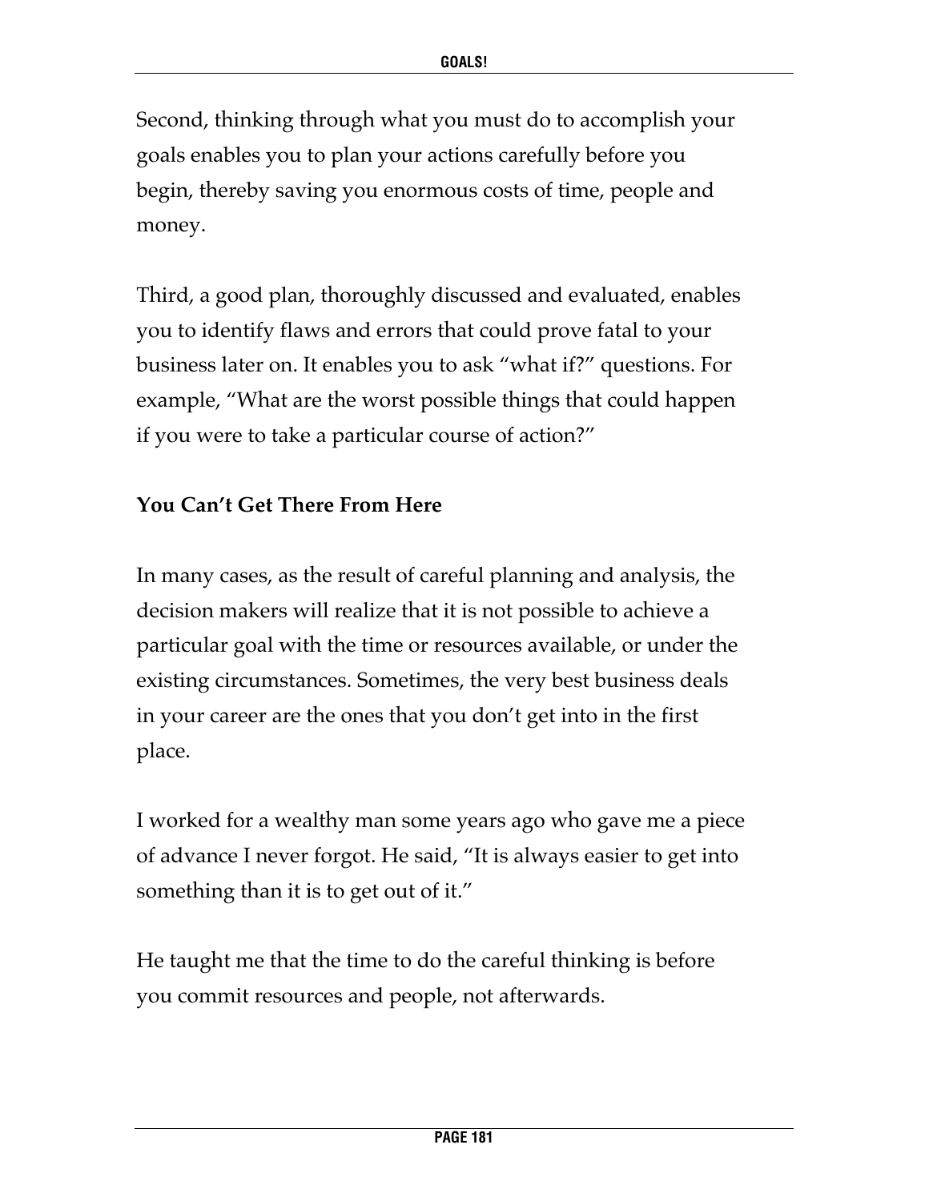Second, thinking through what you must do to accomplish your goals enables you to plan your actions carefully before you begin, thereby saving you enormous costs of time, people and money.

Third, a good plan, thoroughly discussed and evaluated, enables you to identify flaws and errors that could prove fatal to your business later on. It enables you to ask "what if?" questions. For example, "What are the worst possible things that could happen if you were to take a particular course of action?"

**You Can't Get There From Here**

In many cases, as the result of careful planning and analysis, the decision makers will realize that it is not possible to achieve a particular goal with the time or resources available, or under the existing circumstances. Sometimes, the very best business deals in your career are the ones that you don't get into in the first place.

I worked for a wealthy man some years ago who gave me a piece of advance I never forgot. He said, "It is always easier to get into something than it is to get out of it."

He taught me that the time to do the careful thinking is before you commit resources and people, not afterwards.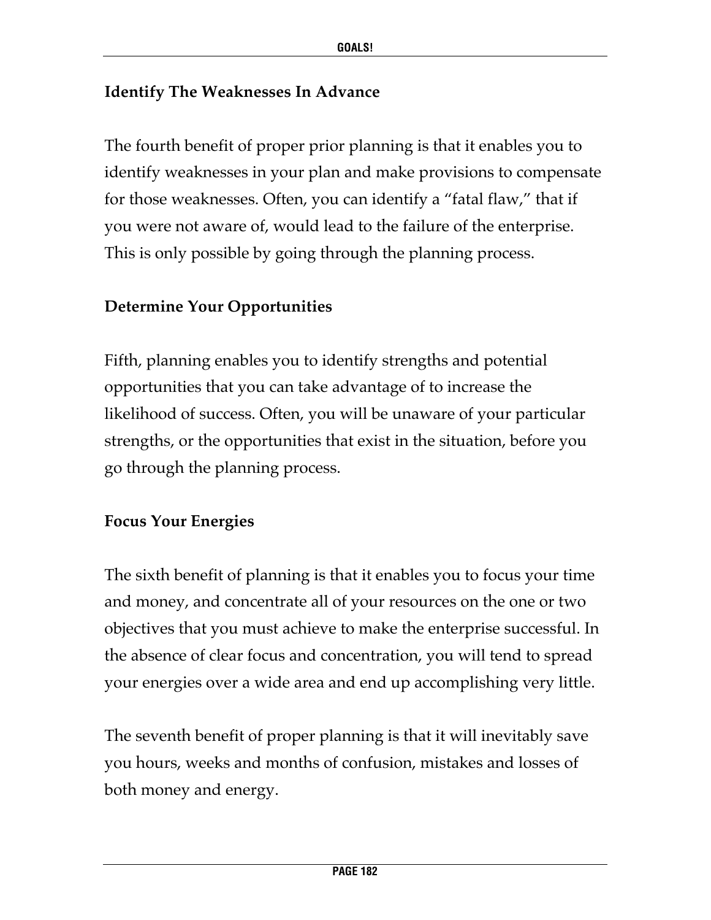### Identify The Weaknesses In Advance

The fourth benefit of proper prior planning is that it enables you to identify weaknesses in your plan and make provisions to compensate for those weaknesses. Often, you can identify a "fatal flaw," that if you were not aware of, would lead to the failure of the enterprise. This is only possible by going through the planning process.

### Determine Your Opportunities

Fifth, planning enables you to identify strengths and potential opportunities that you can take advantage of to increase the likelihood of success. Often, you will be unaware of your particular strengths, or the opportunities that exist in the situation, before you go through the planning process.

### Focus Your Energies

The sixth benefit of planning is that it enables you to focus your time and money, and concentrate all of your resources on the one or two objectives that you must achieve to make the enterprise successful. In the absence of clear focus and concentration, you will tend to spread your energies over a wide area and end up accomplishing very little.

The seventh benefit of proper planning is that it will inevitably save you hours, weeks and months of confusion, mistakes and losses of both money and energy.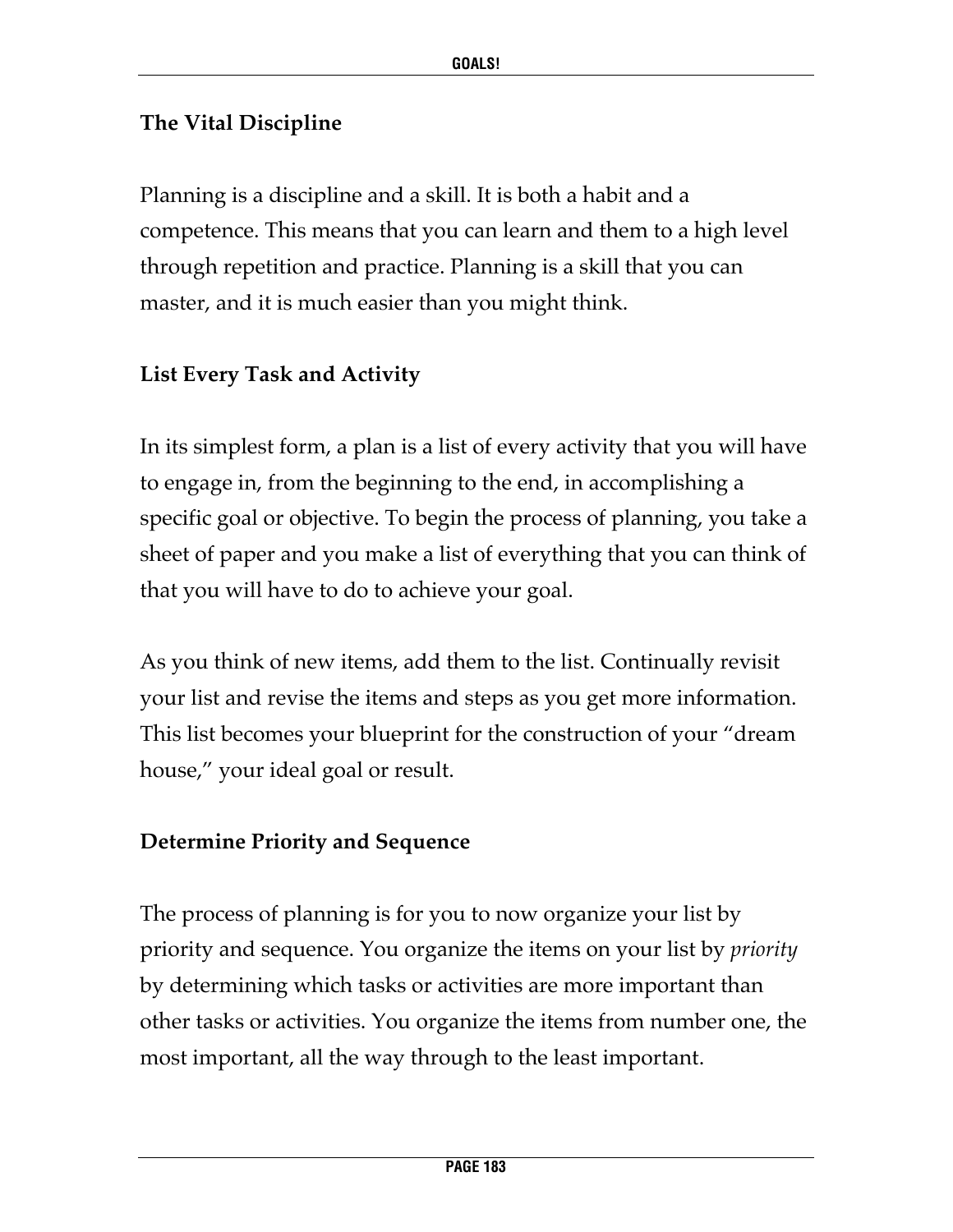## The Vital Discipline

Planning is a discipline and a skill. It is both a habit and a competence. This means that you can learn and them to a high level through repetition and practice. Planning is a skill that you can master, and it is much easier than you might think.

## List Every Task and Activity

In its simplest form, a plan is a list of every activity that you will have to engage in, from the beginning to the end, in accomplishing a specific goal or objective. To begin the process of planning, you take a sheet of paper and you make a list of everything that you can think of that you will have to do to achieve your goal.

As you think of new items, add them to the list. Continually revisit your list and revise the items and steps as you get more information. This list becomes your blueprint for the construction of your "dream house," your ideal goal or result.

## Determine Priority and Sequence

The process of planning is for you to now organize your list by priority and sequence. You organize the items on your list by *priority* by determining which tasks or activities are more important than other tasks or activities. You organize the items from number one, the most important, all the way through to the least important.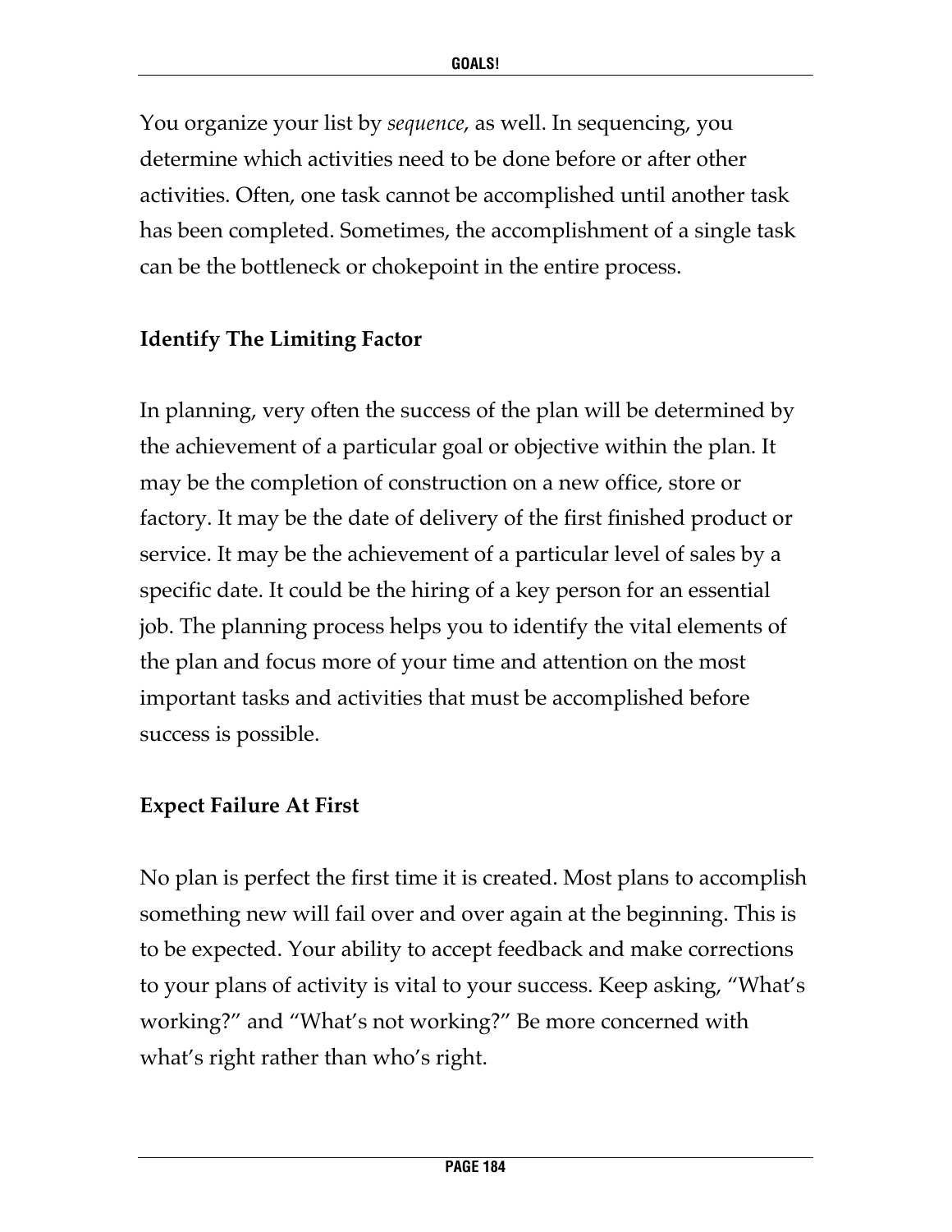You organize your list by *sequence*, as well. In sequencing, you determine which activities need to be done before or after other activities. Often, one task cannot be accomplished until another task has been completed. Sometimes, the accomplishment of a single task can be the bottleneck or chokepoint in the entire process.

### Identify The Limiting Factor

In planning, very often the success of the plan will be determined by the achievement of a particular goal or objective within the plan. It may be the completion of construction on a new office, store or factory. It may be the date of delivery of the first finished product or service. It may be the achievement of a particular level of sales by a specific date. It could be the hiring of a key person for an essential job. The planning process helps you to identify the vital elements of the plan and focus more of your time and attention on the most important tasks and activities that must be accomplished before success is possible.

### Expect Failure At First

No plan is perfect the first time it is created. Most plans to accomplish something new will fail over and over again at the beginning. This is to be expected. Your ability to accept feedback and make corrections to your plans of activity is vital to your success. Keep asking, "What's working?" and "What's not working?" Be more concerned with what's right rather than who's right.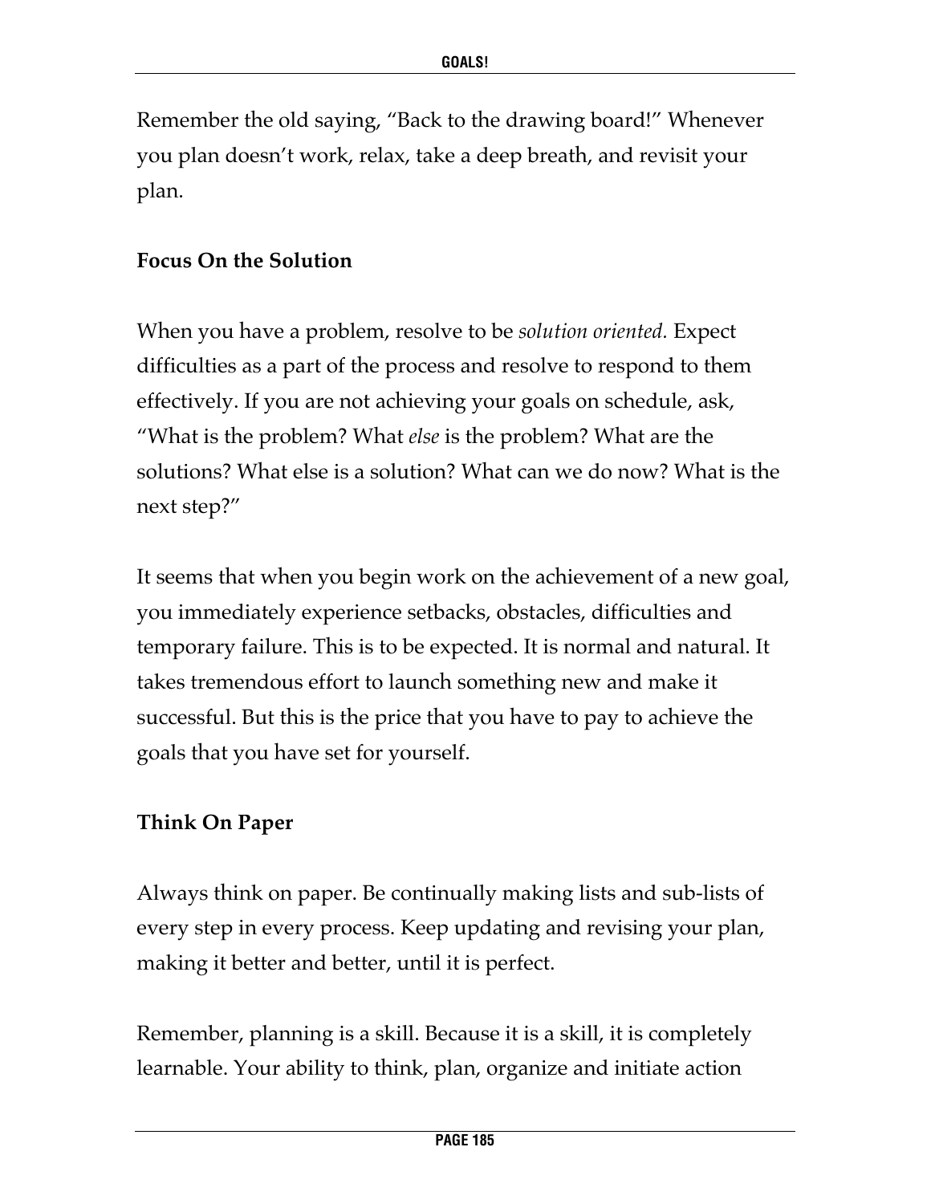Remember the old saying, "Back to the drawing board!" Whenever you plan doesn't work, relax, take a deep breath, and revisit your plan.

**Focus On the Solution**

When you have a problem, resolve to be *solution oriented.* Expect difficulties as a part of the process and resolve to respond to them effectively. If you are not achieving your goals on schedule, ask, "What is the problem? What *else* is the problem? What are the solutions? What else is a solution? What can we do now? What is the next step?"

It seems that when you begin work on the achievement of a new goal, you immediately experience setbacks, obstacles, difficulties and temporary failure. This is to be expected. It is normal and natural. It takes tremendous effort to launch something new and make it successful. But this is the price that you have to pay to achieve the goals that you have set for yourself.

**Think On Paper**

Always think on paper. Be continually making lists and sub-lists of every step in every process. Keep updating and revising your plan, making it better and better, until it is perfect.

Remember, planning is a skill. Because it is a skill, it is completely learnable. Your ability to think, plan, organize and initiate action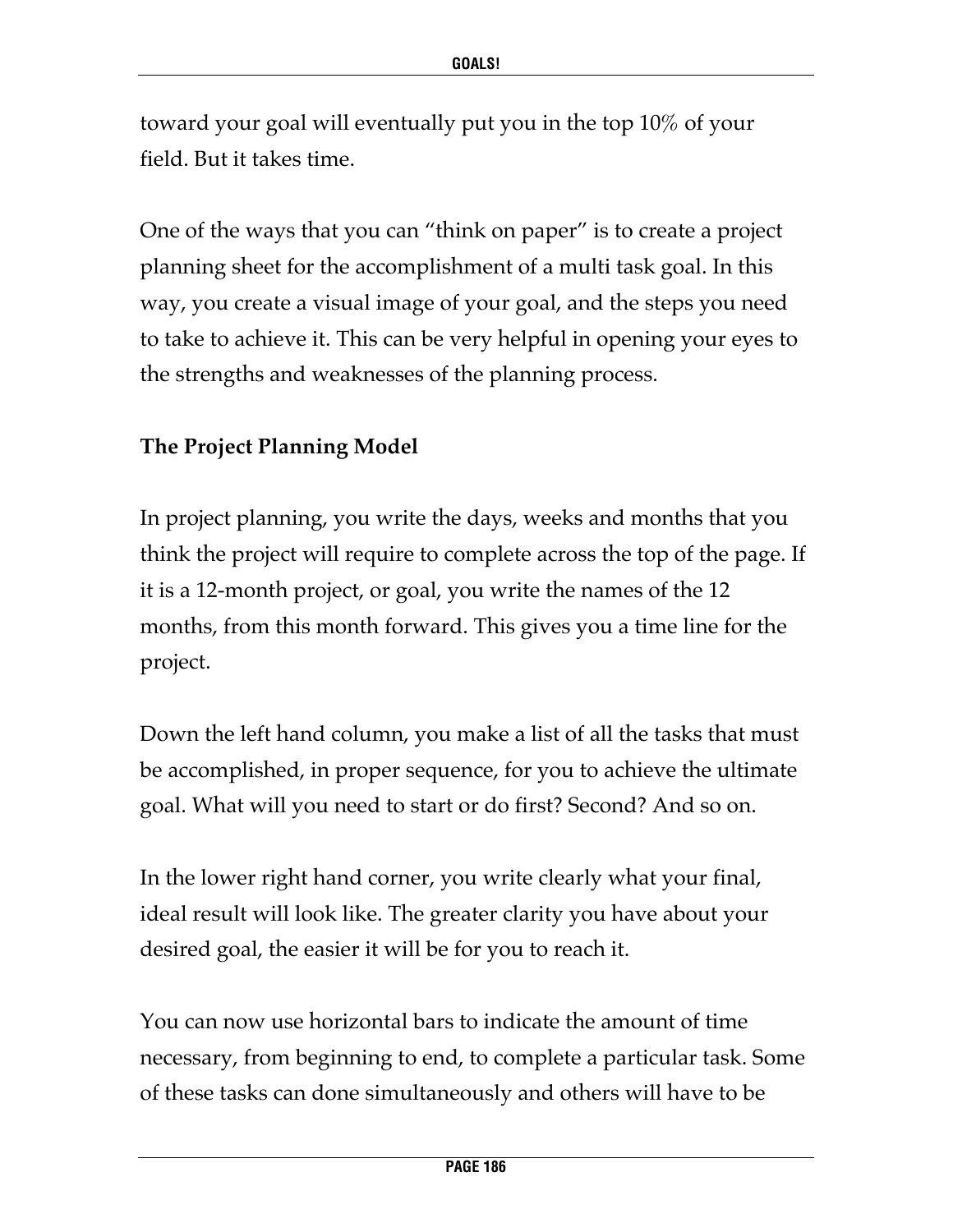toward your goal will eventually put you in the top 10% of your field. But it takes time.

One of the ways that you can "think on paper" is to create a project planning sheet for the accomplishment of a multi task goal. In this way, you create a visual image of your goal, and the steps you need to take to achieve it. This can be very helpful in opening your eyes to the strengths and weaknesses of the planning process.

**The Project Planning Model**

In project planning, you write the days, weeks and months that you think the project will require to complete across the top of the page. If it is a 12-month project, or goal, you write the names of the 12 months, from this month forward. This gives you a time line for the project.

Down the left hand column, you make a list of all the tasks that must be accomplished, in proper sequence, for you to achieve the ultimate goal. What will you need to start or do first? Second? And so on.

In the lower right hand corner, you write clearly what your final, ideal result will look like. The greater clarity you have about your desired goal, the easier it will be for you to reach it.

You can now use horizontal bars to indicate the amount of time necessary, from beginning to end, to complete a particular task. Some of these tasks can done simultaneously and others will have to be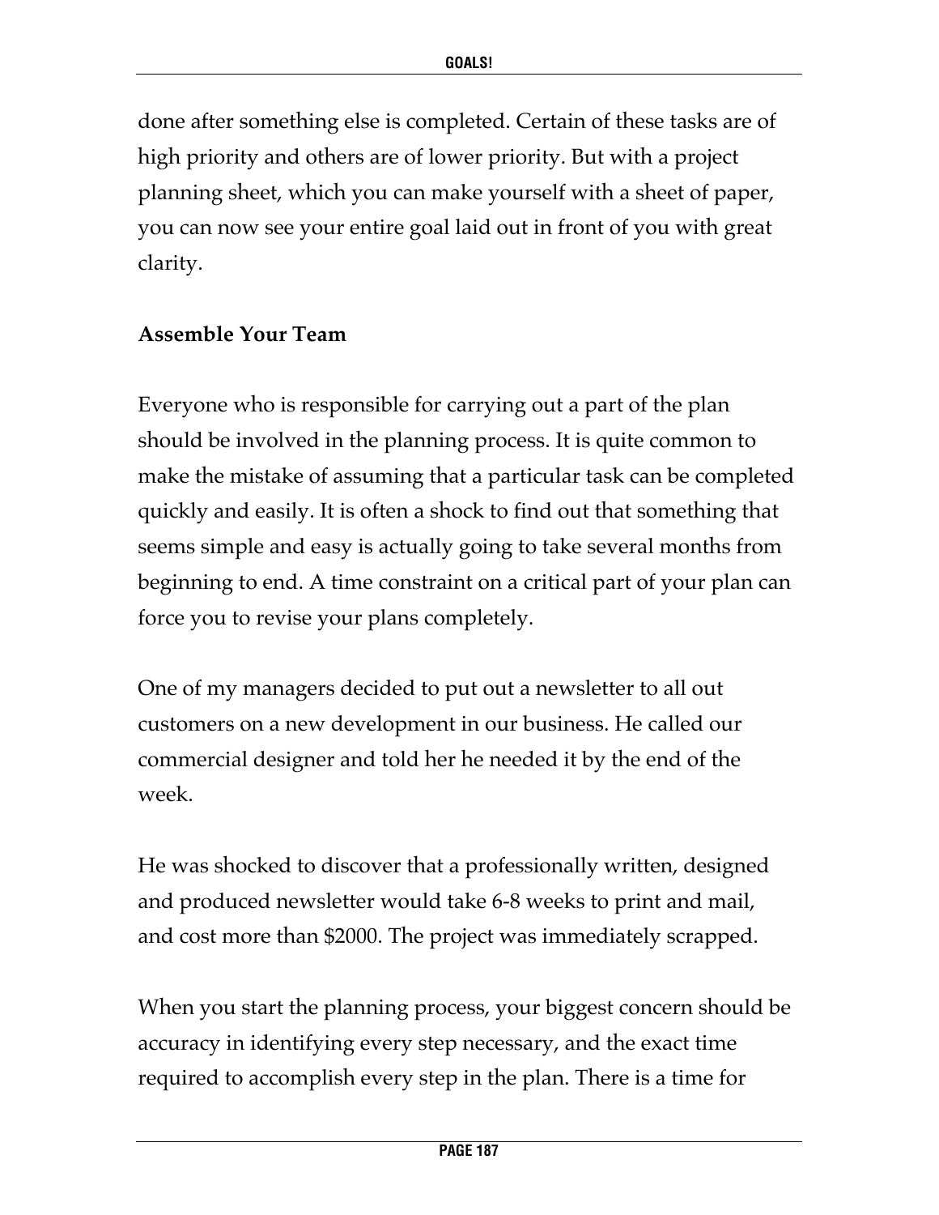done after something else is completed. Certain of these tasks are of high priority and others are of lower priority. But with a project planning sheet, which you can make yourself with a sheet of paper, you can now see your entire goal laid out in front of you with great clarity.

**Assemble Your Team**

Everyone who is responsible for carrying out a part of the plan should be involved in the planning process. It is quite common to make the mistake of assuming that a particular task can be completed quickly and easily. It is often a shock to find out that something that seems simple and easy is actually going to take several months from beginning to end. A time constraint on a critical part of your plan can force you to revise your plans completely.

One of my managers decided to put out a newsletter to all out customers on a new development in our business. He called our commercial designer and told her he needed it by the end of the week.

He was shocked to discover that a professionally written, designed and produced newsletter would take 6-8 weeks to print and mail, and cost more than $2000. The project was immediately scrapped.

When you start the planning process, your biggest concern should be accuracy in identifying every step necessary, and the exact time required to accomplish every step in the plan. There is a time for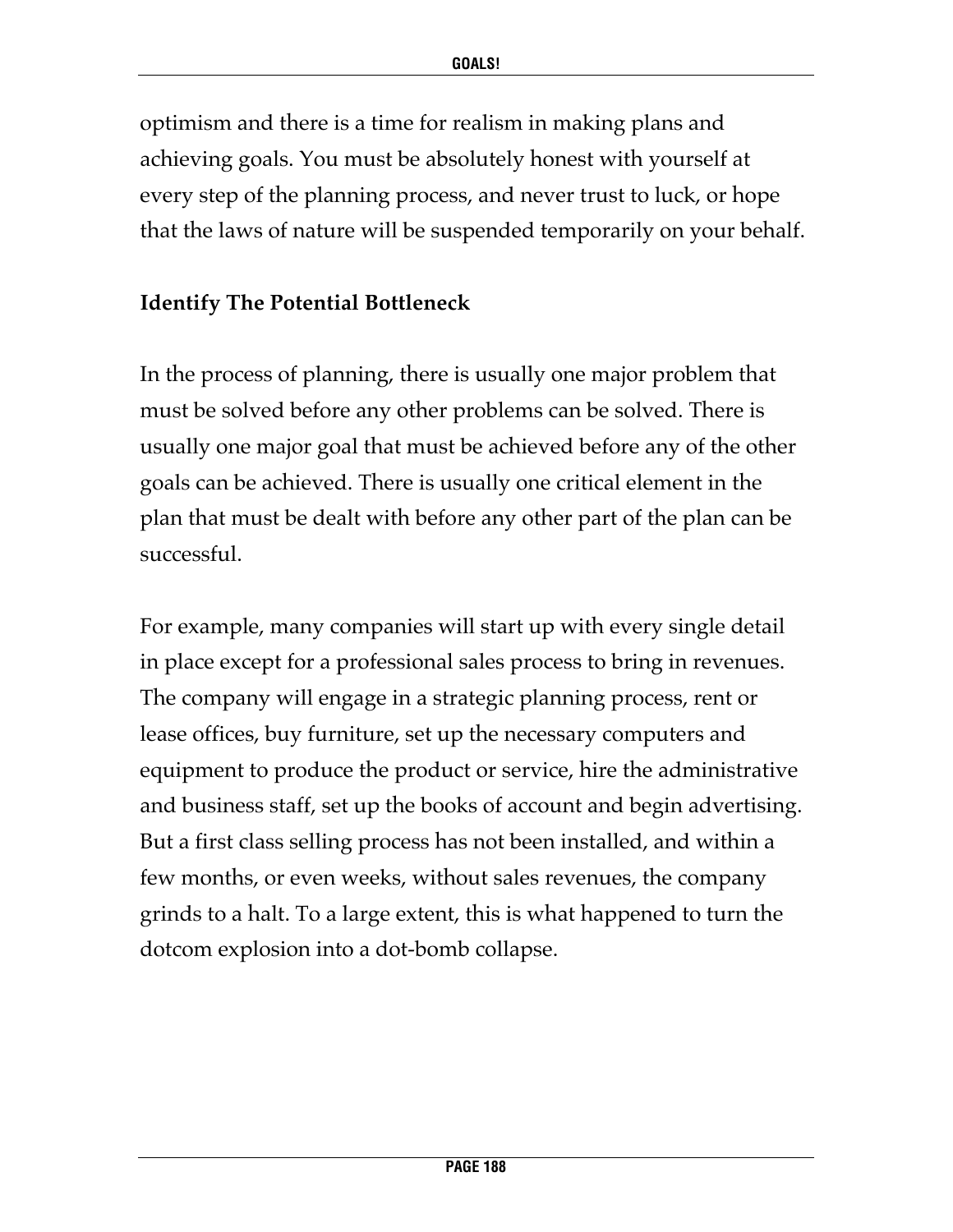optimism and there is a time for realism in making plans and achieving goals. You must be absolutely honest with yourself at every step of the planning process, and never trust to luck, or hope that the laws of nature will be suspended temporarily on your behalf.

### Identify The Potential Bottleneck

In the process of planning, there is usually one major problem that must be solved before any other problems can be solved. There is usually one major goal that must be achieved before any of the other goals can be achieved. There is usually one critical element in the plan that must be dealt with before any other part of the plan can be successful.

For example, many companies will start up with every single detail in place except for a professional sales process to bring in revenues. The company will engage in a strategic planning process, rent or lease offices, buy furniture, set up the necessary computers and equipment to produce the product or service, hire the administrative and business staff, set up the books of account and begin advertising. But a first class selling process has not been installed, and within a few months, or even weeks, without sales revenues, the company grinds to a halt. To a large extent, this is what happened to turn the dotcom explosion into a dot-bomb collapse.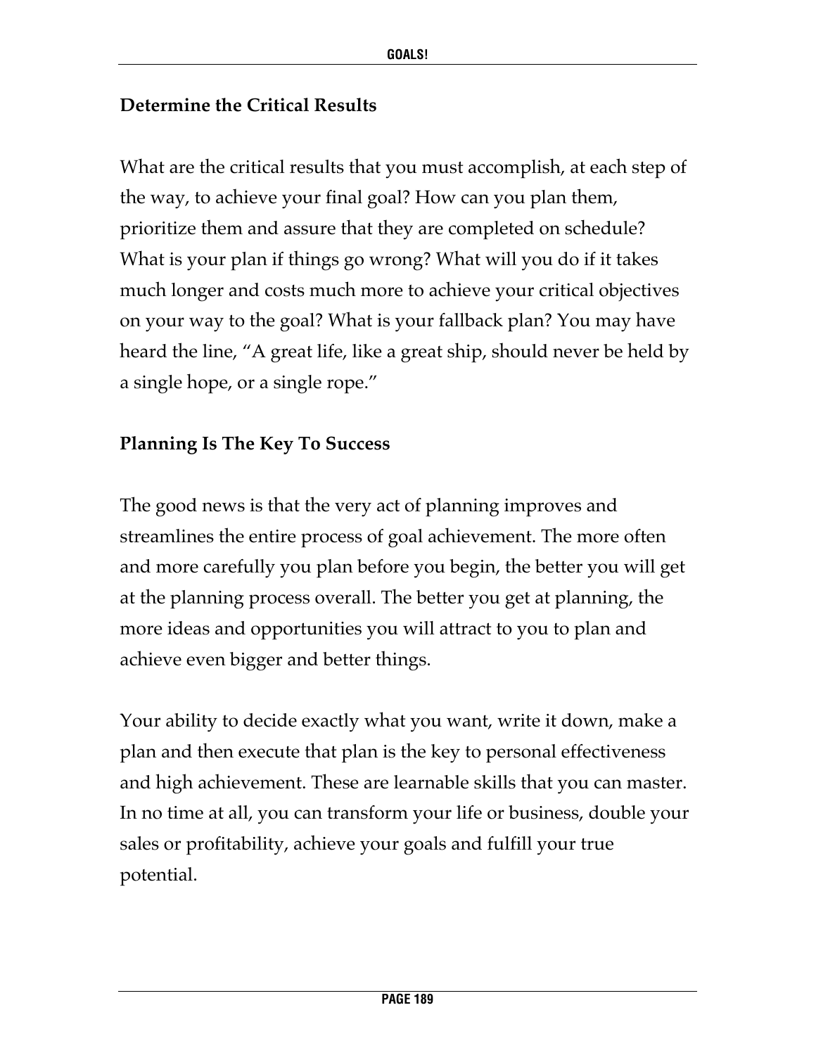### Determine the Critical Results

What are the critical results that you must accomplish, at each step of the way, to achieve your final goal? How can you plan them, prioritize them and assure that they are completed on schedule? What is your plan if things go wrong? What will you do if it takes much longer and costs much more to achieve your critical objectives on your way to the goal? What is your fallback plan? You may have heard the line, "A great life, like a great ship, should never be held by a single hope, or a single rope."

### Planning Is The Key To Success

The good news is that the very act of planning improves and streamlines the entire process of goal achievement. The more often and more carefully you plan before you begin, the better you will get at the planning process overall. The better you get at planning, the more ideas and opportunities you will attract to you to plan and achieve even bigger and better things.

Your ability to decide exactly what you want, write it down, make a plan and then execute that plan is the key to personal effectiveness and high achievement. These are learnable skills that you can master. In no time at all, you can transform your life or business, double your sales or profitability, achieve your goals and fulfill your true potential.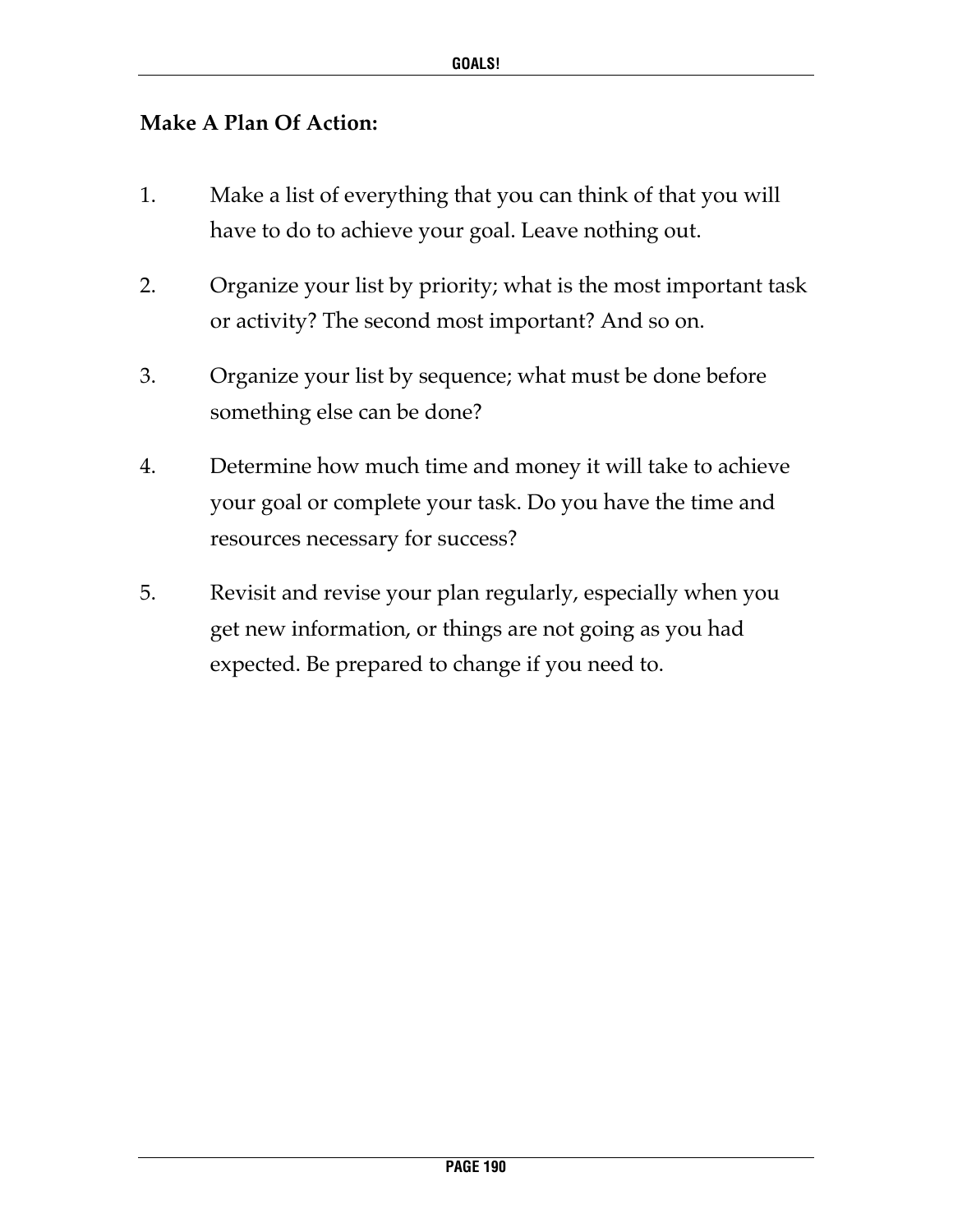**Make A Plan Of Action:**

1. Make a list of everything that you can think of that you will have to do to achieve your goal. Leave nothing out.

2. Organize your list by priority; what is the most important task or activity? The second most important? And so on.

3. Organize your list by sequence; what must be done before something else can be done?

4. Determine how much time and money it will take to achieve your goal or complete your task. Do you have the time and resources necessary for success?

5. Revisit and revise your plan regularly, especially when you get new information, or things are not going as you had expected. Be prepared to change if you need to.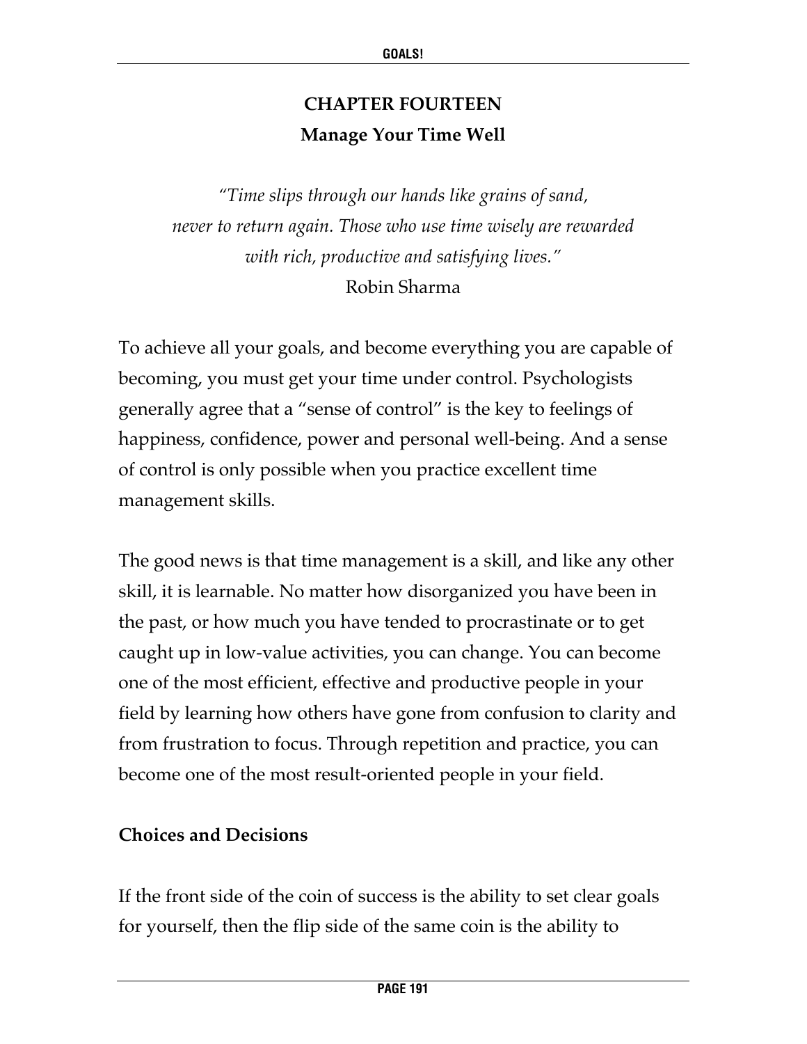## CHAPTER FOURTEEN

### Manage Your Time Well

*"Time slips through our hands like grains of sand, never to return again. Those who use time wisely are rewarded with rich, productive and satisfying lives."*

Robin Sharma

To achieve all your goals, and become everything you are capable of becoming, you must get your time under control. Psychologists generally agree that a "sense of control" is the key to feelings of happiness, confidence, power and personal well-being. And a sense of control is only possible when you practice excellent time management skills.

The good news is that time management is a skill, and like any other skill, it is learnable. No matter how disorganized you have been in the past, or how much you have tended to procrastinate or to get caught up in low-value activities, you can change. You can become one of the most efficient, effective and productive people in your field by learning how others have gone from confusion to clarity and from frustration to focus. Through repetition and practice, you can become one of the most result-oriented people in your field.

**Choices and Decisions**

If the front side of the coin of success is the ability to set clear goals for yourself, then the flip side of the same coin is the ability to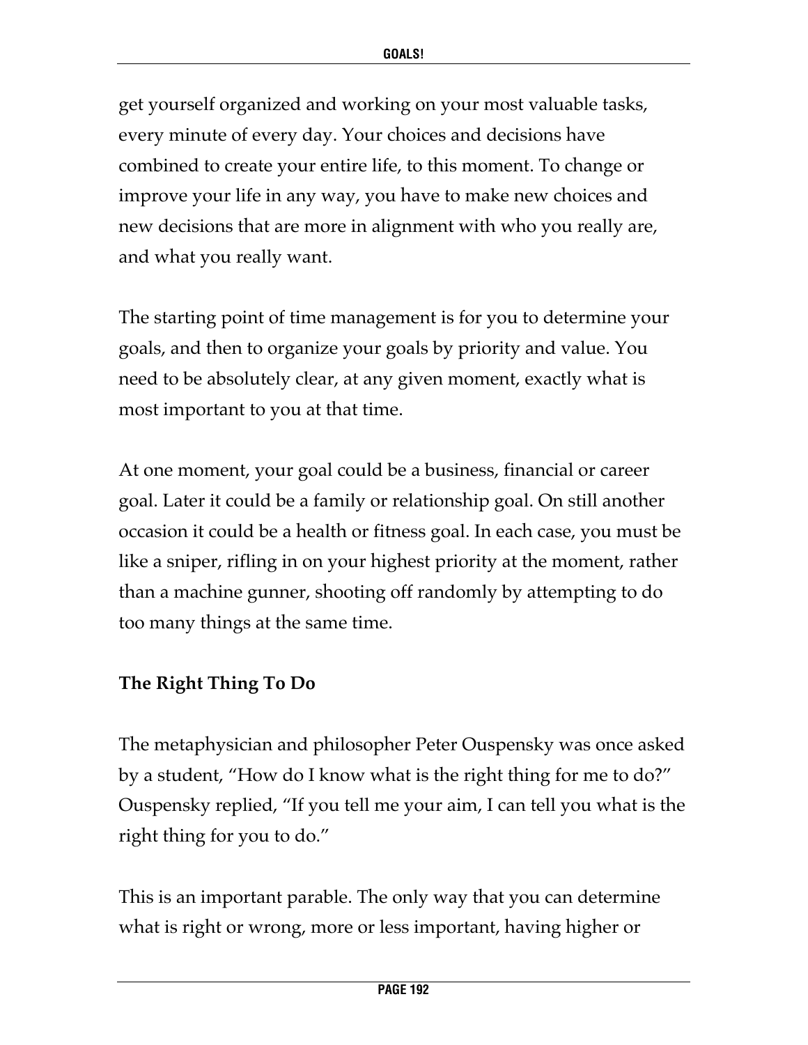get yourself organized and working on your most valuable tasks, every minute of every day. Your choices and decisions have combined to create your entire life, to this moment. To change or improve your life in any way, you have to make new choices and new decisions that are more in alignment with who you really are, and what you really want.

The starting point of time management is for you to determine your goals, and then to organize your goals by priority and value. You need to be absolutely clear, at any given moment, exactly what is most important to you at that time.

At one moment, your goal could be a business, financial or career goal. Later it could be a family or relationship goal. On still another occasion it could be a health or fitness goal. In each case, you must be like a sniper, rifling in on your highest priority at the moment, rather than a machine gunner, shooting off randomly by attempting to do too many things at the same time.

**The Right Thing To Do**

The metaphysician and philosopher Peter Ouspensky was once asked by a student, "How do I know what is the right thing for me to do?" Ouspensky replied, "If you tell me your aim, I can tell you what is the right thing for you to do."

This is an important parable. The only way that you can determine what is right or wrong, more or less important, having higher or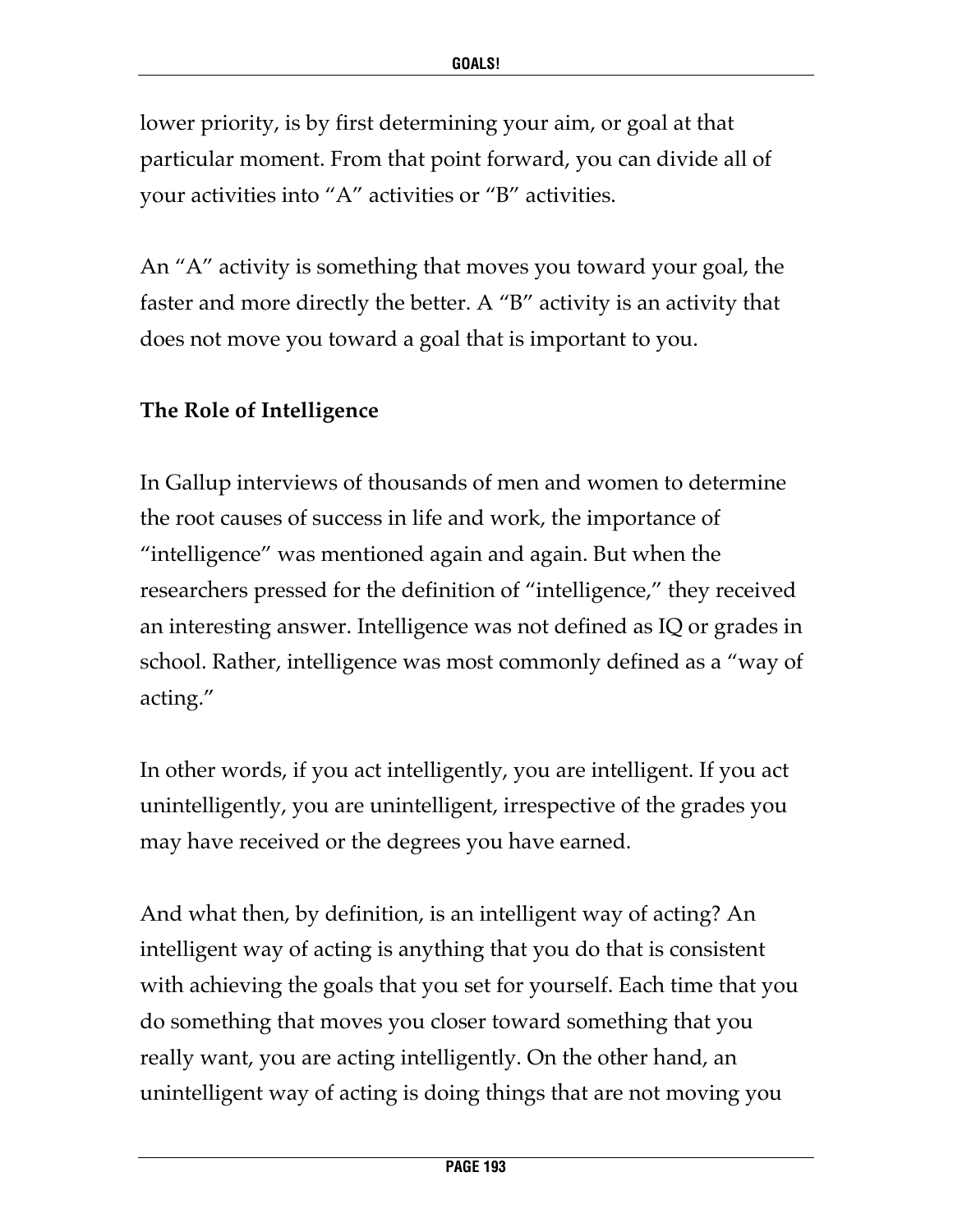lower priority, is by first determining your aim, or goal at that particular moment. From that point forward, you can divide all of your activities into "A" activities or "B" activities.

An "A" activity is something that moves you toward your goal, the faster and more directly the better. A "B" activity is an activity that does not move you toward a goal that is important to you.

### The Role of Intelligence

In Gallup interviews of thousands of men and women to determine the root causes of success in life and work, the importance of "intelligence" was mentioned again and again. But when the researchers pressed for the definition of "intelligence," they received an interesting answer. Intelligence was not defined as IQ or grades in school. Rather, intelligence was most commonly defined as a "way of acting."

In other words, if you act intelligently, you are intelligent. If you act unintelligently, you are unintelligent, irrespective of the grades you may have received or the degrees you have earned.

And what then, by definition, is an intelligent way of acting? An intelligent way of acting is anything that you do that is consistent with achieving the goals that you set for yourself. Each time that you do something that moves you closer toward something that you really want, you are acting intelligently. On the other hand, an unintelligent way of acting is doing things that are not moving you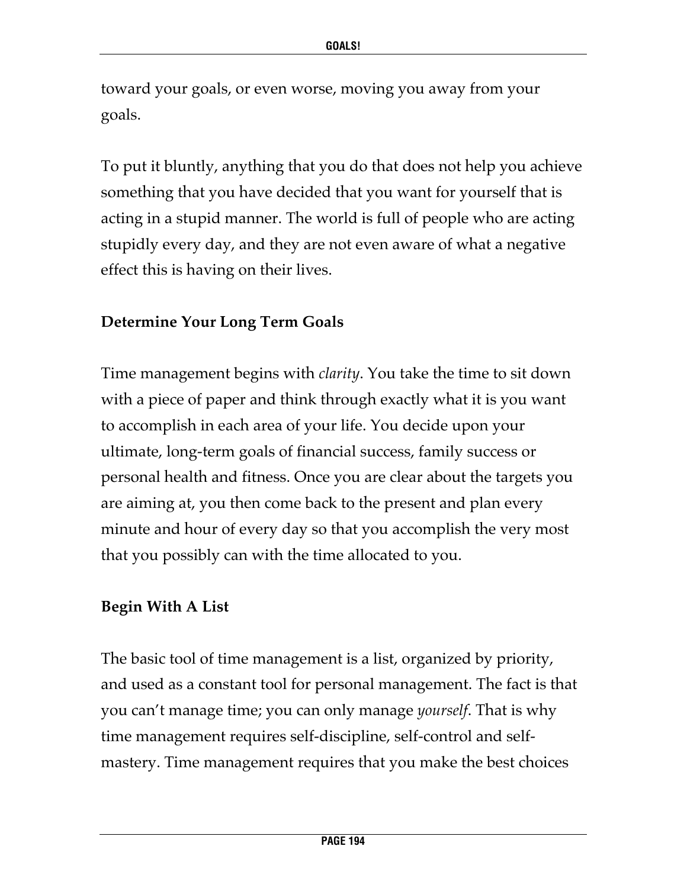toward your goals, or even worse, moving you away from your goals.

To put it bluntly, anything that you do that does not help you achieve something that you have decided that you want for yourself that is acting in a stupid manner. The world is full of people who are acting stupidly every day, and they are not even aware of what a negative effect this is having on their lives.

**Determine Your Long Term Goals**

Time management begins with *clarity*. You take the time to sit down with a piece of paper and think through exactly what it is you want to accomplish in each area of your life. You decide upon your ultimate, long-term goals of financial success, family success or personal health and fitness. Once you are clear about the targets you are aiming at, you then come back to the present and plan every minute and hour of every day so that you accomplish the very most that you possibly can with the time allocated to you.

**Begin With A List**

The basic tool of time management is a list, organized by priority, and used as a constant tool for personal management. The fact is that you can't manage time; you can only manage *yourself*. That is why time management requires self-discipline, self-control and self-mastery. Time management requires that you make the best choices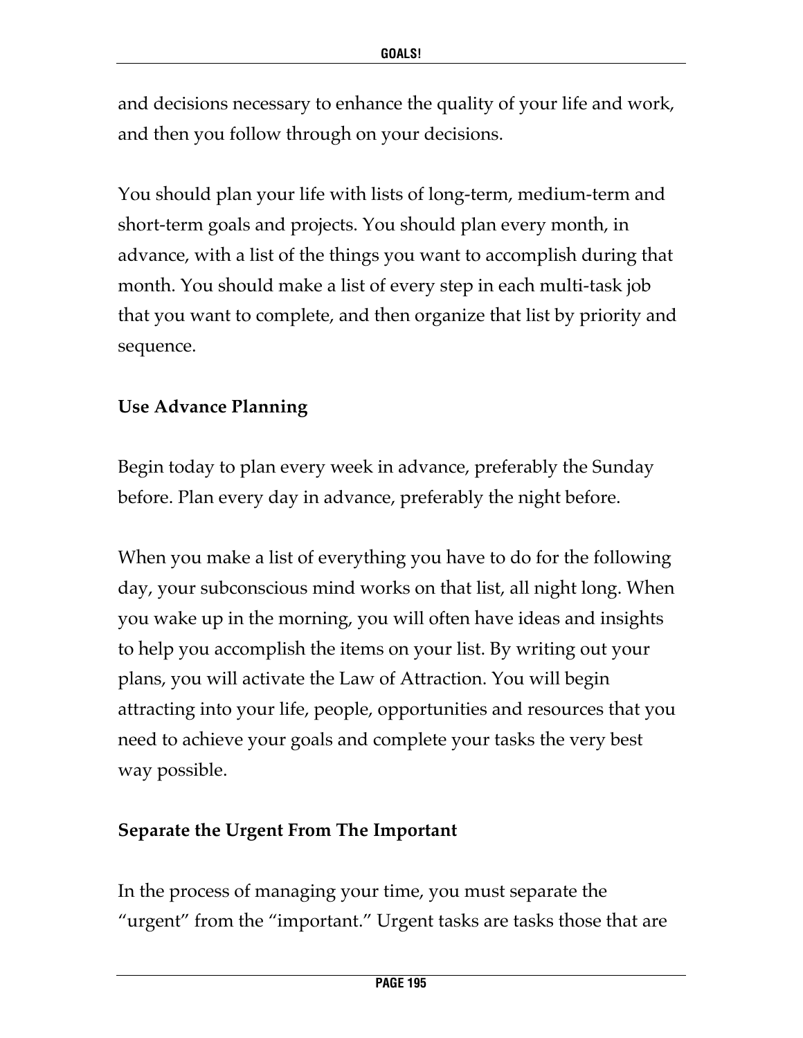and decisions necessary to enhance the quality of your life and work, and then you follow through on your decisions.

You should plan your life with lists of long-term, medium-term and short-term goals and projects. You should plan every month, in advance, with a list of the things you want to accomplish during that month. You should make a list of every step in each multi-task job that you want to complete, and then organize that list by priority and sequence.

**Use Advance Planning**

Begin today to plan every week in advance, preferably the Sunday before. Plan every day in advance, preferably the night before.

When you make a list of everything you have to do for the following day, your subconscious mind works on that list, all night long. When you wake up in the morning, you will often have ideas and insights to help you accomplish the items on your list. By writing out your plans, you will activate the Law of Attraction. You will begin attracting into your life, people, opportunities and resources that you need to achieve your goals and complete your tasks the very best way possible.

**Separate the Urgent From The Important**

In the process of managing your time, you must separate the "urgent" from the "important." Urgent tasks are tasks those that are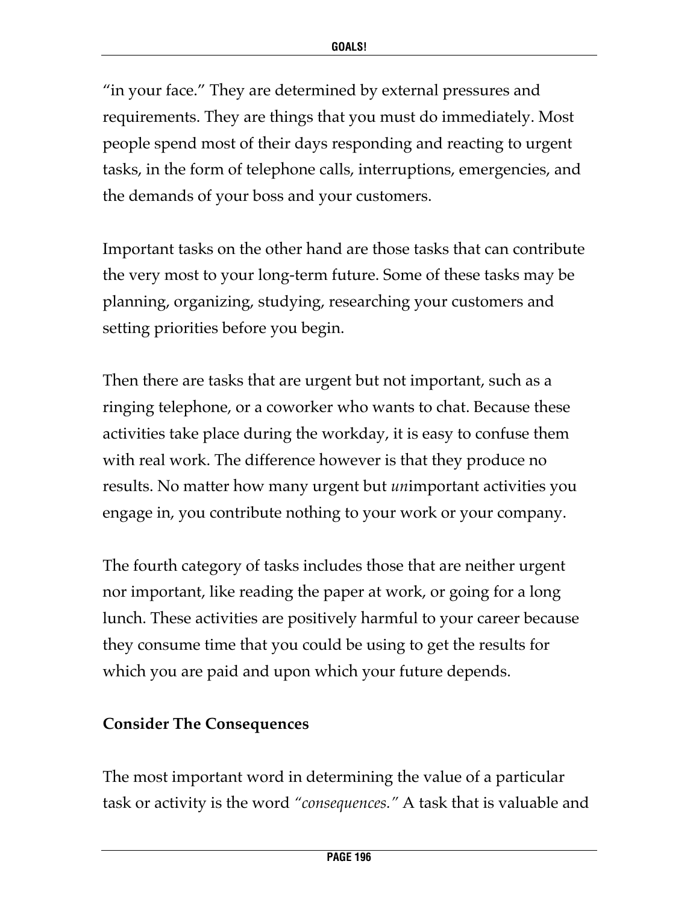"in your face." They are determined by external pressures and requirements. They are things that you must do immediately. Most people spend most of their days responding and reacting to urgent tasks, in the form of telephone calls, interruptions, emergencies, and the demands of your boss and your customers.

Important tasks on the other hand are those tasks that can contribute the very most to your long-term future. Some of these tasks may be planning, organizing, studying, researching your customers and setting priorities before you begin.

Then there are tasks that are urgent but not important, such as a ringing telephone, or a coworker who wants to chat. Because these activities take place during the workday, it is easy to confuse them with real work. The difference however is that they produce no results. No matter how many urgent but *un*important activities you engage in, you contribute nothing to your work or your company.

The fourth category of tasks includes those that are neither urgent nor important, like reading the paper at work, or going for a long lunch. These activities are positively harmful to your career because they consume time that you could be using to get the results for which you are paid and upon which your future depends.

**Consider The Consequences**

The most important word in determining the value of a particular task or activity is the word *"consequences."* A task that is valuable and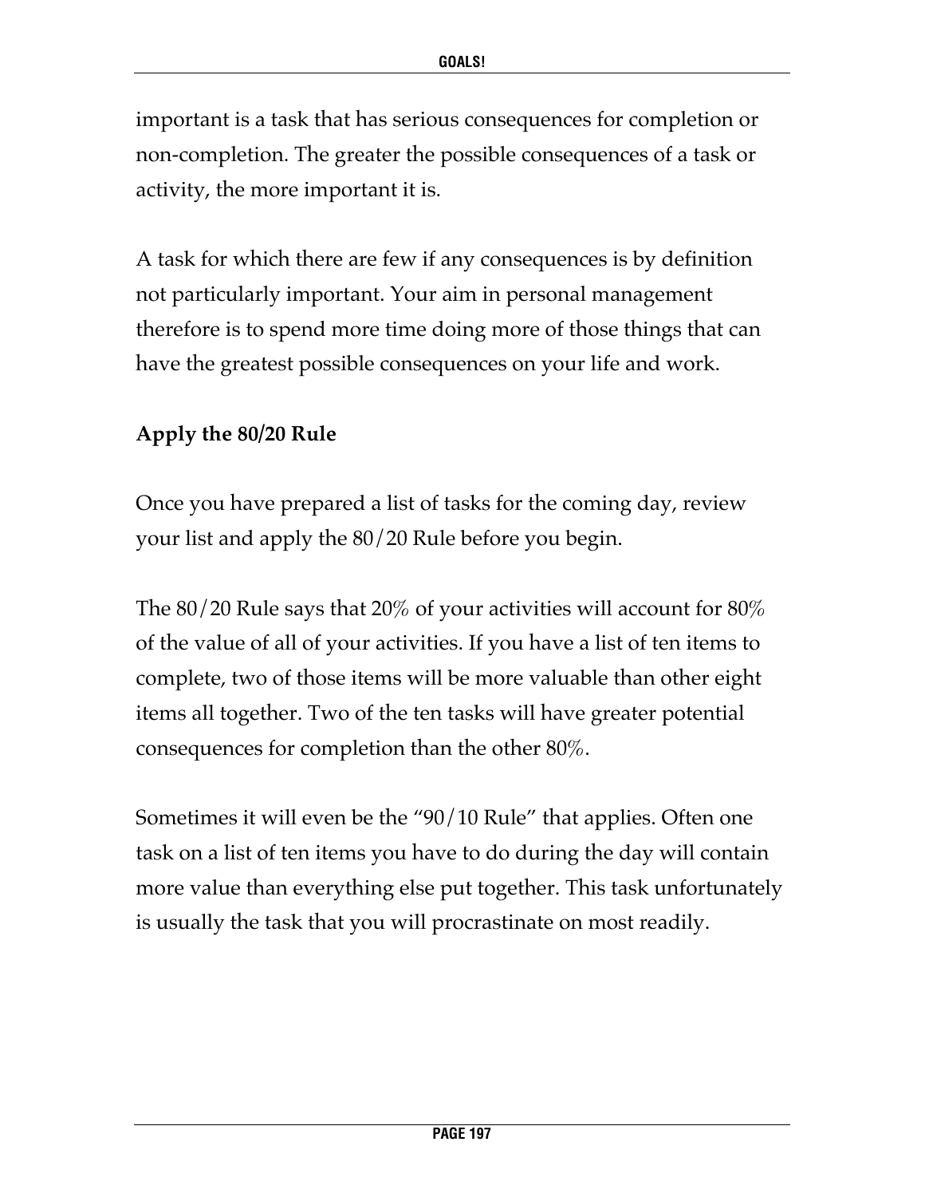important is a task that has serious consequences for completion or non-completion. The greater the possible consequences of a task or activity, the more important it is.

A task for which there are few if any consequences is by definition not particularly important. Your aim in personal management therefore is to spend more time doing more of those things that can have the greatest possible consequences on your life and work.

**Apply the 80/20 Rule**

Once you have prepared a list of tasks for the coming day, review your list and apply the 80/20 Rule before you begin.

The 80/20 Rule says that 20% of your activities will account for 80% of the value of all of your activities. If you have a list of ten items to complete, two of those items will be more valuable than other eight items all together. Two of the ten tasks will have greater potential consequences for completion than the other 80%.

Sometimes it will even be the "90/10 Rule" that applies. Often one task on a list of ten items you have to do during the day will contain more value than everything else put together. This task unfortunately is usually the task that you will procrastinate on most readily.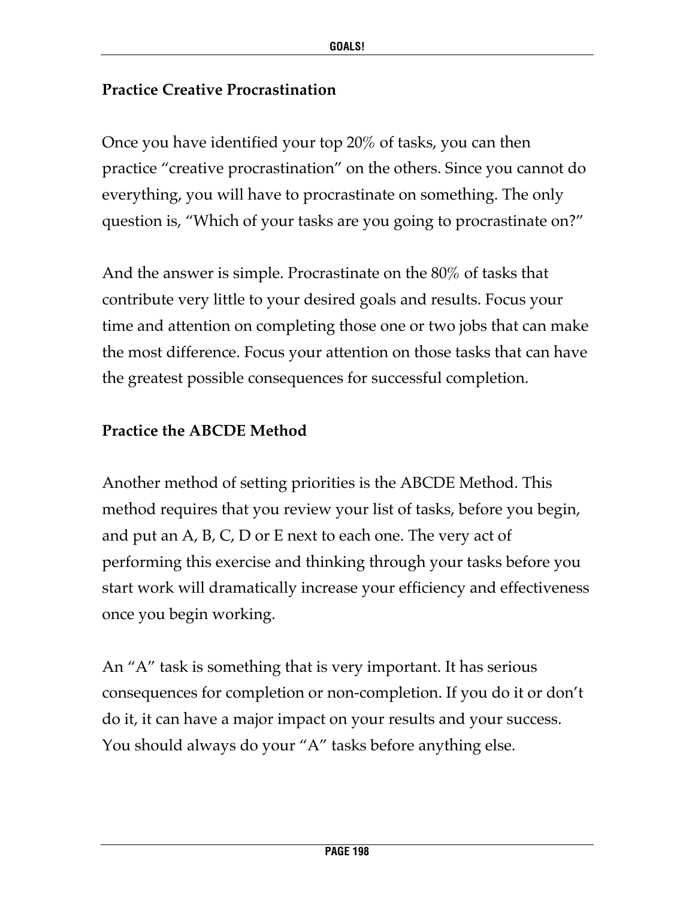### Practice Creative Procrastination

Once you have identified your top 20% of tasks, you can then practice “creative procrastination” on the others. Since you cannot do everything, you will have to procrastinate on something. The only question is, “Which of your tasks are you going to procrastinate on?”

And the answer is simple. Procrastinate on the 80% of tasks that contribute very little to your desired goals and results. Focus your time and attention on completing those one or two jobs that can make the most difference. Focus your attention on those tasks that can have the greatest possible consequences for successful completion.

### Practice the ABCDE Method

Another method of setting priorities is the ABCDE Method. This method requires that you review your list of tasks, before you begin, and put an A, B, C, D or E next to each one. The very act of performing this exercise and thinking through your tasks before you start work will dramatically increase your efficiency and effectiveness once you begin working.

An “A” task is something that is very important. It has serious consequences for completion or non-completion. If you do it or don’t do it, it can have a major impact on your results and your success. You should always do your “A” tasks before anything else.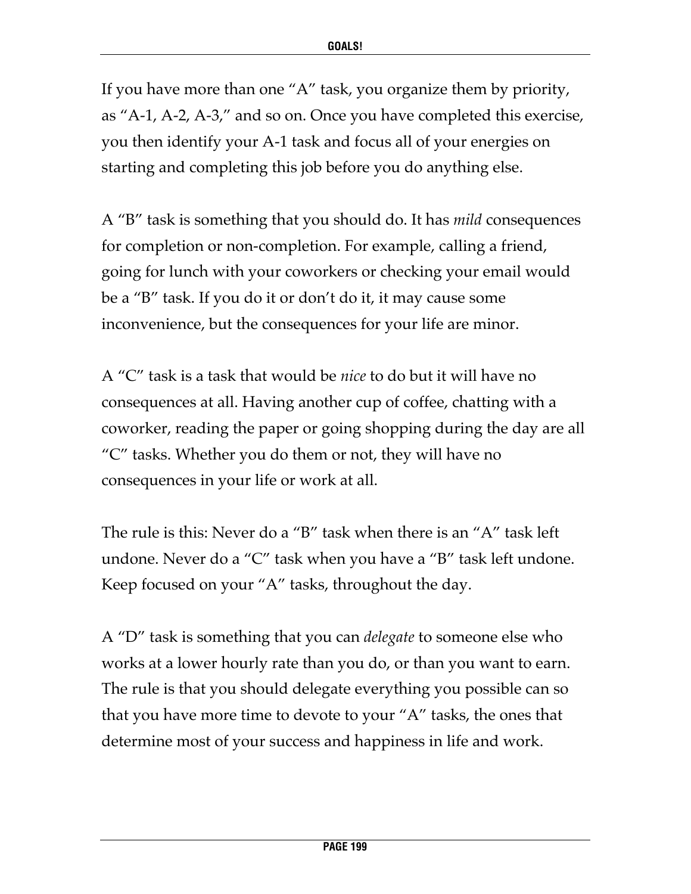If you have more than one "A" task, you organize them by priority, as "A-1, A-2, A-3," and so on. Once you have completed this exercise, you then identify your A-1 task and focus all of your energies on starting and completing this job before you do anything else.

A "B" task is something that you should do. It has *mild* consequences for completion or non-completion. For example, calling a friend, going for lunch with your coworkers or checking your email would be a "B" task. If you do it or don't do it, it may cause some inconvenience, but the consequences for your life are minor.

A "C" task is a task that would be *nice* to do but it will have no consequences at all. Having another cup of coffee, chatting with a coworker, reading the paper or going shopping during the day are all "C" tasks. Whether you do them or not, they will have no consequences in your life or work at all.

The rule is this: Never do a "B" task when there is an "A" task left undone. Never do a "C" task when you have a "B" task left undone. Keep focused on your "A" tasks, throughout the day.

A "D" task is something that you can *delegate* to someone else who works at a lower hourly rate than you do, or than you want to earn. The rule is that you should delegate everything you possible can so that you have more time to devote to your "A" tasks, the ones that determine most of your success and happiness in life and work.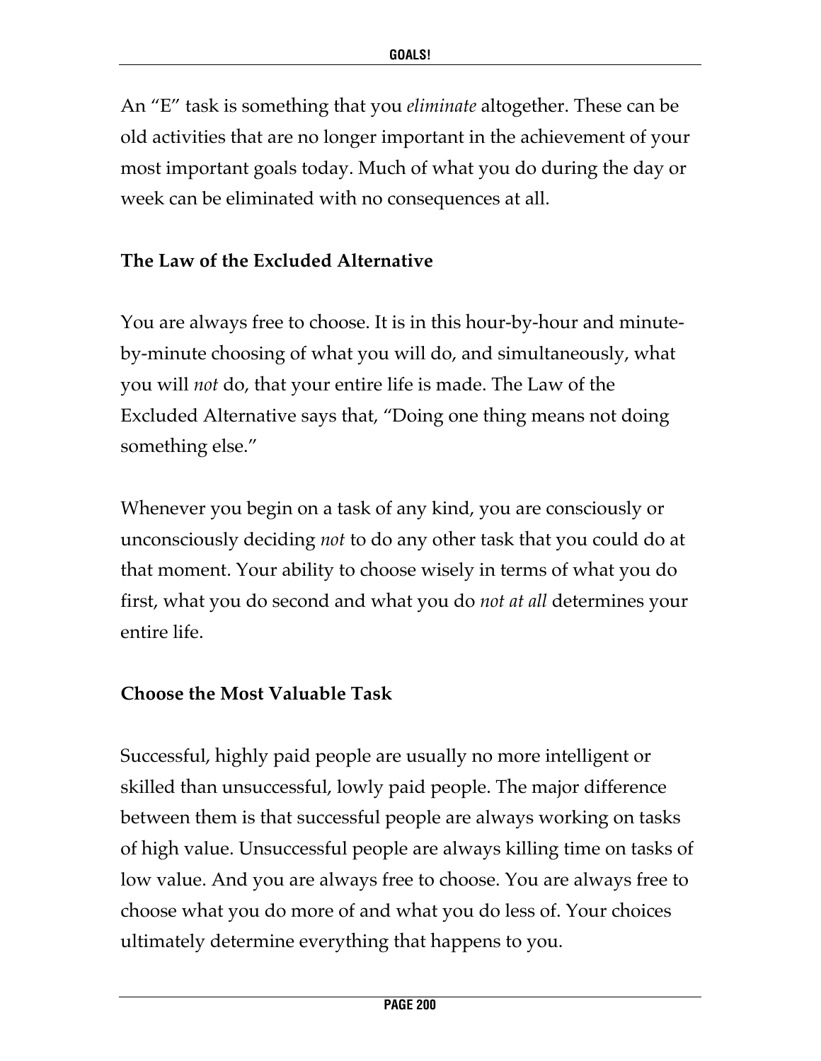An “E” task is something that you *eliminate* altogether. These can be old activities that are no longer important in the achievement of your most important goals today. Much of what you do during the day or week can be eliminated with no consequences at all.

### The Law of the Excluded Alternative

You are always free to choose. It is in this hour-by-hour and minute-by-minute choosing of what you will do, and simultaneously, what you will *not* do, that your entire life is made. The Law of the Excluded Alternative says that, “Doing one thing means not doing something else.”

Whenever you begin on a task of any kind, you are consciously or unconsciously deciding *not* to do any other task that you could do at that moment. Your ability to choose wisely in terms of what you do first, what you do second and what you do *not at all* determines your entire life.

### Choose the Most Valuable Task

Successful, highly paid people are usually no more intelligent or skilled than unsuccessful, lowly paid people. The major difference between them is that successful people are always working on tasks of high value. Unsuccessful people are always killing time on tasks of low value. And you are always free to choose. You are always free to choose what you do more of and what you do less of. Your choices ultimately determine everything that happens to you.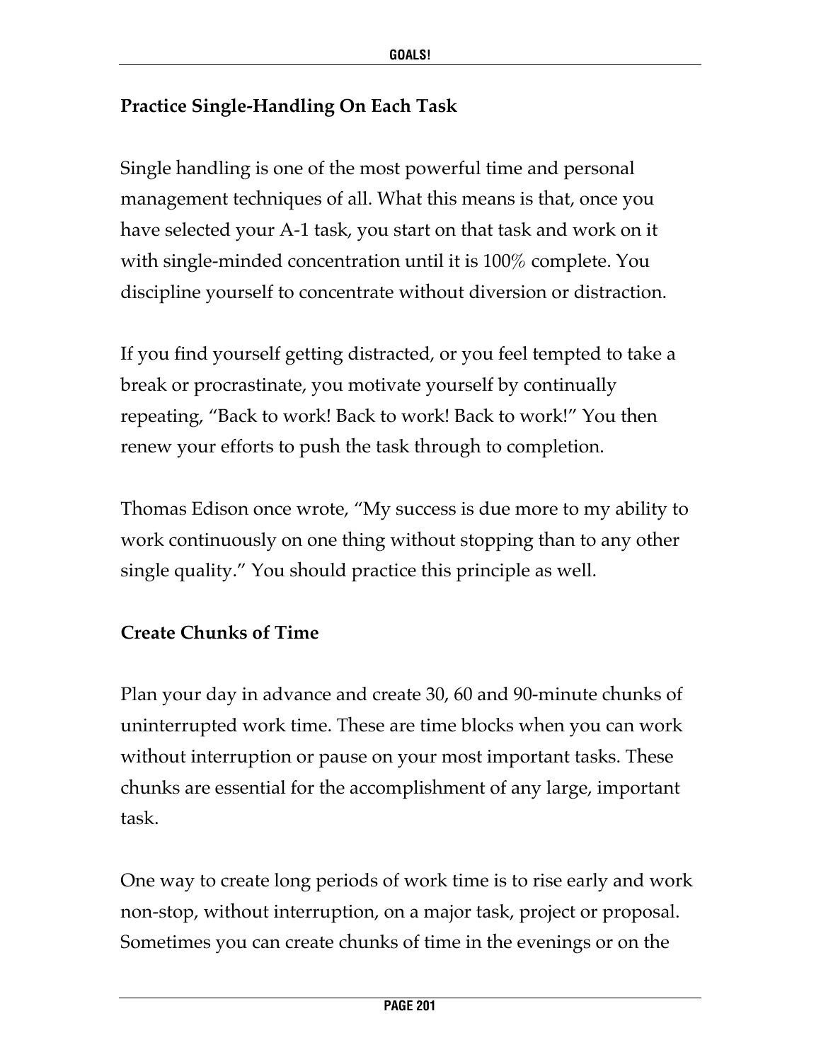**Practice Single-Handling On Each Task**

Single handling is one of the most powerful time and personal management techniques of all. What this means is that, once you have selected your A-1 task, you start on that task and work on it with single-minded concentration until it is 100% complete. You discipline yourself to concentrate without diversion or distraction.

If you find yourself getting distracted, or you feel tempted to take a break or procrastinate, you motivate yourself by continually repeating, "Back to work! Back to work! Back to work!" You then renew your efforts to push the task through to completion.

Thomas Edison once wrote, "My success is due more to my ability to work continuously on one thing without stopping than to any other single quality." You should practice this principle as well.

**Create Chunks of Time**

Plan your day in advance and create 30, 60 and 90-minute chunks of uninterrupted work time. These are time blocks when you can work without interruption or pause on your most important tasks. These chunks are essential for the accomplishment of any large, important task.

One way to create long periods of work time is to rise early and work non-stop, without interruption, on a major task, project or proposal. Sometimes you can create chunks of time in the evenings or on the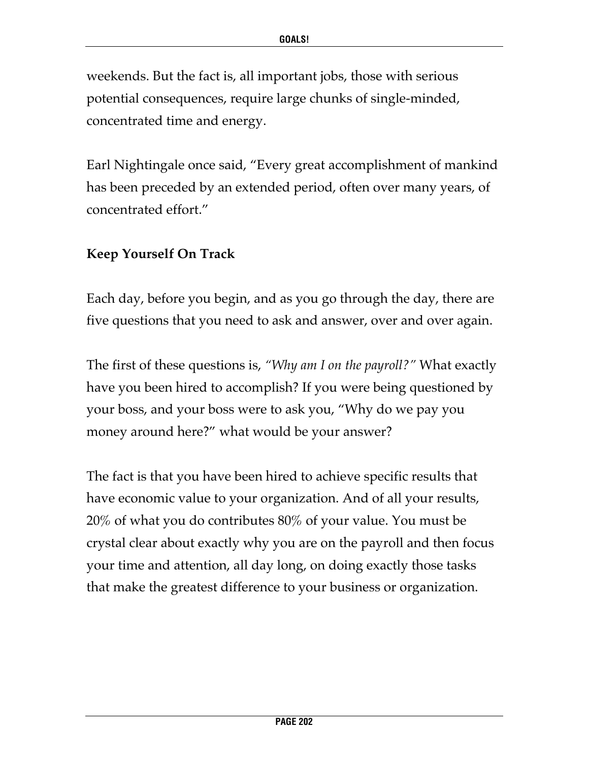weekends. But the fact is, all important jobs, those with serious potential consequences, require large chunks of single-minded, concentrated time and energy.

Earl Nightingale once said, "Every great accomplishment of mankind has been preceded by an extended period, often over many years, of concentrated effort."

**Keep Yourself On Track**

Each day, before you begin, and as you go through the day, there are five questions that you need to ask and answer, over and over again.

The first of these questions is, *"Why am I on the payroll?"* What exactly have you been hired to accomplish? If you were being questioned by your boss, and your boss were to ask you, "Why do we pay you money around here?" what would be your answer?

The fact is that you have been hired to achieve specific results that have economic value to your organization. And of all your results, 20% of what you do contributes 80% of your value. You must be crystal clear about exactly why you are on the payroll and then focus your time and attention, all day long, on doing exactly those tasks that make the greatest difference to your business or organization.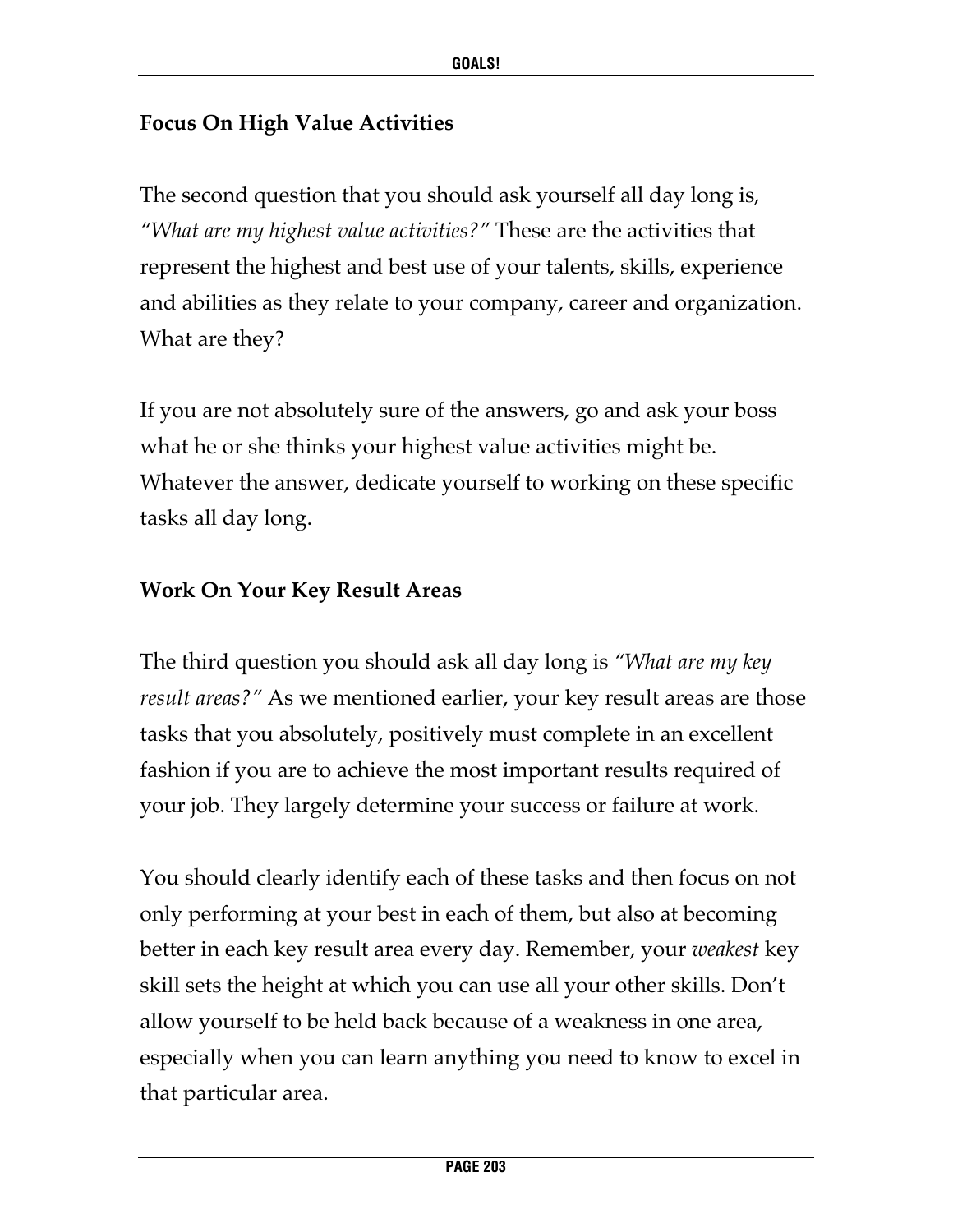### Focus On High Value Activities

The second question that you should ask yourself all day long is, *"What are my highest value activities?"* These are the activities that represent the highest and best use of your talents, skills, experience and abilities as they relate to your company, career and organization. What are they?

If you are not absolutely sure of the answers, go and ask your boss what he or she thinks your highest value activities might be. Whatever the answer, dedicate yourself to working on these specific tasks all day long.

### Work On Your Key Result Areas

The third question you should ask all day long is *"What are my key result areas?"* As we mentioned earlier, your key result areas are those tasks that you absolutely, positively must complete in an excellent fashion if you are to achieve the most important results required of your job. They largely determine your success or failure at work.

You should clearly identify each of these tasks and then focus on not only performing at your best in each of them, but also at becoming better in each key result area every day. Remember, your *weakest* key skill sets the height at which you can use all your other skills. Don't allow yourself to be held back because of a weakness in one area, especially when you can learn anything you need to know to excel in that particular area.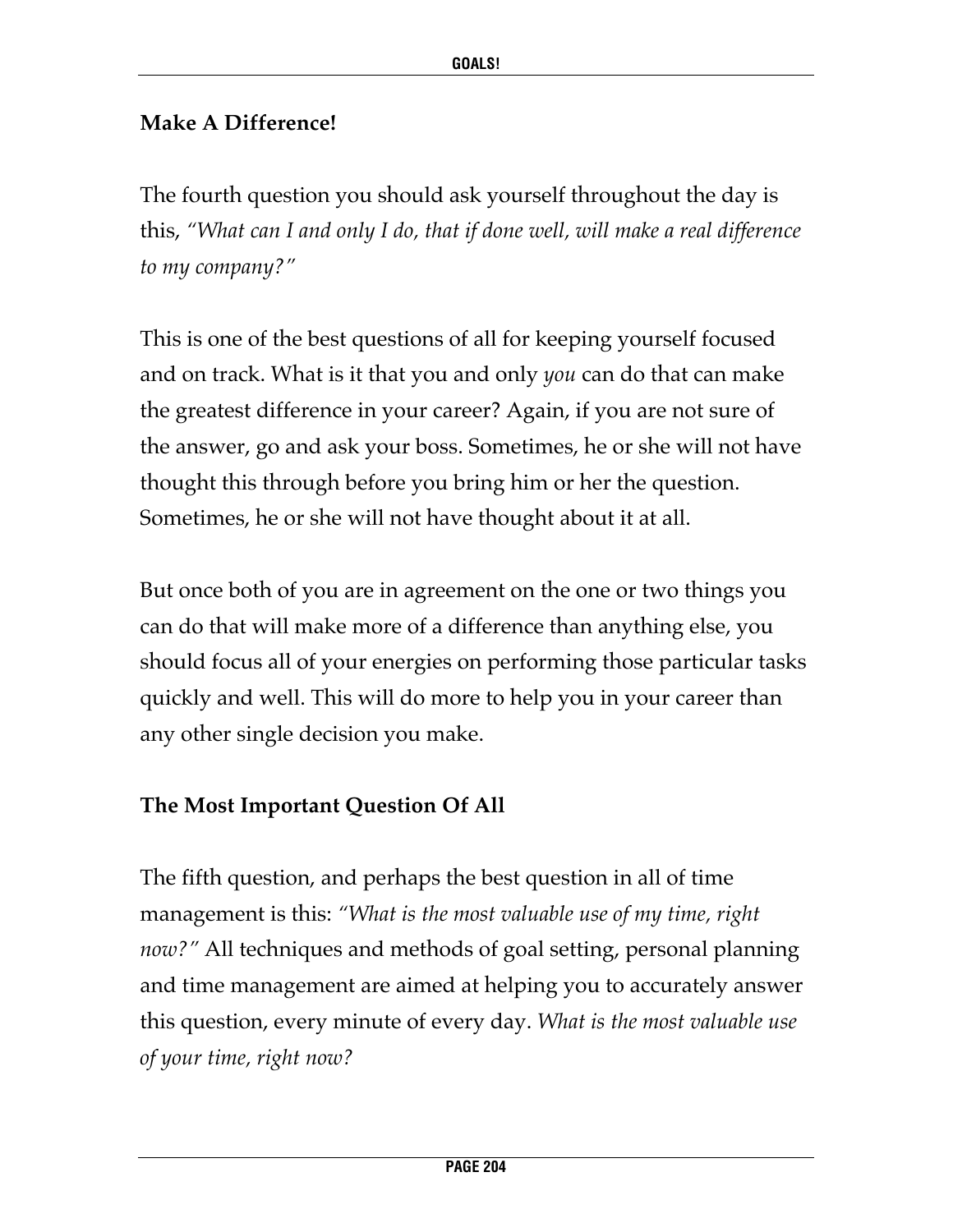### Make A Difference!

The fourth question you should ask yourself throughout the day is this, *"What can I and only I do, that if done well, will make a real difference to my company?"*

This is one of the best questions of all for keeping yourself focused and on track. What is it that you and only *you* can do that can make the greatest difference in your career? Again, if you are not sure of the answer, go and ask your boss. Sometimes, he or she will not have thought this through before you bring him or her the question. Sometimes, he or she will not have thought about it at all.

But once both of you are in agreement on the one or two things you can do that will make more of a difference than anything else, you should focus all of your energies on performing those particular tasks quickly and well. This will do more to help you in your career than any other single decision you make.

### The Most Important Question Of All

The fifth question, and perhaps the best question in all of time management is this: *"What is the most valuable use of my time, right now?"* All techniques and methods of goal setting, personal planning and time management are aimed at helping you to accurately answer this question, every minute of every day. *What is the most valuable use of your time, right now?*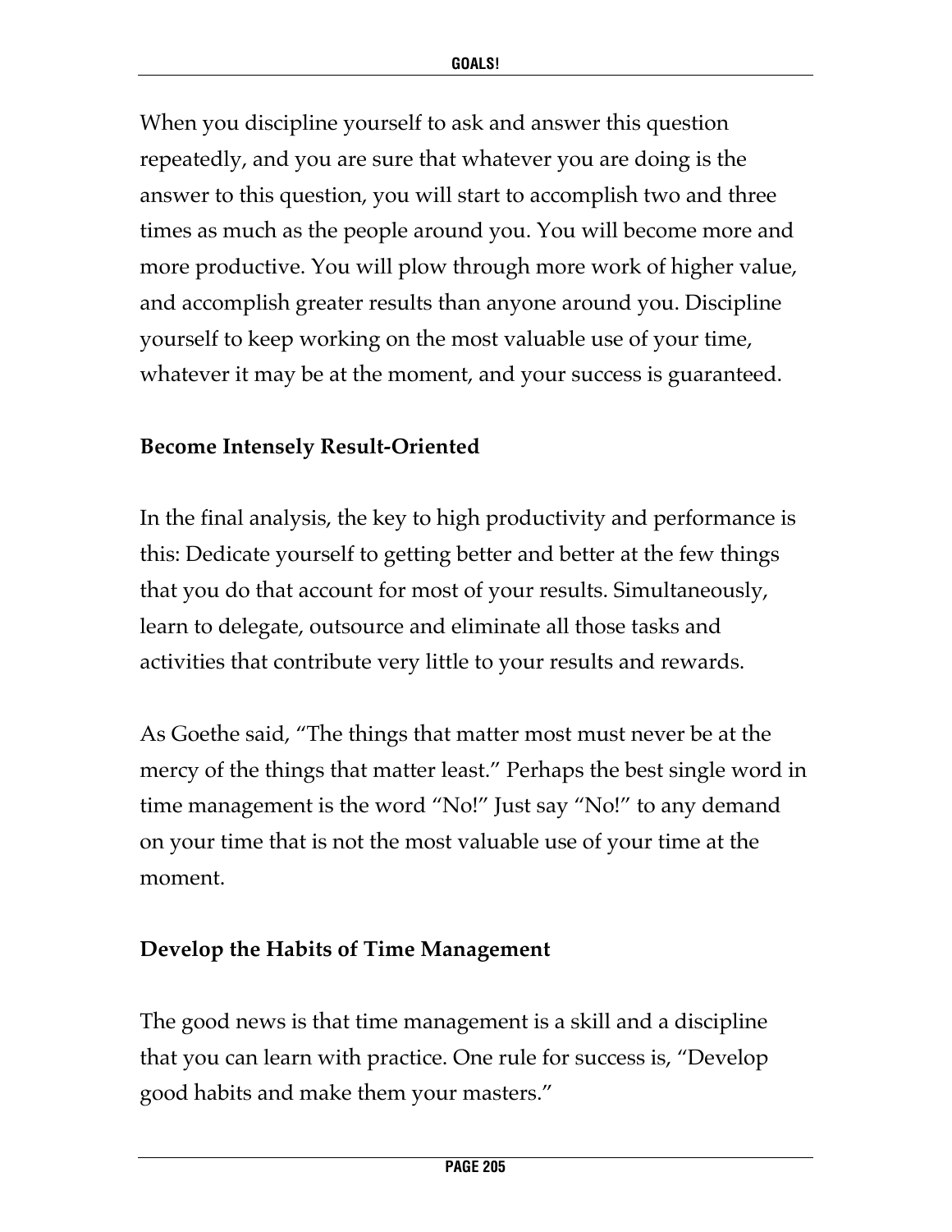When you discipline yourself to ask and answer this question repeatedly, and you are sure that whatever you are doing is the answer to this question, you will start to accomplish two and three times as much as the people around you. You will become more and more productive. You will plow through more work of higher value, and accomplish greater results than anyone around you. Discipline yourself to keep working on the most valuable use of your time, whatever it may be at the moment, and your success is guaranteed.

### Become Intensely Result-Oriented

In the final analysis, the key to high productivity and performance is this: Dedicate yourself to getting better and better at the few things that you do that account for most of your results. Simultaneously, learn to delegate, outsource and eliminate all those tasks and activities that contribute very little to your results and rewards.

As Goethe said, "The things that matter most must never be at the mercy of the things that matter least." Perhaps the best single word in time management is the word "No!" Just say "No!" to any demand on your time that is not the most valuable use of your time at the moment.

### Develop the Habits of Time Management

The good news is that time management is a skill and a discipline that you can learn with practice. One rule for success is, "Develop good habits and make them your masters."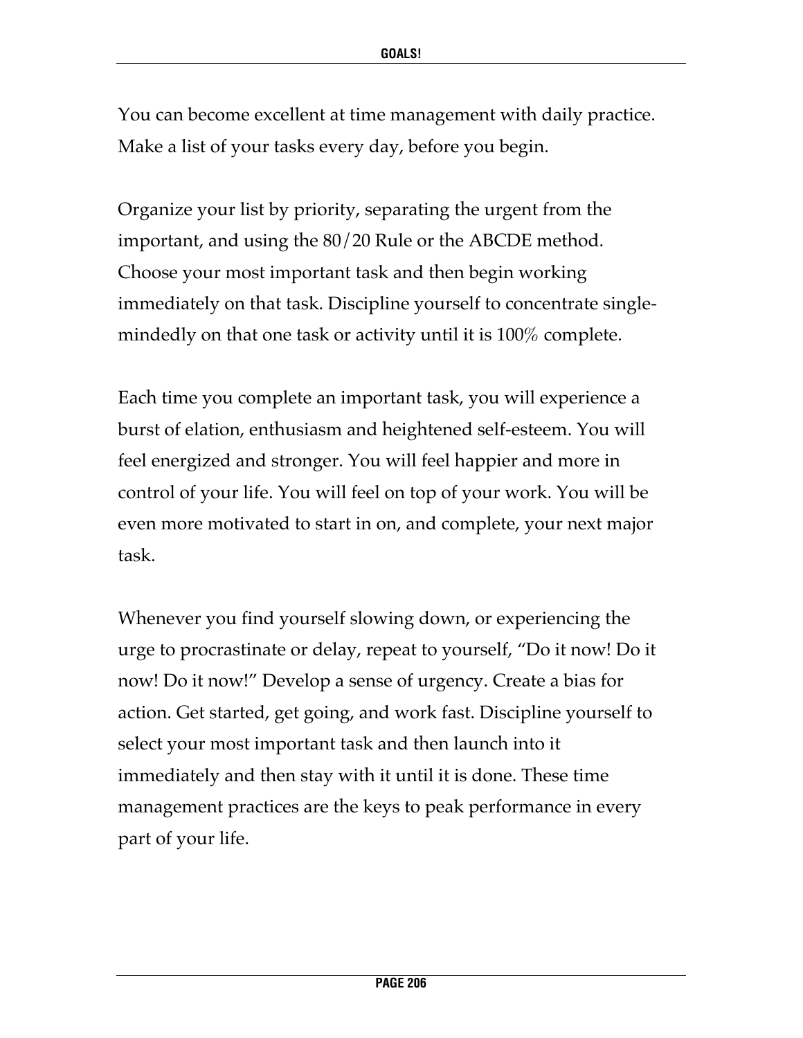You can become excellent at time management with daily practice. Make a list of your tasks every day, before you begin.

Organize your list by priority, separating the urgent from the important, and using the 80/20 Rule or the ABCDE method. Choose your most important task and then begin working immediately on that task. Discipline yourself to concentrate single-mindedly on that one task or activity until it is 100% complete.

Each time you complete an important task, you will experience a burst of elation, enthusiasm and heightened self-esteem. You will feel energized and stronger. You will feel happier and more in control of your life. You will feel on top of your work. You will be even more motivated to start in on, and complete, your next major task.

Whenever you find yourself slowing down, or experiencing the urge to procrastinate or delay, repeat to yourself, "Do it now! Do it now! Do it now!" Develop a sense of urgency. Create a bias for action. Get started, get going, and work fast. Discipline yourself to select your most important task and then launch into it immediately and then stay with it until it is done. These time management practices are the keys to peak performance in every part of your life.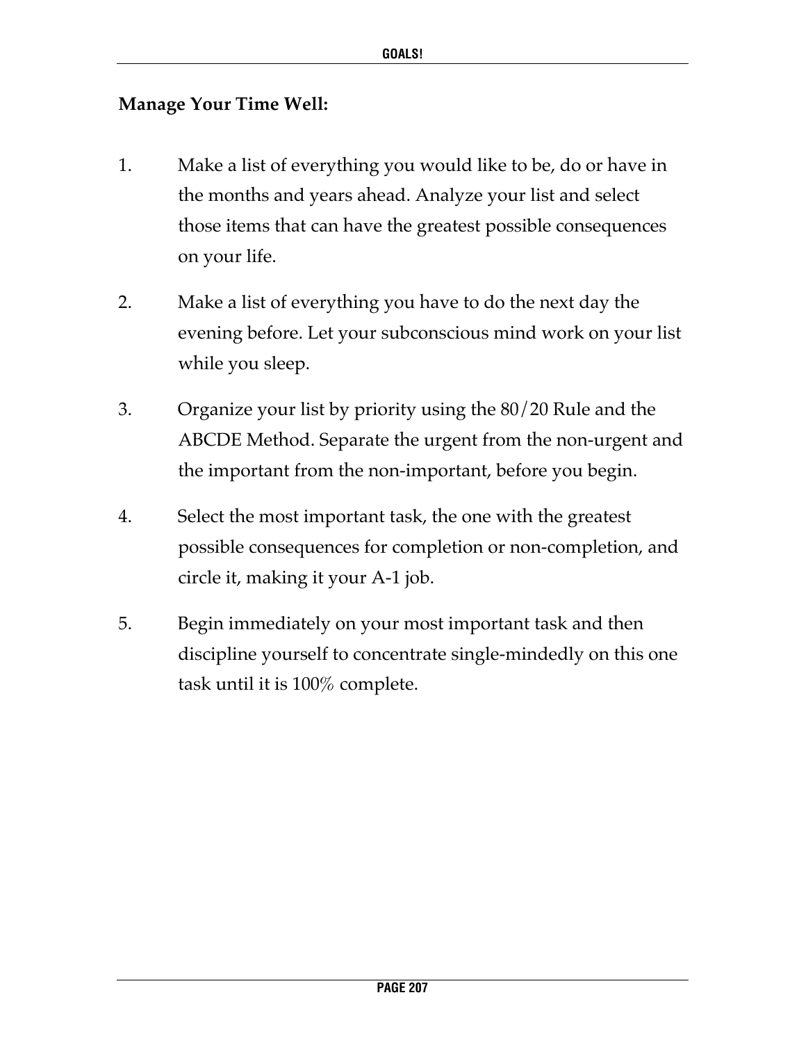**Manage Your Time Well:**

1. Make a list of everything you would like to be, do or have in the months and years ahead. Analyze your list and select those items that can have the greatest possible consequences on your life.

2. Make a list of everything you have to do the next day the evening before. Let your subconscious mind work on your list while you sleep.

3. Organize your list by priority using the 80/20 Rule and the ABCDE Method. Separate the urgent from the non-urgent and the important from the non-important, before you begin.

4. Select the most important task, the one with the greatest possible consequences for completion or non-completion, and circle it, making it your A-1 job.

5. Begin immediately on your most important task and then discipline yourself to concentrate single-mindedly on this one task until it is 100% complete.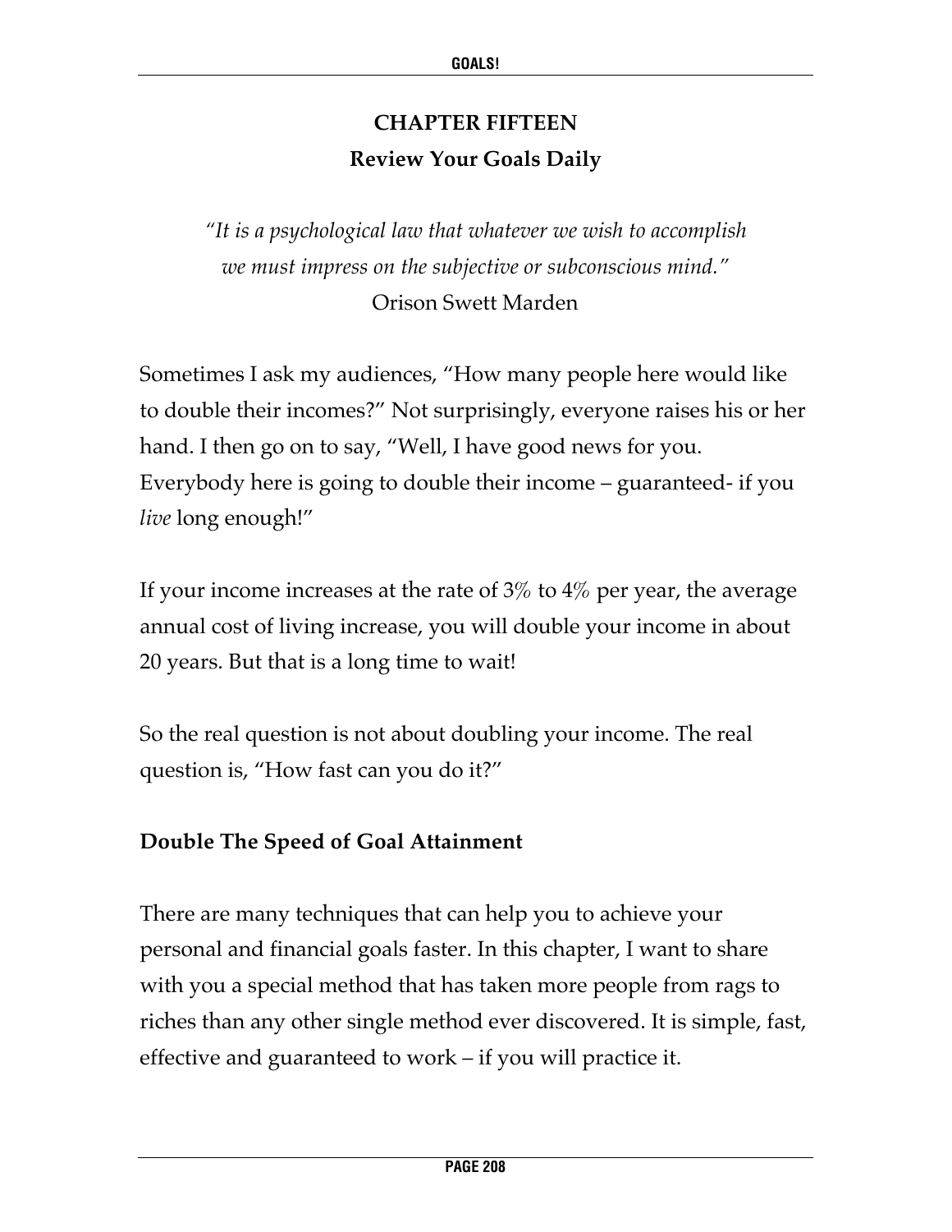# CHAPTER FIFTEEN

## Review Your Goals Daily

*"It is a psychological law that whatever we wish to accomplish we must impress on the subjective or subconscious mind."*
Orison Swett Marden

Sometimes I ask my audiences, "How many people here would like to double their incomes?" Not surprisingly, everyone raises his or her hand. I then go on to say, "Well, I have good news for you. Everybody here is going to double their income – guaranteed- if you *live* long enough!"

If your income increases at the rate of 3% to 4% per year, the average annual cost of living increase, you will double your income in about 20 years. But that is a long time to wait!

So the real question is not about doubling your income. The real question is, "How fast can you do it?"

### Double The Speed of Goal Attainment

There are many techniques that can help you to achieve your personal and financial goals faster. In this chapter, I want to share with you a special method that has taken more people from rags to riches than any other single method ever discovered. It is simple, fast, effective and guaranteed to work – if you will practice it.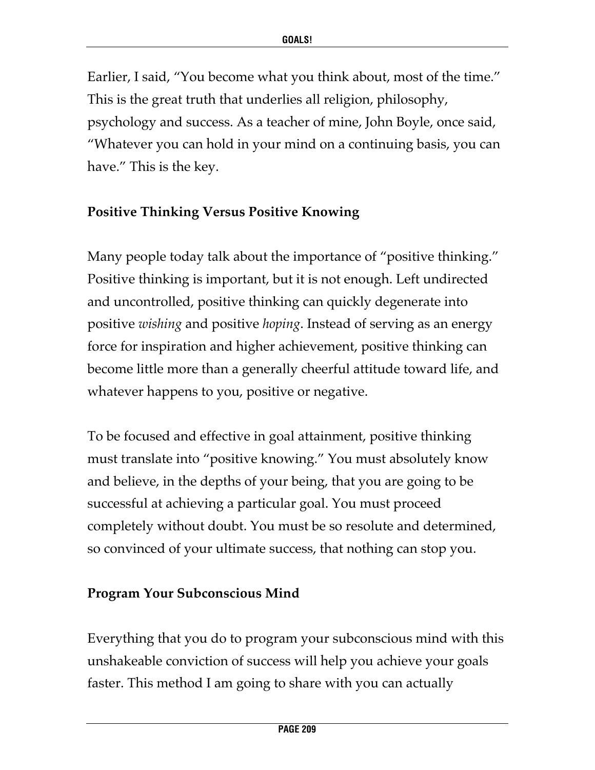Earlier, I said, "You become what you think about, most of the time." This is the great truth that underlies all religion, philosophy, psychology and success. As a teacher of mine, John Boyle, once said, "Whatever you can hold in your mind on a continuing basis, you can have." This is the key.

### Positive Thinking Versus Positive Knowing

Many people today talk about the importance of "positive thinking." Positive thinking is important, but it is not enough. Left undirected and uncontrolled, positive thinking can quickly degenerate into positive *wishing* and positive *hoping*. Instead of serving as an energy force for inspiration and higher achievement, positive thinking can become little more than a generally cheerful attitude toward life, and whatever happens to you, positive or negative.

To be focused and effective in goal attainment, positive thinking must translate into "positive knowing." You must absolutely know and believe, in the depths of your being, that you are going to be successful at achieving a particular goal. You must proceed completely without doubt. You must be so resolute and determined, so convinced of your ultimate success, that nothing can stop you.

### Program Your Subconscious Mind

Everything that you do to program your subconscious mind with this unshakeable conviction of success will help you achieve your goals faster. This method I am going to share with you can actually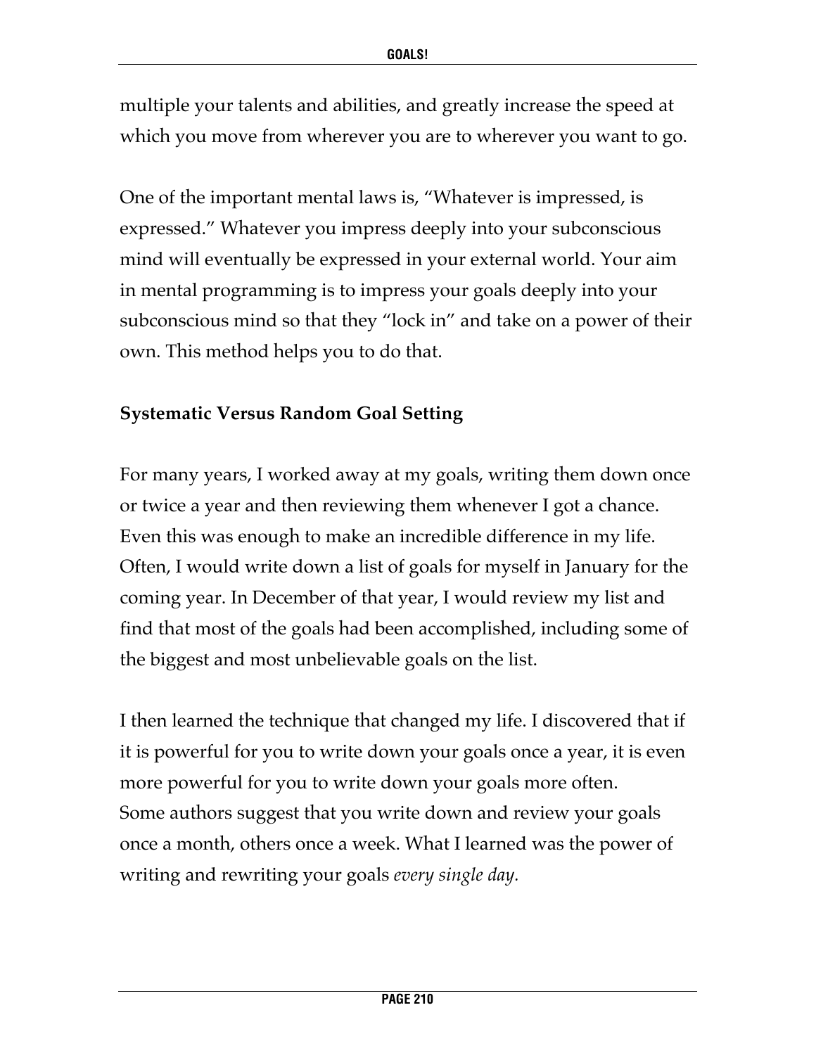multiple your talents and abilities, and greatly increase the speed at which you move from wherever you are to wherever you want to go.

One of the important mental laws is, "Whatever is impressed, is expressed." Whatever you impress deeply into your subconscious mind will eventually be expressed in your external world. Your aim in mental programming is to impress your goals deeply into your subconscious mind so that they "lock in" and take on a power of their own. This method helps you to do that.

**Systematic Versus Random Goal Setting**

For many years, I worked away at my goals, writing them down once or twice a year and then reviewing them whenever I got a chance. Even this was enough to make an incredible difference in my life. Often, I would write down a list of goals for myself in January for the coming year. In December of that year, I would review my list and find that most of the goals had been accomplished, including some of the biggest and most unbelievable goals on the list.

I then learned the technique that changed my life. I discovered that if it is powerful for you to write down your goals once a year, it is even more powerful for you to write down your goals more often. Some authors suggest that you write down and review your goals once a month, others once a week. What I learned was the power of writing and rewriting your goals *every single day.*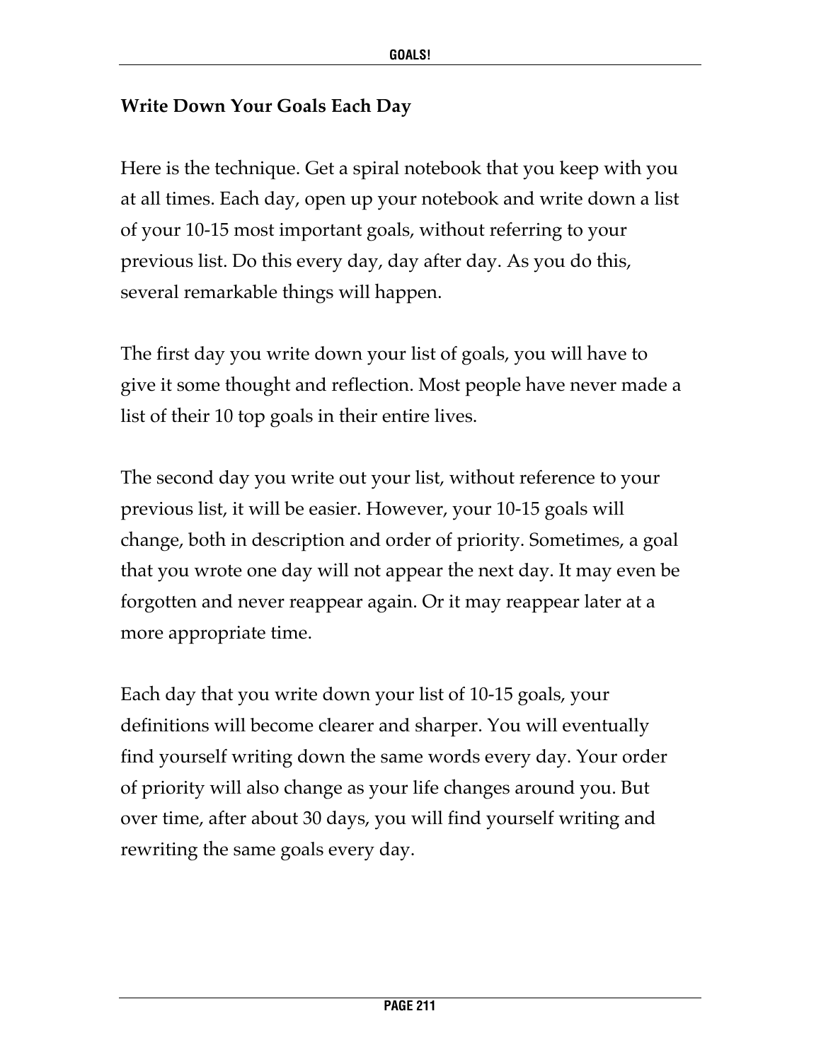## Write Down Your Goals Each Day

Here is the technique. Get a spiral notebook that you keep with you at all times. Each day, open up your notebook and write down a list of your 10-15 most important goals, without referring to your previous list. Do this every day, day after day. As you do this, several remarkable things will happen.

The first day you write down your list of goals, you will have to give it some thought and reflection. Most people have never made a list of their 10 top goals in their entire lives.

The second day you write out your list, without reference to your previous list, it will be easier. However, your 10-15 goals will change, both in description and order of priority. Sometimes, a goal that you wrote one day will not appear the next day. It may even be forgotten and never reappear again. Or it may reappear later at a more appropriate time.

Each day that you write down your list of 10-15 goals, your definitions will become clearer and sharper. You will eventually find yourself writing down the same words every day. Your order of priority will also change as your life changes around you. But over time, after about 30 days, you will find yourself writing and rewriting the same goals every day.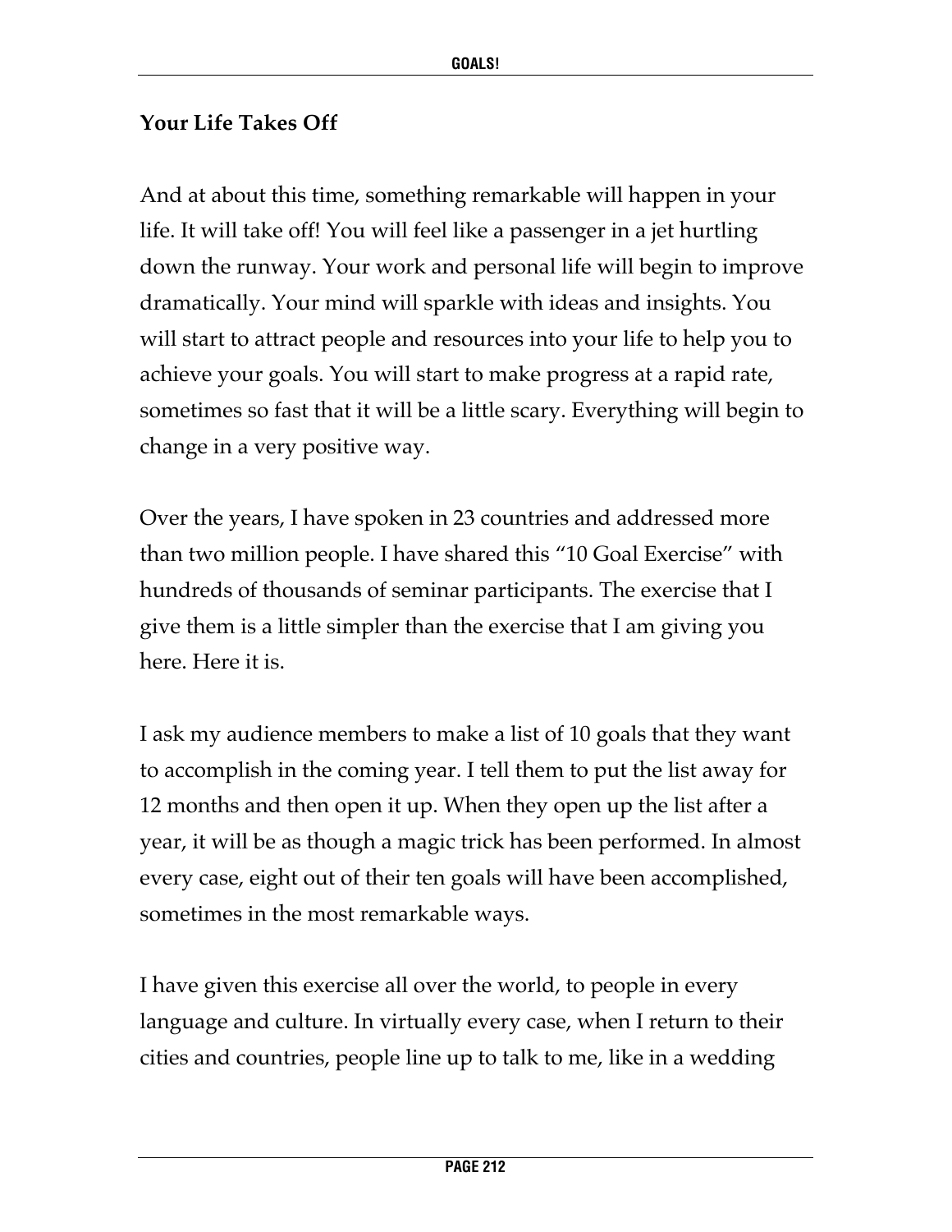### Your Life Takes Off

And at about this time, something remarkable will happen in your life. It will take off! You will feel like a passenger in a jet hurtling down the runway. Your work and personal life will begin to improve dramatically. Your mind will sparkle with ideas and insights. You will start to attract people and resources into your life to help you to achieve your goals. You will start to make progress at a rapid rate, sometimes so fast that it will be a little scary. Everything will begin to change in a very positive way.

Over the years, I have spoken in 23 countries and addressed more than two million people. I have shared this "10 Goal Exercise" with hundreds of thousands of seminar participants. The exercise that I give them is a little simpler than the exercise that I am giving you here. Here it is.

I ask my audience members to make a list of 10 goals that they want to accomplish in the coming year. I tell them to put the list away for 12 months and then open it up. When they open up the list after a year, it will be as though a magic trick has been performed. In almost every case, eight out of their ten goals will have been accomplished, sometimes in the most remarkable ways.

I have given this exercise all over the world, to people in every language and culture. In virtually every case, when I return to their cities and countries, people line up to talk to me, like in a wedding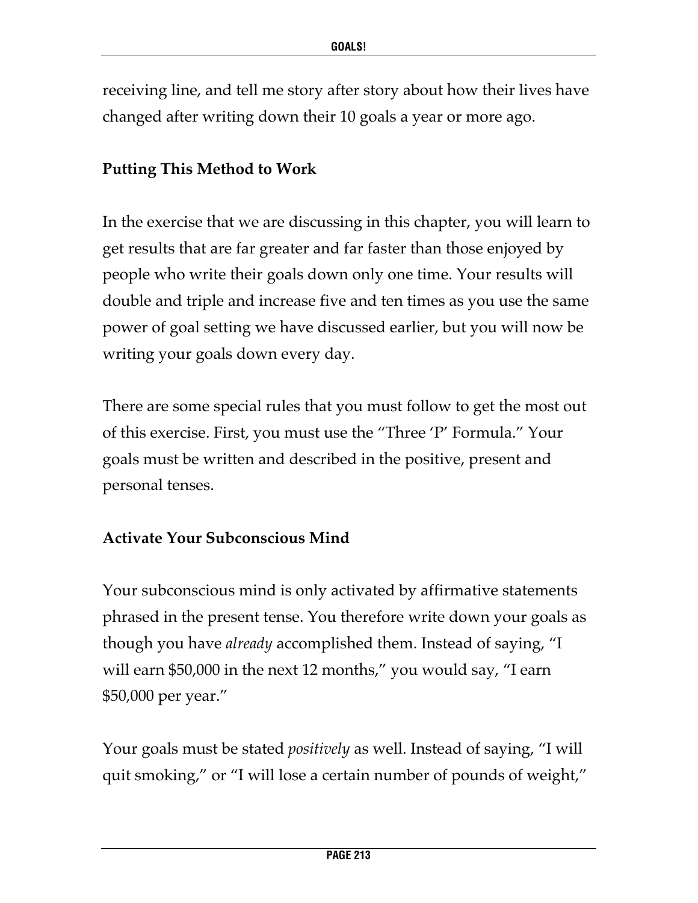receiving line, and tell me story after story about how their lives have changed after writing down their 10 goals a year or more ago.

### Putting This Method to Work

In the exercise that we are discussing in this chapter, you will learn to get results that are far greater and far faster than those enjoyed by people who write their goals down only one time. Your results will double and triple and increase five and ten times as you use the same power of goal setting we have discussed earlier, but you will now be writing your goals down every day.

There are some special rules that you must follow to get the most out of this exercise. First, you must use the "Three 'P' Formula." Your goals must be written and described in the positive, present and personal tenses.

### Activate Your Subconscious Mind

Your subconscious mind is only activated by affirmative statements phrased in the present tense. You therefore write down your goals as though you have *already* accomplished them. Instead of saying, "I will earn $50,000 in the next 12 months," you would say, "I earn $50,000 per year."

Your goals must be stated *positively* as well. Instead of saying, "I will quit smoking," or "I will lose a certain number of pounds of weight,"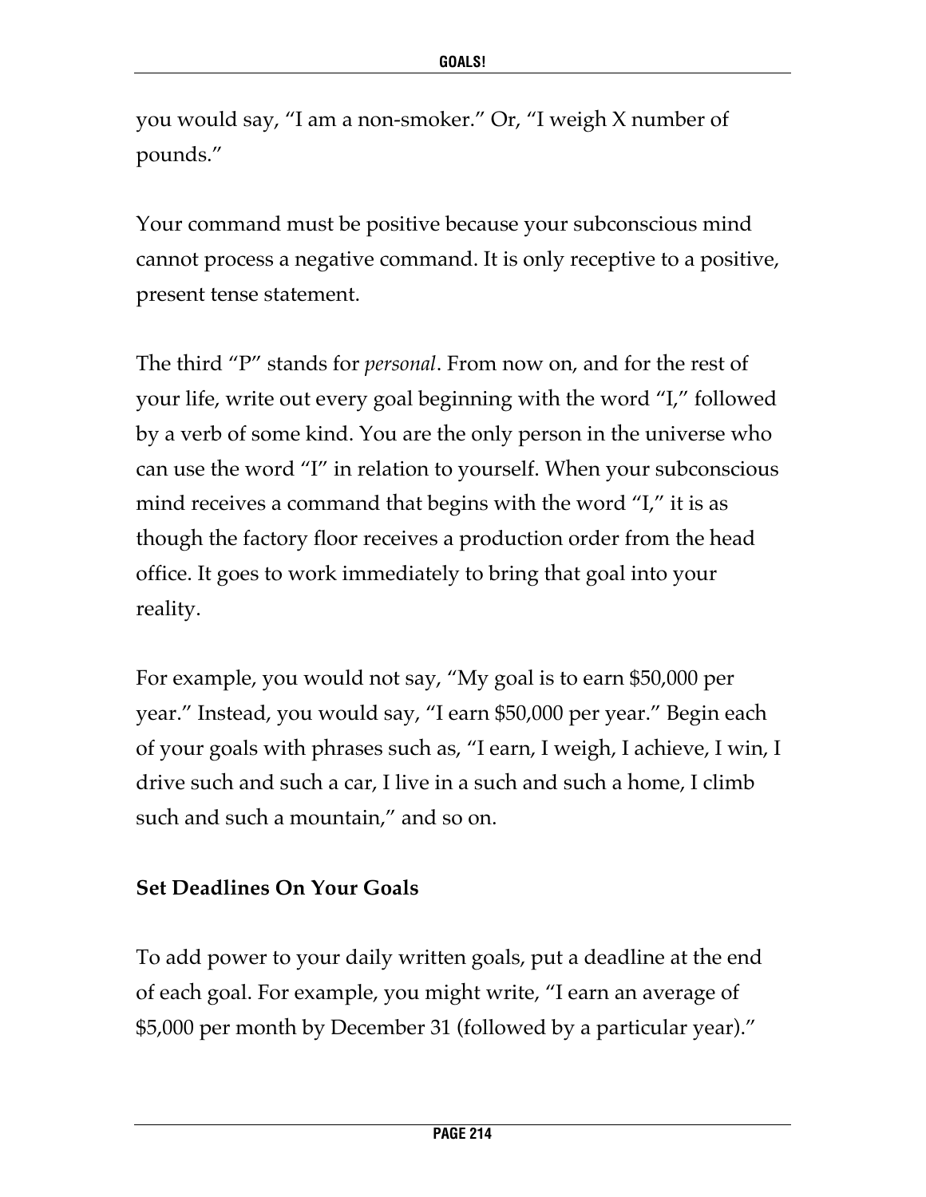you would say, "I am a non-smoker." Or, "I weigh X number of pounds."

Your command must be positive because your subconscious mind cannot process a negative command. It is only receptive to a positive, present tense statement.

The third "P" stands for *personal*. From now on, and for the rest of your life, write out every goal beginning with the word "I," followed by a verb of some kind. You are the only person in the universe who can use the word "I" in relation to yourself. When your subconscious mind receives a command that begins with the word "I," it is as though the factory floor receives a production order from the head office. It goes to work immediately to bring that goal into your reality.

For example, you would not say, "My goal is to earn $50,000 per year." Instead, you would say, "I earn $50,000 per year." Begin each of your goals with phrases such as, "I earn, I weigh, I achieve, I win, I drive such and such a car, I live in a such and such a home, I climb such and such a mountain," and so on.

**Set Deadlines On Your Goals**

To add power to your daily written goals, put a deadline at the end of each goal. For example, you might write, "I earn an average of $5,000 per month by December 31 (followed by a particular year)."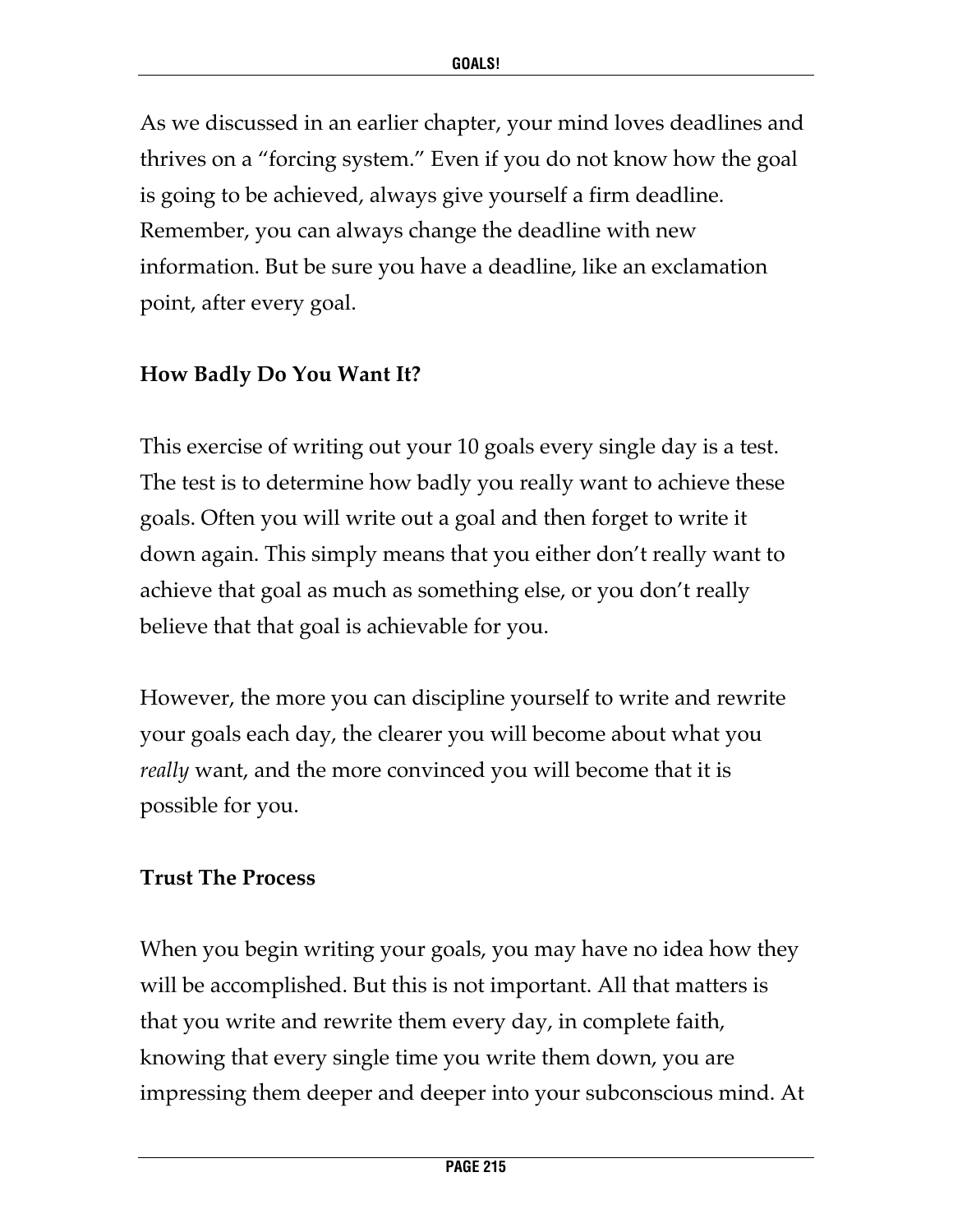As we discussed in an earlier chapter, your mind loves deadlines and thrives on a "forcing system." Even if you do not know how the goal is going to be achieved, always give yourself a firm deadline. Remember, you can always change the deadline with new information. But be sure you have a deadline, like an exclamation point, after every goal.

### How Badly Do You Want It?

This exercise of writing out your 10 goals every single day is a test. The test is to determine how badly you really want to achieve these goals. Often you will write out a goal and then forget to write it down again. This simply means that you either don't really want to achieve that goal as much as something else, or you don't really believe that that goal is achievable for you.

However, the more you can discipline yourself to write and rewrite your goals each day, the clearer you will become about what you *really* want, and the more convinced you will become that it is possible for you.

### Trust The Process

When you begin writing your goals, you may have no idea how they will be accomplished. But this is not important. All that matters is that you write and rewrite them every day, in complete faith, knowing that every single time you write them down, you are impressing them deeper and deeper into your subconscious mind. At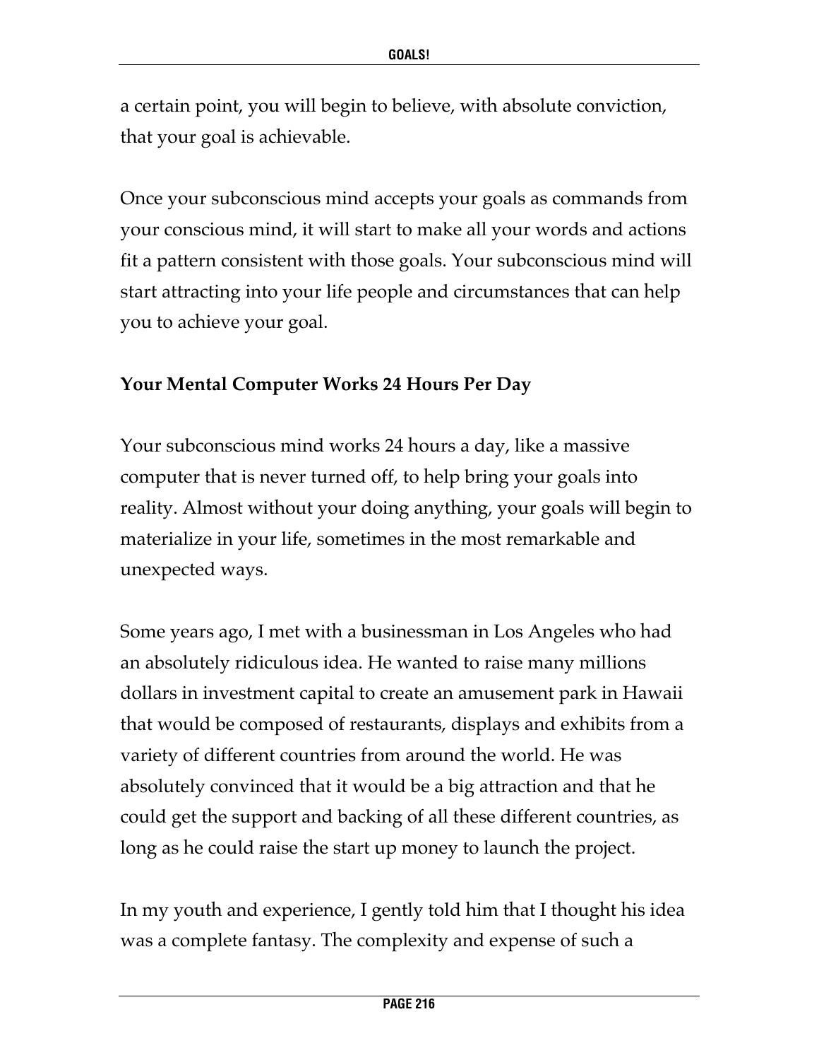a certain point, you will begin to believe, with absolute conviction, that your goal is achievable.

Once your subconscious mind accepts your goals as commands from your conscious mind, it will start to make all your words and actions fit a pattern consistent with those goals. Your subconscious mind will start attracting into your life people and circumstances that can help you to achieve your goal.

### Your Mental Computer Works 24 Hours Per Day

Your subconscious mind works 24 hours a day, like a massive computer that is never turned off, to help bring your goals into reality. Almost without your doing anything, your goals will begin to materialize in your life, sometimes in the most remarkable and unexpected ways.

Some years ago, I met with a businessman in Los Angeles who had an absolutely ridiculous idea. He wanted to raise many millions dollars in investment capital to create an amusement park in Hawaii that would be composed of restaurants, displays and exhibits from a variety of different countries from around the world. He was absolutely convinced that it would be a big attraction and that he could get the support and backing of all these different countries, as long as he could raise the start up money to launch the project.

In my youth and experience, I gently told him that I thought his idea was a complete fantasy. The complexity and expense of such a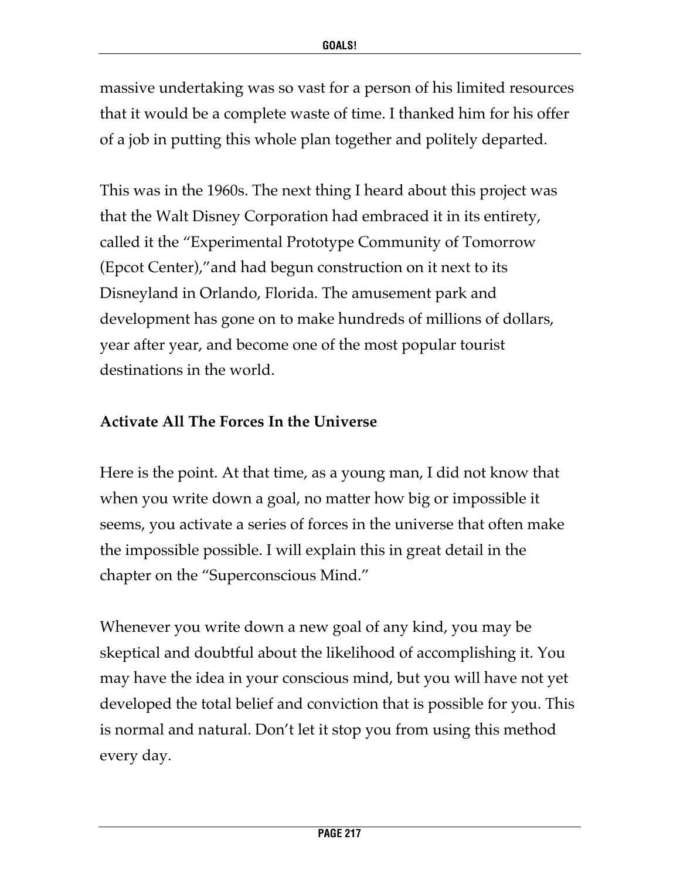massive undertaking was so vast for a person of his limited resources that it would be a complete waste of time. I thanked him for his offer of a job in putting this whole plan together and politely departed.

This was in the 1960s. The next thing I heard about this project was that the Walt Disney Corporation had embraced it in its entirety, called it the "Experimental Prototype Community of Tomorrow (Epcot Center),"and had begun construction on it next to its Disneyland in Orlando, Florida. The amusement park and development has gone on to make hundreds of millions of dollars, year after year, and become one of the most popular tourist destinations in the world.

### Activate All The Forces In the Universe

Here is the point. At that time, as a young man, I did not know that when you write down a goal, no matter how big or impossible it seems, you activate a series of forces in the universe that often make the impossible possible. I will explain this in great detail in the chapter on the "Superconscious Mind."

Whenever you write down a new goal of any kind, you may be skeptical and doubtful about the likelihood of accomplishing it. You may have the idea in your conscious mind, but you will have not yet developed the total belief and conviction that is possible for you. This is normal and natural. Don't let it stop you from using this method every day.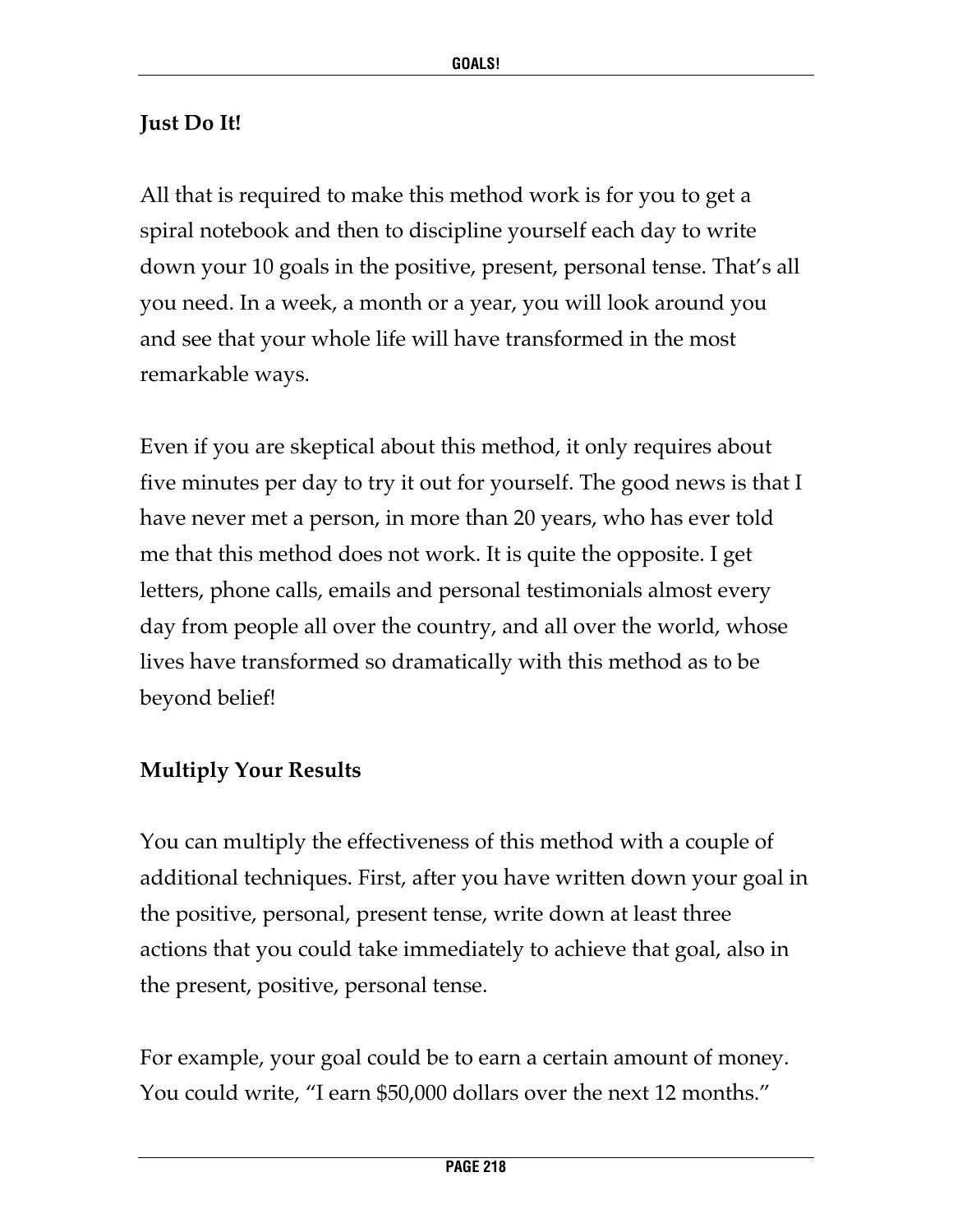## Just Do It!

All that is required to make this method work is for you to get a spiral notebook and then to discipline yourself each day to write down your 10 goals in the positive, present, personal tense. That's all you need. In a week, a month or a year, you will look around you and see that your whole life will have transformed in the most remarkable ways.

Even if you are skeptical about this method, it only requires about five minutes per day to try it out for yourself. The good news is that I have never met a person, in more than 20 years, who has ever told me that this method does not work. It is quite the opposite. I get letters, phone calls, emails and personal testimonials almost every day from people all over the country, and all over the world, whose lives have transformed so dramatically with this method as to be beyond belief!

## Multiply Your Results

You can multiply the effectiveness of this method with a couple of additional techniques. First, after you have written down your goal in the positive, personal, present tense, write down at least three actions that you could take immediately to achieve that goal, also in the present, positive, personal tense.

For example, your goal could be to earn a certain amount of money. You could write, "I earn $50,000 dollars over the next 12 months."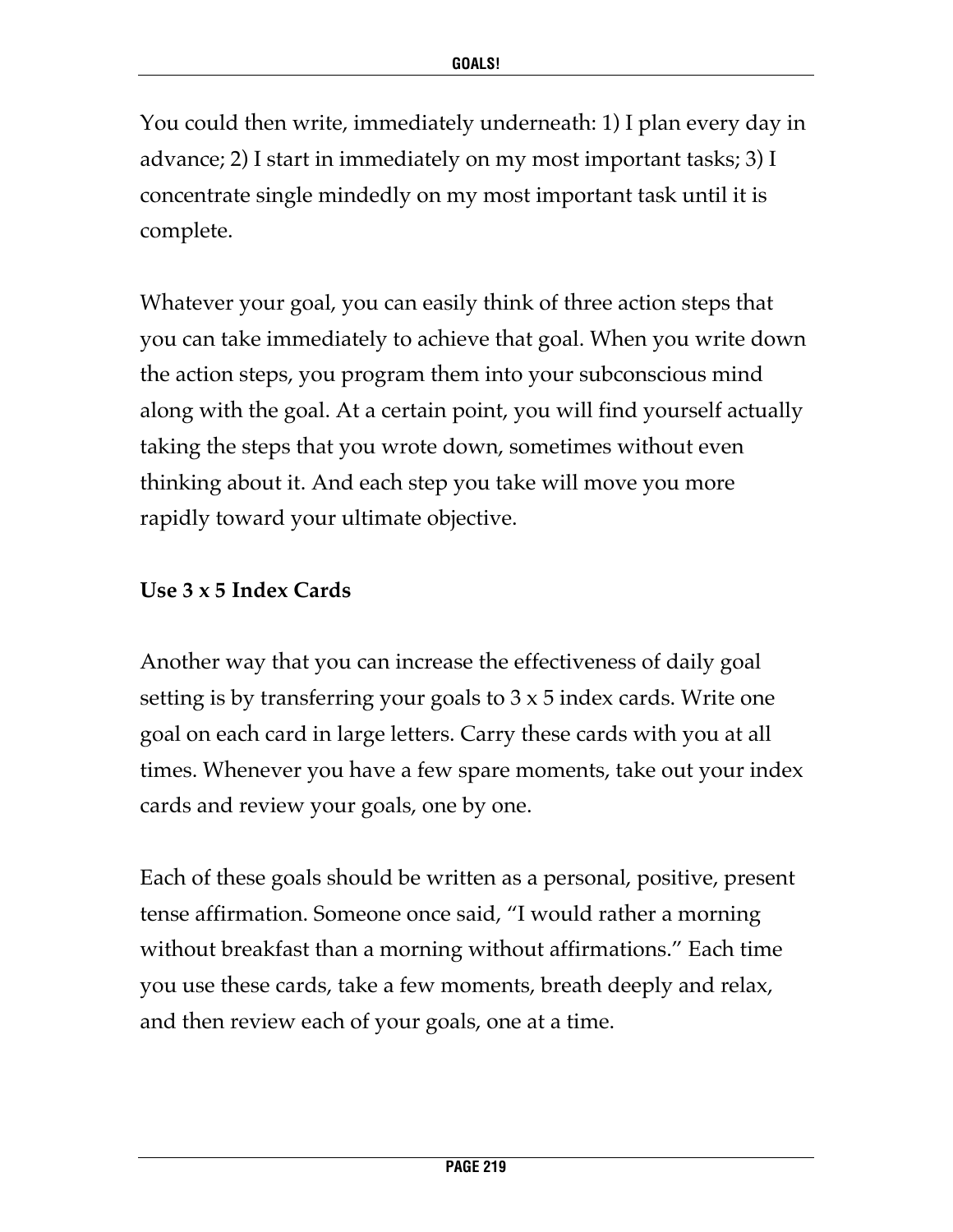You could then write, immediately underneath: 1) I plan every day in advance; 2) I start in immediately on my most important tasks; 3) I concentrate single mindedly on my most important task until it is complete.

Whatever your goal, you can easily think of three action steps that you can take immediately to achieve that goal. When you write down the action steps, you program them into your subconscious mind along with the goal. At a certain point, you will find yourself actually taking the steps that you wrote down, sometimes without even thinking about it. And each step you take will move you more rapidly toward your ultimate objective.

**Use 3 x 5 Index Cards**

Another way that you can increase the effectiveness of daily goal setting is by transferring your goals to 3 x 5 index cards. Write one goal on each card in large letters. Carry these cards with you at all times. Whenever you have a few spare moments, take out your index cards and review your goals, one by one.

Each of these goals should be written as a personal, positive, present tense affirmation. Someone once said, "I would rather a morning without breakfast than a morning without affirmations." Each time you use these cards, take a few moments, breath deeply and relax, and then review each of your goals, one at a time.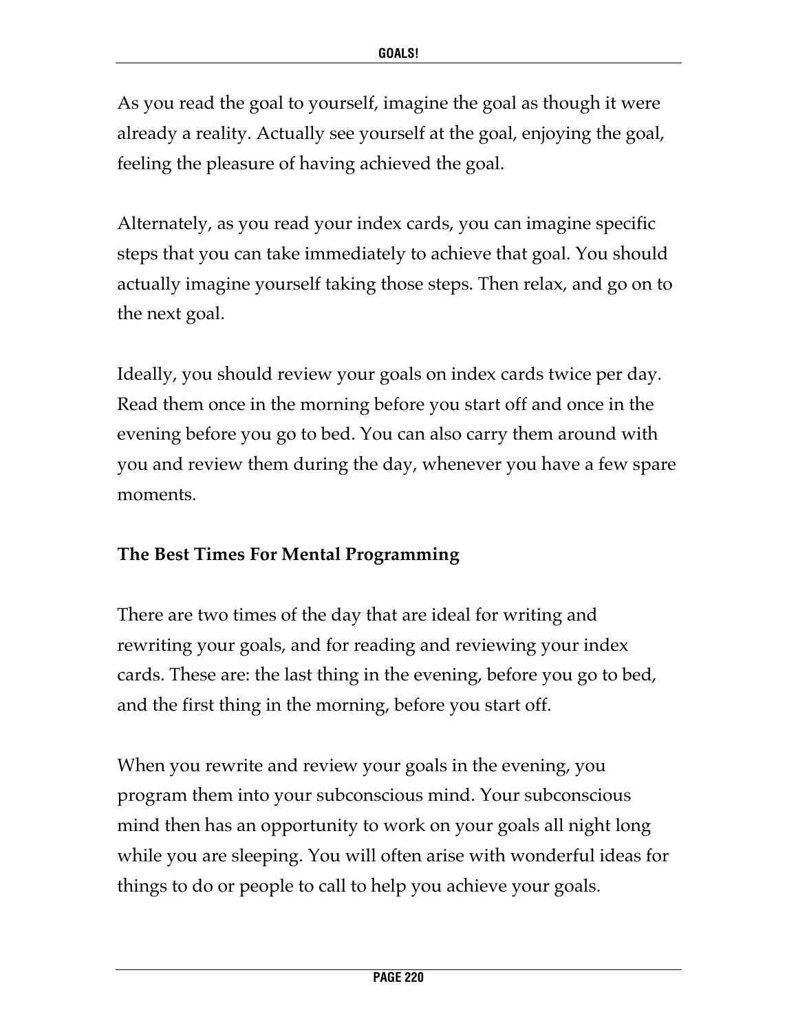As you read the goal to yourself, imagine the goal as though it were already a reality. Actually see yourself at the goal, enjoying the goal, feeling the pleasure of having achieved the goal.

Alternately, as you read your index cards, you can imagine specific steps that you can take immediately to achieve that goal. You should actually imagine yourself taking those steps. Then relax, and go on to the next goal.

Ideally, you should review your goals on index cards twice per day. Read them once in the morning before you start off and once in the evening before you go to bed. You can also carry them around with you and review them during the day, whenever you have a few spare moments.

## The Best Times For Mental Programming

There are two times of the day that are ideal for writing and rewriting your goals, and for reading and reviewing your index cards. These are: the last thing in the evening, before you go to bed, and the first thing in the morning, before you start off.

When you rewrite and review your goals in the evening, you program them into your subconscious mind. Your subconscious mind then has an opportunity to work on your goals all night long while you are sleeping. You will often arise with wonderful ideas for things to do or people to call to help you achieve your goals.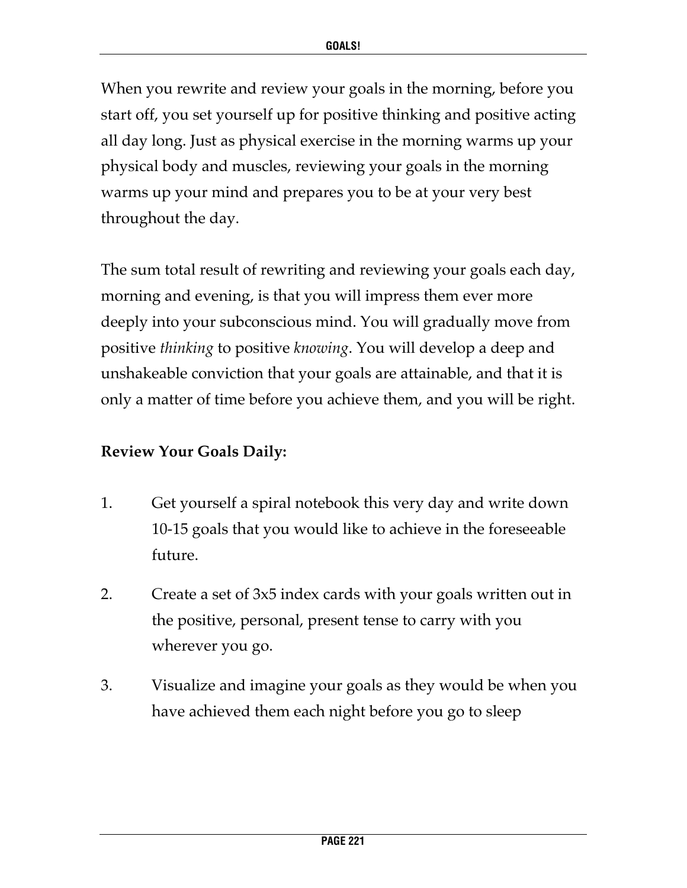When you rewrite and review your goals in the morning, before you start off, you set yourself up for positive thinking and positive acting all day long. Just as physical exercise in the morning warms up your physical body and muscles, reviewing your goals in the morning warms up your mind and prepares you to be at your very best throughout the day.

The sum total result of rewriting and reviewing your goals each day, morning and evening, is that you will impress them ever more deeply into your subconscious mind. You will gradually move from positive *thinking* to positive *knowing*. You will develop a deep and unshakeable conviction that your goals are attainable, and that it is only a matter of time before you achieve them, and you will be right.

**Review Your Goals Daily:**

1. Get yourself a spiral notebook this very day and write down 10-15 goals that you would like to achieve in the foreseeable future.

2. Create a set of 3x5 index cards with your goals written out in the positive, personal, present tense to carry with you wherever you go.

3. Visualize and imagine your goals as they would be when you have achieved them each night before you go to sleep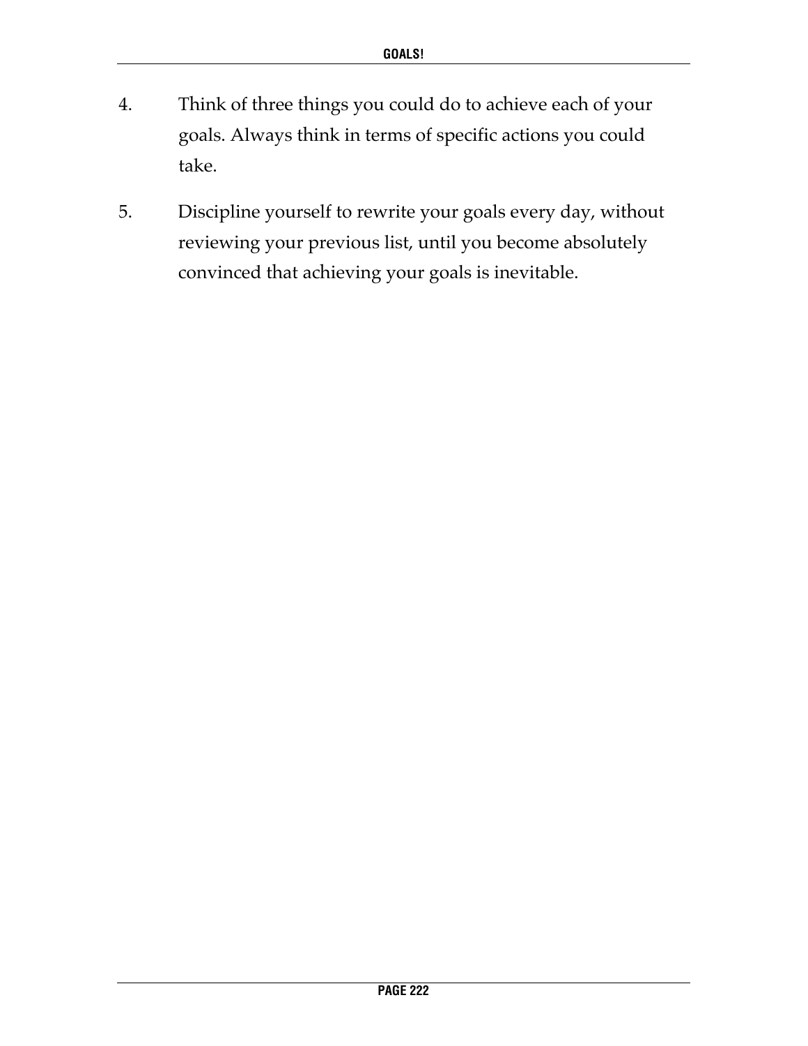4. Think of three things you could do to achieve each of your goals. Always think in terms of specific actions you could take.

5. Discipline yourself to rewrite your goals every day, without reviewing your previous list, until you become absolutely convinced that achieving your goals is inevitable.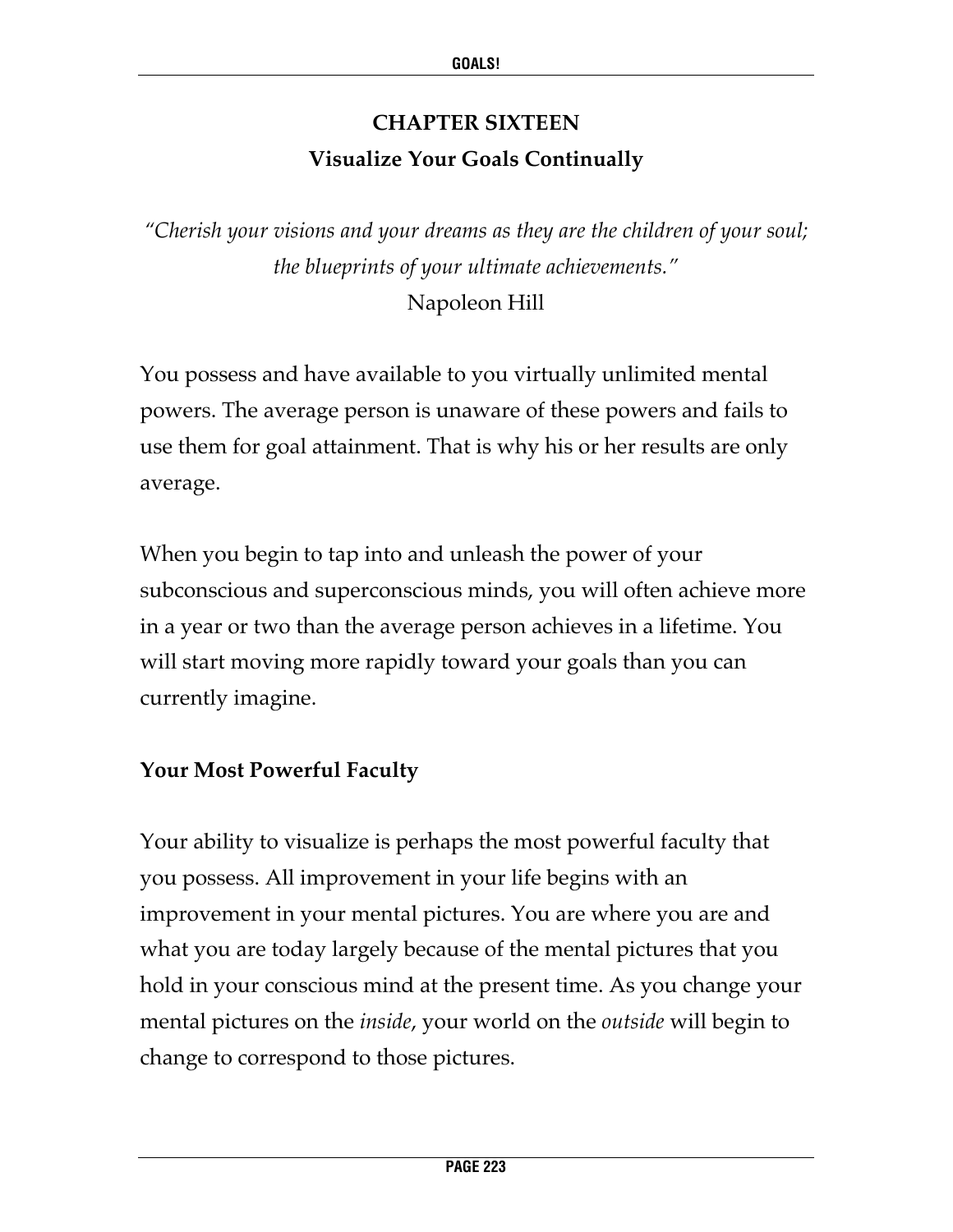# CHAPTER SIXTEEN
## Visualize Your Goals Continually

*"Cherish your visions and your dreams as they are the children of your soul; the blueprints of your ultimate achievements."*
Napoleon Hill

You possess and have available to you virtually unlimited mental powers. The average person is unaware of these powers and fails to use them for goal attainment. That is why his or her results are only average.

When you begin to tap into and unleash the power of your subconscious and superconscious minds, you will often achieve more in a year or two than the average person achieves in a lifetime. You will start moving more rapidly toward your goals than you can currently imagine.

### Your Most Powerful Faculty

Your ability to visualize is perhaps the most powerful faculty that you possess. All improvement in your life begins with an improvement in your mental pictures. You are where you are and what you are today largely because of the mental pictures that you hold in your conscious mind at the present time. As you change your mental pictures on the *inside*, your world on the *outside* will begin to change to correspond to those pictures.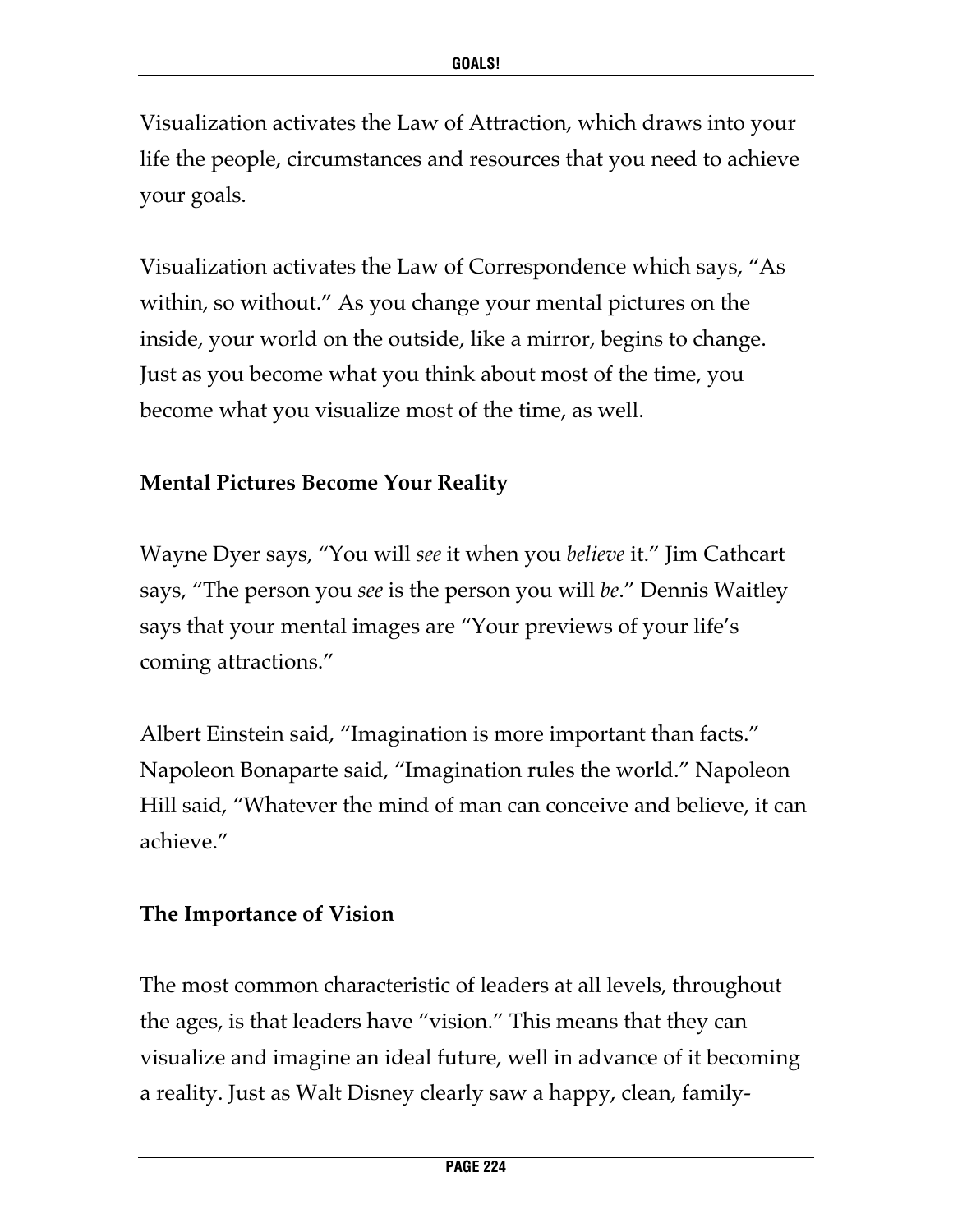Visualization activates the Law of Attraction, which draws into your life the people, circumstances and resources that you need to achieve your goals.

Visualization activates the Law of Correspondence which says, "As within, so without." As you change your mental pictures on the inside, your world on the outside, like a mirror, begins to change. Just as you become what you think about most of the time, you become what you visualize most of the time, as well.

### Mental Pictures Become Your Reality

Wayne Dyer says, "You will *see* it when you *believe* it." Jim Cathcart says, "The person you *see* is the person you will *be*." Dennis Waitley says that your mental images are "Your previews of your life's coming attractions."

Albert Einstein said, "Imagination is more important than facts." Napoleon Bonaparte said, "Imagination rules the world." Napoleon Hill said, "Whatever the mind of man can conceive and believe, it can achieve."

### The Importance of Vision

The most common characteristic of leaders at all levels, throughout the ages, is that leaders have "vision." This means that they can visualize and imagine an ideal future, well in advance of it becoming a reality. Just as Walt Disney clearly saw a happy, clean, family-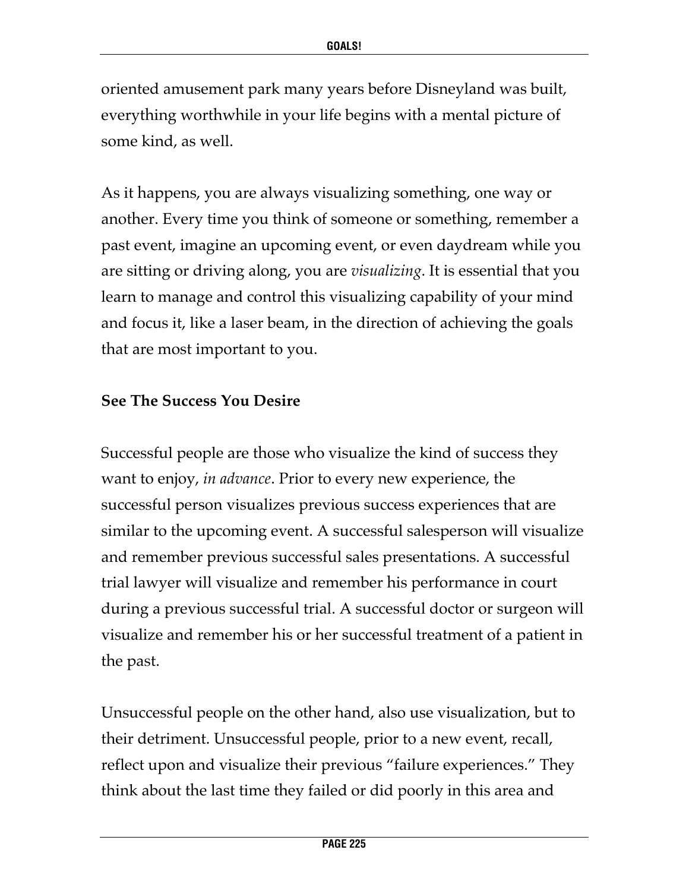oriented amusement park many years before Disneyland was built, everything worthwhile in your life begins with a mental picture of some kind, as well.

As it happens, you are always visualizing something, one way or another. Every time you think of someone or something, remember a past event, imagine an upcoming event, or even daydream while you are sitting or driving along, you are *visualizing*. It is essential that you learn to manage and control this visualizing capability of your mind and focus it, like a laser beam, in the direction of achieving the goals that are most important to you.

**See The Success You Desire**

Successful people are those who visualize the kind of success they want to enjoy, *in advance*. Prior to every new experience, the successful person visualizes previous success experiences that are similar to the upcoming event. A successful salesperson will visualize and remember previous successful sales presentations. A successful trial lawyer will visualize and remember his performance in court during a previous successful trial. A successful doctor or surgeon will visualize and remember his or her successful treatment of a patient in the past.

Unsuccessful people on the other hand, also use visualization, but to their detriment. Unsuccessful people, prior to a new event, recall, reflect upon and visualize their previous "failure experiences." They think about the last time they failed or did poorly in this area and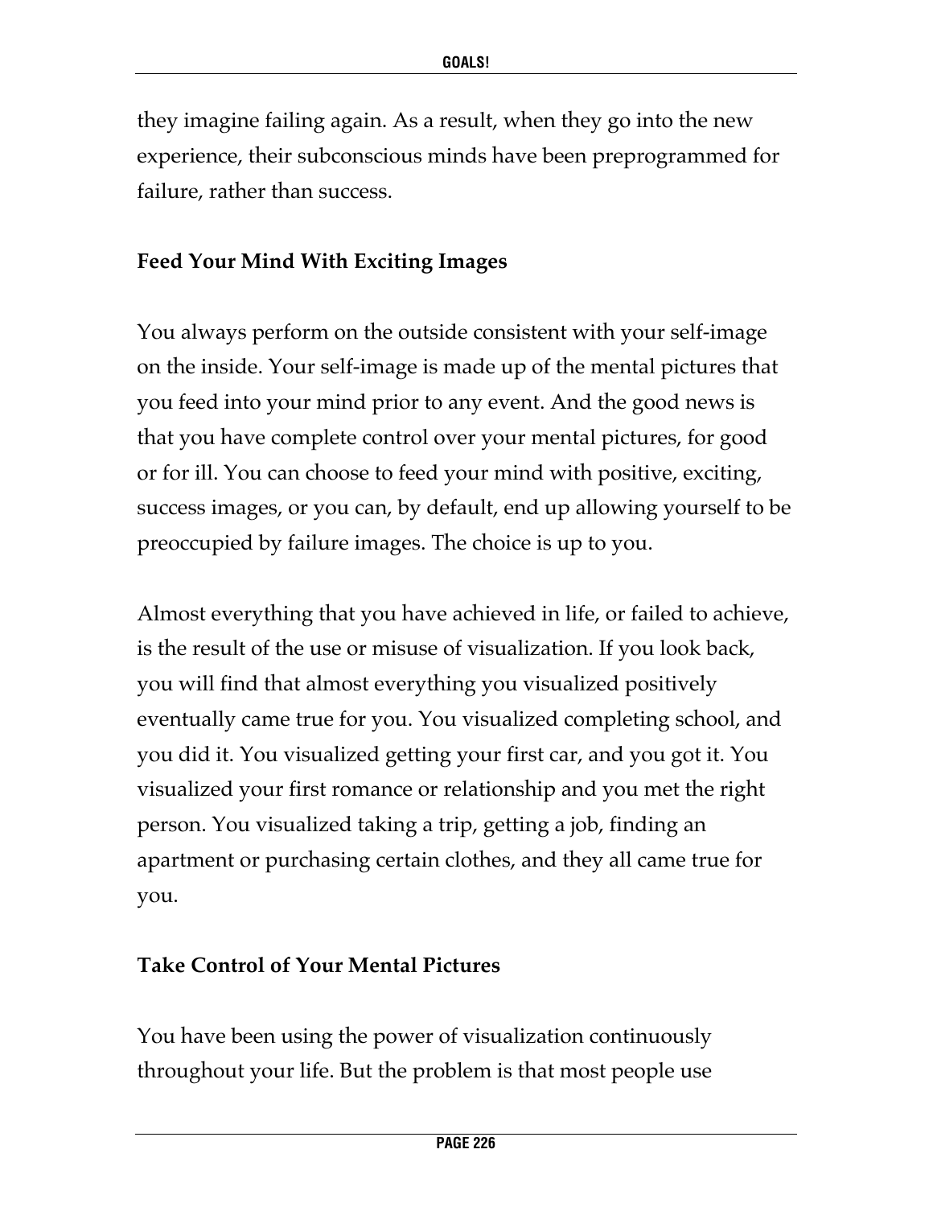they imagine failing again. As a result, when they go into the new experience, their subconscious minds have been preprogrammed for failure, rather than success.

### Feed Your Mind With Exciting Images

You always perform on the outside consistent with your self-image on the inside. Your self-image is made up of the mental pictures that you feed into your mind prior to any event. And the good news is that you have complete control over your mental pictures, for good or for ill. You can choose to feed your mind with positive, exciting, success images, or you can, by default, end up allowing yourself to be preoccupied by failure images. The choice is up to you.

Almost everything that you have achieved in life, or failed to achieve, is the result of the use or misuse of visualization. If you look back, you will find that almost everything you visualized positively eventually came true for you. You visualized completing school, and you did it. You visualized getting your first car, and you got it. You visualized your first romance or relationship and you met the right person. You visualized taking a trip, getting a job, finding an apartment or purchasing certain clothes, and they all came true for you.

### Take Control of Your Mental Pictures

You have been using the power of visualization continuously throughout your life. But the problem is that most people use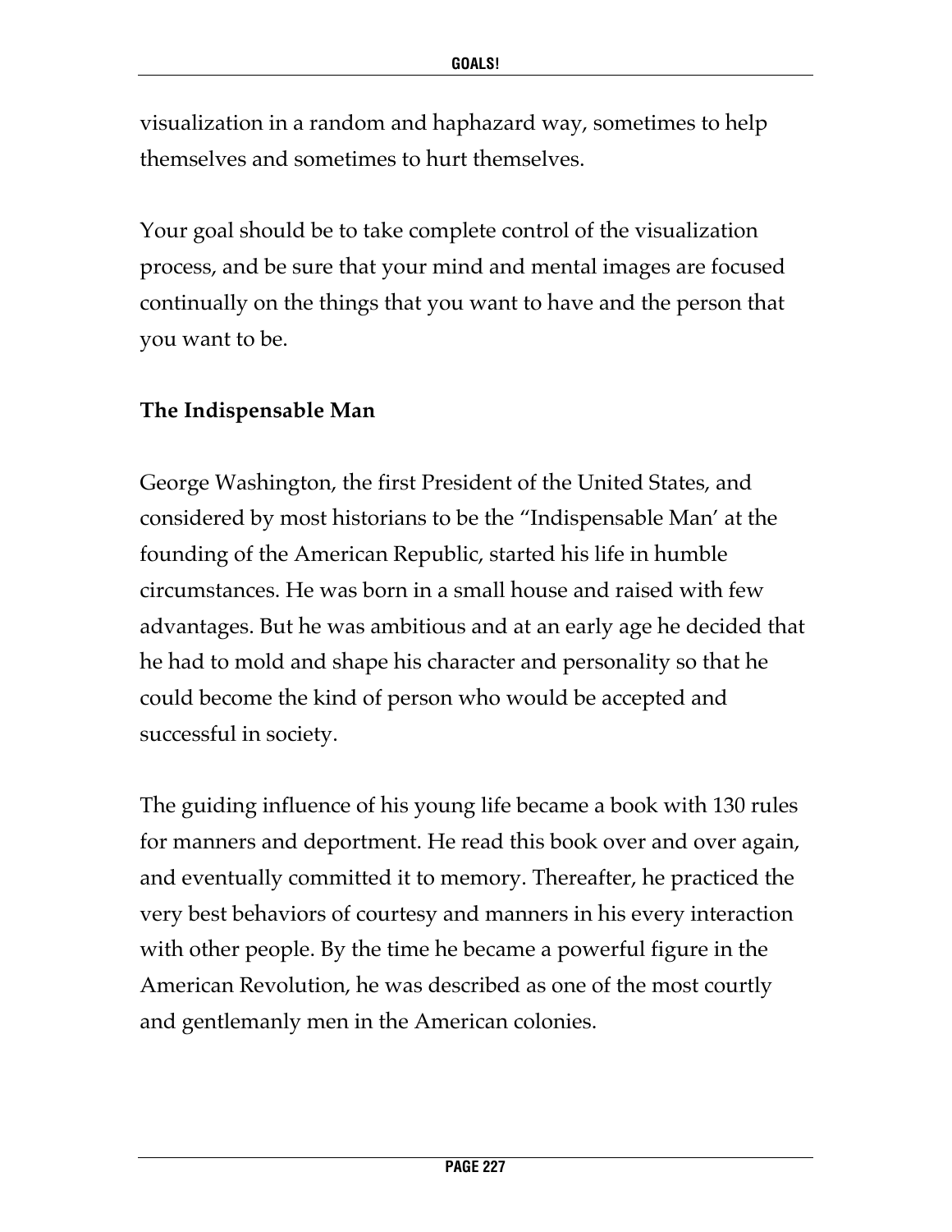visualization in a random and haphazard way, sometimes to help themselves and sometimes to hurt themselves.

Your goal should be to take complete control of the visualization process, and be sure that your mind and mental images are focused continually on the things that you want to have and the person that you want to be.

**The Indispensable Man**

George Washington, the first President of the United States, and considered by most historians to be the "Indispensable Man' at the founding of the American Republic, started his life in humble circumstances. He was born in a small house and raised with few advantages. But he was ambitious and at an early age he decided that he had to mold and shape his character and personality so that he could become the kind of person who would be accepted and successful in society.

The guiding influence of his young life became a book with 130 rules for manners and deportment. He read this book over and over again, and eventually committed it to memory. Thereafter, he practiced the very best behaviors of courtesy and manners in his every interaction with other people. By the time he became a powerful figure in the American Revolution, he was described as one of the most courtly and gentlemanly men in the American colonies.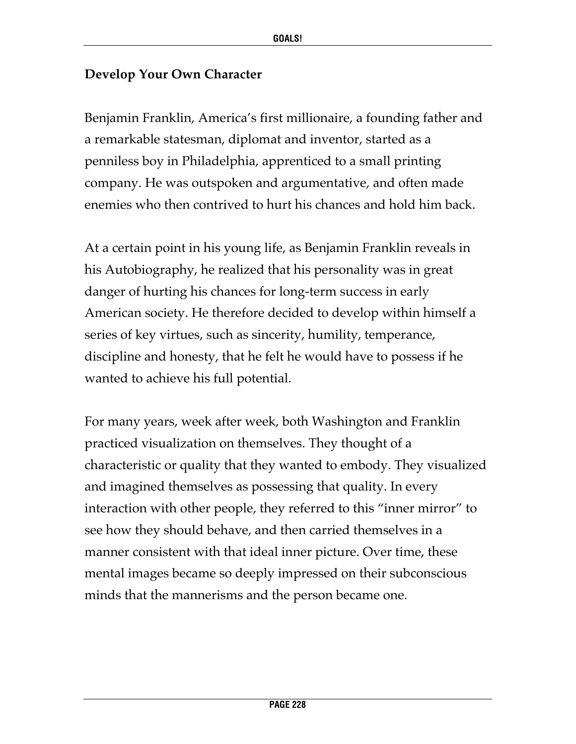## Develop Your Own Character

Benjamin Franklin, America's first millionaire, a founding father and a remarkable statesman, diplomat and inventor, started as a penniless boy in Philadelphia, apprenticed to a small printing company. He was outspoken and argumentative, and often made enemies who then contrived to hurt his chances and hold him back.

At a certain point in his young life, as Benjamin Franklin reveals in his Autobiography, he realized that his personality was in great danger of hurting his chances for long-term success in early American society. He therefore decided to develop within himself a series of key virtues, such as sincerity, humility, temperance, discipline and honesty, that he felt he would have to possess if he wanted to achieve his full potential.

For many years, week after week, both Washington and Franklin practiced visualization on themselves. They thought of a characteristic or quality that they wanted to embody. They visualized and imagined themselves as possessing that quality. In every interaction with other people, they referred to this "inner mirror" to see how they should behave, and then carried themselves in a manner consistent with that ideal inner picture. Over time, these mental images became so deeply impressed on their subconscious minds that the mannerisms and the person became one.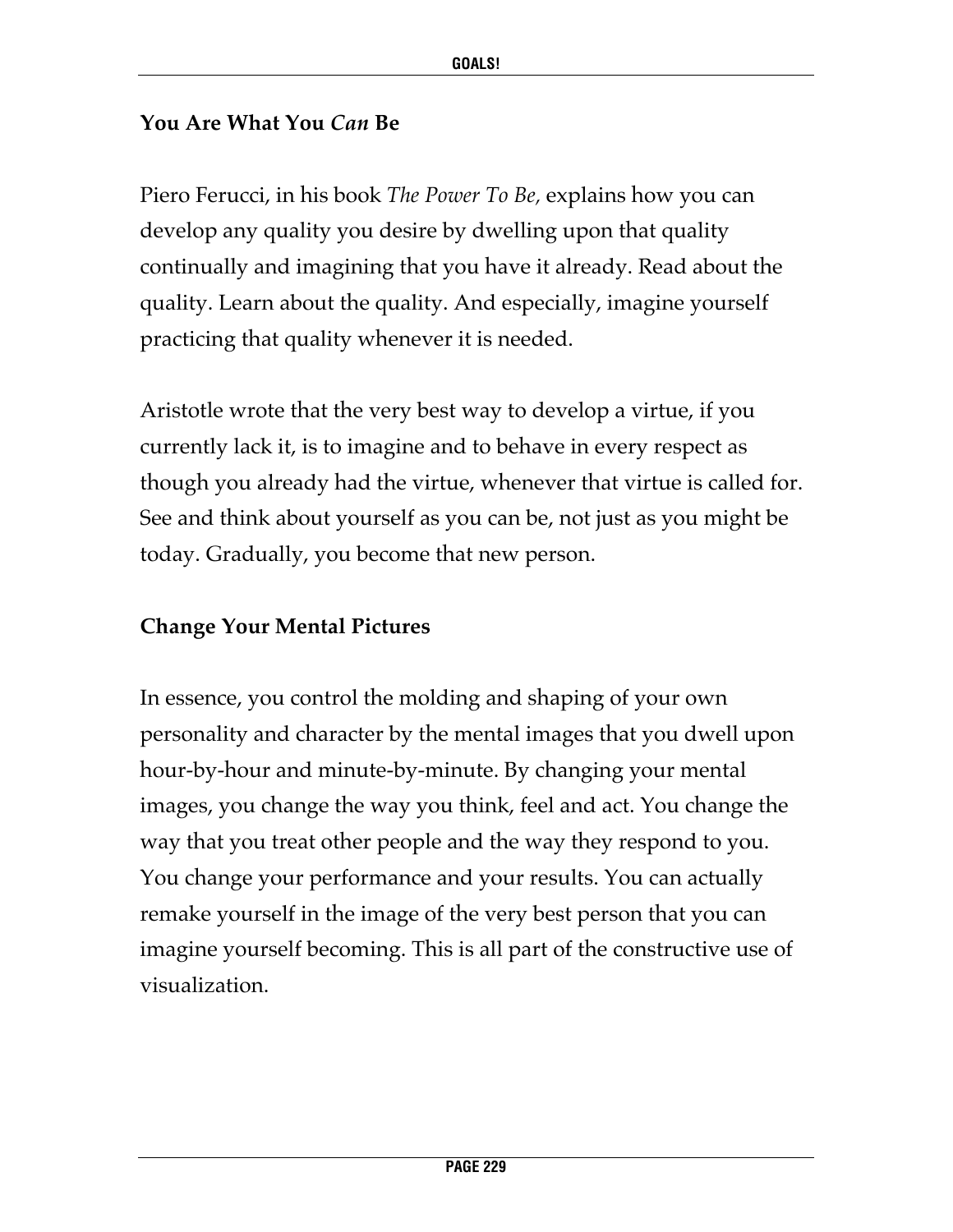## You Are What You *Can* Be

Piero Ferucci, in his book *The Power To Be,* explains how you can develop any quality you desire by dwelling upon that quality continually and imagining that you have it already. Read about the quality. Learn about the quality. And especially, imagine yourself practicing that quality whenever it is needed.

Aristotle wrote that the very best way to develop a virtue, if you currently lack it, is to imagine and to behave in every respect as though you already had the virtue, whenever that virtue is called for. See and think about yourself as you can be, not just as you might be today. Gradually, you become that new person.

## Change Your Mental Pictures

In essence, you control the molding and shaping of your own personality and character by the mental images that you dwell upon hour-by-hour and minute-by-minute. By changing your mental images, you change the way you think, feel and act. You change the way that you treat other people and the way they respond to you. You change your performance and your results. You can actually remake yourself in the image of the very best person that you can imagine yourself becoming. This is all part of the constructive use of visualization.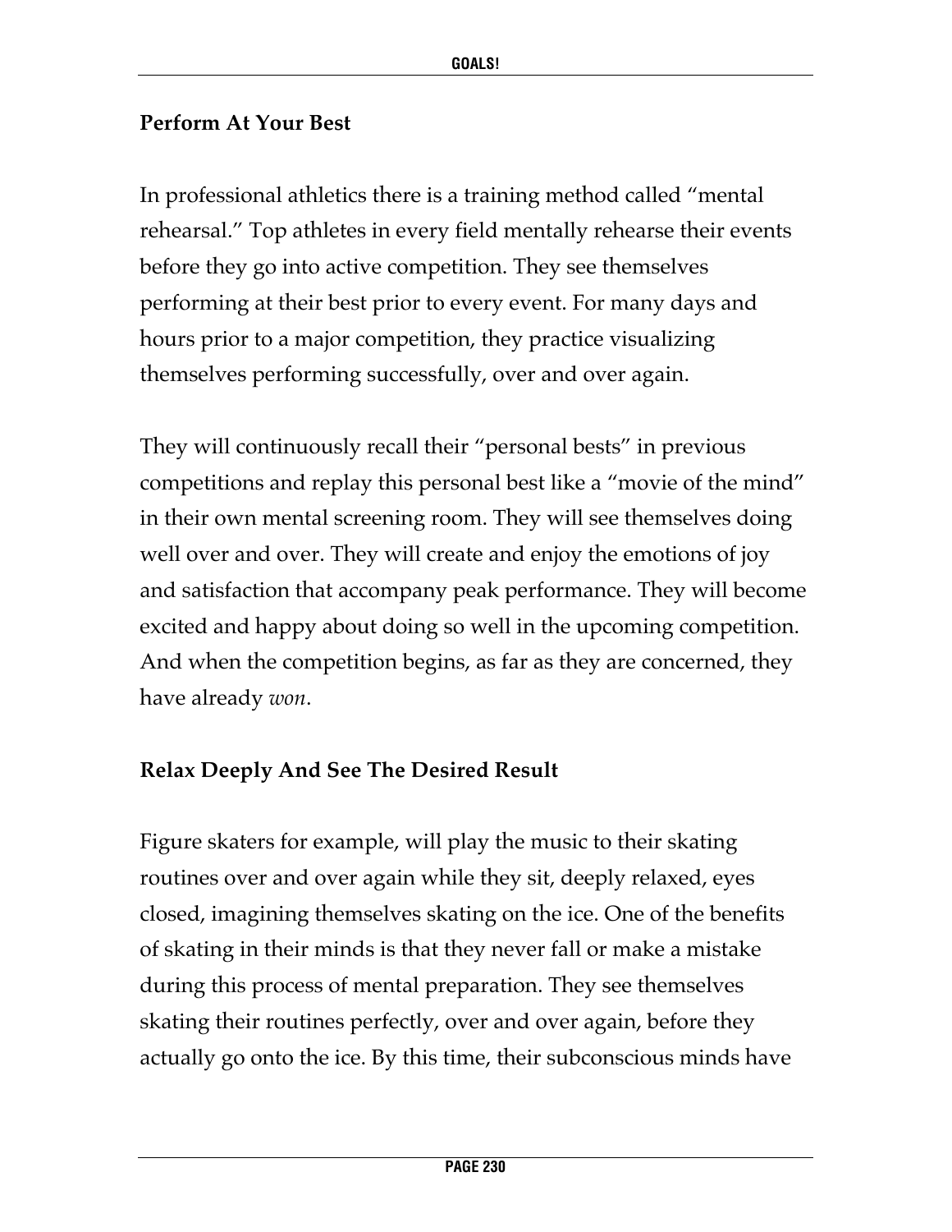### Perform At Your Best

In professional athletics there is a training method called "mental rehearsal." Top athletes in every field mentally rehearse their events before they go into active competition. They see themselves performing at their best prior to every event. For many days and hours prior to a major competition, they practice visualizing themselves performing successfully, over and over again.

They will continuously recall their "personal bests" in previous competitions and replay this personal best like a "movie of the mind" in their own mental screening room. They will see themselves doing well over and over. They will create and enjoy the emotions of joy and satisfaction that accompany peak performance. They will become excited and happy about doing so well in the upcoming competition. And when the competition begins, as far as they are concerned, they have already *won*.

### Relax Deeply And See The Desired Result

Figure skaters for example, will play the music to their skating routines over and over again while they sit, deeply relaxed, eyes closed, imagining themselves skating on the ice. One of the benefits of skating in their minds is that they never fall or make a mistake during this process of mental preparation. They see themselves skating their routines perfectly, over and over again, before they actually go onto the ice. By this time, their subconscious minds have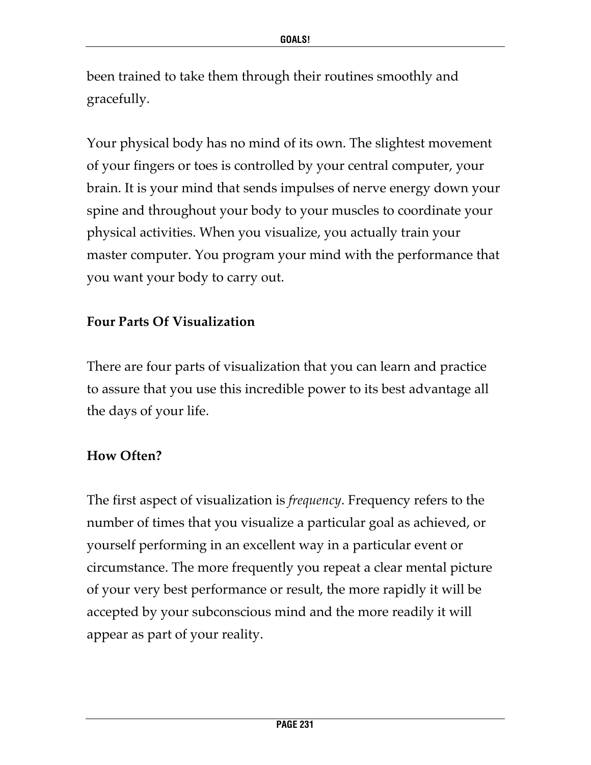been trained to take them through their routines smoothly and gracefully.

Your physical body has no mind of its own. The slightest movement of your fingers or toes is controlled by your central computer, your brain. It is your mind that sends impulses of nerve energy down your spine and throughout your body to your muscles to coordinate your physical activities. When you visualize, you actually train your master computer. You program your mind with the performance that you want your body to carry out.

### Four Parts Of Visualization

There are four parts of visualization that you can learn and practice to assure that you use this incredible power to its best advantage all the days of your life.

### How Often?

The first aspect of visualization is *frequency*. Frequency refers to the number of times that you visualize a particular goal as achieved, or yourself performing in an excellent way in a particular event or circumstance. The more frequently you repeat a clear mental picture of your very best performance or result, the more rapidly it will be accepted by your subconscious mind and the more readily it will appear as part of your reality.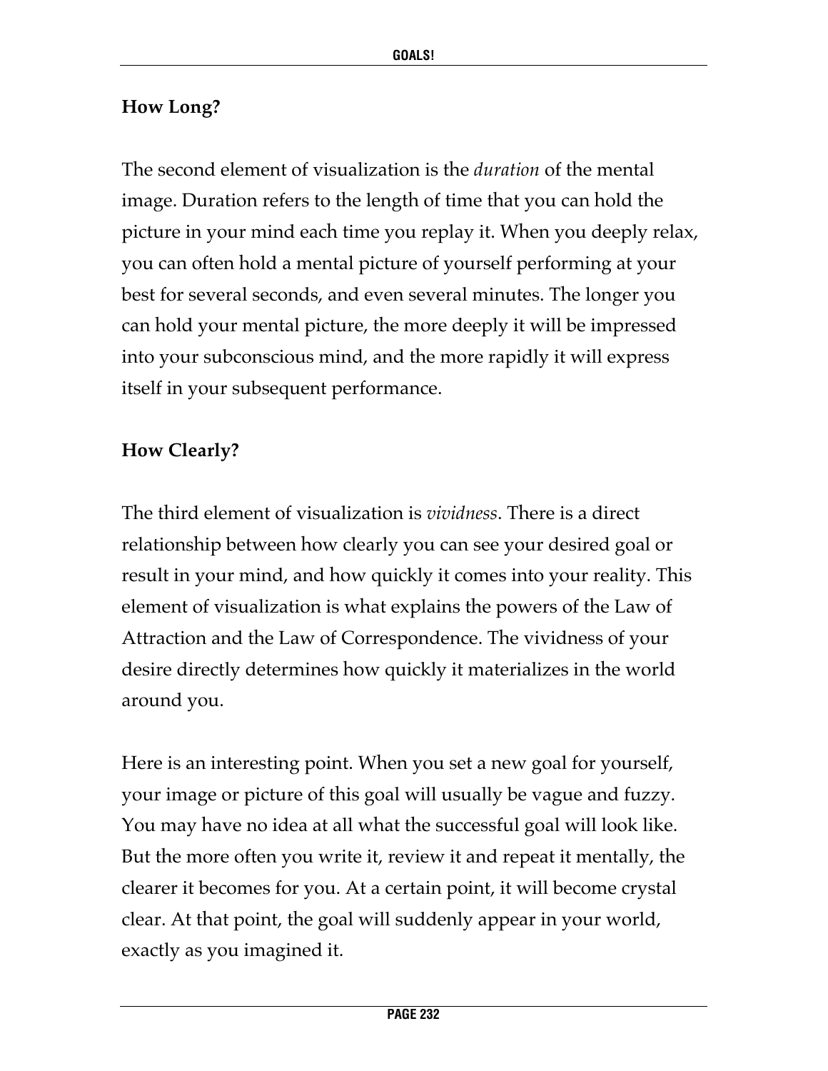### How Long?

The second element of visualization is the *duration* of the mental image. Duration refers to the length of time that you can hold the picture in your mind each time you replay it. When you deeply relax, you can often hold a mental picture of yourself performing at your best for several seconds, and even several minutes. The longer you can hold your mental picture, the more deeply it will be impressed into your subconscious mind, and the more rapidly it will express itself in your subsequent performance.

### How Clearly?

The third element of visualization is *vividness*. There is a direct relationship between how clearly you can see your desired goal or result in your mind, and how quickly it comes into your reality. This element of visualization is what explains the powers of the Law of Attraction and the Law of Correspondence. The vividness of your desire directly determines how quickly it materializes in the world around you.

Here is an interesting point. When you set a new goal for yourself, your image or picture of this goal will usually be vague and fuzzy. You may have no idea at all what the successful goal will look like. But the more often you write it, review it and repeat it mentally, the clearer it becomes for you. At a certain point, it will become crystal clear. At that point, the goal will suddenly appear in your world, exactly as you imagined it.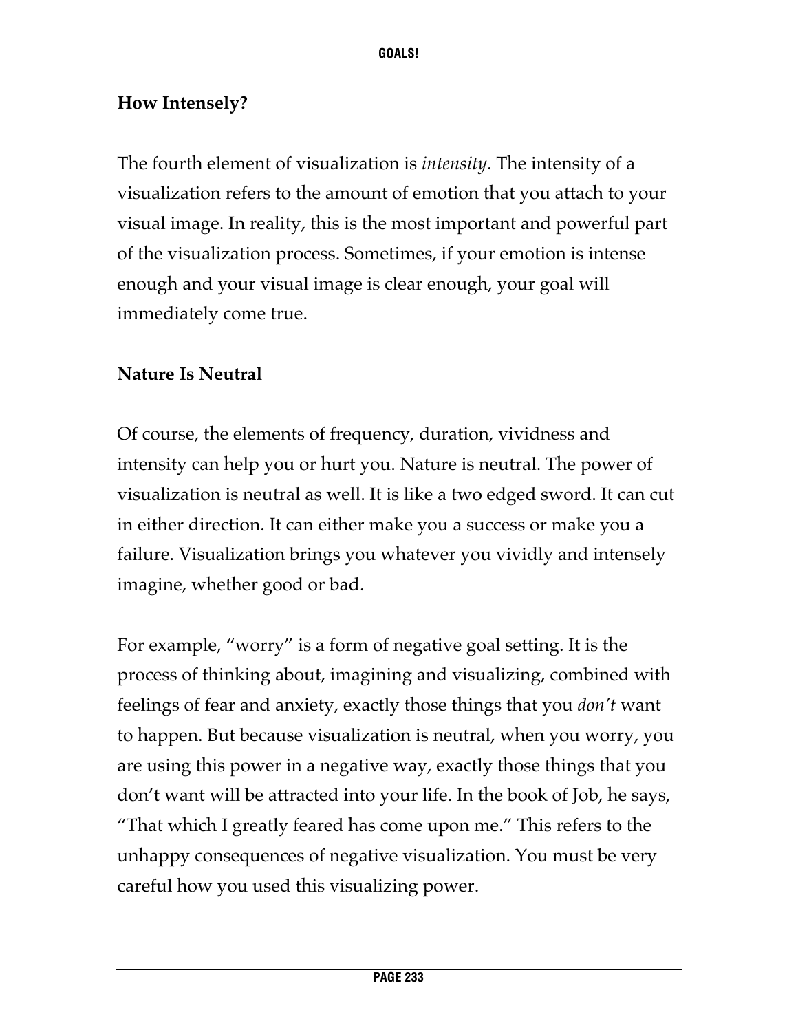### How Intensely?

The fourth element of visualization is *intensity*. The intensity of a visualization refers to the amount of emotion that you attach to your visual image. In reality, this is the most important and powerful part of the visualization process. Sometimes, if your emotion is intense enough and your visual image is clear enough, your goal will immediately come true.

### Nature Is Neutral

Of course, the elements of frequency, duration, vividness and intensity can help you or hurt you. Nature is neutral. The power of visualization is neutral as well. It is like a two edged sword. It can cut in either direction. It can either make you a success or make you a failure. Visualization brings you whatever you vividly and intensely imagine, whether good or bad.

For example, "worry" is a form of negative goal setting. It is the process of thinking about, imagining and visualizing, combined with feelings of fear and anxiety, exactly those things that you *don't* want to happen. But because visualization is neutral, when you worry, you are using this power in a negative way, exactly those things that you don't want will be attracted into your life. In the book of Job, he says, "That which I greatly feared has come upon me." This refers to the unhappy consequences of negative visualization. You must be very careful how you used this visualizing power.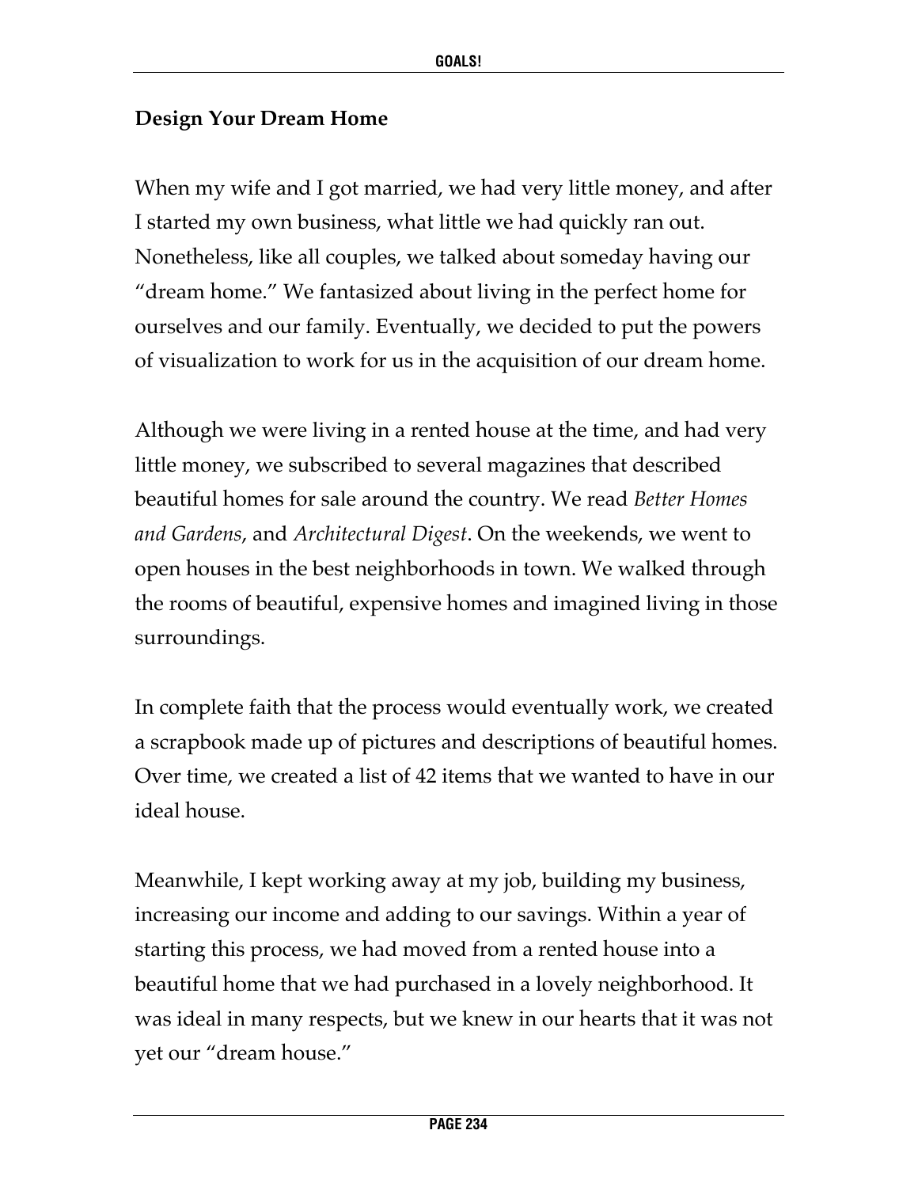## Design Your Dream Home

When my wife and I got married, we had very little money, and after I started my own business, what little we had quickly ran out. Nonetheless, like all couples, we talked about someday having our "dream home." We fantasized about living in the perfect home for ourselves and our family. Eventually, we decided to put the powers of visualization to work for us in the acquisition of our dream home.

Although we were living in a rented house at the time, and had very little money, we subscribed to several magazines that described beautiful homes for sale around the country. We read *Better Homes and Gardens*, and *Architectural Digest*. On the weekends, we went to open houses in the best neighborhoods in town. We walked through the rooms of beautiful, expensive homes and imagined living in those surroundings.

In complete faith that the process would eventually work, we created a scrapbook made up of pictures and descriptions of beautiful homes. Over time, we created a list of 42 items that we wanted to have in our ideal house.

Meanwhile, I kept working away at my job, building my business, increasing our income and adding to our savings. Within a year of starting this process, we had moved from a rented house into a beautiful home that we had purchased in a lovely neighborhood. It was ideal in many respects, but we knew in our hearts that it was not yet our "dream house."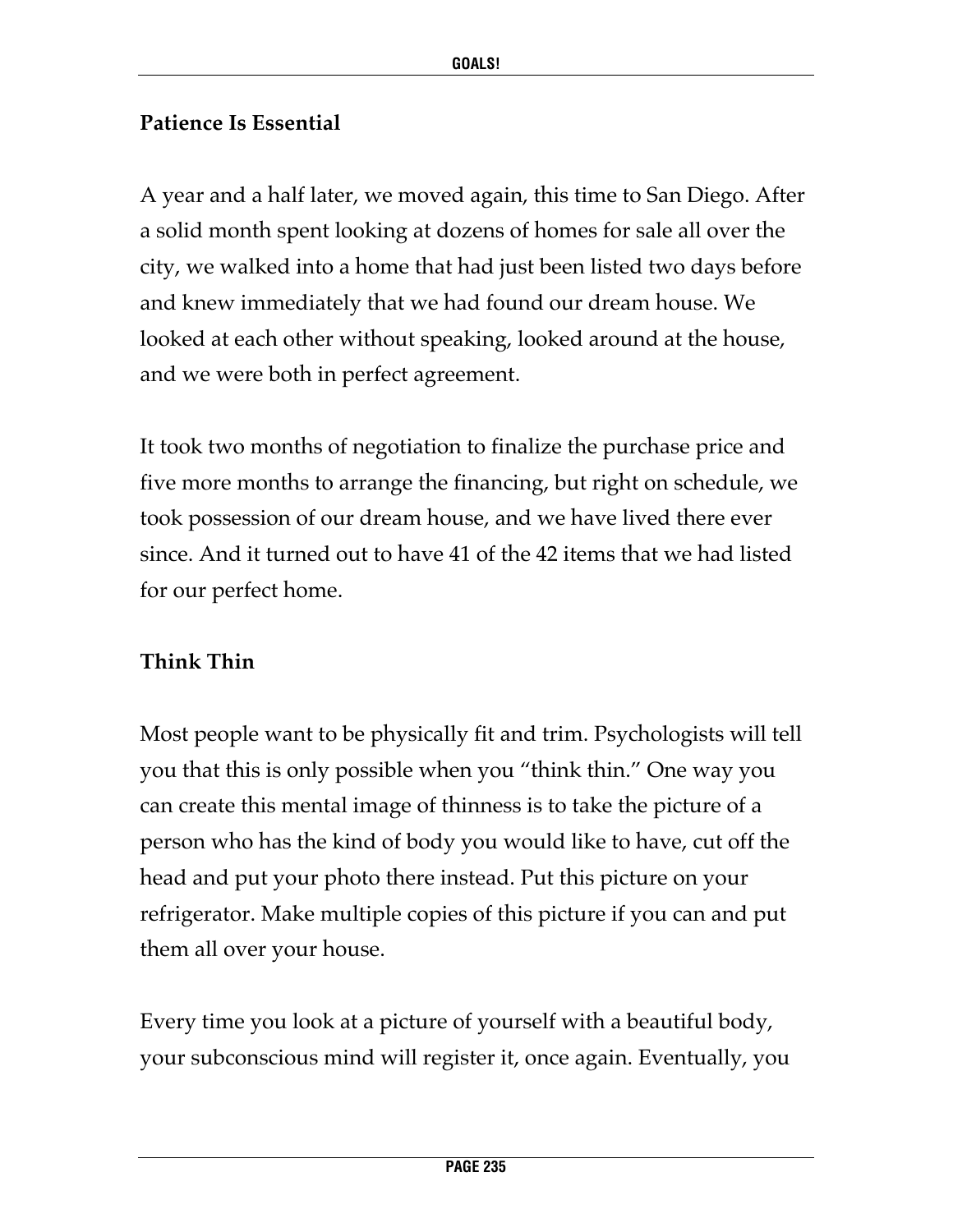**Patience Is Essential**

A year and a half later, we moved again, this time to San Diego. After a solid month spent looking at dozens of homes for sale all over the city, we walked into a home that had just been listed two days before and knew immediately that we had found our dream house. We looked at each other without speaking, looked around at the house, and we were both in perfect agreement.

It took two months of negotiation to finalize the purchase price and five more months to arrange the financing, but right on schedule, we took possession of our dream house, and we have lived there ever since. And it turned out to have 41 of the 42 items that we had listed for our perfect home.

**Think Thin**

Most people want to be physically fit and trim. Psychologists will tell you that this is only possible when you "think thin." One way you can create this mental image of thinness is to take the picture of a person who has the kind of body you would like to have, cut off the head and put your photo there instead. Put this picture on your refrigerator. Make multiple copies of this picture if you can and put them all over your house.

Every time you look at a picture of yourself with a beautiful body, your subconscious mind will register it, once again. Eventually, you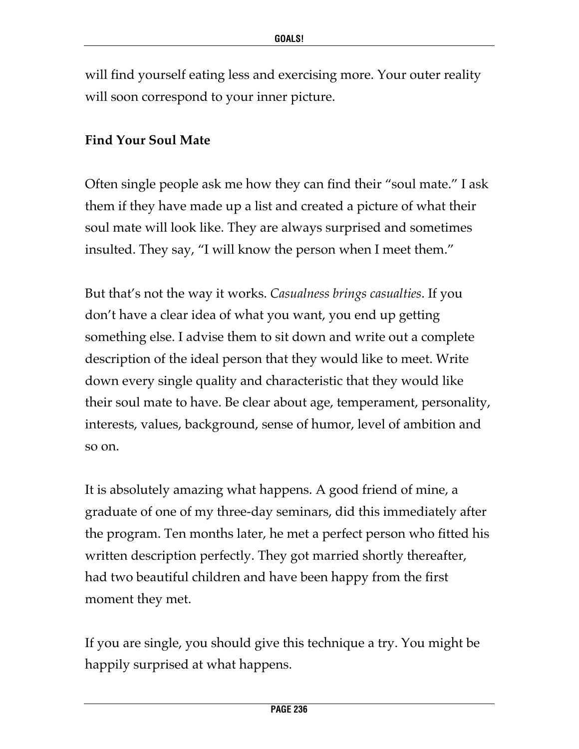will find yourself eating less and exercising more. Your outer reality will soon correspond to your inner picture.

**Find Your Soul Mate**

Often single people ask me how they can find their "soul mate." I ask them if they have made up a list and created a picture of what their soul mate will look like. They are always surprised and sometimes insulted. They say, "I will know the person when I meet them."

But that's not the way it works. *Casualness brings casualties*. If you don't have a clear idea of what you want, you end up getting something else. I advise them to sit down and write out a complete description of the ideal person that they would like to meet. Write down every single quality and characteristic that they would like their soul mate to have. Be clear about age, temperament, personality, interests, values, background, sense of humor, level of ambition and so on.

It is absolutely amazing what happens. A good friend of mine, a graduate of one of my three-day seminars, did this immediately after the program. Ten months later, he met a perfect person who fitted his written description perfectly. They got married shortly thereafter, had two beautiful children and have been happy from the first moment they met.

If you are single, you should give this technique a try. You might be happily surprised at what happens.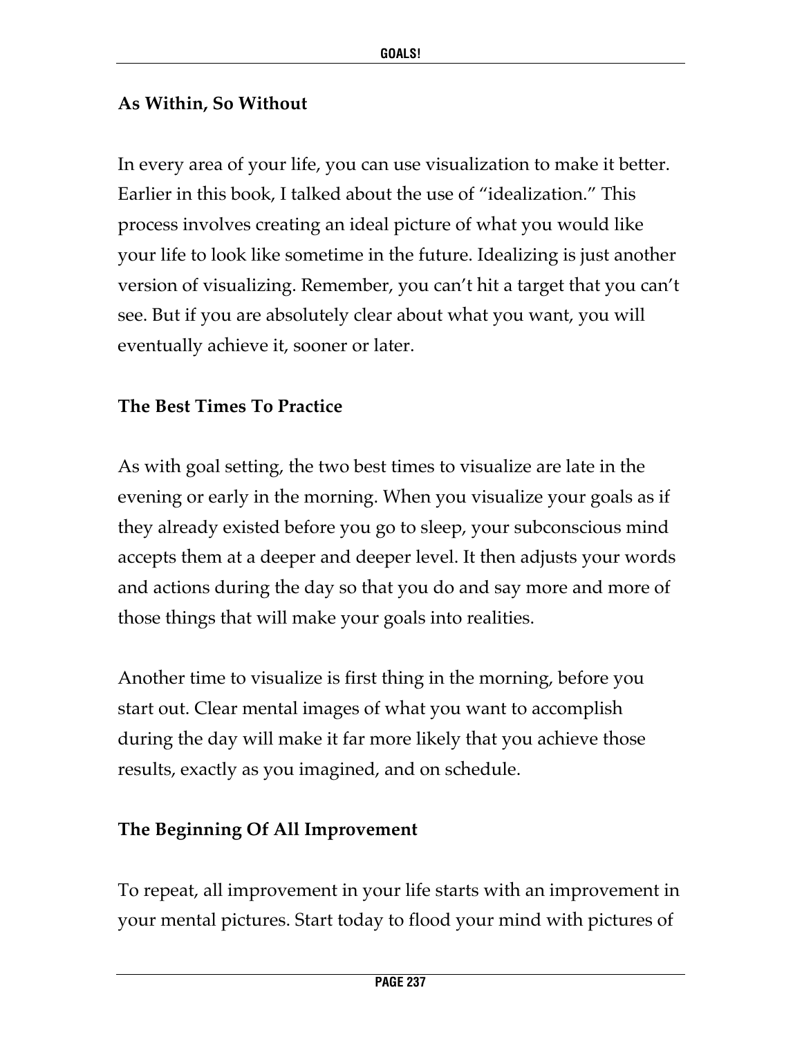### As Within, So Without

In every area of your life, you can use visualization to make it better. Earlier in this book, I talked about the use of "idealization." This process involves creating an ideal picture of what you would like your life to look like sometime in the future. Idealizing is just another version of visualizing. Remember, you can't hit a target that you can't see. But if you are absolutely clear about what you want, you will eventually achieve it, sooner or later.

### The Best Times To Practice

As with goal setting, the two best times to visualize are late in the evening or early in the morning. When you visualize your goals as if they already existed before you go to sleep, your subconscious mind accepts them at a deeper and deeper level. It then adjusts your words and actions during the day so that you do and say more and more of those things that will make your goals into realities.

Another time to visualize is first thing in the morning, before you start out. Clear mental images of what you want to accomplish during the day will make it far more likely that you achieve those results, exactly as you imagined, and on schedule.

### The Beginning Of All Improvement

To repeat, all improvement in your life starts with an improvement in your mental pictures. Start today to flood your mind with pictures of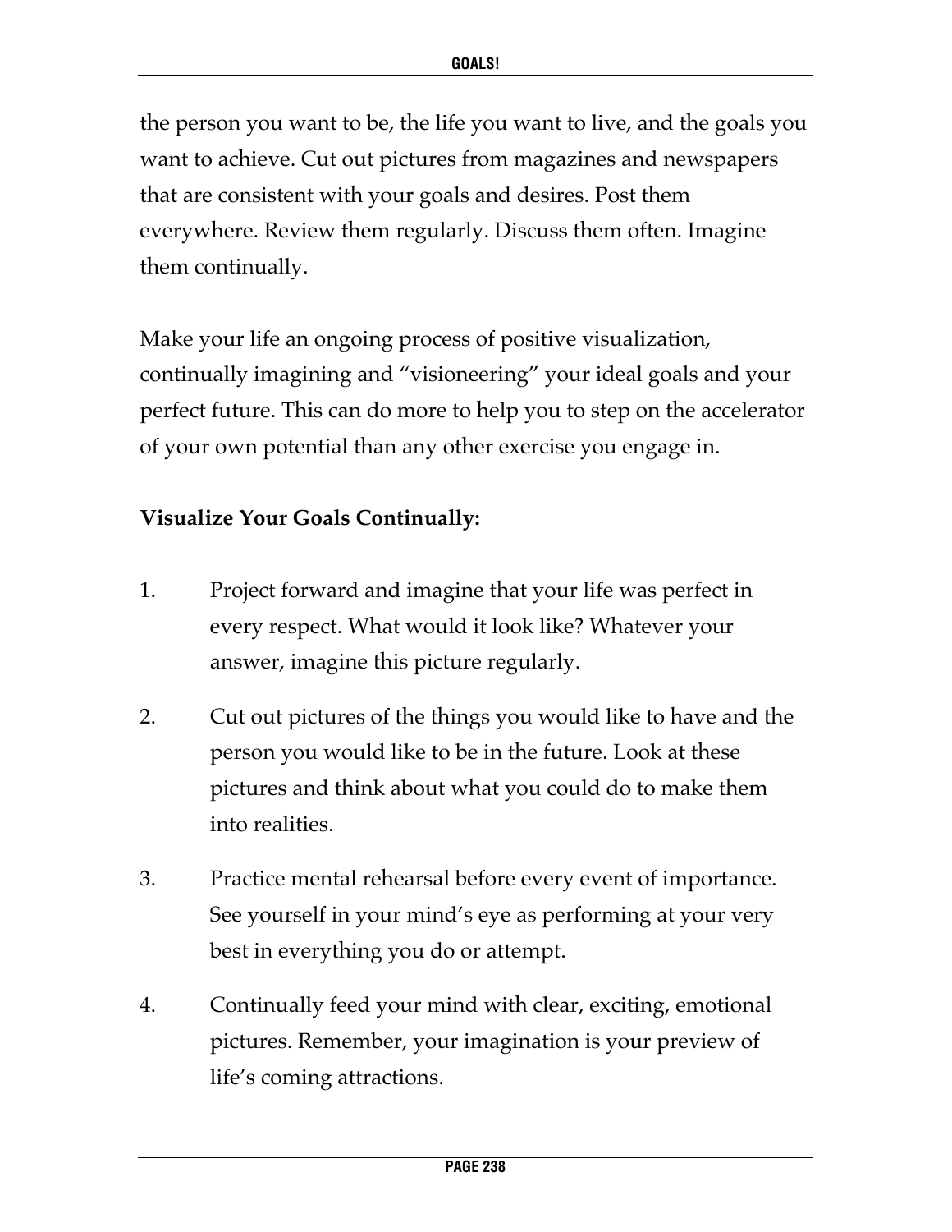the person you want to be, the life you want to live, and the goals you want to achieve. Cut out pictures from magazines and newspapers that are consistent with your goals and desires. Post them everywhere. Review them regularly. Discuss them often. Imagine them continually.

Make your life an ongoing process of positive visualization, continually imagining and "visioneering" your ideal goals and your perfect future. This can do more to help you to step on the accelerator of your own potential than any other exercise you engage in.

**Visualize Your Goals Continually:**

1. Project forward and imagine that your life was perfect in every respect. What would it look like? Whatever your answer, imagine this picture regularly.

2. Cut out pictures of the things you would like to have and the person you would like to be in the future. Look at these pictures and think about what you could do to make them into realities.

3. Practice mental rehearsal before every event of importance. See yourself in your mind's eye as performing at your very best in everything you do or attempt.

4. Continually feed your mind with clear, exciting, emotional pictures. Remember, your imagination is your preview of life's coming attractions.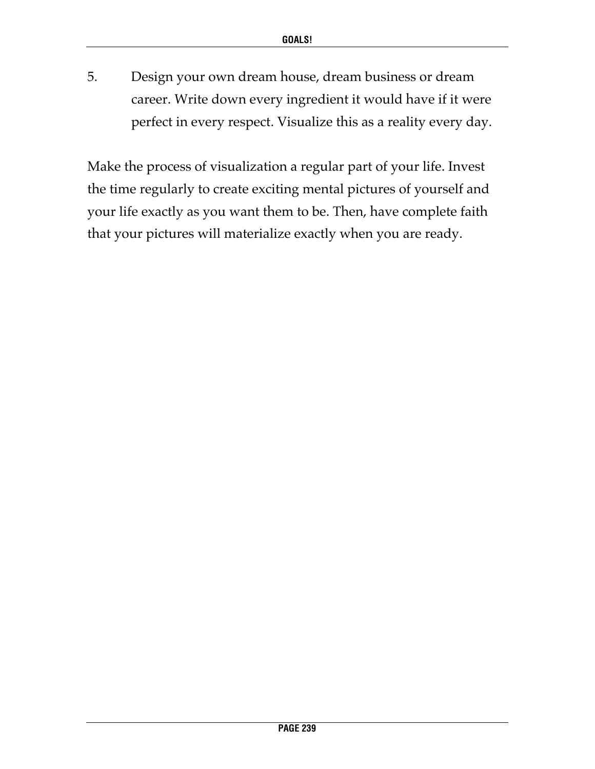5. Design your own dream house, dream business or dream career. Write down every ingredient it would have if it were perfect in every respect. Visualize this as a reality every day.

Make the process of visualization a regular part of your life. Invest the time regularly to create exciting mental pictures of yourself and your life exactly as you want them to be. Then, have complete faith that your pictures will materialize exactly when you are ready.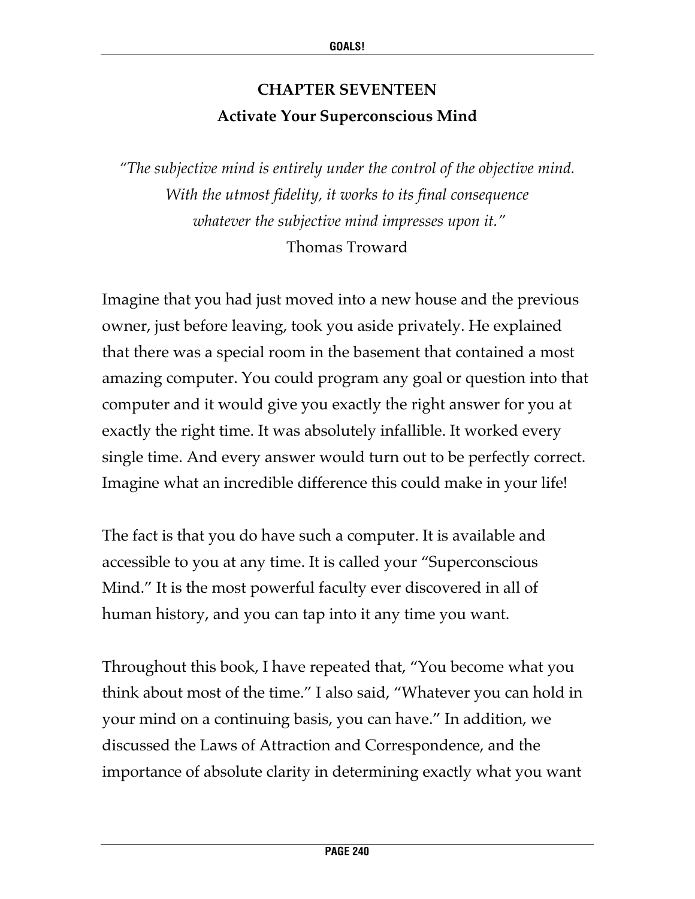# CHAPTER SEVENTEEN

## Activate Your Superconscious Mind

*"The subjective mind is entirely under the control of the objective mind. With the utmost fidelity, it works to its final consequence whatever the subjective mind impresses upon it."*
Thomas Troward

Imagine that you had just moved into a new house and the previous owner, just before leaving, took you aside privately. He explained that there was a special room in the basement that contained a most amazing computer. You could program any goal or question into that computer and it would give you exactly the right answer for you at exactly the right time. It was absolutely infallible. It worked every single time. And every answer would turn out to be perfectly correct. Imagine what an incredible difference this could make in your life!

The fact is that you do have such a computer. It is available and accessible to you at any time. It is called your "Superconscious Mind." It is the most powerful faculty ever discovered in all of human history, and you can tap into it any time you want.

Throughout this book, I have repeated that, "You become what you think about most of the time." I also said, "Whatever you can hold in your mind on a continuing basis, you can have." In addition, we discussed the Laws of Attraction and Correspondence, and the importance of absolute clarity in determining exactly what you want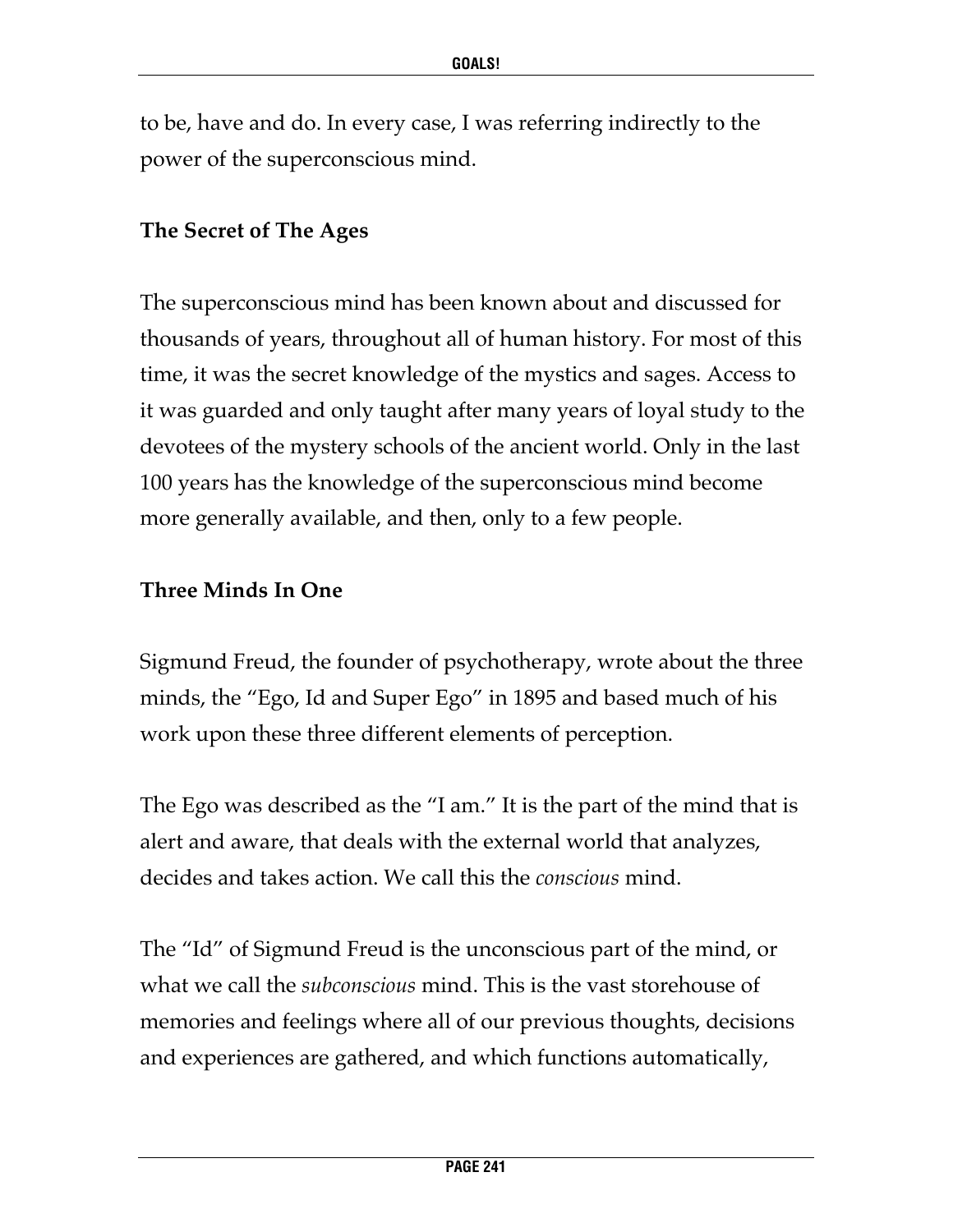to be, have and do. In every case, I was referring indirectly to the power of the superconscious mind.

## The Secret of The Ages

The superconscious mind has been known about and discussed for thousands of years, throughout all of human history. For most of this time, it was the secret knowledge of the mystics and sages. Access to it was guarded and only taught after many years of loyal study to the devotees of the mystery schools of the ancient world. Only in the last 100 years has the knowledge of the superconscious mind become more generally available, and then, only to a few people.

## Three Minds In One

Sigmund Freud, the founder of psychotherapy, wrote about the three minds, the "Ego, Id and Super Ego" in 1895 and based much of his work upon these three different elements of perception.

The Ego was described as the "I am." It is the part of the mind that is alert and aware, that deals with the external world that analyzes, decides and takes action. We call this the *conscious* mind.

The "Id" of Sigmund Freud is the unconscious part of the mind, or what we call the *subconscious* mind. This is the vast storehouse of memories and feelings where all of our previous thoughts, decisions and experiences are gathered, and which functions automatically,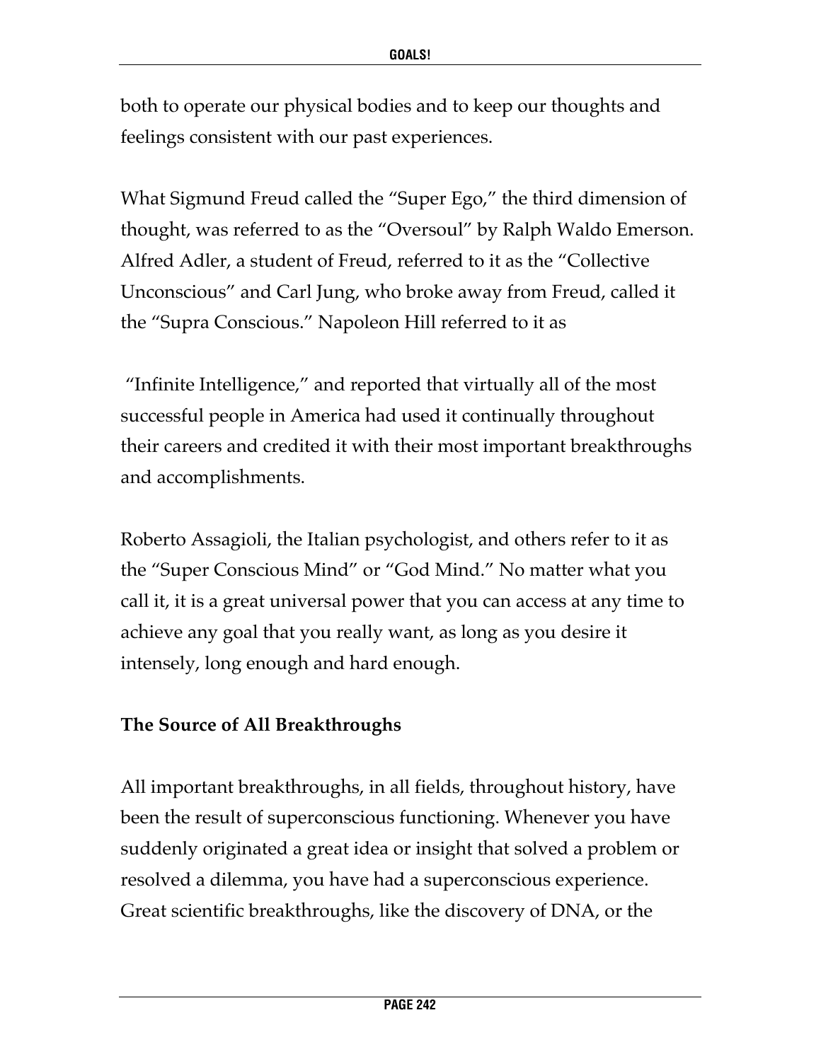both to operate our physical bodies and to keep our thoughts and feelings consistent with our past experiences.

What Sigmund Freud called the "Super Ego," the third dimension of thought, was referred to as the "Oversoul" by Ralph Waldo Emerson. Alfred Adler, a student of Freud, referred to it as the "Collective Unconscious" and Carl Jung, who broke away from Freud, called it the "Supra Conscious." Napoleon Hill referred to it as

"Infinite Intelligence," and reported that virtually all of the most successful people in America had used it continually throughout their careers and credited it with their most important breakthroughs and accomplishments.

Roberto Assagioli, the Italian psychologist, and others refer to it as the "Super Conscious Mind" or "God Mind." No matter what you call it, it is a great universal power that you can access at any time to achieve any goal that you really want, as long as you desire it intensely, long enough and hard enough.

**The Source of All Breakthroughs**

All important breakthroughs, in all fields, throughout history, have been the result of superconscious functioning. Whenever you have suddenly originated a great idea or insight that solved a problem or resolved a dilemma, you have had a superconscious experience. Great scientific breakthroughs, like the discovery of DNA, or the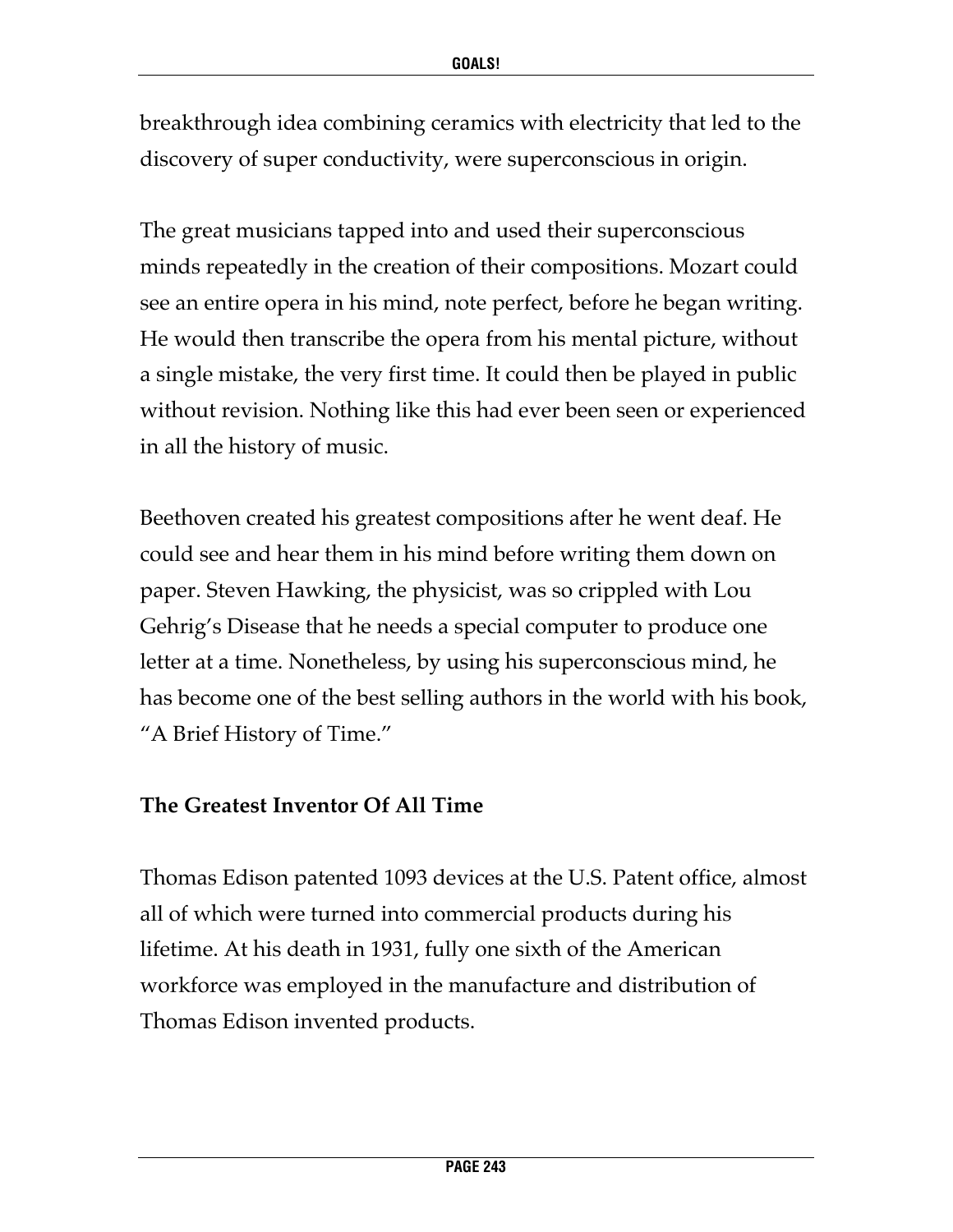breakthrough idea combining ceramics with electricity that led to the discovery of super conductivity, were superconscious in origin.

The great musicians tapped into and used their superconscious minds repeatedly in the creation of their compositions. Mozart could see an entire opera in his mind, note perfect, before he began writing. He would then transcribe the opera from his mental picture, without a single mistake, the very first time. It could then be played in public without revision. Nothing like this had ever been seen or experienced in all the history of music.

Beethoven created his greatest compositions after he went deaf. He could see and hear them in his mind before writing them down on paper. Steven Hawking, the physicist, was so crippled with Lou Gehrig's Disease that he needs a special computer to produce one letter at a time. Nonetheless, by using his superconscious mind, he has become one of the best selling authors in the world with his book, "A Brief History of Time."

**The Greatest Inventor Of All Time**

Thomas Edison patented 1093 devices at the U.S. Patent office, almost all of which were turned into commercial products during his lifetime. At his death in 1931, fully one sixth of the American workforce was employed in the manufacture and distribution of Thomas Edison invented products.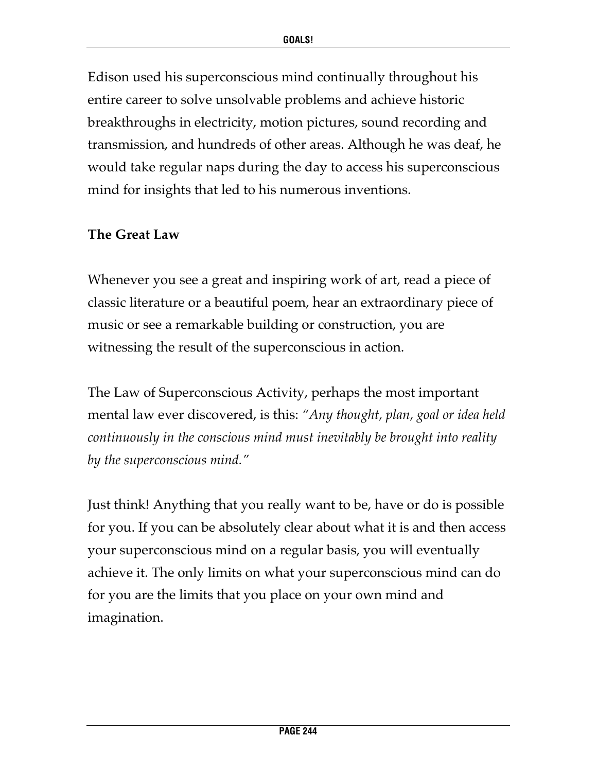Edison used his superconscious mind continually throughout his entire career to solve unsolvable problems and achieve historic breakthroughs in electricity, motion pictures, sound recording and transmission, and hundreds of other areas. Although he was deaf, he would take regular naps during the day to access his superconscious mind for insights that led to his numerous inventions.

**The Great Law**

Whenever you see a great and inspiring work of art, read a piece of classic literature or a beautiful poem, hear an extraordinary piece of music or see a remarkable building or construction, you are witnessing the result of the superconscious in action.

The Law of Superconscious Activity, perhaps the most important mental law ever discovered, is this: *"Any thought, plan, goal or idea held continuously in the conscious mind must inevitably be brought into reality by the superconscious mind."*

Just think! Anything that you really want to be, have or do is possible for you. If you can be absolutely clear about what it is and then access your superconscious mind on a regular basis, you will eventually achieve it. The only limits on what your superconscious mind can do for you are the limits that you place on your own mind and imagination.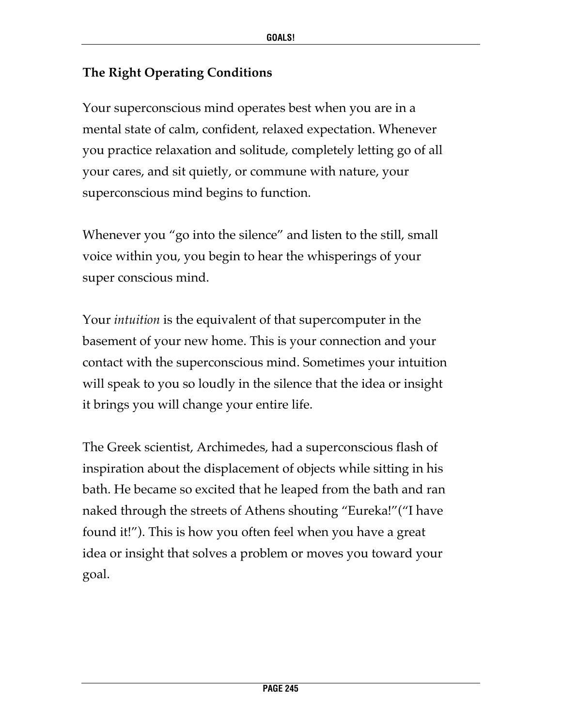### The Right Operating Conditions

Your superconscious mind operates best when you are in a mental state of calm, confident, relaxed expectation. Whenever you practice relaxation and solitude, completely letting go of all your cares, and sit quietly, or commune with nature, your superconscious mind begins to function.

Whenever you "go into the silence" and listen to the still, small voice within you, you begin to hear the whisperings of your super conscious mind.

Your *intuition* is the equivalent of that supercomputer in the basement of your new home. This is your connection and your contact with the superconscious mind. Sometimes your intuition will speak to you so loudly in the silence that the idea or insight it brings you will change your entire life.

The Greek scientist, Archimedes, had a superconscious flash of inspiration about the displacement of objects while sitting in his bath. He became so excited that he leaped from the bath and ran naked through the streets of Athens shouting "Eureka!"("I have found it!"). This is how you often feel when you have a great idea or insight that solves a problem or moves you toward your goal.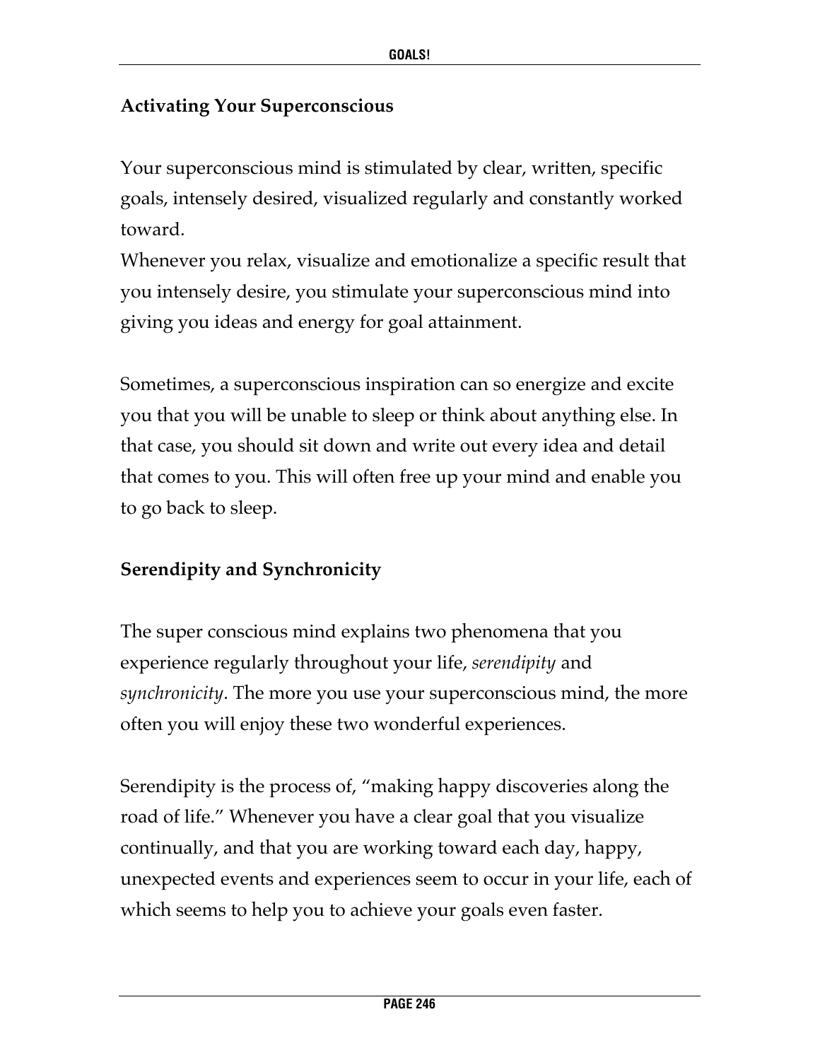### **Activating Your Superconscious**

Your superconscious mind is stimulated by clear, written, specific goals, intensely desired, visualized regularly and constantly worked toward.
Whenever you relax, visualize and emotionalize a specific result that you intensely desire, you stimulate your superconscious mind into giving you ideas and energy for goal attainment.

Sometimes, a superconscious inspiration can so energize and excite you that you will be unable to sleep or think about anything else. In that case, you should sit down and write out every idea and detail that comes to you. This will often free up your mind and enable you to go back to sleep.

### **Serendipity and Synchronicity**

The super conscious mind explains two phenomena that you experience regularly throughout your life, *serendipity* and *synchronicity*. The more you use your superconscious mind, the more often you will enjoy these two wonderful experiences.

Serendipity is the process of, "making happy discoveries along the road of life." Whenever you have a clear goal that you visualize continually, and that you are working toward each day, happy, unexpected events and experiences seem to occur in your life, each of which seems to help you to achieve your goals even faster.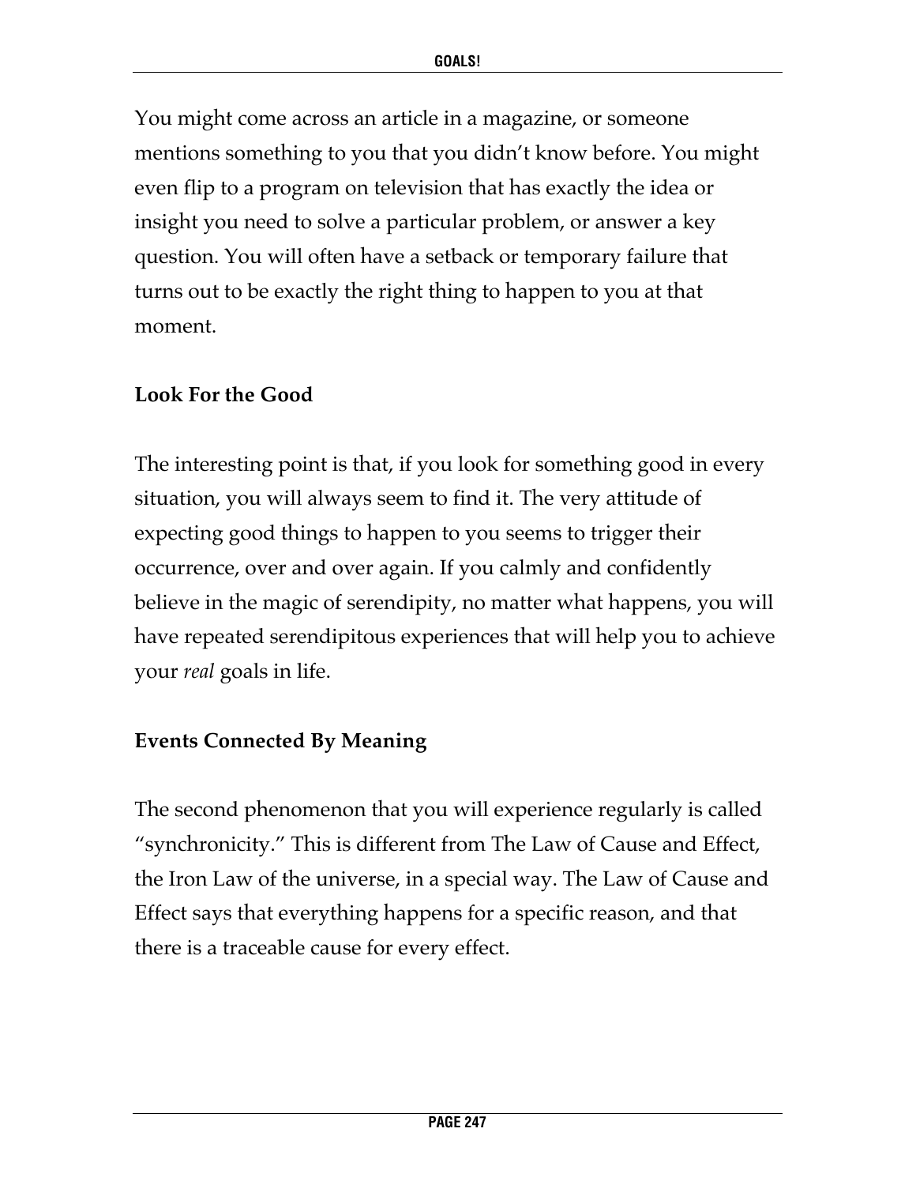You might come across an article in a magazine, or someone mentions something to you that you didn't know before. You might even flip to a program on television that has exactly the idea or insight you need to solve a particular problem, or answer a key question. You will often have a setback or temporary failure that turns out to be exactly the right thing to happen to you at that moment.

### Look For the Good

The interesting point is that, if you look for something good in every situation, you will always seem to find it. The very attitude of expecting good things to happen to you seems to trigger their occurrence, over and over again. If you calmly and confidently believe in the magic of serendipity, no matter what happens, you will have repeated serendipitous experiences that will help you to achieve your *real* goals in life.

### Events Connected By Meaning

The second phenomenon that you will experience regularly is called "synchronicity." This is different from The Law of Cause and Effect, the Iron Law of the universe, in a special way. The Law of Cause and Effect says that everything happens for a specific reason, and that there is a traceable cause for every effect.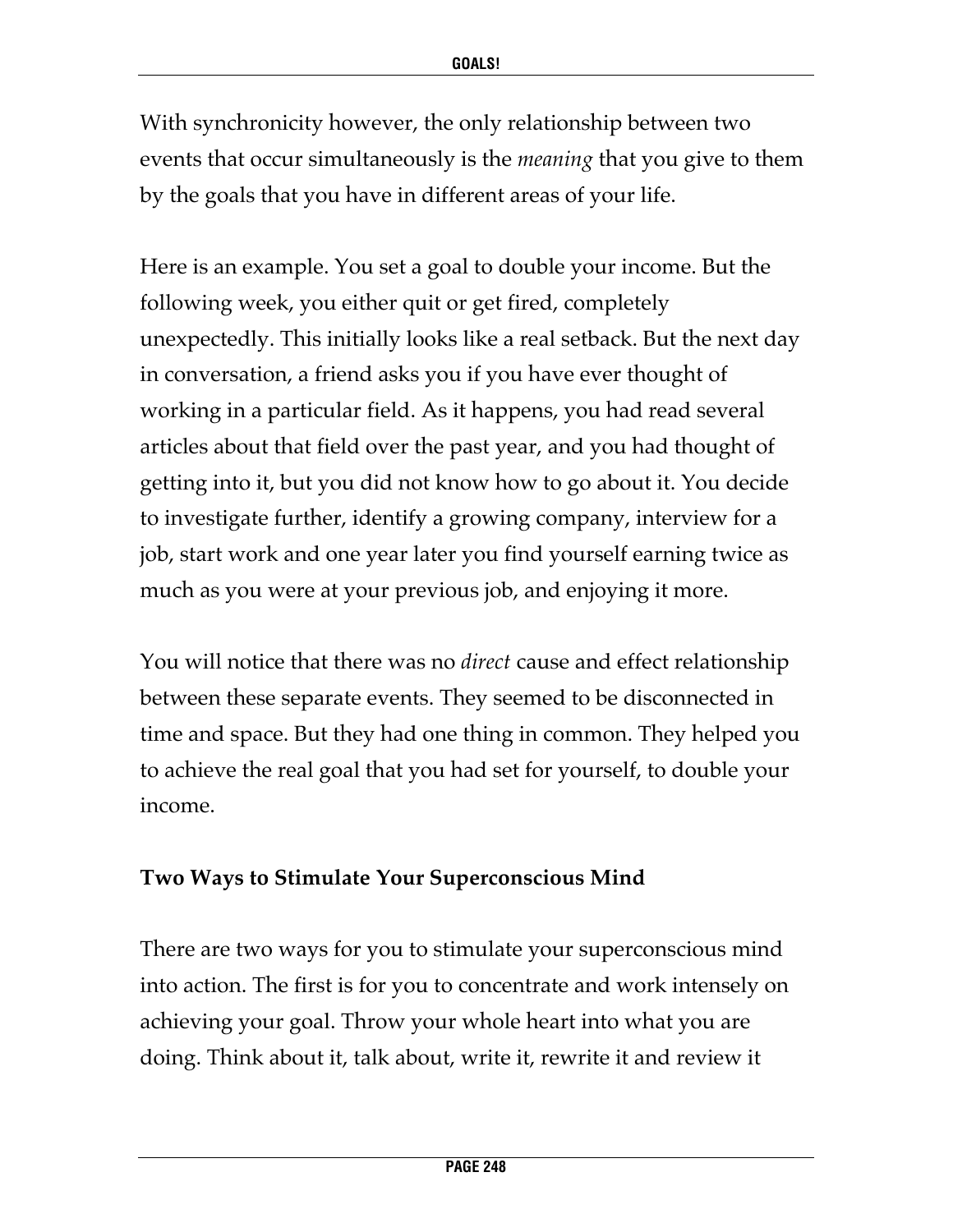With synchronicity however, the only relationship between two events that occur simultaneously is the *meaning* that you give to them by the goals that you have in different areas of your life.

Here is an example. You set a goal to double your income. But the following week, you either quit or get fired, completely unexpectedly. This initially looks like a real setback. But the next day in conversation, a friend asks you if you have ever thought of working in a particular field. As it happens, you had read several articles about that field over the past year, and you had thought of getting into it, but you did not know how to go about it. You decide to investigate further, identify a growing company, interview for a job, start work and one year later you find yourself earning twice as much as you were at your previous job, and enjoying it more.

You will notice that there was no *direct* cause and effect relationship between these separate events. They seemed to be disconnected in time and space. But they had one thing in common. They helped you to achieve the real goal that you had set for yourself, to double your income.

**Two Ways to Stimulate Your Superconscious Mind**

There are two ways for you to stimulate your superconscious mind into action. The first is for you to concentrate and work intensely on achieving your goal. Throw your whole heart into what you are doing. Think about it, talk about, write it, rewrite it and review it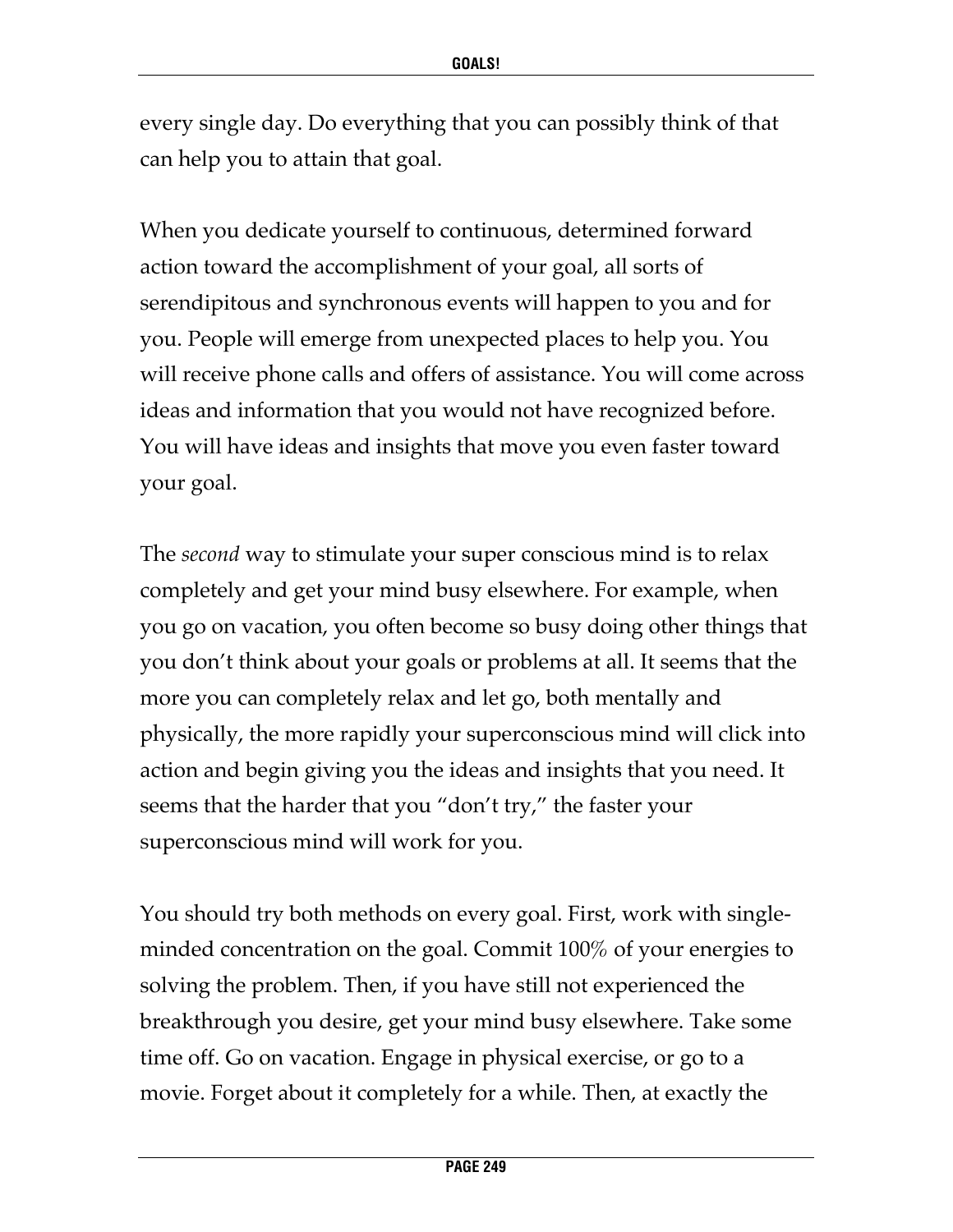every single day. Do everything that you can possibly think of that can help you to attain that goal.

When you dedicate yourself to continuous, determined forward action toward the accomplishment of your goal, all sorts of serendipitous and synchronous events will happen to you and for you. People will emerge from unexpected places to help you. You will receive phone calls and offers of assistance. You will come across ideas and information that you would not have recognized before. You will have ideas and insights that move you even faster toward your goal.

The *second* way to stimulate your super conscious mind is to relax completely and get your mind busy elsewhere. For example, when you go on vacation, you often become so busy doing other things that you don't think about your goals or problems at all. It seems that the more you can completely relax and let go, both mentally and physically, the more rapidly your superconscious mind will click into action and begin giving you the ideas and insights that you need. It seems that the harder that you "don't try," the faster your superconscious mind will work for you.

You should try both methods on every goal. First, work with single-minded concentration on the goal. Commit 100% of your energies to solving the problem. Then, if you have still not experienced the breakthrough you desire, get your mind busy elsewhere. Take some time off. Go on vacation. Engage in physical exercise, or go to a movie. Forget about it completely for a while. Then, at exactly the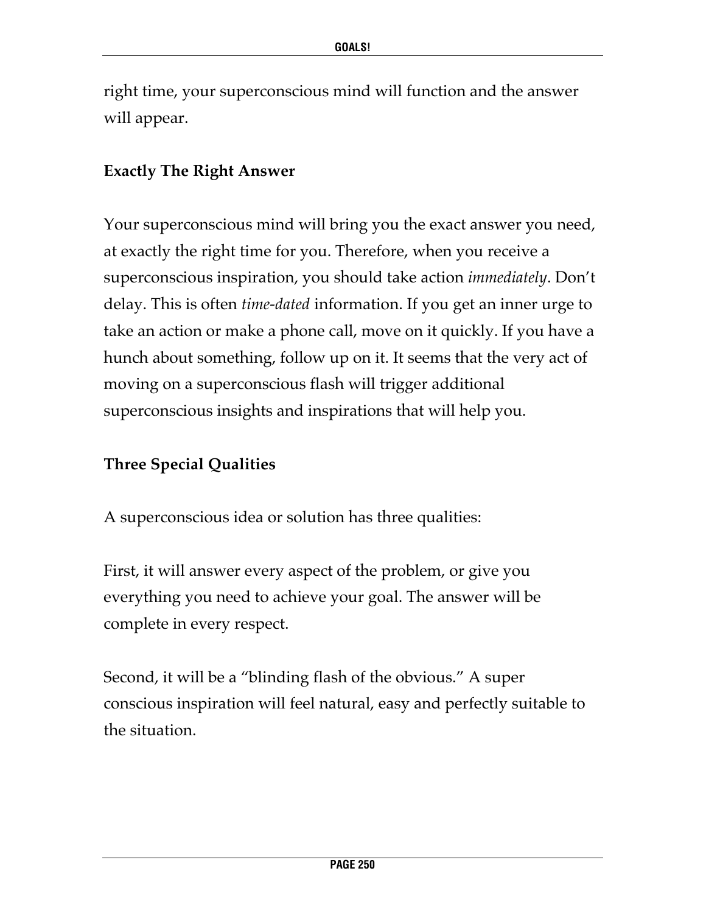right time, your superconscious mind will function and the answer will appear.

**Exactly The Right Answer**

Your superconscious mind will bring you the exact answer you need, at exactly the right time for you. Therefore, when you receive a superconscious inspiration, you should take action *immediately*. Don't delay. This is often *time-dated* information. If you get an inner urge to take an action or make a phone call, move on it quickly. If you have a hunch about something, follow up on it. It seems that the very act of moving on a superconscious flash will trigger additional superconscious insights and inspirations that will help you.

**Three Special Qualities**

A superconscious idea or solution has three qualities:

First, it will answer every aspect of the problem, or give you everything you need to achieve your goal. The answer will be complete in every respect.

Second, it will be a "blinding flash of the obvious." A super conscious inspiration will feel natural, easy and perfectly suitable to the situation.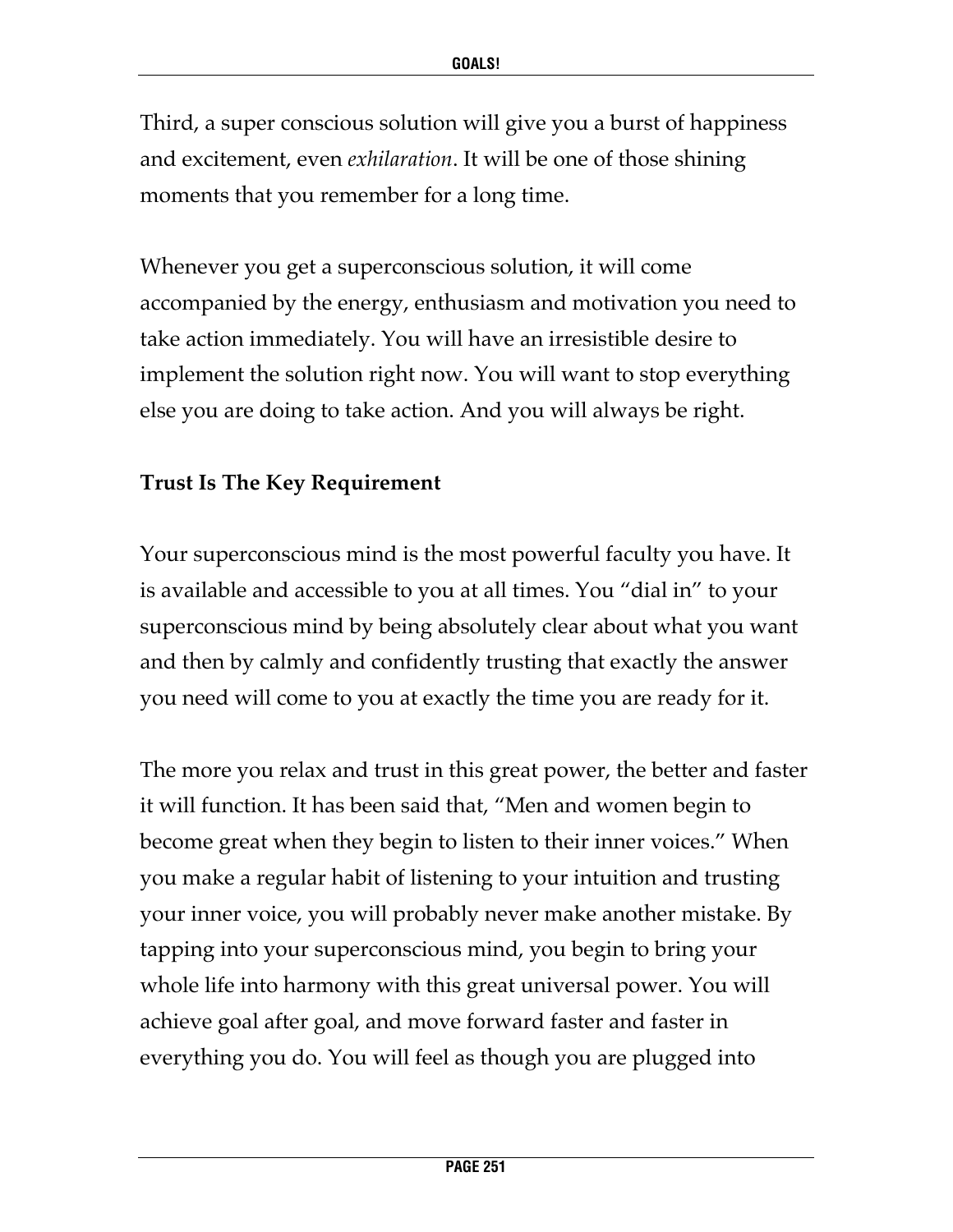Third, a super conscious solution will give you a burst of happiness and excitement, even *exhilaration*. It will be one of those shining moments that you remember for a long time.

Whenever you get a superconscious solution, it will come accompanied by the energy, enthusiasm and motivation you need to take action immediately. You will have an irresistible desire to implement the solution right now. You will want to stop everything else you are doing to take action. And you will always be right.

**Trust Is The Key Requirement**

Your superconscious mind is the most powerful faculty you have. It is available and accessible to you at all times. You "dial in" to your superconscious mind by being absolutely clear about what you want and then by calmly and confidently trusting that exactly the answer you need will come to you at exactly the time you are ready for it.

The more you relax and trust in this great power, the better and faster it will function. It has been said that, "Men and women begin to become great when they begin to listen to their inner voices." When you make a regular habit of listening to your intuition and trusting your inner voice, you will probably never make another mistake. By tapping into your superconscious mind, you begin to bring your whole life into harmony with this great universal power. You will achieve goal after goal, and move forward faster and faster in everything you do. You will feel as though you are plugged into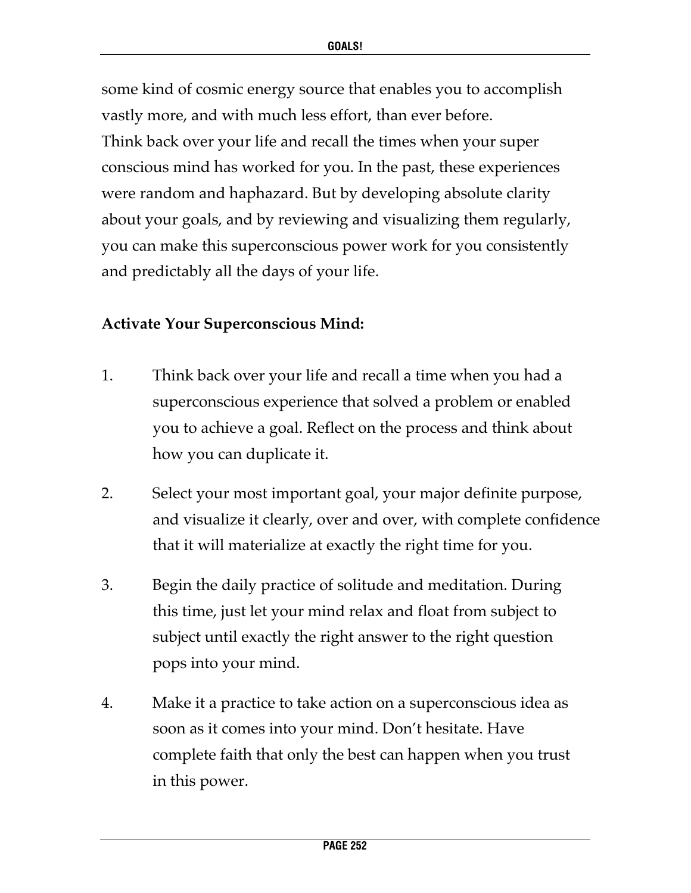some kind of cosmic energy source that enables you to accomplish vastly more, and with much less effort, than ever before.

Think back over your life and recall the times when your super conscious mind has worked for you. In the past, these experiences were random and haphazard. But by developing absolute clarity about your goals, and by reviewing and visualizing them regularly, you can make this superconscious power work for you consistently and predictably all the days of your life.

**Activate Your Superconscious Mind:**

1. Think back over your life and recall a time when you had a superconscious experience that solved a problem or enabled you to achieve a goal. Reflect on the process and think about how you can duplicate it.

2. Select your most important goal, your major definite purpose, and visualize it clearly, over and over, with complete confidence that it will materialize at exactly the right time for you.

3. Begin the daily practice of solitude and meditation. During this time, just let your mind relax and float from subject to subject until exactly the right answer to the right question pops into your mind.

4. Make it a practice to take action on a superconscious idea as soon as it comes into your mind. Don't hesitate. Have complete faith that only the best can happen when you trust in this power.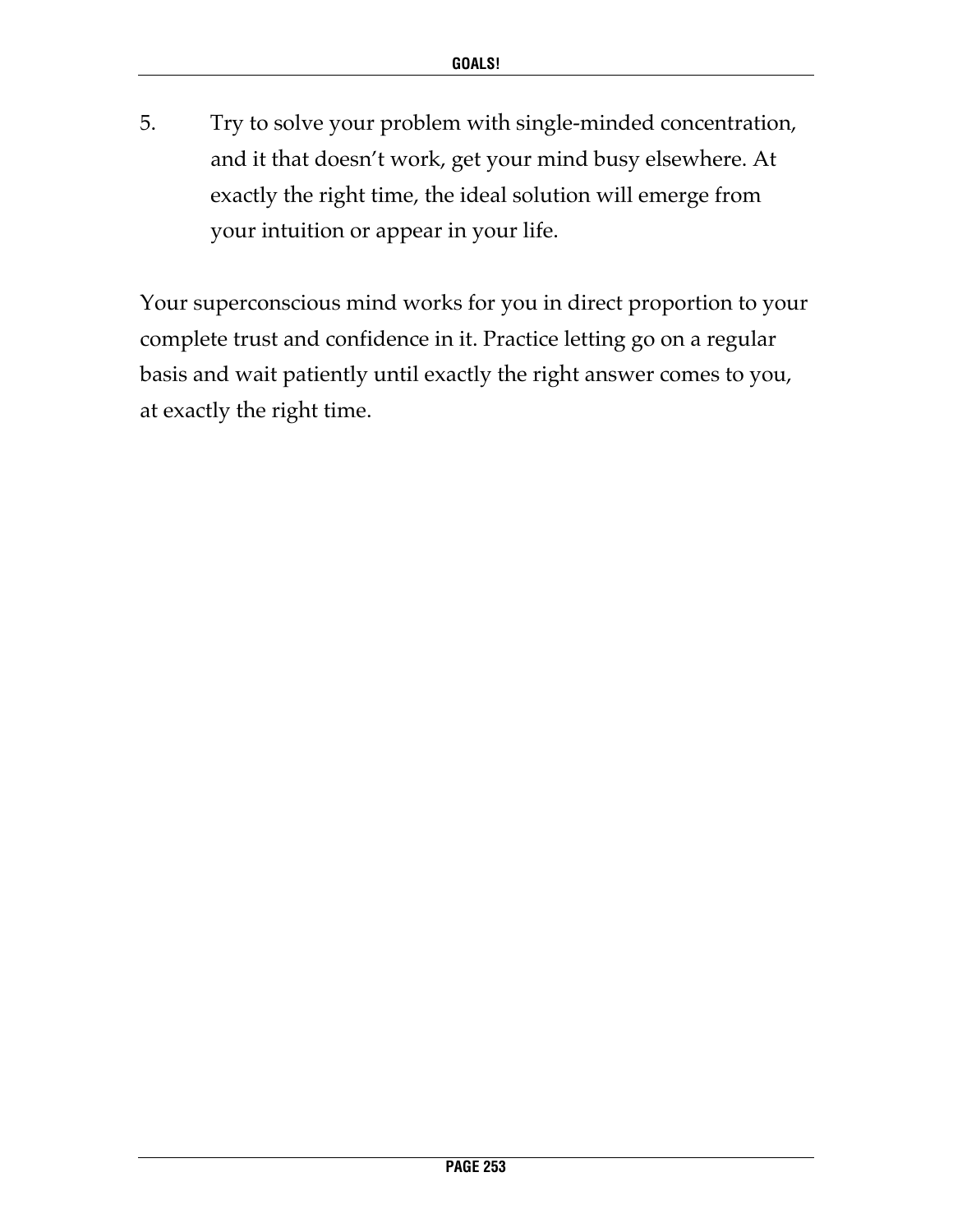5. Try to solve your problem with single-minded concentration, and it that doesn't work, get your mind busy elsewhere. At exactly the right time, the ideal solution will emerge from your intuition or appear in your life.

Your superconscious mind works for you in direct proportion to your complete trust and confidence in it. Practice letting go on a regular basis and wait patiently until exactly the right answer comes to you, at exactly the right time.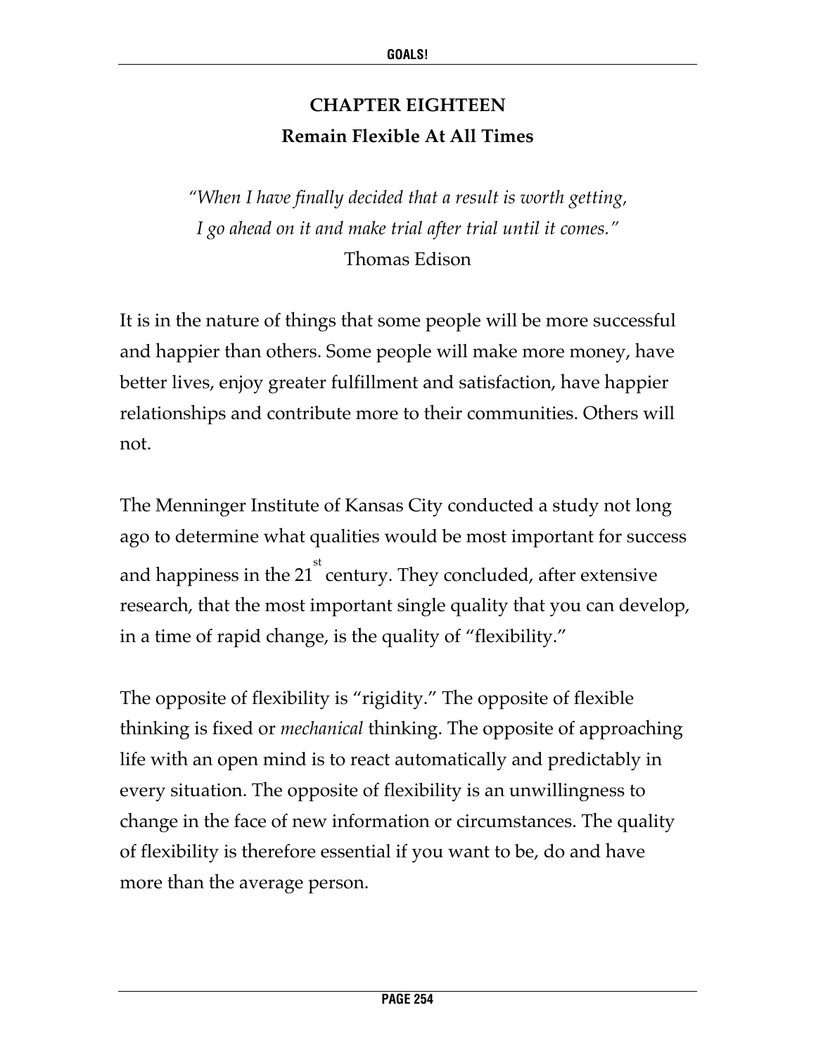# CHAPTER EIGHTEEN
## Remain Flexible At All Times

*"When I have finally decided that a result is worth getting, I go ahead on it and make trial after trial until it comes."*
Thomas Edison

It is in the nature of things that some people will be more successful and happier than others. Some people will make more money, have better lives, enjoy greater fulfillment and satisfaction, have happier relationships and contribute more to their communities. Others will not.

The Menninger Institute of Kansas City conducted a study not long ago to determine what qualities would be most important for success and happiness in the 21st century. They concluded, after extensive research, that the most important single quality that you can develop, in a time of rapid change, is the quality of "flexibility."

The opposite of flexibility is "rigidity." The opposite of flexible thinking is fixed or *mechanical* thinking. The opposite of approaching life with an open mind is to react automatically and predictably in every situation. The opposite of flexibility is an unwillingness to change in the face of new information or circumstances. The quality of flexibility is therefore essential if you want to be, do and have more than the average person.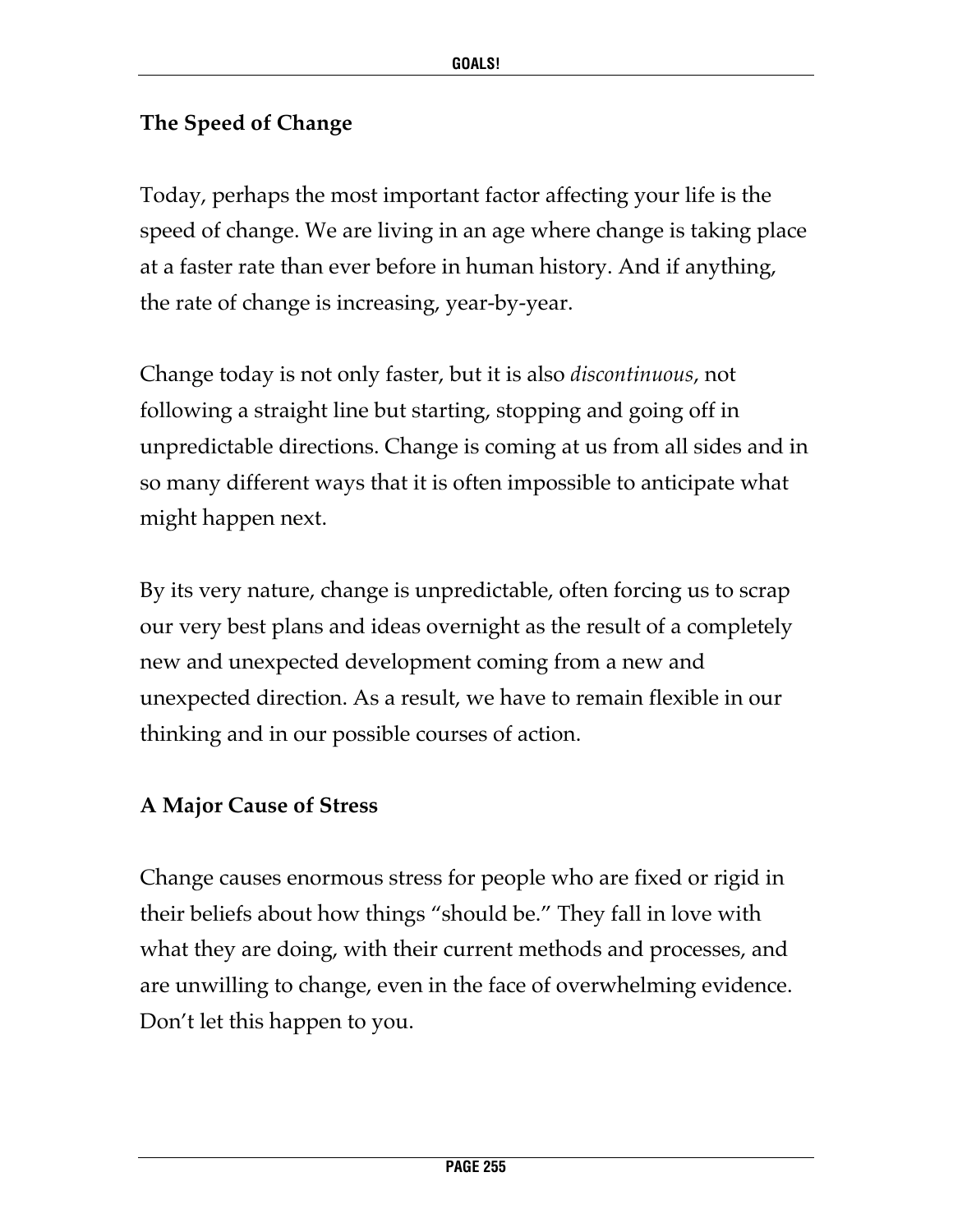## The Speed of Change

Today, perhaps the most important factor affecting your life is the speed of change. We are living in an age where change is taking place at a faster rate than ever before in human history. And if anything, the rate of change is increasing, year-by-year.

Change today is not only faster, but it is also *discontinuous*, not following a straight line but starting, stopping and going off in unpredictable directions. Change is coming at us from all sides and in so many different ways that it is often impossible to anticipate what might happen next.

By its very nature, change is unpredictable, often forcing us to scrap our very best plans and ideas overnight as the result of a completely new and unexpected development coming from a new and unexpected direction. As a result, we have to remain flexible in our thinking and in our possible courses of action.

## A Major Cause of Stress

Change causes enormous stress for people who are fixed or rigid in their beliefs about how things "should be." They fall in love with what they are doing, with their current methods and processes, and are unwilling to change, even in the face of overwhelming evidence. Don't let this happen to you.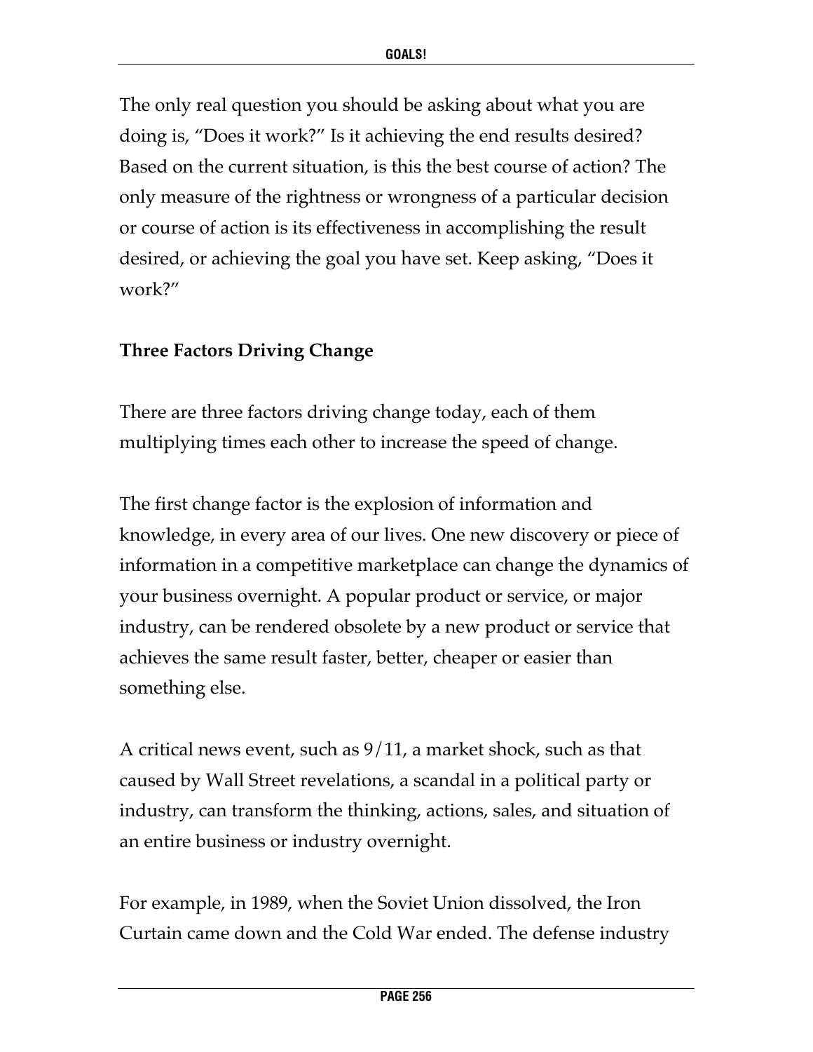The only real question you should be asking about what you are doing is, "Does it work?" Is it achieving the end results desired? Based on the current situation, is this the best course of action? The only measure of the rightness or wrongness of a particular decision or course of action is its effectiveness in accomplishing the result desired, or achieving the goal you have set. Keep asking, "Does it work?"

## Three Factors Driving Change

There are three factors driving change today, each of them multiplying times each other to increase the speed of change.

The first change factor is the explosion of information and knowledge, in every area of our lives. One new discovery or piece of information in a competitive marketplace can change the dynamics of your business overnight. A popular product or service, or major industry, can be rendered obsolete by a new product or service that achieves the same result faster, better, cheaper or easier than something else.

A critical news event, such as 9/11, a market shock, such as that caused by Wall Street revelations, a scandal in a political party or industry, can transform the thinking, actions, sales, and situation of an entire business or industry overnight.

For example, in 1989, when the Soviet Union dissolved, the Iron Curtain came down and the Cold War ended. The defense industry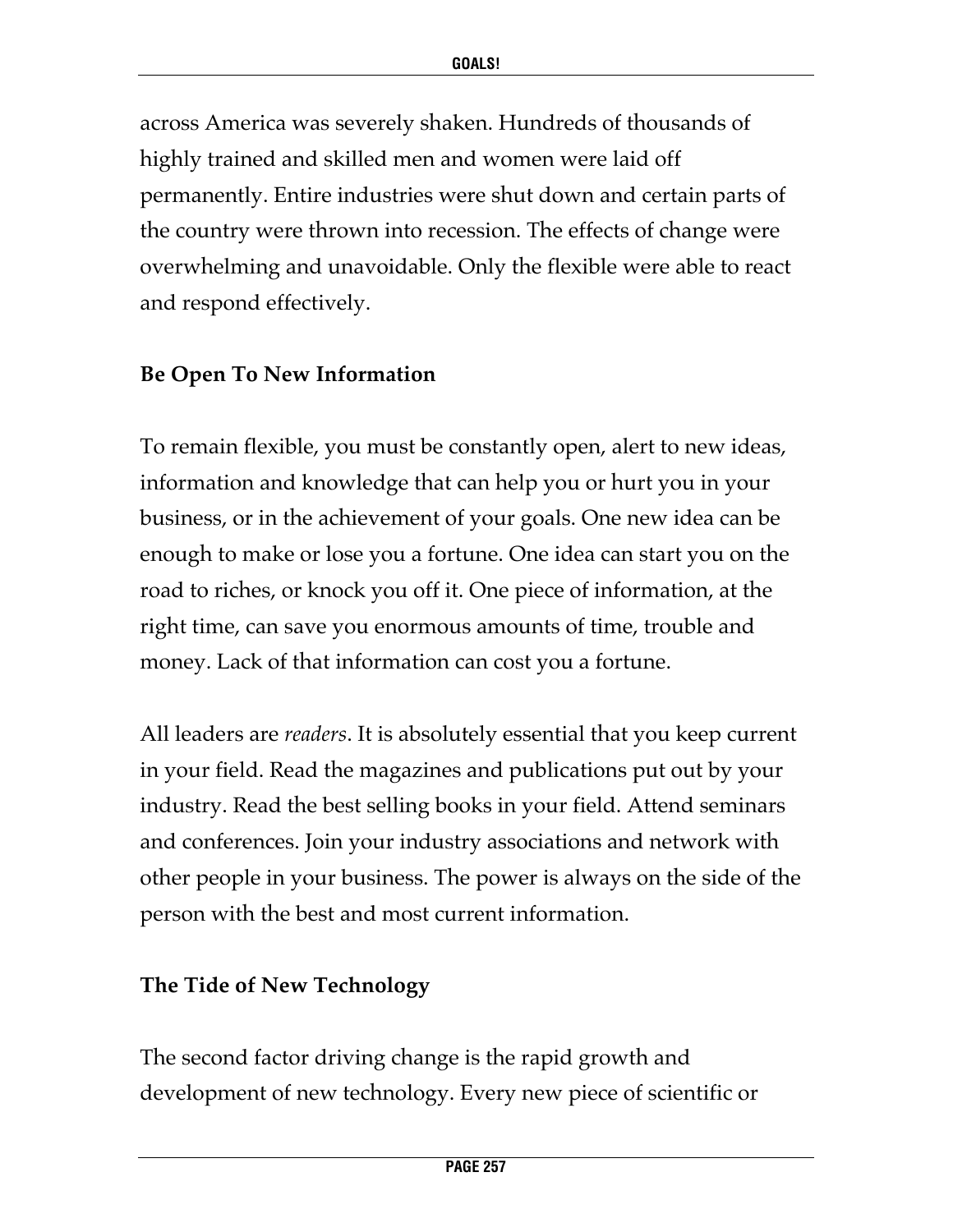across America was severely shaken. Hundreds of thousands of highly trained and skilled men and women were laid off permanently. Entire industries were shut down and certain parts of the country were thrown into recession. The effects of change were overwhelming and unavoidable. Only the flexible were able to react and respond effectively.

**Be Open To New Information**

To remain flexible, you must be constantly open, alert to new ideas, information and knowledge that can help you or hurt you in your business, or in the achievement of your goals. One new idea can be enough to make or lose you a fortune. One idea can start you on the road to riches, or knock you off it. One piece of information, at the right time, can save you enormous amounts of time, trouble and money. Lack of that information can cost you a fortune.

All leaders are *readers*. It is absolutely essential that you keep current in your field. Read the magazines and publications put out by your industry. Read the best selling books in your field. Attend seminars and conferences. Join your industry associations and network with other people in your business. The power is always on the side of the person with the best and most current information.

**The Tide of New Technology**

The second factor driving change is the rapid growth and development of new technology. Every new piece of scientific or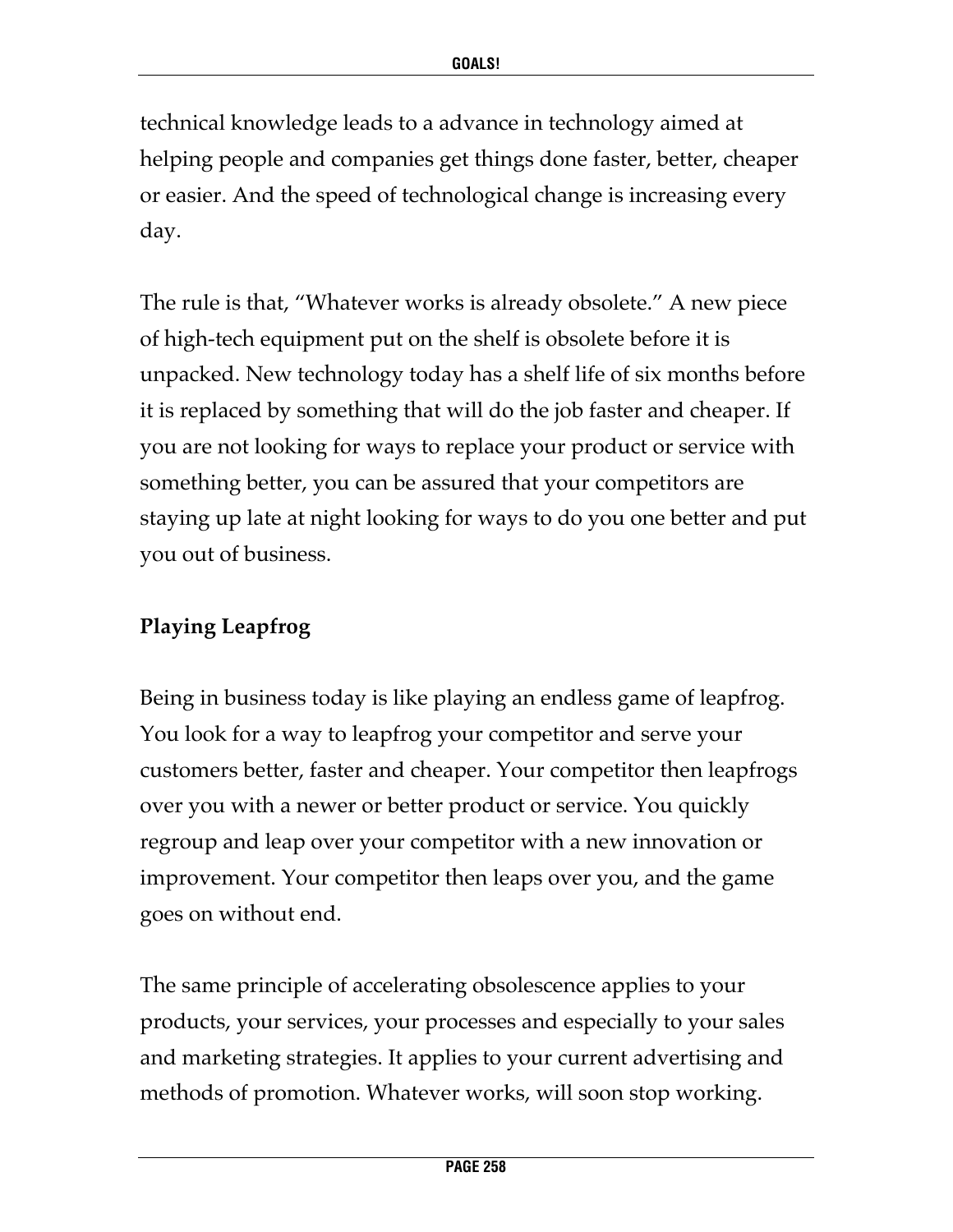technical knowledge leads to a advance in technology aimed at helping people and companies get things done faster, better, cheaper or easier. And the speed of technological change is increasing every day.

The rule is that, "Whatever works is already obsolete." A new piece of high-tech equipment put on the shelf is obsolete before it is unpacked. New technology today has a shelf life of six months before it is replaced by something that will do the job faster and cheaper. If you are not looking for ways to replace your product or service with something better, you can be assured that your competitors are staying up late at night looking for ways to do you one better and put you out of business.

## Playing Leapfrog

Being in business today is like playing an endless game of leapfrog. You look for a way to leapfrog your competitor and serve your customers better, faster and cheaper. Your competitor then leapfrogs over you with a newer or better product or service. You quickly regroup and leap over your competitor with a new innovation or improvement. Your competitor then leaps over you, and the game goes on without end.

The same principle of accelerating obsolescence applies to your products, your services, your processes and especially to your sales and marketing strategies. It applies to your current advertising and methods of promotion. Whatever works, will soon stop working.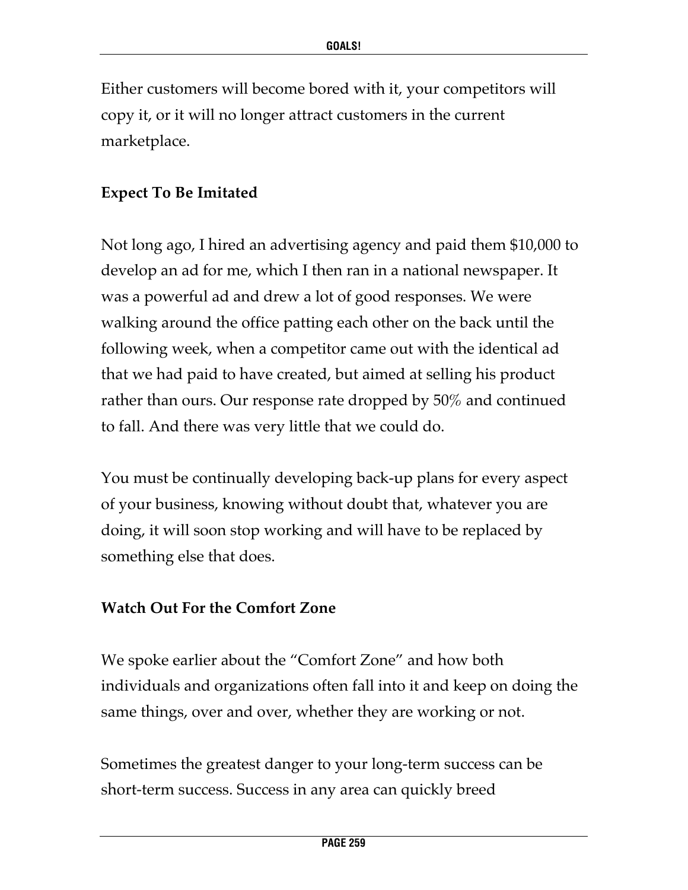Either customers will become bored with it, your competitors will copy it, or it will no longer attract customers in the current marketplace.

**Expect To Be Imitated**

Not long ago, I hired an advertising agency and paid them $10,000 to develop an ad for me, which I then ran in a national newspaper. It was a powerful ad and drew a lot of good responses. We were walking around the office patting each other on the back until the following week, when a competitor came out with the identical ad that we had paid to have created, but aimed at selling his product rather than ours. Our response rate dropped by 50% and continued to fall. And there was very little that we could do.

You must be continually developing back-up plans for every aspect of your business, knowing without doubt that, whatever you are doing, it will soon stop working and will have to be replaced by something else that does.

**Watch Out For the Comfort Zone**

We spoke earlier about the "Comfort Zone" and how both individuals and organizations often fall into it and keep on doing the same things, over and over, whether they are working or not.

Sometimes the greatest danger to your long-term success can be short-term success. Success in any area can quickly breed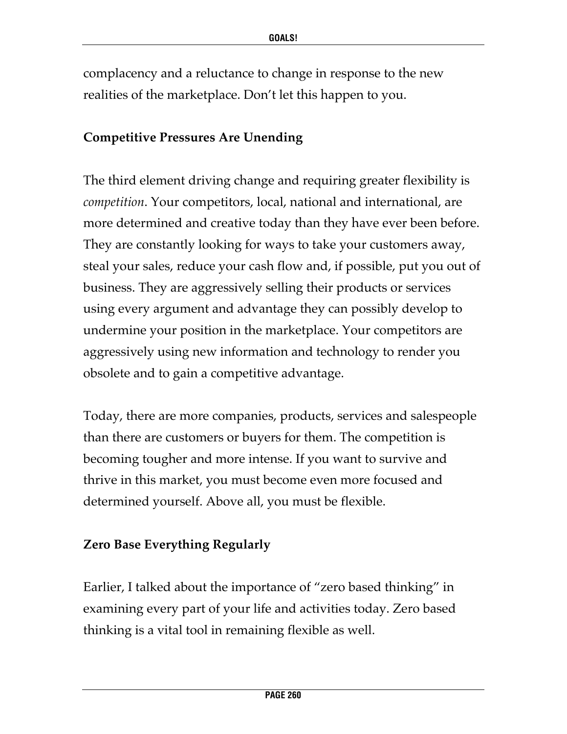complacency and a reluctance to change in response to the new realities of the marketplace. Don't let this happen to you.

### Competitive Pressures Are Unending

The third element driving change and requiring greater flexibility is *competition*. Your competitors, local, national and international, are more determined and creative today than they have ever been before. They are constantly looking for ways to take your customers away, steal your sales, reduce your cash flow and, if possible, put you out of business. They are aggressively selling their products or services using every argument and advantage they can possibly develop to undermine your position in the marketplace. Your competitors are aggressively using new information and technology to render you obsolete and to gain a competitive advantage.

Today, there are more companies, products, services and salespeople than there are customers or buyers for them. The competition is becoming tougher and more intense. If you want to survive and thrive in this market, you must become even more focused and determined yourself. Above all, you must be flexible.

### Zero Base Everything Regularly

Earlier, I talked about the importance of "zero based thinking" in examining every part of your life and activities today. Zero based thinking is a vital tool in remaining flexible as well.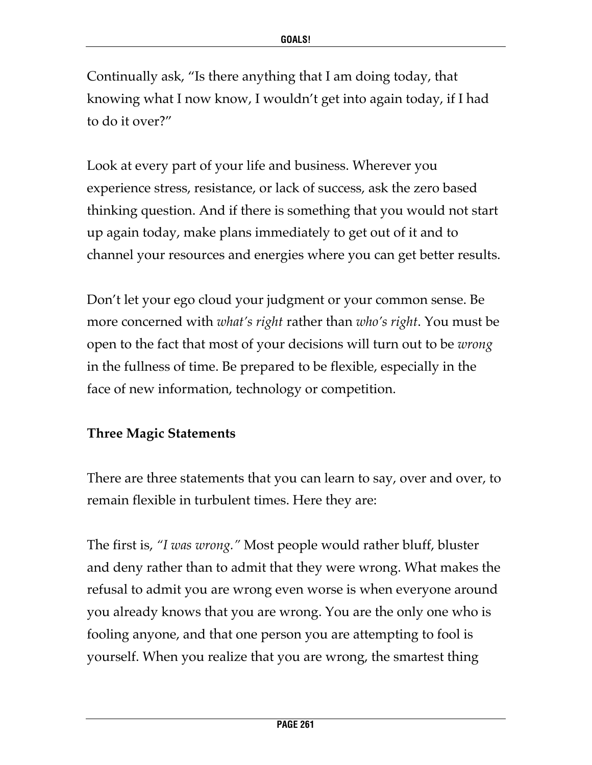Continually ask, "Is there anything that I am doing today, that knowing what I now know, I wouldn't get into again today, if I had to do it over?"

Look at every part of your life and business. Wherever you experience stress, resistance, or lack of success, ask the zero based thinking question. And if there is something that you would not start up again today, make plans immediately to get out of it and to channel your resources and energies where you can get better results.

Don't let your ego cloud your judgment or your common sense. Be more concerned with *what's right* rather than *who's right*. You must be open to the fact that most of your decisions will turn out to be *wrong* in the fullness of time. Be prepared to be flexible, especially in the face of new information, technology or competition.

**Three Magic Statements**

There are three statements that you can learn to say, over and over, to remain flexible in turbulent times. Here they are:

The first is, *"I was wrong."* Most people would rather bluff, bluster and deny rather than to admit that they were wrong. What makes the refusal to admit you are wrong even worse is when everyone around you already knows that you are wrong. You are the only one who is fooling anyone, and that one person you are attempting to fool is yourself. When you realize that you are wrong, the smartest thing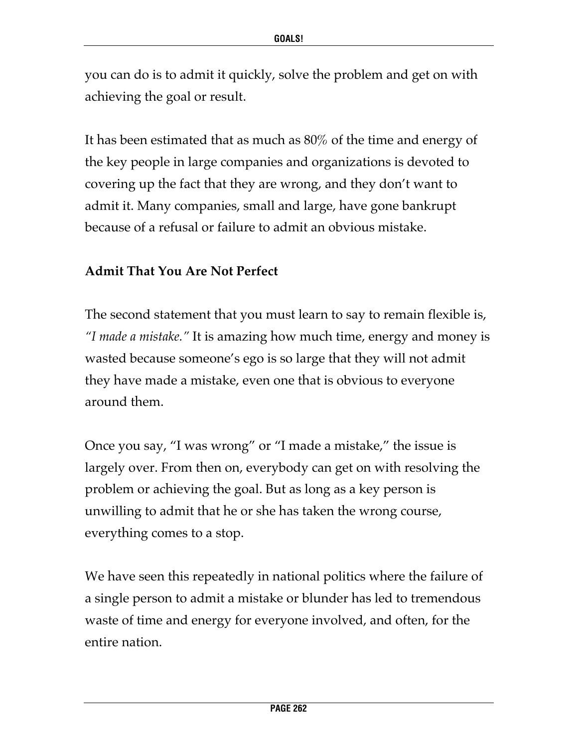you can do is to admit it quickly, solve the problem and get on with achieving the goal or result.

It has been estimated that as much as 80% of the time and energy of the key people in large companies and organizations is devoted to covering up the fact that they are wrong, and they don't want to admit it. Many companies, small and large, have gone bankrupt because of a refusal or failure to admit an obvious mistake.

**Admit That You Are Not Perfect**

The second statement that you must learn to say to remain flexible is, *"I made a mistake."* It is amazing how much time, energy and money is wasted because someone's ego is so large that they will not admit they have made a mistake, even one that is obvious to everyone around them.

Once you say, "I was wrong" or "I made a mistake," the issue is largely over. From then on, everybody can get on with resolving the problem or achieving the goal. But as long as a key person is unwilling to admit that he or she has taken the wrong course, everything comes to a stop.

We have seen this repeatedly in national politics where the failure of a single person to admit a mistake or blunder has led to tremendous waste of time and energy for everyone involved, and often, for the entire nation.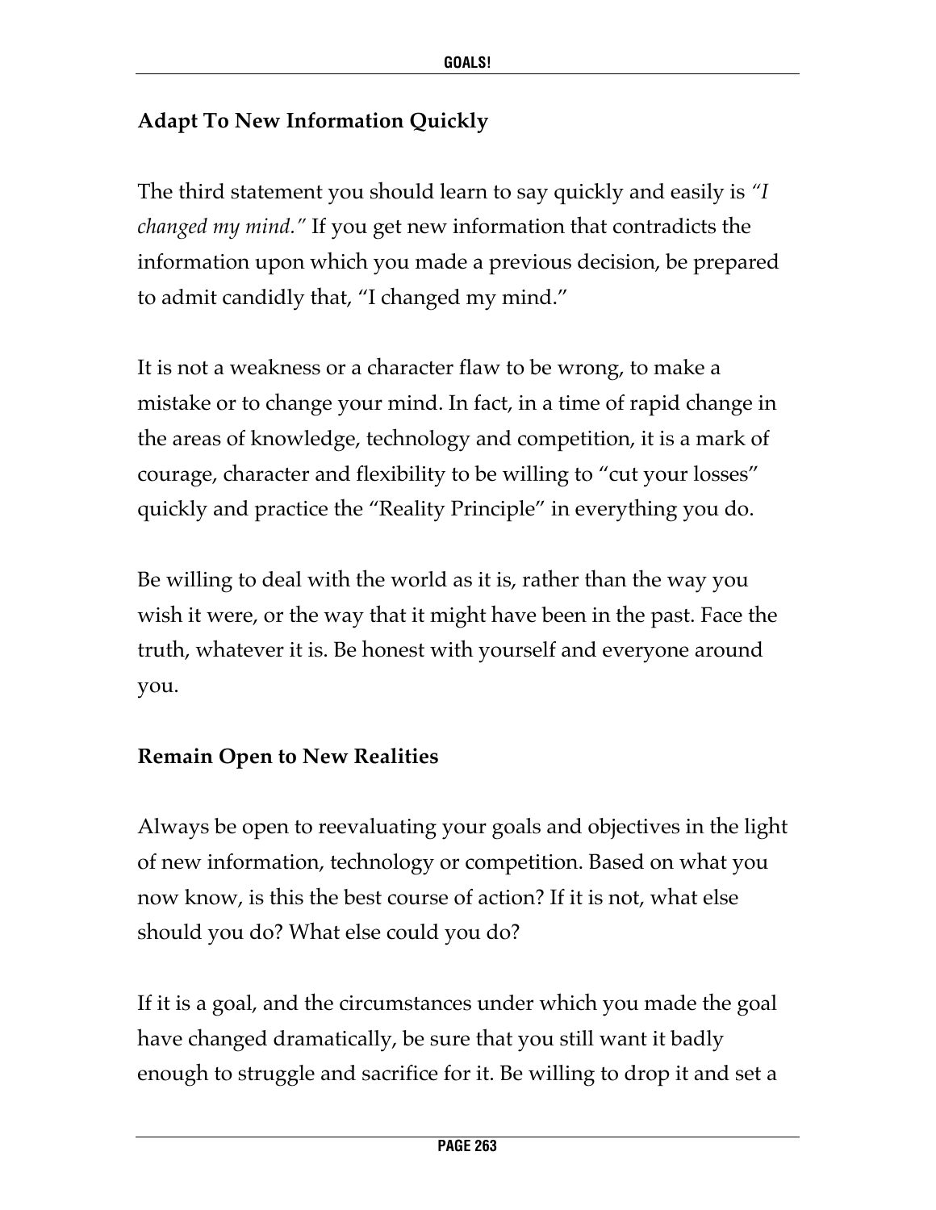## Adapt To New Information Quickly

The third statement you should learn to say quickly and easily is *"I changed my mind."* If you get new information that contradicts the information upon which you made a previous decision, be prepared to admit candidly that, "I changed my mind."

It is not a weakness or a character flaw to be wrong, to make a mistake or to change your mind. In fact, in a time of rapid change in the areas of knowledge, technology and competition, it is a mark of courage, character and flexibility to be willing to "cut your losses" quickly and practice the "Reality Principle" in everything you do.

Be willing to deal with the world as it is, rather than the way you wish it were, or the way that it might have been in the past. Face the truth, whatever it is. Be honest with yourself and everyone around you.

## Remain Open to New Realities

Always be open to reevaluating your goals and objectives in the light of new information, technology or competition. Based on what you now know, is this the best course of action? If it is not, what else should you do? What else could you do?

If it is a goal, and the circumstances under which you made the goal have changed dramatically, be sure that you still want it badly enough to struggle and sacrifice for it. Be willing to drop it and set a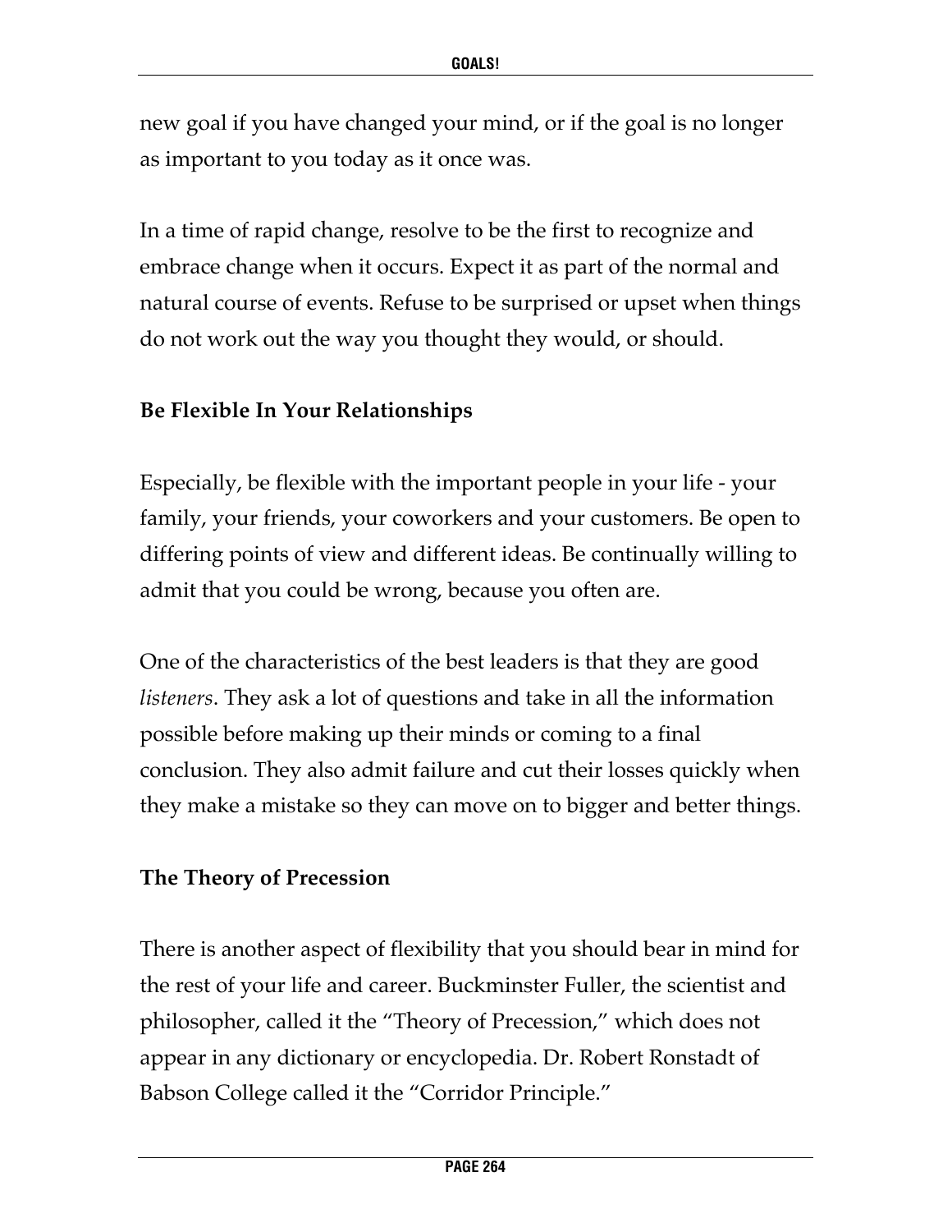new goal if you have changed your mind, or if the goal is no longer as important to you today as it once was.

In a time of rapid change, resolve to be the first to recognize and embrace change when it occurs. Expect it as part of the normal and natural course of events. Refuse to be surprised or upset when things do not work out the way you thought they would, or should.

### Be Flexible In Your Relationships

Especially, be flexible with the important people in your life - your family, your friends, your coworkers and your customers. Be open to differing points of view and different ideas. Be continually willing to admit that you could be wrong, because you often are.

One of the characteristics of the best leaders is that they are good *listeners*. They ask a lot of questions and take in all the information possible before making up their minds or coming to a final conclusion. They also admit failure and cut their losses quickly when they make a mistake so they can move on to bigger and better things.

### The Theory of Precession

There is another aspect of flexibility that you should bear in mind for the rest of your life and career. Buckminster Fuller, the scientist and philosopher, called it the "Theory of Precession," which does not appear in any dictionary or encyclopedia. Dr. Robert Ronstadt of Babson College called it the "Corridor Principle."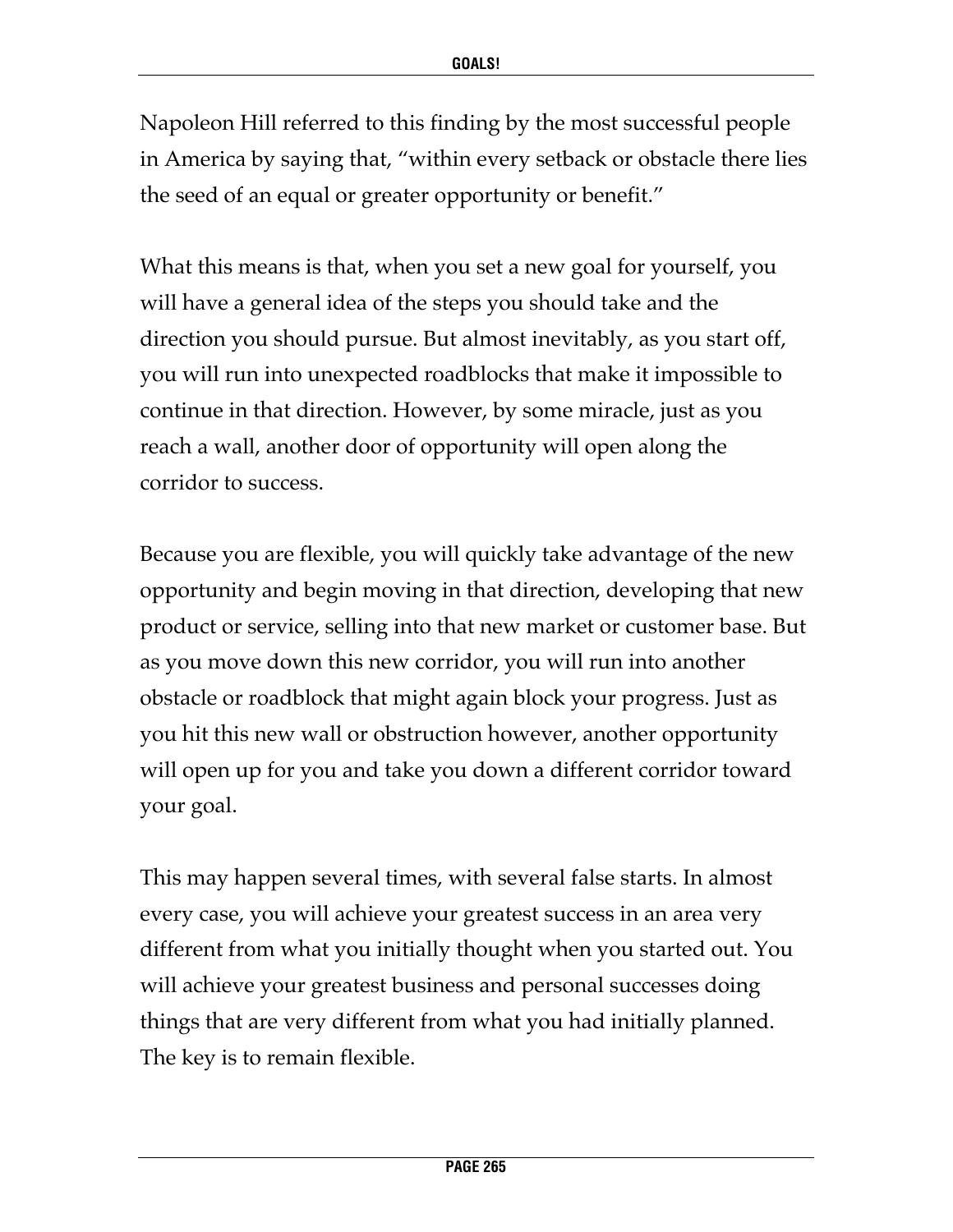Napoleon Hill referred to this finding by the most successful people in America by saying that, "within every setback or obstacle there lies the seed of an equal or greater opportunity or benefit."

What this means is that, when you set a new goal for yourself, you will have a general idea of the steps you should take and the direction you should pursue. But almost inevitably, as you start off, you will run into unexpected roadblocks that make it impossible to continue in that direction. However, by some miracle, just as you reach a wall, another door of opportunity will open along the corridor to success.

Because you are flexible, you will quickly take advantage of the new opportunity and begin moving in that direction, developing that new product or service, selling into that new market or customer base. But as you move down this new corridor, you will run into another obstacle or roadblock that might again block your progress. Just as you hit this new wall or obstruction however, another opportunity will open up for you and take you down a different corridor toward your goal.

This may happen several times, with several false starts. In almost every case, you will achieve your greatest success in an area very different from what you initially thought when you started out. You will achieve your greatest business and personal successes doing things that are very different from what you had initially planned. The key is to remain flexible.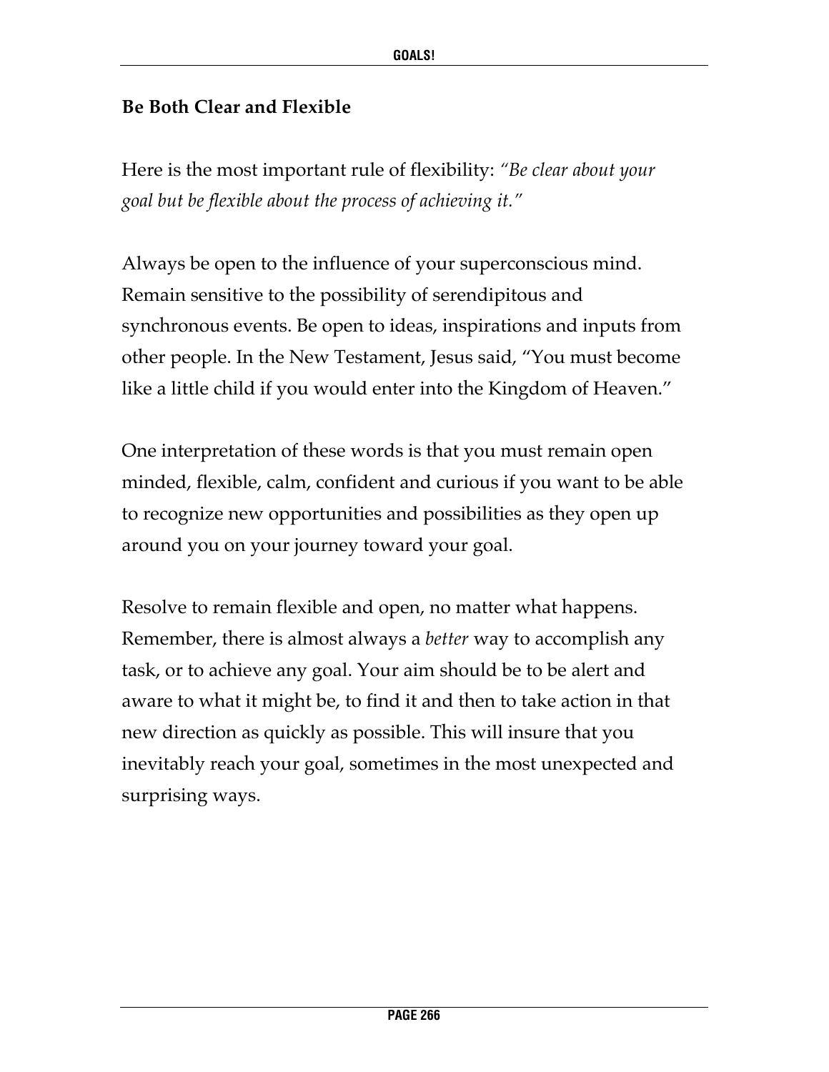### Be Both Clear and Flexible

Here is the most important rule of flexibility: *"Be clear about your goal but be flexible about the process of achieving it."*

Always be open to the influence of your superconscious mind. Remain sensitive to the possibility of serendipitous and synchronous events. Be open to ideas, inspirations and inputs from other people. In the New Testament, Jesus said, "You must become like a little child if you would enter into the Kingdom of Heaven."

One interpretation of these words is that you must remain open minded, flexible, calm, confident and curious if you want to be able to recognize new opportunities and possibilities as they open up around you on your journey toward your goal.

Resolve to remain flexible and open, no matter what happens. Remember, there is almost always a *better* way to accomplish any task, or to achieve any goal. Your aim should be to be alert and aware to what it might be, to find it and then to take action in that new direction as quickly as possible. This will insure that you inevitably reach your goal, sometimes in the most unexpected and surprising ways.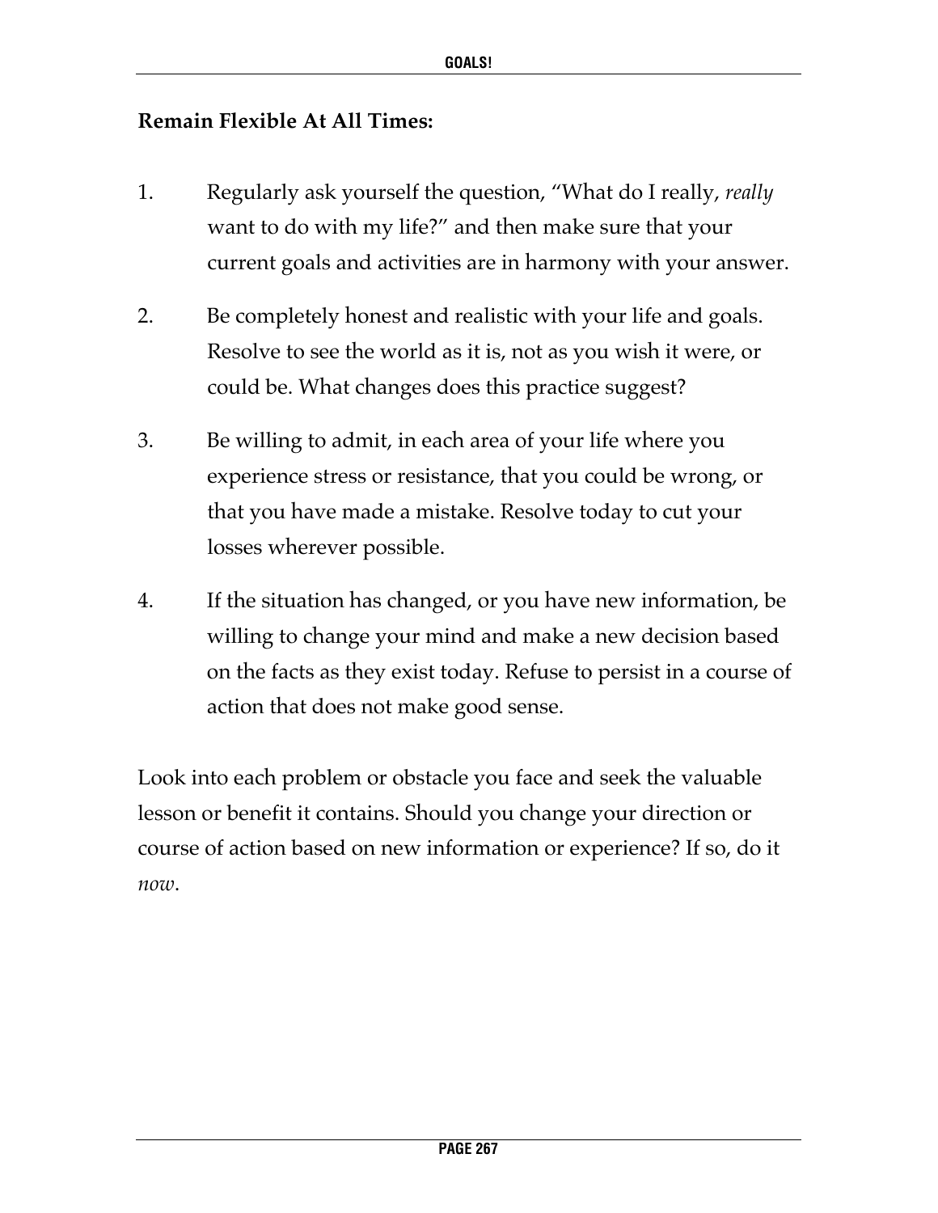**Remain Flexible At All Times:**

1. Regularly ask yourself the question, "What do I really, *really* want to do with my life?" and then make sure that your current goals and activities are in harmony with your answer.

2. Be completely honest and realistic with your life and goals. Resolve to see the world as it is, not as you wish it were, or could be. What changes does this practice suggest?

3. Be willing to admit, in each area of your life where you experience stress or resistance, that you could be wrong, or that you have made a mistake. Resolve today to cut your losses wherever possible.

4. If the situation has changed, or you have new information, be willing to change your mind and make a new decision based on the facts as they exist today. Refuse to persist in a course of action that does not make good sense.

Look into each problem or obstacle you face and seek the valuable lesson or benefit it contains. Should you change your direction or course of action based on new information or experience? If so, do it *now*.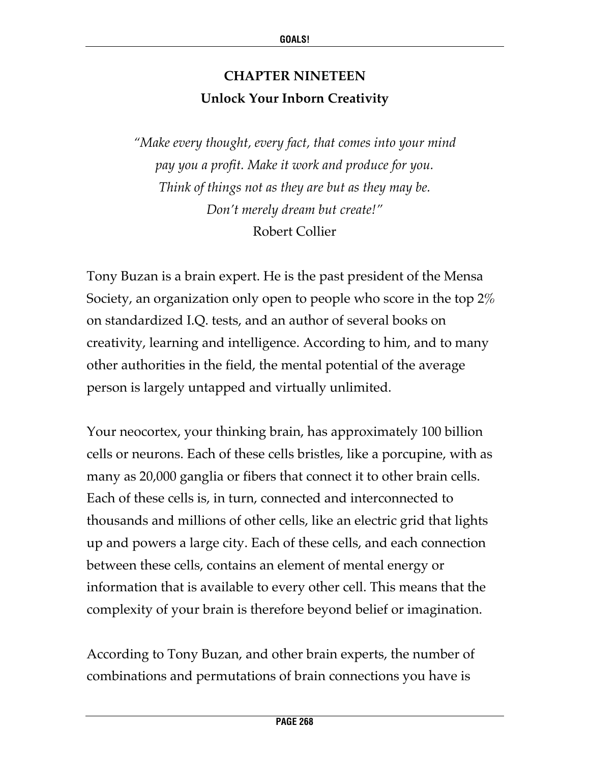# CHAPTER NINETEEN

## Unlock Your Inborn Creativity

*"Make every thought, every fact, that comes into your mind pay you a profit. Make it work and produce for you. Think of things not as they are but as they may be. Don't merely dream but create!"*
Robert Collier

Tony Buzan is a brain expert. He is the past president of the Mensa Society, an organization only open to people who score in the top 2% on standardized I.Q. tests, and an author of several books on creativity, learning and intelligence. According to him, and to many other authorities in the field, the mental potential of the average person is largely untapped and virtually unlimited.

Your neocortex, your thinking brain, has approximately 100 billion cells or neurons. Each of these cells bristles, like a porcupine, with as many as 20,000 ganglia or fibers that connect it to other brain cells. Each of these cells is, in turn, connected and interconnected to thousands and millions of other cells, like an electric grid that lights up and powers a large city. Each of these cells, and each connection between these cells, contains an element of mental energy or information that is available to every other cell. This means that the complexity of your brain is therefore beyond belief or imagination.

According to Tony Buzan, and other brain experts, the number of combinations and permutations of brain connections you have is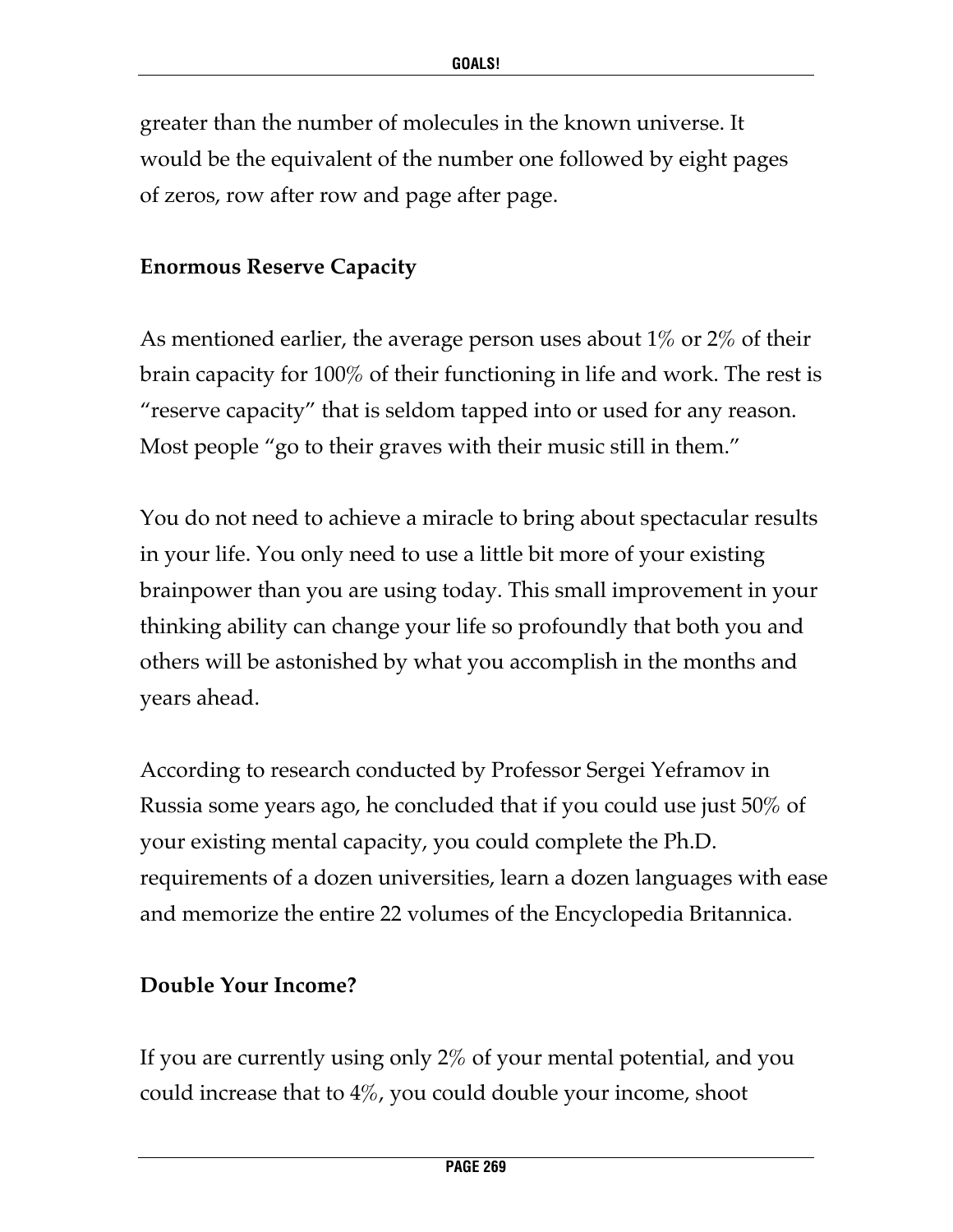greater than the number of molecules in the known universe. It would be the equivalent of the number one followed by eight pages of zeros, row after row and page after page.

**Enormous Reserve Capacity**

As mentioned earlier, the average person uses about 1% or 2% of their brain capacity for 100% of their functioning in life and work. The rest is "reserve capacity" that is seldom tapped into or used for any reason. Most people "go to their graves with their music still in them."

You do not need to achieve a miracle to bring about spectacular results in your life. You only need to use a little bit more of your existing brainpower than you are using today. This small improvement in your thinking ability can change your life so profoundly that both you and others will be astonished by what you accomplish in the months and years ahead.

According to research conducted by Professor Sergei Yeframov in Russia some years ago, he concluded that if you could use just 50% of your existing mental capacity, you could complete the Ph.D. requirements of a dozen universities, learn a dozen languages with ease and memorize the entire 22 volumes of the Encyclopedia Britannica.

**Double Your Income?**

If you are currently using only 2% of your mental potential, and you could increase that to 4%, you could double your income, shoot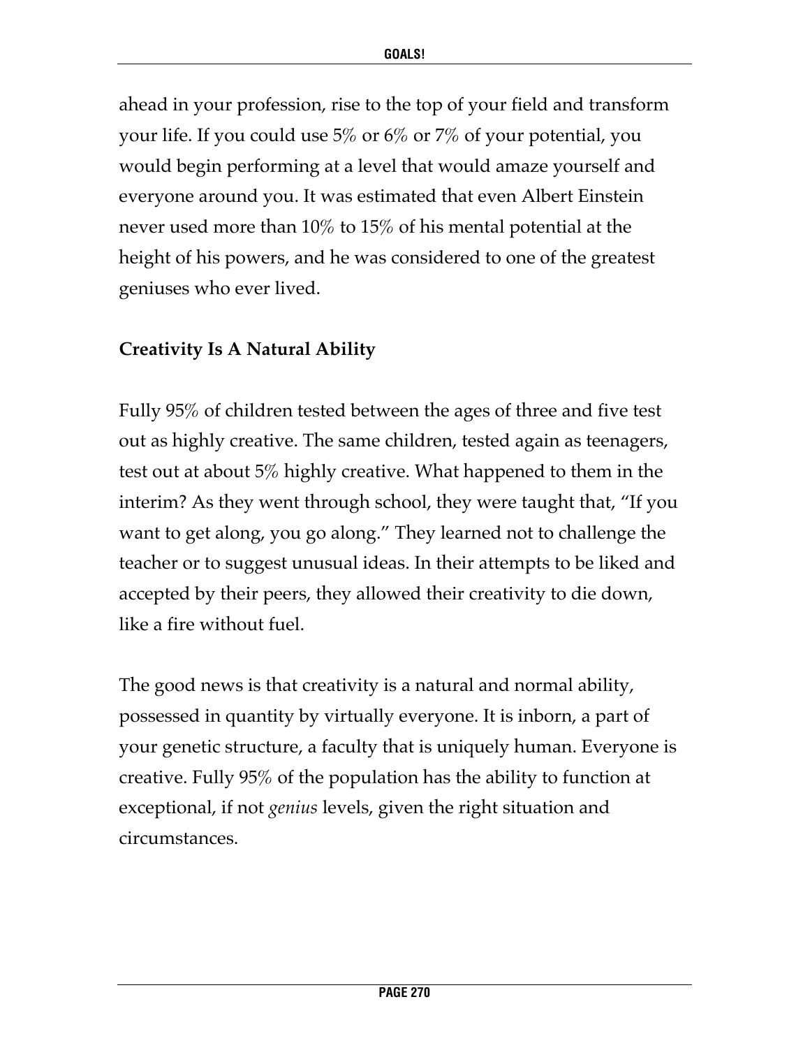ahead in your profession, rise to the top of your field and transform your life. If you could use 5% or 6% or 7% of your potential, you would begin performing at a level that would amaze yourself and everyone around you. It was estimated that even Albert Einstein never used more than 10% to 15% of his mental potential at the height of his powers, and he was considered to one of the greatest geniuses who ever lived.

**Creativity Is A Natural Ability**

Fully 95% of children tested between the ages of three and five test out as highly creative. The same children, tested again as teenagers, test out at about 5% highly creative. What happened to them in the interim? As they went through school, they were taught that, "If you want to get along, you go along." They learned not to challenge the teacher or to suggest unusual ideas. In their attempts to be liked and accepted by their peers, they allowed their creativity to die down, like a fire without fuel.

The good news is that creativity is a natural and normal ability, possessed in quantity by virtually everyone. It is inborn, a part of your genetic structure, a faculty that is uniquely human. Everyone is creative. Fully 95% of the population has the ability to function at exceptional, if not *genius* levels, given the right situation and circumstances.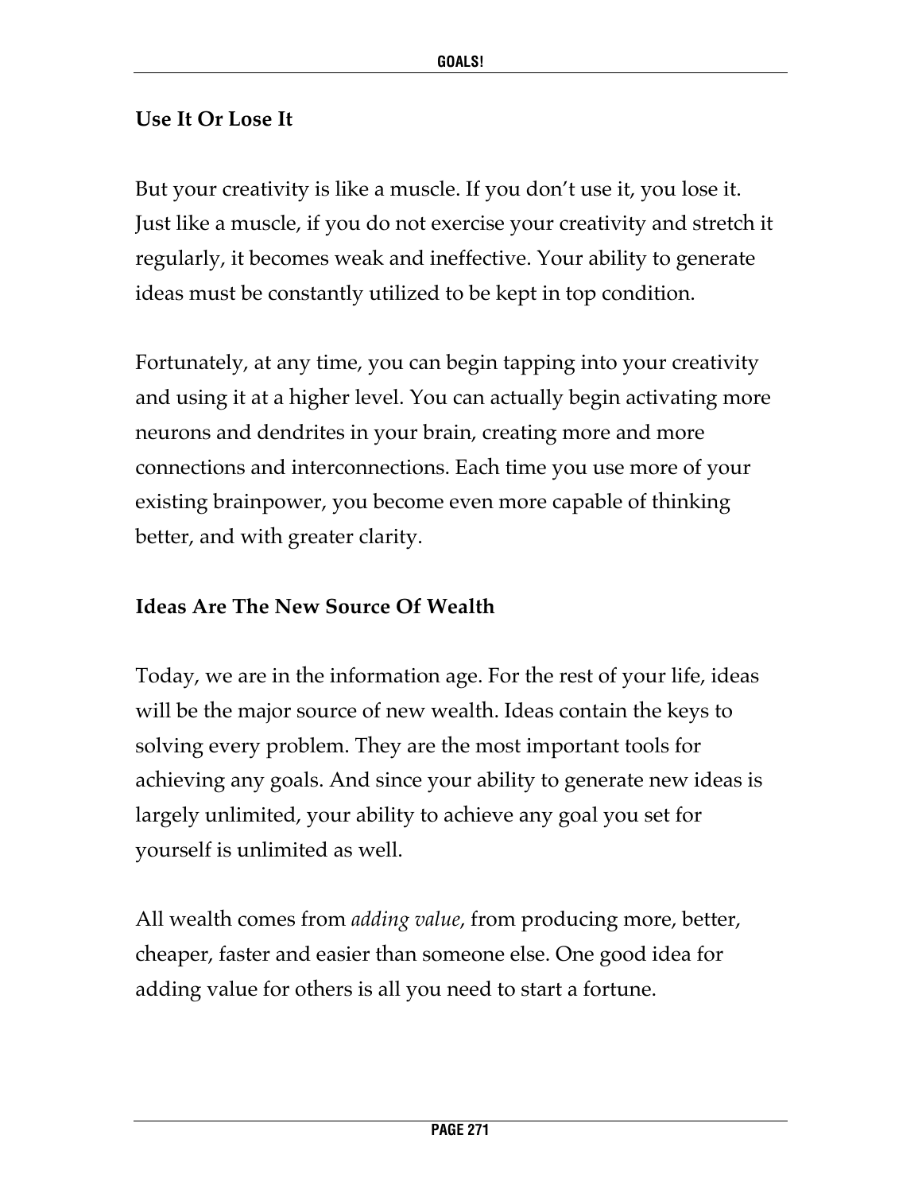### Use It Or Lose It

But your creativity is like a muscle. If you don't use it, you lose it. Just like a muscle, if you do not exercise your creativity and stretch it regularly, it becomes weak and ineffective. Your ability to generate ideas must be constantly utilized to be kept in top condition.

Fortunately, at any time, you can begin tapping into your creativity and using it at a higher level. You can actually begin activating more neurons and dendrites in your brain, creating more and more connections and interconnections. Each time you use more of your existing brainpower, you become even more capable of thinking better, and with greater clarity.

### Ideas Are The New Source Of Wealth

Today, we are in the information age. For the rest of your life, ideas will be the major source of new wealth. Ideas contain the keys to solving every problem. They are the most important tools for achieving any goals. And since your ability to generate new ideas is largely unlimited, your ability to achieve any goal you set for yourself is unlimited as well.

All wealth comes from *adding value*, from producing more, better, cheaper, faster and easier than someone else. One good idea for adding value for others is all you need to start a fortune.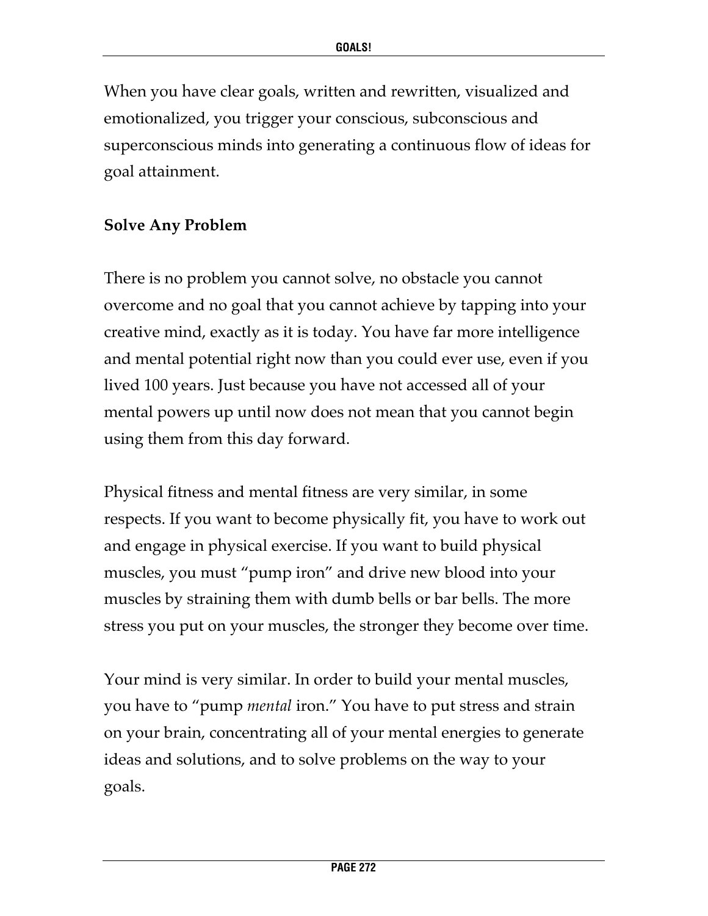When you have clear goals, written and rewritten, visualized and emotionalized, you trigger your conscious, subconscious and superconscious minds into generating a continuous flow of ideas for goal attainment.

### Solve Any Problem

There is no problem you cannot solve, no obstacle you cannot overcome and no goal that you cannot achieve by tapping into your creative mind, exactly as it is today. You have far more intelligence and mental potential right now than you could ever use, even if you lived 100 years. Just because you have not accessed all of your mental powers up until now does not mean that you cannot begin using them from this day forward.

Physical fitness and mental fitness are very similar, in some respects. If you want to become physically fit, you have to work out and engage in physical exercise. If you want to build physical muscles, you must "pump iron" and drive new blood into your muscles by straining them with dumb bells or bar bells. The more stress you put on your muscles, the stronger they become over time.

Your mind is very similar. In order to build your mental muscles, you have to "pump *mental* iron." You have to put stress and strain on your brain, concentrating all of your mental energies to generate ideas and solutions, and to solve problems on the way to your goals.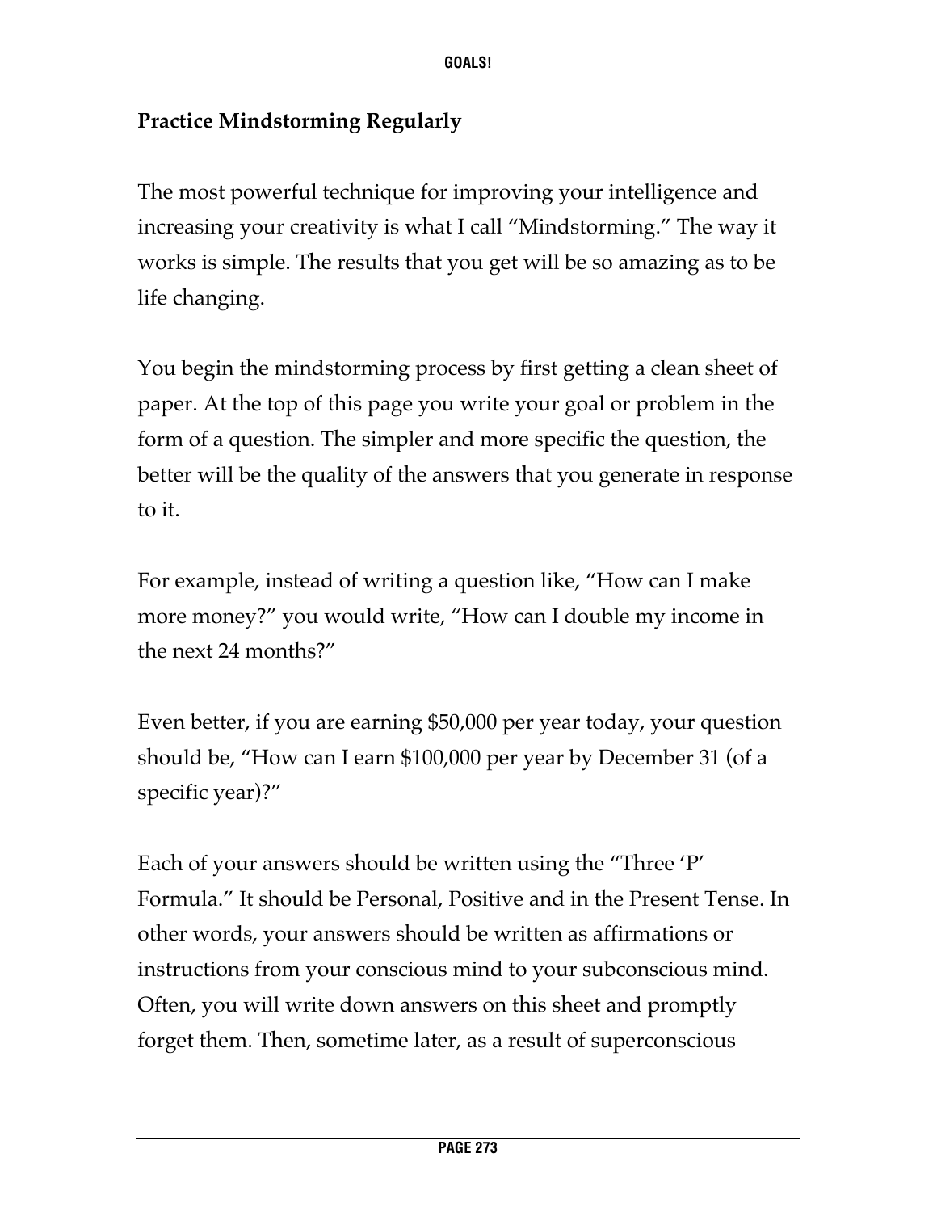**Practice Mindstorming Regularly**

The most powerful technique for improving your intelligence and increasing your creativity is what I call “Mindstorming.” The way it works is simple. The results that you get will be so amazing as to be life changing.

You begin the mindstorming process by first getting a clean sheet of paper. At the top of this page you write your goal or problem in the form of a question. The simpler and more specific the question, the better will be the quality of the answers that you generate in response to it.

For example, instead of writing a question like, “How can I make more money?” you would write, “How can I double my income in the next 24 months?”

Even better, if you are earning $50,000 per year today, your question should be, “How can I earn $100,000 per year by December 31 (of a specific year)?”

Each of your answers should be written using the “Three ‘P’ Formula.” It should be Personal, Positive and in the Present Tense. In other words, your answers should be written as affirmations or instructions from your conscious mind to your subconscious mind. Often, you will write down answers on this sheet and promptly forget them. Then, sometime later, as a result of superconscious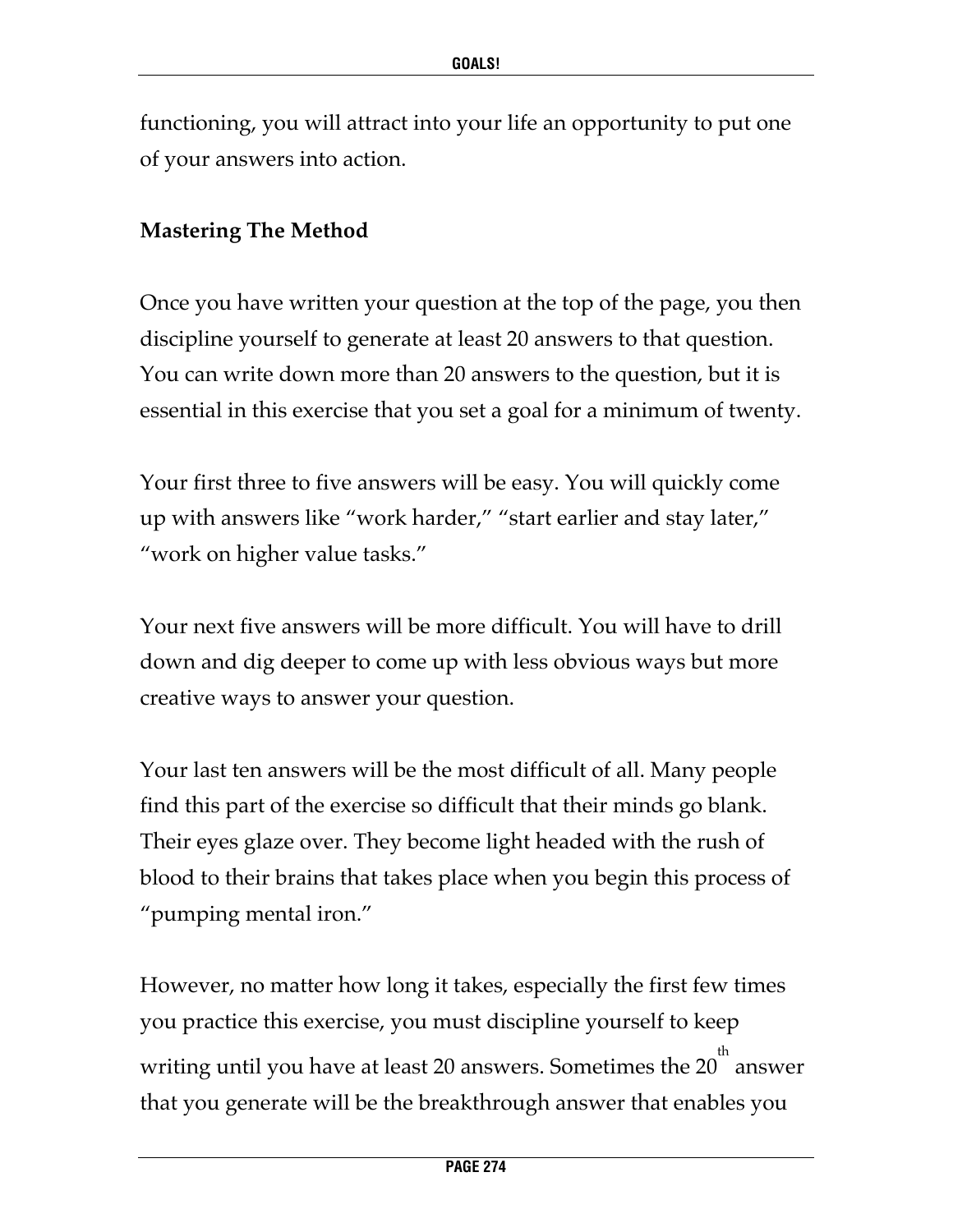functioning, you will attract into your life an opportunity to put one of your answers into action.

**Mastering The Method**

Once you have written your question at the top of the page, you then discipline yourself to generate at least 20 answers to that question. You can write down more than 20 answers to the question, but it is essential in this exercise that you set a goal for a minimum of twenty.

Your first three to five answers will be easy. You will quickly come up with answers like "work harder," "start earlier and stay later," "work on higher value tasks."

Your next five answers will be more difficult. You will have to drill down and dig deeper to come up with less obvious ways but more creative ways to answer your question.

Your last ten answers will be the most difficult of all. Many people find this part of the exercise so difficult that their minds go blank. Their eyes glaze over. They become light headed with the rush of blood to their brains that takes place when you begin this process of "pumping mental iron."

However, no matter how long it takes, especially the first few times you practice this exercise, you must discipline yourself to keep writing until you have at least 20 answers. Sometimes the 20th answer that you generate will be the breakthrough answer that enables you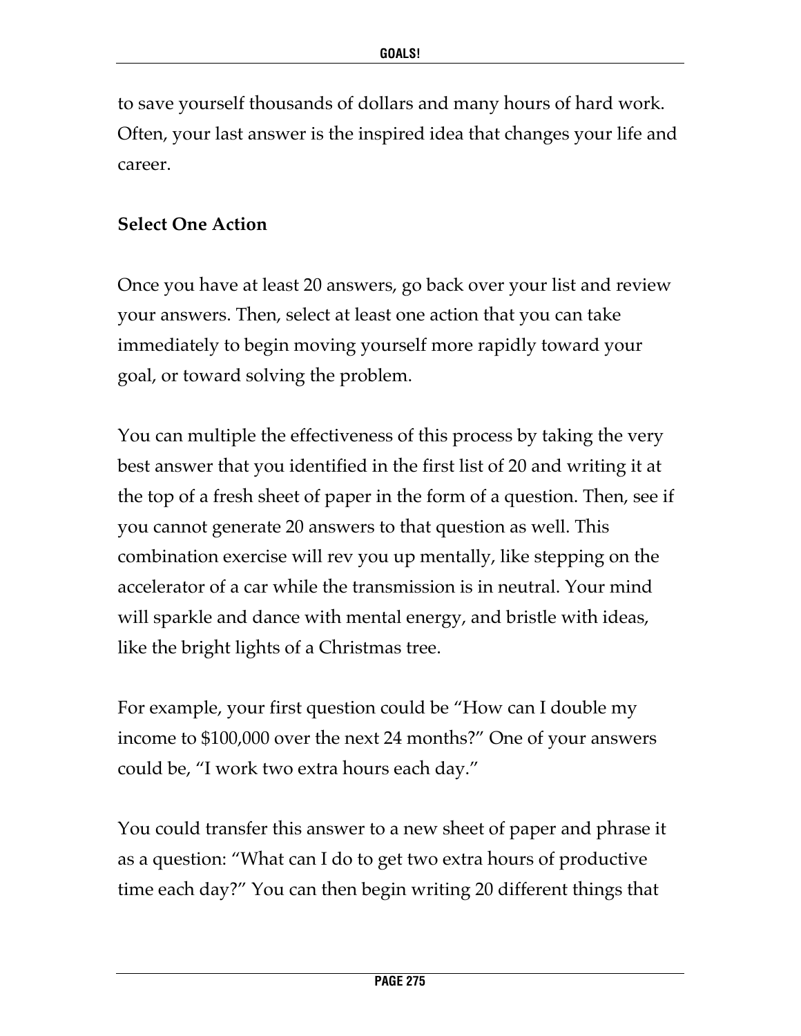to save yourself thousands of dollars and many hours of hard work. Often, your last answer is the inspired idea that changes your life and career.

**Select One Action**

Once you have at least 20 answers, go back over your list and review your answers. Then, select at least one action that you can take immediately to begin moving yourself more rapidly toward your goal, or toward solving the problem.

You can multiple the effectiveness of this process by taking the very best answer that you identified in the first list of 20 and writing it at the top of a fresh sheet of paper in the form of a question. Then, see if you cannot generate 20 answers to that question as well. This combination exercise will rev you up mentally, like stepping on the accelerator of a car while the transmission is in neutral. Your mind will sparkle and dance with mental energy, and bristle with ideas, like the bright lights of a Christmas tree.

For example, your first question could be "How can I double my income to $100,000 over the next 24 months?" One of your answers could be, "I work two extra hours each day."

You could transfer this answer to a new sheet of paper and phrase it as a question: "What can I do to get two extra hours of productive time each day?" You can then begin writing 20 different things that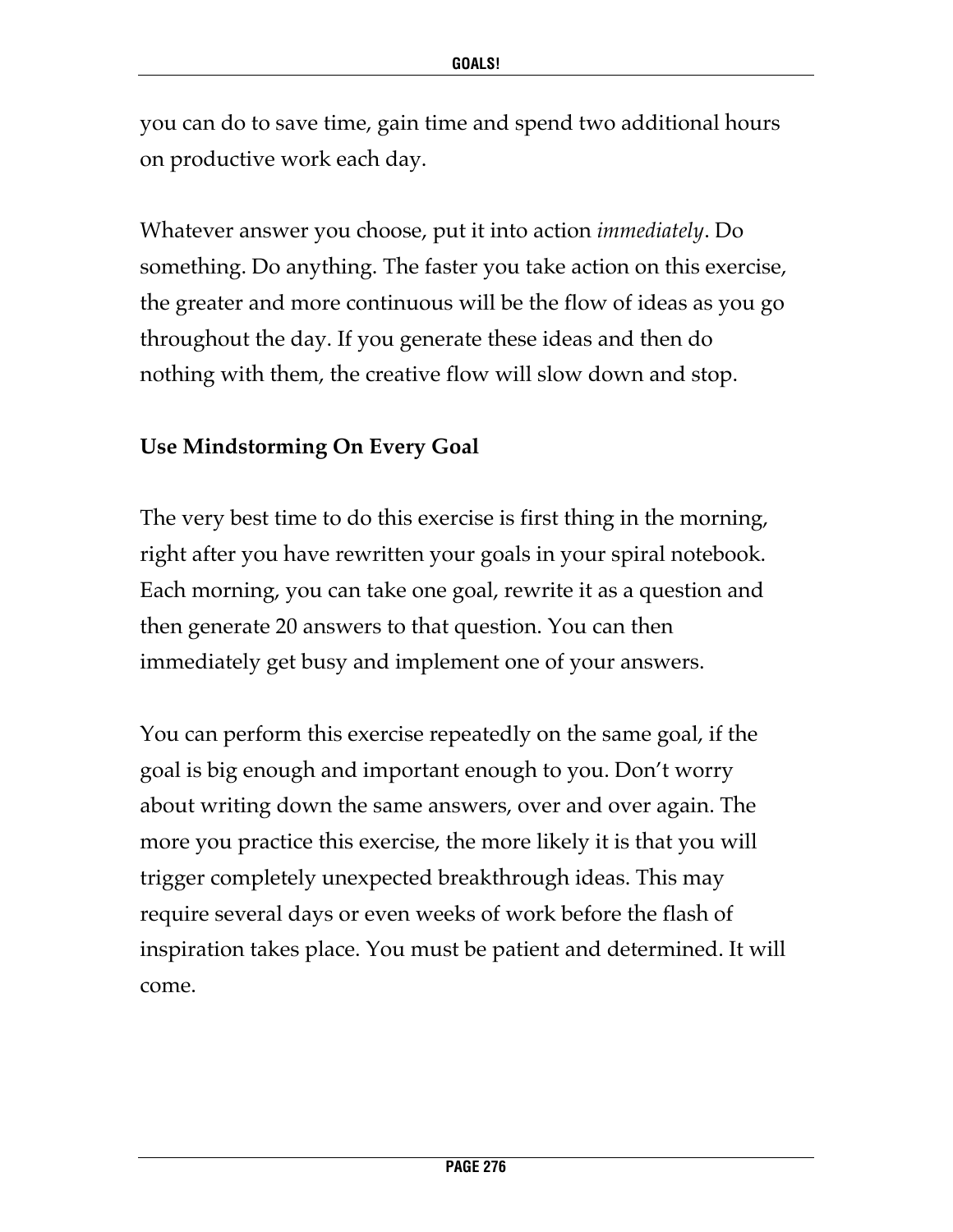you can do to save time, gain time and spend two additional hours on productive work each day.

Whatever answer you choose, put it into action *immediately*. Do something. Do anything. The faster you take action on this exercise, the greater and more continuous will be the flow of ideas as you go throughout the day. If you generate these ideas and then do nothing with them, the creative flow will slow down and stop.

**Use Mindstorming On Every Goal**

The very best time to do this exercise is first thing in the morning, right after you have rewritten your goals in your spiral notebook. Each morning, you can take one goal, rewrite it as a question and then generate 20 answers to that question. You can then immediately get busy and implement one of your answers.

You can perform this exercise repeatedly on the same goal, if the goal is big enough and important enough to you. Don't worry about writing down the same answers, over and over again. The more you practice this exercise, the more likely it is that you will trigger completely unexpected breakthrough ideas. This may require several days or even weeks of work before the flash of inspiration takes place. You must be patient and determined. It will come.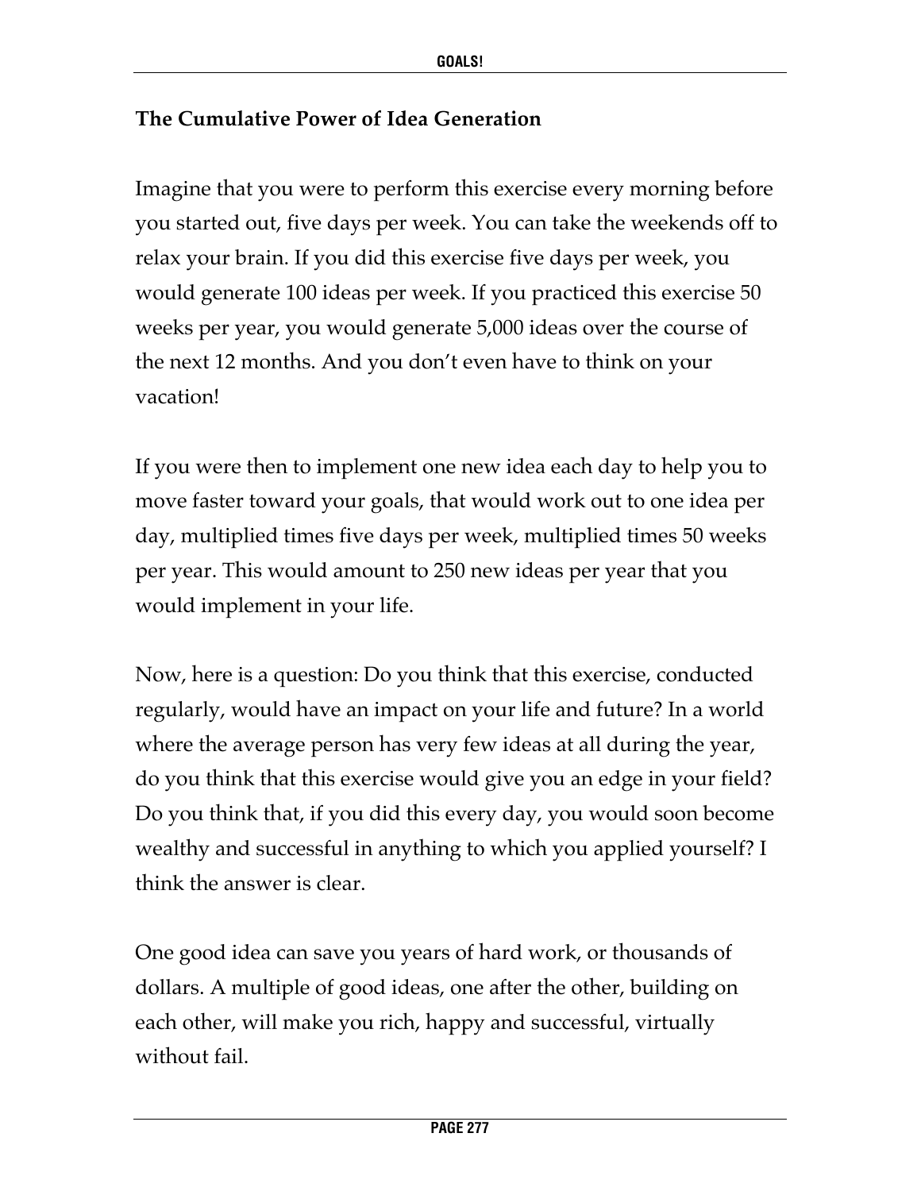### The Cumulative Power of Idea Generation

Imagine that you were to perform this exercise every morning before you started out, five days per week. You can take the weekends off to relax your brain. If you did this exercise five days per week, you would generate 100 ideas per week. If you practiced this exercise 50 weeks per year, you would generate 5,000 ideas over the course of the next 12 months. And you don't even have to think on your vacation!

If you were then to implement one new idea each day to help you to move faster toward your goals, that would work out to one idea per day, multiplied times five days per week, multiplied times 50 weeks per year. This would amount to 250 new ideas per year that you would implement in your life.

Now, here is a question: Do you think that this exercise, conducted regularly, would have an impact on your life and future? In a world where the average person has very few ideas at all during the year, do you think that this exercise would give you an edge in your field? Do you think that, if you did this every day, you would soon become wealthy and successful in anything to which you applied yourself? I think the answer is clear.

One good idea can save you years of hard work, or thousands of dollars. A multiple of good ideas, one after the other, building on each other, will make you rich, happy and successful, virtually without fail.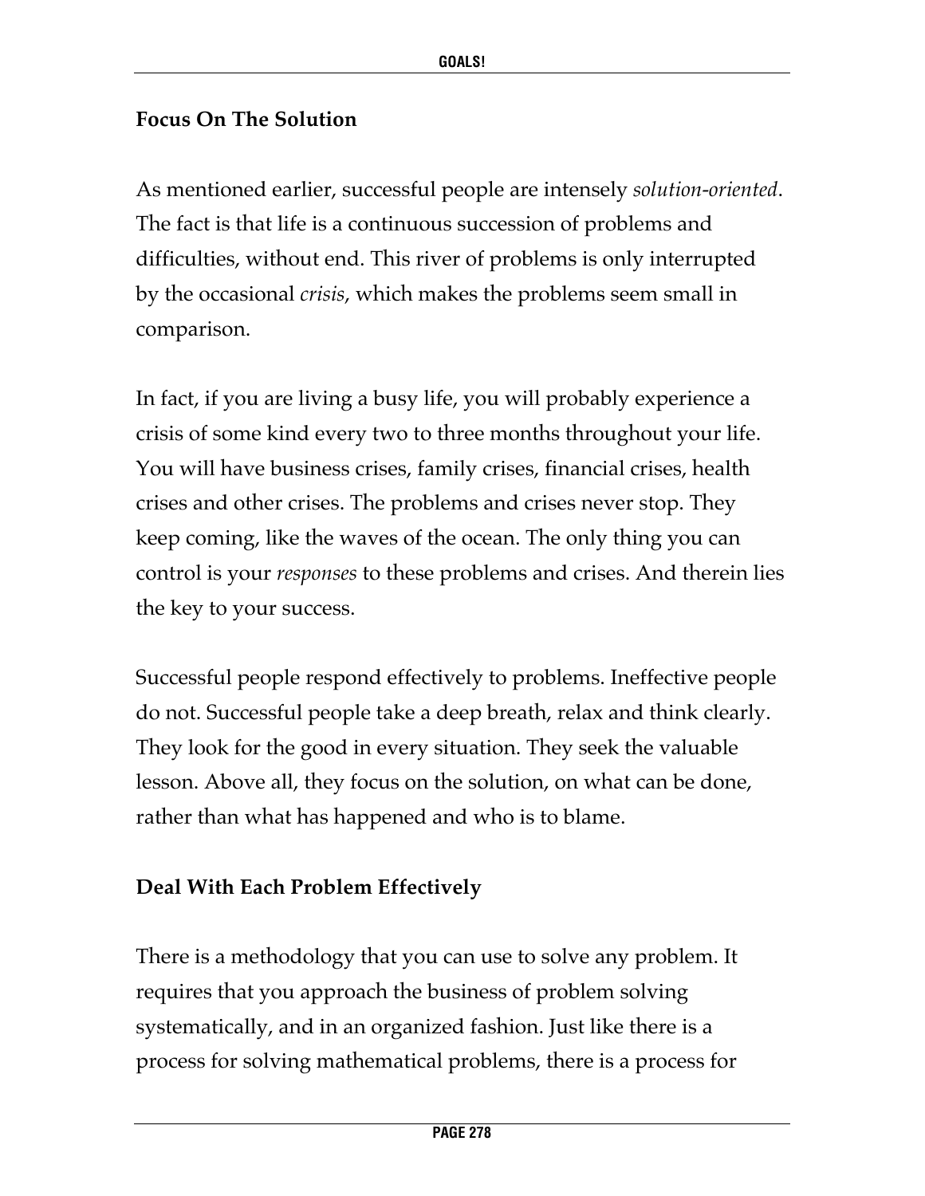**Focus On The Solution**

As mentioned earlier, successful people are intensely *solution-oriented*. The fact is that life is a continuous succession of problems and difficulties, without end. This river of problems is only interrupted by the occasional *crisis*, which makes the problems seem small in comparison.

In fact, if you are living a busy life, you will probably experience a crisis of some kind every two to three months throughout your life. You will have business crises, family crises, financial crises, health crises and other crises. The problems and crises never stop. They keep coming, like the waves of the ocean. The only thing you can control is your *responses* to these problems and crises. And therein lies the key to your success.

Successful people respond effectively to problems. Ineffective people do not. Successful people take a deep breath, relax and think clearly. They look for the good in every situation. They seek the valuable lesson. Above all, they focus on the solution, on what can be done, rather than what has happened and who is to blame.

**Deal With Each Problem Effectively**

There is a methodology that you can use to solve any problem. It requires that you approach the business of problem solving systematically, and in an organized fashion. Just like there is a process for solving mathematical problems, there is a process for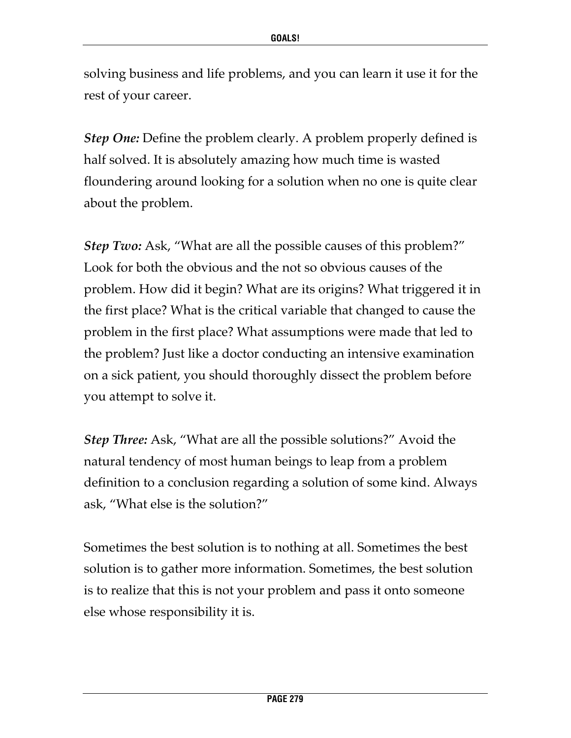solving business and life problems, and you can learn it use it for the rest of your career.

***Step One:*** Define the problem clearly. A problem properly defined is half solved. It is absolutely amazing how much time is wasted floundering around looking for a solution when no one is quite clear about the problem.

***Step Two:*** Ask, "What are all the possible causes of this problem?" Look for both the obvious and the not so obvious causes of the problem. How did it begin? What are its origins? What triggered it in the first place? What is the critical variable that changed to cause the problem in the first place? What assumptions were made that led to the problem? Just like a doctor conducting an intensive examination on a sick patient, you should thoroughly dissect the problem before you attempt to solve it.

***Step Three:*** Ask, "What are all the possible solutions?" Avoid the natural tendency of most human beings to leap from a problem definition to a conclusion regarding a solution of some kind. Always ask, "What else is the solution?"

Sometimes the best solution is to nothing at all. Sometimes the best solution is to gather more information. Sometimes, the best solution is to realize that this is not your problem and pass it onto someone else whose responsibility it is.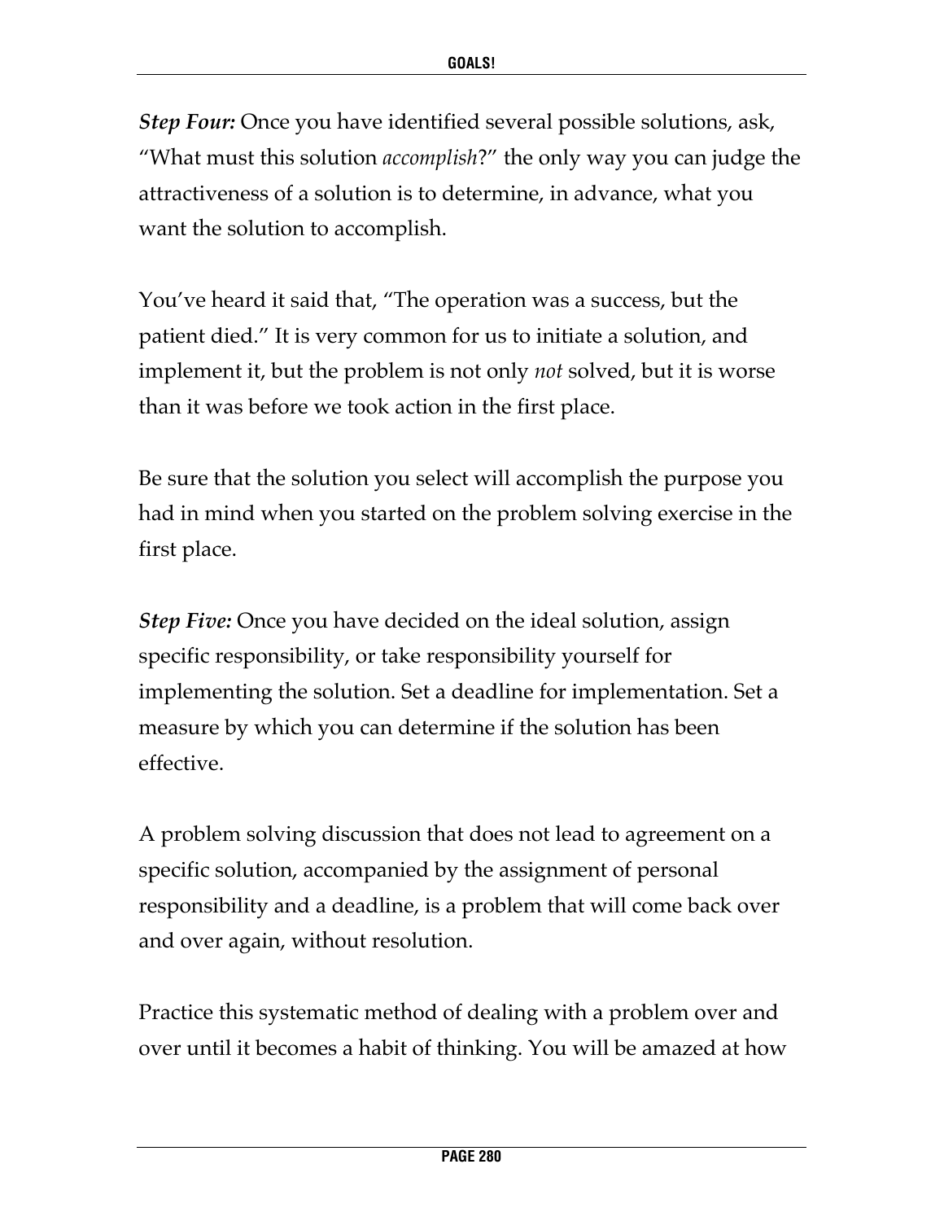***Step Four:*** Once you have identified several possible solutions, ask, "What must this solution *accomplish*?" the only way you can judge the attractiveness of a solution is to determine, in advance, what you want the solution to accomplish.

You've heard it said that, "The operation was a success, but the patient died." It is very common for us to initiate a solution, and implement it, but the problem is not only *not* solved, but it is worse than it was before we took action in the first place.

Be sure that the solution you select will accomplish the purpose you had in mind when you started on the problem solving exercise in the first place.

***Step Five:*** Once you have decided on the ideal solution, assign specific responsibility, or take responsibility yourself for implementing the solution. Set a deadline for implementation. Set a measure by which you can determine if the solution has been effective.

A problem solving discussion that does not lead to agreement on a specific solution, accompanied by the assignment of personal responsibility and a deadline, is a problem that will come back over and over again, without resolution.

Practice this systematic method of dealing with a problem over and over until it becomes a habit of thinking. You will be amazed at how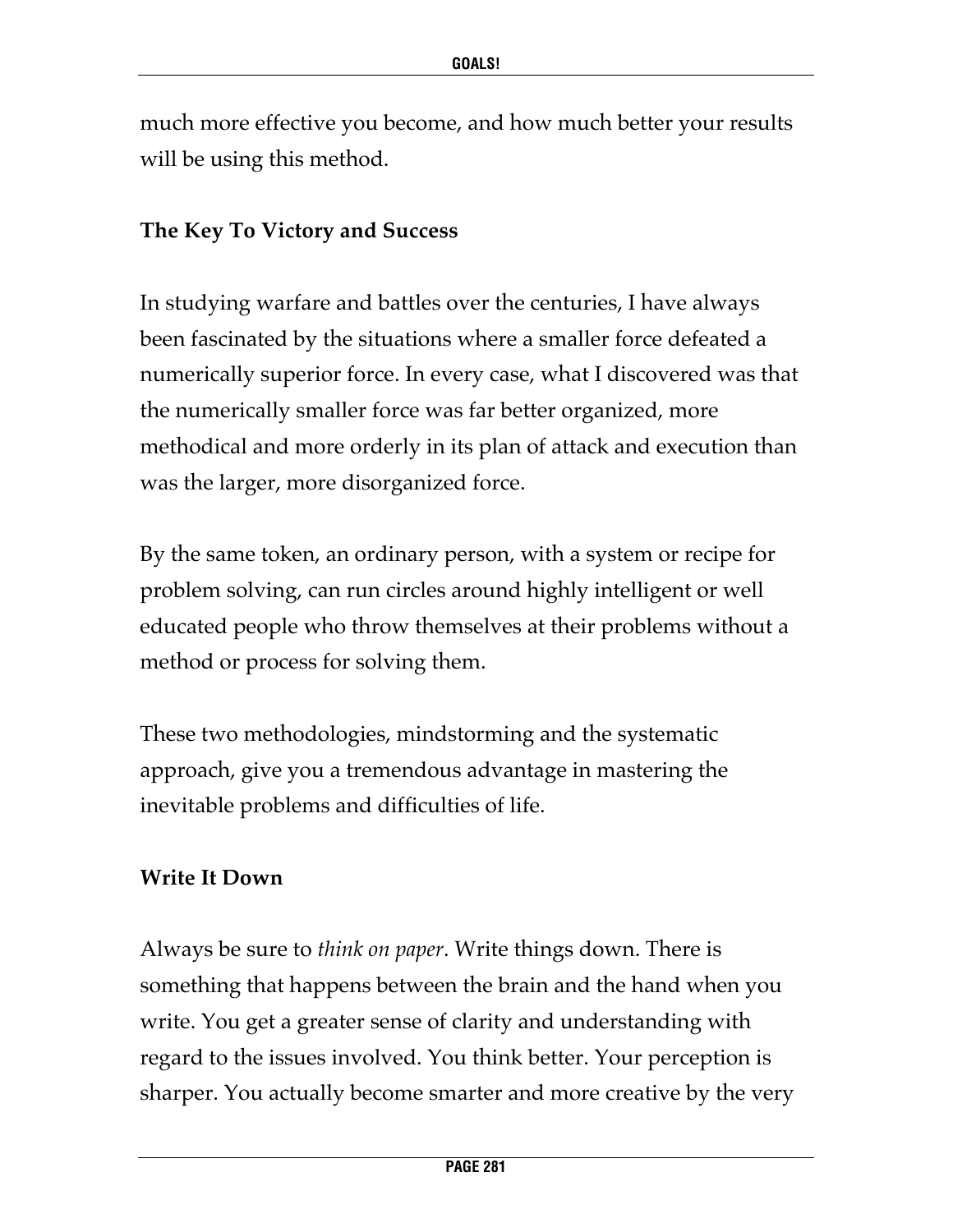much more effective you become, and how much better your results will be using this method.

### The Key To Victory and Success

In studying warfare and battles over the centuries, I have always been fascinated by the situations where a smaller force defeated a numerically superior force. In every case, what I discovered was that the numerically smaller force was far better organized, more methodical and more orderly in its plan of attack and execution than was the larger, more disorganized force.

By the same token, an ordinary person, with a system or recipe for problem solving, can run circles around highly intelligent or well educated people who throw themselves at their problems without a method or process for solving them.

These two methodologies, mindstorming and the systematic approach, give you a tremendous advantage in mastering the inevitable problems and difficulties of life.

### Write It Down

Always be sure to *think on paper*. Write things down. There is something that happens between the brain and the hand when you write. You get a greater sense of clarity and understanding with regard to the issues involved. You think better. Your perception is sharper. You actually become smarter and more creative by the very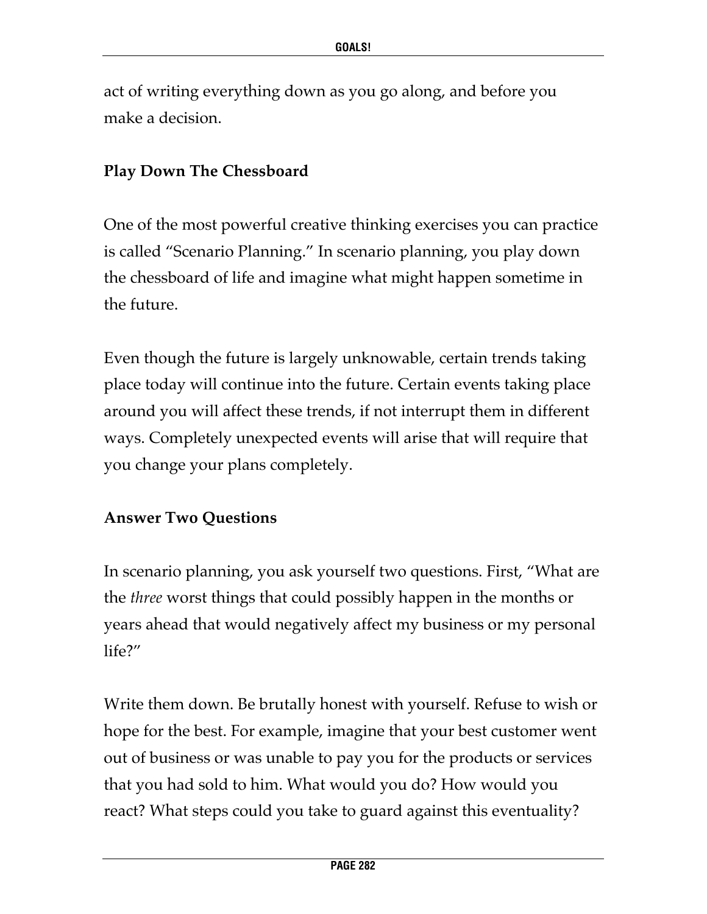act of writing everything down as you go along, and before you make a decision.

### Play Down The Chessboard

One of the most powerful creative thinking exercises you can practice is called "Scenario Planning." In scenario planning, you play down the chessboard of life and imagine what might happen sometime in the future.

Even though the future is largely unknowable, certain trends taking place today will continue into the future. Certain events taking place around you will affect these trends, if not interrupt them in different ways. Completely unexpected events will arise that will require that you change your plans completely.

### Answer Two Questions

In scenario planning, you ask yourself two questions. First, "What are the *three* worst things that could possibly happen in the months or years ahead that would negatively affect my business or my personal life?"

Write them down. Be brutally honest with yourself. Refuse to wish or hope for the best. For example, imagine that your best customer went out of business or was unable to pay you for the products or services that you had sold to him. What would you do? How would you react? What steps could you take to guard against this eventuality?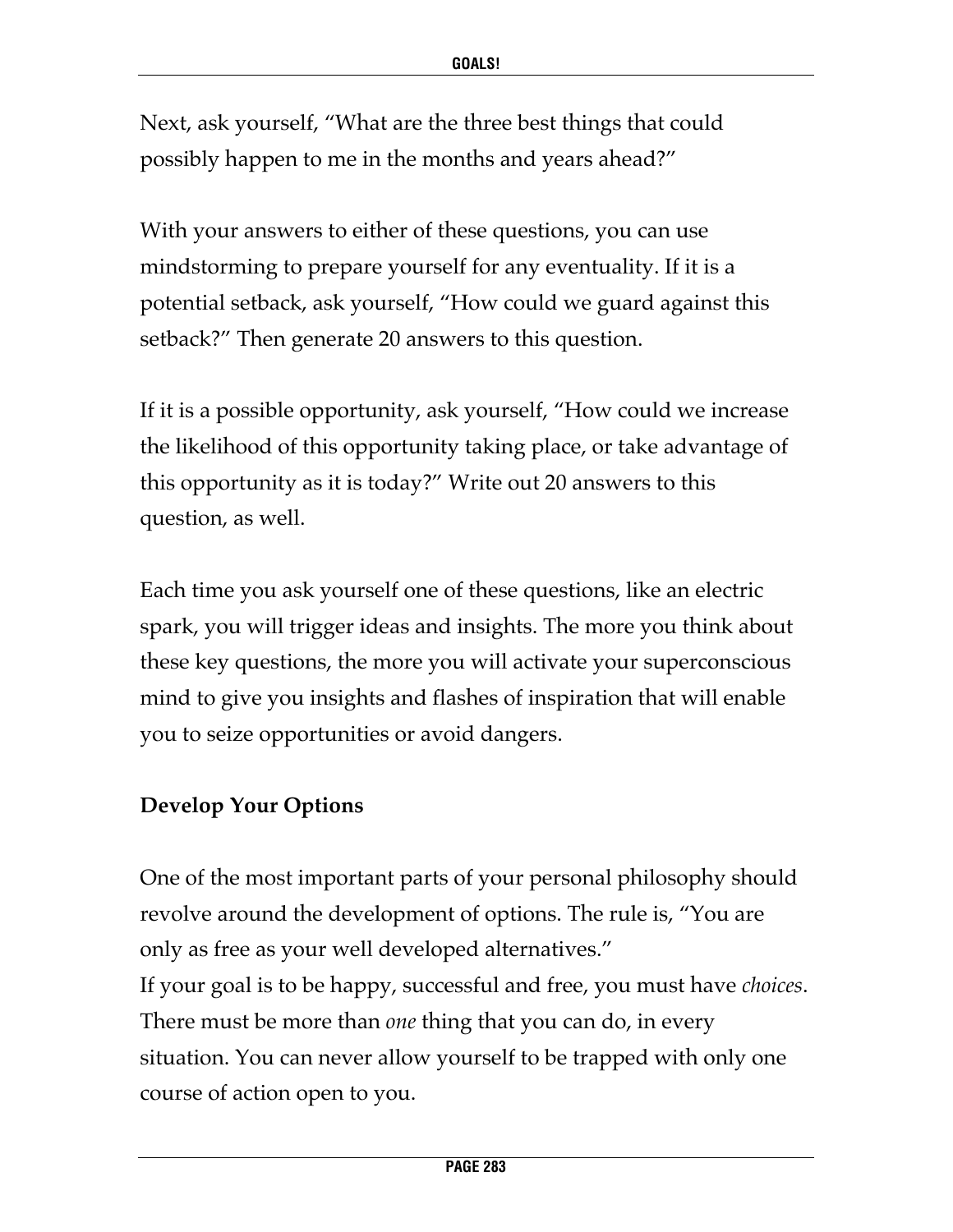Next, ask yourself, "What are the three best things that could possibly happen to me in the months and years ahead?"

With your answers to either of these questions, you can use mindstorming to prepare yourself for any eventuality. If it is a potential setback, ask yourself, "How could we guard against this setback?" Then generate 20 answers to this question.

If it is a possible opportunity, ask yourself, "How could we increase the likelihood of this opportunity taking place, or take advantage of this opportunity as it is today?" Write out 20 answers to this question, as well.

Each time you ask yourself one of these questions, like an electric spark, you will trigger ideas and insights. The more you think about these key questions, the more you will activate your superconscious mind to give you insights and flashes of inspiration that will enable you to seize opportunities or avoid dangers.

### Develop Your Options

One of the most important parts of your personal philosophy should revolve around the development of options. The rule is, "You are only as free as your well developed alternatives."
If your goal is to be happy, successful and free, you must have *choices*. There must be more than *one* thing that you can do, in every situation. You can never allow yourself to be trapped with only one course of action open to you.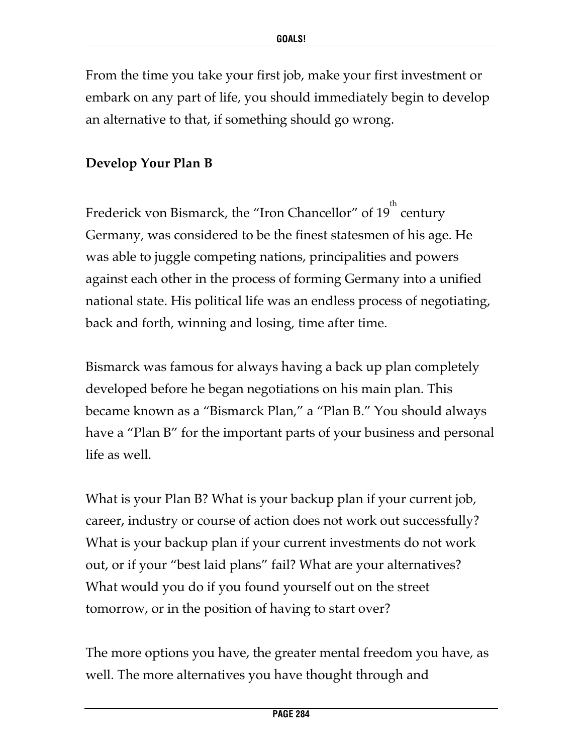From the time you take your first job, make your first investment or embark on any part of life, you should immediately begin to develop an alternative to that, if something should go wrong.

## Develop Your Plan B

Frederick von Bismarck, the "Iron Chancellor" of 19th century Germany, was considered to be the finest statesmen of his age. He was able to juggle competing nations, principalities and powers against each other in the process of forming Germany into a unified national state. His political life was an endless process of negotiating, back and forth, winning and losing, time after time.

Bismarck was famous for always having a back up plan completely developed before he began negotiations on his main plan. This became known as a "Bismarck Plan," a "Plan B." You should always have a "Plan B" for the important parts of your business and personal life as well.

What is your Plan B? What is your backup plan if your current job, career, industry or course of action does not work out successfully? What is your backup plan if your current investments do not work out, or if your "best laid plans" fail? What are your alternatives? What would you do if you found yourself out on the street tomorrow, or in the position of having to start over?

The more options you have, the greater mental freedom you have, as well. The more alternatives you have thought through and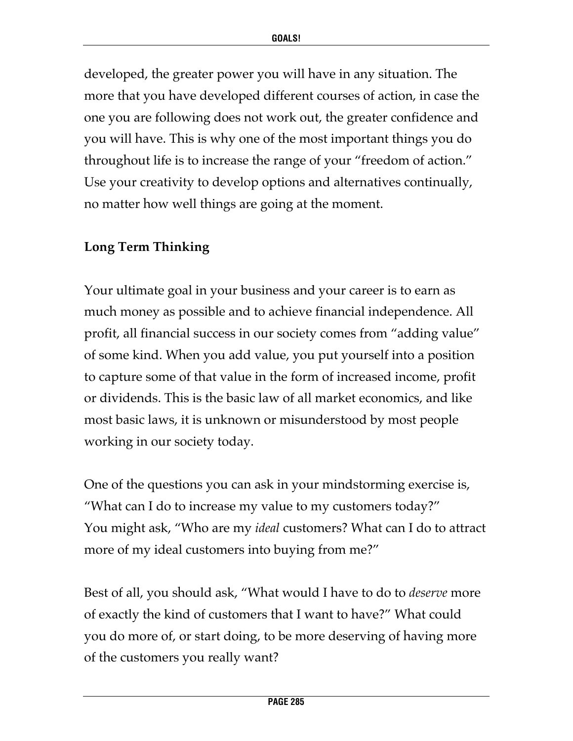developed, the greater power you will have in any situation. The more that you have developed different courses of action, in case the one you are following does not work out, the greater confidence and you will have. This is why one of the most important things you do throughout life is to increase the range of your "freedom of action." Use your creativity to develop options and alternatives continually, no matter how well things are going at the moment.

**Long Term Thinking**

Your ultimate goal in your business and your career is to earn as much money as possible and to achieve financial independence. All profit, all financial success in our society comes from "adding value" of some kind. When you add value, you put yourself into a position to capture some of that value in the form of increased income, profit or dividends. This is the basic law of all market economics, and like most basic laws, it is unknown or misunderstood by most people working in our society today.

One of the questions you can ask in your mindstorming exercise is, "What can I do to increase my value to my customers today?" You might ask, "Who are my *ideal* customers? What can I do to attract more of my ideal customers into buying from me?"

Best of all, you should ask, "What would I have to do to *deserve* more of exactly the kind of customers that I want to have?" What could you do more of, or start doing, to be more deserving of having more of the customers you really want?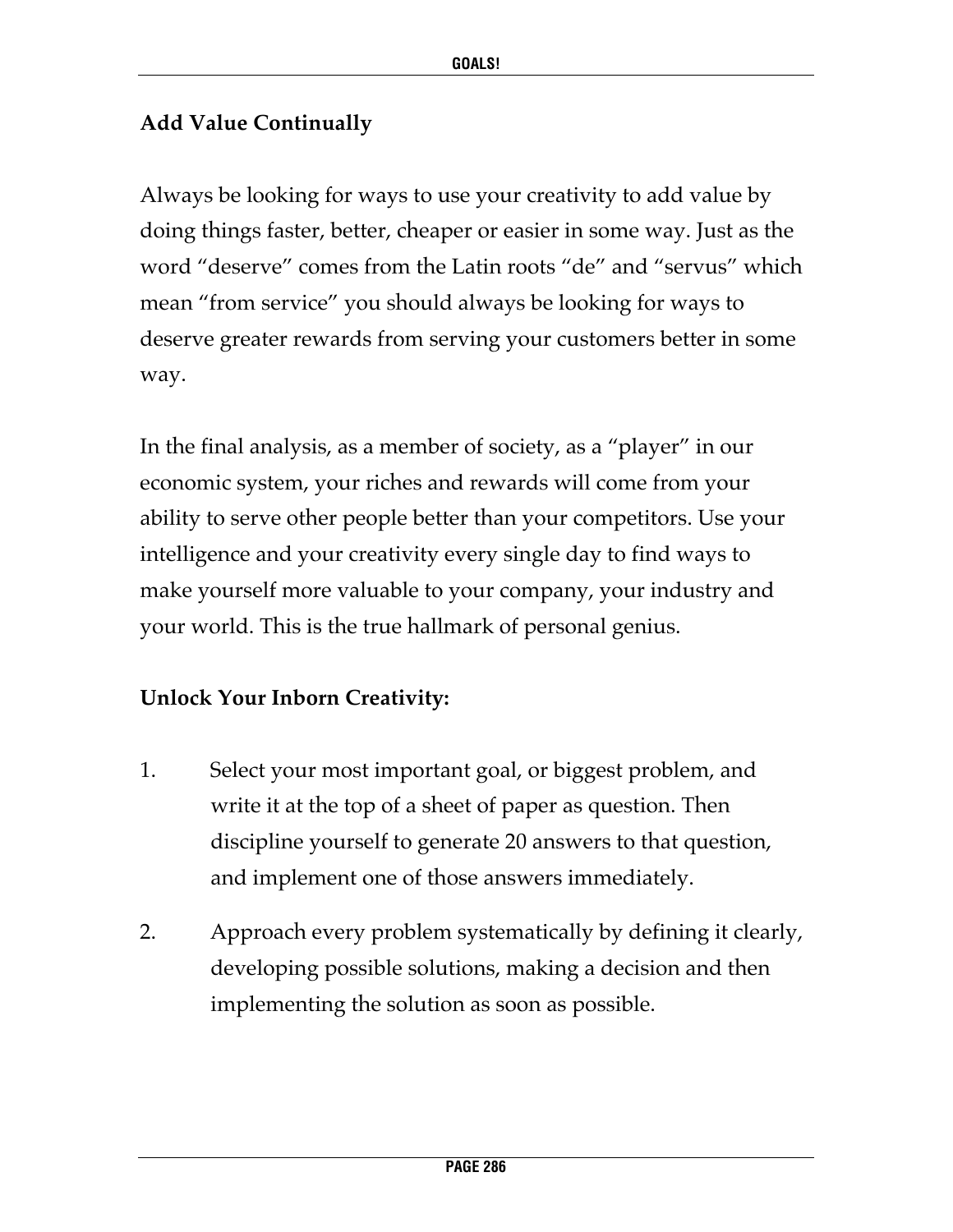**Add Value Continually**

Always be looking for ways to use your creativity to add value by doing things faster, better, cheaper or easier in some way. Just as the word "deserve" comes from the Latin roots "de" and "servus" which mean "from service" you should always be looking for ways to deserve greater rewards from serving your customers better in some way.

In the final analysis, as a member of society, as a "player" in our economic system, your riches and rewards will come from your ability to serve other people better than your competitors. Use your intelligence and your creativity every single day to find ways to make yourself more valuable to your company, your industry and your world. This is the true hallmark of personal genius.

**Unlock Your Inborn Creativity:**

1. Select your most important goal, or biggest problem, and write it at the top of a sheet of paper as question. Then discipline yourself to generate 20 answers to that question, and implement one of those answers immediately.

2. Approach every problem systematically by defining it clearly, developing possible solutions, making a decision and then implementing the solution as soon as possible.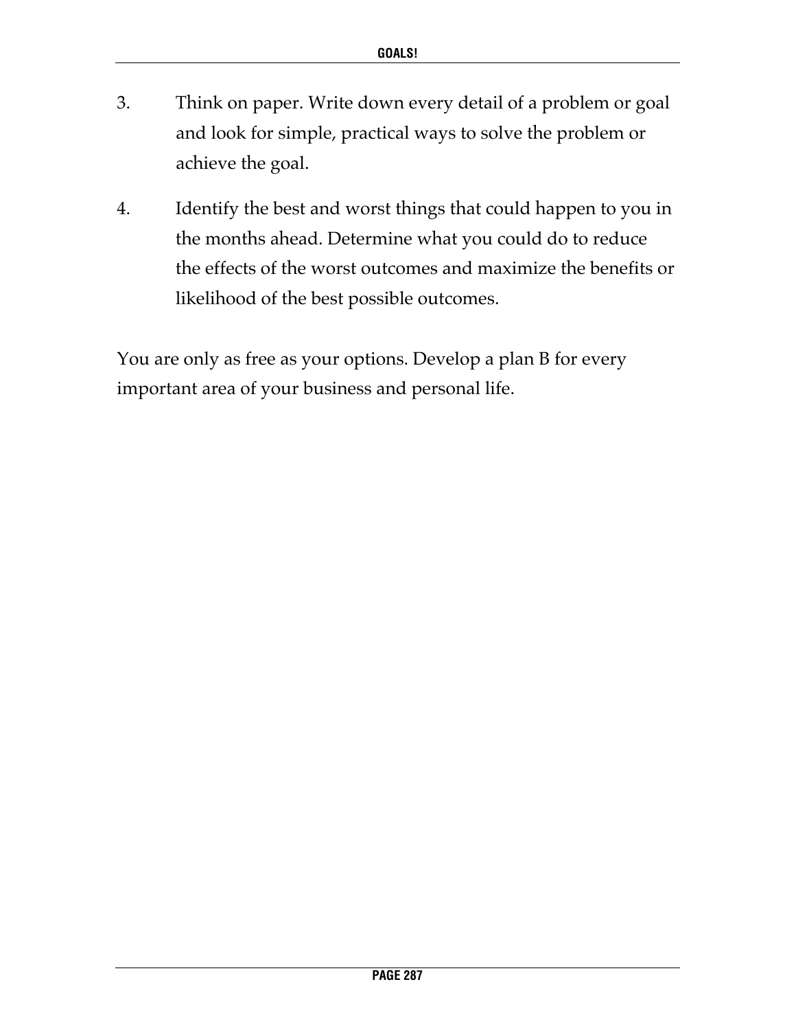3. Think on paper. Write down every detail of a problem or goal and look for simple, practical ways to solve the problem or achieve the goal.

4. Identify the best and worst things that could happen to you in the months ahead. Determine what you could do to reduce the effects of the worst outcomes and maximize the benefits or likelihood of the best possible outcomes.

You are only as free as your options. Develop a plan B for every important area of your business and personal life.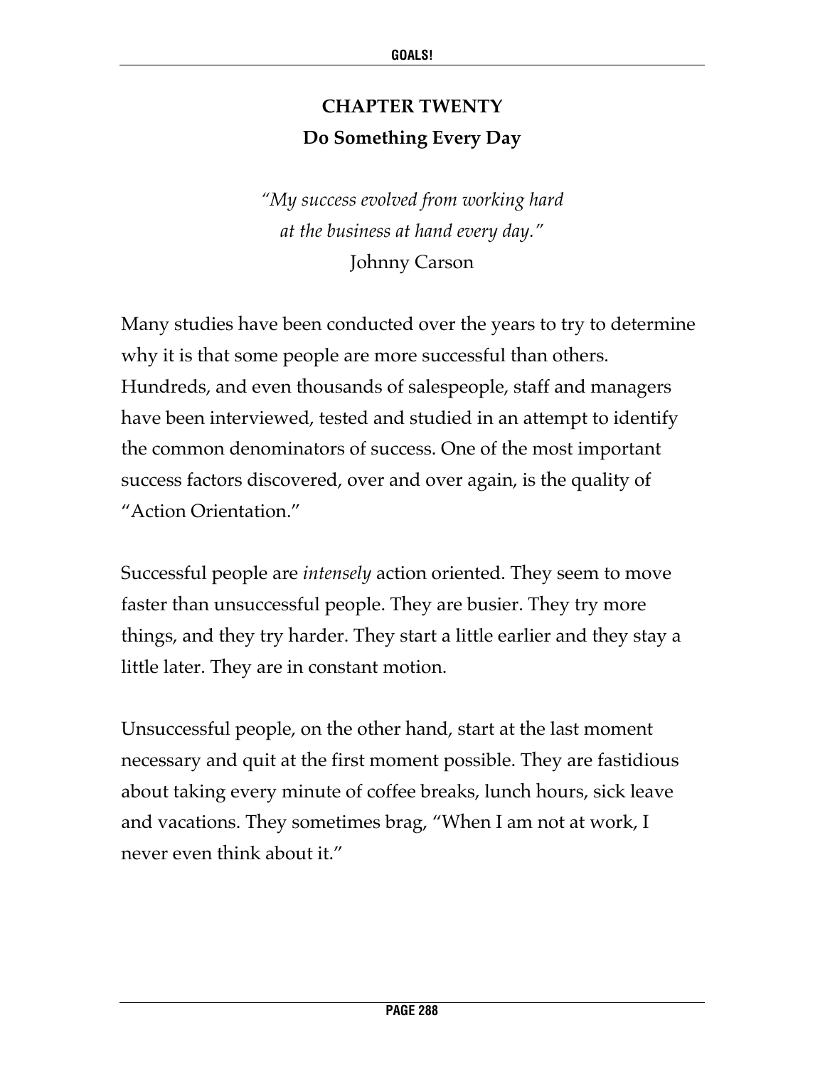# CHAPTER TWENTY
## Do Something Every Day

*"My success evolved from working hard*
*at the business at hand every day."*
Johnny Carson

Many studies have been conducted over the years to try to determine why it is that some people are more successful than others. Hundreds, and even thousands of salespeople, staff and managers have been interviewed, tested and studied in an attempt to identify the common denominators of success. One of the most important success factors discovered, over and over again, is the quality of "Action Orientation."

Successful people are *intensely* action oriented. They seem to move faster than unsuccessful people. They are busier. They try more things, and they try harder. They start a little earlier and they stay a little later. They are in constant motion.

Unsuccessful people, on the other hand, start at the last moment necessary and quit at the first moment possible. They are fastidious about taking every minute of coffee breaks, lunch hours, sick leave and vacations. They sometimes brag, "When I am not at work, I never even think about it."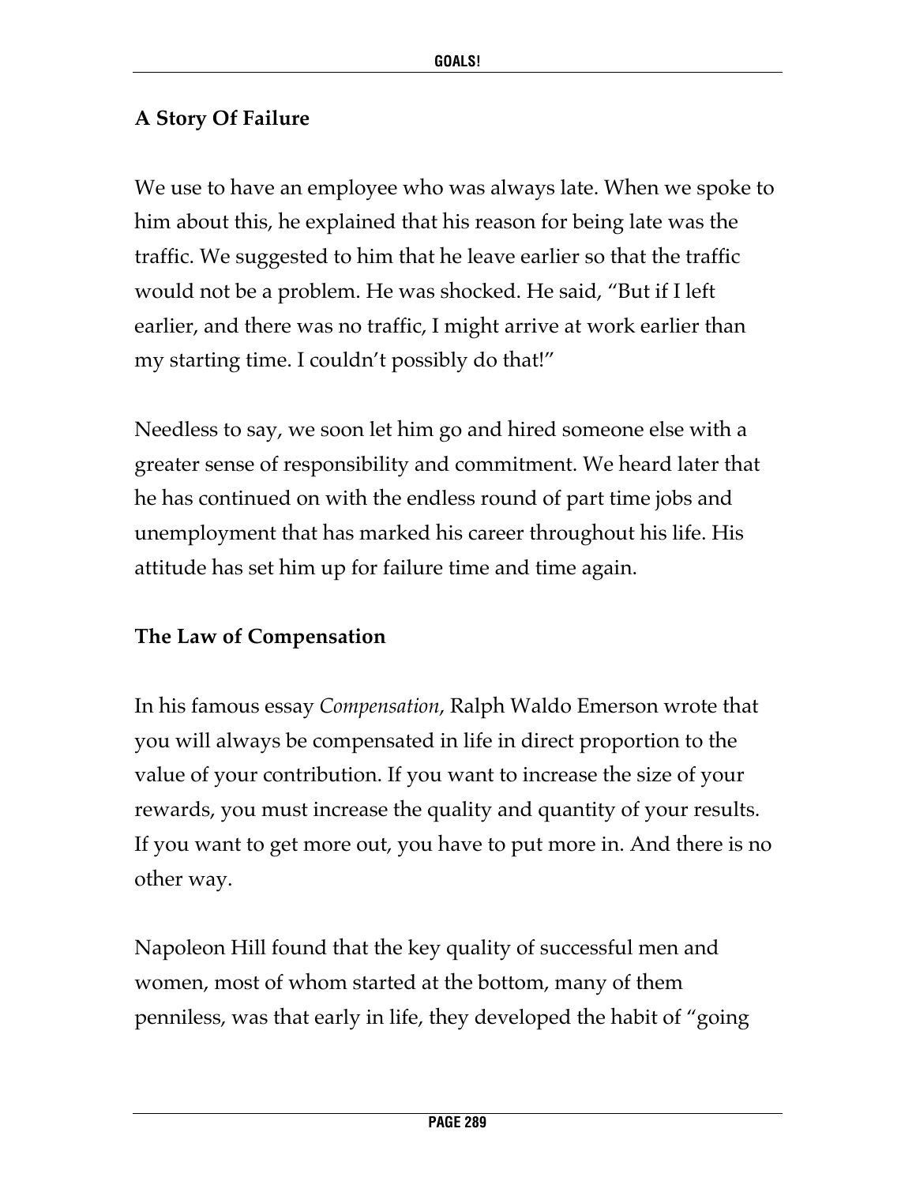## A Story Of Failure

We use to have an employee who was always late. When we spoke to him about this, he explained that his reason for being late was the traffic. We suggested to him that he leave earlier so that the traffic would not be a problem. He was shocked. He said, "But if I left earlier, and there was no traffic, I might arrive at work earlier than my starting time. I couldn't possibly do that!"

Needless to say, we soon let him go and hired someone else with a greater sense of responsibility and commitment. We heard later that he has continued on with the endless round of part time jobs and unemployment that has marked his career throughout his life. His attitude has set him up for failure time and time again.

## The Law of Compensation

In his famous essay *Compensation*, Ralph Waldo Emerson wrote that you will always be compensated in life in direct proportion to the value of your contribution. If you want to increase the size of your rewards, you must increase the quality and quantity of your results. If you want to get more out, you have to put more in. And there is no other way.

Napoleon Hill found that the key quality of successful men and women, most of whom started at the bottom, many of them penniless, was that early in life, they developed the habit of "going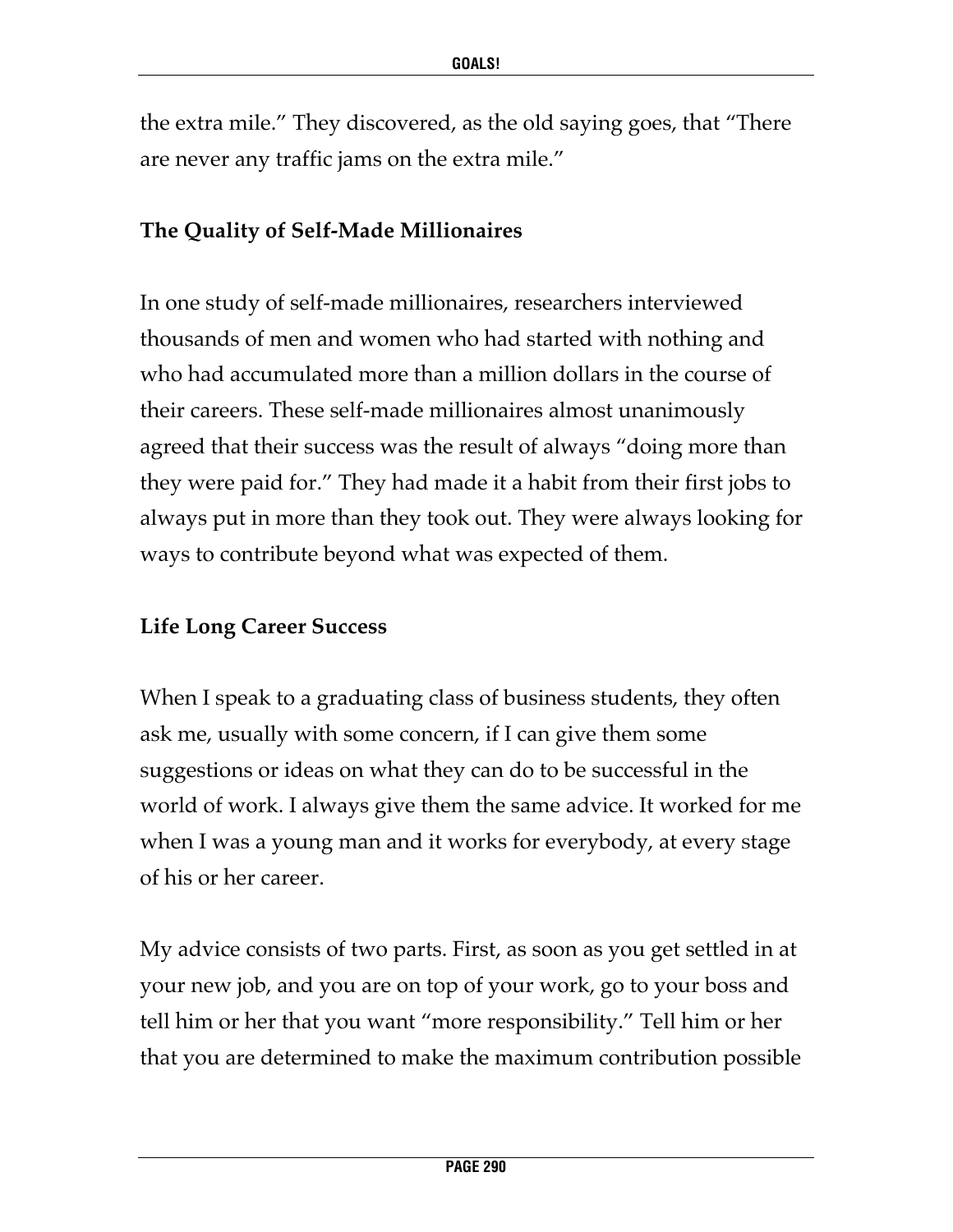the extra mile." They discovered, as the old saying goes, that "There are never any traffic jams on the extra mile."

**The Quality of Self-Made Millionaires**

In one study of self-made millionaires, researchers interviewed thousands of men and women who had started with nothing and who had accumulated more than a million dollars in the course of their careers. These self-made millionaires almost unanimously agreed that their success was the result of always "doing more than they were paid for." They had made it a habit from their first jobs to always put in more than they took out. They were always looking for ways to contribute beyond what was expected of them.

**Life Long Career Success**

When I speak to a graduating class of business students, they often ask me, usually with some concern, if I can give them some suggestions or ideas on what they can do to be successful in the world of work. I always give them the same advice. It worked for me when I was a young man and it works for everybody, at every stage of his or her career.

My advice consists of two parts. First, as soon as you get settled in at your new job, and you are on top of your work, go to your boss and tell him or her that you want "more responsibility." Tell him or her that you are determined to make the maximum contribution possible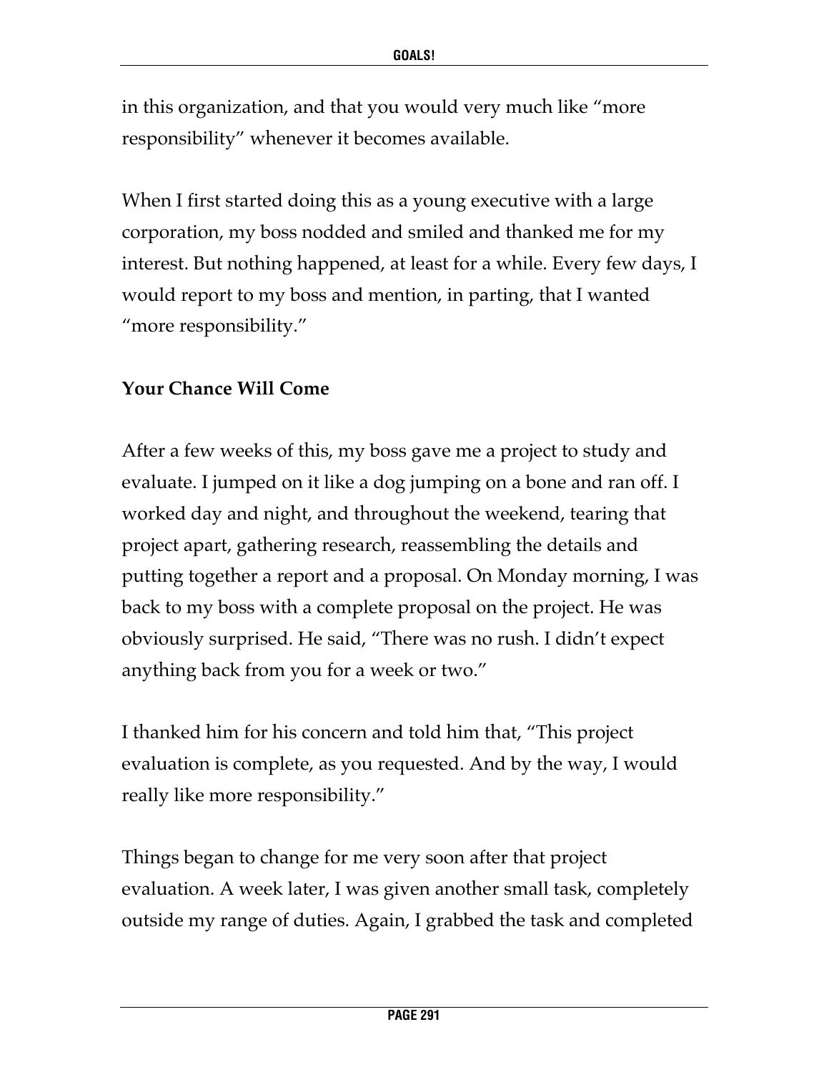in this organization, and that you would very much like "more responsibility" whenever it becomes available.

When I first started doing this as a young executive with a large corporation, my boss nodded and smiled and thanked me for my interest. But nothing happened, at least for a while. Every few days, I would report to my boss and mention, in parting, that I wanted "more responsibility."

**Your Chance Will Come**

After a few weeks of this, my boss gave me a project to study and evaluate. I jumped on it like a dog jumping on a bone and ran off. I worked day and night, and throughout the weekend, tearing that project apart, gathering research, reassembling the details and putting together a report and a proposal. On Monday morning, I was back to my boss with a complete proposal on the project. He was obviously surprised. He said, "There was no rush. I didn't expect anything back from you for a week or two."

I thanked him for his concern and told him that, "This project evaluation is complete, as you requested. And by the way, I would really like more responsibility."

Things began to change for me very soon after that project evaluation. A week later, I was given another small task, completely outside my range of duties. Again, I grabbed the task and completed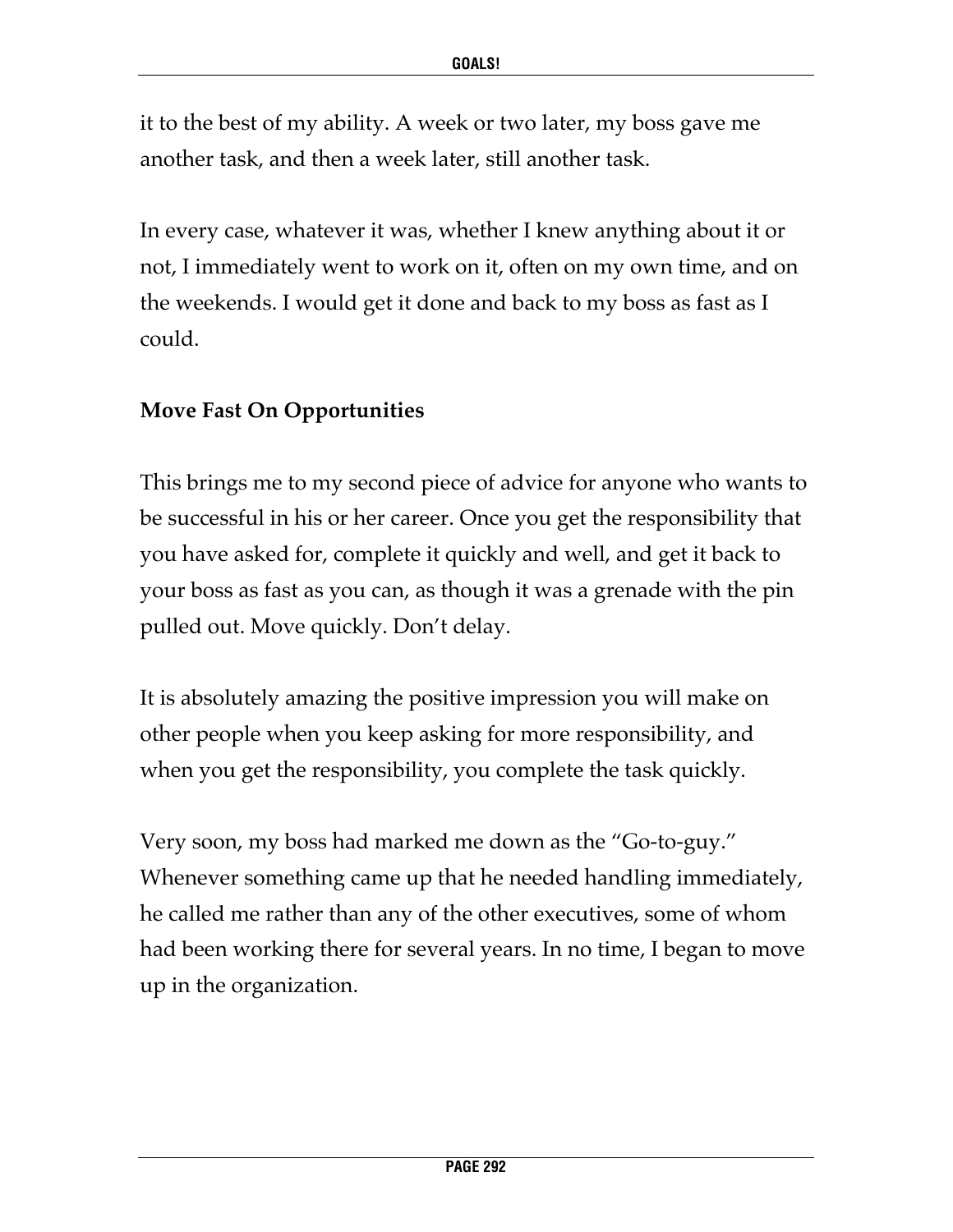it to the best of my ability. A week or two later, my boss gave me another task, and then a week later, still another task.

In every case, whatever it was, whether I knew anything about it or not, I immediately went to work on it, often on my own time, and on the weekends. I would get it done and back to my boss as fast as I could.

**Move Fast On Opportunities**

This brings me to my second piece of advice for anyone who wants to be successful in his or her career. Once you get the responsibility that you have asked for, complete it quickly and well, and get it back to your boss as fast as you can, as though it was a grenade with the pin pulled out. Move quickly. Don't delay.

It is absolutely amazing the positive impression you will make on other people when you keep asking for more responsibility, and when you get the responsibility, you complete the task quickly.

Very soon, my boss had marked me down as the "Go-to-guy." Whenever something came up that he needed handling immediately, he called me rather than any of the other executives, some of whom had been working there for several years. In no time, I began to move up in the organization.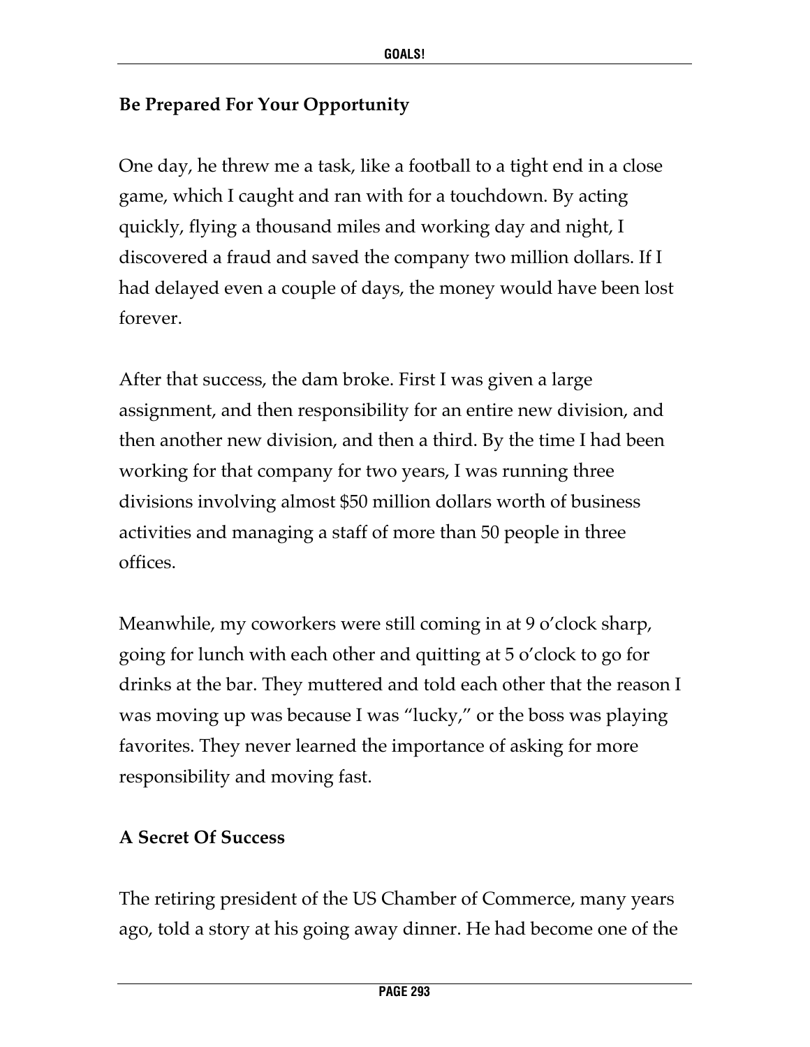## Be Prepared For Your Opportunity

One day, he threw me a task, like a football to a tight end in a close game, which I caught and ran with for a touchdown. By acting quickly, flying a thousand miles and working day and night, I discovered a fraud and saved the company two million dollars. If I had delayed even a couple of days, the money would have been lost forever.

After that success, the dam broke. First I was given a large assignment, and then responsibility for an entire new division, and then another new division, and then a third. By the time I had been working for that company for two years, I was running three divisions involving almost $50 million dollars worth of business activities and managing a staff of more than 50 people in three offices.

Meanwhile, my coworkers were still coming in at 9 o'clock sharp, going for lunch with each other and quitting at 5 o'clock to go for drinks at the bar. They muttered and told each other that the reason I was moving up was because I was "lucky," or the boss was playing favorites. They never learned the importance of asking for more responsibility and moving fast.

## A Secret Of Success

The retiring president of the US Chamber of Commerce, many years ago, told a story at his going away dinner. He had become one of the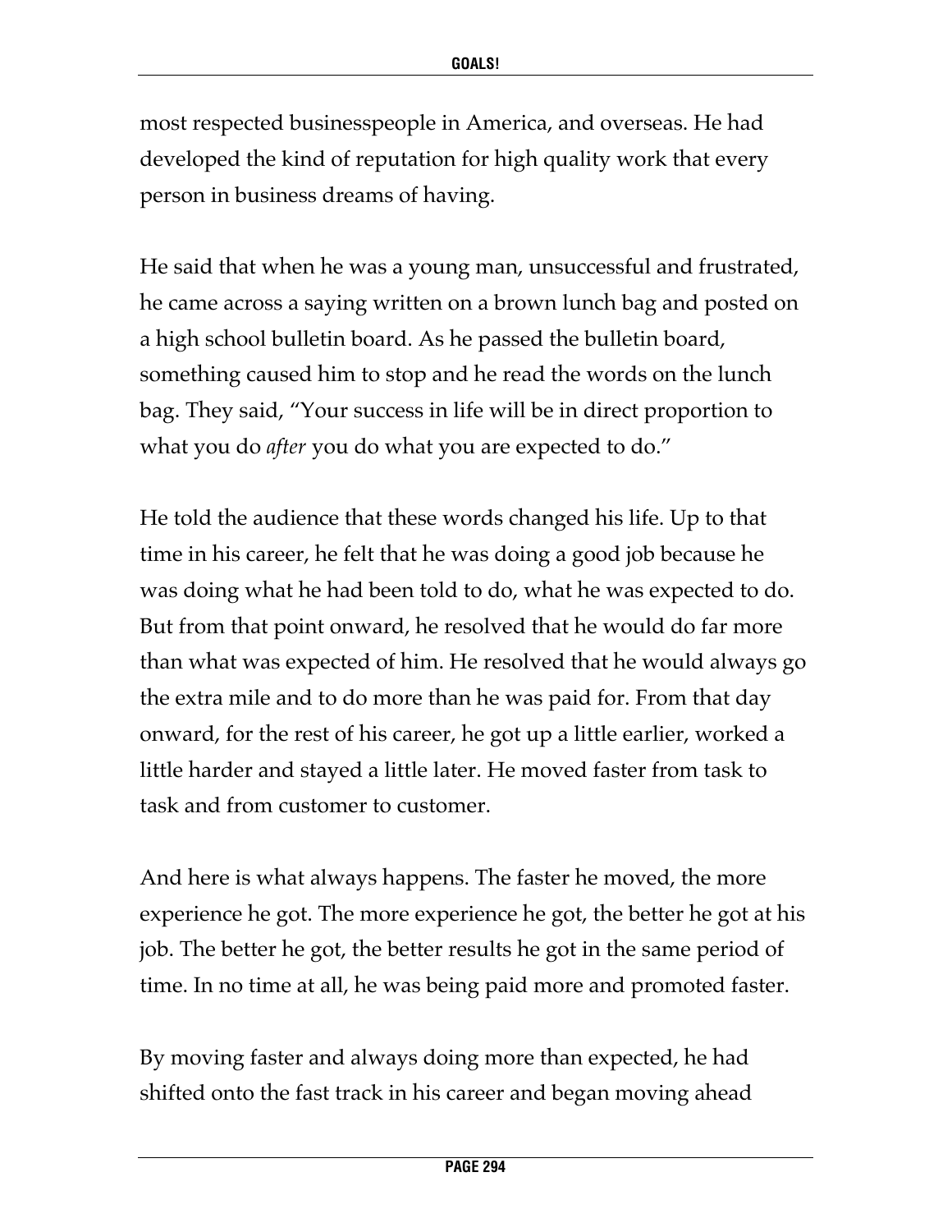most respected businesspeople in America, and overseas. He had developed the kind of reputation for high quality work that every person in business dreams of having.

He said that when he was a young man, unsuccessful and frustrated, he came across a saying written on a brown lunch bag and posted on a high school bulletin board. As he passed the bulletin board, something caused him to stop and he read the words on the lunch bag. They said, "Your success in life will be in direct proportion to what you do *after* you do what you are expected to do."

He told the audience that these words changed his life. Up to that time in his career, he felt that he was doing a good job because he was doing what he had been told to do, what he was expected to do. But from that point onward, he resolved that he would do far more than what was expected of him. He resolved that he would always go the extra mile and to do more than he was paid for. From that day onward, for the rest of his career, he got up a little earlier, worked a little harder and stayed a little later. He moved faster from task to task and from customer to customer.

And here is what always happens. The faster he moved, the more experience he got. The more experience he got, the better he got at his job. The better he got, the better results he got in the same period of time. In no time at all, he was being paid more and promoted faster.

By moving faster and always doing more than expected, he had shifted onto the fast track in his career and began moving ahead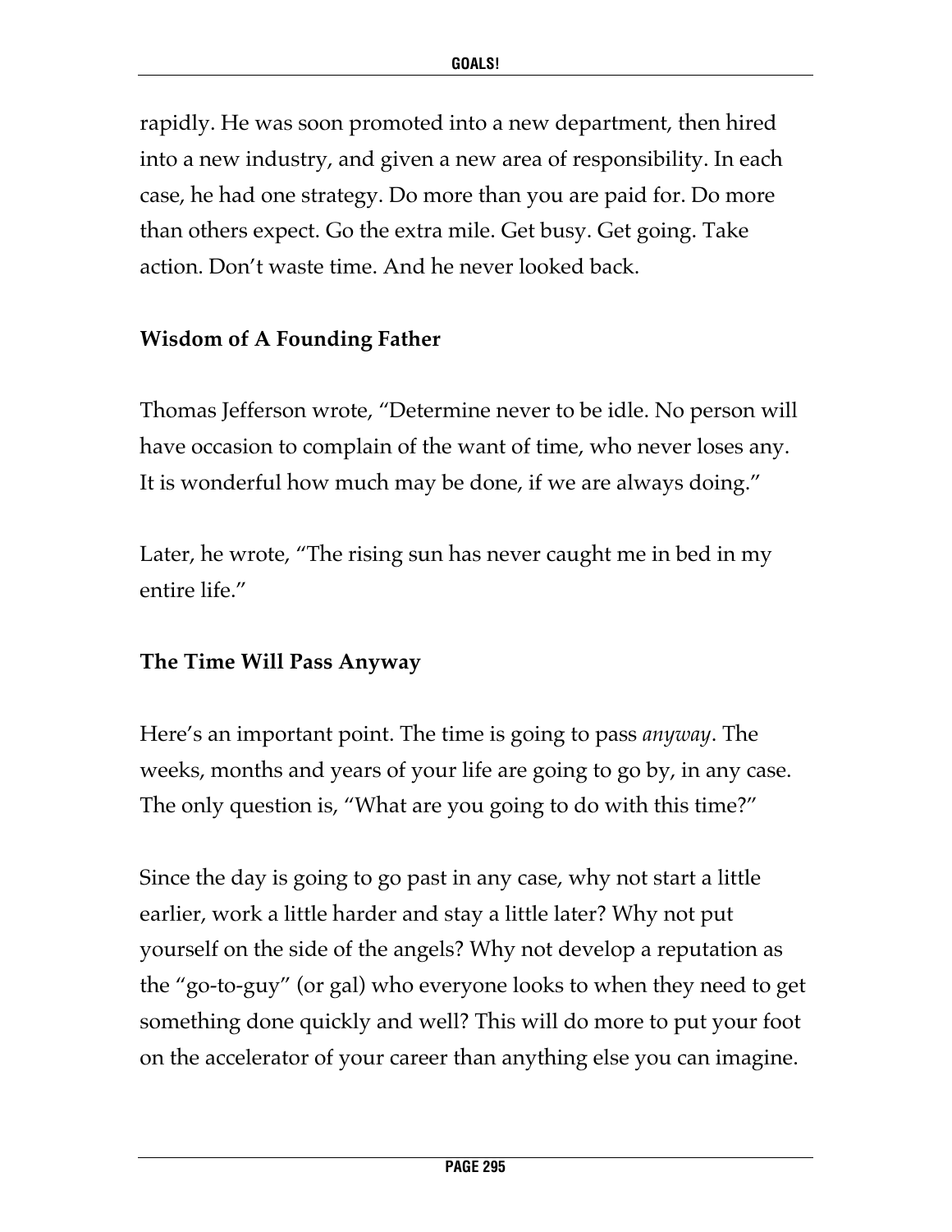rapidly. He was soon promoted into a new department, then hired into a new industry, and given a new area of responsibility. In each case, he had one strategy. Do more than you are paid for. Do more than others expect. Go the extra mile. Get busy. Get going. Take action. Don't waste time. And he never looked back.

### Wisdom of A Founding Father

Thomas Jefferson wrote, "Determine never to be idle. No person will have occasion to complain of the want of time, who never loses any. It is wonderful how much may be done, if we are always doing."

Later, he wrote, "The rising sun has never caught me in bed in my entire life."

### The Time Will Pass Anyway

Here's an important point. The time is going to pass *anyway*. The weeks, months and years of your life are going to go by, in any case. The only question is, "What are you going to do with this time?"

Since the day is going to go past in any case, why not start a little earlier, work a little harder and stay a little later? Why not put yourself on the side of the angels? Why not develop a reputation as the "go-to-guy" (or gal) who everyone looks to when they need to get something done quickly and well? This will do more to put your foot on the accelerator of your career than anything else you can imagine.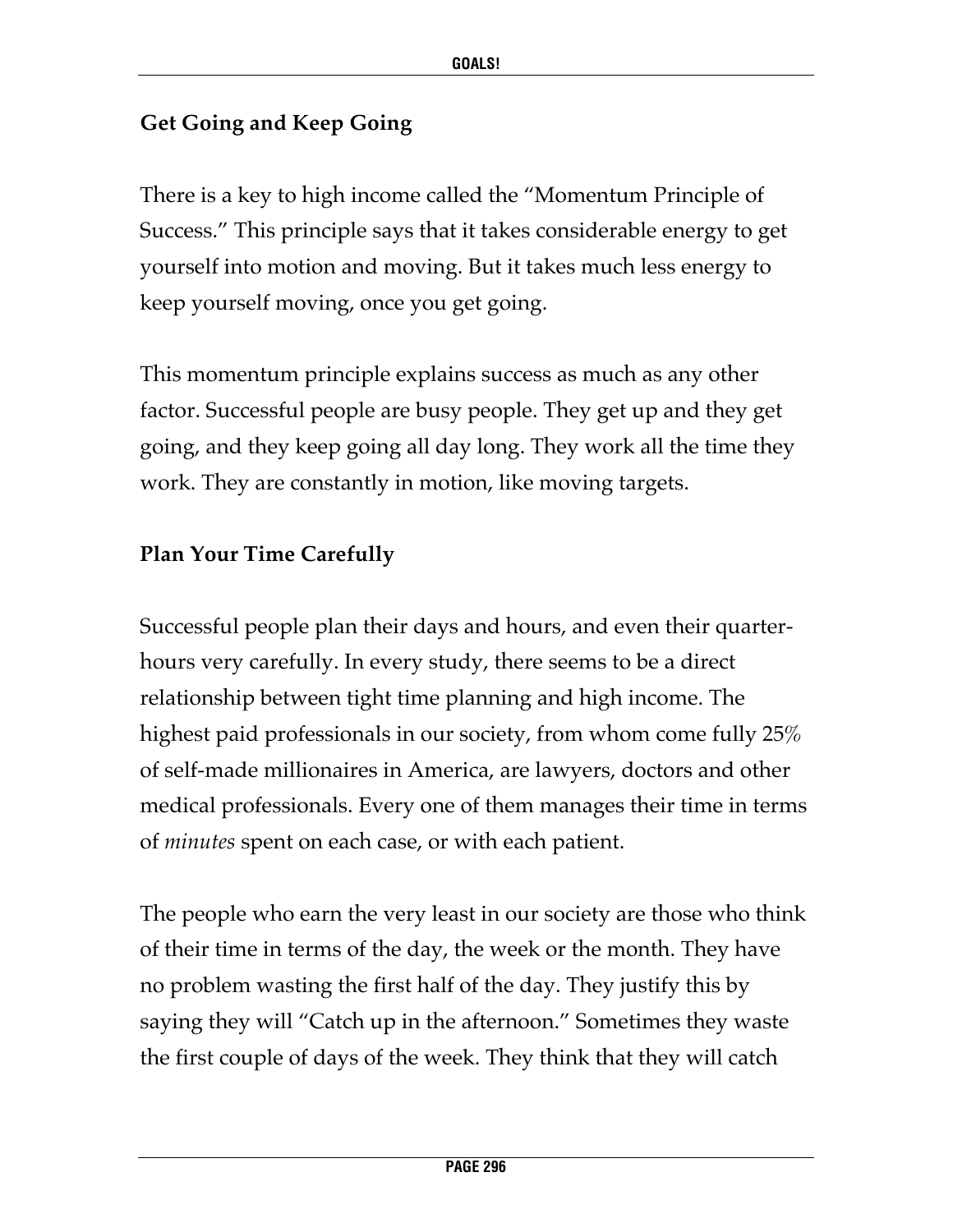**Get Going and Keep Going**

There is a key to high income called the "Momentum Principle of Success." This principle says that it takes considerable energy to get yourself into motion and moving. But it takes much less energy to keep yourself moving, once you get going.

This momentum principle explains success as much as any other factor. Successful people are busy people. They get up and they get going, and they keep going all day long. They work all the time they work. They are constantly in motion, like moving targets.

**Plan Your Time Carefully**

Successful people plan their days and hours, and even their quarter-hours very carefully. In every study, there seems to be a direct relationship between tight time planning and high income. The highest paid professionals in our society, from whom come fully 25% of self-made millionaires in America, are lawyers, doctors and other medical professionals. Every one of them manages their time in terms of *minutes* spent on each case, or with each patient.

The people who earn the very least in our society are those who think of their time in terms of the day, the week or the month. They have no problem wasting the first half of the day. They justify this by saying they will "Catch up in the afternoon." Sometimes they waste the first couple of days of the week. They think that they will catch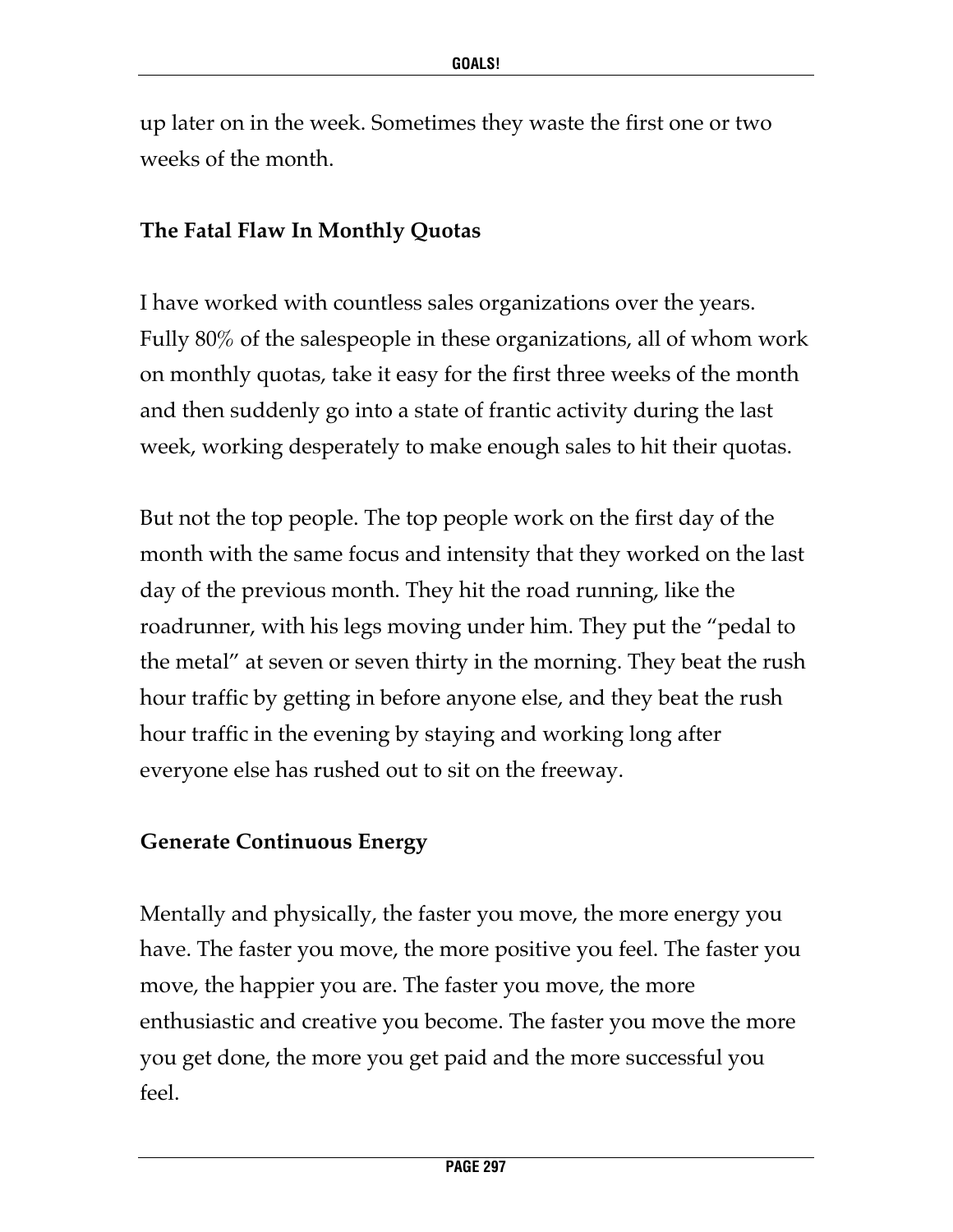up later on in the week. Sometimes they waste the first one or two weeks of the month.

## The Fatal Flaw In Monthly Quotas

I have worked with countless sales organizations over the years. Fully 80% of the salespeople in these organizations, all of whom work on monthly quotas, take it easy for the first three weeks of the month and then suddenly go into a state of frantic activity during the last week, working desperately to make enough sales to hit their quotas.

But not the top people. The top people work on the first day of the month with the same focus and intensity that they worked on the last day of the previous month. They hit the road running, like the roadrunner, with his legs moving under him. They put the "pedal to the metal" at seven or seven thirty in the morning. They beat the rush hour traffic by getting in before anyone else, and they beat the rush hour traffic in the evening by staying and working long after everyone else has rushed out to sit on the freeway.

## Generate Continuous Energy

Mentally and physically, the faster you move, the more energy you have. The faster you move, the more positive you feel. The faster you move, the happier you are. The faster you move, the more enthusiastic and creative you become. The faster you move the more you get done, the more you get paid and the more successful you feel.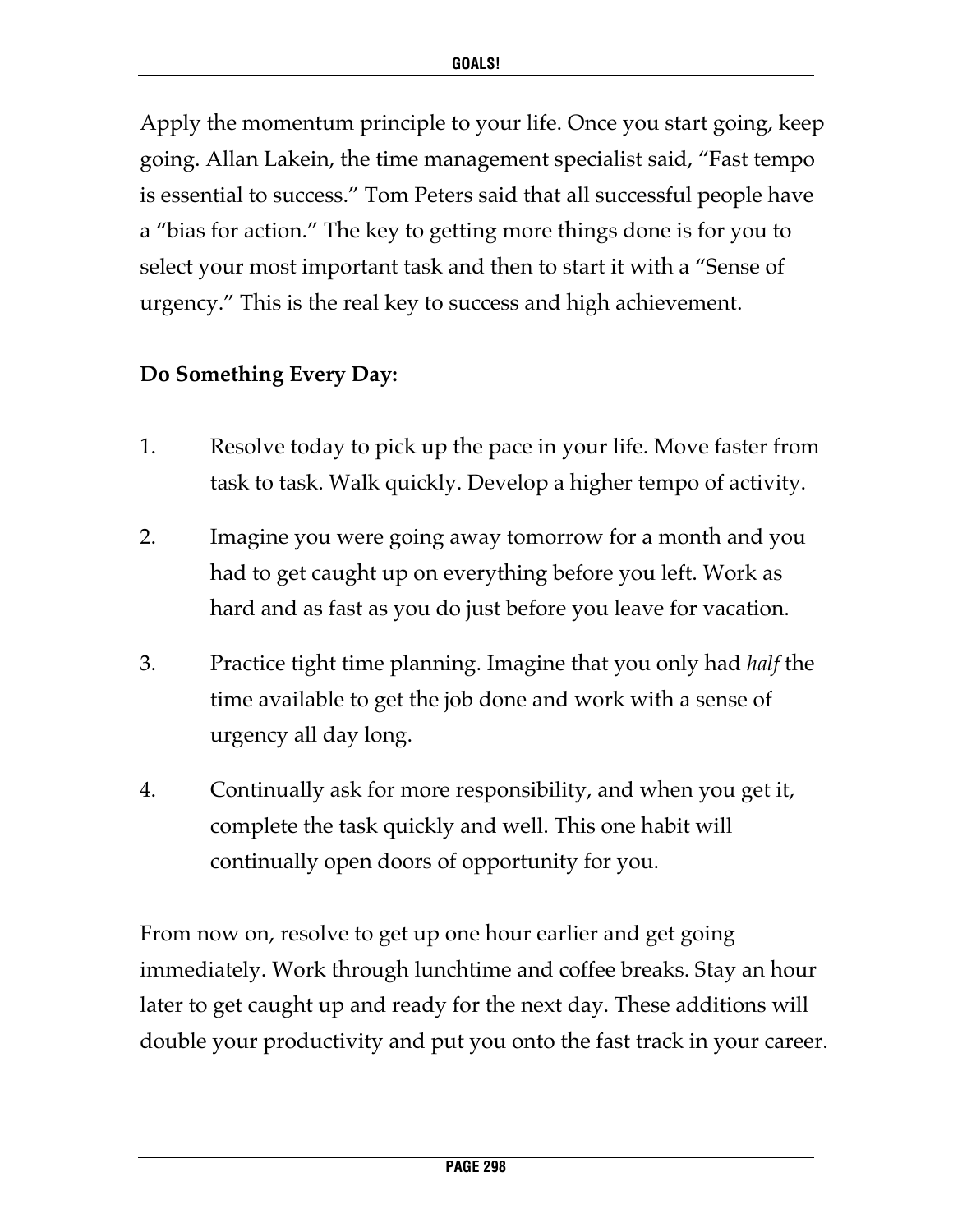Apply the momentum principle to your life. Once you start going, keep going. Allan Lakein, the time management specialist said, "Fast tempo is essential to success." Tom Peters said that all successful people have a "bias for action." The key to getting more things done is for you to select your most important task and then to start it with a "Sense of urgency." This is the real key to success and high achievement.

**Do Something Every Day:**

1. Resolve today to pick up the pace in your life. Move faster from task to task. Walk quickly. Develop a higher tempo of activity.

2. Imagine you were going away tomorrow for a month and you had to get caught up on everything before you left. Work as hard and as fast as you do just before you leave for vacation.

3. Practice tight time planning. Imagine that you only had *half* the time available to get the job done and work with a sense of urgency all day long.

4. Continually ask for more responsibility, and when you get it, complete the task quickly and well. This one habit will continually open doors of opportunity for you.

From now on, resolve to get up one hour earlier and get going immediately. Work through lunchtime and coffee breaks. Stay an hour later to get caught up and ready for the next day. These additions will double your productivity and put you onto the fast track in your career.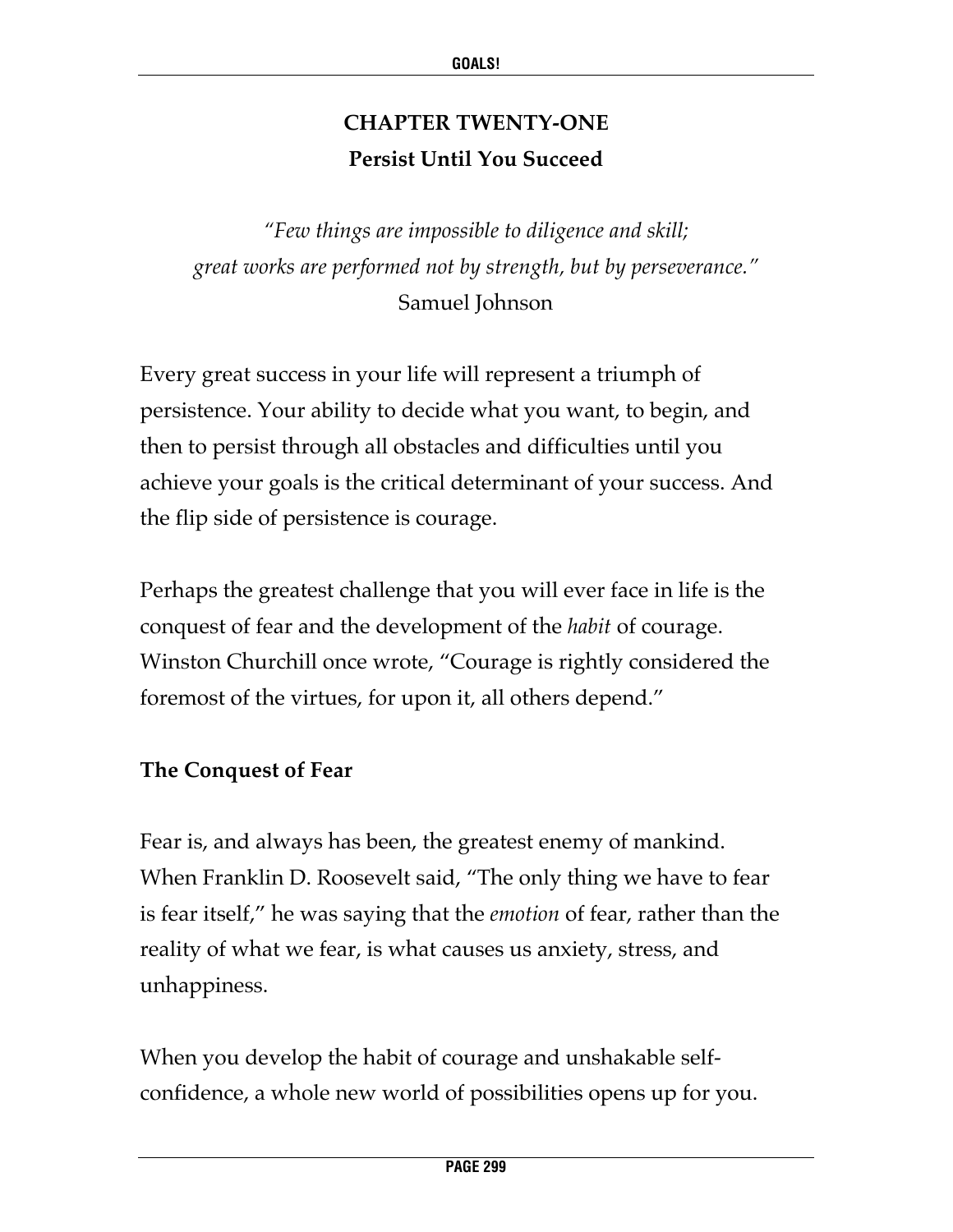# CHAPTER TWENTY-ONE

## Persist Until You Succeed

*"Few things are impossible to diligence and skill; great works are performed not by strength, but by perseverance."*
Samuel Johnson

Every great success in your life will represent a triumph of persistence. Your ability to decide what you want, to begin, and then to persist through all obstacles and difficulties until you achieve your goals is the critical determinant of your success. And the flip side of persistence is courage.

Perhaps the greatest challenge that you will ever face in life is the conquest of fear and the development of the *habit* of courage. Winston Churchill once wrote, "Courage is rightly considered the foremost of the virtues, for upon it, all others depend."

### The Conquest of Fear

Fear is, and always has been, the greatest enemy of mankind. When Franklin D. Roosevelt said, "The only thing we have to fear is fear itself," he was saying that the *emotion* of fear, rather than the reality of what we fear, is what causes us anxiety, stress, and unhappiness.

When you develop the habit of courage and unshakable self-confidence, a whole new world of possibilities opens up for you.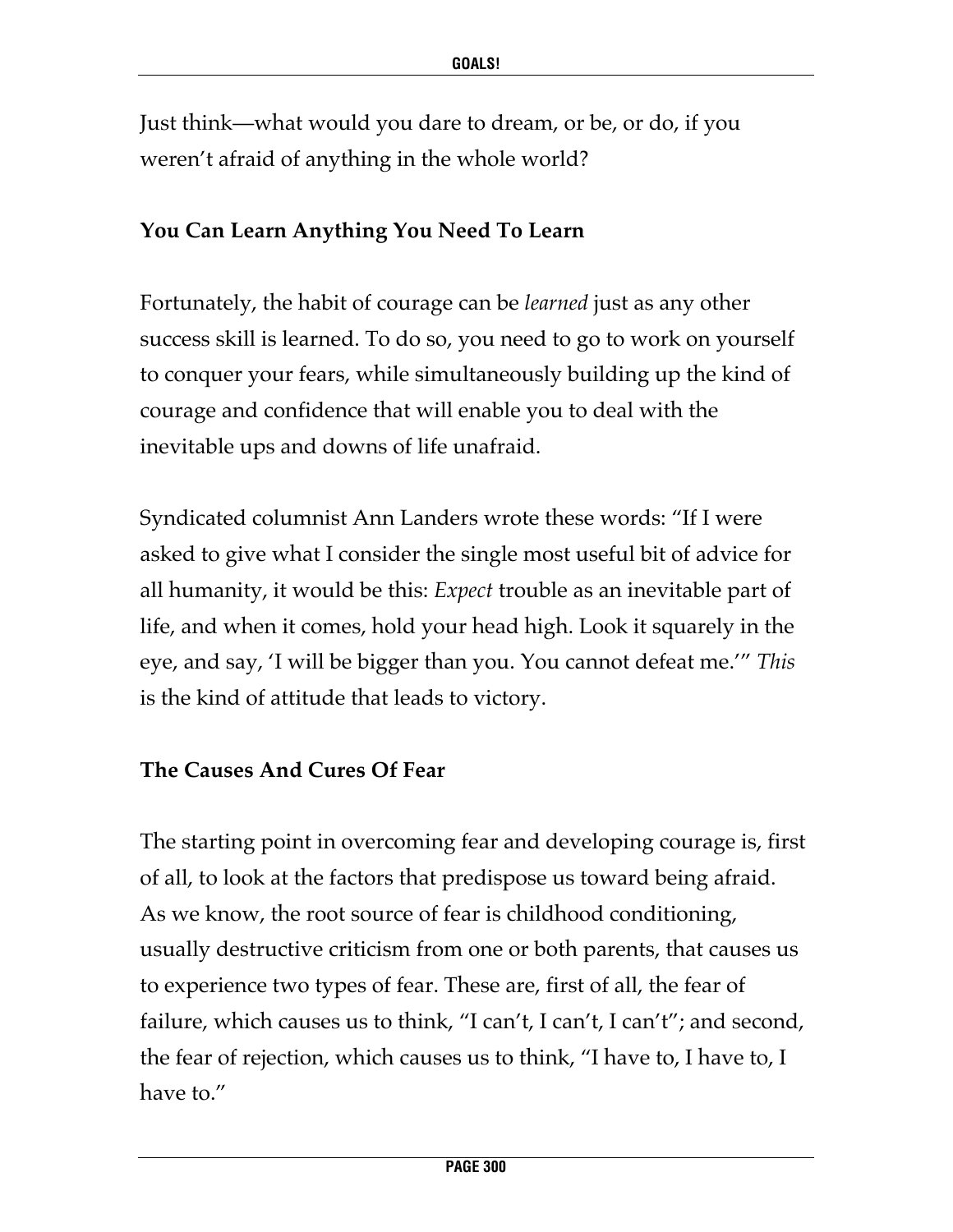Just think—what would you dare to dream, or be, or do, if you weren't afraid of anything in the whole world?

### You Can Learn Anything You Need To Learn

Fortunately, the habit of courage can be *learned* just as any other success skill is learned. To do so, you need to go to work on yourself to conquer your fears, while simultaneously building up the kind of courage and confidence that will enable you to deal with the inevitable ups and downs of life unafraid.

Syndicated columnist Ann Landers wrote these words: "If I were asked to give what I consider the single most useful bit of advice for all humanity, it would be this: *Expect* trouble as an inevitable part of life, and when it comes, hold your head high. Look it squarely in the eye, and say, 'I will be bigger than you. You cannot defeat me.'" *This* is the kind of attitude that leads to victory.

### The Causes And Cures Of Fear

The starting point in overcoming fear and developing courage is, first of all, to look at the factors that predispose us toward being afraid. As we know, the root source of fear is childhood conditioning, usually destructive criticism from one or both parents, that causes us to experience two types of fear. These are, first of all, the fear of failure, which causes us to think, "I can't, I can't, I can't"; and second, the fear of rejection, which causes us to think, "I have to, I have to, I have to."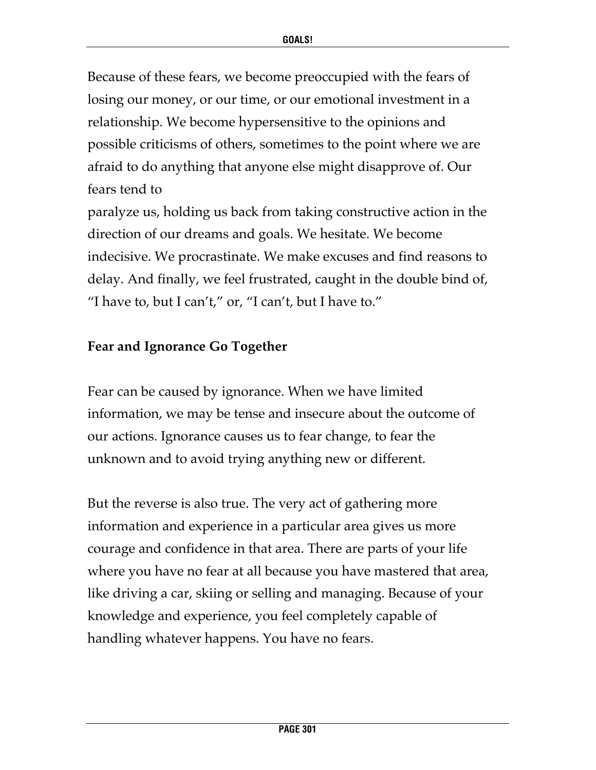Because of these fears, we become preoccupied with the fears of losing our money, or our time, or our emotional investment in a relationship. We become hypersensitive to the opinions and possible criticisms of others, sometimes to the point where we are afraid to do anything that anyone else might disapprove of. Our fears tend to paralyze us, holding us back from taking constructive action in the direction of our dreams and goals. We hesitate. We become indecisive. We procrastinate. We make excuses and find reasons to delay. And finally, we feel frustrated, caught in the double bind of, "I have to, but I can't," or, "I can't, but I have to."

**Fear and Ignorance Go Together**

Fear can be caused by ignorance. When we have limited information, we may be tense and insecure about the outcome of our actions. Ignorance causes us to fear change, to fear the unknown and to avoid trying anything new or different.

But the reverse is also true. The very act of gathering more information and experience in a particular area gives us more courage and confidence in that area. There are parts of your life where you have no fear at all because you have mastered that area, like driving a car, skiing or selling and managing. Because of your knowledge and experience, you feel completely capable of handling whatever happens. You have no fears.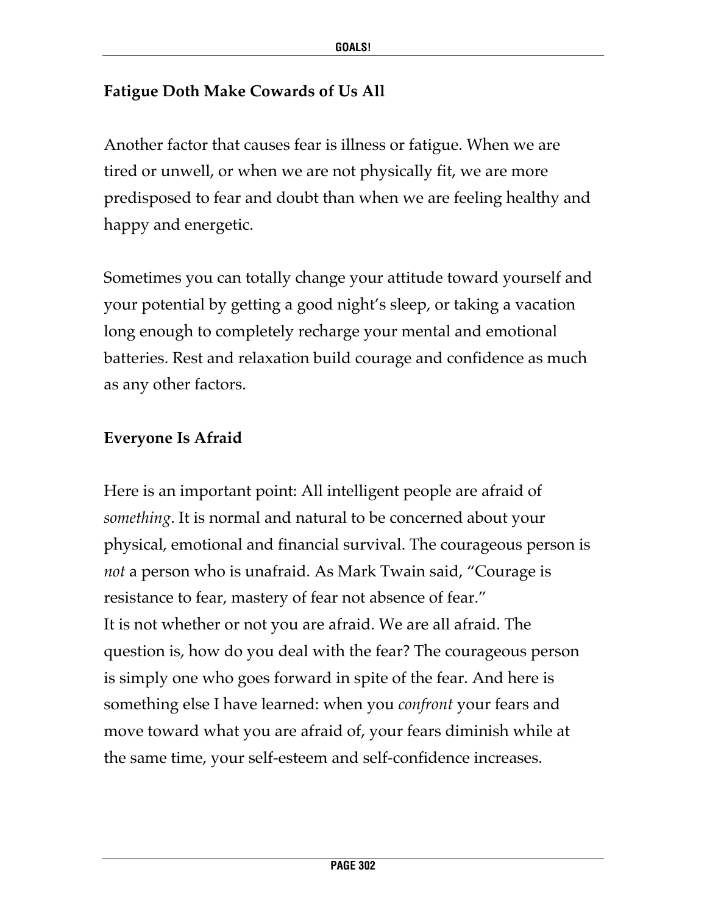### Fatigue Doth Make Cowards of Us All

Another factor that causes fear is illness or fatigue. When we are tired or unwell, or when we are not physically fit, we are more predisposed to fear and doubt than when we are feeling healthy and happy and energetic.

Sometimes you can totally change your attitude toward yourself and your potential by getting a good night's sleep, or taking a vacation long enough to completely recharge your mental and emotional batteries. Rest and relaxation build courage and confidence as much as any other factors.

### Everyone Is Afraid

Here is an important point: All intelligent people are afraid of *something*. It is normal and natural to be concerned about your physical, emotional and financial survival. The courageous person is *not* a person who is unafraid. As Mark Twain said, "Courage is resistance to fear, mastery of fear not absence of fear."
It is not whether or not you are afraid. We are all afraid. The question is, how do you deal with the fear? The courageous person is simply one who goes forward in spite of the fear. And here is something else I have learned: when you *confront* your fears and move toward what you are afraid of, your fears diminish while at the same time, your self-esteem and self-confidence increases.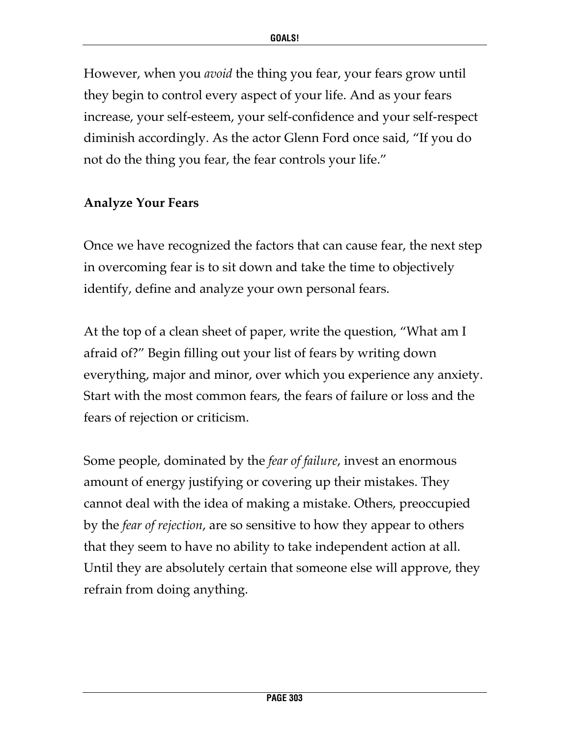However, when you *avoid* the thing you fear, your fears grow until they begin to control every aspect of your life. And as your fears increase, your self-esteem, your self-confidence and your self-respect diminish accordingly. As the actor Glenn Ford once said, "If you do not do the thing you fear, the fear controls your life."

**Analyze Your Fears**

Once we have recognized the factors that can cause fear, the next step in overcoming fear is to sit down and take the time to objectively identify, define and analyze your own personal fears.

At the top of a clean sheet of paper, write the question, "What am I afraid of?" Begin filling out your list of fears by writing down everything, major and minor, over which you experience any anxiety. Start with the most common fears, the fears of failure or loss and the fears of rejection or criticism.

Some people, dominated by the *fear of failure*, invest an enormous amount of energy justifying or covering up their mistakes. They cannot deal with the idea of making a mistake. Others, preoccupied by the *fear of rejection*, are so sensitive to how they appear to others that they seem to have no ability to take independent action at all. Until they are absolutely certain that someone else will approve, they refrain from doing anything.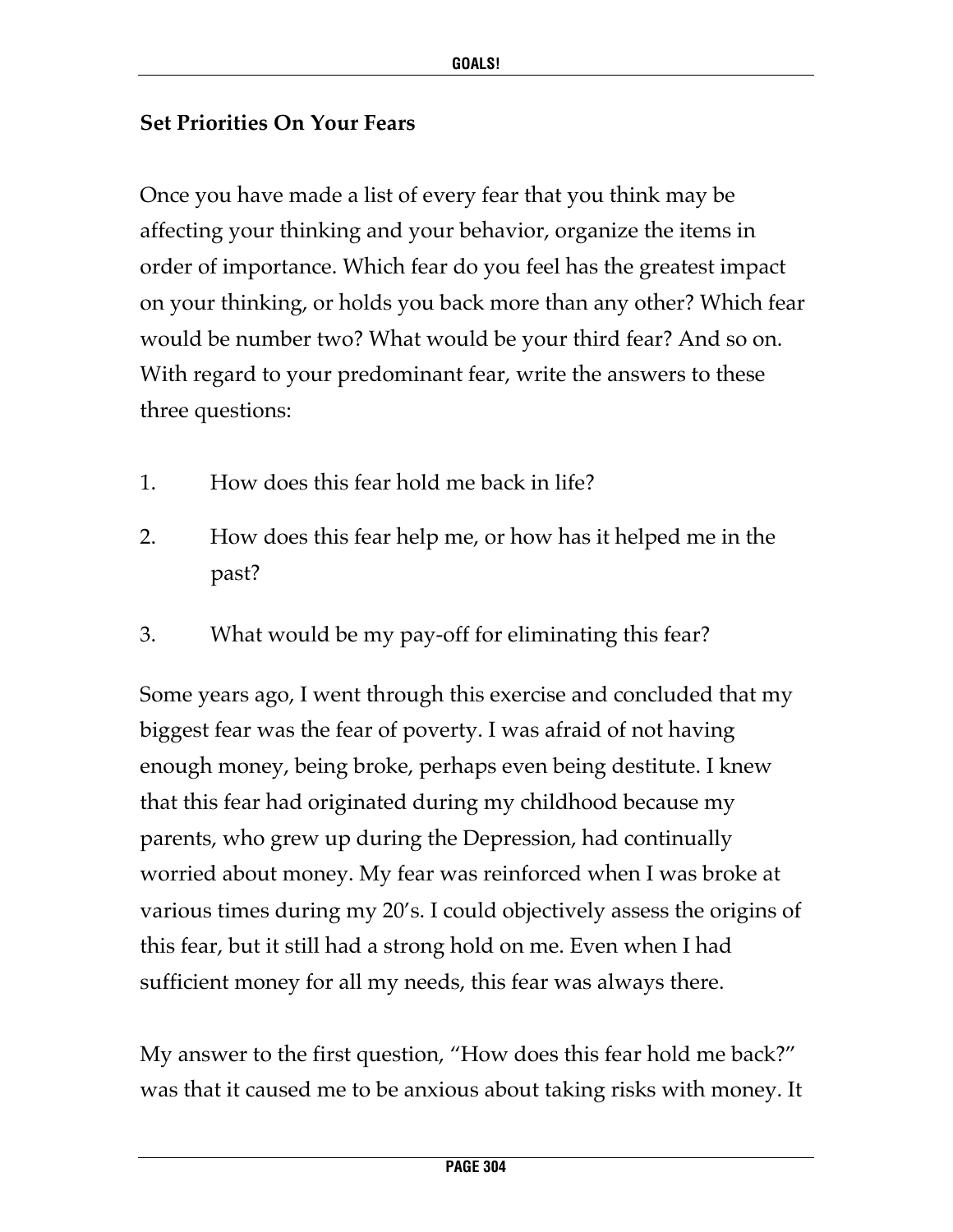**Set Priorities On Your Fears**

Once you have made a list of every fear that you think may be affecting your thinking and your behavior, organize the items in order of importance. Which fear do you feel has the greatest impact on your thinking, or holds you back more than any other? Which fear would be number two? What would be your third fear? And so on. With regard to your predominant fear, write the answers to these three questions:

1. How does this fear hold me back in life?
2. How does this fear help me, or how has it helped me in the past?
3. What would be my pay-off for eliminating this fear?

Some years ago, I went through this exercise and concluded that my biggest fear was the fear of poverty. I was afraid of not having enough money, being broke, perhaps even being destitute. I knew that this fear had originated during my childhood because my parents, who grew up during the Depression, had continually worried about money. My fear was reinforced when I was broke at various times during my 20's. I could objectively assess the origins of this fear, but it still had a strong hold on me. Even when I had sufficient money for all my needs, this fear was always there.

My answer to the first question, "How does this fear hold me back?" was that it caused me to be anxious about taking risks with money. It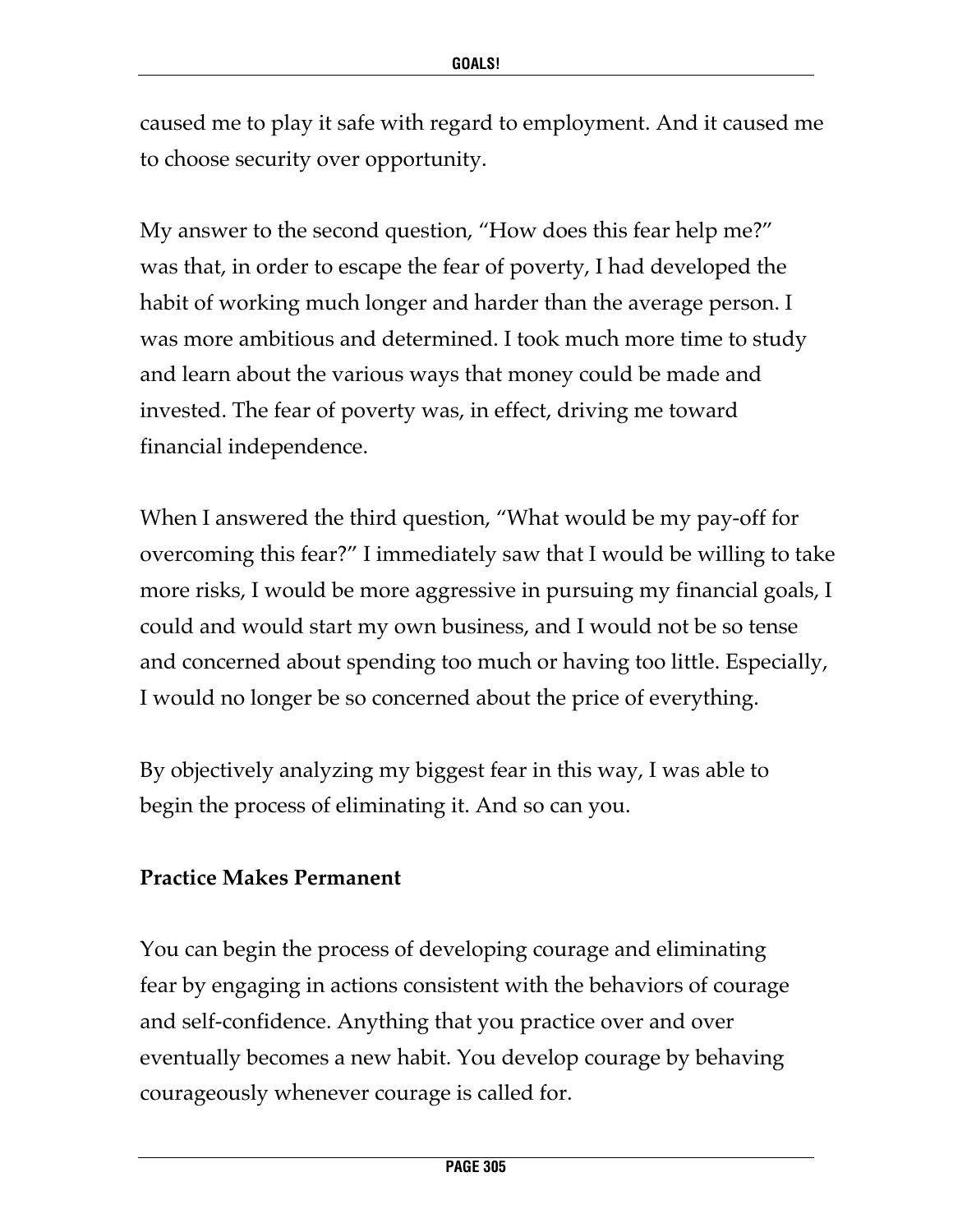caused me to play it safe with regard to employment. And it caused me to choose security over opportunity.

My answer to the second question, "How does this fear help me?" was that, in order to escape the fear of poverty, I had developed the habit of working much longer and harder than the average person. I was more ambitious and determined. I took much more time to study and learn about the various ways that money could be made and invested. The fear of poverty was, in effect, driving me toward financial independence.

When I answered the third question, "What would be my pay-off for overcoming this fear?" I immediately saw that I would be willing to take more risks, I would be more aggressive in pursuing my financial goals, I could and would start my own business, and I would not be so tense and concerned about spending too much or having too little. Especially, I would no longer be so concerned about the price of everything.

By objectively analyzing my biggest fear in this way, I was able to begin the process of eliminating it. And so can you.

**Practice Makes Permanent**

You can begin the process of developing courage and eliminating fear by engaging in actions consistent with the behaviors of courage and self-confidence. Anything that you practice over and over eventually becomes a new habit. You develop courage by behaving courageously whenever courage is called for.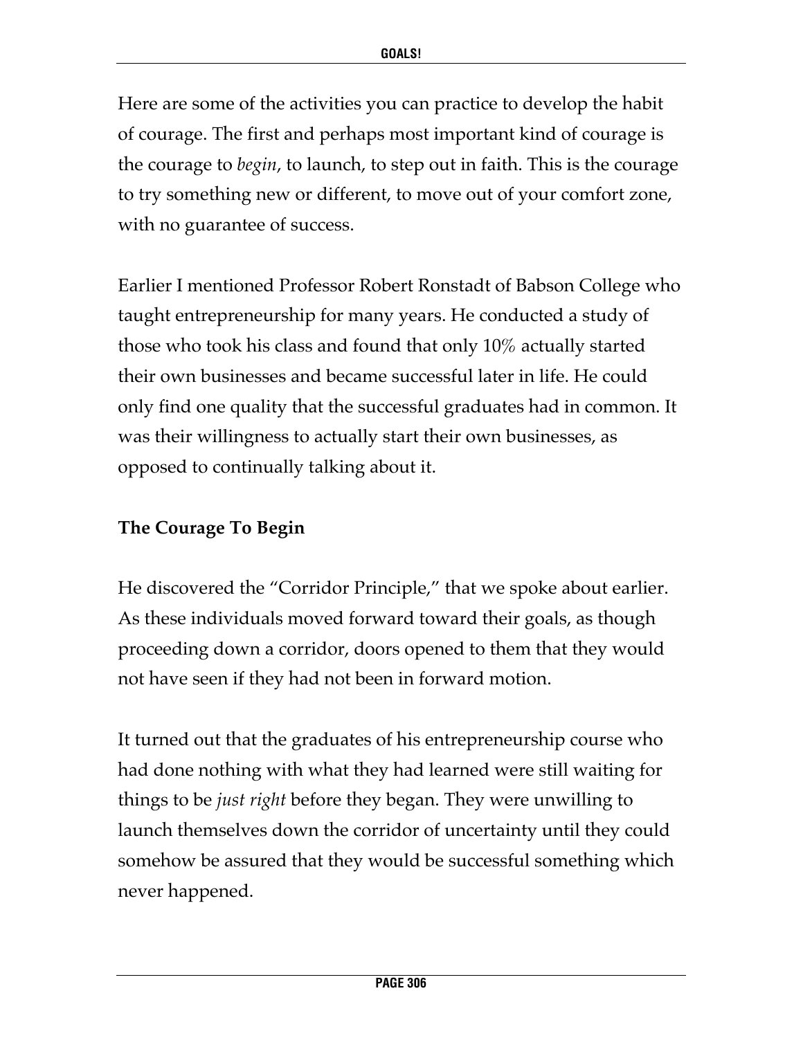Here are some of the activities you can practice to develop the habit of courage. The first and perhaps most important kind of courage is the courage to *begin*, to launch, to step out in faith. This is the courage to try something new or different, to move out of your comfort zone, with no guarantee of success.

Earlier I mentioned Professor Robert Ronstadt of Babson College who taught entrepreneurship for many years. He conducted a study of those who took his class and found that only 10% actually started their own businesses and became successful later in life. He could only find one quality that the successful graduates had in common. It was their willingness to actually start their own businesses, as opposed to continually talking about it.

**The Courage To Begin**

He discovered the "Corridor Principle," that we spoke about earlier. As these individuals moved forward toward their goals, as though proceeding down a corridor, doors opened to them that they would not have seen if they had not been in forward motion.

It turned out that the graduates of his entrepreneurship course who had done nothing with what they had learned were still waiting for things to be *just right* before they began. They were unwilling to launch themselves down the corridor of uncertainty until they could somehow be assured that they would be successful something which never happened.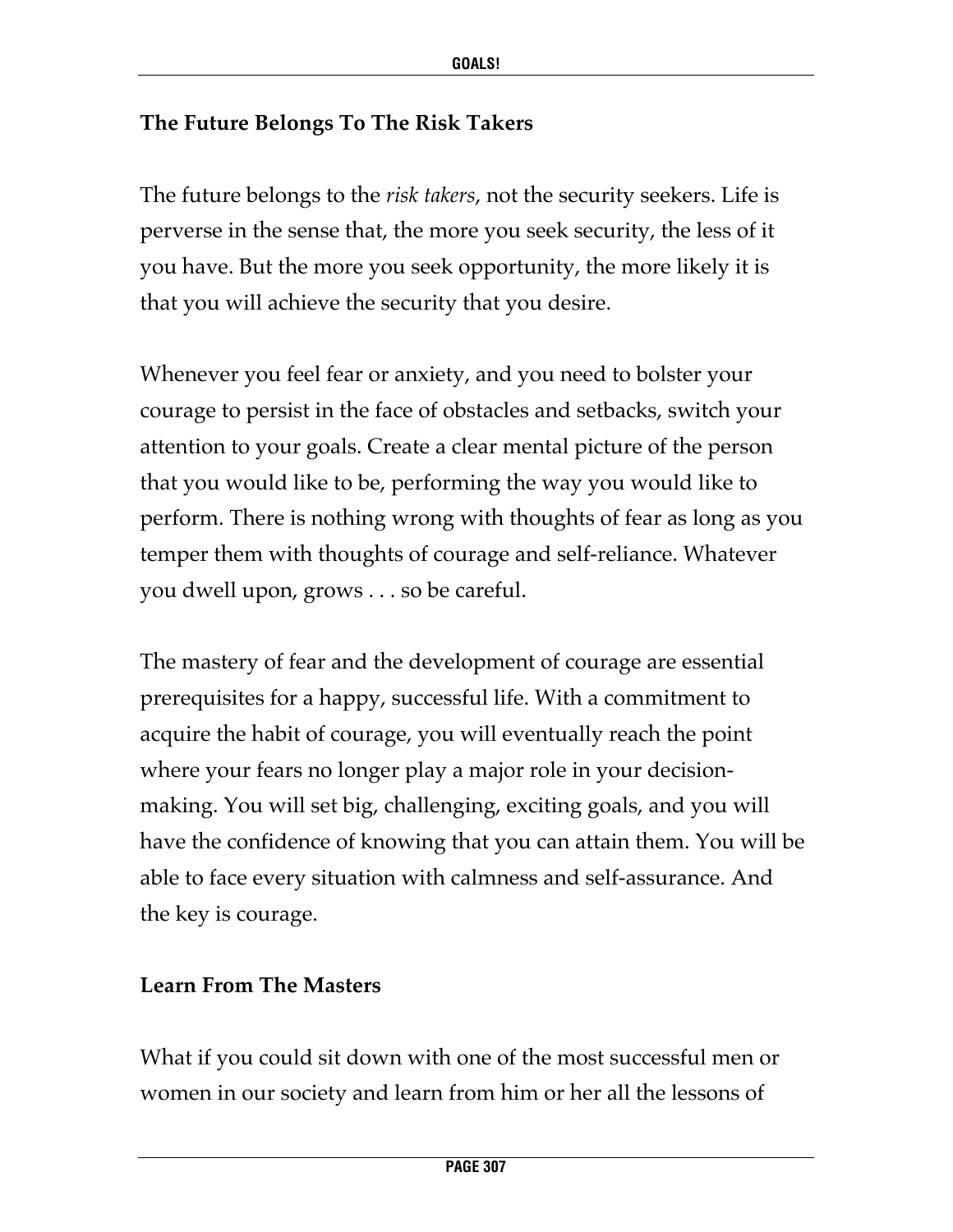**The Future Belongs To The Risk Takers**

The future belongs to the *risk takers*, not the security seekers. Life is perverse in the sense that, the more you seek security, the less of it you have. But the more you seek opportunity, the more likely it is that you will achieve the security that you desire.

Whenever you feel fear or anxiety, and you need to bolster your courage to persist in the face of obstacles and setbacks, switch your attention to your goals. Create a clear mental picture of the person that you would like to be, performing the way you would like to perform. There is nothing wrong with thoughts of fear as long as you temper them with thoughts of courage and self-reliance. Whatever you dwell upon, grows . . . so be careful.

The mastery of fear and the development of courage are essential prerequisites for a happy, successful life. With a commitment to acquire the habit of courage, you will eventually reach the point where your fears no longer play a major role in your decision-making. You will set big, challenging, exciting goals, and you will have the confidence of knowing that you can attain them. You will be able to face every situation with calmness and self-assurance. And the key is courage.

**Learn From The Masters**

What if you could sit down with one of the most successful men or women in our society and learn from him or her all the lessons of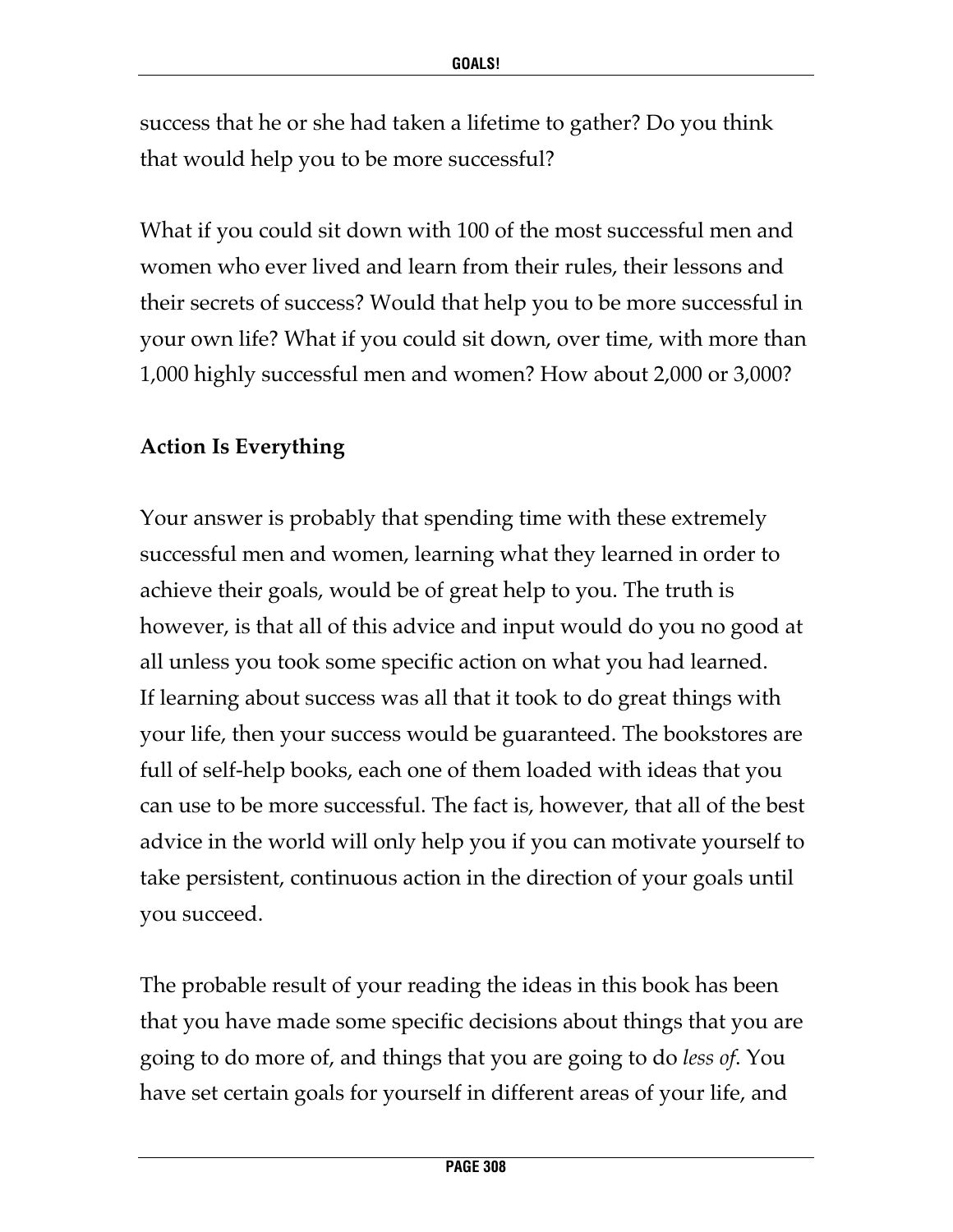success that he or she had taken a lifetime to gather? Do you think that would help you to be more successful?

What if you could sit down with 100 of the most successful men and women who ever lived and learn from their rules, their lessons and their secrets of success? Would that help you to be more successful in your own life? What if you could sit down, over time, with more than 1,000 highly successful men and women? How about 2,000 or 3,000?

**Action Is Everything**

Your answer is probably that spending time with these extremely successful men and women, learning what they learned in order to achieve their goals, would be of great help to you. The truth is however, is that all of this advice and input would do you no good at all unless you took some specific action on what you had learned. If learning about success was all that it took to do great things with your life, then your success would be guaranteed. The bookstores are full of self-help books, each one of them loaded with ideas that you can use to be more successful. The fact is, however, that all of the best advice in the world will only help you if you can motivate yourself to take persistent, continuous action in the direction of your goals until you succeed.

The probable result of your reading the ideas in this book has been that you have made some specific decisions about things that you are going to do more of, and things that you are going to do *less of*. You have set certain goals for yourself in different areas of your life, and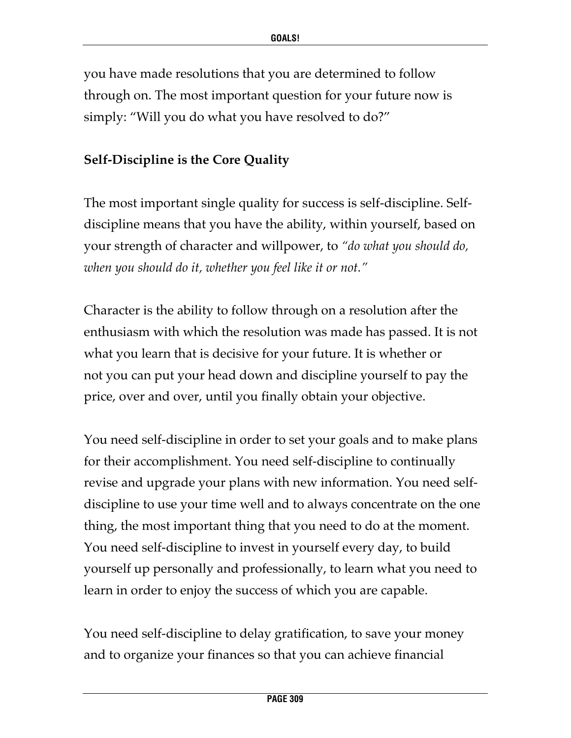you have made resolutions that you are determined to follow through on. The most important question for your future now is simply: "Will you do what you have resolved to do?"

### Self-Discipline is the Core Quality

The most important single quality for success is self-discipline. Self-discipline means that you have the ability, within yourself, based on your strength of character and willpower, to *"do what you should do, when you should do it, whether you feel like it or not."*

Character is the ability to follow through on a resolution after the enthusiasm with which the resolution was made has passed. It is not what you learn that is decisive for your future. It is whether or not you can put your head down and discipline yourself to pay the price, over and over, until you finally obtain your objective.

You need self-discipline in order to set your goals and to make plans for their accomplishment. You need self-discipline to continually revise and upgrade your plans with new information. You need self-discipline to use your time well and to always concentrate on the one thing, the most important thing that you need to do at the moment. You need self-discipline to invest in yourself every day, to build yourself up personally and professionally, to learn what you need to learn in order to enjoy the success of which you are capable.

You need self-discipline to delay gratification, to save your money and to organize your finances so that you can achieve financial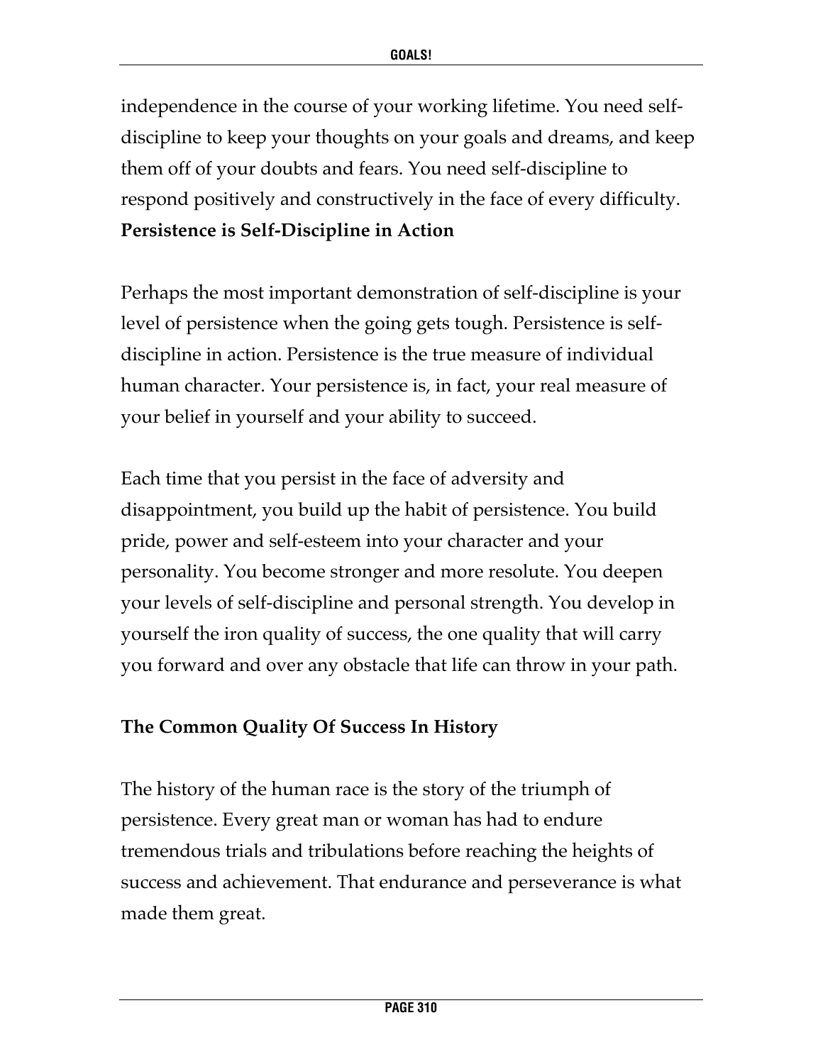independence in the course of your working lifetime. You need self-discipline to keep your thoughts on your goals and dreams, and keep them off of your doubts and fears. You need self-discipline to respond positively and constructively in the face of every difficulty.

## Persistence is Self-Discipline in Action

Perhaps the most important demonstration of self-discipline is your level of persistence when the going gets tough. Persistence is self-discipline in action. Persistence is the true measure of individual human character. Your persistence is, in fact, your real measure of your belief in yourself and your ability to succeed.

Each time that you persist in the face of adversity and disappointment, you build up the habit of persistence. You build pride, power and self-esteem into your character and your personality. You become stronger and more resolute. You deepen your levels of self-discipline and personal strength. You develop in yourself the iron quality of success, the one quality that will carry you forward and over any obstacle that life can throw in your path.

## The Common Quality Of Success In History

The history of the human race is the story of the triumph of persistence. Every great man or woman has had to endure tremendous trials and tribulations before reaching the heights of success and achievement. That endurance and perseverance is what made them great.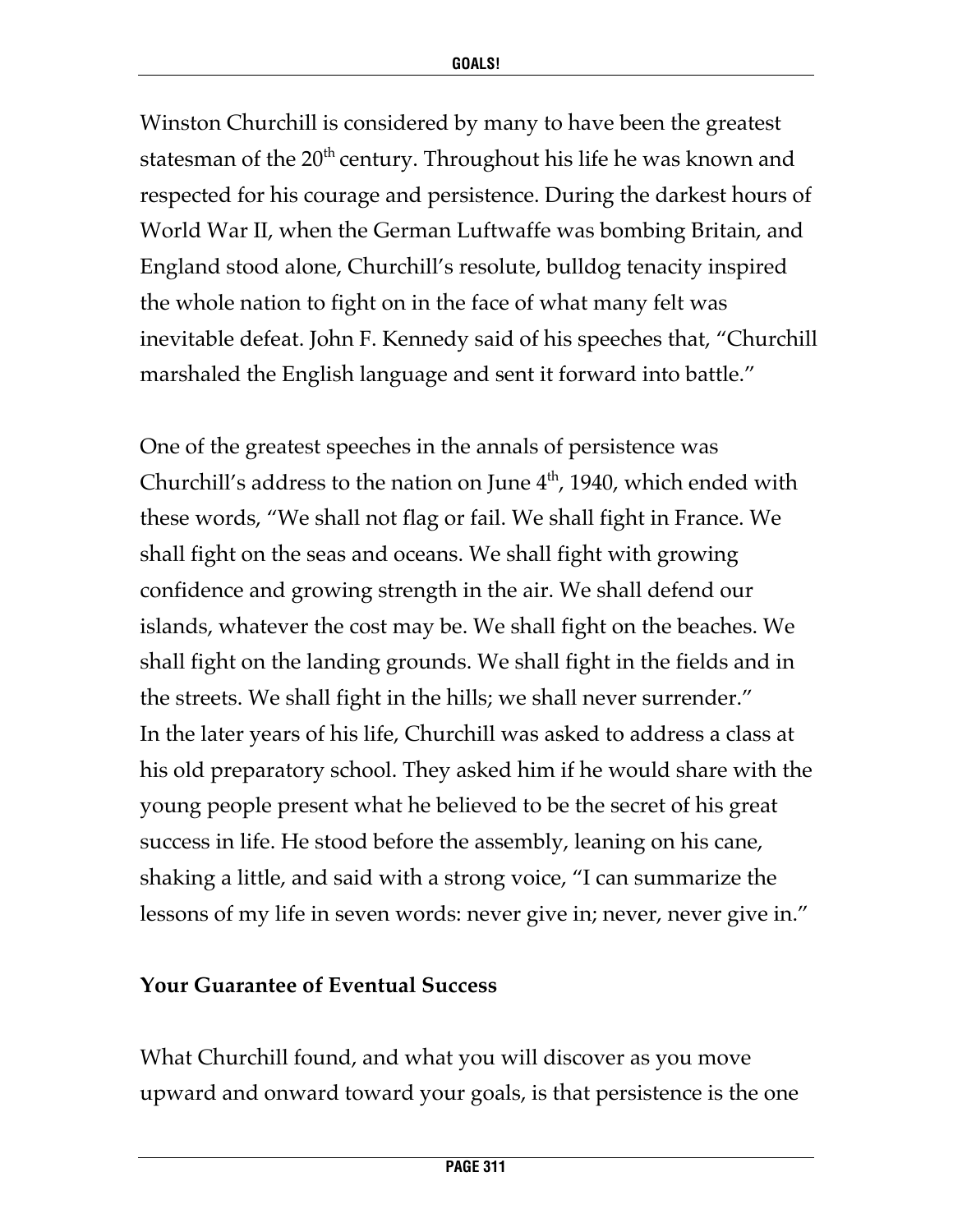Winston Churchill is considered by many to have been the greatest statesman of the 20th century. Throughout his life he was known and respected for his courage and persistence. During the darkest hours of World War II, when the German Luftwaffe was bombing Britain, and England stood alone, Churchill's resolute, bulldog tenacity inspired the whole nation to fight on in the face of what many felt was inevitable defeat. John F. Kennedy said of his speeches that, "Churchill marshaled the English language and sent it forward into battle."

One of the greatest speeches in the annals of persistence was Churchill's address to the nation on June 4th, 1940, which ended with these words, "We shall not flag or fail. We shall fight in France. We shall fight on the seas and oceans. We shall fight with growing confidence and growing strength in the air. We shall defend our islands, whatever the cost may be. We shall fight on the beaches. We shall fight on the landing grounds. We shall fight in the fields and in the streets. We shall fight in the hills; we shall never surrender."
In the later years of his life, Churchill was asked to address a class at his old preparatory school. They asked him if he would share with the young people present what he believed to be the secret of his great success in life. He stood before the assembly, leaning on his cane, shaking a little, and said with a strong voice, "I can summarize the lessons of my life in seven words: never give in; never, never give in."

**Your Guarantee of Eventual Success**

What Churchill found, and what you will discover as you move upward and onward toward your goals, is that persistence is the one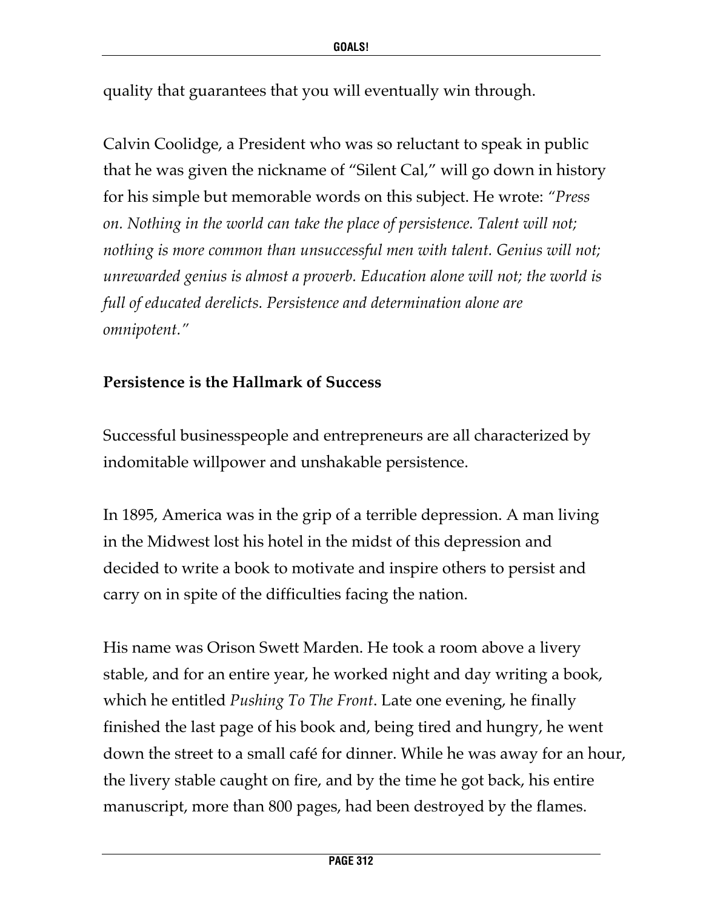quality that guarantees that you will eventually win through.

Calvin Coolidge, a President who was so reluctant to speak in public that he was given the nickname of "Silent Cal," will go down in history for his simple but memorable words on this subject. He wrote: *"Press on. Nothing in the world can take the place of persistence. Talent will not; nothing is more common than unsuccessful men with talent. Genius will not; unrewarded genius is almost a proverb. Education alone will not; the world is full of educated derelicts. Persistence and determination alone are omnipotent."*

**Persistence is the Hallmark of Success**

Successful businesspeople and entrepreneurs are all characterized by indomitable willpower and unshakable persistence.

In 1895, America was in the grip of a terrible depression. A man living in the Midwest lost his hotel in the midst of this depression and decided to write a book to motivate and inspire others to persist and carry on in spite of the difficulties facing the nation.

His name was Orison Swett Marden. He took a room above a livery stable, and for an entire year, he worked night and day writing a book, which he entitled *Pushing To The Front*. Late one evening, he finally finished the last page of his book and, being tired and hungry, he went down the street to a small café for dinner. While he was away for an hour, the livery stable caught on fire, and by the time he got back, his entire manuscript, more than 800 pages, had been destroyed by the flames.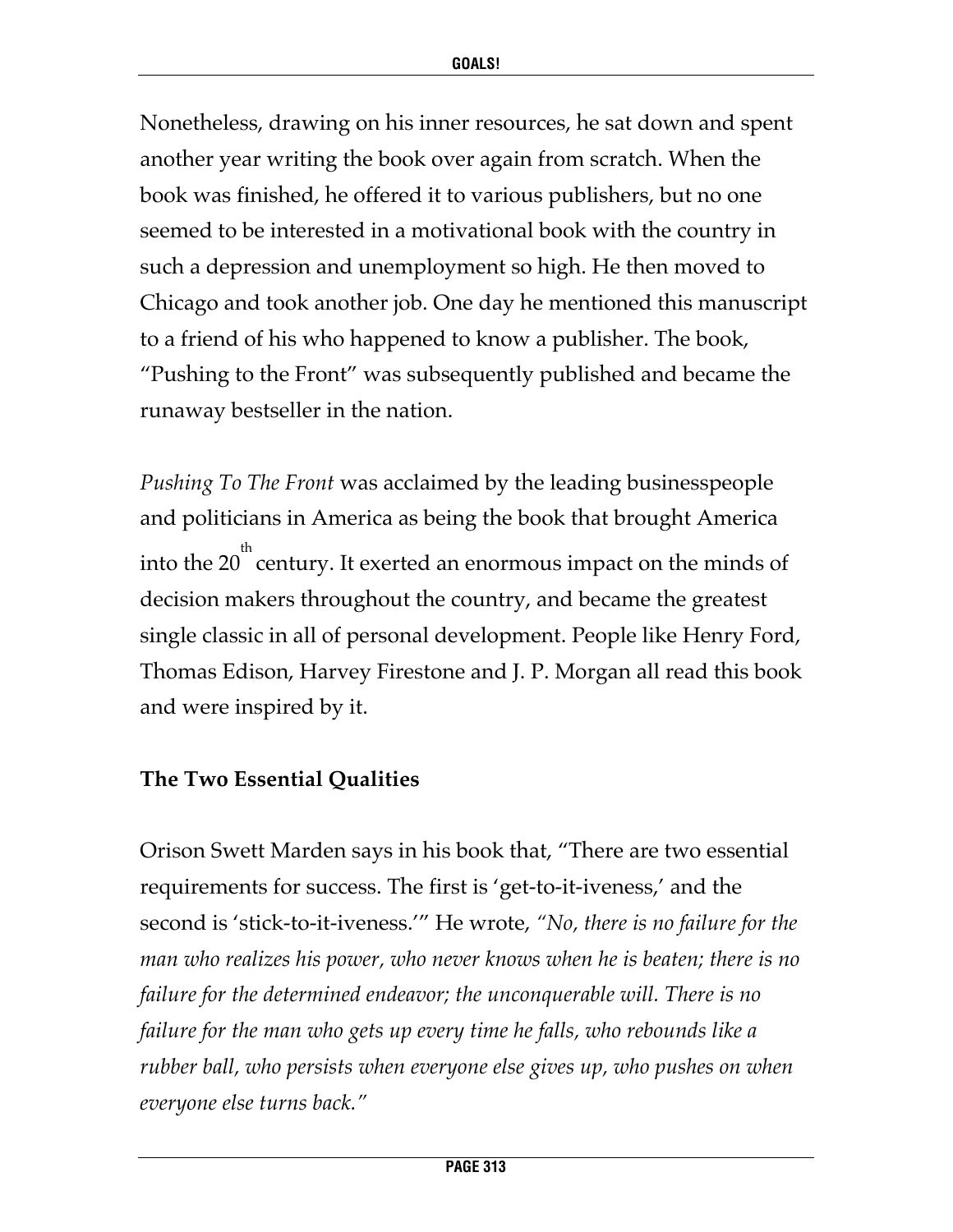Nonetheless, drawing on his inner resources, he sat down and spent another year writing the book over again from scratch. When the book was finished, he offered it to various publishers, but no one seemed to be interested in a motivational book with the country in such a depression and unemployment so high. He then moved to Chicago and took another job. One day he mentioned this manuscript to a friend of his who happened to know a publisher. The book, "Pushing to the Front" was subsequently published and became the runaway bestseller in the nation.

*Pushing To The Front* was acclaimed by the leading businesspeople and politicians in America as being the book that brought America into the 20th century. It exerted an enormous impact on the minds of decision makers throughout the country, and became the greatest single classic in all of personal development. People like Henry Ford, Thomas Edison, Harvey Firestone and J. P. Morgan all read this book and were inspired by it.

**The Two Essential Qualities**

Orison Swett Marden says in his book that, "There are two essential requirements for success. The first is 'get-to-it-iveness,' and the second is 'stick-to-it-iveness.'" He wrote, *"No, there is no failure for the man who realizes his power, who never knows when he is beaten; there is no failure for the determined endeavor; the unconquerable will. There is no failure for the man who gets up every time he falls, who rebounds like a rubber ball, who persists when everyone else gives up, who pushes on when everyone else turns back."*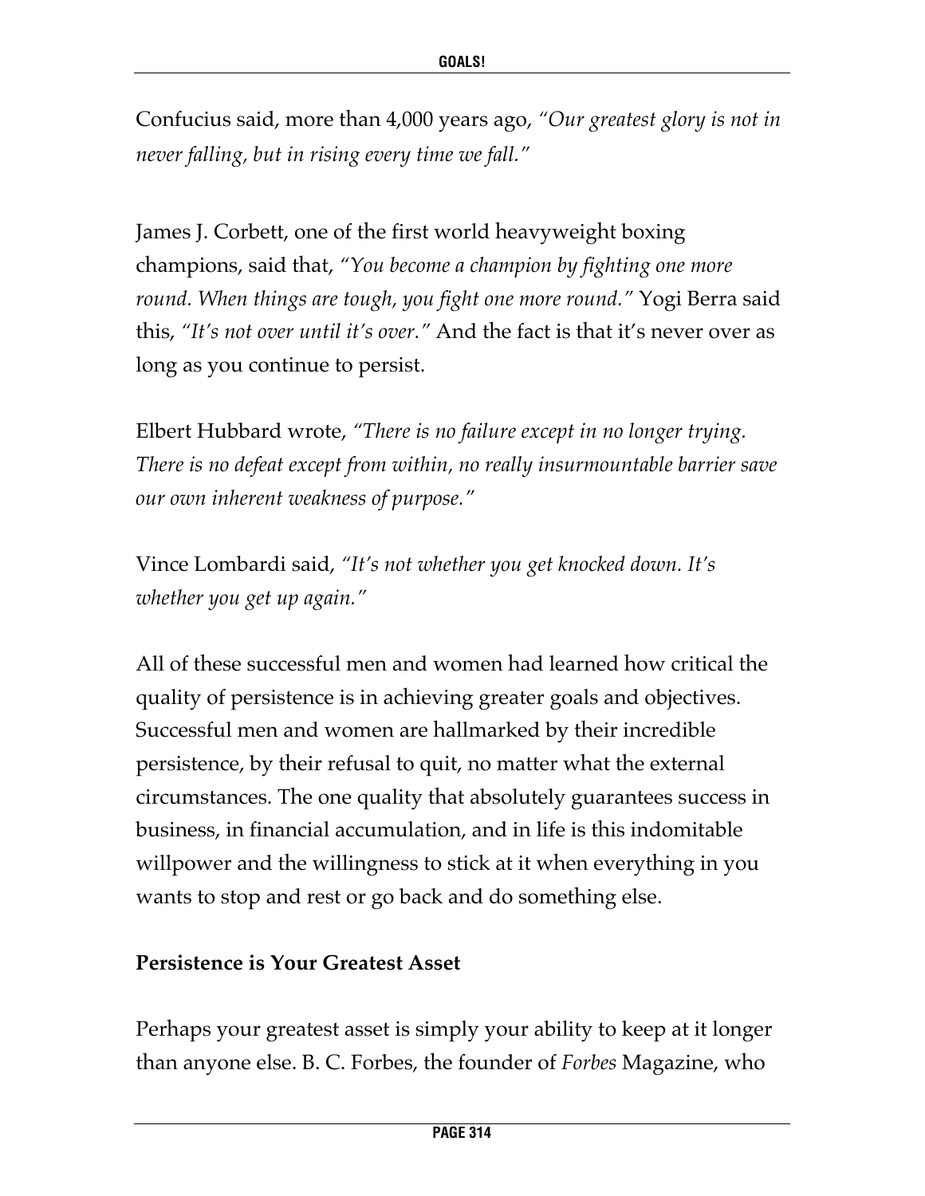Confucius said, more than 4,000 years ago, *"Our greatest glory is not in never falling, but in rising every time we fall."*

James J. Corbett, one of the first world heavyweight boxing champions, said that, *"You become a champion by fighting one more round. When things are tough, you fight one more round."* Yogi Berra said this, *"It's not over until it's over."* And the fact is that it's never over as long as you continue to persist.

Elbert Hubbard wrote, *"There is no failure except in no longer trying. There is no defeat except from within, no really insurmountable barrier save our own inherent weakness of purpose."*

Vince Lombardi said, *"It's not whether you get knocked down. It's whether you get up again."*

All of these successful men and women had learned how critical the quality of persistence is in achieving greater goals and objectives. Successful men and women are hallmarked by their incredible persistence, by their refusal to quit, no matter what the external circumstances. The one quality that absolutely guarantees success in business, in financial accumulation, and in life is this indomitable willpower and the willingness to stick at it when everything in you wants to stop and rest or go back and do something else.

**Persistence is Your Greatest Asset**

Perhaps your greatest asset is simply your ability to keep at it longer than anyone else. B. C. Forbes, the founder of *Forbes* Magazine, who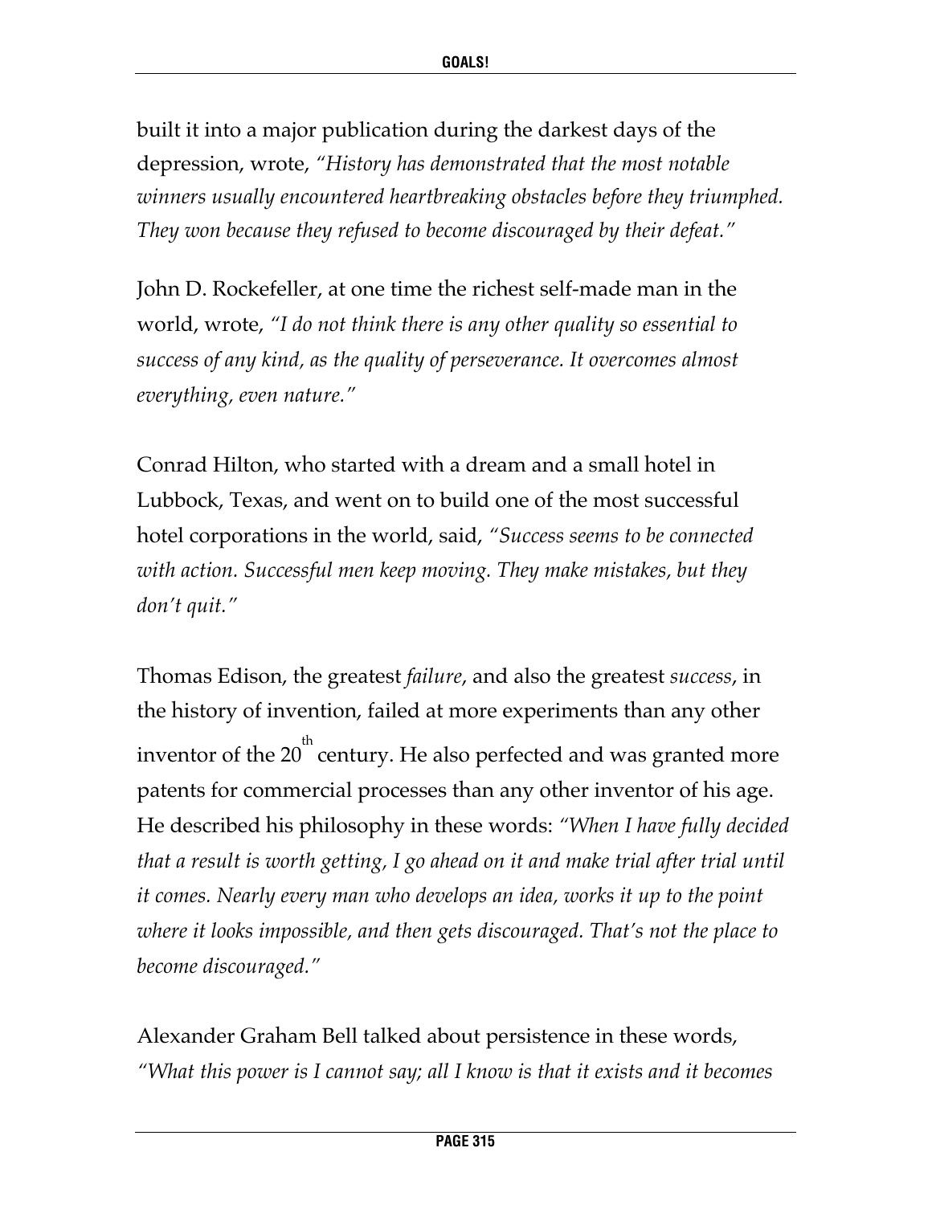built it into a major publication during the darkest days of the depression, wrote, *"History has demonstrated that the most notable winners usually encountered heartbreaking obstacles before they triumphed. They won because they refused to become discouraged by their defeat."*

John D. Rockefeller, at one time the richest self-made man in the world, wrote, *"I do not think there is any other quality so essential to success of any kind, as the quality of perseverance. It overcomes almost everything, even nature."*

Conrad Hilton, who started with a dream and a small hotel in Lubbock, Texas, and went on to build one of the most successful hotel corporations in the world, said, *"Success seems to be connected with action. Successful men keep moving. They make mistakes, but they don't quit."*

Thomas Edison, the greatest *failure*, and also the greatest *success*, in the history of invention, failed at more experiments than any other inventor of the 20th century. He also perfected and was granted more patents for commercial processes than any other inventor of his age. He described his philosophy in these words: *"When I have fully decided that a result is worth getting, I go ahead on it and make trial after trial until it comes. Nearly every man who develops an idea, works it up to the point where it looks impossible, and then gets discouraged. That's not the place to become discouraged."*

Alexander Graham Bell talked about persistence in these words, *"What this power is I cannot say; all I know is that it exists and it becomes*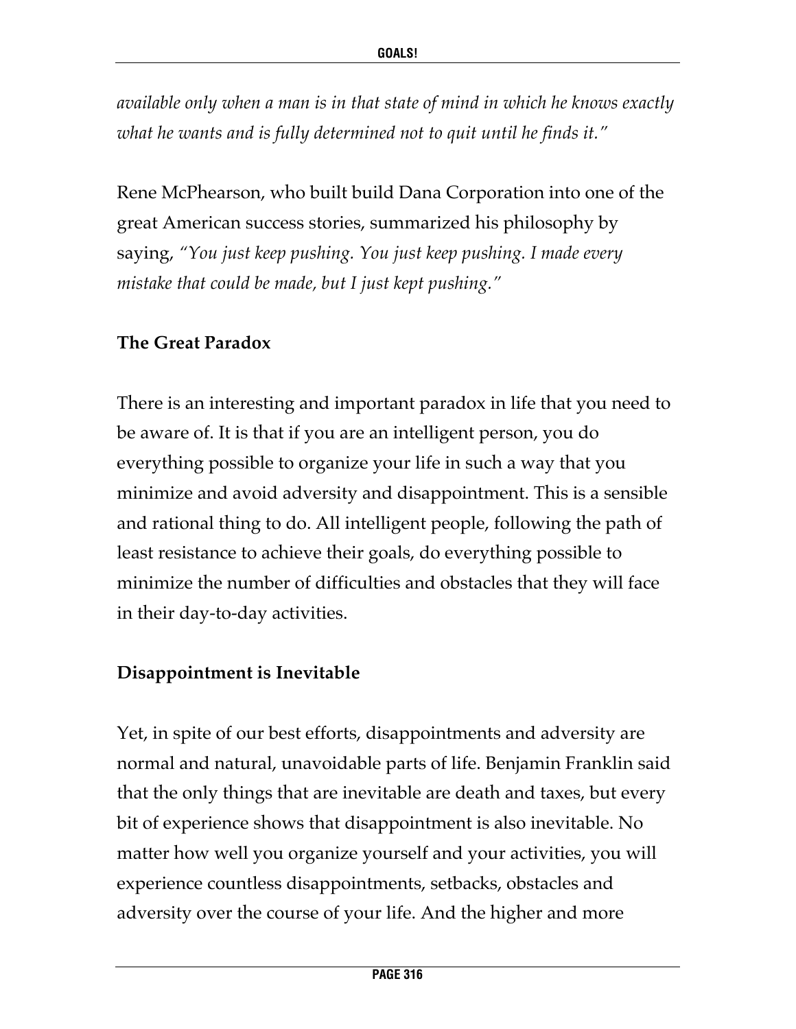*available only when a man is in that state of mind in which he knows exactly what he wants and is fully determined not to quit until he finds it."*

Rene McPhearson, who built build Dana Corporation into one of the great American success stories, summarized his philosophy by saying, *"You just keep pushing. You just keep pushing. I made every mistake that could be made, but I just kept pushing."*

**The Great Paradox**

There is an interesting and important paradox in life that you need to be aware of. It is that if you are an intelligent person, you do everything possible to organize your life in such a way that you minimize and avoid adversity and disappointment. This is a sensible and rational thing to do. All intelligent people, following the path of least resistance to achieve their goals, do everything possible to minimize the number of difficulties and obstacles that they will face in their day-to-day activities.

**Disappointment is Inevitable**

Yet, in spite of our best efforts, disappointments and adversity are normal and natural, unavoidable parts of life. Benjamin Franklin said that the only things that are inevitable are death and taxes, but every bit of experience shows that disappointment is also inevitable. No matter how well you organize yourself and your activities, you will experience countless disappointments, setbacks, obstacles and adversity over the course of your life. And the higher and more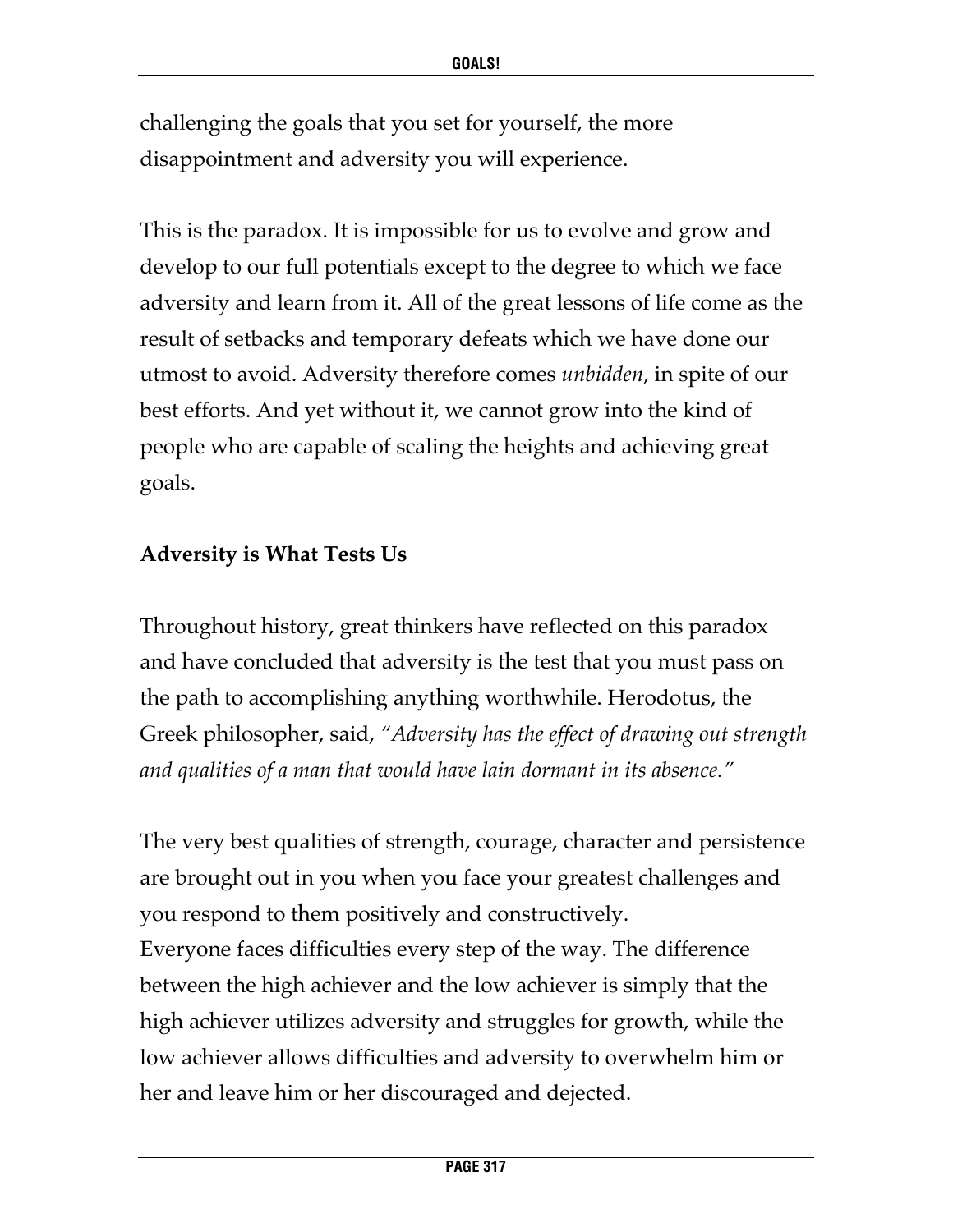challenging the goals that you set for yourself, the more disappointment and adversity you will experience.

This is the paradox. It is impossible for us to evolve and grow and develop to our full potentials except to the degree to which we face adversity and learn from it. All of the great lessons of life come as the result of setbacks and temporary defeats which we have done our utmost to avoid. Adversity therefore comes *unbidden*, in spite of our best efforts. And yet without it, we cannot grow into the kind of people who are capable of scaling the heights and achieving great goals.

**Adversity is What Tests Us**

Throughout history, great thinkers have reflected on this paradox and have concluded that adversity is the test that you must pass on the path to accomplishing anything worthwhile. Herodotus, the Greek philosopher, said, *"Adversity has the effect of drawing out strength and qualities of a man that would have lain dormant in its absence."*

The very best qualities of strength, courage, character and persistence are brought out in you when you face your greatest challenges and you respond to them positively and constructively.
Everyone faces difficulties every step of the way. The difference between the high achiever and the low achiever is simply that the high achiever utilizes adversity and struggles for growth, while the low achiever allows difficulties and adversity to overwhelm him or her and leave him or her discouraged and dejected.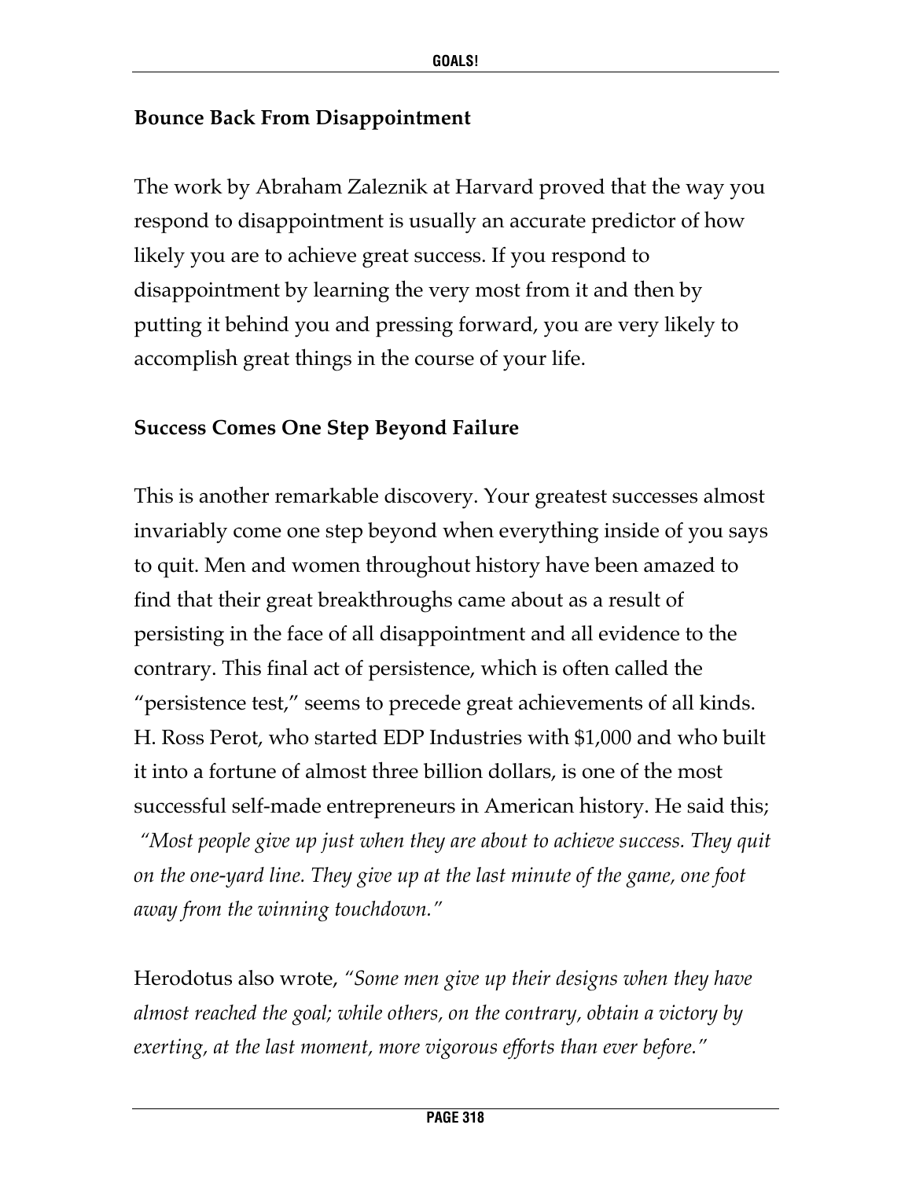**Bounce Back From Disappointment**

The work by Abraham Zaleznik at Harvard proved that the way you respond to disappointment is usually an accurate predictor of how likely you are to achieve great success. If you respond to disappointment by learning the very most from it and then by putting it behind you and pressing forward, you are very likely to accomplish great things in the course of your life.

**Success Comes One Step Beyond Failure**

This is another remarkable discovery. Your greatest successes almost invariably come one step beyond when everything inside of you says to quit. Men and women throughout history have been amazed to find that their great breakthroughs came about as a result of persisting in the face of all disappointment and all evidence to the contrary. This final act of persistence, which is often called the "persistence test," seems to precede great achievements of all kinds. H. Ross Perot, who started EDP Industries with $1,000 and who built it into a fortune of almost three billion dollars, is one of the most successful self-made entrepreneurs in American history. He said this; *"Most people give up just when they are about to achieve success. They quit on the one-yard line. They give up at the last minute of the game, one foot away from the winning touchdown."*

Herodotus also wrote, *"Some men give up their designs when they have almost reached the goal; while others, on the contrary, obtain a victory by exerting, at the last moment, more vigorous efforts than ever before."*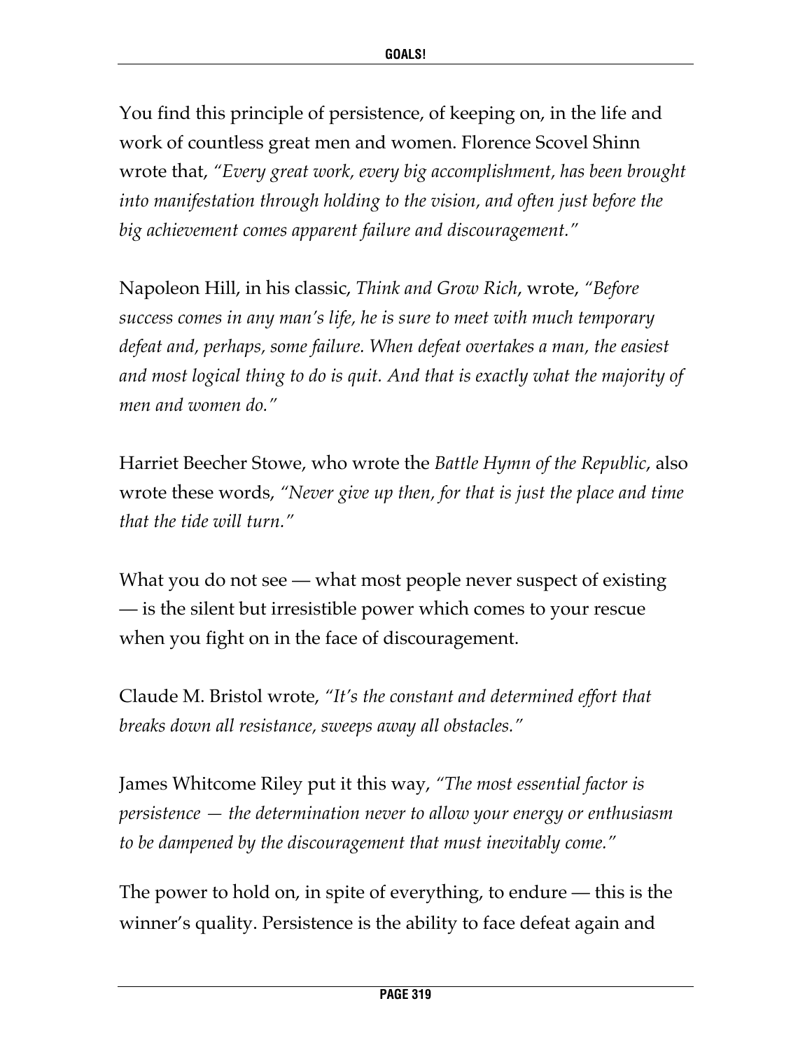You find this principle of persistence, of keeping on, in the life and work of countless great men and women. Florence Scovel Shinn wrote that, *"Every great work, every big accomplishment, has been brought into manifestation through holding to the vision, and often just before the big achievement comes apparent failure and discouragement."*

Napoleon Hill, in his classic, *Think and Grow Rich*, wrote, *"Before success comes in any man's life, he is sure to meet with much temporary defeat and, perhaps, some failure. When defeat overtakes a man, the easiest and most logical thing to do is quit. And that is exactly what the majority of men and women do."*

Harriet Beecher Stowe, who wrote the *Battle Hymn of the Republic*, also wrote these words, *"Never give up then, for that is just the place and time that the tide will turn."*

What you do not see — what most people never suspect of existing — is the silent but irresistible power which comes to your rescue when you fight on in the face of discouragement.

Claude M. Bristol wrote, *"It's the constant and determined effort that breaks down all resistance, sweeps away all obstacles."*

James Whitcome Riley put it this way, *"The most essential factor is persistence — the determination never to allow your energy or enthusiasm to be dampened by the discouragement that must inevitably come."*

The power to hold on, in spite of everything, to endure — this is the winner's quality. Persistence is the ability to face defeat again and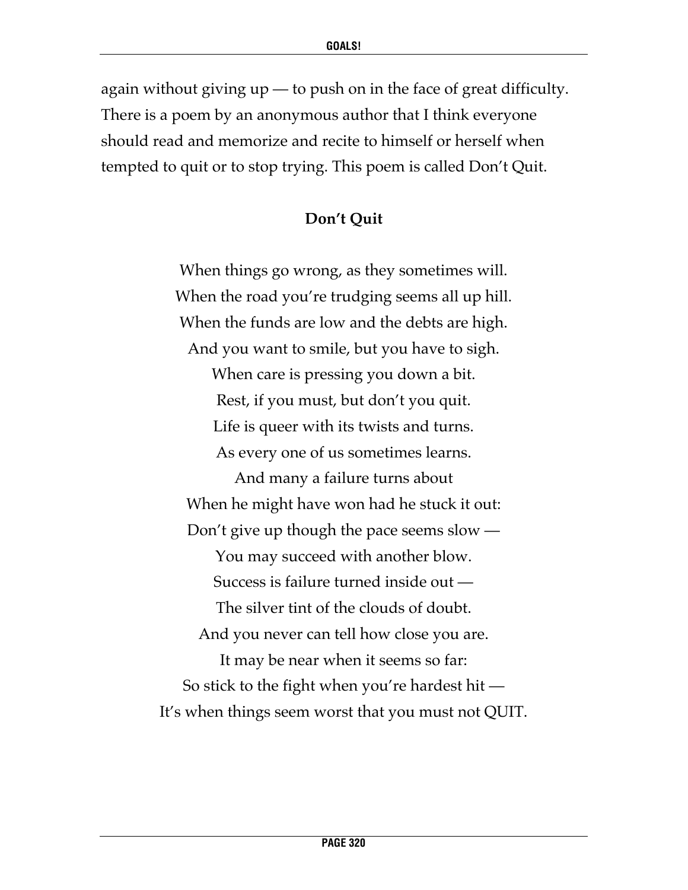again without giving up — to push on in the face of great difficulty. There is a poem by an anonymous author that I think everyone should read and memorize and recite to himself or herself when tempted to quit or to stop trying. This poem is called Don't Quit.

**Don't Quit**

When things go wrong, as they sometimes will.  
When the road you're trudging seems all up hill.  
When the funds are low and the debts are high.  
And you want to smile, but you have to sigh.  
When care is pressing you down a bit.  
Rest, if you must, but don't you quit.  
Life is queer with its twists and turns.  
As every one of us sometimes learns.  
And many a failure turns about  
When he might have won had he stuck it out:  
Don't give up though the pace seems slow —  
You may succeed with another blow.  
Success is failure turned inside out —  
The silver tint of the clouds of doubt.  
And you never can tell how close you are.  
It may be near when it seems so far:  
So stick to the fight when you're hardest hit —  
It's when things seem worst that you must not QUIT.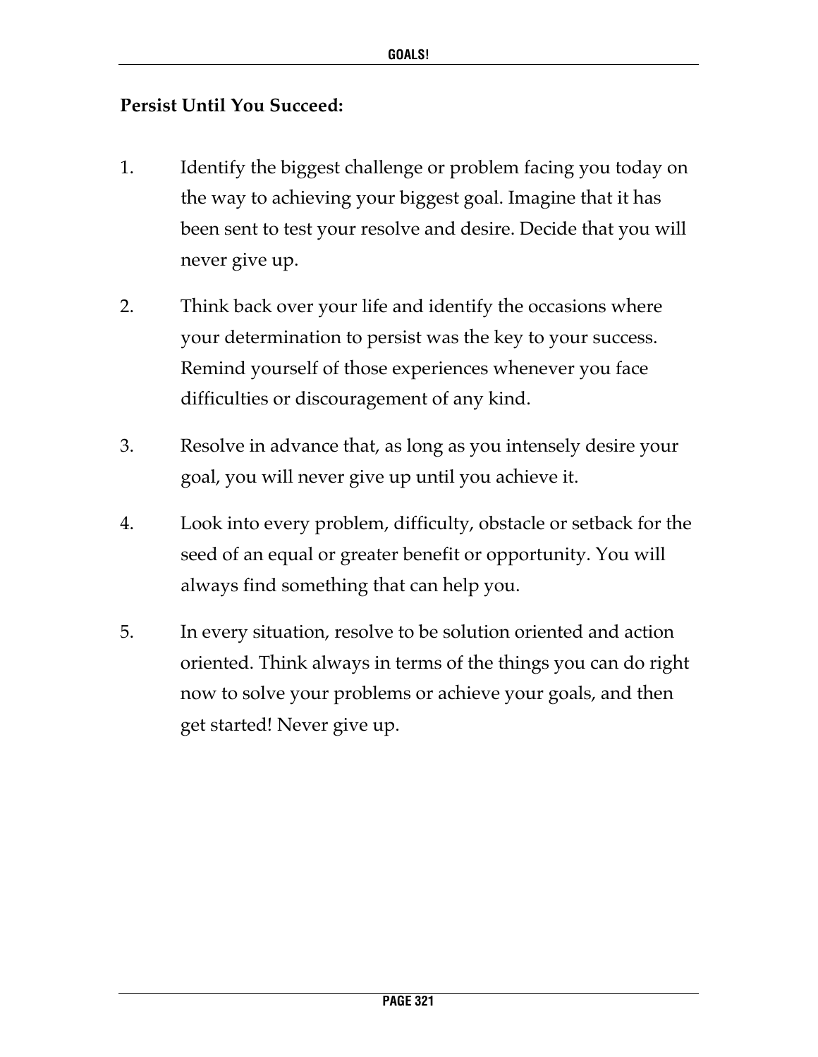**Persist Until You Succeed:**

1. Identify the biggest challenge or problem facing you today on the way to achieving your biggest goal. Imagine that it has been sent to test your resolve and desire. Decide that you will never give up.

2. Think back over your life and identify the occasions where your determination to persist was the key to your success. Remind yourself of those experiences whenever you face difficulties or discouragement of any kind.

3. Resolve in advance that, as long as you intensely desire your goal, you will never give up until you achieve it.

4. Look into every problem, difficulty, obstacle or setback for the seed of an equal or greater benefit or opportunity. You will always find something that can help you.

5. In every situation, resolve to be solution oriented and action oriented. Think always in terms of the things you can do right now to solve your problems or achieve your goals, and then get started! Never give up.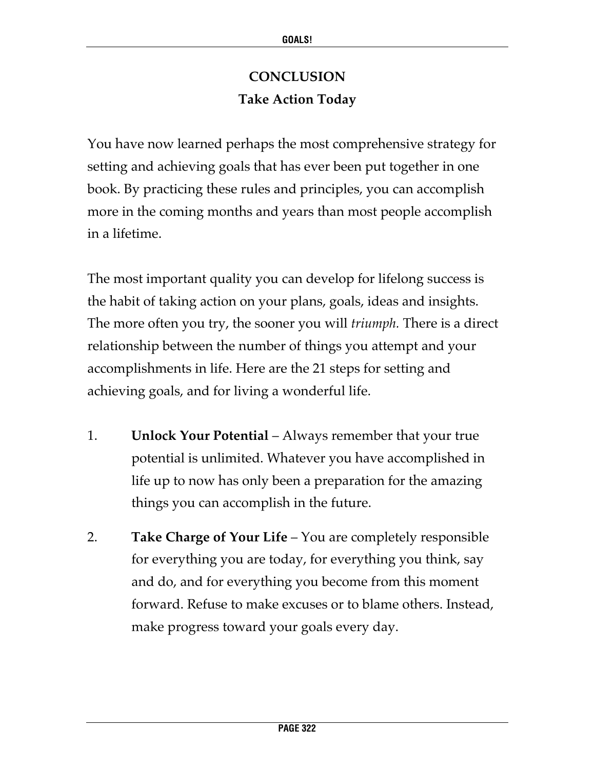# CONCLUSION

## Take Action Today

You have now learned perhaps the most comprehensive strategy for setting and achieving goals that has ever been put together in one book. By practicing these rules and principles, you can accomplish more in the coming months and years than most people accomplish in a lifetime.

The most important quality you can develop for lifelong success is the habit of taking action on your plans, goals, ideas and insights. The more often you try, the sooner you will *triumph.* There is a direct relationship between the number of things you attempt and your accomplishments in life. Here are the 21 steps for setting and achieving goals, and for living a wonderful life.

1. **Unlock Your Potential** – Always remember that your true potential is unlimited. Whatever you have accomplished in life up to now has only been a preparation for the amazing things you can accomplish in the future.

2. **Take Charge of Your Life** – You are completely responsible for everything you are today, for everything you think, say and do, and for everything you become from this moment forward. Refuse to make excuses or to blame others. Instead, make progress toward your goals every day.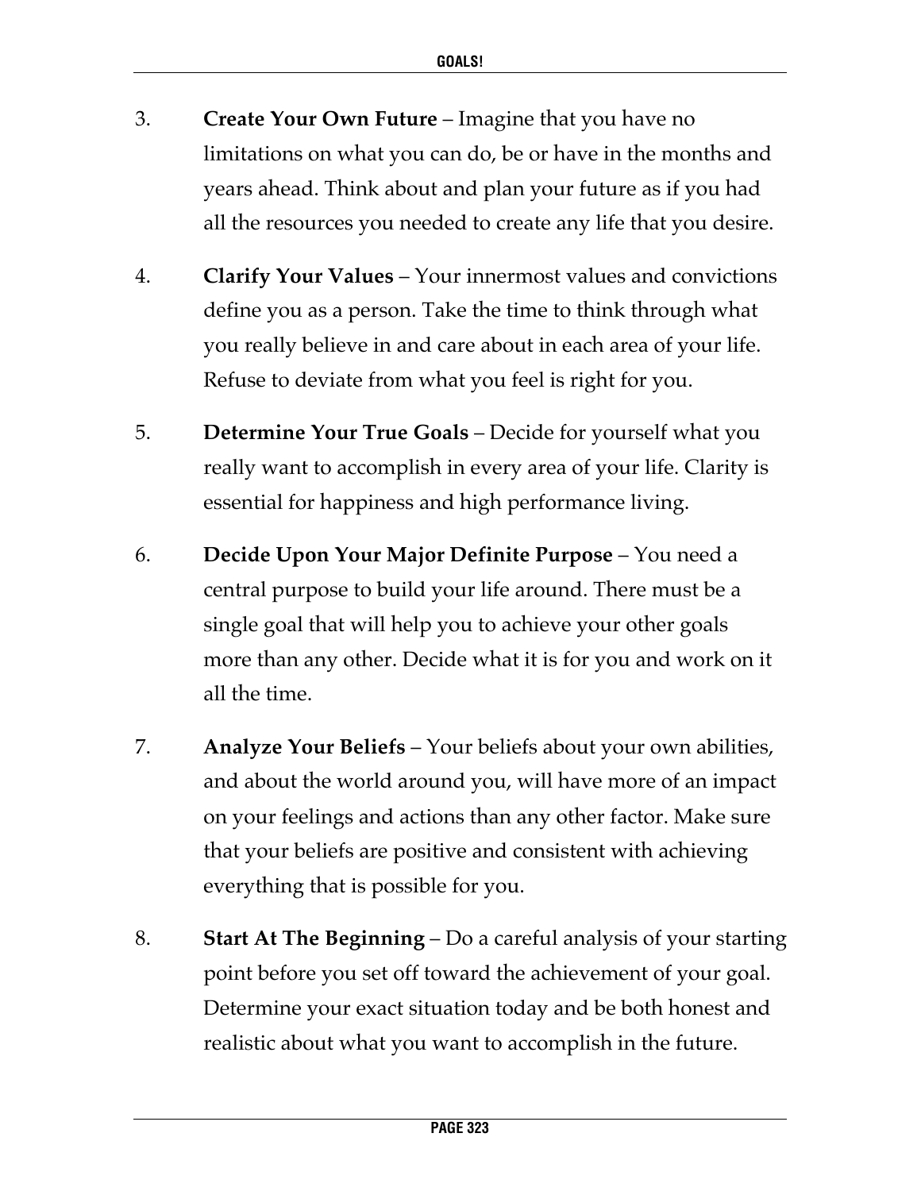3. **Create Your Own Future** – Imagine that you have no limitations on what you can do, be or have in the months and years ahead. Think about and plan your future as if you had all the resources you needed to create any life that you desire.

4. **Clarify Your Values** – Your innermost values and convictions define you as a person. Take the time to think through what you really believe in and care about in each area of your life. Refuse to deviate from what you feel is right for you.

5. **Determine Your True Goals** – Decide for yourself what you really want to accomplish in every area of your life. Clarity is essential for happiness and high performance living.

6. **Decide Upon Your Major Definite Purpose** – You need a central purpose to build your life around. There must be a single goal that will help you to achieve your other goals more than any other. Decide what it is for you and work on it all the time.

7. **Analyze Your Beliefs** – Your beliefs about your own abilities, and about the world around you, will have more of an impact on your feelings and actions than any other factor. Make sure that your beliefs are positive and consistent with achieving everything that is possible for you.

8. **Start At The Beginning** – Do a careful analysis of your starting point before you set off toward the achievement of your goal. Determine your exact situation today and be both honest and realistic about what you want to accomplish in the future.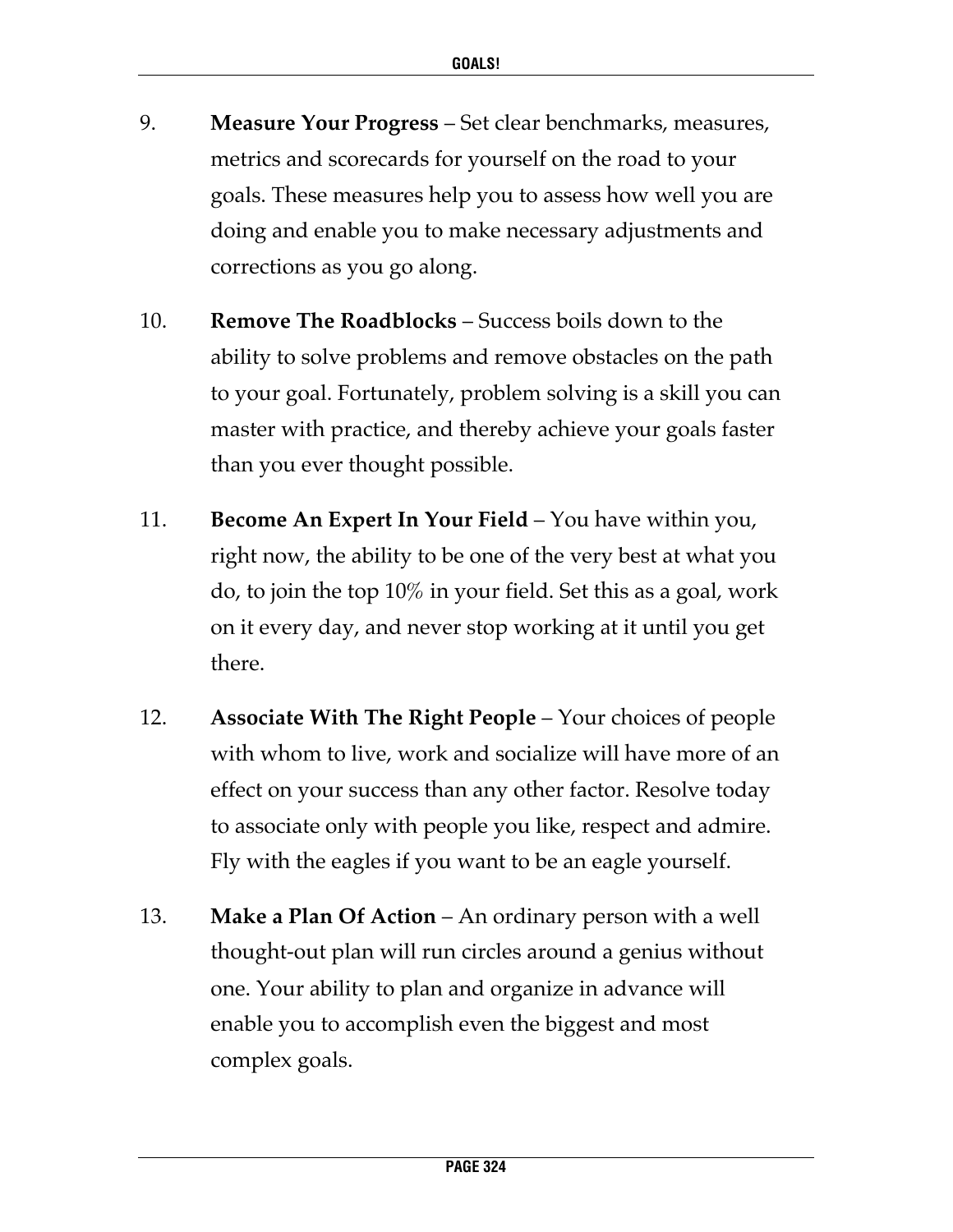9. **Measure Your Progress** – Set clear benchmarks, measures, metrics and scorecards for yourself on the road to your goals. These measures help you to assess how well you are doing and enable you to make necessary adjustments and corrections as you go along.

10. **Remove The Roadblocks** – Success boils down to the ability to solve problems and remove obstacles on the path to your goal. Fortunately, problem solving is a skill you can master with practice, and thereby achieve your goals faster than you ever thought possible.

11. **Become An Expert In Your Field** – You have within you, right now, the ability to be one of the very best at what you do, to join the top 10% in your field. Set this as a goal, work on it every day, and never stop working at it until you get there.

12. **Associate With The Right People** – Your choices of people with whom to live, work and socialize will have more of an effect on your success than any other factor. Resolve today to associate only with people you like, respect and admire. Fly with the eagles if you want to be an eagle yourself.

13. **Make a Plan Of Action** – An ordinary person with a well thought-out plan will run circles around a genius without one. Your ability to plan and organize in advance will enable you to accomplish even the biggest and most complex goals.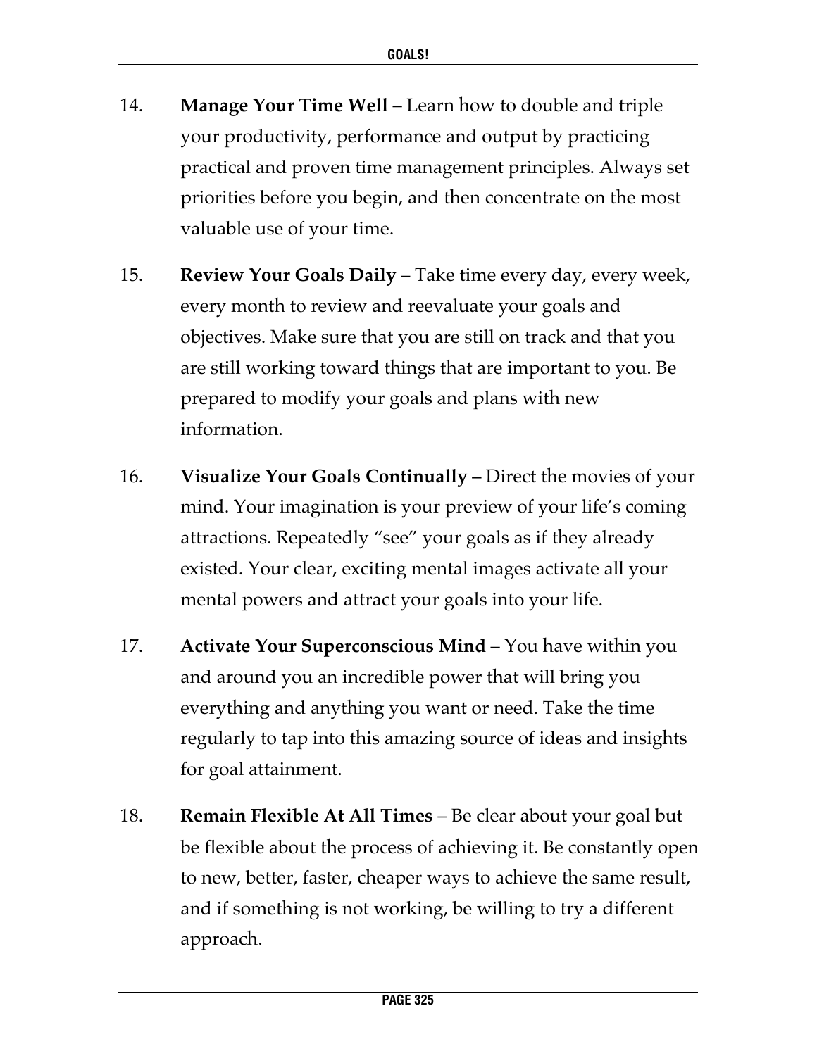14. **Manage Your Time Well** – Learn how to double and triple your productivity, performance and output by practicing practical and proven time management principles. Always set priorities before you begin, and then concentrate on the most valuable use of your time.

15. **Review Your Goals Daily** – Take time every day, every week, every month to review and reevaluate your goals and objectives. Make sure that you are still on track and that you are still working toward things that are important to you. Be prepared to modify your goals and plans with new information.

16. **Visualize Your Goals Continually –** Direct the movies of your mind. Your imagination is your preview of your life's coming attractions. Repeatedly "see" your goals as if they already existed. Your clear, exciting mental images activate all your mental powers and attract your goals into your life.

17. **Activate Your Superconscious Mind** – You have within you and around you an incredible power that will bring you everything and anything you want or need. Take the time regularly to tap into this amazing source of ideas and insights for goal attainment.

18. **Remain Flexible At All Times** – Be clear about your goal but be flexible about the process of achieving it. Be constantly open to new, better, faster, cheaper ways to achieve the same result, and if something is not working, be willing to try a different approach.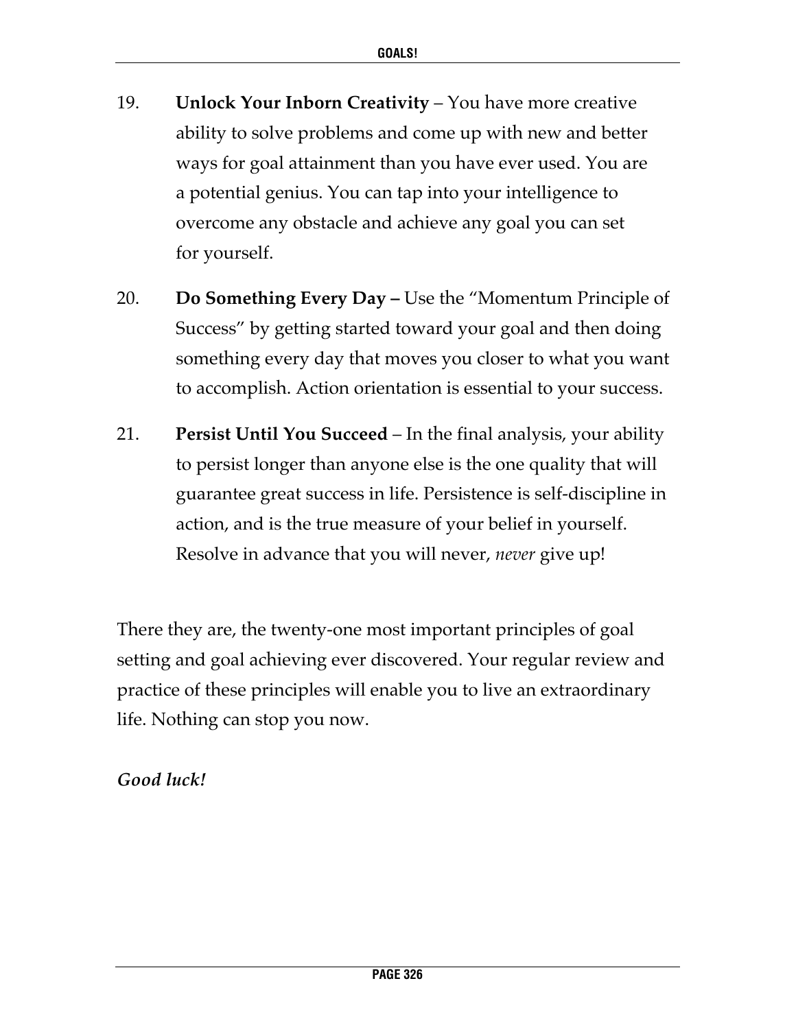19. **Unlock Your Inborn Creativity** – You have more creative ability to solve problems and come up with new and better ways for goal attainment than you have ever used. You are a potential genius. You can tap into your intelligence to overcome any obstacle and achieve any goal you can set for yourself.

20. **Do Something Every Day –** Use the "Momentum Principle of Success" by getting started toward your goal and then doing something every day that moves you closer to what you want to accomplish. Action orientation is essential to your success.

21. **Persist Until You Succeed** – In the final analysis, your ability to persist longer than anyone else is the one quality that will guarantee great success in life. Persistence is self-discipline in action, and is the true measure of your belief in yourself. Resolve in advance that you will never, *never* give up!

There they are, the twenty-one most important principles of goal setting and goal achieving ever discovered. Your regular review and practice of these principles will enable you to live an extraordinary life. Nothing can stop you now.

***Good luck!***